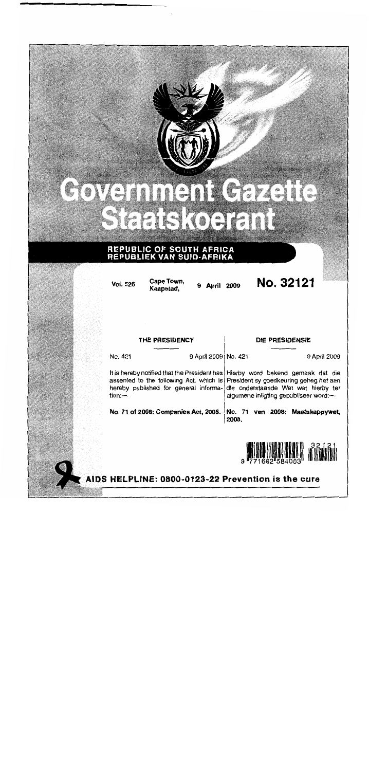# Government Gazette
# Staatskoerant

**REPUBLIC OF SOUTH AFRICA**
**REPUBLIEK VAN SUID-AFRIKA**

Vol. 526 | Cape Town, Kaapstad, | 9 April 2009 | **No. 32121**

| | |
|---|---|
| **THE PRESIDENCY** | **DIE PRESIDENSIE** |
| No. 421 — 9 April 2009 | No. 421 — 9 April 2009 |
| It is hereby notified that the President has assented to the following Act, which is hereby published for general information:— | Hierby word bekend gemaak dat die President sy goedkeuring geheg het aan die onderstaande Wet wat hierby ter algemene inligting gepubliseer word:— |
| **No. 71 of 2008: Companies Act, 2008.** | **No. 71 van 2008: Maatskappywet, 2008.** |

**AIDS HELPLINE: 0800-0123-22 Prevention is the cure**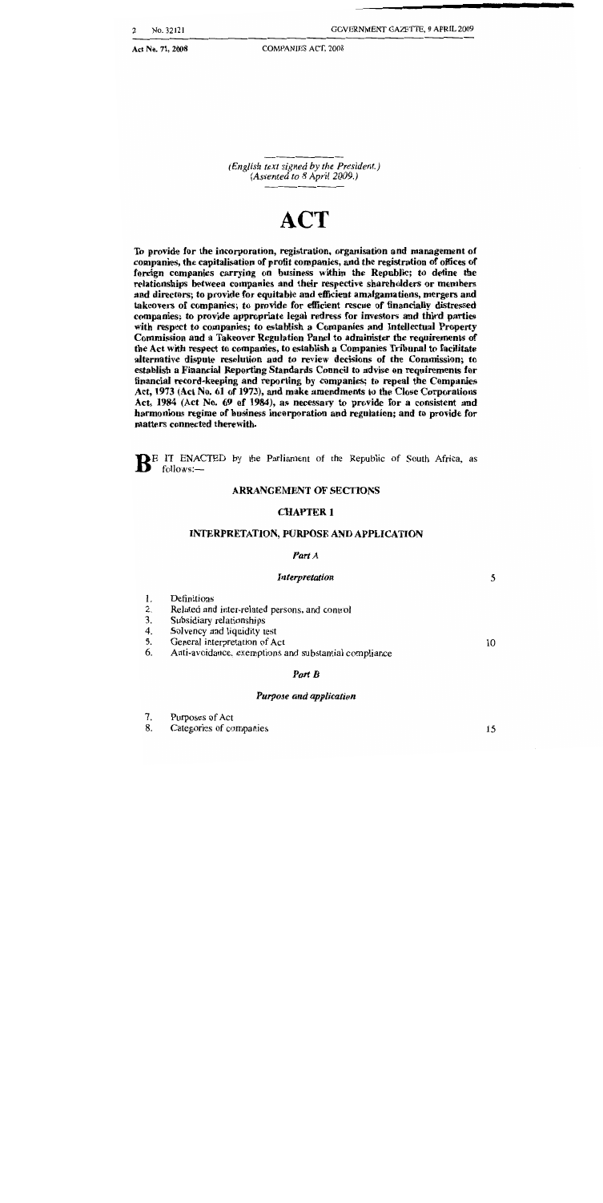*(English text signed by the President.)*
*(Assented to 8 April 2009.)*

# ACT

**To provide for the incorporation, registration, organisation and management of companies, the capitalisation of profit companies, and the registration of offices of foreign companies carrying on business within the Republic; to define the relationships between companies and their respective shareholders or members and directors; to provide for equitable and efficient amalgamations, mergers and takeovers of companies; to provide for efficient rescue of financially distressed companies; to provide appropriate legal redress for investors and third parties with respect to companies; to establish a Companies and Intellectual Property Commission and a Takeover Regulation Panel to administer the requirements of the Act with respect to companies, to establish a Companies Tribunal to facilitate alternative dispute resolution and to review decisions of the Commission; to establish a Financial Reporting Standards Council to advise on requirements for financial record-keeping and reporting by companies; to repeal the Companies Act, 1973 (Act No. 61 of 1973), and make amendments to the Close Corporations Act, 1984 (Act No. 69 of 1984), as necessary to provide for a consistent and harmonious regime of business incorporation and regulation; and to provide for matters connected therewith.**

BE IT ENACTED by the Parliament of the Republic of South Africa, as follows:—

## ARRANGEMENT OF SECTIONS

## CHAPTER 1

## INTERPRETATION, PURPOSE AND APPLICATION

### *Part A*

### *Interpretation*

1. Definitions
2. Related and inter-related persons, and control
3. Subsidiary relationships
4. Solvency and liquidity test
5. General interpretation of Act
6. Anti-avoidance, exemptions and substantial compliance

### *Part B*

### *Purpose and application*

7. Purposes of Act
8. Categories of companies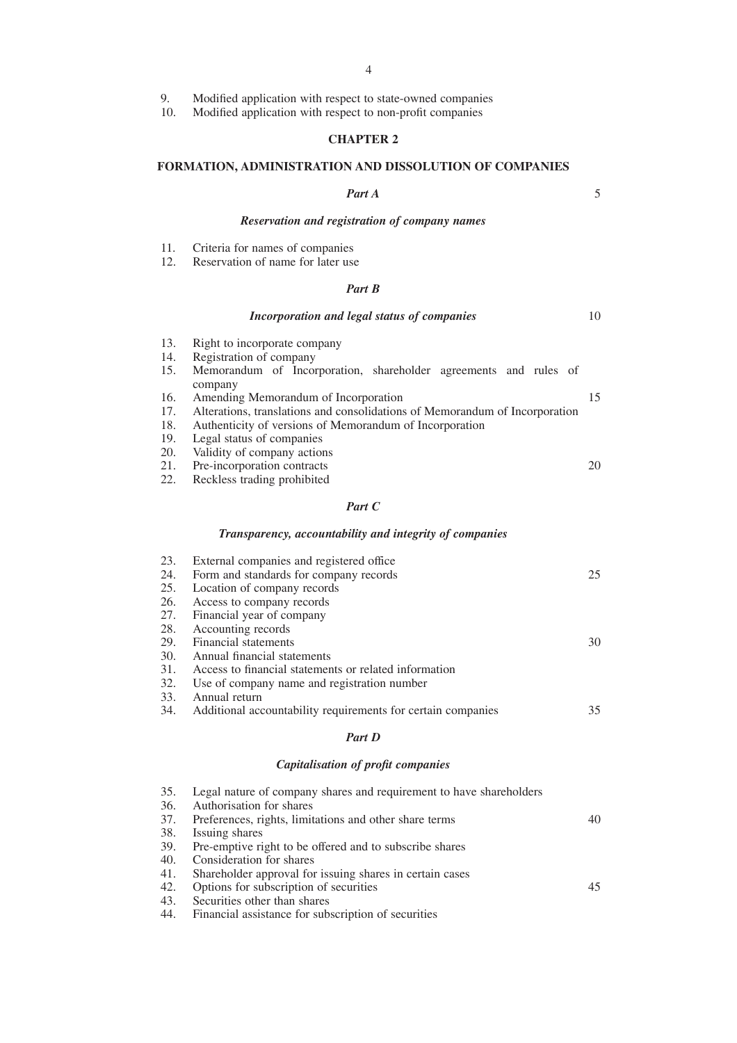9. Modified application with respect to state-owned companies
10. Modified application with respect to non-profit companies

## CHAPTER 2

## FORMATION, ADMINISTRATION AND DISSOLUTION OF COMPANIES

### *Part A*

### *Reservation and registration of company names*

11. Criteria for names of companies
12. Reservation of name for later use

### *Part B*

### *Incorporation and legal status of companies*

13. Right to incorporate company
14. Registration of company
15. Memorandum of Incorporation, shareholder agreements and rules of company
16. Amending Memorandum of Incorporation
17. Alterations, translations and consolidations of Memorandum of Incorporation
18. Authenticity of versions of Memorandum of Incorporation
19. Legal status of companies
20. Validity of company actions
21. Pre-incorporation contracts
22. Reckless trading prohibited

### *Part C*

### *Transparency, accountability and integrity of companies*

23. External companies and registered office
24. Form and standards for company records
25. Location of company records
26. Access to company records
27. Financial year of company
28. Accounting records
29. Financial statements
30. Annual financial statements
31. Access to financial statements or related information
32. Use of company name and registration number
33. Annual return
34. Additional accountability requirements for certain companies

### *Part D*

### *Capitalisation of profit companies*

35. Legal nature of company shares and requirement to have shareholders
36. Authorisation for shares
37. Preferences, rights, limitations and other share terms
38. Issuing shares
39. Pre-emptive right to be offered and to subscribe shares
40. Consideration for shares
41. Shareholder approval for issuing shares in certain cases
42. Options for subscription of securities
43. Securities other than shares
44. Financial assistance for subscription of securities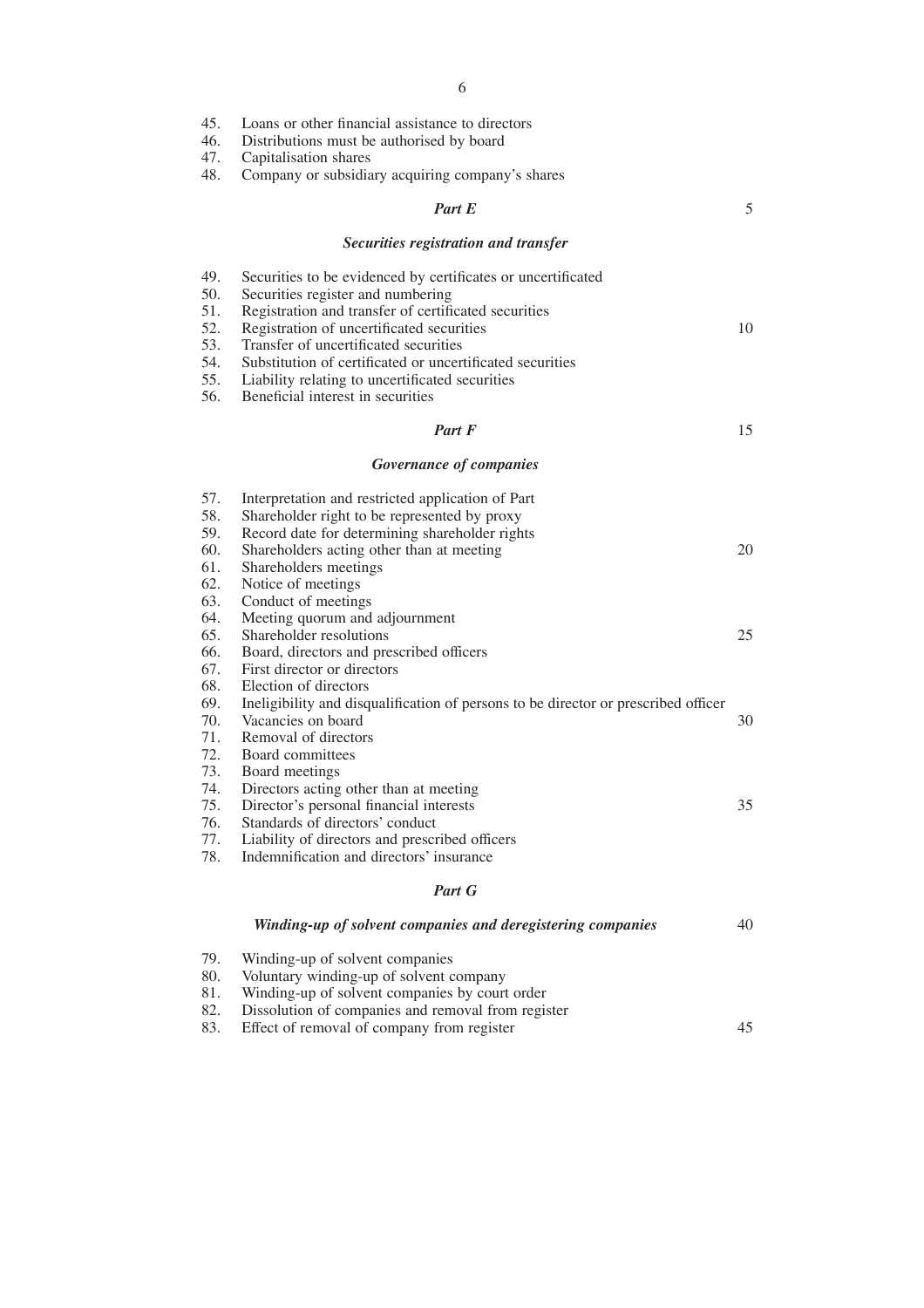45. Loans or other financial assistance to directors
46. Distributions must be authorised by board
47. Capitalisation shares
48. Company or subsidiary acquiring company's shares

### *Part E*

### *Securities registration and transfer*

49. Securities to be evidenced by certificates or uncertificated
50. Securities register and numbering
51. Registration and transfer of certificated securities
52. Registration of uncertificated securities
53. Transfer of uncertificated securities
54. Substitution of certificated or uncertificated securities
55. Liability relating to uncertificated securities
56. Beneficial interest in securities

### *Part F*

### *Governance of companies*

57. Interpretation and restricted application of Part
58. Shareholder right to be represented by proxy
59. Record date for determining shareholder rights
60. Shareholders acting other than at meeting
61. Shareholders meetings
62. Notice of meetings
63. Conduct of meetings
64. Meeting quorum and adjournment
65. Shareholder resolutions
66. Board, directors and prescribed officers
67. First director or directors
68. Election of directors
69. Ineligibility and disqualification of persons to be director or prescribed officer
70. Vacancies on board
71. Removal of directors
72. Board committees
73. Board meetings
74. Directors acting other than at meeting
75. Director's personal financial interests
76. Standards of directors' conduct
77. Liability of directors and prescribed officers
78. Indemnification and directors' insurance

### *Part G*

### *Winding-up of solvent companies and deregistering companies*

79. Winding-up of solvent companies
80. Voluntary winding-up of solvent company
81. Winding-up of solvent companies by court order
82. Dissolution of companies and removal from register
83. Effect of removal of company from register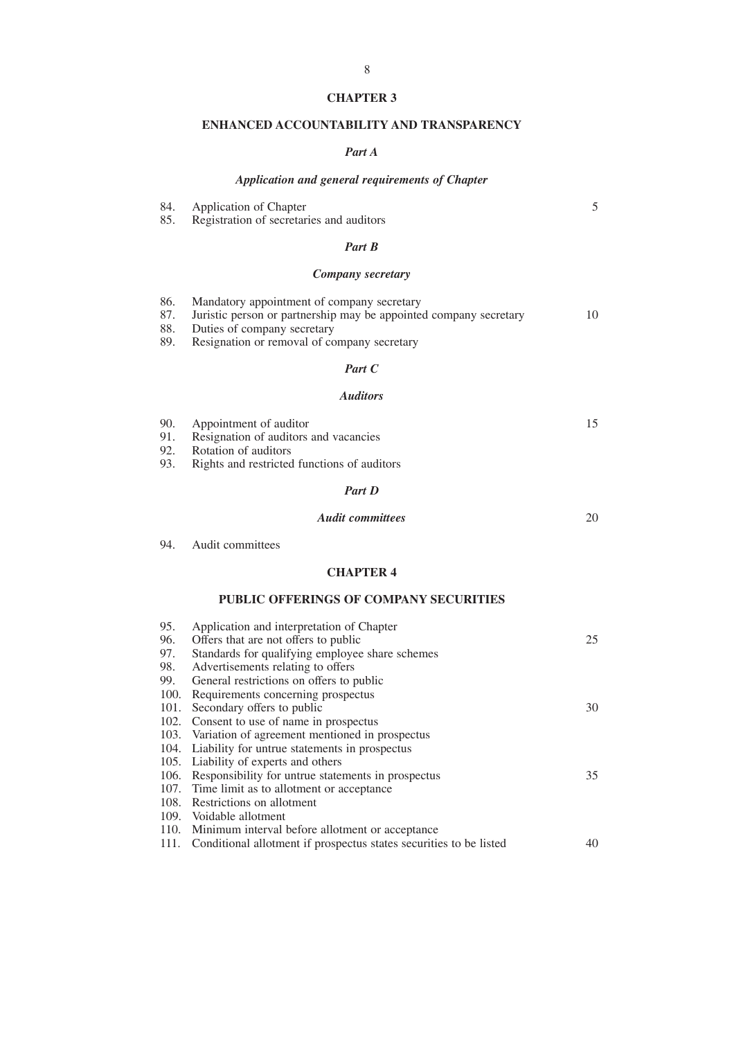## CHAPTER 3

## ENHANCED ACCOUNTABILITY AND TRANSPARENCY

### *Part A*

### *Application and general requirements of Chapter*

84. Application of Chapter
85. Registration of secretaries and auditors

### *Part B*

### *Company secretary*

86. Mandatory appointment of company secretary
87. Juristic person or partnership may be appointed company secretary
88. Duties of company secretary
89. Resignation or removal of company secretary

### *Part C*

### *Auditors*

90. Appointment of auditor
91. Resignation of auditors and vacancies
92. Rotation of auditors
93. Rights and restricted functions of auditors

### *Part D*

### *Audit committees*

94. Audit committees

## CHAPTER 4

## PUBLIC OFFERINGS OF COMPANY SECURITIES

95. Application and interpretation of Chapter
96. Offers that are not offers to public
97. Standards for qualifying employee share schemes
98. Advertisements relating to offers
99. General restrictions on offers to public
100. Requirements concerning prospectus
101. Secondary offers to public
102. Consent to use of name in prospectus
103. Variation of agreement mentioned in prospectus
104. Liability for untrue statements in prospectus
105. Liability of experts and others
106. Responsibility for untrue statements in prospectus
107. Time limit as to allotment or acceptance
108. Restrictions on allotment
109. Voidable allotment
110. Minimum interval before allotment or acceptance
111. Conditional allotment if prospectus states securities to be listed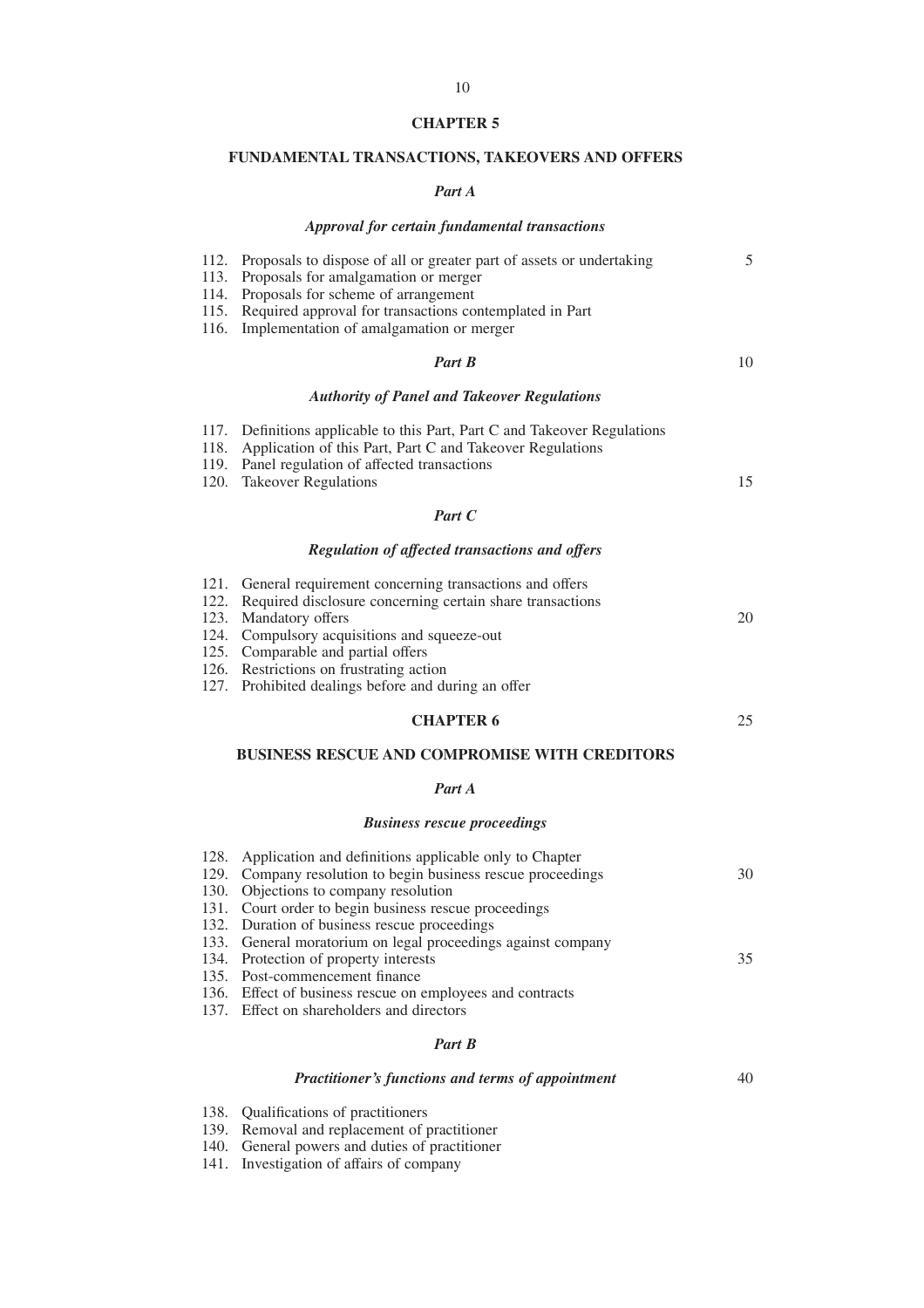**CHAPTER 5**

**FUNDAMENTAL TRANSACTIONS, TAKEOVERS AND OFFERS**

***Part A***

***Approval for certain fundamental transactions***

112. Proposals to dispose of all or greater part of assets or undertaking
113. Proposals for amalgamation or merger
114. Proposals for scheme of arrangement
115. Required approval for transactions contemplated in Part
116. Implementation of amalgamation or merger

***Part B***

***Authority of Panel and Takeover Regulations***

117. Definitions applicable to this Part, Part C and Takeover Regulations
118. Application of this Part, Part C and Takeover Regulations
119. Panel regulation of affected transactions
120. Takeover Regulations

***Part C***

***Regulation of affected transactions and offers***

121. General requirement concerning transactions and offers
122. Required disclosure concerning certain share transactions
123. Mandatory offers
124. Compulsory acquisitions and squeeze-out
125. Comparable and partial offers
126. Restrictions on frustrating action
127. Prohibited dealings before and during an offer

**CHAPTER 6**

**BUSINESS RESCUE AND COMPROMISE WITH CREDITORS**

***Part A***

***Business rescue proceedings***

128. Application and definitions applicable only to Chapter
129. Company resolution to begin business rescue proceedings
130. Objections to company resolution
131. Court order to begin business rescue proceedings
132. Duration of business rescue proceedings
133. General moratorium on legal proceedings against company
134. Protection of property interests
135. Post-commencement finance
136. Effect of business rescue on employees and contracts
137. Effect on shareholders and directors

***Part B***

***Practitioner's functions and terms of appointment***

138. Qualifications of practitioners
139. Removal and replacement of practitioner
140. General powers and duties of practitioner
141. Investigation of affairs of company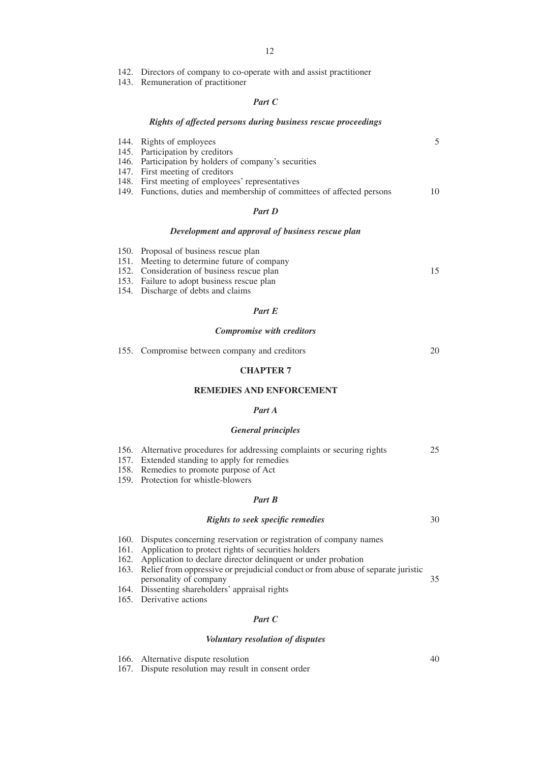142. Directors of company to co-operate with and assist practitioner
143. Remuneration of practitioner

*Part C*

***Rights of affected persons during business rescue proceedings***

144. Rights of employees
145. Participation by creditors
146. Participation by holders of company's securities
147. First meeting of creditors
148. First meeting of employees' representatives
149. Functions, duties and membership of committees of affected persons

*Part D*

***Development and approval of business rescue plan***

150. Proposal of business rescue plan
151. Meeting to determine future of company
152. Consideration of business rescue plan
153. Failure to adopt business rescue plan
154. Discharge of debts and claims

*Part E*

***Compromise with creditors***

155. Compromise between company and creditors

**CHAPTER 7**

**REMEDIES AND ENFORCEMENT**

*Part A*

***General principles***

156. Alternative procedures for addressing complaints or securing rights
157. Extended standing to apply for remedies
158. Remedies to promote purpose of Act
159. Protection for whistle-blowers

*Part B*

***Rights to seek specific remedies***

160. Disputes concerning reservation or registration of company names
161. Application to protect rights of securities holders
162. Application to declare director delinquent or under probation
163. Relief from oppressive or prejudicial conduct or from abuse of separate juristic personality of company
164. Dissenting shareholders' appraisal rights
165. Derivative actions

*Part C*

***Voluntary resolution of disputes***

166. Alternative dispute resolution
167. Dispute resolution may result in consent order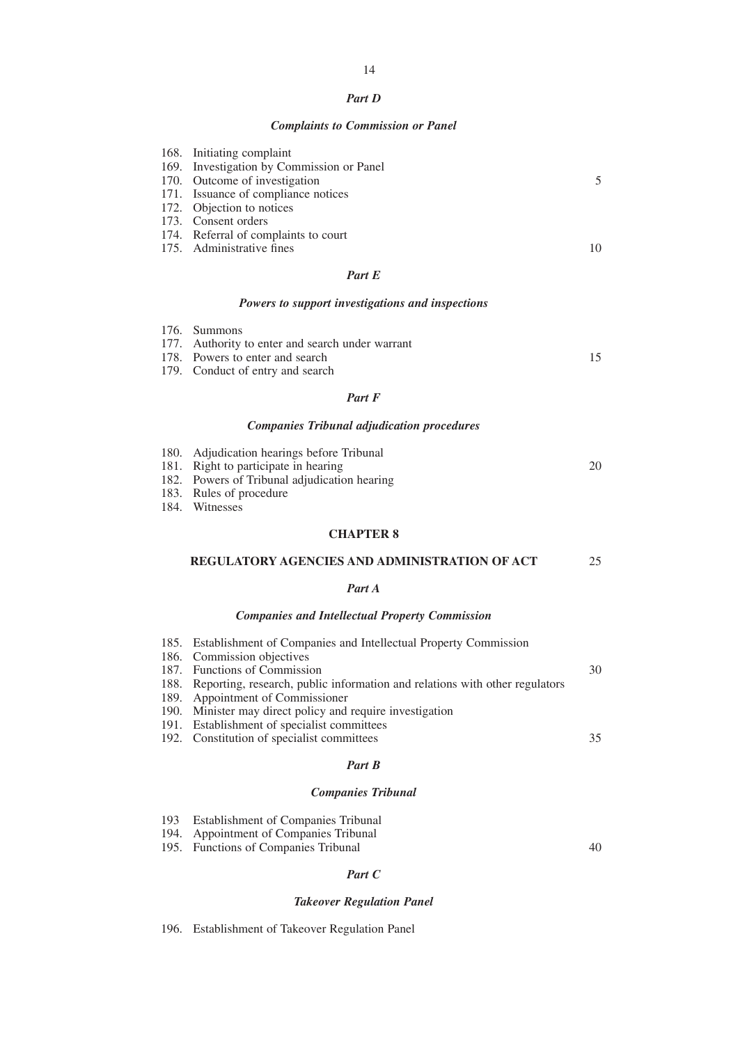### *Part D*

### *Complaints to Commission or Panel*

168. Initiating complaint
169. Investigation by Commission or Panel
170. Outcome of investigation
171. Issuance of compliance notices
172. Objection to notices
173. Consent orders
174. Referral of complaints to court
175. Administrative fines

### *Part E*

### *Powers to support investigations and inspections*

176. Summons
177. Authority to enter and search under warrant
178. Powers to enter and search
179. Conduct of entry and search

### *Part F*

### *Companies Tribunal adjudication procedures*

180. Adjudication hearings before Tribunal
181. Right to participate in hearing
182. Powers of Tribunal adjudication hearing
183. Rules of procedure
184. Witnesses

## CHAPTER 8

## REGULATORY AGENCIES AND ADMINISTRATION OF ACT

### *Part A*

### *Companies and Intellectual Property Commission*

185. Establishment of Companies and Intellectual Property Commission
186. Commission objectives
187. Functions of Commission
188. Reporting, research, public information and relations with other regulators
189. Appointment of Commissioner
190. Minister may direct policy and require investigation
191. Establishment of specialist committees
192. Constitution of specialist committees

### *Part B*

### *Companies Tribunal*

193 Establishment of Companies Tribunal
194. Appointment of Companies Tribunal
195. Functions of Companies Tribunal

### *Part C*

### *Takeover Regulation Panel*

196. Establishment of Takeover Regulation Panel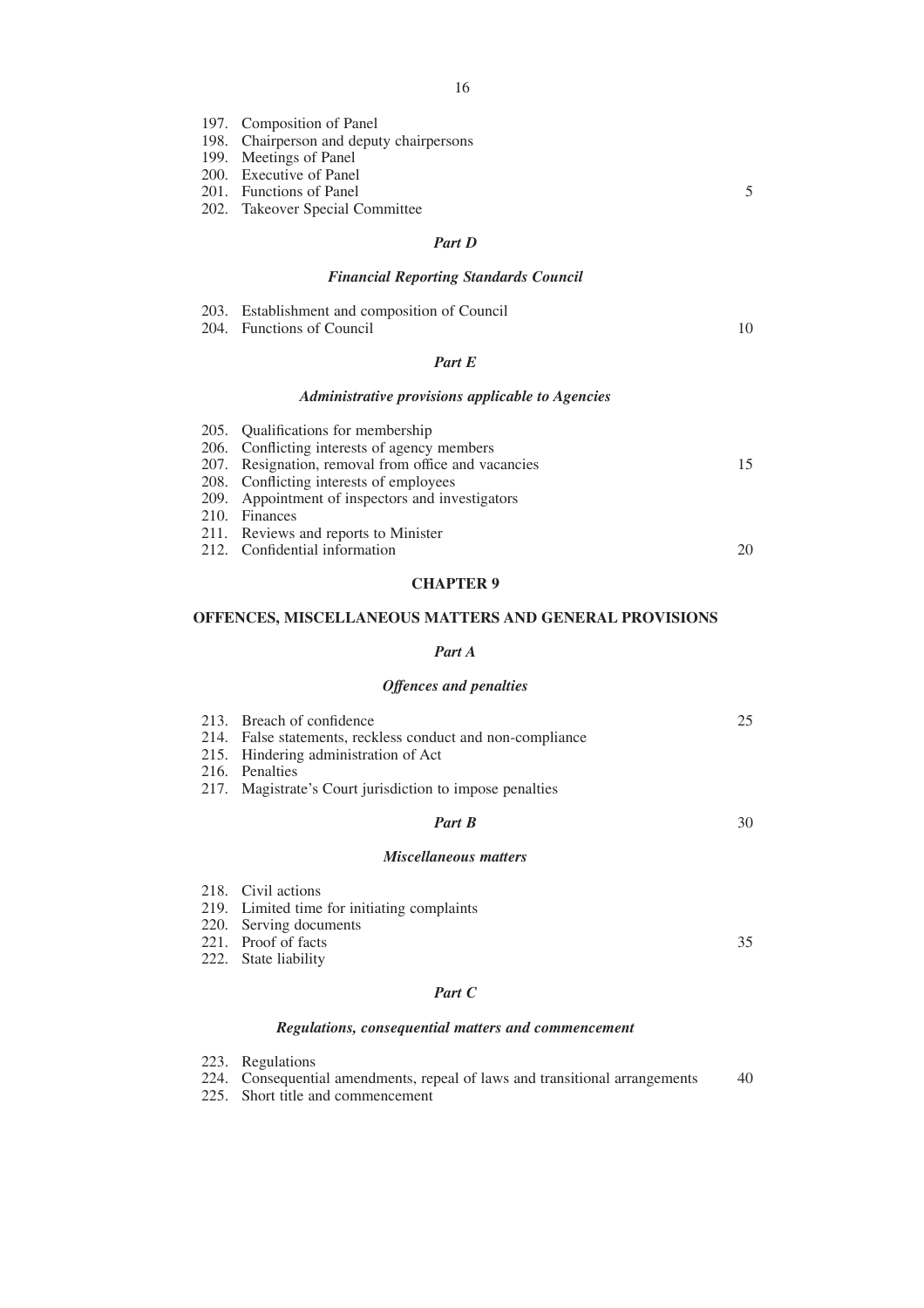197. Composition of Panel
198. Chairperson and deputy chairpersons
199. Meetings of Panel
200. Executive of Panel
201. Functions of Panel
202. Takeover Special Committee

### *Part D*

### *Financial Reporting Standards Council*

203. Establishment and composition of Council
204. Functions of Council

### *Part E*

### *Administrative provisions applicable to Agencies*

205. Qualifications for membership
206. Conflicting interests of agency members
207. Resignation, removal from office and vacancies
208. Conflicting interests of employees
209. Appointment of inspectors and investigators
210. Finances
211. Reviews and reports to Minister
212. Confidential information

## CHAPTER 9

## OFFENCES, MISCELLANEOUS MATTERS AND GENERAL PROVISIONS

### *Part A*

### *Offences and penalties*

213. Breach of confidence
214. False statements, reckless conduct and non-compliance
215. Hindering administration of Act
216. Penalties
217. Magistrate's Court jurisdiction to impose penalties

### *Part B*

### *Miscellaneous matters*

218. Civil actions
219. Limited time for initiating complaints
220. Serving documents
221. Proof of facts
222. State liability

### *Part C*

### *Regulations, consequential matters and commencement*

223. Regulations
224. Consequential amendments, repeal of laws and transitional arrangements
225. Short title and commencement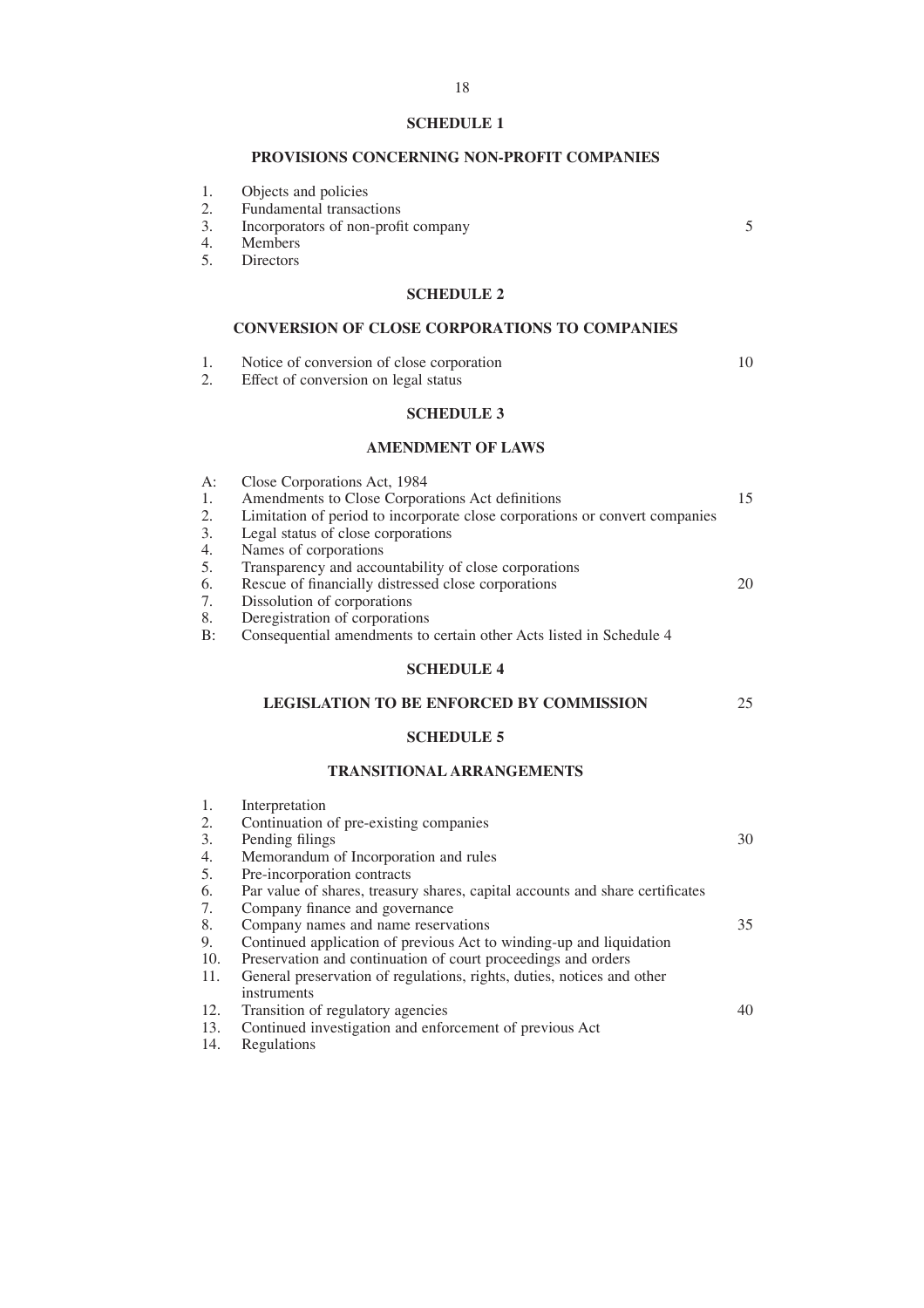**SCHEDULE 1**

**PROVISIONS CONCERNING NON-PROFIT COMPANIES**

1. Objects and policies
2. Fundamental transactions
3. Incorporators of non-profit company
4. Members
5. Directors

**SCHEDULE 2**

**CONVERSION OF CLOSE CORPORATIONS TO COMPANIES**

1. Notice of conversion of close corporation
2. Effect of conversion on legal status

**SCHEDULE 3**

**AMENDMENT OF LAWS**

A: Close Corporations Act, 1984
1. Amendments to Close Corporations Act definitions
2. Limitation of period to incorporate close corporations or convert companies
3. Legal status of close corporations
4. Names of corporations
5. Transparency and accountability of close corporations
6. Rescue of financially distressed close corporations
7. Dissolution of corporations
8. Deregistration of corporations

B: Consequential amendments to certain other Acts listed in Schedule 4

**SCHEDULE 4**

**LEGISLATION TO BE ENFORCED BY COMMISSION**

**SCHEDULE 5**

**TRANSITIONAL ARRANGEMENTS**

1. Interpretation
2. Continuation of pre-existing companies
3. Pending filings
4. Memorandum of Incorporation and rules
5. Pre-incorporation contracts
6. Par value of shares, treasury shares, capital accounts and share certificates
7. Company finance and governance
8. Company names and name reservations
9. Continued application of previous Act to winding-up and liquidation
10. Preservation and continuation of court proceedings and orders
11. General preservation of regulations, rights, duties, notices and other instruments
12. Transition of regulatory agencies
13. Continued investigation and enforcement of previous Act
14. Regulations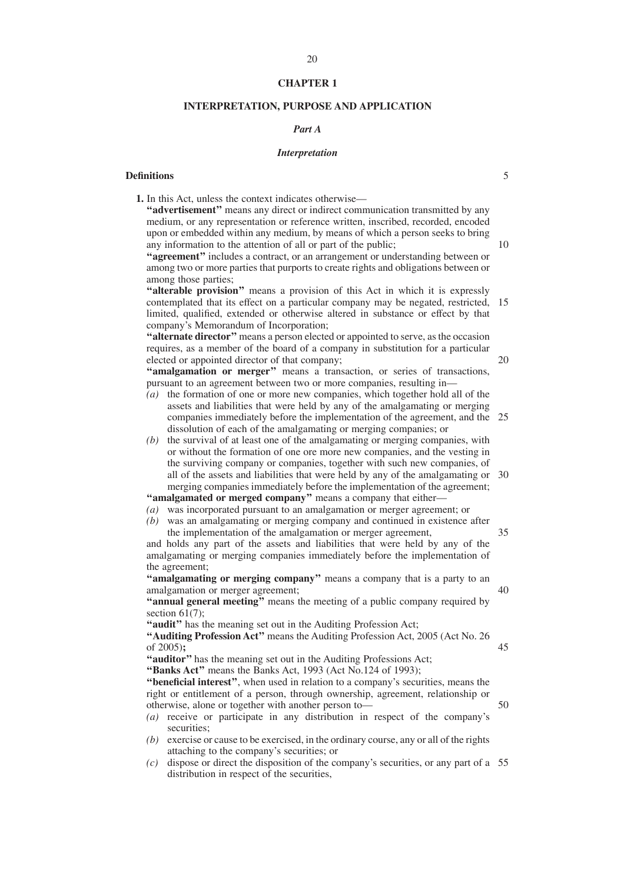# CHAPTER 1

## INTERPRETATION, PURPOSE AND APPLICATION

### *Part A*

### *Interpretation*

**Definitions**

**1.** In this Act, unless the context indicates otherwise—

**"advertisement"** means any direct or indirect communication transmitted by any medium, or any representation or reference written, inscribed, recorded, encoded upon or embedded within any medium, by means of which a person seeks to bring any information to the attention of all or part of the public;

**"agreement"** includes a contract, or an arrangement or understanding between or among two or more parties that purports to create rights and obligations between or among those parties;

**"alterable provision"** means a provision of this Act in which it is expressly contemplated that its effect on a particular company may be negated, restricted, limited, qualified, extended or otherwise altered in substance or effect by that company's Memorandum of Incorporation;

**"alternate director"** means a person elected or appointed to serve, as the occasion requires, as a member of the board of a company in substitution for a particular elected or appointed director of that company;

**"amalgamation or merger"** means a transaction, or series of transactions, pursuant to an agreement between two or more companies, resulting in—

*(a)* the formation of one or more new companies, which together hold all of the assets and liabilities that were held by any of the amalgamating or merging companies immediately before the implementation of the agreement, and the dissolution of each of the amalgamating or merging companies; or

*(b)* the survival of at least one of the amalgamating or merging companies, with or without the formation of one ore more new companies, and the vesting in the surviving company or companies, together with such new companies, of all of the assets and liabilities that were held by any of the amalgamating or merging companies immediately before the implementation of the agreement;

**"amalgamated or merged company"** means a company that either—

*(a)* was incorporated pursuant to an amalgamation or merger agreement; or

*(b)* was an amalgamating or merging company and continued in existence after the implementation of the amalgamation or merger agreement,

and holds any part of the assets and liabilities that were held by any of the amalgamating or merging companies immediately before the implementation of the agreement;

**"amalgamating or merging company"** means a company that is a party to an amalgamation or merger agreement;

**"annual general meeting"** means the meeting of a public company required by section 61(7);

**"audit"** has the meaning set out in the Auditing Profession Act;

**"Auditing Profession Act"** means the Auditing Profession Act, 2005 (Act No. 26 of 2005)**;**

**"auditor"** has the meaning set out in the Auditing Professions Act;

**"Banks Act"** means the Banks Act, 1993 (Act No.124 of 1993);

**"beneficial interest"**, when used in relation to a company's securities, means the right or entitlement of a person, through ownership, agreement, relationship or otherwise, alone or together with another person to—

*(a)* receive or participate in any distribution in respect of the company's securities;

*(b)* exercise or cause to be exercised, in the ordinary course, any or all of the rights attaching to the company's securities; or

*(c)* dispose or direct the disposition of the company's securities, or any part of a distribution in respect of the securities,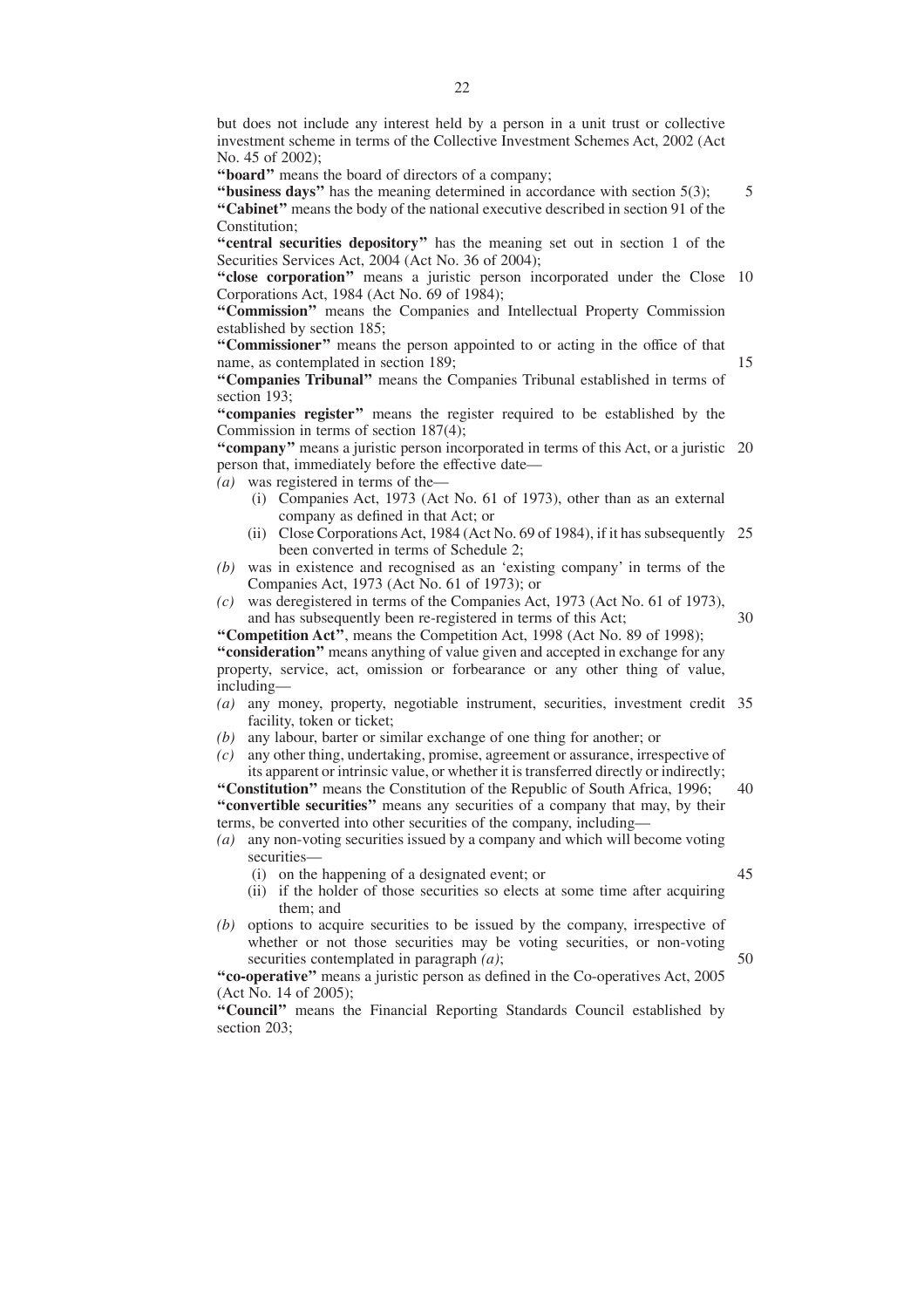but does not include any interest held by a person in a unit trust or collective investment scheme in terms of the Collective Investment Schemes Act, 2002 (Act No. 45 of 2002);

**"board"** means the board of directors of a company;

**"business days"** has the meaning determined in accordance with section 5(3);

**"Cabinet"** means the body of the national executive described in section 91 of the Constitution;

**"central securities depository"** has the meaning set out in section 1 of the Securities Services Act, 2004 (Act No. 36 of 2004);

**"close corporation"** means a juristic person incorporated under the Close Corporations Act, 1984 (Act No. 69 of 1984);

**"Commission"** means the Companies and Intellectual Property Commission established by section 185;

**"Commissioner"** means the person appointed to or acting in the office of that name, as contemplated in section 189;

**"Companies Tribunal"** means the Companies Tribunal established in terms of section 193;

**"companies register"** means the register required to be established by the Commission in terms of section 187(4);

**"company"** means a juristic person incorporated in terms of this Act, or a juristic person that, immediately before the effective date—

*(a)* was registered in terms of the—

(i) Companies Act, 1973 (Act No. 61 of 1973), other than as an external company as defined in that Act; or

(ii) Close Corporations Act, 1984 (Act No. 69 of 1984), if it has subsequently been converted in terms of Schedule 2;

*(b)* was in existence and recognised as an 'existing company' in terms of the Companies Act, 1973 (Act No. 61 of 1973); or

*(c)* was deregistered in terms of the Companies Act, 1973 (Act No. 61 of 1973), and has subsequently been re-registered in terms of this Act;

**"Competition Act"**, means the Competition Act, 1998 (Act No. 89 of 1998);

**"consideration"** means anything of value given and accepted in exchange for any property, service, act, omission or forbearance or any other thing of value, including—

*(a)* any money, property, negotiable instrument, securities, investment credit facility, token or ticket;

*(b)* any labour, barter or similar exchange of one thing for another; or

*(c)* any other thing, undertaking, promise, agreement or assurance, irrespective of its apparent or intrinsic value, or whether it is transferred directly or indirectly;

**"Constitution"** means the Constitution of the Republic of South Africa, 1996;

**"convertible securities"** means any securities of a company that may, by their terms, be converted into other securities of the company, including—

*(a)* any non-voting securities issued by a company and which will become voting securities—

(i) on the happening of a designated event; or

(ii) if the holder of those securities so elects at some time after acquiring them; and

*(b)* options to acquire securities to be issued by the company, irrespective of whether or not those securities may be voting securities, or non-voting securities contemplated in paragraph *(a)*;

**"co-operative"** means a juristic person as defined in the Co-operatives Act, 2005 (Act No. 14 of 2005);

**"Council"** means the Financial Reporting Standards Council established by section 203;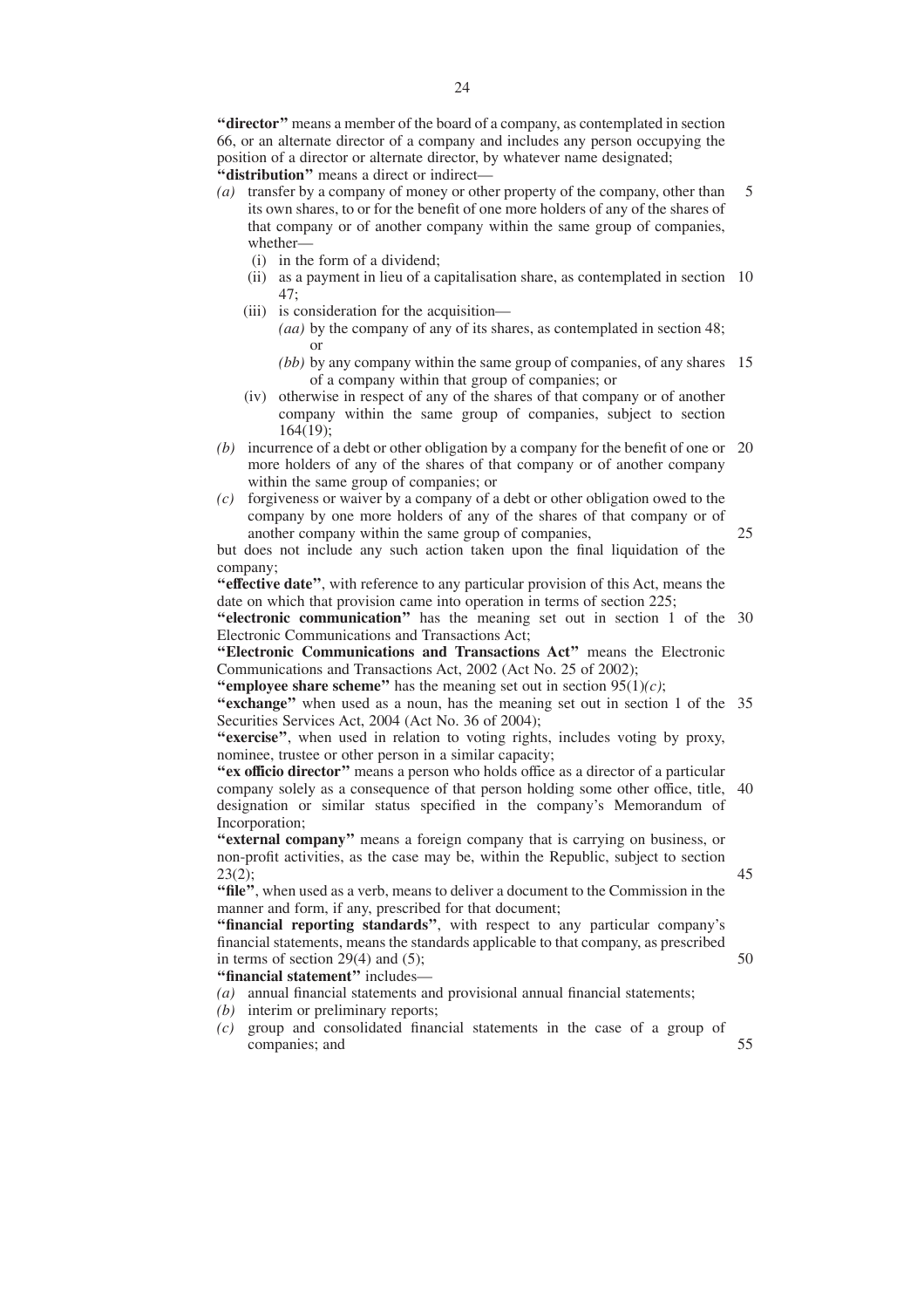**"director"** means a member of the board of a company, as contemplated in section 66, or an alternate director of a company and includes any person occupying the position of a director or alternate director, by whatever name designated;

**"distribution"** means a direct or indirect—

*(a)* transfer by a company of money or other property of the company, other than its own shares, to or for the benefit of one more holders of any of the shares of that company or of another company within the same group of companies, whether—
  - (i) in the form of a dividend;
  - (ii) as a payment in lieu of a capitalisation share, as contemplated in section 47;
  - (iii) is consideration for the acquisition—
    - *(aa)* by the company of any of its shares, as contemplated in section 48; or
    - *(bb)* by any company within the same group of companies, of any shares of a company within that group of companies; or
  - (iv) otherwise in respect of any of the shares of that company or of another company within the same group of companies, subject to section 164(19);

*(b)* incurrence of a debt or other obligation by a company for the benefit of one or more holders of any of the shares of that company or of another company within the same group of companies; or

*(c)* forgiveness or waiver by a company of a debt or other obligation owed to the company by one more holders of any of the shares of that company or of another company within the same group of companies,

but does not include any such action taken upon the final liquidation of the company;

**"effective date"**, with reference to any particular provision of this Act, means the date on which that provision came into operation in terms of section 225;

**"electronic communication"** has the meaning set out in section 1 of the Electronic Communications and Transactions Act;

**"Electronic Communications and Transactions Act"** means the Electronic Communications and Transactions Act, 2002 (Act No. 25 of 2002);

**"employee share scheme"** has the meaning set out in section 95(1)*(c)*;

**"exchange"** when used as a noun, has the meaning set out in section 1 of the Securities Services Act, 2004 (Act No. 36 of 2004);

**"exercise"**, when used in relation to voting rights, includes voting by proxy, nominee, trustee or other person in a similar capacity;

**"ex officio director"** means a person who holds office as a director of a particular company solely as a consequence of that person holding some other office, title, designation or similar status specified in the company's Memorandum of Incorporation;

**"external company"** means a foreign company that is carrying on business, or non-profit activities, as the case may be, within the Republic, subject to section 23(2);

**"file"**, when used as a verb, means to deliver a document to the Commission in the manner and form, if any, prescribed for that document;

**"financial reporting standards"**, with respect to any particular company's financial statements, means the standards applicable to that company, as prescribed in terms of section 29(4) and (5);

**"financial statement"** includes—

*(a)* annual financial statements and provisional annual financial statements;

*(b)* interim or preliminary reports;

*(c)* group and consolidated financial statements in the case of a group of companies; and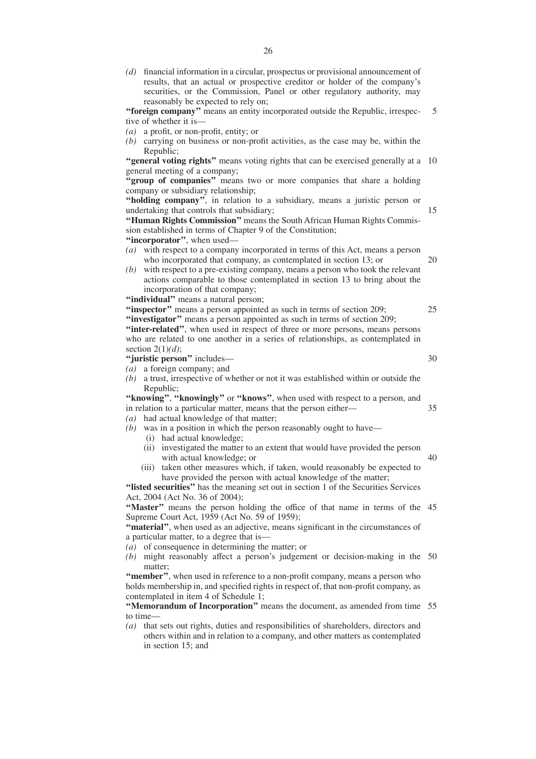*(d)* financial information in a circular, prospectus or provisional announcement of results, that an actual or prospective creditor or holder of the company's securities, or the Commission, Panel or other regulatory authority, may reasonably be expected to rely on;

**"foreign company"** means an entity incorporated outside the Republic, irrespective of whether it is—

*(a)* a profit, or non-profit, entity; or

*(b)* carrying on business or non-profit activities, as the case may be, within the Republic;

**"general voting rights"** means voting rights that can be exercised generally at a general meeting of a company;

**"group of companies"** means two or more companies that share a holding company or subsidiary relationship;

**"holding company"**, in relation to a subsidiary, means a juristic person or undertaking that controls that subsidiary;

**"Human Rights Commission"** means the South African Human Rights Commission established in terms of Chapter 9 of the Constitution;

**"incorporator"**, when used—

*(a)* with respect to a company incorporated in terms of this Act, means a person who incorporated that company, as contemplated in section 13; or

*(b)* with respect to a pre-existing company, means a person who took the relevant actions comparable to those contemplated in section 13 to bring about the incorporation of that company;

**"individual"** means a natural person;

**"inspector"** means a person appointed as such in terms of section 209;

**"investigator"** means a person appointed as such in terms of section 209;

**"inter-related"**, when used in respect of three or more persons, means persons who are related to one another in a series of relationships, as contemplated in section 2(1)*(d)*;

**"juristic person"** includes—

*(a)* a foreign company; and

*(b)* a trust, irrespective of whether or not it was established within or outside the Republic;

**"knowing"**, **"knowingly"** or **"knows"**, when used with respect to a person, and in relation to a particular matter, means that the person either—

*(a)* had actual knowledge of that matter;

*(b)* was in a position in which the person reasonably ought to have—

(i) had actual knowledge;

(ii) investigated the matter to an extent that would have provided the person with actual knowledge; or

(iii) taken other measures which, if taken, would reasonably be expected to have provided the person with actual knowledge of the matter;

**"listed securities"** has the meaning set out in section 1 of the Securities Services Act, 2004 (Act No. 36 of 2004);

**"Master"** means the person holding the office of that name in terms of the Supreme Court Act, 1959 (Act No. 59 of 1959);

**"material"**, when used as an adjective, means significant in the circumstances of a particular matter, to a degree that is—

*(a)* of consequence in determining the matter; or

*(b)* might reasonably affect a person's judgement or decision-making in the matter;

**"member"**, when used in reference to a non-profit company, means a person who holds membership in, and specified rights in respect of, that non-profit company, as contemplated in item 4 of Schedule 1;

**"Memorandum of Incorporation"** means the document, as amended from time to time—

*(a)* that sets out rights, duties and responsibilities of shareholders, directors and others within and in relation to a company, and other matters as contemplated in section 15; and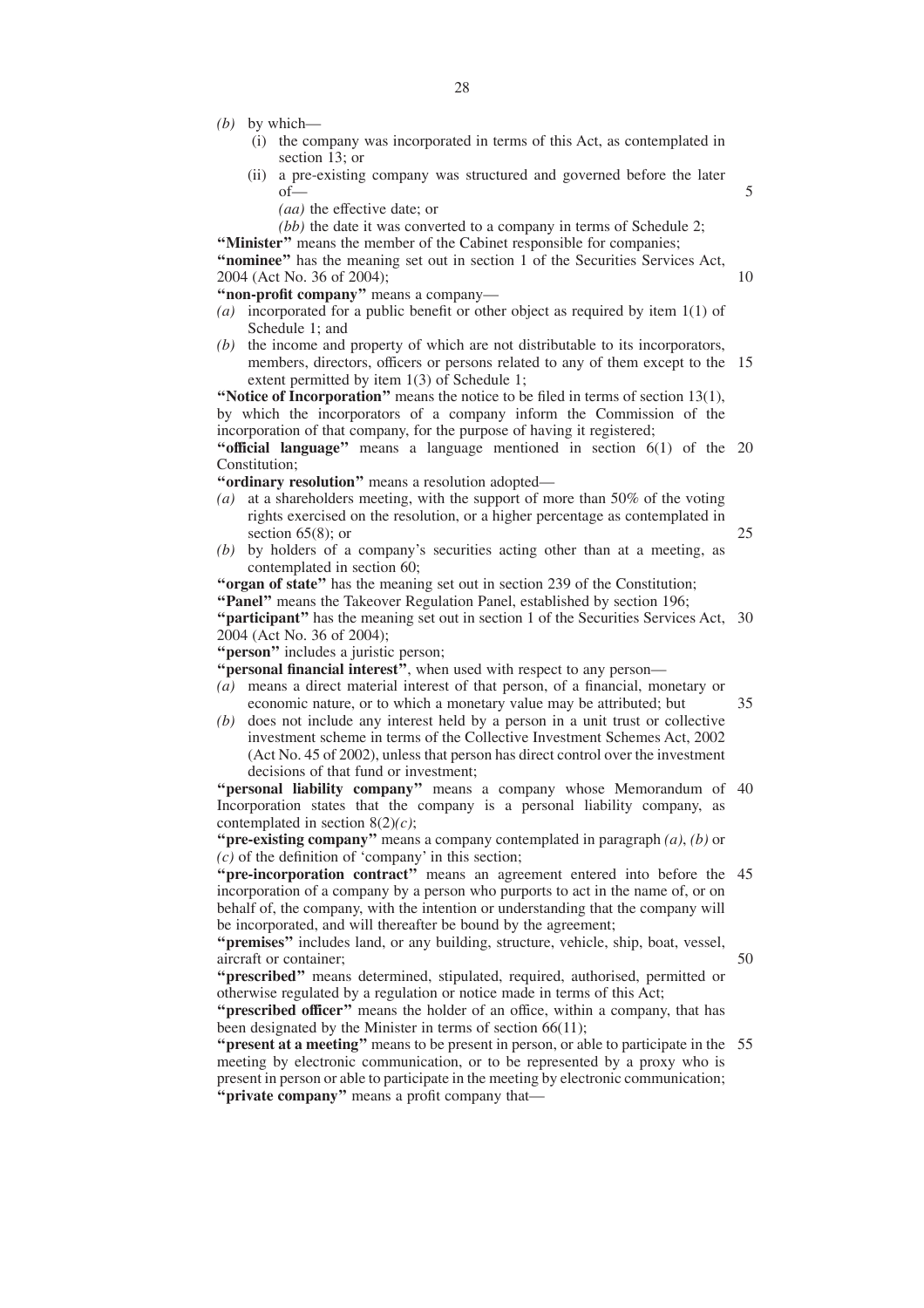*(b)* by which—

(i) the company was incorporated in terms of this Act, as contemplated in section 13; or

(ii) a pre-existing company was structured and governed before the later of—

*(aa)* the effective date; or

*(bb)* the date it was converted to a company in terms of Schedule 2;

**"Minister"** means the member of the Cabinet responsible for companies;

**"nominee"** has the meaning set out in section 1 of the Securities Services Act, 2004 (Act No. 36 of 2004);

**"non-profit company"** means a company—

*(a)* incorporated for a public benefit or other object as required by item 1(1) of Schedule 1; and

*(b)* the income and property of which are not distributable to its incorporators, members, directors, officers or persons related to any of them except to the extent permitted by item 1(3) of Schedule 1;

**"Notice of Incorporation"** means the notice to be filed in terms of section 13(1), by which the incorporators of a company inform the Commission of the incorporation of that company, for the purpose of having it registered;

**"official language"** means a language mentioned in section 6(1) of the Constitution;

**"ordinary resolution"** means a resolution adopted—

*(a)* at a shareholders meeting, with the support of more than 50% of the voting rights exercised on the resolution, or a higher percentage as contemplated in section 65(8); or

*(b)* by holders of a company's securities acting other than at a meeting, as contemplated in section 60;

**"organ of state"** has the meaning set out in section 239 of the Constitution;

**"Panel"** means the Takeover Regulation Panel, established by section 196;

**"participant"** has the meaning set out in section 1 of the Securities Services Act, 2004 (Act No. 36 of 2004);

**"person"** includes a juristic person;

**"personal financial interest"**, when used with respect to any person—

*(a)* means a direct material interest of that person, of a financial, monetary or economic nature, or to which a monetary value may be attributed; but

*(b)* does not include any interest held by a person in a unit trust or collective investment scheme in terms of the Collective Investment Schemes Act, 2002 (Act No. 45 of 2002), unless that person has direct control over the investment decisions of that fund or investment;

**"personal liability company"** means a company whose Memorandum of Incorporation states that the company is a personal liability company, as contemplated in section 8(2)*(c)*;

**"pre-existing company"** means a company contemplated in paragraph *(a)*, *(b)* or *(c)* of the definition of 'company' in this section;

**"pre-incorporation contract"** means an agreement entered into before the incorporation of a company by a person who purports to act in the name of, or on behalf of, the company, with the intention or understanding that the company will be incorporated, and will thereafter be bound by the agreement;

**"premises"** includes land, or any building, structure, vehicle, ship, boat, vessel, aircraft or container;

**"prescribed"** means determined, stipulated, required, authorised, permitted or otherwise regulated by a regulation or notice made in terms of this Act;

**"prescribed officer"** means the holder of an office, within a company, that has been designated by the Minister in terms of section 66(11);

**"present at a meeting"** means to be present in person, or able to participate in the meeting by electronic communication, or to be represented by a proxy who is present in person or able to participate in the meeting by electronic communication;

**"private company"** means a profit company that—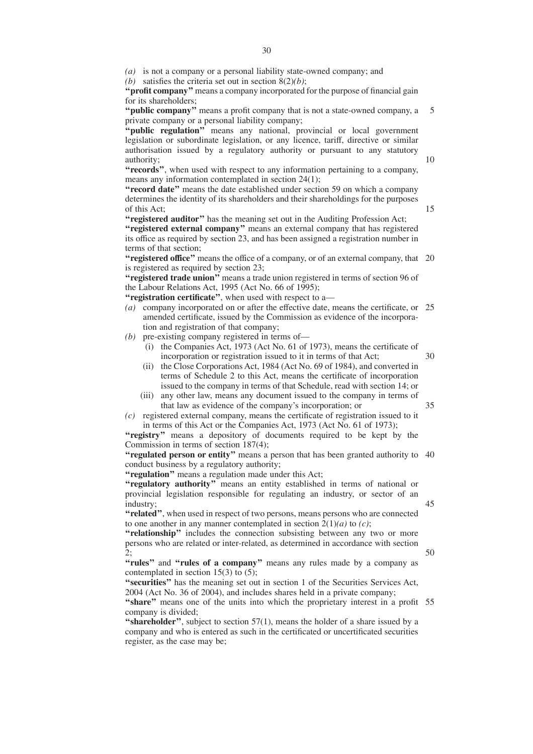*(a)* is not a company or a personal liability state-owned company; and

*(b)* satisfies the criteria set out in section 8(2)*(b)*;

**"profit company"** means a company incorporated for the purpose of financial gain for its shareholders;

**"public company"** means a profit company that is not a state-owned company, a private company or a personal liability company;

**"public regulation"** means any national, provincial or local government legislation or subordinate legislation, or any licence, tariff, directive or similar authorisation issued by a regulatory authority or pursuant to any statutory authority;

**"records"**, when used with respect to any information pertaining to a company, means any information contemplated in section 24(1);

**"record date"** means the date established under section 59 on which a company determines the identity of its shareholders and their shareholdings for the purposes of this Act;

**"registered auditor"** has the meaning set out in the Auditing Profession Act;

**"registered external company"** means an external company that has registered its office as required by section 23, and has been assigned a registration number in terms of that section;

**"registered office"** means the office of a company, or of an external company, that is registered as required by section 23;

**"registered trade union"** means a trade union registered in terms of section 96 of the Labour Relations Act, 1995 (Act No. 66 of 1995);

**"registration certificate"**, when used with respect to a—

*(a)* company incorporated on or after the effective date, means the certificate, or amended certificate, issued by the Commission as evidence of the incorporation and registration of that company;

*(b)* pre-existing company registered in terms of—

(i) the Companies Act, 1973 (Act No. 61 of 1973), means the certificate of incorporation or registration issued to it in terms of that Act;

(ii) the Close Corporations Act, 1984 (Act No. 69 of 1984), and converted in terms of Schedule 2 to this Act, means the certificate of incorporation issued to the company in terms of that Schedule, read with section 14; or

(iii) any other law, means any document issued to the company in terms of that law as evidence of the company's incorporation; or

*(c)* registered external company, means the certificate of registration issued to it in terms of this Act or the Companies Act, 1973 (Act No. 61 of 1973);

**"registry"** means a depository of documents required to be kept by the Commission in terms of section 187(4);

**"regulated person or entity"** means a person that has been granted authority to conduct business by a regulatory authority;

**"regulation"** means a regulation made under this Act;

**"regulatory authority"** means an entity established in terms of national or provincial legislation responsible for regulating an industry, or sector of an industry;

**"related"**, when used in respect of two persons, means persons who are connected to one another in any manner contemplated in section 2(1)*(a)* to *(c)*;

**"relationship"** includes the connection subsisting between any two or more persons who are related or inter-related, as determined in accordance with section 2;

**"rules"** and **"rules of a company"** means any rules made by a company as contemplated in section 15(3) to (5);

**"securities"** has the meaning set out in section 1 of the Securities Services Act, 2004 (Act No. 36 of 2004), and includes shares held in a private company;

**"share"** means one of the units into which the proprietary interest in a profit company is divided;

**"shareholder"**, subject to section 57(1), means the holder of a share issued by a company and who is entered as such in the certificated or uncertificated securities register, as the case may be;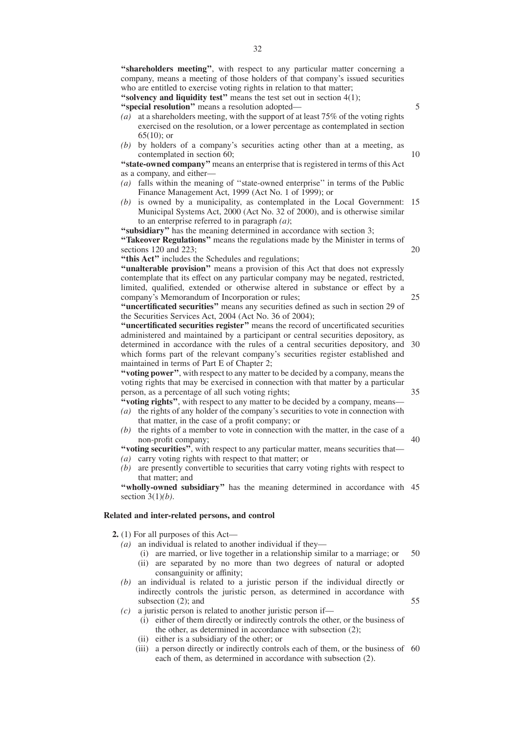**"shareholders meeting"**, with respect to any particular matter concerning a company, means a meeting of those holders of that company's issued securities who are entitled to exercise voting rights in relation to that matter;

**"solvency and liquidity test"** means the test set out in section 4(1);

**"special resolution"** means a resolution adopted—

*(a)* at a shareholders meeting, with the support of at least 75% of the voting rights exercised on the resolution, or a lower percentage as contemplated in section 65(10); or

*(b)* by holders of a company's securities acting other than at a meeting, as contemplated in section 60;

**"state-owned company"** means an enterprise that is registered in terms of this Act as a company, and either—

*(a)* falls within the meaning of ''state-owned enterprise'' in terms of the Public Finance Management Act, 1999 (Act No. 1 of 1999); or

*(b)* is owned by a municipality, as contemplated in the Local Government: Municipal Systems Act, 2000 (Act No. 32 of 2000), and is otherwise similar to an enterprise referred to in paragraph *(a)*;

**"subsidiary"** has the meaning determined in accordance with section 3;

**"Takeover Regulations"** means the regulations made by the Minister in terms of sections 120 and 223;

**"this Act"** includes the Schedules and regulations;

**"unalterable provision"** means a provision of this Act that does not expressly contemplate that its effect on any particular company may be negated, restricted, limited, qualified, extended or otherwise altered in substance or effect by a company's Memorandum of Incorporation or rules;

**"uncertificated securities"** means any securities defined as such in section 29 of the Securities Services Act, 2004 (Act No. 36 of 2004);

**"uncertificated securities register"** means the record of uncertificated securities administered and maintained by a participant or central securities depository, as determined in accordance with the rules of a central securities depository, and which forms part of the relevant company's securities register established and maintained in terms of Part E of Chapter 2;

**"voting power"**, with respect to any matter to be decided by a company, means the voting rights that may be exercised in connection with that matter by a particular person, as a percentage of all such voting rights;

**"voting rights"**, with respect to any matter to be decided by a company, means—

*(a)* the rights of any holder of the company's securities to vote in connection with that matter, in the case of a profit company; or

*(b)* the rights of a member to vote in connection with the matter, in the case of a non-profit company;

**"voting securities"**, with respect to any particular matter, means securities that—

*(a)* carry voting rights with respect to that matter; or

*(b)* are presently convertible to securities that carry voting rights with respect to that matter; and

**"wholly-owned subsidiary"** has the meaning determined in accordance with section 3(1)*(b)*.

## Related and inter-related persons, and control

**2.** (1) For all purposes of this Act—

*(a)* an individual is related to another individual if they—

(i) are married, or live together in a relationship similar to a marriage; or

(ii) are separated by no more than two degrees of natural or adopted consanguinity or affinity;

*(b)* an individual is related to a juristic person if the individual directly or indirectly controls the juristic person, as determined in accordance with subsection (2); and

*(c)* a juristic person is related to another juristic person if—

(i) either of them directly or indirectly controls the other, or the business of the other, as determined in accordance with subsection (2);

(ii) either is a subsidiary of the other; or

(iii) a person directly or indirectly controls each of them, or the business of each of them, as determined in accordance with subsection (2).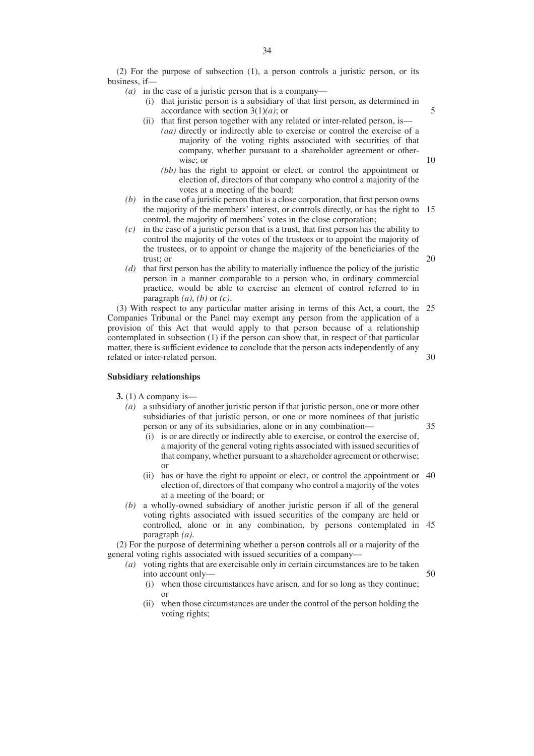(2) For the purpose of subsection (1), a person controls a juristic person, or its business, if—

- *(a)* in the case of a juristic person that is a company—
  - (i) that juristic person is a subsidiary of that first person, as determined in accordance with section 3(1)*(a)*; or
  - (ii) that first person together with any related or inter-related person, is—
    - *(aa)* directly or indirectly able to exercise or control the exercise of a majority of the voting rights associated with securities of that company, whether pursuant to a shareholder agreement or otherwise; or
    - *(bb)* has the right to appoint or elect, or control the appointment or election of, directors of that company who control a majority of the votes at a meeting of the board;
- *(b)* in the case of a juristic person that is a close corporation, that first person owns the majority of the members' interest, or controls directly, or has the right to control, the majority of members' votes in the close corporation;
- *(c)* in the case of a juristic person that is a trust, that first person has the ability to control the majority of the votes of the trustees or to appoint the majority of the trustees, or to appoint or change the majority of the beneficiaries of the trust; or
- *(d)* that first person has the ability to materially influence the policy of the juristic person in a manner comparable to a person who, in ordinary commercial practice, would be able to exercise an element of control referred to in paragraph *(a)*, *(b)* or *(c)*.

(3) With respect to any particular matter arising in terms of this Act, a court, the Companies Tribunal or the Panel may exempt any person from the application of a provision of this Act that would apply to that person because of a relationship contemplated in subsection (1) if the person can show that, in respect of that particular matter, there is sufficient evidence to conclude that the person acts independently of any related or inter-related person.

**Subsidiary relationships**

**3.** (1) A company is—

- *(a)* a subsidiary of another juristic person if that juristic person, one or more other subsidiaries of that juristic person, or one or more nominees of that juristic person or any of its subsidiaries, alone or in any combination—
  - (i) is or are directly or indirectly able to exercise, or control the exercise of, a majority of the general voting rights associated with issued securities of that company, whether pursuant to a shareholder agreement or otherwise; or
  - (ii) has or have the right to appoint or elect, or control the appointment or election of, directors of that company who control a majority of the votes at a meeting of the board; or
- *(b)* a wholly-owned subsidiary of another juristic person if all of the general voting rights associated with issued securities of the company are held or controlled, alone or in any combination, by persons contemplated in paragraph *(a)*.

(2) For the purpose of determining whether a person controls all or a majority of the general voting rights associated with issued securities of a company—

- *(a)* voting rights that are exercisable only in certain circumstances are to be taken into account only—
  - (i) when those circumstances have arisen, and for so long as they continue; or
  - (ii) when those circumstances are under the control of the person holding the voting rights;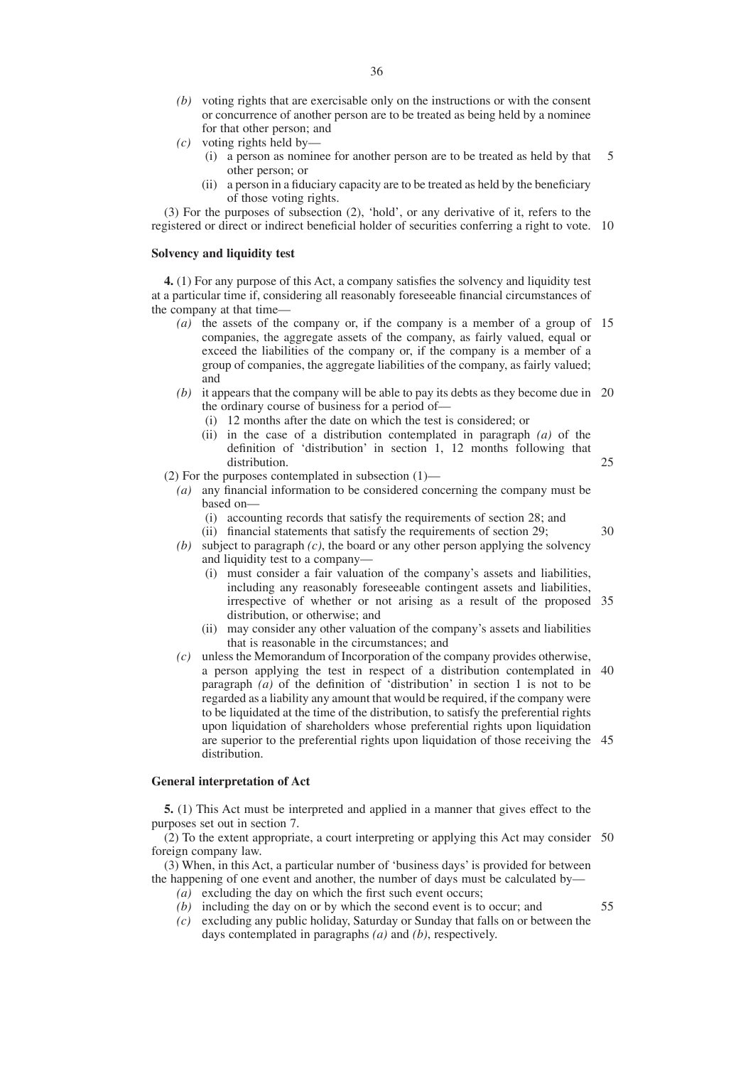*(b)* voting rights that are exercisable only on the instructions or with the consent or concurrence of another person are to be treated as being held by a nominee for that other person; and

*(c)* voting rights held by—

(i) a person as nominee for another person are to be treated as held by that other person; or

(ii) a person in a fiduciary capacity are to be treated as held by the beneficiary of those voting rights.

(3) For the purposes of subsection (2), 'hold', or any derivative of it, refers to the registered or direct or indirect beneficial holder of securities conferring a right to vote.

**Solvency and liquidity test**

**4.** (1) For any purpose of this Act, a company satisfies the solvency and liquidity test at a particular time if, considering all reasonably foreseeable financial circumstances of the company at that time—

*(a)* the assets of the company or, if the company is a member of a group of companies, the aggregate assets of the company, as fairly valued, equal or exceed the liabilities of the company or, if the company is a member of a group of companies, the aggregate liabilities of the company, as fairly valued; and

*(b)* it appears that the company will be able to pay its debts as they become due in the ordinary course of business for a period of—

(i) 12 months after the date on which the test is considered; or

(ii) in the case of a distribution contemplated in paragraph *(a)* of the definition of 'distribution' in section 1, 12 months following that distribution.

(2) For the purposes contemplated in subsection (1)—

*(a)* any financial information to be considered concerning the company must be based on—

(i) accounting records that satisfy the requirements of section 28; and

(ii) financial statements that satisfy the requirements of section 29;

*(b)* subject to paragraph *(c)*, the board or any other person applying the solvency and liquidity test to a company—

(i) must consider a fair valuation of the company's assets and liabilities, including any reasonably foreseeable contingent assets and liabilities, irrespective of whether or not arising as a result of the proposed distribution, or otherwise; and

(ii) may consider any other valuation of the company's assets and liabilities that is reasonable in the circumstances; and

*(c)* unless the Memorandum of Incorporation of the company provides otherwise, a person applying the test in respect of a distribution contemplated in paragraph *(a)* of the definition of 'distribution' in section 1 is not to be regarded as a liability any amount that would be required, if the company were to be liquidated at the time of the distribution, to satisfy the preferential rights upon liquidation of shareholders whose preferential rights upon liquidation are superior to the preferential rights upon liquidation of those receiving the distribution.

**General interpretation of Act**

**5.** (1) This Act must be interpreted and applied in a manner that gives effect to the purposes set out in section 7.

(2) To the extent appropriate, a court interpreting or applying this Act may consider foreign company law.

(3) When, in this Act, a particular number of 'business days' is provided for between the happening of one event and another, the number of days must be calculated by—

*(a)* excluding the day on which the first such event occurs;

*(b)* including the day on or by which the second event is to occur; and

*(c)* excluding any public holiday, Saturday or Sunday that falls on or between the days contemplated in paragraphs *(a)* and *(b)*, respectively.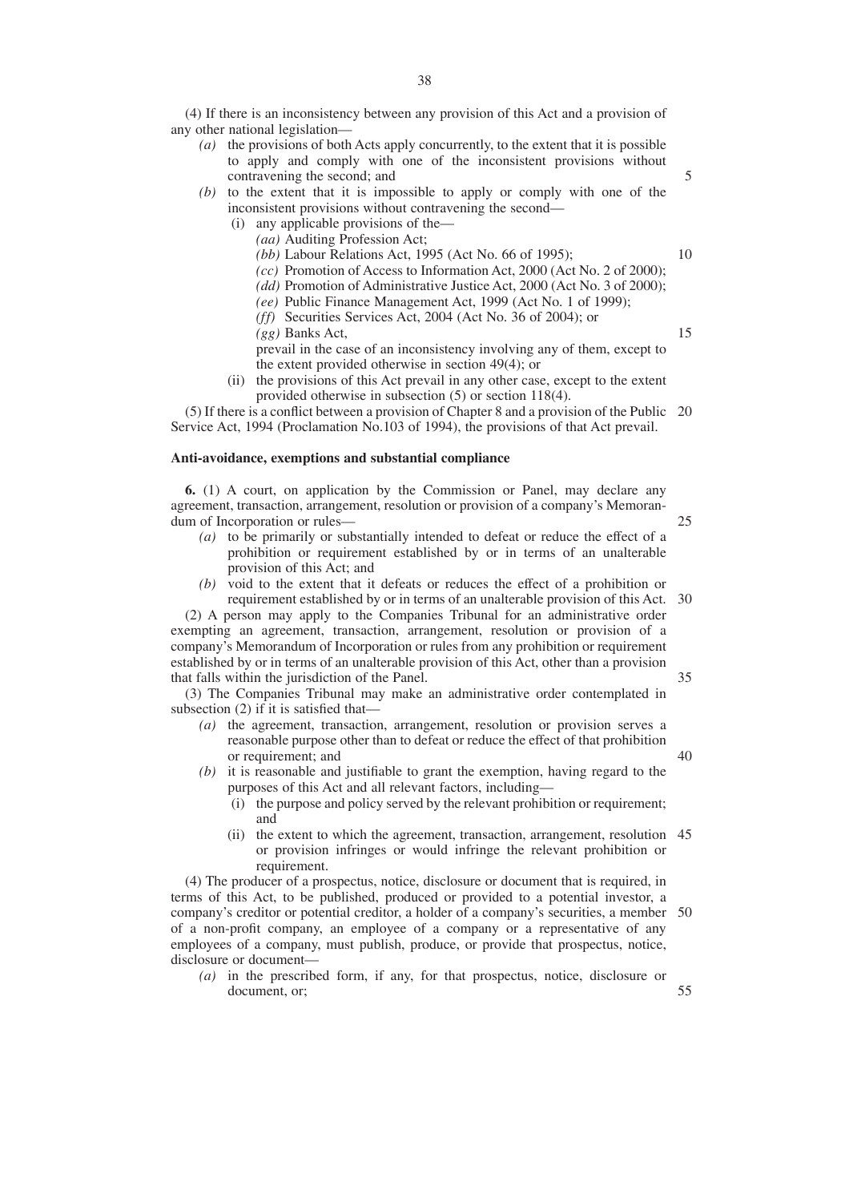(4) If there is an inconsistency between any provision of this Act and a provision of any other national legislation—

*(a)* the provisions of both Acts apply concurrently, to the extent that it is possible to apply and comply with one of the inconsistent provisions without contravening the second; and

*(b)* to the extent that it is impossible to apply or comply with one of the inconsistent provisions without contravening the second—

(i) any applicable provisions of the—

*(aa)* Auditing Profession Act;

*(bb)* Labour Relations Act, 1995 (Act No. 66 of 1995);

*(cc)* Promotion of Access to Information Act, 2000 (Act No. 2 of 2000);

*(dd)* Promotion of Administrative Justice Act, 2000 (Act No. 3 of 2000);

*(ee)* Public Finance Management Act, 1999 (Act No. 1 of 1999);

*(ff)* Securities Services Act, 2004 (Act No. 36 of 2004); or

*(gg)* Banks Act,

prevail in the case of an inconsistency involving any of them, except to the extent provided otherwise in section 49(4); or

(ii) the provisions of this Act prevail in any other case, except to the extent provided otherwise in subsection (5) or section 118(4).

(5) If there is a conflict between a provision of Chapter 8 and a provision of the Public Service Act, 1994 (Proclamation No.103 of 1994), the provisions of that Act prevail.

**Anti-avoidance, exemptions and substantial compliance**

**6.** (1) A court, on application by the Commission or Panel, may declare any agreement, transaction, arrangement, resolution or provision of a company's Memorandum of Incorporation or rules—

*(a)* to be primarily or substantially intended to defeat or reduce the effect of a prohibition or requirement established by or in terms of an unalterable provision of this Act; and

*(b)* void to the extent that it defeats or reduces the effect of a prohibition or requirement established by or in terms of an unalterable provision of this Act.

(2) A person may apply to the Companies Tribunal for an administrative order exempting an agreement, transaction, arrangement, resolution or provision of a company's Memorandum of Incorporation or rules from any prohibition or requirement established by or in terms of an unalterable provision of this Act, other than a provision that falls within the jurisdiction of the Panel.

(3) The Companies Tribunal may make an administrative order contemplated in subsection (2) if it is satisfied that—

*(a)* the agreement, transaction, arrangement, resolution or provision serves a reasonable purpose other than to defeat or reduce the effect of that prohibition or requirement; and

*(b)* it is reasonable and justifiable to grant the exemption, having regard to the purposes of this Act and all relevant factors, including—

(i) the purpose and policy served by the relevant prohibition or requirement; and

(ii) the extent to which the agreement, transaction, arrangement, resolution or provision infringes or would infringe the relevant prohibition or requirement.

(4) The producer of a prospectus, notice, disclosure or document that is required, in terms of this Act, to be published, produced or provided to a potential investor, a company's creditor or potential creditor, a holder of a company's securities, a member of a non-profit company, an employee of a company or a representative of any employees of a company, must publish, produce, or provide that prospectus, notice, disclosure or document—

*(a)* in the prescribed form, if any, for that prospectus, notice, disclosure or document, or;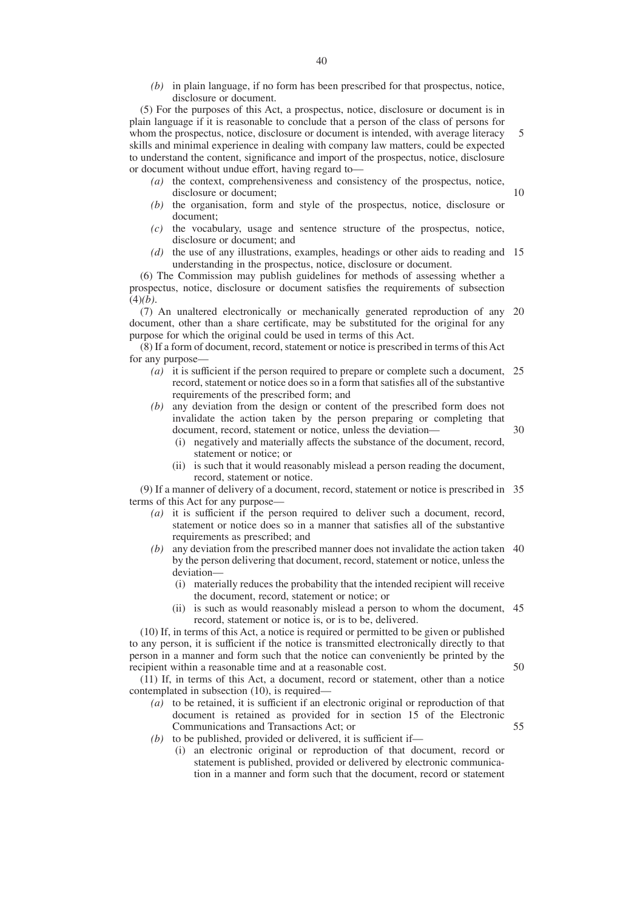*(b)* in plain language, if no form has been prescribed for that prospectus, notice, disclosure or document.

(5) For the purposes of this Act, a prospectus, notice, disclosure or document is in plain language if it is reasonable to conclude that a person of the class of persons for whom the prospectus, notice, disclosure or document is intended, with average literacy skills and minimal experience in dealing with company law matters, could be expected to understand the content, significance and import of the prospectus, notice, disclosure or document without undue effort, having regard to—

*(a)* the context, comprehensiveness and consistency of the prospectus, notice, disclosure or document;

*(b)* the organisation, form and style of the prospectus, notice, disclosure or document;

*(c)* the vocabulary, usage and sentence structure of the prospectus, notice, disclosure or document; and

*(d)* the use of any illustrations, examples, headings or other aids to reading and understanding in the prospectus, notice, disclosure or document.

(6) The Commission may publish guidelines for methods of assessing whether a prospectus, notice, disclosure or document satisfies the requirements of subsection (4)*(b)*.

(7) An unaltered electronically or mechanically generated reproduction of any document, other than a share certificate, may be substituted for the original for any purpose for which the original could be used in terms of this Act.

(8) If a form of document, record, statement or notice is prescribed in terms of this Act for any purpose—

*(a)* it is sufficient if the person required to prepare or complete such a document, record, statement or notice does so in a form that satisfies all of the substantive requirements of the prescribed form; and

*(b)* any deviation from the design or content of the prescribed form does not invalidate the action taken by the person preparing or completing that document, record, statement or notice, unless the deviation—

(i) negatively and materially affects the substance of the document, record, statement or notice; or

(ii) is such that it would reasonably mislead a person reading the document, record, statement or notice.

(9) If a manner of delivery of a document, record, statement or notice is prescribed in terms of this Act for any purpose—

*(a)* it is sufficient if the person required to deliver such a document, record, statement or notice does so in a manner that satisfies all of the substantive requirements as prescribed; and

*(b)* any deviation from the prescribed manner does not invalidate the action taken by the person delivering that document, record, statement or notice, unless the deviation—

(i) materially reduces the probability that the intended recipient will receive the document, record, statement or notice; or

(ii) is such as would reasonably mislead a person to whom the document, record, statement or notice is, or is to be, delivered.

(10) If, in terms of this Act, a notice is required or permitted to be given or published to any person, it is sufficient if the notice is transmitted electronically directly to that person in a manner and form such that the notice can conveniently be printed by the recipient within a reasonable time and at a reasonable cost.

(11) If, in terms of this Act, a document, record or statement, other than a notice contemplated in subsection (10), is required—

*(a)* to be retained, it is sufficient if an electronic original or reproduction of that document is retained as provided for in section 15 of the Electronic Communications and Transactions Act; or

*(b)* to be published, provided or delivered, it is sufficient if—

(i) an electronic original or reproduction of that document, record or statement is published, provided or delivered by electronic communication in a manner and form such that the document, record or statement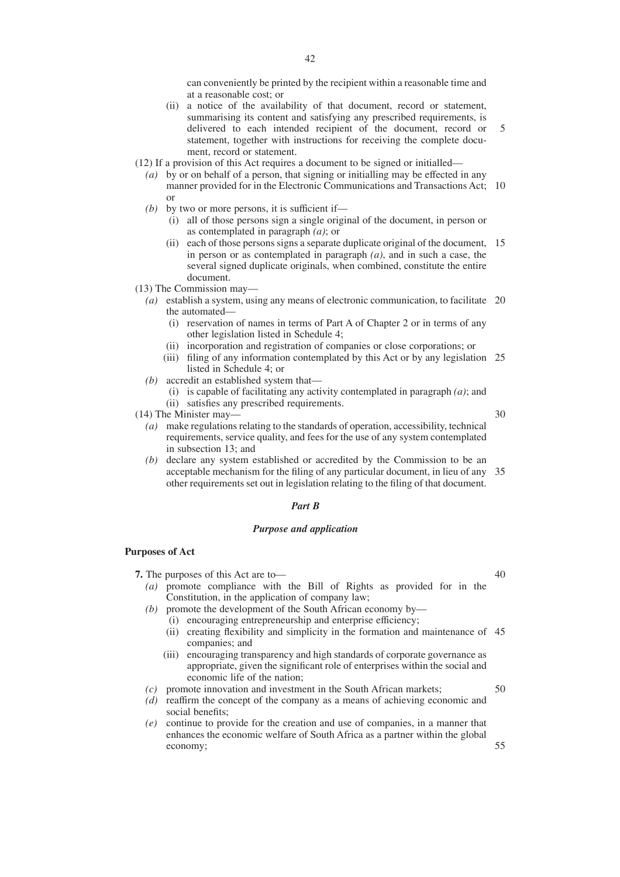can conveniently be printed by the recipient within a reasonable time and at a reasonable cost; or

(ii) a notice of the availability of that document, record or statement, summarising its content and satisfying any prescribed requirements, is delivered to each intended recipient of the document, record or statement, together with instructions for receiving the complete document, record or statement.

(12) If a provision of this Act requires a document to be signed or initialled—

*(a)* by or on behalf of a person, that signing or initialling may be effected in any manner provided for in the Electronic Communications and Transactions Act; or

*(b)* by two or more persons, it is sufficient if—

(i) all of those persons sign a single original of the document, in person or as contemplated in paragraph *(a)*; or

(ii) each of those persons signs a separate duplicate original of the document, in person or as contemplated in paragraph *(a)*, and in such a case, the several signed duplicate originals, when combined, constitute the entire document.

(13) The Commission may—

*(a)* establish a system, using any means of electronic communication, to facilitate the automated—

(i) reservation of names in terms of Part A of Chapter 2 or in terms of any other legislation listed in Schedule 4;

(ii) incorporation and registration of companies or close corporations; or

(iii) filing of any information contemplated by this Act or by any legislation listed in Schedule 4; or

*(b)* accredit an established system that—

(i) is capable of facilitating any activity contemplated in paragraph *(a)*; and

(ii) satisfies any prescribed requirements.

(14) The Minister may—

*(a)* make regulations relating to the standards of operation, accessibility, technical requirements, service quality, and fees for the use of any system contemplated in subsection 13; and

*(b)* declare any system established or accredited by the Commission to be an acceptable mechanism for the filing of any particular document, in lieu of any other requirements set out in legislation relating to the filing of that document.

## *Part B*

### *Purpose and application*

**Purposes of Act**

**7.** The purposes of this Act are to—

*(a)* promote compliance with the Bill of Rights as provided for in the Constitution, in the application of company law;

*(b)* promote the development of the South African economy by—

(i) encouraging entrepreneurship and enterprise efficiency;

(ii) creating flexibility and simplicity in the formation and maintenance of companies; and

(iii) encouraging transparency and high standards of corporate governance as appropriate, given the significant role of enterprises within the social and economic life of the nation;

*(c)* promote innovation and investment in the South African markets;

*(d)* reaffirm the concept of the company as a means of achieving economic and social benefits;

*(e)* continue to provide for the creation and use of companies, in a manner that enhances the economic welfare of South Africa as a partner within the global economy;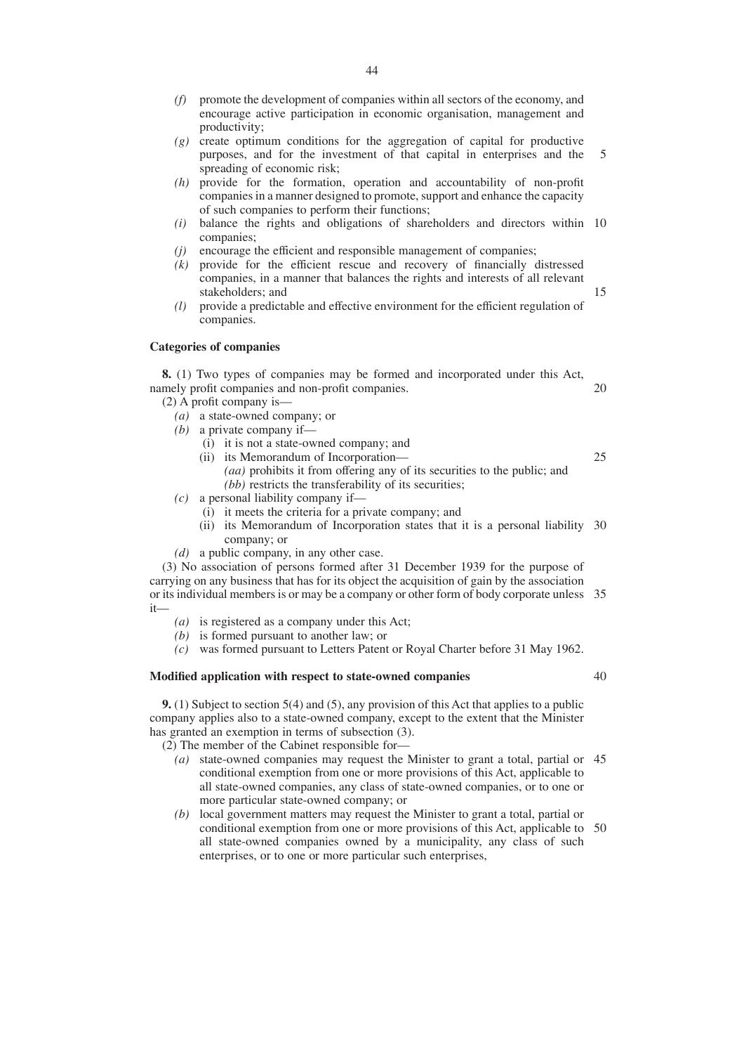*(f)* promote the development of companies within all sectors of the economy, and encourage active participation in economic organisation, management and productivity;

*(g)* create optimum conditions for the aggregation of capital for productive purposes, and for the investment of that capital in enterprises and the spreading of economic risk;

*(h)* provide for the formation, operation and accountability of non-profit companies in a manner designed to promote, support and enhance the capacity of such companies to perform their functions;

*(i)* balance the rights and obligations of shareholders and directors within companies;

*(j)* encourage the efficient and responsible management of companies;

*(k)* provide for the efficient rescue and recovery of financially distressed companies, in a manner that balances the rights and interests of all relevant stakeholders; and

*(l)* provide a predictable and effective environment for the efficient regulation of companies.

**Categories of companies**

**8.** (1) Two types of companies may be formed and incorporated under this Act, namely profit companies and non-profit companies.

(2) A profit company is—

*(a)* a state-owned company; or

*(b)* a private company if—

(i) it is not a state-owned company; and

(ii) its Memorandum of Incorporation—

*(aa)* prohibits it from offering any of its securities to the public; and

*(bb)* restricts the transferability of its securities;

*(c)* a personal liability company if—

(i) it meets the criteria for a private company; and

(ii) its Memorandum of Incorporation states that it is a personal liability company; or

*(d)* a public company, in any other case.

(3) No association of persons formed after 31 December 1939 for the purpose of carrying on any business that has for its object the acquisition of gain by the association or its individual members is or may be a company or other form of body corporate unless it—

*(a)* is registered as a company under this Act;

*(b)* is formed pursuant to another law; or

*(c)* was formed pursuant to Letters Patent or Royal Charter before 31 May 1962.

**Modified application with respect to state-owned companies**

**9.** (1) Subject to section 5(4) and (5), any provision of this Act that applies to a public company applies also to a state-owned company, except to the extent that the Minister has granted an exemption in terms of subsection (3).

(2) The member of the Cabinet responsible for—

*(a)* state-owned companies may request the Minister to grant a total, partial or conditional exemption from one or more provisions of this Act, applicable to all state-owned companies, any class of state-owned companies, or to one or more particular state-owned company; or

*(b)* local government matters may request the Minister to grant a total, partial or conditional exemption from one or more provisions of this Act, applicable to all state-owned companies owned by a municipality, any class of such enterprises, or to one or more particular such enterprises,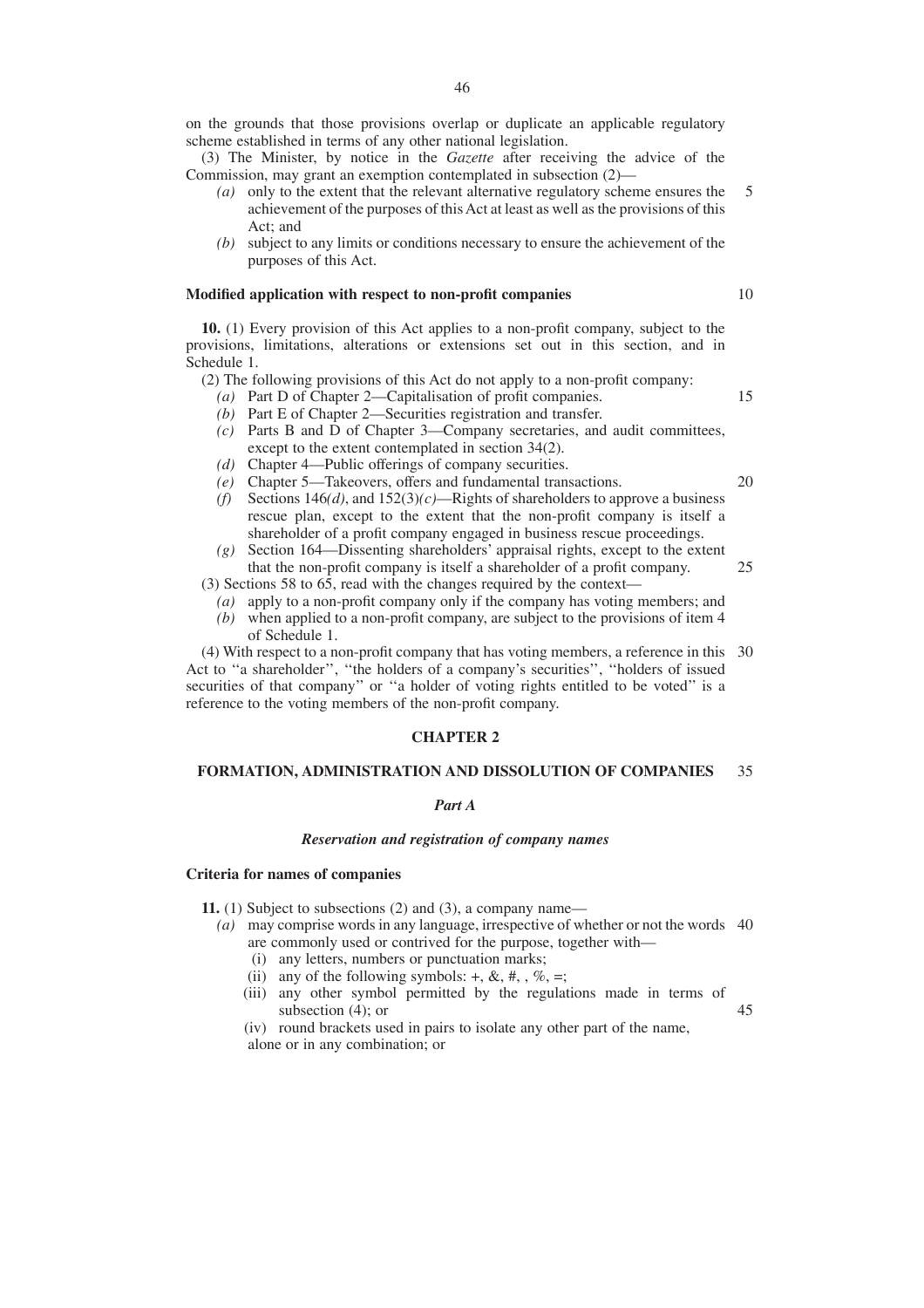on the grounds that those provisions overlap or duplicate an applicable regulatory scheme established in terms of any other national legislation.

(3) The Minister, by notice in the *Gazette* after receiving the advice of the Commission, may grant an exemption contemplated in subsection (2)—

*(a)* only to the extent that the relevant alternative regulatory scheme ensures the achievement of the purposes of this Act at least as well as the provisions of this Act; and

*(b)* subject to any limits or conditions necessary to ensure the achievement of the purposes of this Act.

**Modified application with respect to non-profit companies**

**10.** (1) Every provision of this Act applies to a non-profit company, subject to the provisions, limitations, alterations or extensions set out in this section, and in Schedule 1.

(2) The following provisions of this Act do not apply to a non-profit company:

*(a)* Part D of Chapter 2—Capitalisation of profit companies.

*(b)* Part E of Chapter 2—Securities registration and transfer.

*(c)* Parts B and D of Chapter 3—Company secretaries, and audit committees, except to the extent contemplated in section 34(2).

*(d)* Chapter 4—Public offerings of company securities.

*(e)* Chapter 5—Takeovers, offers and fundamental transactions.

*(f)* Sections 146*(d)*, and 152(3)*(c)*—Rights of shareholders to approve a business rescue plan, except to the extent that the non-profit company is itself a shareholder of a profit company engaged in business rescue proceedings.

*(g)* Section 164—Dissenting shareholders' appraisal rights, except to the extent that the non-profit company is itself a shareholder of a profit company.

(3) Sections 58 to 65, read with the changes required by the context—

*(a)* apply to a non-profit company only if the company has voting members; and

*(b)* when applied to a non-profit company, are subject to the provisions of item 4 of Schedule 1.

(4) With respect to a non-profit company that has voting members, a reference in this Act to ''a shareholder'', ''the holders of a company's securities'', ''holders of issued securities of that company'' or ''a holder of voting rights entitled to be voted'' is a reference to the voting members of the non-profit company.

## CHAPTER 2

## FORMATION, ADMINISTRATION AND DISSOLUTION OF COMPANIES

### *Part A*

### *Reservation and registration of company names*

**Criteria for names of companies**

**11.** (1) Subject to subsections (2) and (3), a company name—

*(a)* may comprise words in any language, irrespective of whether or not the words are commonly used or contrived for the purpose, together with—

(i) any letters, numbers or punctuation marks;

(ii) any of the following symbols: +, &, #, , %, =;

(iii) any other symbol permitted by the regulations made in terms of subsection (4); or

(iv) round brackets used in pairs to isolate any other part of the name,

alone or in any combination; or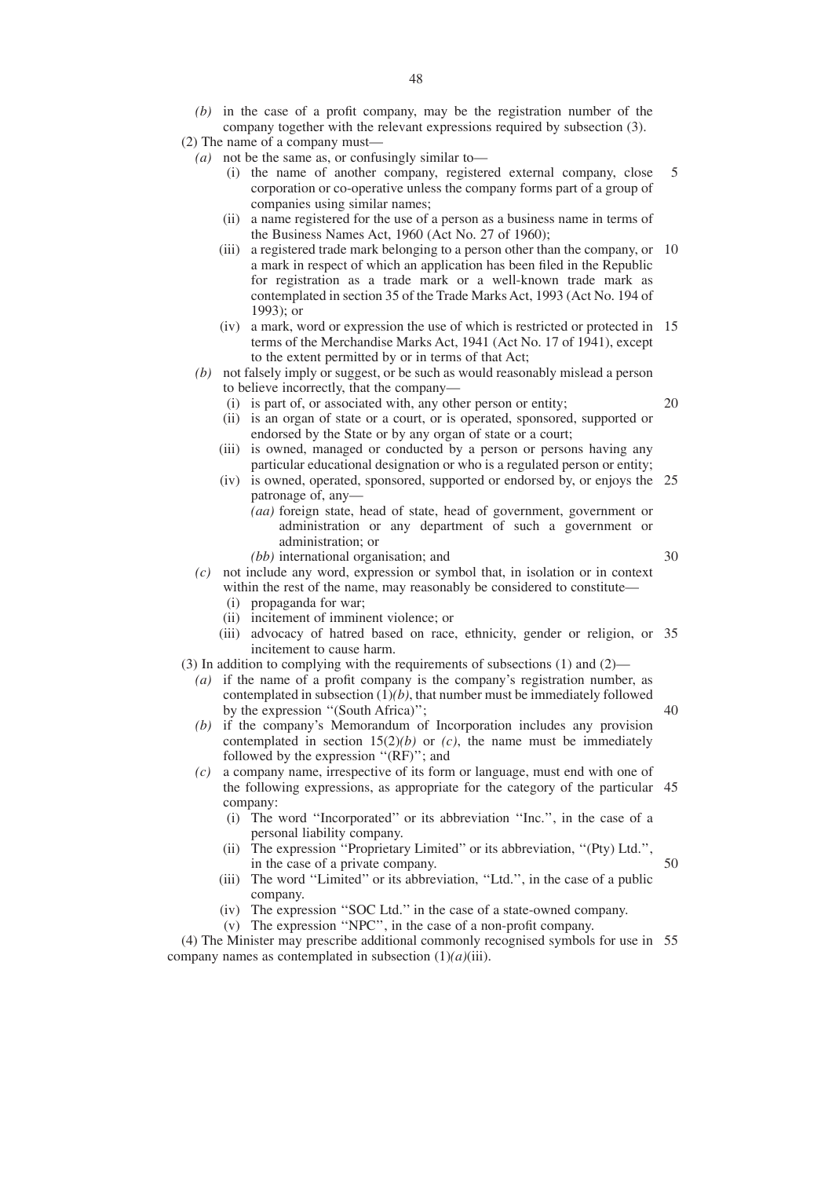*(b)* in the case of a profit company, may be the registration number of the company together with the relevant expressions required by subsection (3).

(2) The name of a company must—

*(a)* not be the same as, or confusingly similar to—

(i) the name of another company, registered external company, close corporation or co-operative unless the company forms part of a group of companies using similar names;

(ii) a name registered for the use of a person as a business name in terms of the Business Names Act, 1960 (Act No. 27 of 1960);

(iii) a registered trade mark belonging to a person other than the company, or a mark in respect of which an application has been filed in the Republic for registration as a trade mark or a well-known trade mark as contemplated in section 35 of the Trade Marks Act, 1993 (Act No. 194 of 1993); or

(iv) a mark, word or expression the use of which is restricted or protected in terms of the Merchandise Marks Act, 1941 (Act No. 17 of 1941), except to the extent permitted by or in terms of that Act;

*(b)* not falsely imply or suggest, or be such as would reasonably mislead a person to believe incorrectly, that the company—

(i) is part of, or associated with, any other person or entity;

(ii) is an organ of state or a court, or is operated, sponsored, supported or endorsed by the State or by any organ of state or a court;

(iii) is owned, managed or conducted by a person or persons having any particular educational designation or who is a regulated person or entity;

(iv) is owned, operated, sponsored, supported or endorsed by, or enjoys the patronage of, any—

*(aa)* foreign state, head of state, head of government, government or administration or any department of such a government or administration; or

*(bb)* international organisation; and

*(c)* not include any word, expression or symbol that, in isolation or in context within the rest of the name, may reasonably be considered to constitute—

(i) propaganda for war;

(ii) incitement of imminent violence; or

(iii) advocacy of hatred based on race, ethnicity, gender or religion, or incitement to cause harm.

(3) In addition to complying with the requirements of subsections (1) and (2)—

*(a)* if the name of a profit company is the company's registration number, as contemplated in subsection (1)*(b)*, that number must be immediately followed by the expression ''(South Africa)'';

*(b)* if the company's Memorandum of Incorporation includes any provision contemplated in section 15(2)*(b)* or *(c)*, the name must be immediately followed by the expression ''(RF)''; and

*(c)* a company name, irrespective of its form or language, must end with one of the following expressions, as appropriate for the category of the particular company:

(i) The word ''Incorporated'' or its abbreviation ''Inc.'', in the case of a personal liability company.

(ii) The expression ''Proprietary Limited'' or its abbreviation, ''(Pty) Ltd.'', in the case of a private company.

(iii) The word ''Limited'' or its abbreviation, ''Ltd.'', in the case of a public company.

(iv) The expression ''SOC Ltd.'' in the case of a state-owned company.

(v) The expression ''NPC'', in the case of a non-profit company.

(4) The Minister may prescribe additional commonly recognised symbols for use in company names as contemplated in subsection (1)*(a)*(iii).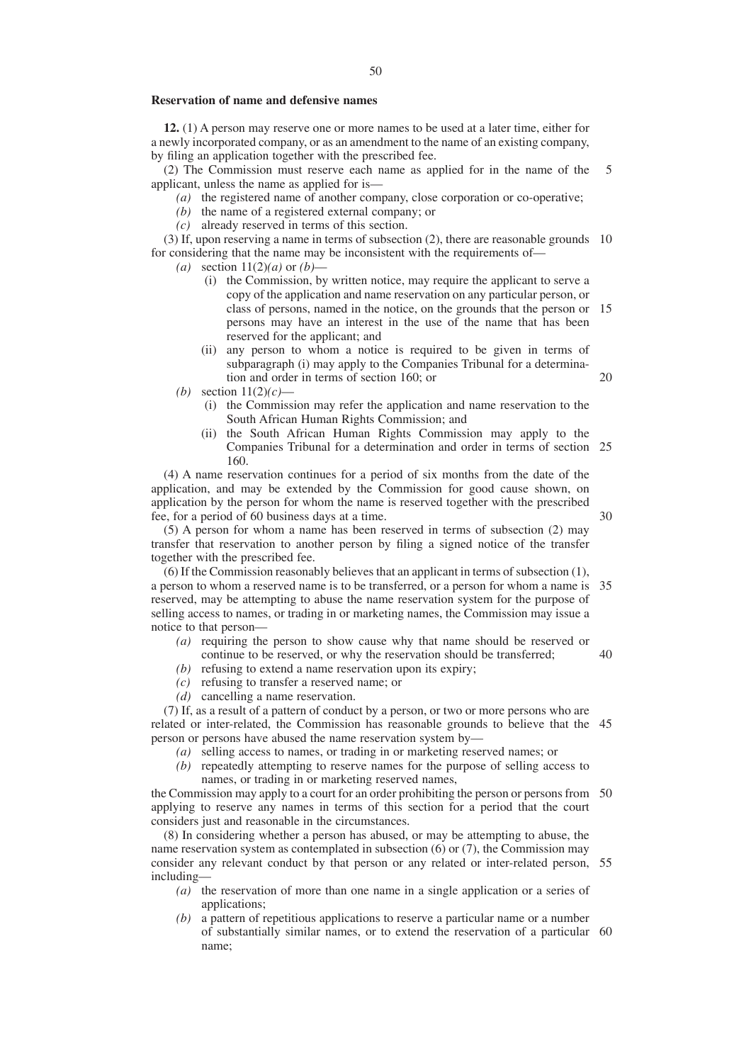**Reservation of name and defensive names**

**12.** (1) A person may reserve one or more names to be used at a later time, either for a newly incorporated company, or as an amendment to the name of an existing company, by filing an application together with the prescribed fee.

(2) The Commission must reserve each name as applied for in the name of the applicant, unless the name as applied for is—

*(a)* the registered name of another company, close corporation or co-operative;

*(b)* the name of a registered external company; or

*(c)* already reserved in terms of this section.

(3) If, upon reserving a name in terms of subsection (2), there are reasonable grounds for considering that the name may be inconsistent with the requirements of—

*(a)* section 11(2)*(a)* or *(b)*—

(i) the Commission, by written notice, may require the applicant to serve a copy of the application and name reservation on any particular person, or class of persons, named in the notice, on the grounds that the person or persons may have an interest in the use of the name that has been reserved for the applicant; and

(ii) any person to whom a notice is required to be given in terms of subparagraph (i) may apply to the Companies Tribunal for a determination and order in terms of section 160; or

*(b)* section 11(2)*(c)*—

(i) the Commission may refer the application and name reservation to the South African Human Rights Commission; and

(ii) the South African Human Rights Commission may apply to the Companies Tribunal for a determination and order in terms of section 160.

(4) A name reservation continues for a period of six months from the date of the application, and may be extended by the Commission for good cause shown, on application by the person for whom the name is reserved together with the prescribed fee, for a period of 60 business days at a time.

(5) A person for whom a name has been reserved in terms of subsection (2) may transfer that reservation to another person by filing a signed notice of the transfer together with the prescribed fee.

(6) If the Commission reasonably believes that an applicant in terms of subsection (1), a person to whom a reserved name is to be transferred, or a person for whom a name is reserved, may be attempting to abuse the name reservation system for the purpose of selling access to names, or trading in or marketing names, the Commission may issue a notice to that person—

*(a)* requiring the person to show cause why that name should be reserved or continue to be reserved, or why the reservation should be transferred;

*(b)* refusing to extend a name reservation upon its expiry;

*(c)* refusing to transfer a reserved name; or

*(d)* cancelling a name reservation.

(7) If, as a result of a pattern of conduct by a person, or two or more persons who are related or inter-related, the Commission has reasonable grounds to believe that the person or persons have abused the name reservation system by—

*(a)* selling access to names, or trading in or marketing reserved names; or

*(b)* repeatedly attempting to reserve names for the purpose of selling access to names, or trading in or marketing reserved names,

the Commission may apply to a court for an order prohibiting the person or persons from applying to reserve any names in terms of this section for a period that the court considers just and reasonable in the circumstances.

(8) In considering whether a person has abused, or may be attempting to abuse, the name reservation system as contemplated in subsection (6) or (7), the Commission may consider any relevant conduct by that person or any related or inter-related person, including—

*(a)* the reservation of more than one name in a single application or a series of applications;

*(b)* a pattern of repetitious applications to reserve a particular name or a number of substantially similar names, or to extend the reservation of a particular name;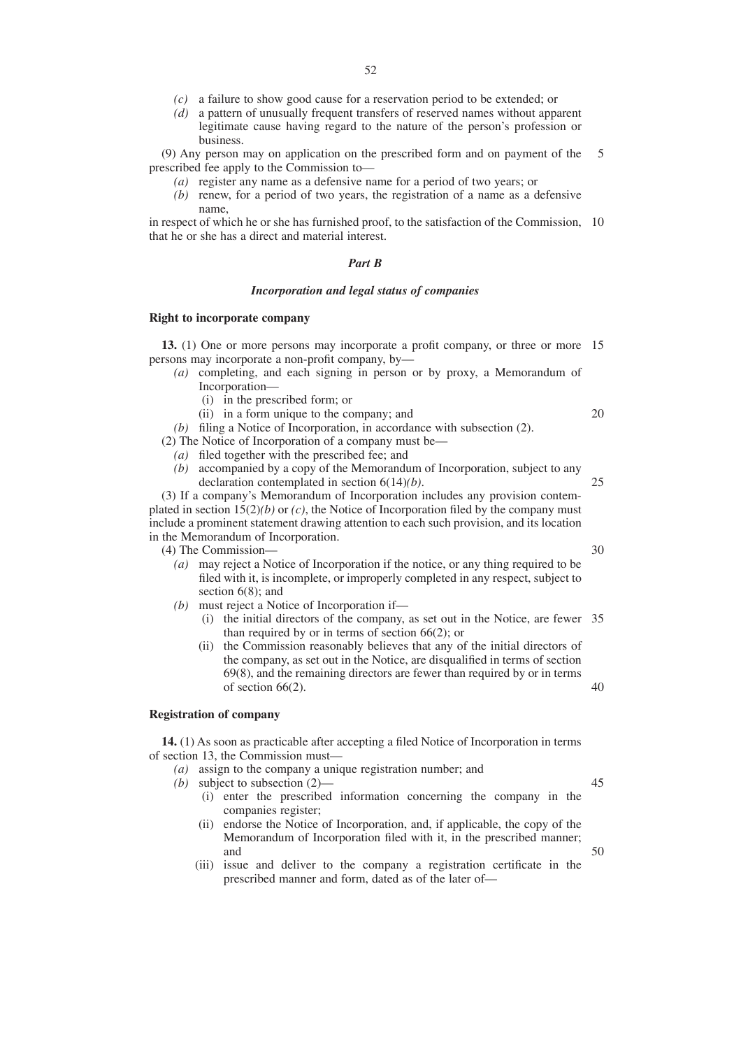- *(c)* a failure to show good cause for a reservation period to be extended; or
- *(d)* a pattern of unusually frequent transfers of reserved names without apparent legitimate cause having regard to the nature of the person's profession or business.

(9) Any person may on application on the prescribed form and on payment of the prescribed fee apply to the Commission to—

- *(a)* register any name as a defensive name for a period of two years; or
- *(b)* renew, for a period of two years, the registration of a name as a defensive name,

in respect of which he or she has furnished proof, to the satisfaction of the Commission, that he or she has a direct and material interest.

## *Part B*

### *Incorporation and legal status of companies*

**Right to incorporate company**

**13.** (1) One or more persons may incorporate a profit company, or three or more persons may incorporate a non-profit company, by—

- *(a)* completing, and each signing in person or by proxy, a Memorandum of Incorporation—
  - (i) in the prescribed form; or
  - (ii) in a form unique to the company; and
- *(b)* filing a Notice of Incorporation, in accordance with subsection (2).

(2) The Notice of Incorporation of a company must be—

- *(a)* filed together with the prescribed fee; and
- *(b)* accompanied by a copy of the Memorandum of Incorporation, subject to any declaration contemplated in section 6(14)*(b)*.

(3) If a company's Memorandum of Incorporation includes any provision contemplated in section 15(2)*(b)* or *(c)*, the Notice of Incorporation filed by the company must include a prominent statement drawing attention to each such provision, and its location in the Memorandum of Incorporation.

(4) The Commission—

- *(a)* may reject a Notice of Incorporation if the notice, or any thing required to be filed with it, is incomplete, or improperly completed in any respect, subject to section 6(8); and
- *(b)* must reject a Notice of Incorporation if—
  - (i) the initial directors of the company, as set out in the Notice, are fewer than required by or in terms of section 66(2); or
  - (ii) the Commission reasonably believes that any of the initial directors of the company, as set out in the Notice, are disqualified in terms of section 69(8), and the remaining directors are fewer than required by or in terms of section 66(2).

**Registration of company**

**14.** (1) As soon as practicable after accepting a filed Notice of Incorporation in terms of section 13, the Commission must—

- *(a)* assign to the company a unique registration number; and
- *(b)* subject to subsection (2)—
  - (i) enter the prescribed information concerning the company in the companies register;
  - (ii) endorse the Notice of Incorporation, and, if applicable, the copy of the Memorandum of Incorporation filed with it, in the prescribed manner; and
  - (iii) issue and deliver to the company a registration certificate in the prescribed manner and form, dated as of the later of—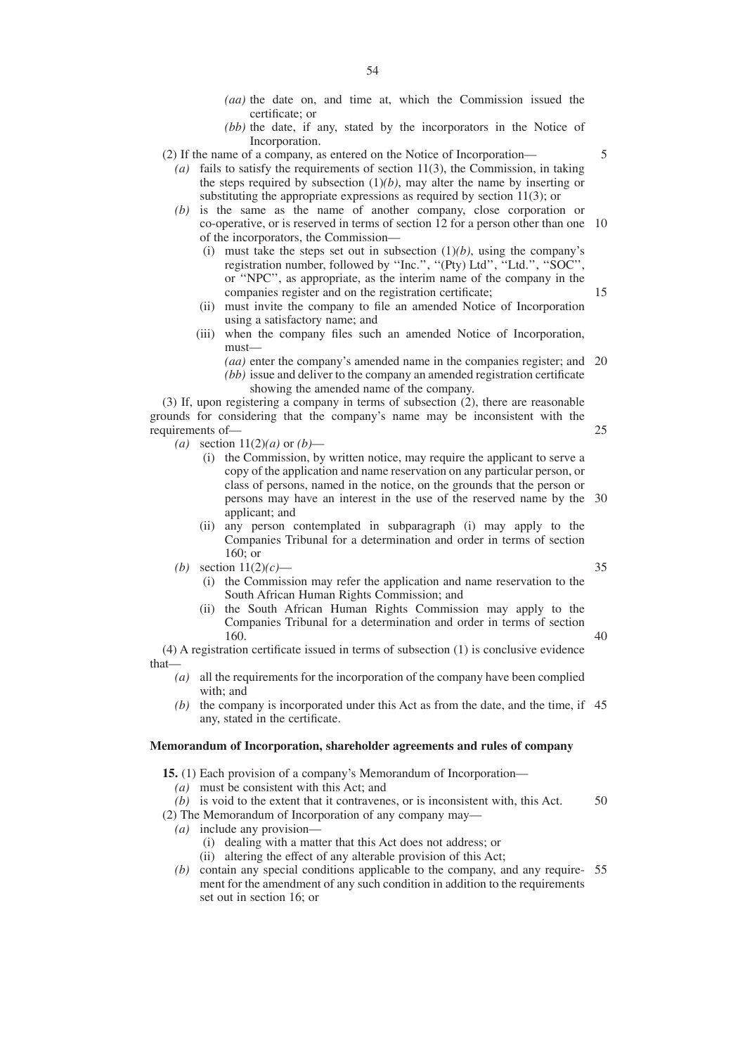*(aa)* the date on, and time at, which the Commission issued the certificate; or

*(bb)* the date, if any, stated by the incorporators in the Notice of Incorporation.

(2) If the name of a company, as entered on the Notice of Incorporation—

*(a)* fails to satisfy the requirements of section 11(3), the Commission, in taking the steps required by subsection (1)*(b)*, may alter the name by inserting or substituting the appropriate expressions as required by section 11(3); or

*(b)* is the same as the name of another company, close corporation or co-operative, or is reserved in terms of section 12 for a person other than one of the incorporators, the Commission—

(i) must take the steps set out in subsection (1)*(b)*, using the company's registration number, followed by ''Inc.'', ''(Pty) Ltd'', ''Ltd.'', ''SOC'', or ''NPC'', as appropriate, as the interim name of the company in the companies register and on the registration certificate;

(ii) must invite the company to file an amended Notice of Incorporation using a satisfactory name; and

(iii) when the company files such an amended Notice of Incorporation, must—

*(aa)* enter the company's amended name in the companies register; and

*(bb)* issue and deliver to the company an amended registration certificate showing the amended name of the company.

(3) If, upon registering a company in terms of subsection (2), there are reasonable grounds for considering that the company's name may be inconsistent with the requirements of—

*(a)* section 11(2)*(a)* or *(b)*—

(i) the Commission, by written notice, may require the applicant to serve a copy of the application and name reservation on any particular person, or class of persons, named in the notice, on the grounds that the person or persons may have an interest in the use of the reserved name by the applicant; and

(ii) any person contemplated in subparagraph (i) may apply to the Companies Tribunal for a determination and order in terms of section 160; or

*(b)* section 11(2)*(c)*—

(i) the Commission may refer the application and name reservation to the South African Human Rights Commission; and

(ii) the South African Human Rights Commission may apply to the Companies Tribunal for a determination and order in terms of section 160.

(4) A registration certificate issued in terms of subsection (1) is conclusive evidence that—

*(a)* all the requirements for the incorporation of the company have been complied with; and

*(b)* the company is incorporated under this Act as from the date, and the time, if any, stated in the certificate.

**Memorandum of Incorporation, shareholder agreements and rules of company**

**15.** (1) Each provision of a company's Memorandum of Incorporation—

*(a)* must be consistent with this Act; and

*(b)* is void to the extent that it contravenes, or is inconsistent with, this Act.

(2) The Memorandum of Incorporation of any company may—

*(a)* include any provision—

(i) dealing with a matter that this Act does not address; or

(ii) altering the effect of any alterable provision of this Act;

*(b)* contain any special conditions applicable to the company, and any requirement for the amendment of any such condition in addition to the requirements set out in section 16; or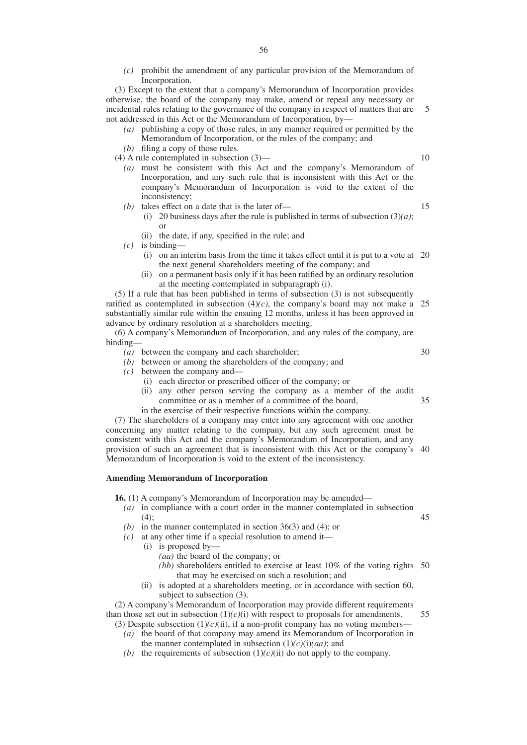*(c)* prohibit the amendment of any particular provision of the Memorandum of Incorporation.

(3) Except to the extent that a company's Memorandum of Incorporation provides otherwise, the board of the company may make, amend or repeal any necessary or incidental rules relating to the governance of the company in respect of matters that are not addressed in this Act or the Memorandum of Incorporation, by—

*(a)* publishing a copy of those rules, in any manner required or permitted by the Memorandum of Incorporation, or the rules of the company; and

*(b)* filing a copy of those rules.

(4) A rule contemplated in subsection (3)—

*(a)* must be consistent with this Act and the company's Memorandum of Incorporation, and any such rule that is inconsistent with this Act or the company's Memorandum of Incorporation is void to the extent of the inconsistency;

*(b)* takes effect on a date that is the later of—

(i) 20 business days after the rule is published in terms of subsection (3)*(a)*; or

(ii) the date, if any, specified in the rule; and

*(c)* is binding—

(i) on an interim basis from the time it takes effect until it is put to a vote at the next general shareholders meeting of the company; and

(ii) on a permanent basis only if it has been ratified by an ordinary resolution at the meeting contemplated in subparagraph (i).

(5) If a rule that has been published in terms of subsection (3) is not subsequently ratified as contemplated in subsection (4)*(c)*, the company's board may not make a substantially similar rule within the ensuing 12 months, unless it has been approved in advance by ordinary resolution at a shareholders meeting.

(6) A company's Memorandum of Incorporation, and any rules of the company, are binding—

*(a)* between the company and each shareholder;

*(b)* between or among the shareholders of the company; and

*(c)* between the company and—

(i) each director or prescribed officer of the company; or

(ii) any other person serving the company as a member of the audit committee or as a member of a committee of the board,

in the exercise of their respective functions within the company.

(7) The shareholders of a company may enter into any agreement with one another concerning any matter relating to the company, but any such agreement must be consistent with this Act and the company's Memorandum of Incorporation, and any provision of such an agreement that is inconsistent with this Act or the company's Memorandum of Incorporation is void to the extent of the inconsistency.

**Amending Memorandum of Incorporation**

**16.** (1) A company's Memorandum of Incorporation may be amended—

*(a)* in compliance with a court order in the manner contemplated in subsection (4);

*(b)* in the manner contemplated in section 36(3) and (4); or

*(c)* at any other time if a special resolution to amend it—

(i) is proposed by—

*(aa)* the board of the company; or

*(bb)* shareholders entitled to exercise at least 10% of the voting rights that may be exercised on such a resolution; and

(ii) is adopted at a shareholders meeting, or in accordance with section 60, subject to subsection (3).

(2) A company's Memorandum of Incorporation may provide different requirements than those set out in subsection (1)*(c)*(i) with respect to proposals for amendments.

(3) Despite subsection (1)*(c)*(ii), if a non-profit company has no voting members—

*(a)* the board of that company may amend its Memorandum of Incorporation in the manner contemplated in subsection (1)*(c)*(i)*(aa)*; and

*(b)* the requirements of subsection (1)*(c)*(ii) do not apply to the company.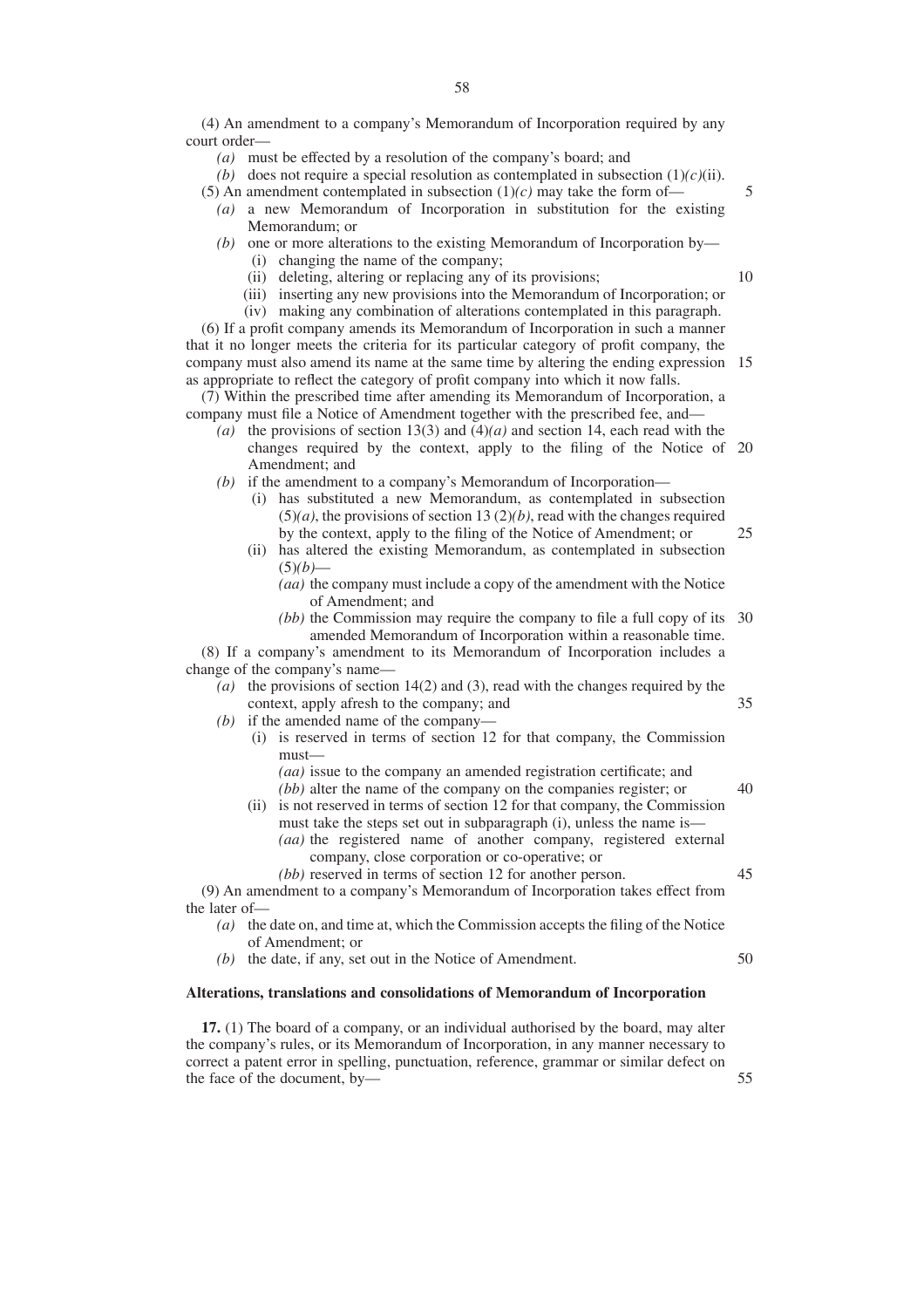(4) An amendment to a company's Memorandum of Incorporation required by any court order—

*(a)* must be effected by a resolution of the company's board; and

*(b)* does not require a special resolution as contemplated in subsection (1)*(c)*(ii).

(5) An amendment contemplated in subsection (1)*(c)* may take the form of—

*(a)* a new Memorandum of Incorporation in substitution for the existing Memorandum; or

*(b)* one or more alterations to the existing Memorandum of Incorporation by—

(i) changing the name of the company;

(ii) deleting, altering or replacing any of its provisions;

(iii) inserting any new provisions into the Memorandum of Incorporation; or

(iv) making any combination of alterations contemplated in this paragraph.

(6) If a profit company amends its Memorandum of Incorporation in such a manner that it no longer meets the criteria for its particular category of profit company, the company must also amend its name at the same time by altering the ending expression as appropriate to reflect the category of profit company into which it now falls.

(7) Within the prescribed time after amending its Memorandum of Incorporation, a company must file a Notice of Amendment together with the prescribed fee, and—

*(a)* the provisions of section 13(3) and (4)*(a)* and section 14, each read with the changes required by the context, apply to the filing of the Notice of Amendment; and

*(b)* if the amendment to a company's Memorandum of Incorporation—

(i) has substituted a new Memorandum, as contemplated in subsection (5)*(a)*, the provisions of section 13 (2)*(b)*, read with the changes required by the context, apply to the filing of the Notice of Amendment; or

(ii) has altered the existing Memorandum, as contemplated in subsection (5)*(b)*—

*(aa)* the company must include a copy of the amendment with the Notice of Amendment; and

*(bb)* the Commission may require the company to file a full copy of its amended Memorandum of Incorporation within a reasonable time.

(8) If a company's amendment to its Memorandum of Incorporation includes a change of the company's name—

*(a)* the provisions of section 14(2) and (3), read with the changes required by the context, apply afresh to the company; and

*(b)* if the amended name of the company—

(i) is reserved in terms of section 12 for that company, the Commission must—

*(aa)* issue to the company an amended registration certificate; and

*(bb)* alter the name of the company on the companies register; or

(ii) is not reserved in terms of section 12 for that company, the Commission must take the steps set out in subparagraph (i), unless the name is—

*(aa)* the registered name of another company, registered external company, close corporation or co-operative; or

*(bb)* reserved in terms of section 12 for another person.

(9) An amendment to a company's Memorandum of Incorporation takes effect from the later of—

*(a)* the date on, and time at, which the Commission accepts the filing of the Notice of Amendment; or

*(b)* the date, if any, set out in the Notice of Amendment.

**Alterations, translations and consolidations of Memorandum of Incorporation**

**17.** (1) The board of a company, or an individual authorised by the board, may alter the company's rules, or its Memorandum of Incorporation, in any manner necessary to correct a patent error in spelling, punctuation, reference, grammar or similar defect on the face of the document, by—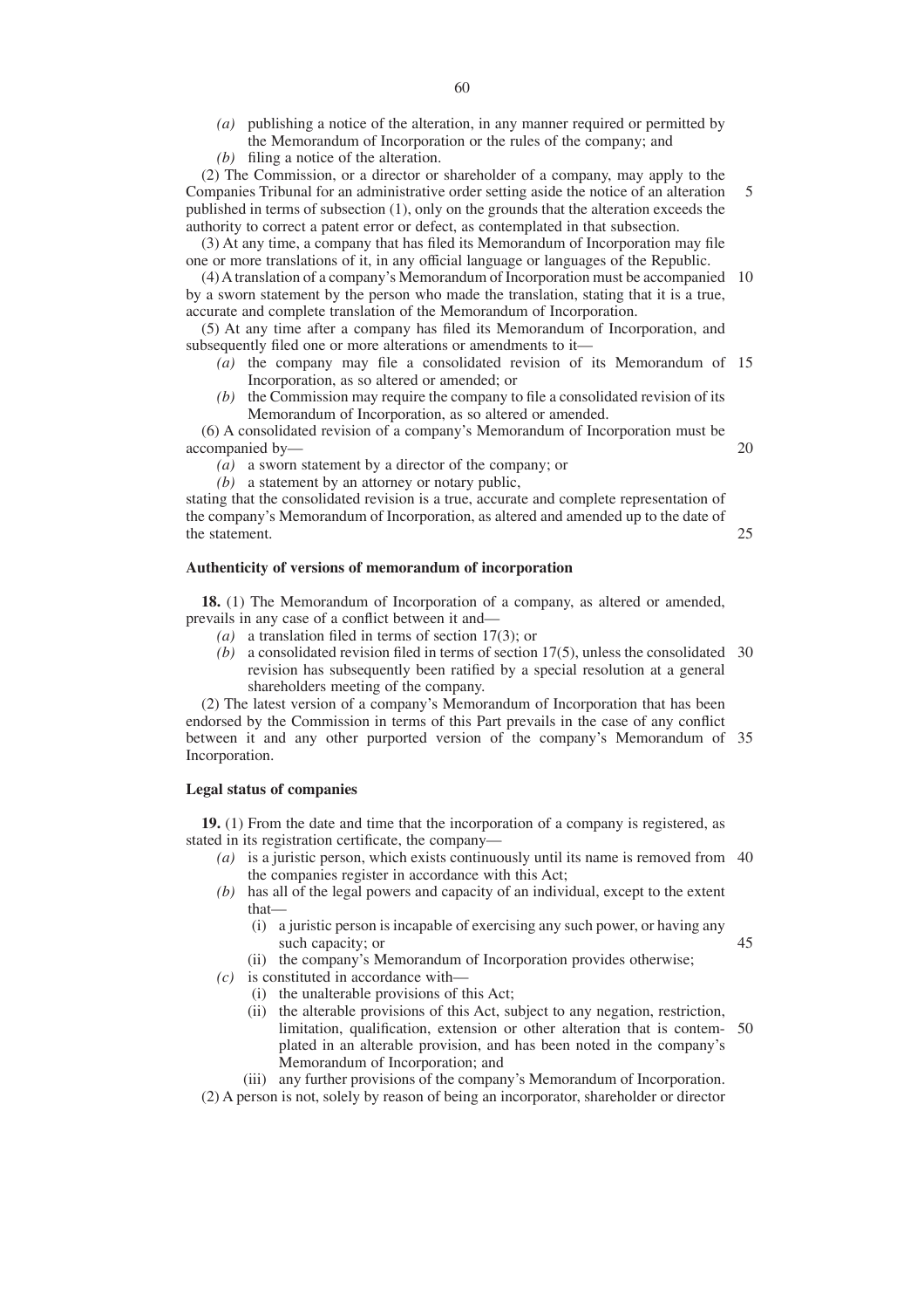*(a)* publishing a notice of the alteration, in any manner required or permitted by the Memorandum of Incorporation or the rules of the company; and

*(b)* filing a notice of the alteration.

(2) The Commission, or a director or shareholder of a company, may apply to the Companies Tribunal for an administrative order setting aside the notice of an alteration published in terms of subsection (1), only on the grounds that the alteration exceeds the authority to correct a patent error or defect, as contemplated in that subsection.

(3) At any time, a company that has filed its Memorandum of Incorporation may file one or more translations of it, in any official language or languages of the Republic.

(4) A translation of a company's Memorandum of Incorporation must be accompanied by a sworn statement by the person who made the translation, stating that it is a true, accurate and complete translation of the Memorandum of Incorporation.

(5) At any time after a company has filed its Memorandum of Incorporation, and subsequently filed one or more alterations or amendments to it—

*(a)* the company may file a consolidated revision of its Memorandum of Incorporation, as so altered or amended; or

*(b)* the Commission may require the company to file a consolidated revision of its Memorandum of Incorporation, as so altered or amended.

(6) A consolidated revision of a company's Memorandum of Incorporation must be accompanied by—

*(a)* a sworn statement by a director of the company; or

*(b)* a statement by an attorney or notary public,

stating that the consolidated revision is a true, accurate and complete representation of the company's Memorandum of Incorporation, as altered and amended up to the date of the statement.

**Authenticity of versions of memorandum of incorporation**

**18.** (1) The Memorandum of Incorporation of a company, as altered or amended, prevails in any case of a conflict between it and—

*(a)* a translation filed in terms of section 17(3); or

*(b)* a consolidated revision filed in terms of section 17(5), unless the consolidated revision has subsequently been ratified by a special resolution at a general shareholders meeting of the company.

(2) The latest version of a company's Memorandum of Incorporation that has been endorsed by the Commission in terms of this Part prevails in the case of any conflict between it and any other purported version of the company's Memorandum of Incorporation.

**Legal status of companies**

**19.** (1) From the date and time that the incorporation of a company is registered, as stated in its registration certificate, the company—

*(a)* is a juristic person, which exists continuously until its name is removed from the companies register in accordance with this Act;

*(b)* has all of the legal powers and capacity of an individual, except to the extent that—

(i) a juristic person is incapable of exercising any such power, or having any such capacity; or

(ii) the company's Memorandum of Incorporation provides otherwise;

*(c)* is constituted in accordance with—

(i) the unalterable provisions of this Act;

(ii) the alterable provisions of this Act, subject to any negation, restriction, limitation, qualification, extension or other alteration that is contemplated in an alterable provision, and has been noted in the company's Memorandum of Incorporation; and

(iii) any further provisions of the company's Memorandum of Incorporation.

(2) A person is not, solely by reason of being an incorporator, shareholder or director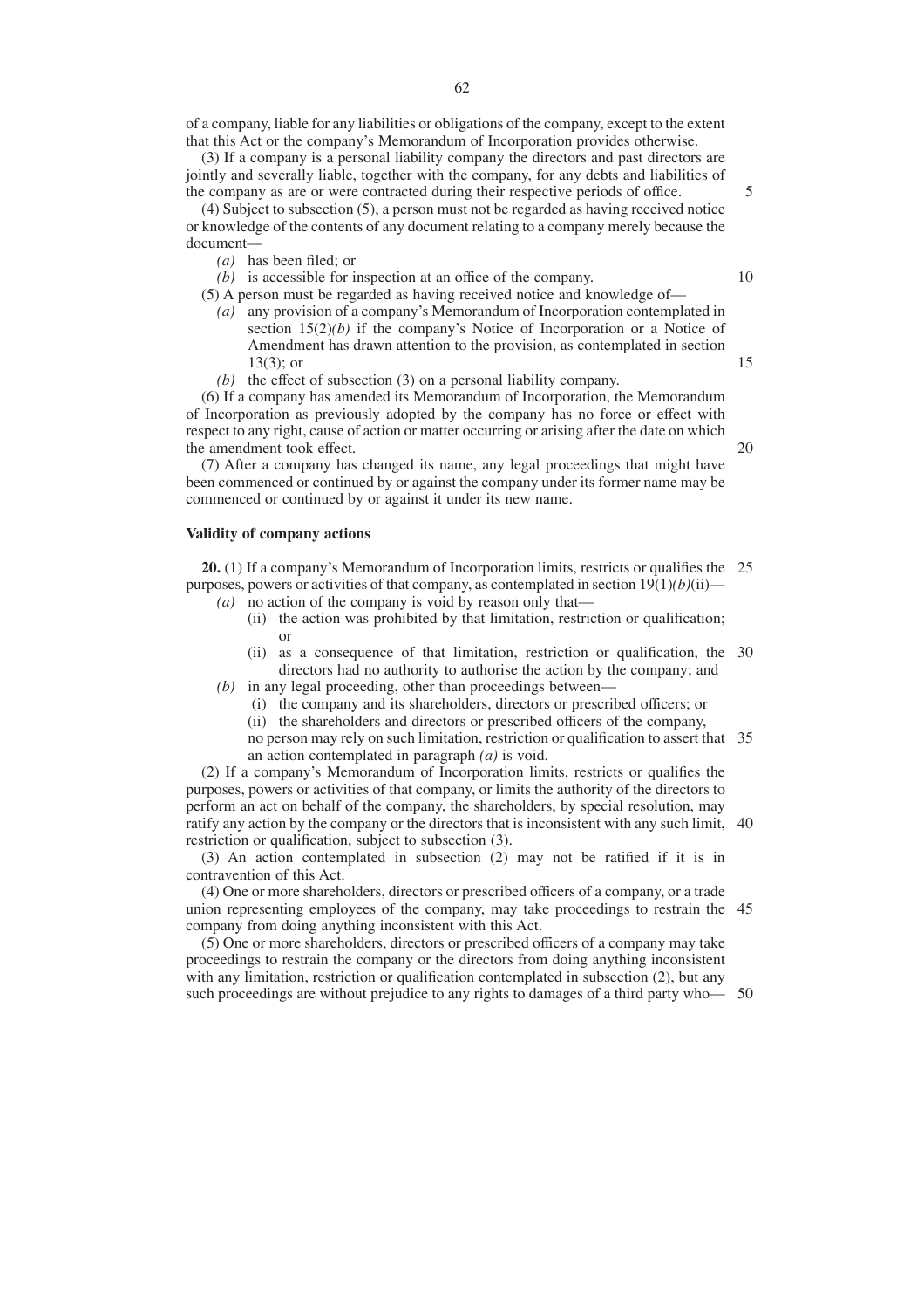of a company, liable for any liabilities or obligations of the company, except to the extent that this Act or the company's Memorandum of Incorporation provides otherwise.

(3) If a company is a personal liability company the directors and past directors are jointly and severally liable, together with the company, for any debts and liabilities of the company as are or were contracted during their respective periods of office.

(4) Subject to subsection (5), a person must not be regarded as having received notice or knowledge of the contents of any document relating to a company merely because the document—

*(a)* has been filed; or

*(b)* is accessible for inspection at an office of the company.

(5) A person must be regarded as having received notice and knowledge of—

*(a)* any provision of a company's Memorandum of Incorporation contemplated in section 15(2)*(b)* if the company's Notice of Incorporation or a Notice of Amendment has drawn attention to the provision, as contemplated in section 13(3); or

*(b)* the effect of subsection (3) on a personal liability company.

(6) If a company has amended its Memorandum of Incorporation, the Memorandum of Incorporation as previously adopted by the company has no force or effect with respect to any right, cause of action or matter occurring or arising after the date on which the amendment took effect.

(7) After a company has changed its name, any legal proceedings that might have been commenced or continued by or against the company under its former name may be commenced or continued by or against it under its new name.

**Validity of company actions**

**20.** (1) If a company's Memorandum of Incorporation limits, restricts or qualifies the purposes, powers or activities of that company, as contemplated in section 19(1)*(b)*(ii)—

*(a)* no action of the company is void by reason only that—

(ii) the action was prohibited by that limitation, restriction or qualification; or

(ii) as a consequence of that limitation, restriction or qualification, the directors had no authority to authorise the action by the company; and

*(b)* in any legal proceeding, other than proceedings between—

(i) the company and its shareholders, directors or prescribed officers; or

(ii) the shareholders and directors or prescribed officers of the company,

no person may rely on such limitation, restriction or qualification to assert that an action contemplated in paragraph *(a)* is void.

(2) If a company's Memorandum of Incorporation limits, restricts or qualifies the purposes, powers or activities of that company, or limits the authority of the directors to perform an act on behalf of the company, the shareholders, by special resolution, may ratify any action by the company or the directors that is inconsistent with any such limit, restriction or qualification, subject to subsection (3).

(3) An action contemplated in subsection (2) may not be ratified if it is in contravention of this Act.

(4) One or more shareholders, directors or prescribed officers of a company, or a trade union representing employees of the company, may take proceedings to restrain the company from doing anything inconsistent with this Act.

(5) One or more shareholders, directors or prescribed officers of a company may take proceedings to restrain the company or the directors from doing anything inconsistent with any limitation, restriction or qualification contemplated in subsection (2), but any such proceedings are without prejudice to any rights to damages of a third party who—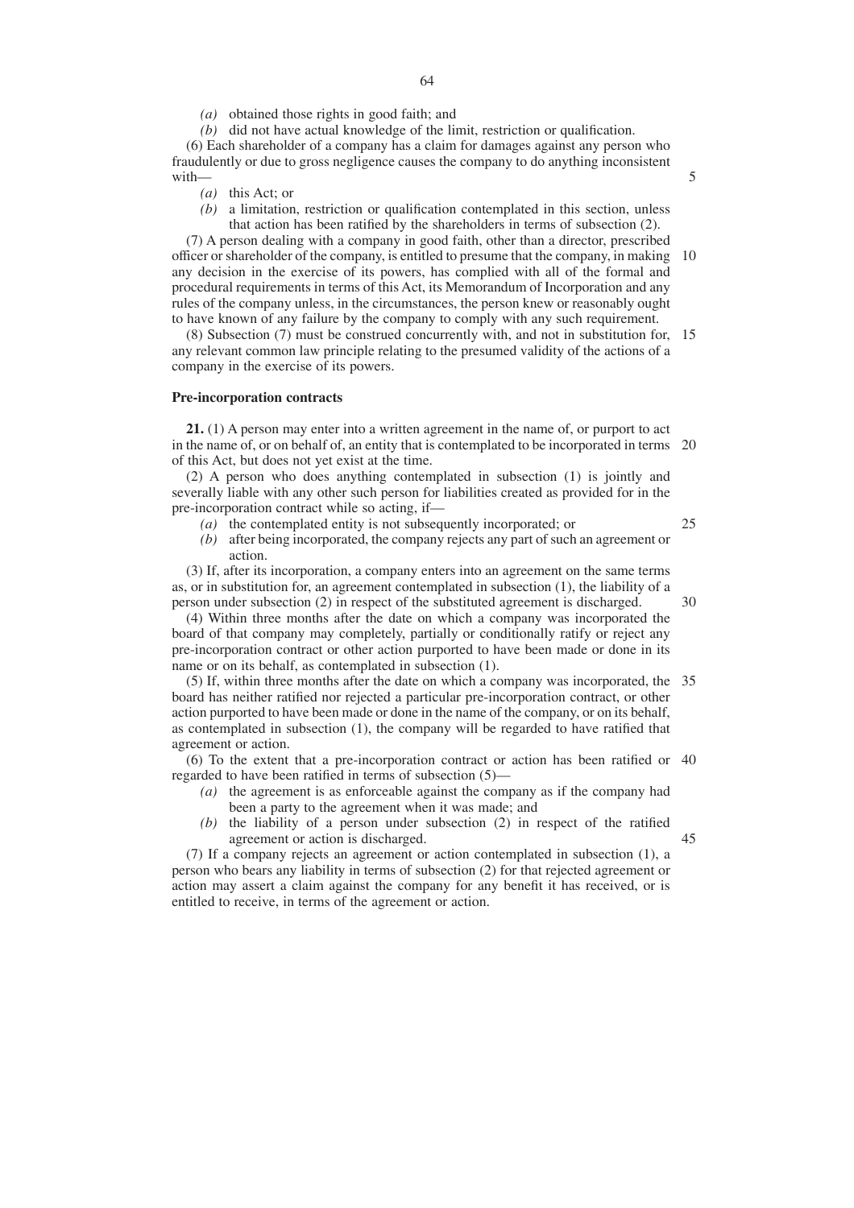*(a)* obtained those rights in good faith; and

*(b)* did not have actual knowledge of the limit, restriction or qualification.

(6) Each shareholder of a company has a claim for damages against any person who fraudulently or due to gross negligence causes the company to do anything inconsistent with—

*(a)* this Act; or

*(b)* a limitation, restriction or qualification contemplated in this section, unless that action has been ratified by the shareholders in terms of subsection (2).

(7) A person dealing with a company in good faith, other than a director, prescribed officer or shareholder of the company, is entitled to presume that the company, in making any decision in the exercise of its powers, has complied with all of the formal and procedural requirements in terms of this Act, its Memorandum of Incorporation and any rules of the company unless, in the circumstances, the person knew or reasonably ought to have known of any failure by the company to comply with any such requirement.

(8) Subsection (7) must be construed concurrently with, and not in substitution for, any relevant common law principle relating to the presumed validity of the actions of a company in the exercise of its powers.

**Pre-incorporation contracts**

**21.** (1) A person may enter into a written agreement in the name of, or purport to act in the name of, or on behalf of, an entity that is contemplated to be incorporated in terms of this Act, but does not yet exist at the time.

(2) A person who does anything contemplated in subsection (1) is jointly and severally liable with any other such person for liabilities created as provided for in the pre-incorporation contract while so acting, if—

*(a)* the contemplated entity is not subsequently incorporated; or

*(b)* after being incorporated, the company rejects any part of such an agreement or action.

(3) If, after its incorporation, a company enters into an agreement on the same terms as, or in substitution for, an agreement contemplated in subsection (1), the liability of a person under subsection (2) in respect of the substituted agreement is discharged.

(4) Within three months after the date on which a company was incorporated the board of that company may completely, partially or conditionally ratify or reject any pre-incorporation contract or other action purported to have been made or done in its name or on its behalf, as contemplated in subsection (1).

(5) If, within three months after the date on which a company was incorporated, the board has neither ratified nor rejected a particular pre-incorporation contract, or other action purported to have been made or done in the name of the company, or on its behalf, as contemplated in subsection (1), the company will be regarded to have ratified that agreement or action.

(6) To the extent that a pre-incorporation contract or action has been ratified or regarded to have been ratified in terms of subsection (5)—

*(a)* the agreement is as enforceable against the company as if the company had been a party to the agreement when it was made; and

*(b)* the liability of a person under subsection (2) in respect of the ratified agreement or action is discharged.

(7) If a company rejects an agreement or action contemplated in subsection (1), a person who bears any liability in terms of subsection (2) for that rejected agreement or action may assert a claim against the company for any benefit it has received, or is entitled to receive, in terms of the agreement or action.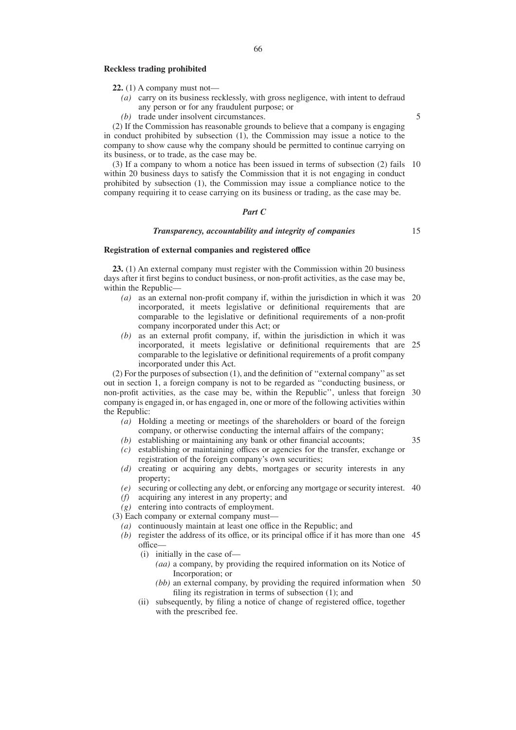**Reckless trading prohibited**

**22.** (1) A company must not—

*(a)* carry on its business recklessly, with gross negligence, with intent to defraud any person or for any fraudulent purpose; or

*(b)* trade under insolvent circumstances.

(2) If the Commission has reasonable grounds to believe that a company is engaging in conduct prohibited by subsection (1), the Commission may issue a notice to the company to show cause why the company should be permitted to continue carrying on its business, or to trade, as the case may be.

(3) If a company to whom a notice has been issued in terms of subsection (2) fails within 20 business days to satisfy the Commission that it is not engaging in conduct prohibited by subsection (1), the Commission may issue a compliance notice to the company requiring it to cease carrying on its business or trading, as the case may be.

## *Part C*

### *Transparency, accountability and integrity of companies*

**Registration of external companies and registered office**

**23.** (1) An external company must register with the Commission within 20 business days after it first begins to conduct business, or non-profit activities, as the case may be, within the Republic—

*(a)* as an external non-profit company if, within the jurisdiction in which it was incorporated, it meets legislative or definitional requirements that are comparable to the legislative or definitional requirements of a non-profit company incorporated under this Act; or

*(b)* as an external profit company, if, within the jurisdiction in which it was incorporated, it meets legislative or definitional requirements that are comparable to the legislative or definitional requirements of a profit company incorporated under this Act.

(2) For the purposes of subsection (1), and the definition of ''external company'' as set out in section 1, a foreign company is not to be regarded as ''conducting business, or non-profit activities, as the case may be, within the Republic'', unless that foreign company is engaged in, or has engaged in, one or more of the following activities within the Republic:

*(a)* Holding a meeting or meetings of the shareholders or board of the foreign company, or otherwise conducting the internal affairs of the company;

*(b)* establishing or maintaining any bank or other financial accounts;

*(c)* establishing or maintaining offices or agencies for the transfer, exchange or registration of the foreign company's own securities;

*(d)* creating or acquiring any debts, mortgages or security interests in any property;

*(e)* securing or collecting any debt, or enforcing any mortgage or security interest.

*(f)* acquiring any interest in any property; and

*(g)* entering into contracts of employment.

(3) Each company or external company must—

*(a)* continuously maintain at least one office in the Republic; and

*(b)* register the address of its office, or its principal office if it has more than one office—

(i) initially in the case of—

*(aa)* a company, by providing the required information on its Notice of Incorporation; or

*(bb)* an external company, by providing the required information when filing its registration in terms of subsection (1); and

(ii) subsequently, by filing a notice of change of registered office, together with the prescribed fee.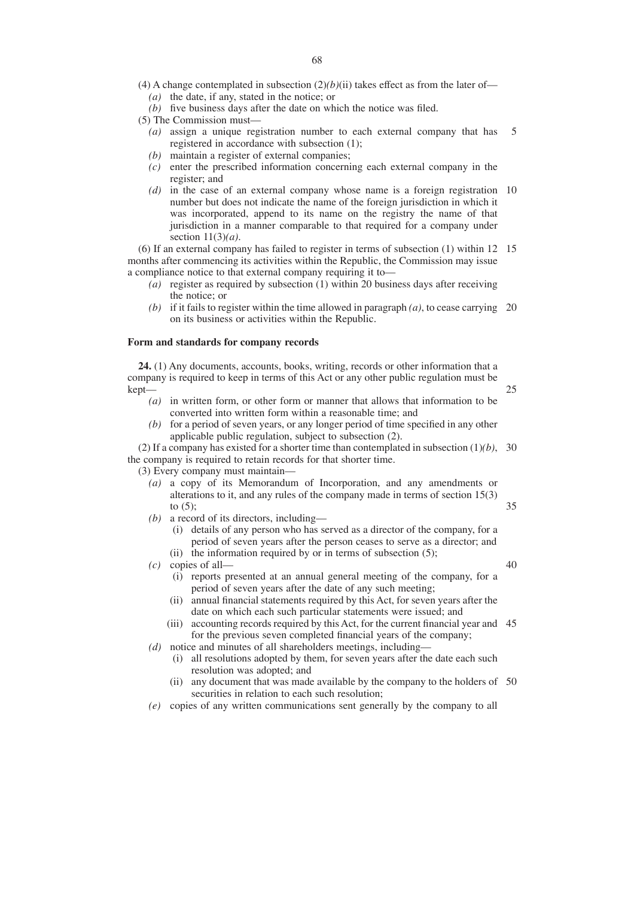(4) A change contemplated in subsection (2)*(b)*(ii) takes effect as from the later of—

*(a)* the date, if any, stated in the notice; or

*(b)* five business days after the date on which the notice was filed.

(5) The Commission must—

*(a)* assign a unique registration number to each external company that has registered in accordance with subsection (1);

*(b)* maintain a register of external companies;

*(c)* enter the prescribed information concerning each external company in the register; and

*(d)* in the case of an external company whose name is a foreign registration number but does not indicate the name of the foreign jurisdiction in which it was incorporated, append to its name on the registry the name of that jurisdiction in a manner comparable to that required for a company under section 11(3)*(a)*.

(6) If an external company has failed to register in terms of subsection (1) within 12 months after commencing its activities within the Republic, the Commission may issue a compliance notice to that external company requiring it to—

*(a)* register as required by subsection (1) within 20 business days after receiving the notice; or

*(b)* if it fails to register within the time allowed in paragraph *(a)*, to cease carrying on its business or activities within the Republic.

**Form and standards for company records**

**24.** (1) Any documents, accounts, books, writing, records or other information that a company is required to keep in terms of this Act or any other public regulation must be kept—

*(a)* in written form, or other form or manner that allows that information to be converted into written form within a reasonable time; and

*(b)* for a period of seven years, or any longer period of time specified in any other applicable public regulation, subject to subsection (2).

(2) If a company has existed for a shorter time than contemplated in subsection (1)*(b)*, the company is required to retain records for that shorter time.

(3) Every company must maintain—

*(a)* a copy of its Memorandum of Incorporation, and any amendments or alterations to it, and any rules of the company made in terms of section 15(3) to (5);

*(b)* a record of its directors, including—

(i) details of any person who has served as a director of the company, for a period of seven years after the person ceases to serve as a director; and

(ii) the information required by or in terms of subsection (5);

*(c)* copies of all—

(i) reports presented at an annual general meeting of the company, for a period of seven years after the date of any such meeting;

(ii) annual financial statements required by this Act, for seven years after the date on which each such particular statements were issued; and

(iii) accounting records required by this Act, for the current financial year and for the previous seven completed financial years of the company;

*(d)* notice and minutes of all shareholders meetings, including—

(i) all resolutions adopted by them, for seven years after the date each such resolution was adopted; and

(ii) any document that was made available by the company to the holders of securities in relation to each such resolution;

*(e)* copies of any written communications sent generally by the company to all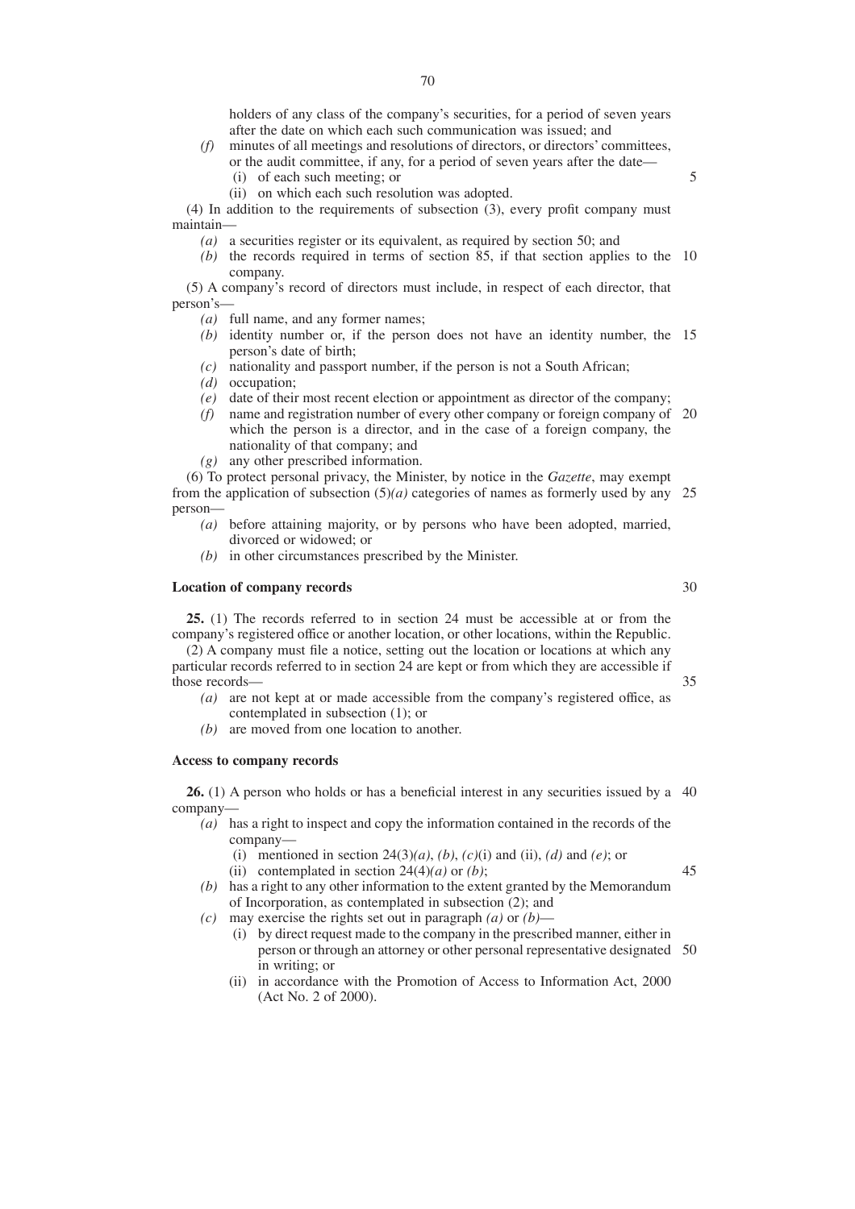holders of any class of the company's securities, for a period of seven years after the date on which each such communication was issued; and

*(f)* minutes of all meetings and resolutions of directors, or directors' committees, or the audit committee, if any, for a period of seven years after the date—
   (i) of each such meeting; or
   (ii) on which each such resolution was adopted.

(4) In addition to the requirements of subsection (3), every profit company must maintain—

*(a)* a securities register or its equivalent, as required by section 50; and

*(b)* the records required in terms of section 85, if that section applies to the company.

(5) A company's record of directors must include, in respect of each director, that person's—

*(a)* full name, and any former names;

*(b)* identity number or, if the person does not have an identity number, the person's date of birth;

*(c)* nationality and passport number, if the person is not a South African;

*(d)* occupation;

*(e)* date of their most recent election or appointment as director of the company;

*(f)* name and registration number of every other company or foreign company of which the person is a director, and in the case of a foreign company, the nationality of that company; and

*(g)* any other prescribed information.

(6) To protect personal privacy, the Minister, by notice in the *Gazette*, may exempt from the application of subsection (5)*(a)* categories of names as formerly used by any person—

*(a)* before attaining majority, or by persons who have been adopted, married, divorced or widowed; or

*(b)* in other circumstances prescribed by the Minister.

**Location of company records**

**25.** (1) The records referred to in section 24 must be accessible at or from the company's registered office or another location, or other locations, within the Republic.

(2) A company must file a notice, setting out the location or locations at which any particular records referred to in section 24 are kept or from which they are accessible if those records—

*(a)* are not kept at or made accessible from the company's registered office, as contemplated in subsection (1); or

*(b)* are moved from one location to another.

**Access to company records**

**26.** (1) A person who holds or has a beneficial interest in any securities issued by a company—

*(a)* has a right to inspect and copy the information contained in the records of the company—
   (i) mentioned in section 24(3)*(a)*, *(b)*, *(c)*(i) and (ii), *(d)* and *(e)*; or
   (ii) contemplated in section 24(4)*(a)* or *(b)*;

*(b)* has a right to any other information to the extent granted by the Memorandum of Incorporation, as contemplated in subsection (2); and

*(c)* may exercise the rights set out in paragraph *(a)* or *(b)*—
   (i) by direct request made to the company in the prescribed manner, either in person or through an attorney or other personal representative designated in writing; or
   (ii) in accordance with the Promotion of Access to Information Act, 2000 (Act No. 2 of 2000).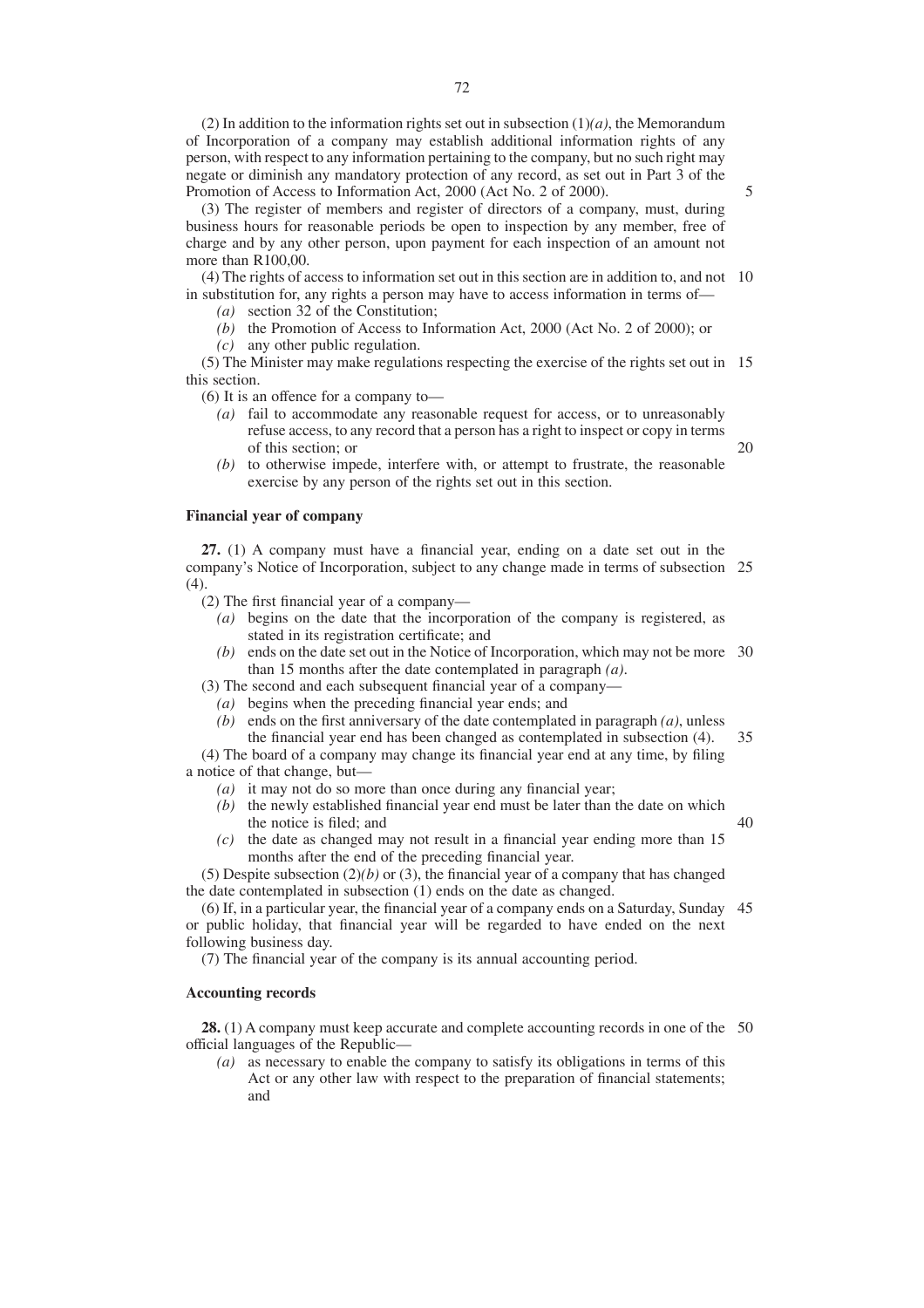(2) In addition to the information rights set out in subsection (1)*(a)*, the Memorandum of Incorporation of a company may establish additional information rights of any person, with respect to any information pertaining to the company, but no such right may negate or diminish any mandatory protection of any record, as set out in Part 3 of the Promotion of Access to Information Act, 2000 (Act No. 2 of 2000).

(3) The register of members and register of directors of a company, must, during business hours for reasonable periods be open to inspection by any member, free of charge and by any other person, upon payment for each inspection of an amount not more than R100,00.

(4) The rights of access to information set out in this section are in addition to, and not in substitution for, any rights a person may have to access information in terms of—

- *(a)* section 32 of the Constitution;
- *(b)* the Promotion of Access to Information Act, 2000 (Act No. 2 of 2000); or
- *(c)* any other public regulation.

(5) The Minister may make regulations respecting the exercise of the rights set out in this section.

(6) It is an offence for a company to—

- *(a)* fail to accommodate any reasonable request for access, or to unreasonably refuse access, to any record that a person has a right to inspect or copy in terms of this section; or
- *(b)* to otherwise impede, interfere with, or attempt to frustrate, the reasonable exercise by any person of the rights set out in this section.

**Financial year of company**

**27.** (1) A company must have a financial year, ending on a date set out in the company's Notice of Incorporation, subject to any change made in terms of subsection (4).

(2) The first financial year of a company—

- *(a)* begins on the date that the incorporation of the company is registered, as stated in its registration certificate; and
- *(b)* ends on the date set out in the Notice of Incorporation, which may not be more than 15 months after the date contemplated in paragraph *(a)*.

(3) The second and each subsequent financial year of a company—

- *(a)* begins when the preceding financial year ends; and
- *(b)* ends on the first anniversary of the date contemplated in paragraph *(a)*, unless the financial year end has been changed as contemplated in subsection (4).

(4) The board of a company may change its financial year end at any time, by filing a notice of that change, but—

- *(a)* it may not do so more than once during any financial year;
- *(b)* the newly established financial year end must be later than the date on which the notice is filed; and
- *(c)* the date as changed may not result in a financial year ending more than 15 months after the end of the preceding financial year.

(5) Despite subsection (2)*(b)* or (3), the financial year of a company that has changed the date contemplated in subsection (1) ends on the date as changed.

(6) If, in a particular year, the financial year of a company ends on a Saturday, Sunday or public holiday, that financial year will be regarded to have ended on the next following business day.

(7) The financial year of the company is its annual accounting period.

**Accounting records**

**28.** (1) A company must keep accurate and complete accounting records in one of the official languages of the Republic—

- *(a)* as necessary to enable the company to satisfy its obligations in terms of this Act or any other law with respect to the preparation of financial statements; and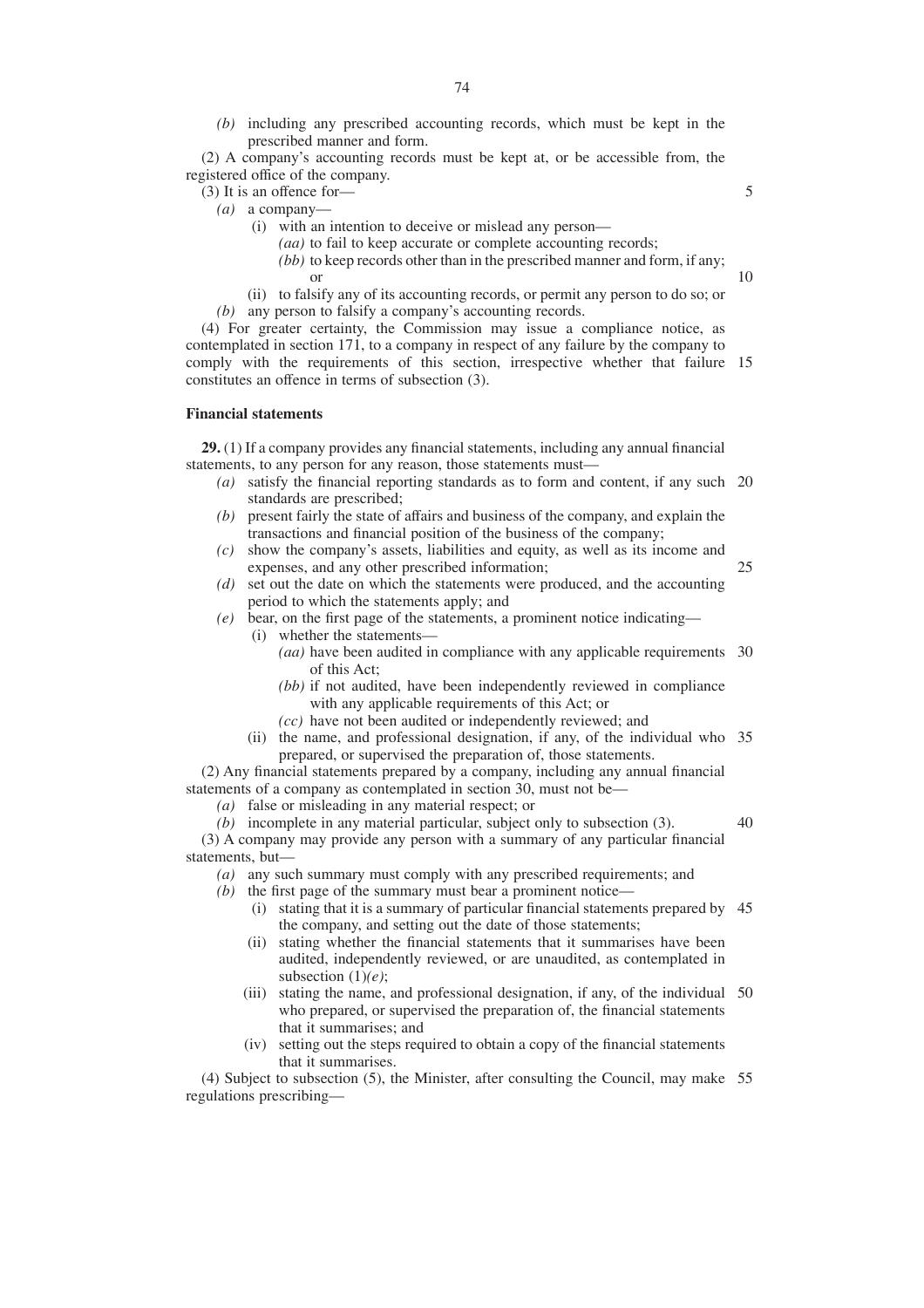*(b)* including any prescribed accounting records, which must be kept in the prescribed manner and form.

(2) A company's accounting records must be kept at, or be accessible from, the registered office of the company.

(3) It is an offence for—

*(a)* a company—

(i) with an intention to deceive or mislead any person—

*(aa)* to fail to keep accurate or complete accounting records;

*(bb)* to keep records other than in the prescribed manner and form, if any; or

(ii) to falsify any of its accounting records, or permit any person to do so; or

*(b)* any person to falsify a company's accounting records.

(4) For greater certainty, the Commission may issue a compliance notice, as contemplated in section 171, to a company in respect of any failure by the company to comply with the requirements of this section, irrespective whether that failure constitutes an offence in terms of subsection (3).

**Financial statements**

**29.** (1) If a company provides any financial statements, including any annual financial statements, to any person for any reason, those statements must—

*(a)* satisfy the financial reporting standards as to form and content, if any such standards are prescribed;

*(b)* present fairly the state of affairs and business of the company, and explain the transactions and financial position of the business of the company;

*(c)* show the company's assets, liabilities and equity, as well as its income and expenses, and any other prescribed information;

*(d)* set out the date on which the statements were produced, and the accounting period to which the statements apply; and

*(e)* bear, on the first page of the statements, a prominent notice indicating—

(i) whether the statements—

*(aa)* have been audited in compliance with any applicable requirements of this Act;

*(bb)* if not audited, have been independently reviewed in compliance with any applicable requirements of this Act; or

*(cc)* have not been audited or independently reviewed; and

(ii) the name, and professional designation, if any, of the individual who prepared, or supervised the preparation of, those statements.

(2) Any financial statements prepared by a company, including any annual financial statements of a company as contemplated in section 30, must not be—

*(a)* false or misleading in any material respect; or

*(b)* incomplete in any material particular, subject only to subsection (3).

(3) A company may provide any person with a summary of any particular financial statements, but—

*(a)* any such summary must comply with any prescribed requirements; and

*(b)* the first page of the summary must bear a prominent notice—

(i) stating that it is a summary of particular financial statements prepared by the company, and setting out the date of those statements;

(ii) stating whether the financial statements that it summarises have been audited, independently reviewed, or are unaudited, as contemplated in subsection (1)*(e)*;

(iii) stating the name, and professional designation, if any, of the individual who prepared, or supervised the preparation of, the financial statements that it summarises; and

(iv) setting out the steps required to obtain a copy of the financial statements that it summarises.

(4) Subject to subsection (5), the Minister, after consulting the Council, may make regulations prescribing—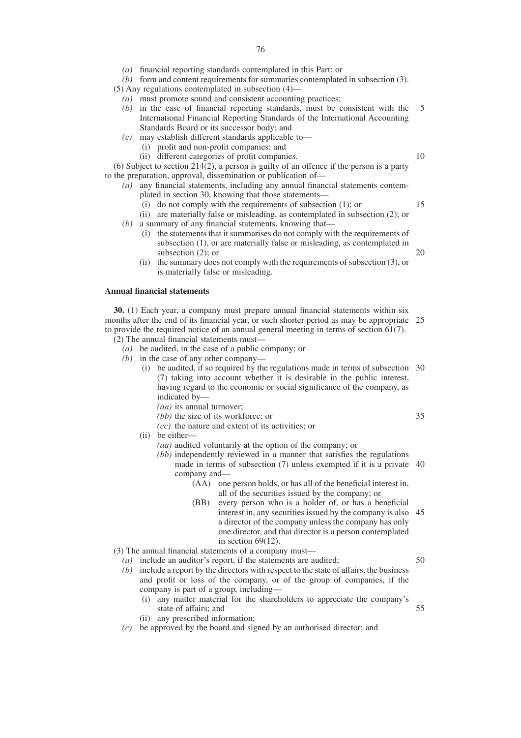*(a)* financial reporting standards contemplated in this Part; or

*(b)* form and content requirements for summaries contemplated in subsection (3).

(5) Any regulations contemplated in subsection (4)—

*(a)* must promote sound and consistent accounting practices;

*(b)* in the case of financial reporting standards, must be consistent with the International Financial Reporting Standards of the International Accounting Standards Board or its successor body; and

*(c)* may establish different standards applicable to—

(i) profit and non-profit companies; and

(ii) different categories of profit companies.

(6) Subject to section 214(2), a person is guilty of an offence if the person is a party to the preparation, approval, dissemination or publication of—

*(a)* any financial statements, including any annual financial statements contemplated in section 30, knowing that those statements—

(i) do not comply with the requirements of subsection (1); or

(ii) are materially false or misleading, as contemplated in subsection (2); or

*(b)* a summary of any financial statements, knowing that—

(i) the statements that it summarises do not comply with the requirements of subsection (1), or are materially false or misleading, as contemplated in subsection (2); or

(ii) the summary does not comply with the requirements of subsection (3), or is materially false or misleading.

**Annual financial statements**

**30.** (1) Each year, a company must prepare annual financial statements within six months after the end of its financial year, or such shorter period as may be appropriate to provide the required notice of an annual general meeting in terms of section 61(7).

(2) The annual financial statements must—

*(a)* be audited, in the case of a public company; or

*(b)* in the case of any other company—

(i) be audited, if so required by the regulations made in terms of subsection (7) taking into account whether it is desirable in the public interest, having regard to the economic or social significance of the company, as indicated by—

*(aa)* its annual turnover;

*(bb)* the size of its workforce; or

*(cc)* the nature and extent of its activities; or

(ii) be either—

*(aa)* audited voluntarily at the option of the company; or

*(bb)* independently reviewed in a manner that satisfies the regulations made in terms of subsection (7) unless exempted if it is a private company and—

(AA) one person holds, or has all of the beneficial interest in, all of the securities issued by the company; or

(BB) every person who is a holder of, or has a beneficial interest in, any securities issued by the company is also a director of the company unless the company has only one director, and that director is a person contemplated in section 69(12).

(3) The annual financial statements of a company must—

*(a)* include an auditor's report, if the statements are audited;

*(b)* include a report by the directors with respect to the state of affairs, the business and profit or loss of the company, or of the group of companies, if the company is part of a group, including—

(i) any matter material for the shareholders to appreciate the company's state of affairs; and

(ii) any prescribed information;

*(c)* be approved by the board and signed by an authorised director; and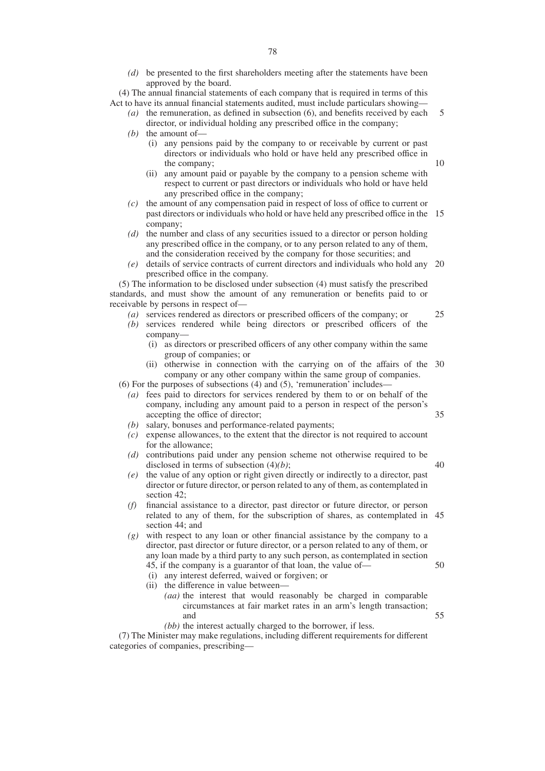*(d)* be presented to the first shareholders meeting after the statements have been approved by the board.

(4) The annual financial statements of each company that is required in terms of this Act to have its annual financial statements audited, must include particulars showing—

*(a)* the remuneration, as defined in subsection (6), and benefits received by each director, or individual holding any prescribed office in the company;

*(b)* the amount of—

(i) any pensions paid by the company to or receivable by current or past directors or individuals who hold or have held any prescribed office in the company;

(ii) any amount paid or payable by the company to a pension scheme with respect to current or past directors or individuals who hold or have held any prescribed office in the company;

*(c)* the amount of any compensation paid in respect of loss of office to current or past directors or individuals who hold or have held any prescribed office in the company;

*(d)* the number and class of any securities issued to a director or person holding any prescribed office in the company, or to any person related to any of them, and the consideration received by the company for those securities; and

*(e)* details of service contracts of current directors and individuals who hold any prescribed office in the company.

(5) The information to be disclosed under subsection (4) must satisfy the prescribed standards, and must show the amount of any remuneration or benefits paid to or receivable by persons in respect of—

*(a)* services rendered as directors or prescribed officers of the company; or

*(b)* services rendered while being directors or prescribed officers of the company—

(i) as directors or prescribed officers of any other company within the same group of companies; or

(ii) otherwise in connection with the carrying on of the affairs of the company or any other company within the same group of companies.

(6) For the purposes of subsections (4) and (5), 'remuneration' includes—

*(a)* fees paid to directors for services rendered by them to or on behalf of the company, including any amount paid to a person in respect of the person's accepting the office of director;

*(b)* salary, bonuses and performance-related payments;

*(c)* expense allowances, to the extent that the director is not required to account for the allowance;

*(d)* contributions paid under any pension scheme not otherwise required to be disclosed in terms of subsection (4)*(b)*;

*(e)* the value of any option or right given directly or indirectly to a director, past director or future director, or person related to any of them, as contemplated in section 42;

*(f)* financial assistance to a director, past director or future director, or person related to any of them, for the subscription of shares, as contemplated in section 44; and

*(g)* with respect to any loan or other financial assistance by the company to a director, past director or future director, or a person related to any of them, or any loan made by a third party to any such person, as contemplated in section 45, if the company is a guarantor of that loan, the value of—

(i) any interest deferred, waived or forgiven; or

(ii) the difference in value between—

*(aa)* the interest that would reasonably be charged in comparable circumstances at fair market rates in an arm's length transaction; and

*(bb)* the interest actually charged to the borrower, if less.

(7) The Minister may make regulations, including different requirements for different categories of companies, prescribing—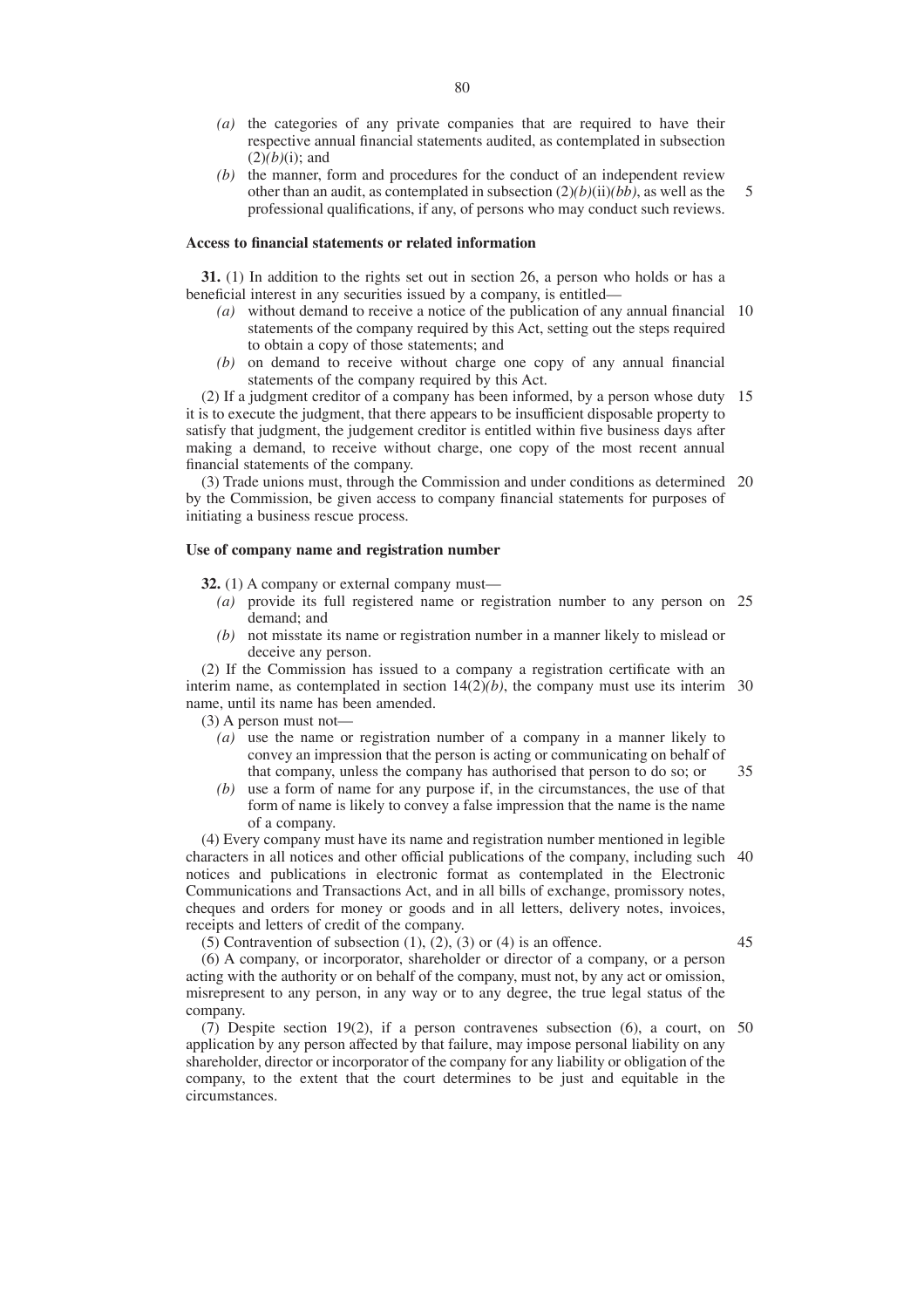*(a)* the categories of any private companies that are required to have their respective annual financial statements audited, as contemplated in subsection (2)*(b)*(i); and

*(b)* the manner, form and procedures for the conduct of an independent review other than an audit, as contemplated in subsection (2)*(b)*(ii)*(bb)*, as well as the professional qualifications, if any, of persons who may conduct such reviews.

**Access to financial statements or related information**

**31.** (1) In addition to the rights set out in section 26, a person who holds or has a beneficial interest in any securities issued by a company, is entitled—

*(a)* without demand to receive a notice of the publication of any annual financial statements of the company required by this Act, setting out the steps required to obtain a copy of those statements; and

*(b)* on demand to receive without charge one copy of any annual financial statements of the company required by this Act.

(2) If a judgment creditor of a company has been informed, by a person whose duty it is to execute the judgment, that there appears to be insufficient disposable property to satisfy that judgment, the judgement creditor is entitled within five business days after making a demand, to receive without charge, one copy of the most recent annual financial statements of the company.

(3) Trade unions must, through the Commission and under conditions as determined by the Commission, be given access to company financial statements for purposes of initiating a business rescue process.

**Use of company name and registration number**

**32.** (1) A company or external company must—

*(a)* provide its full registered name or registration number to any person on demand; and

*(b)* not misstate its name or registration number in a manner likely to mislead or deceive any person.

(2) If the Commission has issued to a company a registration certificate with an interim name, as contemplated in section 14(2)*(b)*, the company must use its interim name, until its name has been amended.

(3) A person must not—

*(a)* use the name or registration number of a company in a manner likely to convey an impression that the person is acting or communicating on behalf of that company, unless the company has authorised that person to do so; or

*(b)* use a form of name for any purpose if, in the circumstances, the use of that form of name is likely to convey a false impression that the name is the name of a company.

(4) Every company must have its name and registration number mentioned in legible characters in all notices and other official publications of the company, including such notices and publications in electronic format as contemplated in the Electronic Communications and Transactions Act, and in all bills of exchange, promissory notes, cheques and orders for money or goods and in all letters, delivery notes, invoices, receipts and letters of credit of the company.

(5) Contravention of subsection (1), (2), (3) or (4) is an offence.

(6) A company, or incorporator, shareholder or director of a company, or a person acting with the authority or on behalf of the company, must not, by any act or omission, misrepresent to any person, in any way or to any degree, the true legal status of the company.

(7) Despite section 19(2), if a person contravenes subsection (6), a court, on application by any person affected by that failure, may impose personal liability on any shareholder, director or incorporator of the company for any liability or obligation of the company, to the extent that the court determines to be just and equitable in the circumstances.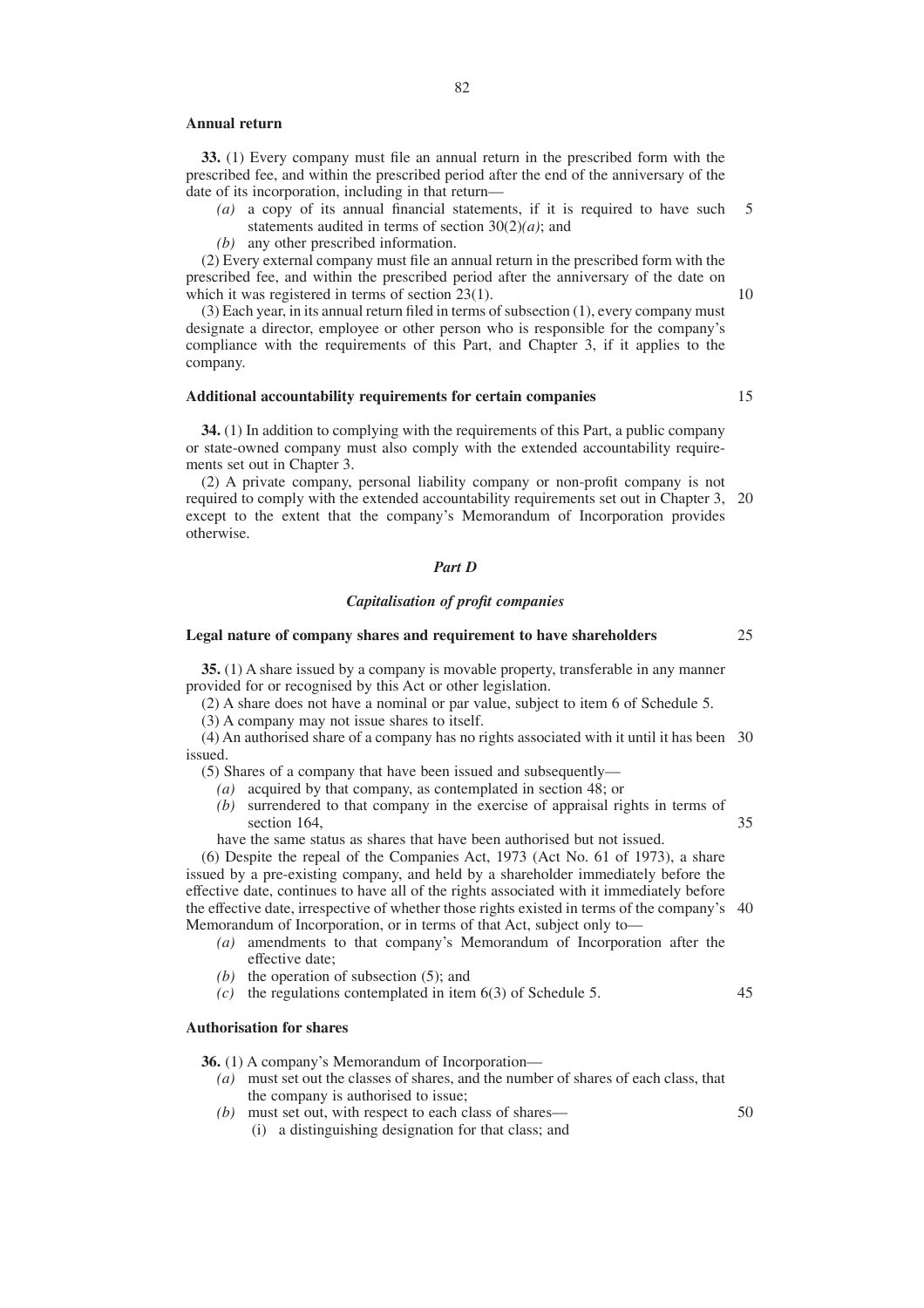**Annual return**

**33.** (1) Every company must file an annual return in the prescribed form with the prescribed fee, and within the prescribed period after the end of the anniversary of the date of its incorporation, including in that return—

*(a)* a copy of its annual financial statements, if it is required to have such statements audited in terms of section 30(2)*(a)*; and

*(b)* any other prescribed information.

(2) Every external company must file an annual return in the prescribed form with the prescribed fee, and within the prescribed period after the anniversary of the date on which it was registered in terms of section 23(1).

(3) Each year, in its annual return filed in terms of subsection (1), every company must designate a director, employee or other person who is responsible for the company's compliance with the requirements of this Part, and Chapter 3, if it applies to the company.

**Additional accountability requirements for certain companies**

**34.** (1) In addition to complying with the requirements of this Part, a public company or state-owned company must also comply with the extended accountability requirements set out in Chapter 3.

(2) A private company, personal liability company or non-profit company is not required to comply with the extended accountability requirements set out in Chapter 3, except to the extent that the company's Memorandum of Incorporation provides otherwise.

## ***Part D***

### ***Capitalisation of profit companies***

**Legal nature of company shares and requirement to have shareholders**

**35.** (1) A share issued by a company is movable property, transferable in any manner provided for or recognised by this Act or other legislation.

(2) A share does not have a nominal or par value, subject to item 6 of Schedule 5.

(3) A company may not issue shares to itself.

(4) An authorised share of a company has no rights associated with it until it has been issued.

(5) Shares of a company that have been issued and subsequently—

*(a)* acquired by that company, as contemplated in section 48; or

*(b)* surrendered to that company in the exercise of appraisal rights in terms of section 164,

have the same status as shares that have been authorised but not issued.

(6) Despite the repeal of the Companies Act, 1973 (Act No. 61 of 1973), a share issued by a pre-existing company, and held by a shareholder immediately before the effective date, continues to have all of the rights associated with it immediately before the effective date, irrespective of whether those rights existed in terms of the company's Memorandum of Incorporation, or in terms of that Act, subject only to—

*(a)* amendments to that company's Memorandum of Incorporation after the effective date;

*(b)* the operation of subsection (5); and

*(c)* the regulations contemplated in item 6(3) of Schedule 5.

**Authorisation for shares**

**36.** (1) A company's Memorandum of Incorporation—

*(a)* must set out the classes of shares, and the number of shares of each class, that the company is authorised to issue;

*(b)* must set out, with respect to each class of shares—

(i) a distinguishing designation for that class; and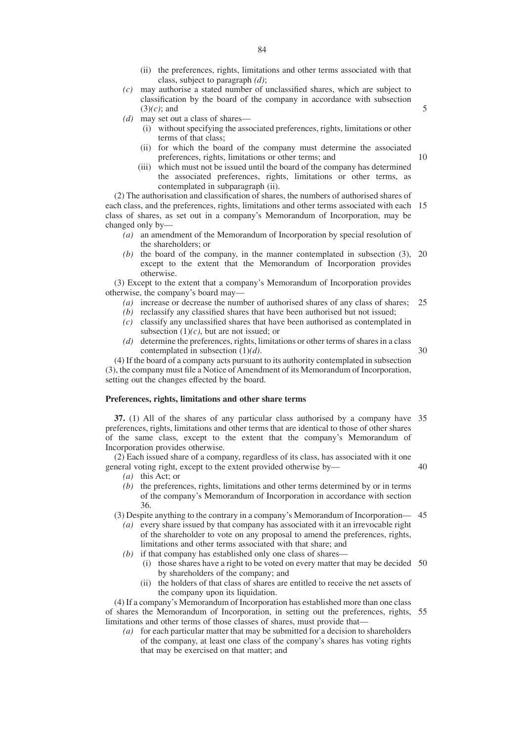(ii) the preferences, rights, limitations and other terms associated with that class, subject to paragraph *(d)*;

*(c)* may authorise a stated number of unclassified shares, which are subject to classification by the board of the company in accordance with subsection (3)*(c)*; and

*(d)* may set out a class of shares—

(i) without specifying the associated preferences, rights, limitations or other terms of that class;

(ii) for which the board of the company must determine the associated preferences, rights, limitations or other terms; and

(iii) which must not be issued until the board of the company has determined the associated preferences, rights, limitations or other terms, as contemplated in subparagraph (ii).

(2) The authorisation and classification of shares, the numbers of authorised shares of each class, and the preferences, rights, limitations and other terms associated with each class of shares, as set out in a company's Memorandum of Incorporation, may be changed only by—

*(a)* an amendment of the Memorandum of Incorporation by special resolution of the shareholders; or

*(b)* the board of the company, in the manner contemplated in subsection (3), except to the extent that the Memorandum of Incorporation provides otherwise.

(3) Except to the extent that a company's Memorandum of Incorporation provides otherwise, the company's board may—

*(a)* increase or decrease the number of authorised shares of any class of shares;

*(b)* reclassify any classified shares that have been authorised but not issued;

*(c)* classify any unclassified shares that have been authorised as contemplated in subsection (1)*(c)*, but are not issued; or

*(d)* determine the preferences, rights, limitations or other terms of shares in a class contemplated in subsection (1)*(d)*.

(4) If the board of a company acts pursuant to its authority contemplated in subsection (3), the company must file a Notice of Amendment of its Memorandum of Incorporation, setting out the changes effected by the board.

**Preferences, rights, limitations and other share terms**

**37.** (1) All of the shares of any particular class authorised by a company have preferences, rights, limitations and other terms that are identical to those of other shares of the same class, except to the extent that the company's Memorandum of Incorporation provides otherwise.

(2) Each issued share of a company, regardless of its class, has associated with it one general voting right, except to the extent provided otherwise by—

*(a)* this Act; or

*(b)* the preferences, rights, limitations and other terms determined by or in terms of the company's Memorandum of Incorporation in accordance with section 36.

(3) Despite anything to the contrary in a company's Memorandum of Incorporation—

*(a)* every share issued by that company has associated with it an irrevocable right of the shareholder to vote on any proposal to amend the preferences, rights, limitations and other terms associated with that share; and

*(b)* if that company has established only one class of shares—

(i) those shares have a right to be voted on every matter that may be decided by shareholders of the company; and

(ii) the holders of that class of shares are entitled to receive the net assets of the company upon its liquidation.

(4) If a company's Memorandum of Incorporation has established more than one class of shares the Memorandum of Incorporation, in setting out the preferences, rights, limitations and other terms of those classes of shares, must provide that—

*(a)* for each particular matter that may be submitted for a decision to shareholders of the company, at least one class of the company's shares has voting rights that may be exercised on that matter; and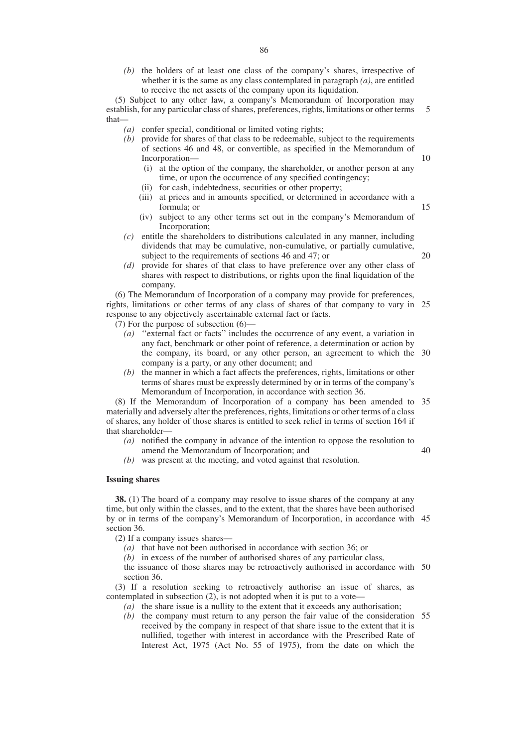*(b)* the holders of at least one class of the company's shares, irrespective of whether it is the same as any class contemplated in paragraph *(a)*, are entitled to receive the net assets of the company upon its liquidation.

(5) Subject to any other law, a company's Memorandum of Incorporation may establish, for any particular class of shares, preferences, rights, limitations or other terms that—

*(a)* confer special, conditional or limited voting rights;

*(b)* provide for shares of that class to be redeemable, subject to the requirements of sections 46 and 48, or convertible, as specified in the Memorandum of Incorporation—

(i) at the option of the company, the shareholder, or another person at any time, or upon the occurrence of any specified contingency;

(ii) for cash, indebtedness, securities or other property;

(iii) at prices and in amounts specified, or determined in accordance with a formula; or

(iv) subject to any other terms set out in the company's Memorandum of Incorporation;

*(c)* entitle the shareholders to distributions calculated in any manner, including dividends that may be cumulative, non-cumulative, or partially cumulative, subject to the requirements of sections 46 and 47; or

*(d)* provide for shares of that class to have preference over any other class of shares with respect to distributions, or rights upon the final liquidation of the company.

(6) The Memorandum of Incorporation of a company may provide for preferences, rights, limitations or other terms of any class of shares of that company to vary in response to any objectively ascertainable external fact or facts.

(7) For the purpose of subsection (6)—

*(a)* ''external fact or facts'' includes the occurrence of any event, a variation in any fact, benchmark or other point of reference, a determination or action by the company, its board, or any other person, an agreement to which the company is a party, or any other document; and

*(b)* the manner in which a fact affects the preferences, rights, limitations or other terms of shares must be expressly determined by or in terms of the company's Memorandum of Incorporation, in accordance with section 36.

(8) If the Memorandum of Incorporation of a company has been amended to materially and adversely alter the preferences, rights, limitations or other terms of a class of shares, any holder of those shares is entitled to seek relief in terms of section 164 if that shareholder—

*(a)* notified the company in advance of the intention to oppose the resolution to amend the Memorandum of Incorporation; and

*(b)* was present at the meeting, and voted against that resolution.

**Issuing shares**

**38.** (1) The board of a company may resolve to issue shares of the company at any time, but only within the classes, and to the extent, that the shares have been authorised by or in terms of the company's Memorandum of Incorporation, in accordance with section 36.

(2) If a company issues shares—

*(a)* that have not been authorised in accordance with section 36; or

*(b)* in excess of the number of authorised shares of any particular class,

the issuance of those shares may be retroactively authorised in accordance with section 36.

(3) If a resolution seeking to retroactively authorise an issue of shares, as contemplated in subsection (2), is not adopted when it is put to a vote—

*(a)* the share issue is a nullity to the extent that it exceeds any authorisation;

*(b)* the company must return to any person the fair value of the consideration received by the company in respect of that share issue to the extent that it is nullified, together with interest in accordance with the Prescribed Rate of Interest Act, 1975 (Act No. 55 of 1975), from the date on which the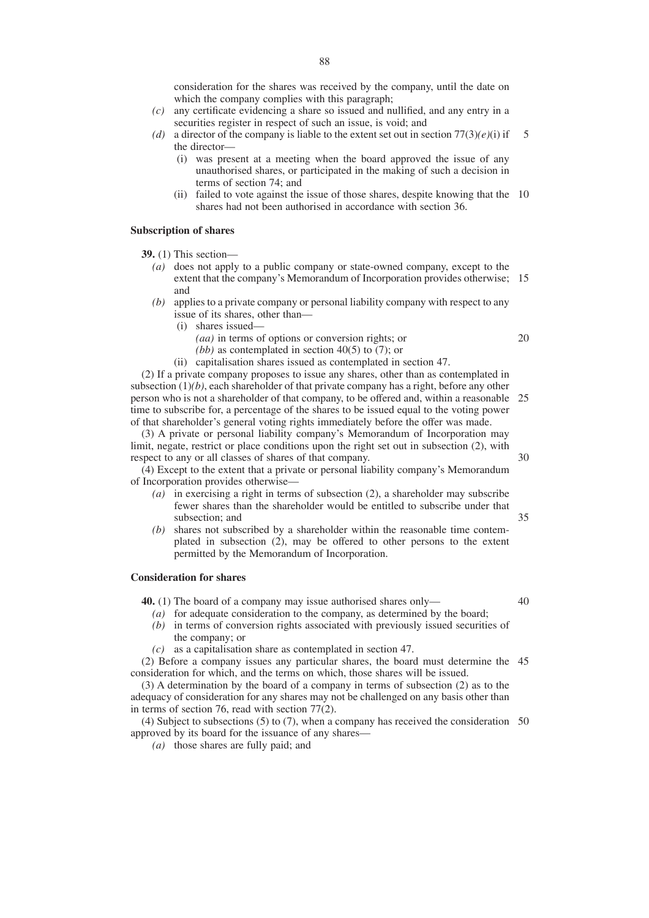consideration for the shares was received by the company, until the date on which the company complies with this paragraph;

*(c)* any certificate evidencing a share so issued and nullified, and any entry in a securities register in respect of such an issue, is void; and

*(d)* a director of the company is liable to the extent set out in section 77(3)*(e)*(i) if the director—

(i) was present at a meeting when the board approved the issue of any unauthorised shares, or participated in the making of such a decision in terms of section 74; and

(ii) failed to vote against the issue of those shares, despite knowing that the shares had not been authorised in accordance with section 36.

**Subscription of shares**

**39.** (1) This section—

*(a)* does not apply to a public company or state-owned company, except to the extent that the company's Memorandum of Incorporation provides otherwise; and

*(b)* applies to a private company or personal liability company with respect to any issue of its shares, other than—

(i) shares issued—

*(aa)* in terms of options or conversion rights; or

*(bb)* as contemplated in section 40(5) to (7); or

(ii) capitalisation shares issued as contemplated in section 47.

(2) If a private company proposes to issue any shares, other than as contemplated in subsection (1)*(b)*, each shareholder of that private company has a right, before any other person who is not a shareholder of that company, to be offered and, within a reasonable time to subscribe for, a percentage of the shares to be issued equal to the voting power of that shareholder's general voting rights immediately before the offer was made.

(3) A private or personal liability company's Memorandum of Incorporation may limit, negate, restrict or place conditions upon the right set out in subsection (2), with respect to any or all classes of shares of that company.

(4) Except to the extent that a private or personal liability company's Memorandum of Incorporation provides otherwise—

*(a)* in exercising a right in terms of subsection (2), a shareholder may subscribe fewer shares than the shareholder would be entitled to subscribe under that subsection; and

*(b)* shares not subscribed by a shareholder within the reasonable time contemplated in subsection (2), may be offered to other persons to the extent permitted by the Memorandum of Incorporation.

**Consideration for shares**

**40.** (1) The board of a company may issue authorised shares only—

*(a)* for adequate consideration to the company, as determined by the board;

*(b)* in terms of conversion rights associated with previously issued securities of the company; or

*(c)* as a capitalisation share as contemplated in section 47.

(2) Before a company issues any particular shares, the board must determine the consideration for which, and the terms on which, those shares will be issued.

(3) A determination by the board of a company in terms of subsection (2) as to the adequacy of consideration for any shares may not be challenged on any basis other than in terms of section 76, read with section 77(2).

(4) Subject to subsections (5) to (7), when a company has received the consideration approved by its board for the issuance of any shares—

*(a)* those shares are fully paid; and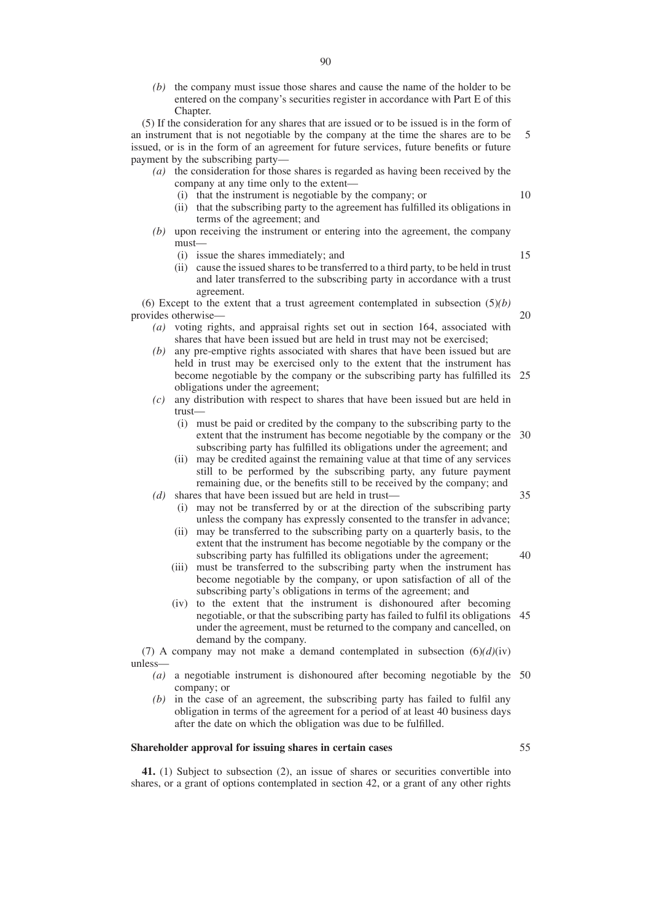*(b)* the company must issue those shares and cause the name of the holder to be entered on the company's securities register in accordance with Part E of this Chapter.

(5) If the consideration for any shares that are issued or to be issued is in the form of an instrument that is not negotiable by the company at the time the shares are to be issued, or is in the form of an agreement for future services, future benefits or future payment by the subscribing party—

*(a)* the consideration for those shares is regarded as having been received by the company at any time only to the extent—
  - (i) that the instrument is negotiable by the company; or
  - (ii) that the subscribing party to the agreement has fulfilled its obligations in terms of the agreement; and

*(b)* upon receiving the instrument or entering into the agreement, the company must—
  - (i) issue the shares immediately; and
  - (ii) cause the issued shares to be transferred to a third party, to be held in trust and later transferred to the subscribing party in accordance with a trust agreement.

(6) Except to the extent that a trust agreement contemplated in subsection (5)*(b)* provides otherwise—

*(a)* voting rights, and appraisal rights set out in section 164, associated with shares that have been issued but are held in trust may not be exercised;

*(b)* any pre-emptive rights associated with shares that have been issued but are held in trust may be exercised only to the extent that the instrument has become negotiable by the company or the subscribing party has fulfilled its obligations under the agreement;

*(c)* any distribution with respect to shares that have been issued but are held in trust—
  - (i) must be paid or credited by the company to the subscribing party to the extent that the instrument has become negotiable by the company or the subscribing party has fulfilled its obligations under the agreement; and
  - (ii) may be credited against the remaining value at that time of any services still to be performed by the subscribing party, any future payment remaining due, or the benefits still to be received by the company; and

*(d)* shares that have been issued but are held in trust—
  - (i) may not be transferred by or at the direction of the subscribing party unless the company has expressly consented to the transfer in advance;
  - (ii) may be transferred to the subscribing party on a quarterly basis, to the extent that the instrument has become negotiable by the company or the subscribing party has fulfilled its obligations under the agreement;
  - (iii) must be transferred to the subscribing party when the instrument has become negotiable by the company, or upon satisfaction of all of the subscribing party's obligations in terms of the agreement; and
  - (iv) to the extent that the instrument is dishonoured after becoming negotiable, or that the subscribing party has failed to fulfil its obligations under the agreement, must be returned to the company and cancelled, on demand by the company.

(7) A company may not make a demand contemplated in subsection (6)*(d)*(iv) unless—

*(a)* a negotiable instrument is dishonoured after becoming negotiable by the company; or

*(b)* in the case of an agreement, the subscribing party has failed to fulfil any obligation in terms of the agreement for a period of at least 40 business days after the date on which the obligation was due to be fulfilled.

**Shareholder approval for issuing shares in certain cases**

**41.** (1) Subject to subsection (2), an issue of shares or securities convertible into shares, or a grant of options contemplated in section 42, or a grant of any other rights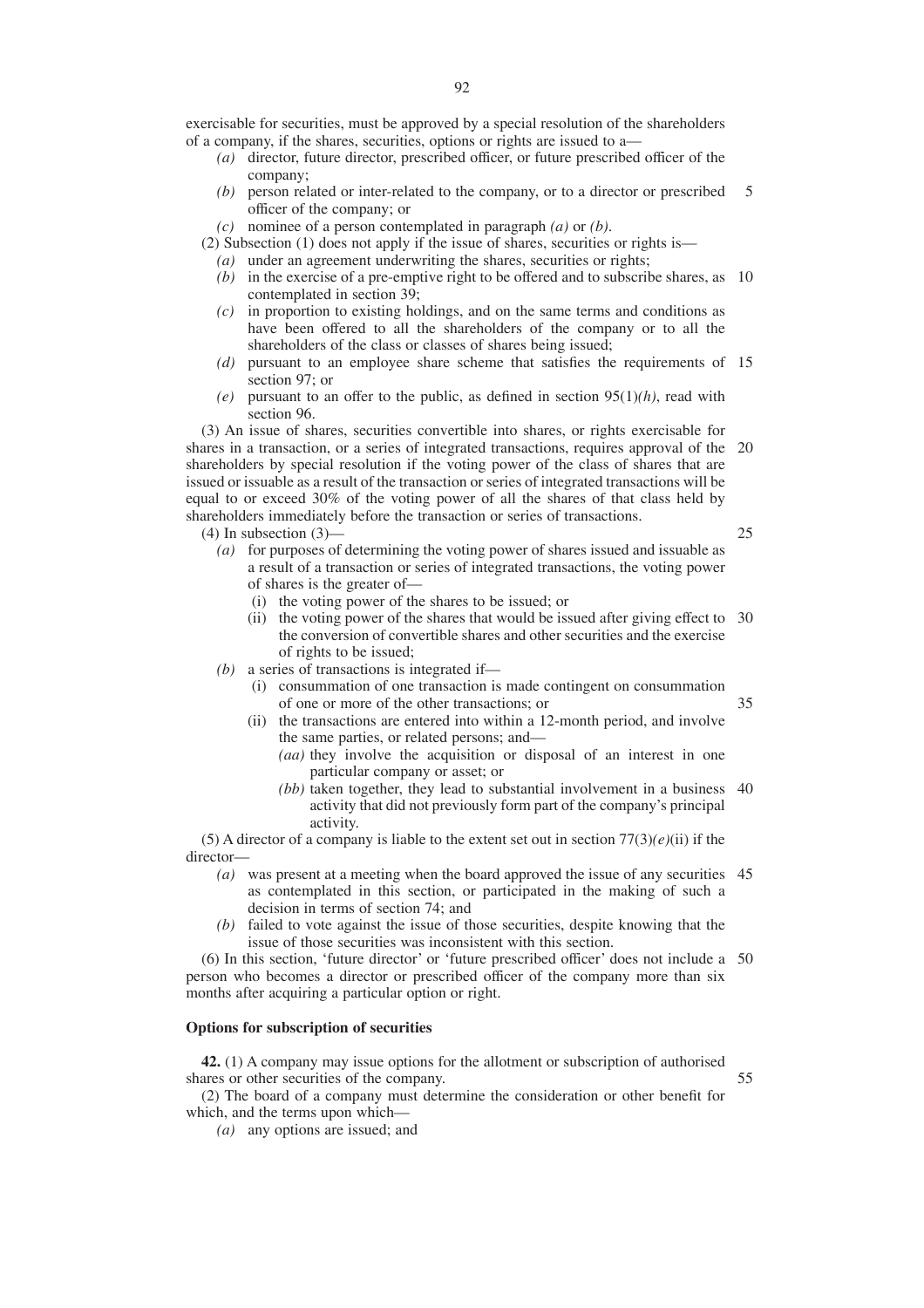exercisable for securities, must be approved by a special resolution of the shareholders of a company, if the shares, securities, options or rights are issued to a—

*(a)* director, future director, prescribed officer, or future prescribed officer of the company;

*(b)* person related or inter-related to the company, or to a director or prescribed officer of the company; or

*(c)* nominee of a person contemplated in paragraph *(a)* or *(b)*.

(2) Subsection (1) does not apply if the issue of shares, securities or rights is—

*(a)* under an agreement underwriting the shares, securities or rights;

*(b)* in the exercise of a pre-emptive right to be offered and to subscribe shares, as contemplated in section 39;

*(c)* in proportion to existing holdings, and on the same terms and conditions as have been offered to all the shareholders of the company or to all the shareholders of the class or classes of shares being issued;

*(d)* pursuant to an employee share scheme that satisfies the requirements of section 97; or

*(e)* pursuant to an offer to the public, as defined in section 95(1)*(h)*, read with section 96.

(3) An issue of shares, securities convertible into shares, or rights exercisable for shares in a transaction, or a series of integrated transactions, requires approval of the shareholders by special resolution if the voting power of the class of shares that are issued or issuable as a result of the transaction or series of integrated transactions will be equal to or exceed 30% of the voting power of all the shares of that class held by shareholders immediately before the transaction or series of transactions.

(4) In subsection (3)—

*(a)* for purposes of determining the voting power of shares issued and issuable as a result of a transaction or series of integrated transactions, the voting power of shares is the greater of—

(i) the voting power of the shares to be issued; or

(ii) the voting power of the shares that would be issued after giving effect to the conversion of convertible shares and other securities and the exercise of rights to be issued;

*(b)* a series of transactions is integrated if—

(i) consummation of one transaction is made contingent on consummation of one or more of the other transactions; or

(ii) the transactions are entered into within a 12-month period, and involve the same parties, or related persons; and—

*(aa)* they involve the acquisition or disposal of an interest in one particular company or asset; or

*(bb)* taken together, they lead to substantial involvement in a business activity that did not previously form part of the company's principal activity.

(5) A director of a company is liable to the extent set out in section 77(3)*(e)*(ii) if the director—

*(a)* was present at a meeting when the board approved the issue of any securities as contemplated in this section, or participated in the making of such a decision in terms of section 74; and

*(b)* failed to vote against the issue of those securities, despite knowing that the issue of those securities was inconsistent with this section.

(6) In this section, 'future director' or 'future prescribed officer' does not include a person who becomes a director or prescribed officer of the company more than six months after acquiring a particular option or right.

**Options for subscription of securities**

**42.** (1) A company may issue options for the allotment or subscription of authorised shares or other securities of the company.

(2) The board of a company must determine the consideration or other benefit for which, and the terms upon which—

*(a)* any options are issued; and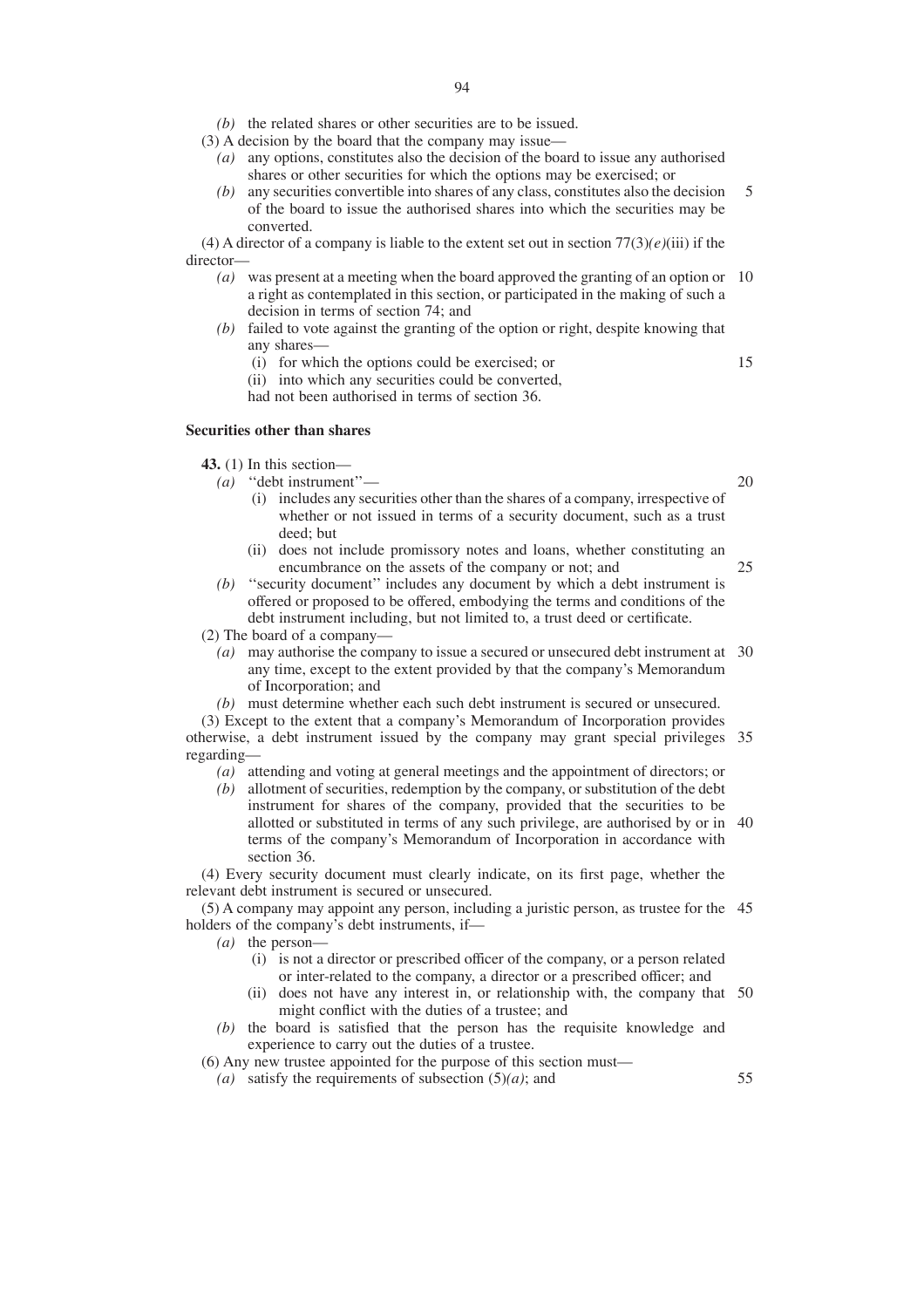*(b)* the related shares or other securities are to be issued.

(3) A decision by the board that the company may issue—

*(a)* any options, constitutes also the decision of the board to issue any authorised shares or other securities for which the options may be exercised; or

*(b)* any securities convertible into shares of any class, constitutes also the decision of the board to issue the authorised shares into which the securities may be converted.

(4) A director of a company is liable to the extent set out in section 77(3)*(e)*(iii) if the director—

*(a)* was present at a meeting when the board approved the granting of an option or a right as contemplated in this section, or participated in the making of such a decision in terms of section 74; and

*(b)* failed to vote against the granting of the option or right, despite knowing that any shares—

(i) for which the options could be exercised; or

(ii) into which any securities could be converted,

had not been authorised in terms of section 36.

**Securities other than shares**

**43.** (1) In this section—

*(a)* ''debt instrument''—

(i) includes any securities other than the shares of a company, irrespective of whether or not issued in terms of a security document, such as a trust deed; but

(ii) does not include promissory notes and loans, whether constituting an encumbrance on the assets of the company or not; and

*(b)* ''security document'' includes any document by which a debt instrument is offered or proposed to be offered, embodying the terms and conditions of the debt instrument including, but not limited to, a trust deed or certificate.

(2) The board of a company—

*(a)* may authorise the company to issue a secured or unsecured debt instrument at any time, except to the extent provided by that the company's Memorandum of Incorporation; and

*(b)* must determine whether each such debt instrument is secured or unsecured.

(3) Except to the extent that a company's Memorandum of Incorporation provides otherwise, a debt instrument issued by the company may grant special privileges regarding—

*(a)* attending and voting at general meetings and the appointment of directors; or

*(b)* allotment of securities, redemption by the company, or substitution of the debt instrument for shares of the company, provided that the securities to be allotted or substituted in terms of any such privilege, are authorised by or in terms of the company's Memorandum of Incorporation in accordance with section 36.

(4) Every security document must clearly indicate, on its first page, whether the relevant debt instrument is secured or unsecured.

(5) A company may appoint any person, including a juristic person, as trustee for the holders of the company's debt instruments, if—

*(a)* the person—

(i) is not a director or prescribed officer of the company, or a person related or inter-related to the company, a director or a prescribed officer; and

(ii) does not have any interest in, or relationship with, the company that might conflict with the duties of a trustee; and

*(b)* the board is satisfied that the person has the requisite knowledge and experience to carry out the duties of a trustee.

(6) Any new trustee appointed for the purpose of this section must—

*(a)* satisfy the requirements of subsection (5)*(a)*; and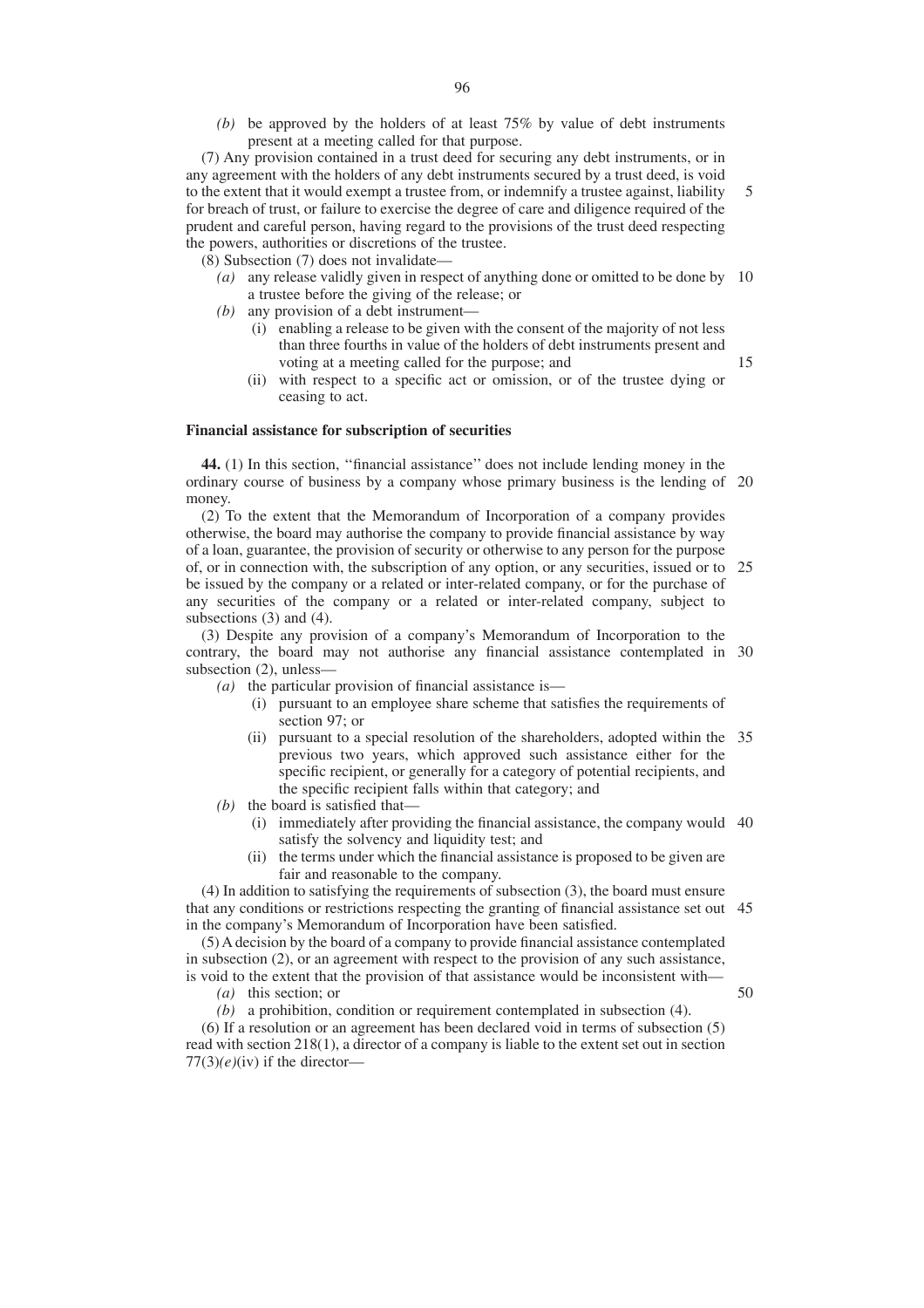*(b)* be approved by the holders of at least 75% by value of debt instruments present at a meeting called for that purpose.

(7) Any provision contained in a trust deed for securing any debt instruments, or in any agreement with the holders of any debt instruments secured by a trust deed, is void to the extent that it would exempt a trustee from, or indemnify a trustee against, liability for breach of trust, or failure to exercise the degree of care and diligence required of the prudent and careful person, having regard to the provisions of the trust deed respecting the powers, authorities or discretions of the trustee.

(8) Subsection (7) does not invalidate—

*(a)* any release validly given in respect of anything done or omitted to be done by a trustee before the giving of the release; or

*(b)* any provision of a debt instrument—

(i) enabling a release to be given with the consent of the majority of not less than three fourths in value of the holders of debt instruments present and voting at a meeting called for the purpose; and

(ii) with respect to a specific act or omission, or of the trustee dying or ceasing to act.

**Financial assistance for subscription of securities**

**44.** (1) In this section, ''financial assistance'' does not include lending money in the ordinary course of business by a company whose primary business is the lending of money.

(2) To the extent that the Memorandum of Incorporation of a company provides otherwise, the board may authorise the company to provide financial assistance by way of a loan, guarantee, the provision of security or otherwise to any person for the purpose of, or in connection with, the subscription of any option, or any securities, issued or to be issued by the company or a related or inter-related company, or for the purchase of any securities of the company or a related or inter-related company, subject to subsections (3) and (4).

(3) Despite any provision of a company's Memorandum of Incorporation to the contrary, the board may not authorise any financial assistance contemplated in subsection (2), unless—

*(a)* the particular provision of financial assistance is—

(i) pursuant to an employee share scheme that satisfies the requirements of section 97; or

(ii) pursuant to a special resolution of the shareholders, adopted within the previous two years, which approved such assistance either for the specific recipient, or generally for a category of potential recipients, and the specific recipient falls within that category; and

*(b)* the board is satisfied that—

(i) immediately after providing the financial assistance, the company would satisfy the solvency and liquidity test; and

(ii) the terms under which the financial assistance is proposed to be given are fair and reasonable to the company.

(4) In addition to satisfying the requirements of subsection (3), the board must ensure that any conditions or restrictions respecting the granting of financial assistance set out in the company's Memorandum of Incorporation have been satisfied.

(5) A decision by the board of a company to provide financial assistance contemplated in subsection (2), or an agreement with respect to the provision of any such assistance, is void to the extent that the provision of that assistance would be inconsistent with—

*(a)* this section; or

*(b)* a prohibition, condition or requirement contemplated in subsection (4).

(6) If a resolution or an agreement has been declared void in terms of subsection (5) read with section 218(1), a director of a company is liable to the extent set out in section 77(3)*(e)*(iv) if the director—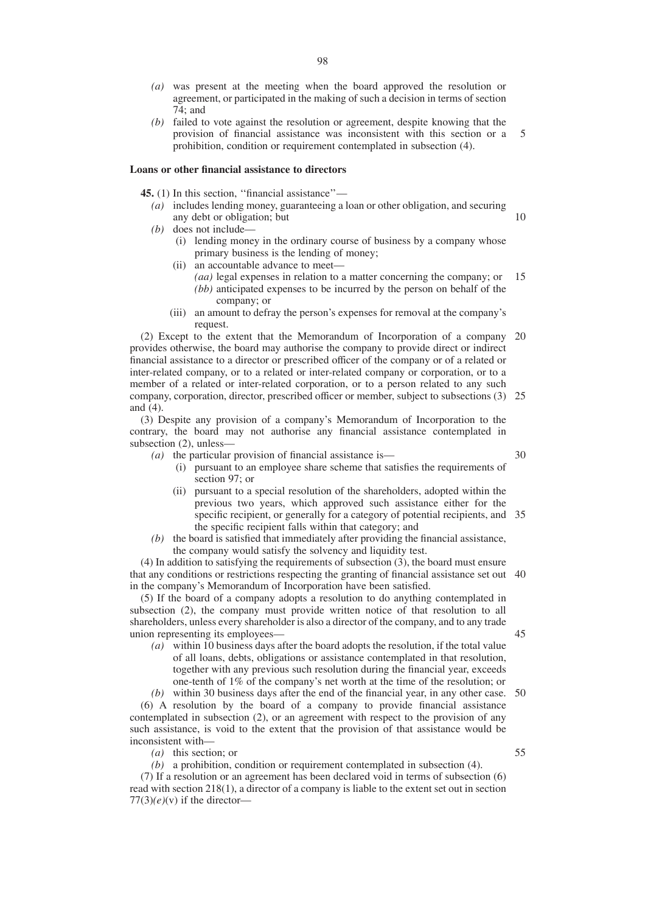*(a)* was present at the meeting when the board approved the resolution or agreement, or participated in the making of such a decision in terms of section 74; and

*(b)* failed to vote against the resolution or agreement, despite knowing that the provision of financial assistance was inconsistent with this section or a prohibition, condition or requirement contemplated in subsection (4).

**Loans or other financial assistance to directors**

**45.** (1) In this section, ''financial assistance''—

*(a)* includes lending money, guaranteeing a loan or other obligation, and securing any debt or obligation; but

*(b)* does not include—

(i) lending money in the ordinary course of business by a company whose primary business is the lending of money;

(ii) an accountable advance to meet—

*(aa)* legal expenses in relation to a matter concerning the company; or

*(bb)* anticipated expenses to be incurred by the person on behalf of the company; or

(iii) an amount to defray the person's expenses for removal at the company's request.

(2) Except to the extent that the Memorandum of Incorporation of a company provides otherwise, the board may authorise the company to provide direct or indirect financial assistance to a director or prescribed officer of the company or of a related or inter-related company, or to a related or inter-related company or corporation, or to a member of a related or inter-related corporation, or to a person related to any such company, corporation, director, prescribed officer or member, subject to subsections (3) and (4).

(3) Despite any provision of a company's Memorandum of Incorporation to the contrary, the board may not authorise any financial assistance contemplated in subsection (2), unless—

*(a)* the particular provision of financial assistance is—

(i) pursuant to an employee share scheme that satisfies the requirements of section 97; or

(ii) pursuant to a special resolution of the shareholders, adopted within the previous two years, which approved such assistance either for the specific recipient, or generally for a category of potential recipients, and the specific recipient falls within that category; and

*(b)* the board is satisfied that immediately after providing the financial assistance, the company would satisfy the solvency and liquidity test.

(4) In addition to satisfying the requirements of subsection (3), the board must ensure that any conditions or restrictions respecting the granting of financial assistance set out in the company's Memorandum of Incorporation have been satisfied.

(5) If the board of a company adopts a resolution to do anything contemplated in subsection (2), the company must provide written notice of that resolution to all shareholders, unless every shareholder is also a director of the company, and to any trade union representing its employees—

*(a)* within 10 business days after the board adopts the resolution, if the total value of all loans, debts, obligations or assistance contemplated in that resolution, together with any previous such resolution during the financial year, exceeds one-tenth of 1% of the company's net worth at the time of the resolution; or

*(b)* within 30 business days after the end of the financial year, in any other case.

(6) A resolution by the board of a company to provide financial assistance contemplated in subsection (2), or an agreement with respect to the provision of any such assistance, is void to the extent that the provision of that assistance would be inconsistent with—

*(a)* this section; or

*(b)* a prohibition, condition or requirement contemplated in subsection (4).

(7) If a resolution or an agreement has been declared void in terms of subsection (6) read with section 218(1), a director of a company is liable to the extent set out in section 77(3)*(e)*(v) if the director—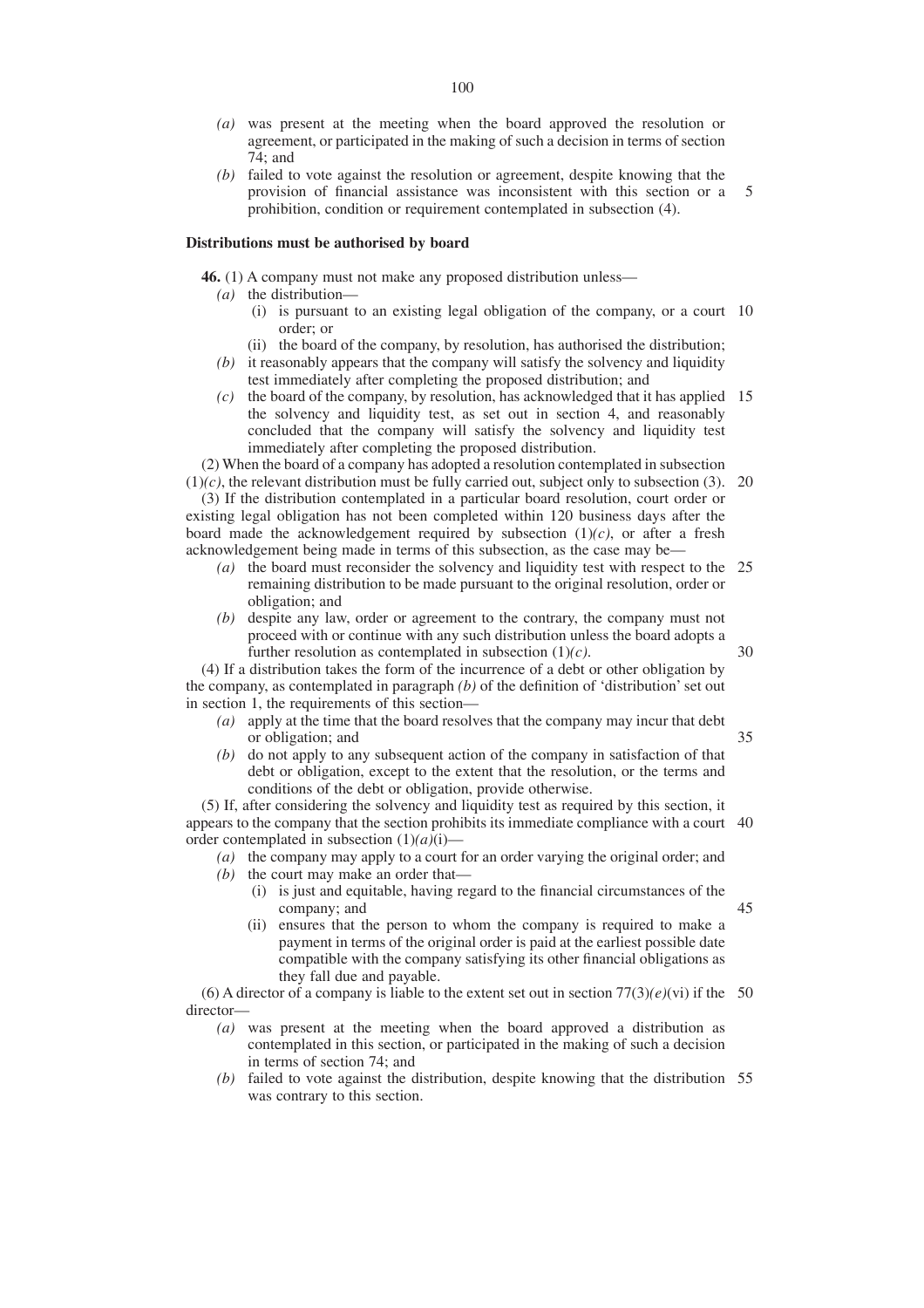*(a)* was present at the meeting when the board approved the resolution or agreement, or participated in the making of such a decision in terms of section 74; and

*(b)* failed to vote against the resolution or agreement, despite knowing that the provision of financial assistance was inconsistent with this section or a prohibition, condition or requirement contemplated in subsection (4).

**Distributions must be authorised by board**

**46.** (1) A company must not make any proposed distribution unless—

*(a)* the distribution—

(i) is pursuant to an existing legal obligation of the company, or a court order; or

(ii) the board of the company, by resolution, has authorised the distribution;

*(b)* it reasonably appears that the company will satisfy the solvency and liquidity test immediately after completing the proposed distribution; and

*(c)* the board of the company, by resolution, has acknowledged that it has applied the solvency and liquidity test, as set out in section 4, and reasonably concluded that the company will satisfy the solvency and liquidity test immediately after completing the proposed distribution.

(2) When the board of a company has adopted a resolution contemplated in subsection (1)*(c)*, the relevant distribution must be fully carried out, subject only to subsection (3).

(3) If the distribution contemplated in a particular board resolution, court order or existing legal obligation has not been completed within 120 business days after the board made the acknowledgement required by subsection (1)*(c)*, or after a fresh acknowledgement being made in terms of this subsection, as the case may be—

*(a)* the board must reconsider the solvency and liquidity test with respect to the remaining distribution to be made pursuant to the original resolution, order or obligation; and

*(b)* despite any law, order or agreement to the contrary, the company must not proceed with or continue with any such distribution unless the board adopts a further resolution as contemplated in subsection (1)*(c)*.

(4) If a distribution takes the form of the incurrence of a debt or other obligation by the company, as contemplated in paragraph *(b)* of the definition of 'distribution' set out in section 1, the requirements of this section—

*(a)* apply at the time that the board resolves that the company may incur that debt or obligation; and

*(b)* do not apply to any subsequent action of the company in satisfaction of that debt or obligation, except to the extent that the resolution, or the terms and conditions of the debt or obligation, provide otherwise.

(5) If, after considering the solvency and liquidity test as required by this section, it appears to the company that the section prohibits its immediate compliance with a court order contemplated in subsection (1)*(a)*(i)—

*(a)* the company may apply to a court for an order varying the original order; and

*(b)* the court may make an order that—

(i) is just and equitable, having regard to the financial circumstances of the company; and

(ii) ensures that the person to whom the company is required to make a payment in terms of the original order is paid at the earliest possible date compatible with the company satisfying its other financial obligations as they fall due and payable.

(6) A director of a company is liable to the extent set out in section 77(3)*(e)*(vi) if the director—

*(a)* was present at the meeting when the board approved a distribution as contemplated in this section, or participated in the making of such a decision in terms of section 74; and

*(b)* failed to vote against the distribution, despite knowing that the distribution was contrary to this section.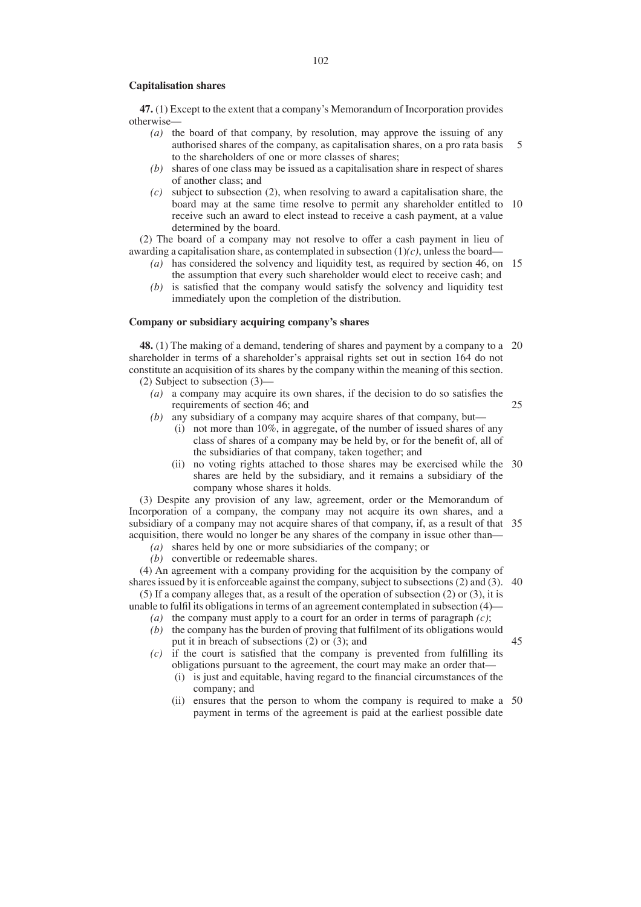**Capitalisation shares**

**47.** (1) Except to the extent that a company's Memorandum of Incorporation provides otherwise—

*(a)* the board of that company, by resolution, may approve the issuing of any authorised shares of the company, as capitalisation shares, on a pro rata basis to the shareholders of one or more classes of shares;

*(b)* shares of one class may be issued as a capitalisation share in respect of shares of another class; and

*(c)* subject to subsection (2), when resolving to award a capitalisation share, the board may at the same time resolve to permit any shareholder entitled to receive such an award to elect instead to receive a cash payment, at a value determined by the board.

(2) The board of a company may not resolve to offer a cash payment in lieu of awarding a capitalisation share, as contemplated in subsection (1)*(c)*, unless the board—

*(a)* has considered the solvency and liquidity test, as required by section 46, on the assumption that every such shareholder would elect to receive cash; and

*(b)* is satisfied that the company would satisfy the solvency and liquidity test immediately upon the completion of the distribution.

**Company or subsidiary acquiring company's shares**

**48.** (1) The making of a demand, tendering of shares and payment by a company to a shareholder in terms of a shareholder's appraisal rights set out in section 164 do not constitute an acquisition of its shares by the company within the meaning of this section.

(2) Subject to subsection (3)—

*(a)* a company may acquire its own shares, if the decision to do so satisfies the requirements of section 46; and

*(b)* any subsidiary of a company may acquire shares of that company, but—

(i) not more than 10%, in aggregate, of the number of issued shares of any class of shares of a company may be held by, or for the benefit of, all of the subsidiaries of that company, taken together; and

(ii) no voting rights attached to those shares may be exercised while the shares are held by the subsidiary, and it remains a subsidiary of the company whose shares it holds.

(3) Despite any provision of any law, agreement, order or the Memorandum of Incorporation of a company, the company may not acquire its own shares, and a subsidiary of a company may not acquire shares of that company, if, as a result of that acquisition, there would no longer be any shares of the company in issue other than—

*(a)* shares held by one or more subsidiaries of the company; or

*(b)* convertible or redeemable shares.

(4) An agreement with a company providing for the acquisition by the company of shares issued by it is enforceable against the company, subject to subsections (2) and (3).

(5) If a company alleges that, as a result of the operation of subsection (2) or (3), it is unable to fulfil its obligations in terms of an agreement contemplated in subsection (4)—

*(a)* the company must apply to a court for an order in terms of paragraph *(c)*;

*(b)* the company has the burden of proving that fulfilment of its obligations would put it in breach of subsections (2) or (3); and

*(c)* if the court is satisfied that the company is prevented from fulfilling its obligations pursuant to the agreement, the court may make an order that—

(i) is just and equitable, having regard to the financial circumstances of the company; and

(ii) ensures that the person to whom the company is required to make a payment in terms of the agreement is paid at the earliest possible date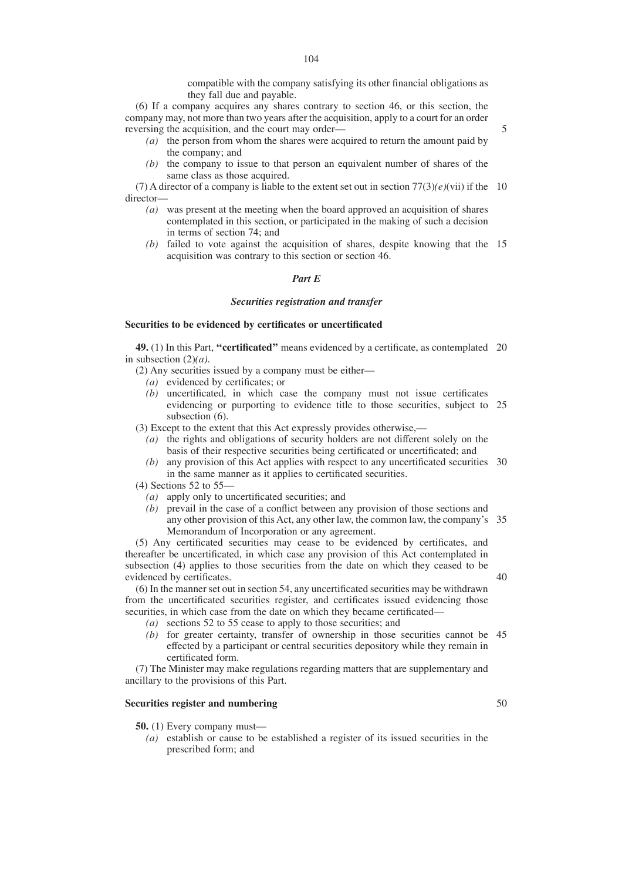compatible with the company satisfying its other financial obligations as they fall due and payable.

(6) If a company acquires any shares contrary to section 46, or this section, the company may, not more than two years after the acquisition, apply to a court for an order reversing the acquisition, and the court may order—

*(a)* the person from whom the shares were acquired to return the amount paid by the company; and

*(b)* the company to issue to that person an equivalent number of shares of the same class as those acquired.

(7) A director of a company is liable to the extent set out in section 77(3)*(e)*(vii) if the director—

*(a)* was present at the meeting when the board approved an acquisition of shares contemplated in this section, or participated in the making of such a decision in terms of section 74; and

*(b)* failed to vote against the acquisition of shares, despite knowing that the acquisition was contrary to this section or section 46.

### *Part E*

### *Securities registration and transfer*

**Securities to be evidenced by certificates or uncertificated**

**49.** (1) In this Part, **"certificated"** means evidenced by a certificate, as contemplated in subsection (2)*(a)*.

(2) Any securities issued by a company must be either—

*(a)* evidenced by certificates; or

*(b)* uncertificated, in which case the company must not issue certificates evidencing or purporting to evidence title to those securities, subject to subsection (6).

(3) Except to the extent that this Act expressly provides otherwise,—

*(a)* the rights and obligations of security holders are not different solely on the basis of their respective securities being certificated or uncertificated; and

*(b)* any provision of this Act applies with respect to any uncertificated securities in the same manner as it applies to certificated securities.

(4) Sections 52 to 55—

*(a)* apply only to uncertificated securities; and

*(b)* prevail in the case of a conflict between any provision of those sections and any other provision of this Act, any other law, the common law, the company's Memorandum of Incorporation or any agreement.

(5) Any certificated securities may cease to be evidenced by certificates, and thereafter be uncertificated, in which case any provision of this Act contemplated in subsection (4) applies to those securities from the date on which they ceased to be evidenced by certificates.

(6) In the manner set out in section 54, any uncertificated securities may be withdrawn from the uncertificated securities register, and certificates issued evidencing those securities, in which case from the date on which they became certificated—

*(a)* sections 52 to 55 cease to apply to those securities; and

*(b)* for greater certainty, transfer of ownership in those securities cannot be effected by a participant or central securities depository while they remain in certificated form.

(7) The Minister may make regulations regarding matters that are supplementary and ancillary to the provisions of this Part.

**Securities register and numbering**

**50.** (1) Every company must—

*(a)* establish or cause to be established a register of its issued securities in the prescribed form; and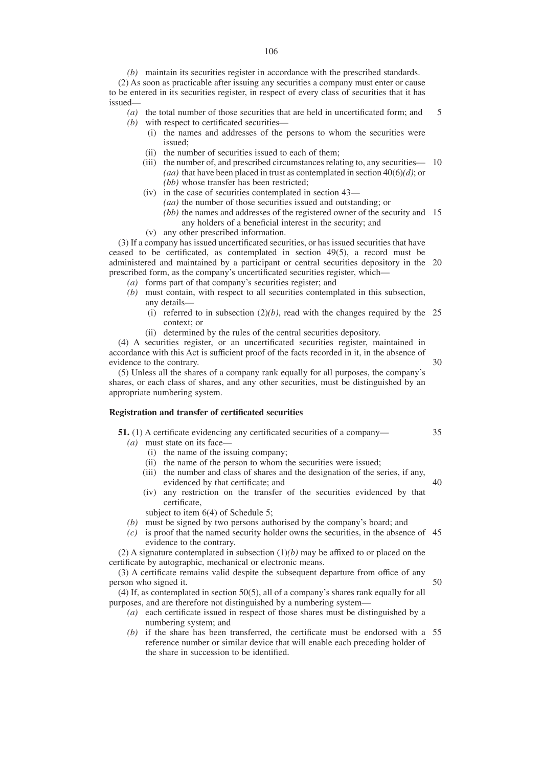*(b)* maintain its securities register in accordance with the prescribed standards.

(2) As soon as practicable after issuing any securities a company must enter or cause to be entered in its securities register, in respect of every class of securities that it has issued—

- *(a)* the total number of those securities that are held in uncertificated form; and
- *(b)* with respect to certificated securities—
  - (i) the names and addresses of the persons to whom the securities were issued;
  - (ii) the number of securities issued to each of them;
  - (iii) the number of, and prescribed circumstances relating to, any securities—
    - *(aa)* that have been placed in trust as contemplated in section 40(6)*(d)*; or
    - *(bb)* whose transfer has been restricted;
  - (iv) in the case of securities contemplated in section 43—
    - *(aa)* the number of those securities issued and outstanding; or
    - *(bb)* the names and addresses of the registered owner of the security and any holders of a beneficial interest in the security; and
  - (v) any other prescribed information.

(3) If a company has issued uncertificated securities, or has issued securities that have ceased to be certificated, as contemplated in section 49(5), a record must be administered and maintained by a participant or central securities depository in the prescribed form, as the company's uncertificated securities register, which—

- *(a)* forms part of that company's securities register; and
- *(b)* must contain, with respect to all securities contemplated in this subsection, any details—
  - (i) referred to in subsection (2)*(b)*, read with the changes required by the context; or
  - (ii) determined by the rules of the central securities depository.

(4) A securities register, or an uncertificated securities register, maintained in accordance with this Act is sufficient proof of the facts recorded in it, in the absence of evidence to the contrary.

(5) Unless all the shares of a company rank equally for all purposes, the company's shares, or each class of shares, and any other securities, must be distinguished by an appropriate numbering system.

**Registration and transfer of certificated securities**

**51.** (1) A certificate evidencing any certificated securities of a company—

- *(a)* must state on its face—
  - (i) the name of the issuing company;
  - (ii) the name of the person to whom the securities were issued;
  - (iii) the number and class of shares and the designation of the series, if any, evidenced by that certificate; and
  - (iv) any restriction on the transfer of the securities evidenced by that certificate,

  subject to item 6(4) of Schedule 5;
- *(b)* must be signed by two persons authorised by the company's board; and
- *(c)* is proof that the named security holder owns the securities, in the absence of evidence to the contrary.

(2) A signature contemplated in subsection (1)*(b)* may be affixed to or placed on the certificate by autographic, mechanical or electronic means.

(3) A certificate remains valid despite the subsequent departure from office of any person who signed it.

(4) If, as contemplated in section 50(5), all of a company's shares rank equally for all purposes, and are therefore not distinguished by a numbering system—

- *(a)* each certificate issued in respect of those shares must be distinguished by a numbering system; and
- *(b)* if the share has been transferred, the certificate must be endorsed with a reference number or similar device that will enable each preceding holder of the share in succession to be identified.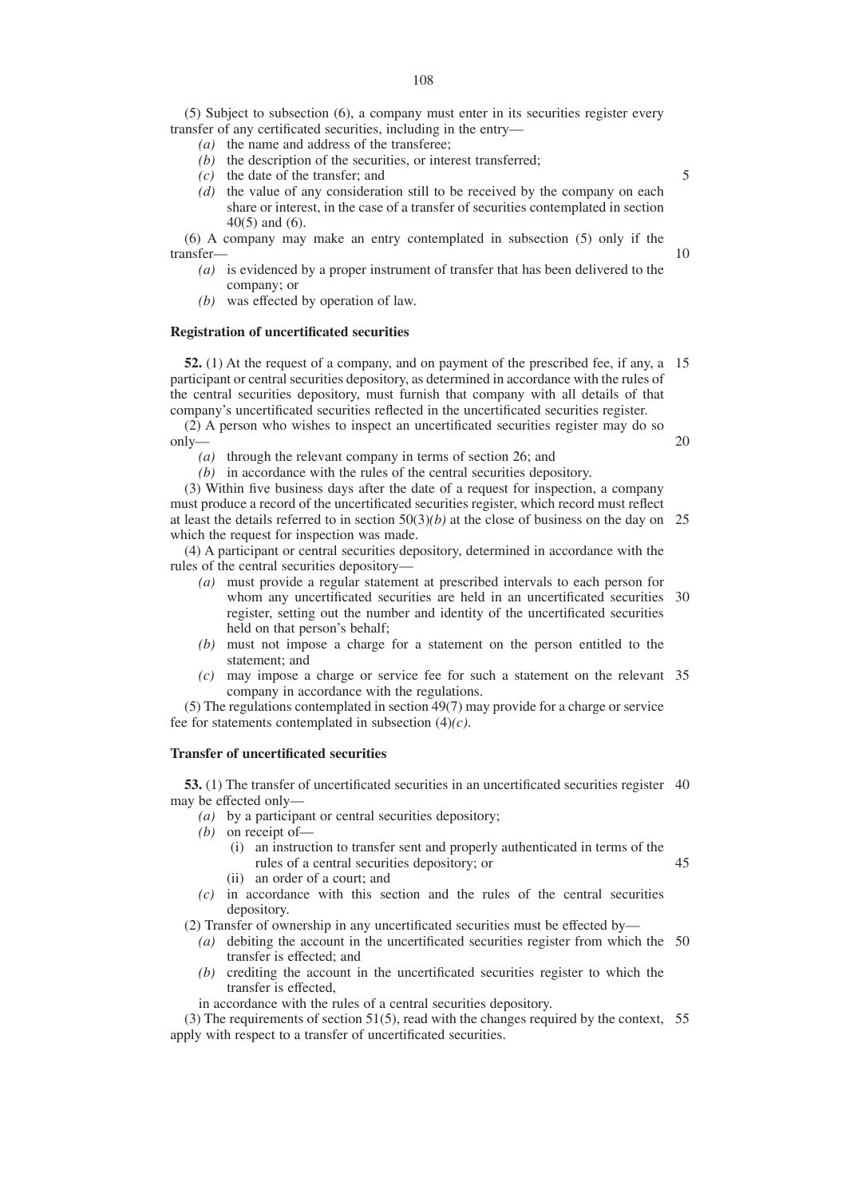(5) Subject to subsection (6), a company must enter in its securities register every transfer of any certificated securities, including in the entry—

*(a)* the name and address of the transferee;

*(b)* the description of the securities, or interest transferred;

*(c)* the date of the transfer; and

*(d)* the value of any consideration still to be received by the company on each share or interest, in the case of a transfer of securities contemplated in section 40(5) and (6).

(6) A company may make an entry contemplated in subsection (5) only if the transfer—

*(a)* is evidenced by a proper instrument of transfer that has been delivered to the company; or

*(b)* was effected by operation of law.

**Registration of uncertificated securities**

**52.** (1) At the request of a company, and on payment of the prescribed fee, if any, a participant or central securities depository, as determined in accordance with the rules of the central securities depository, must furnish that company with all details of that company's uncertificated securities reflected in the uncertificated securities register.

(2) A person who wishes to inspect an uncertificated securities register may do so only—

*(a)* through the relevant company in terms of section 26; and

*(b)* in accordance with the rules of the central securities depository.

(3) Within five business days after the date of a request for inspection, a company must produce a record of the uncertificated securities register, which record must reflect at least the details referred to in section 50(3)*(b)* at the close of business on the day on which the request for inspection was made.

(4) A participant or central securities depository, determined in accordance with the rules of the central securities depository—

*(a)* must provide a regular statement at prescribed intervals to each person for whom any uncertificated securities are held in an uncertificated securities register, setting out the number and identity of the uncertificated securities held on that person's behalf;

*(b)* must not impose a charge for a statement on the person entitled to the statement; and

*(c)* may impose a charge or service fee for such a statement on the relevant company in accordance with the regulations.

(5) The regulations contemplated in section 49(7) may provide for a charge or service fee for statements contemplated in subsection (4)*(c)*.

**Transfer of uncertificated securities**

**53.** (1) The transfer of uncertificated securities in an uncertificated securities register may be effected only—

*(a)* by a participant or central securities depository;

*(b)* on receipt of—

(i) an instruction to transfer sent and properly authenticated in terms of the rules of a central securities depository; or

(ii) an order of a court; and

*(c)* in accordance with this section and the rules of the central securities depository.

(2) Transfer of ownership in any uncertificated securities must be effected by—

*(a)* debiting the account in the uncertificated securities register from which the transfer is effected; and

*(b)* crediting the account in the uncertificated securities register to which the transfer is effected,

in accordance with the rules of a central securities depository.

(3) The requirements of section 51(5), read with the changes required by the context, apply with respect to a transfer of uncertificated securities.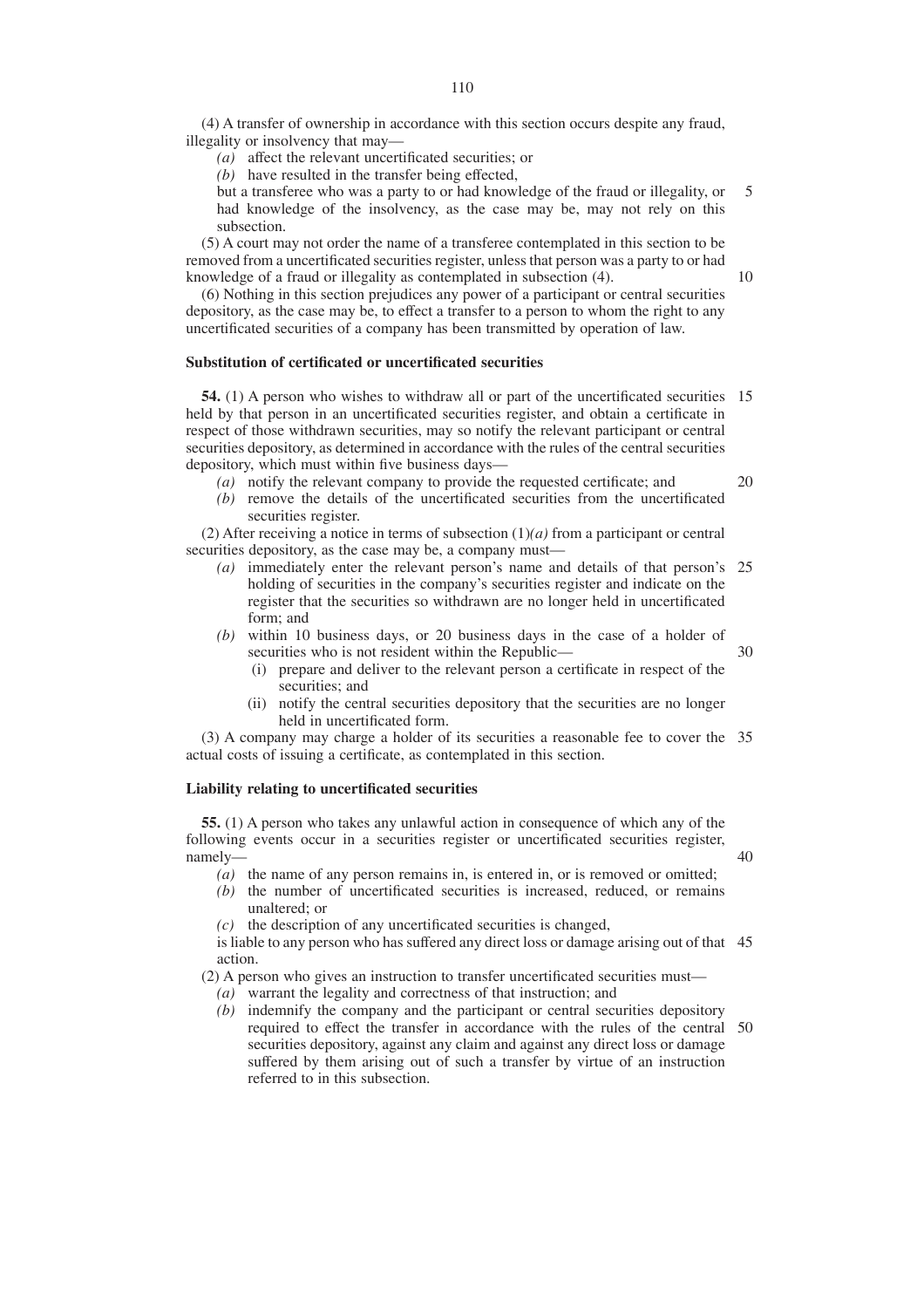(4) A transfer of ownership in accordance with this section occurs despite any fraud, illegality or insolvency that may—

*(a)* affect the relevant uncertificated securities; or

*(b)* have resulted in the transfer being effected,

but a transferee who was a party to or had knowledge of the fraud or illegality, or had knowledge of the insolvency, as the case may be, may not rely on this subsection.

(5) A court may not order the name of a transferee contemplated in this section to be removed from a uncertificated securities register, unless that person was a party to or had knowledge of a fraud or illegality as contemplated in subsection (4).

(6) Nothing in this section prejudices any power of a participant or central securities depository, as the case may be, to effect a transfer to a person to whom the right to any uncertificated securities of a company has been transmitted by operation of law.

**Substitution of certificated or uncertificated securities**

**54.** (1) A person who wishes to withdraw all or part of the uncertificated securities held by that person in an uncertificated securities register, and obtain a certificate in respect of those withdrawn securities, may so notify the relevant participant or central securities depository, as determined in accordance with the rules of the central securities depository, which must within five business days—

*(a)* notify the relevant company to provide the requested certificate; and

*(b)* remove the details of the uncertificated securities from the uncertificated securities register.

(2) After receiving a notice in terms of subsection (1)*(a)* from a participant or central securities depository, as the case may be, a company must—

*(a)* immediately enter the relevant person's name and details of that person's holding of securities in the company's securities register and indicate on the register that the securities so withdrawn are no longer held in uncertificated form; and

*(b)* within 10 business days, or 20 business days in the case of a holder of securities who is not resident within the Republic—

(i) prepare and deliver to the relevant person a certificate in respect of the securities; and

(ii) notify the central securities depository that the securities are no longer held in uncertificated form.

(3) A company may charge a holder of its securities a reasonable fee to cover the actual costs of issuing a certificate, as contemplated in this section.

**Liability relating to uncertificated securities**

**55.** (1) A person who takes any unlawful action in consequence of which any of the following events occur in a securities register or uncertificated securities register, namely—

*(a)* the name of any person remains in, is entered in, or is removed or omitted;

*(b)* the number of uncertificated securities is increased, reduced, or remains unaltered; or

*(c)* the description of any uncertificated securities is changed,

is liable to any person who has suffered any direct loss or damage arising out of that action.

(2) A person who gives an instruction to transfer uncertificated securities must—

*(a)* warrant the legality and correctness of that instruction; and

*(b)* indemnify the company and the participant or central securities depository required to effect the transfer in accordance with the rules of the central securities depository, against any claim and against any direct loss or damage suffered by them arising out of such a transfer by virtue of an instruction referred to in this subsection.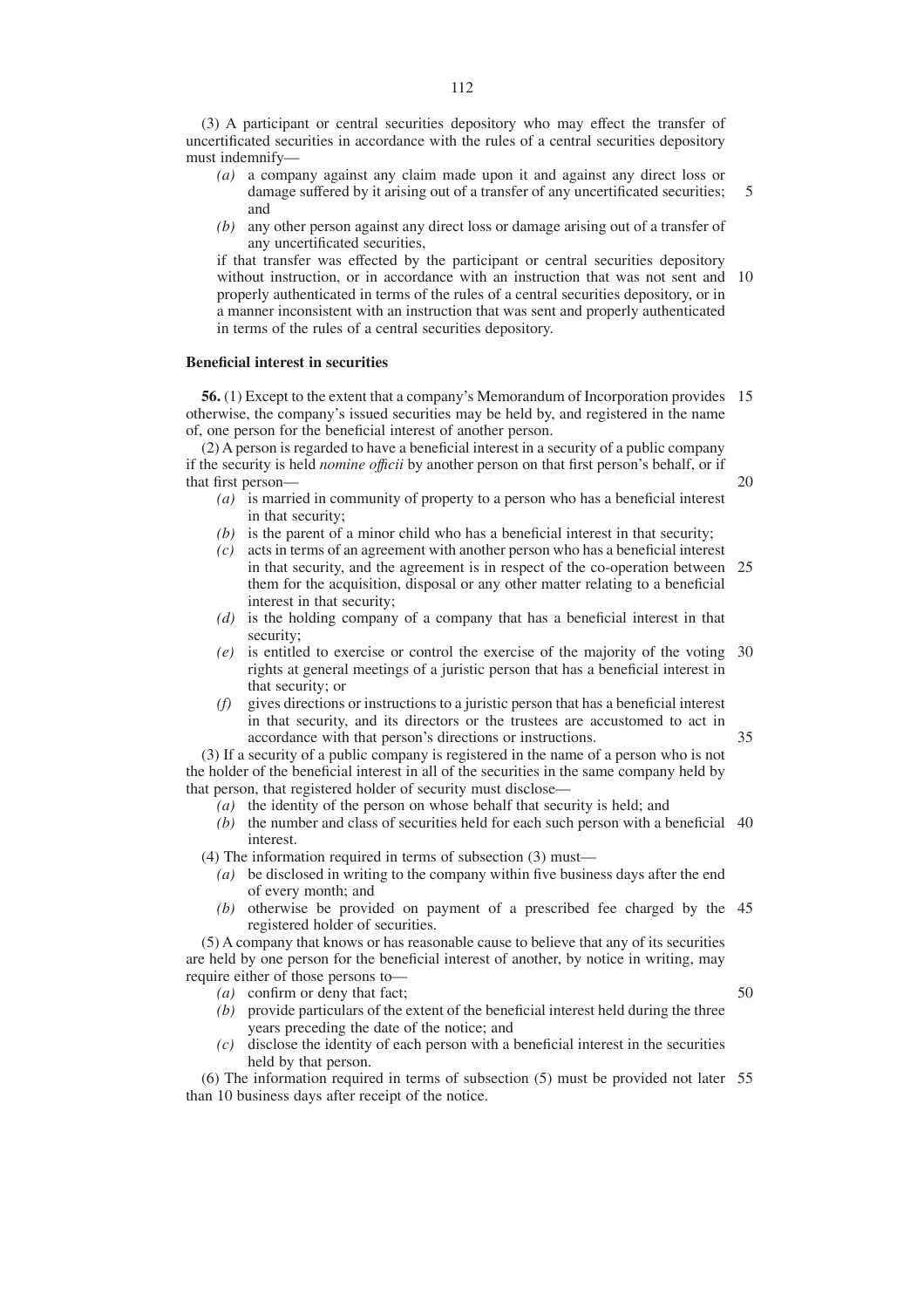(3) A participant or central securities depository who may effect the transfer of uncertificated securities in accordance with the rules of a central securities depository must indemnify—

*(a)* a company against any claim made upon it and against any direct loss or damage suffered by it arising out of a transfer of any uncertificated securities; and

*(b)* any other person against any direct loss or damage arising out of a transfer of any uncertificated securities,

if that transfer was effected by the participant or central securities depository without instruction, or in accordance with an instruction that was not sent and properly authenticated in terms of the rules of a central securities depository, or in a manner inconsistent with an instruction that was sent and properly authenticated in terms of the rules of a central securities depository.

**Beneficial interest in securities**

**56.** (1) Except to the extent that a company's Memorandum of Incorporation provides otherwise, the company's issued securities may be held by, and registered in the name of, one person for the beneficial interest of another person.

(2) A person is regarded to have a beneficial interest in a security of a public company if the security is held *nomine officii* by another person on that first person's behalf, or if that first person—

*(a)* is married in community of property to a person who has a beneficial interest in that security;

*(b)* is the parent of a minor child who has a beneficial interest in that security;

*(c)* acts in terms of an agreement with another person who has a beneficial interest in that security, and the agreement is in respect of the co-operation between them for the acquisition, disposal or any other matter relating to a beneficial interest in that security;

*(d)* is the holding company of a company that has a beneficial interest in that security;

*(e)* is entitled to exercise or control the exercise of the majority of the voting rights at general meetings of a juristic person that has a beneficial interest in that security; or

*(f)* gives directions or instructions to a juristic person that has a beneficial interest in that security, and its directors or the trustees are accustomed to act in accordance with that person's directions or instructions.

(3) If a security of a public company is registered in the name of a person who is not the holder of the beneficial interest in all of the securities in the same company held by that person, that registered holder of security must disclose—

*(a)* the identity of the person on whose behalf that security is held; and

*(b)* the number and class of securities held for each such person with a beneficial interest.

(4) The information required in terms of subsection (3) must—

*(a)* be disclosed in writing to the company within five business days after the end of every month; and

*(b)* otherwise be provided on payment of a prescribed fee charged by the registered holder of securities.

(5) A company that knows or has reasonable cause to believe that any of its securities are held by one person for the beneficial interest of another, by notice in writing, may require either of those persons to—

*(a)* confirm or deny that fact;

*(b)* provide particulars of the extent of the beneficial interest held during the three years preceding the date of the notice; and

*(c)* disclose the identity of each person with a beneficial interest in the securities held by that person.

(6) The information required in terms of subsection (5) must be provided not later than 10 business days after receipt of the notice.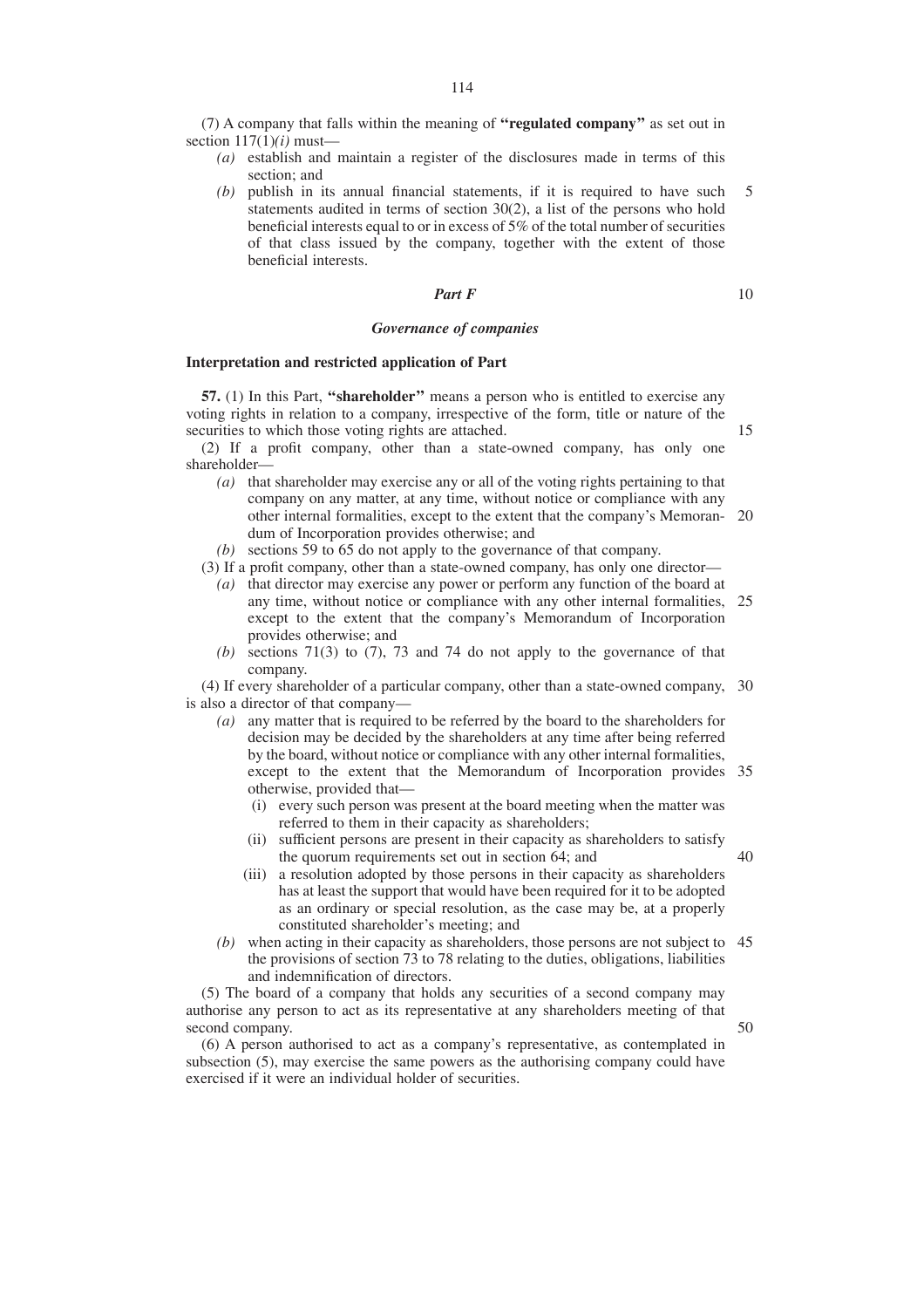(7) A company that falls within the meaning of **"regulated company"** as set out in section 117(1)*(i)* must—

*(a)* establish and maintain a register of the disclosures made in terms of this section; and

*(b)* publish in its annual financial statements, if it is required to have such statements audited in terms of section 30(2), a list of the persons who hold beneficial interests equal to or in excess of 5% of the total number of securities of that class issued by the company, together with the extent of those beneficial interests.

## *Part F*

### *Governance of companies*

**Interpretation and restricted application of Part**

**57.** (1) In this Part, **"shareholder"** means a person who is entitled to exercise any voting rights in relation to a company, irrespective of the form, title or nature of the securities to which those voting rights are attached.

(2) If a profit company, other than a state-owned company, has only one shareholder—

*(a)* that shareholder may exercise any or all of the voting rights pertaining to that company on any matter, at any time, without notice or compliance with any other internal formalities, except to the extent that the company's Memorandum of Incorporation provides otherwise; and

*(b)* sections 59 to 65 do not apply to the governance of that company.

(3) If a profit company, other than a state-owned company, has only one director—

*(a)* that director may exercise any power or perform any function of the board at any time, without notice or compliance with any other internal formalities, except to the extent that the company's Memorandum of Incorporation provides otherwise; and

*(b)* sections 71(3) to (7), 73 and 74 do not apply to the governance of that company.

(4) If every shareholder of a particular company, other than a state-owned company, is also a director of that company—

*(a)* any matter that is required to be referred by the board to the shareholders for decision may be decided by the shareholders at any time after being referred by the board, without notice or compliance with any other internal formalities, except to the extent that the Memorandum of Incorporation provides otherwise, provided that—

(i) every such person was present at the board meeting when the matter was referred to them in their capacity as shareholders;

(ii) sufficient persons are present in their capacity as shareholders to satisfy the quorum requirements set out in section 64; and

(iii) a resolution adopted by those persons in their capacity as shareholders has at least the support that would have been required for it to be adopted as an ordinary or special resolution, as the case may be, at a properly constituted shareholder's meeting; and

*(b)* when acting in their capacity as shareholders, those persons are not subject to the provisions of section 73 to 78 relating to the duties, obligations, liabilities and indemnification of directors.

(5) The board of a company that holds any securities of a second company may authorise any person to act as its representative at any shareholders meeting of that second company.

(6) A person authorised to act as a company's representative, as contemplated in subsection (5), may exercise the same powers as the authorising company could have exercised if it were an individual holder of securities.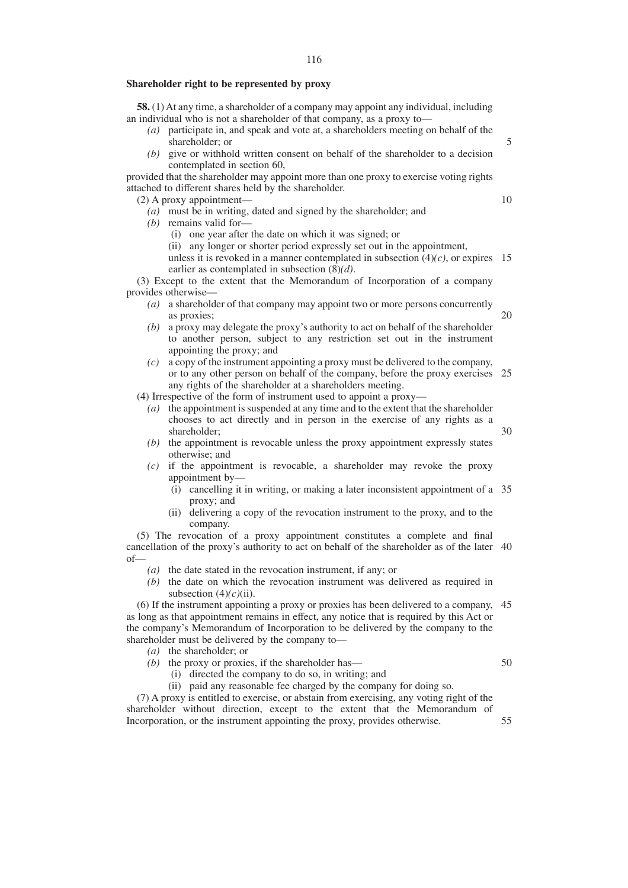**Shareholder right to be represented by proxy**

**58.** (1) At any time, a shareholder of a company may appoint any individual, including an individual who is not a shareholder of that company, as a proxy to—

*(a)* participate in, and speak and vote at, a shareholders meeting on behalf of the shareholder; or

*(b)* give or withhold written consent on behalf of the shareholder to a decision contemplated in section 60,

provided that the shareholder may appoint more than one proxy to exercise voting rights attached to different shares held by the shareholder.

(2) A proxy appointment—

*(a)* must be in writing, dated and signed by the shareholder; and

*(b)* remains valid for—

(i) one year after the date on which it was signed; or

(ii) any longer or shorter period expressly set out in the appointment,

unless it is revoked in a manner contemplated in subsection (4)*(c)*, or expires earlier as contemplated in subsection (8)*(d)*.

(3) Except to the extent that the Memorandum of Incorporation of a company provides otherwise—

*(a)* a shareholder of that company may appoint two or more persons concurrently as proxies;

*(b)* a proxy may delegate the proxy's authority to act on behalf of the shareholder to another person, subject to any restriction set out in the instrument appointing the proxy; and

*(c)* a copy of the instrument appointing a proxy must be delivered to the company, or to any other person on behalf of the company, before the proxy exercises any rights of the shareholder at a shareholders meeting.

(4) Irrespective of the form of instrument used to appoint a proxy—

*(a)* the appointment is suspended at any time and to the extent that the shareholder chooses to act directly and in person in the exercise of any rights as a shareholder;

*(b)* the appointment is revocable unless the proxy appointment expressly states otherwise; and

*(c)* if the appointment is revocable, a shareholder may revoke the proxy appointment by—

(i) cancelling it in writing, or making a later inconsistent appointment of a proxy; and

(ii) delivering a copy of the revocation instrument to the proxy, and to the company.

(5) The revocation of a proxy appointment constitutes a complete and final cancellation of the proxy's authority to act on behalf of the shareholder as of the later of—

*(a)* the date stated in the revocation instrument, if any; or

*(b)* the date on which the revocation instrument was delivered as required in subsection (4)*(c)*(ii).

(6) If the instrument appointing a proxy or proxies has been delivered to a company, as long as that appointment remains in effect, any notice that is required by this Act or the company's Memorandum of Incorporation to be delivered by the company to the shareholder must be delivered by the company to—

*(a)* the shareholder; or

*(b)* the proxy or proxies, if the shareholder has—

(i) directed the company to do so, in writing; and

(ii) paid any reasonable fee charged by the company for doing so.

(7) A proxy is entitled to exercise, or abstain from exercising, any voting right of the shareholder without direction, except to the extent that the Memorandum of Incorporation, or the instrument appointing the proxy, provides otherwise.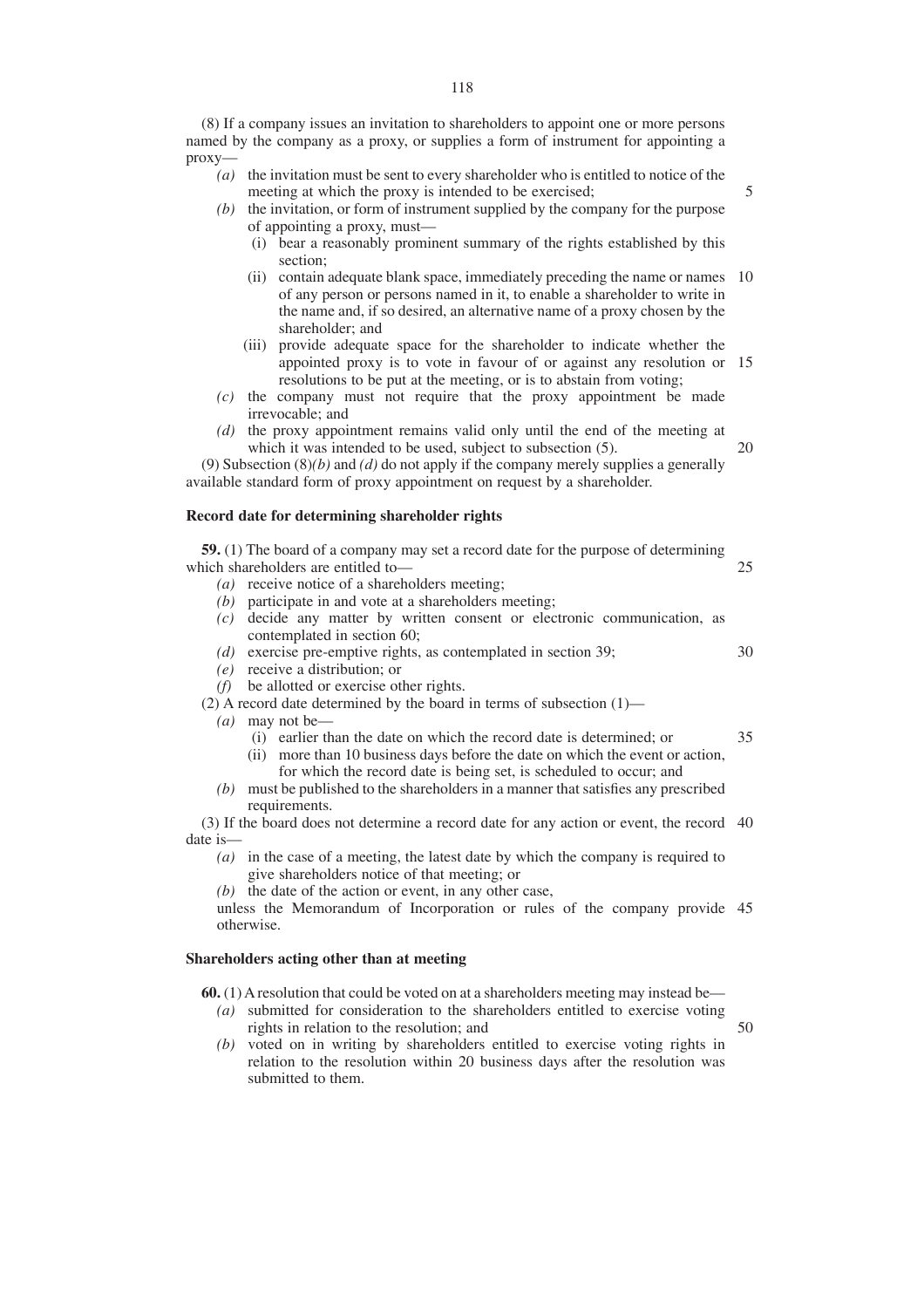(8) If a company issues an invitation to shareholders to appoint one or more persons named by the company as a proxy, or supplies a form of instrument for appointing a proxy—

*(a)* the invitation must be sent to every shareholder who is entitled to notice of the meeting at which the proxy is intended to be exercised;

*(b)* the invitation, or form of instrument supplied by the company for the purpose of appointing a proxy, must—

 (i) bear a reasonably prominent summary of the rights established by this section;

 (ii) contain adequate blank space, immediately preceding the name or names of any person or persons named in it, to enable a shareholder to write in the name and, if so desired, an alternative name of a proxy chosen by the shareholder; and

 (iii) provide adequate space for the shareholder to indicate whether the appointed proxy is to vote in favour of or against any resolution or resolutions to be put at the meeting, or is to abstain from voting;

*(c)* the company must not require that the proxy appointment be made irrevocable; and

*(d)* the proxy appointment remains valid only until the end of the meeting at which it was intended to be used, subject to subsection (5).

(9) Subsection (8)*(b)* and *(d)* do not apply if the company merely supplies a generally available standard form of proxy appointment on request by a shareholder.

**Record date for determining shareholder rights**

**59.** (1) The board of a company may set a record date for the purpose of determining which shareholders are entitled to—

*(a)* receive notice of a shareholders meeting;

*(b)* participate in and vote at a shareholders meeting;

*(c)* decide any matter by written consent or electronic communication, as contemplated in section 60;

*(d)* exercise pre-emptive rights, as contemplated in section 39;

*(e)* receive a distribution; or

*(f)* be allotted or exercise other rights.

(2) A record date determined by the board in terms of subsection (1)—

*(a)* may not be—

 (i) earlier than the date on which the record date is determined; or

 (ii) more than 10 business days before the date on which the event or action, for which the record date is being set, is scheduled to occur; and

*(b)* must be published to the shareholders in a manner that satisfies any prescribed requirements.

(3) If the board does not determine a record date for any action or event, the record date is—

*(a)* in the case of a meeting, the latest date by which the company is required to give shareholders notice of that meeting; or

*(b)* the date of the action or event, in any other case,

unless the Memorandum of Incorporation or rules of the company provide otherwise.

**Shareholders acting other than at meeting**

**60.** (1) A resolution that could be voted on at a shareholders meeting may instead be—

*(a)* submitted for consideration to the shareholders entitled to exercise voting rights in relation to the resolution; and

*(b)* voted on in writing by shareholders entitled to exercise voting rights in relation to the resolution within 20 business days after the resolution was submitted to them.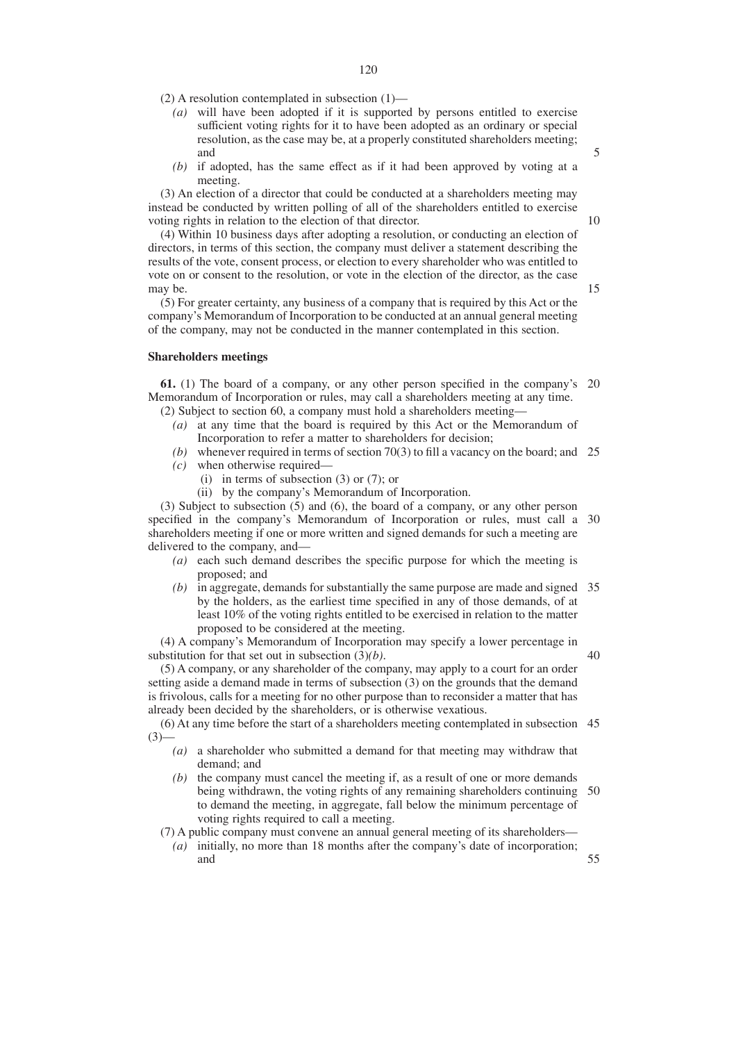(2) A resolution contemplated in subsection (1)—

*(a)* will have been adopted if it is supported by persons entitled to exercise sufficient voting rights for it to have been adopted as an ordinary or special resolution, as the case may be, at a properly constituted shareholders meeting; and

*(b)* if adopted, has the same effect as if it had been approved by voting at a meeting.

(3) An election of a director that could be conducted at a shareholders meeting may instead be conducted by written polling of all of the shareholders entitled to exercise voting rights in relation to the election of that director.

(4) Within 10 business days after adopting a resolution, or conducting an election of directors, in terms of this section, the company must deliver a statement describing the results of the vote, consent process, or election to every shareholder who was entitled to vote on or consent to the resolution, or vote in the election of the director, as the case may be.

(5) For greater certainty, any business of a company that is required by this Act or the company's Memorandum of Incorporation to be conducted at an annual general meeting of the company, may not be conducted in the manner contemplated in this section.

**Shareholders meetings**

**61.** (1) The board of a company, or any other person specified in the company's Memorandum of Incorporation or rules, may call a shareholders meeting at any time.

(2) Subject to section 60, a company must hold a shareholders meeting—

*(a)* at any time that the board is required by this Act or the Memorandum of Incorporation to refer a matter to shareholders for decision;

*(b)* whenever required in terms of section 70(3) to fill a vacancy on the board; and

*(c)* when otherwise required—

(i) in terms of subsection (3) or (7); or

(ii) by the company's Memorandum of Incorporation.

(3) Subject to subsection (5) and (6), the board of a company, or any other person specified in the company's Memorandum of Incorporation or rules, must call a shareholders meeting if one or more written and signed demands for such a meeting are delivered to the company, and—

*(a)* each such demand describes the specific purpose for which the meeting is proposed; and

*(b)* in aggregate, demands for substantially the same purpose are made and signed by the holders, as the earliest time specified in any of those demands, of at least 10% of the voting rights entitled to be exercised in relation to the matter proposed to be considered at the meeting.

(4) A company's Memorandum of Incorporation may specify a lower percentage in substitution for that set out in subsection (3)*(b)*.

(5) A company, or any shareholder of the company, may apply to a court for an order setting aside a demand made in terms of subsection (3) on the grounds that the demand is frivolous, calls for a meeting for no other purpose than to reconsider a matter that has already been decided by the shareholders, or is otherwise vexatious.

(6) At any time before the start of a shareholders meeting contemplated in subsection (3)—

*(a)* a shareholder who submitted a demand for that meeting may withdraw that demand; and

*(b)* the company must cancel the meeting if, as a result of one or more demands being withdrawn, the voting rights of any remaining shareholders continuing to demand the meeting, in aggregate, fall below the minimum percentage of voting rights required to call a meeting.

(7) A public company must convene an annual general meeting of its shareholders—

*(a)* initially, no more than 18 months after the company's date of incorporation; and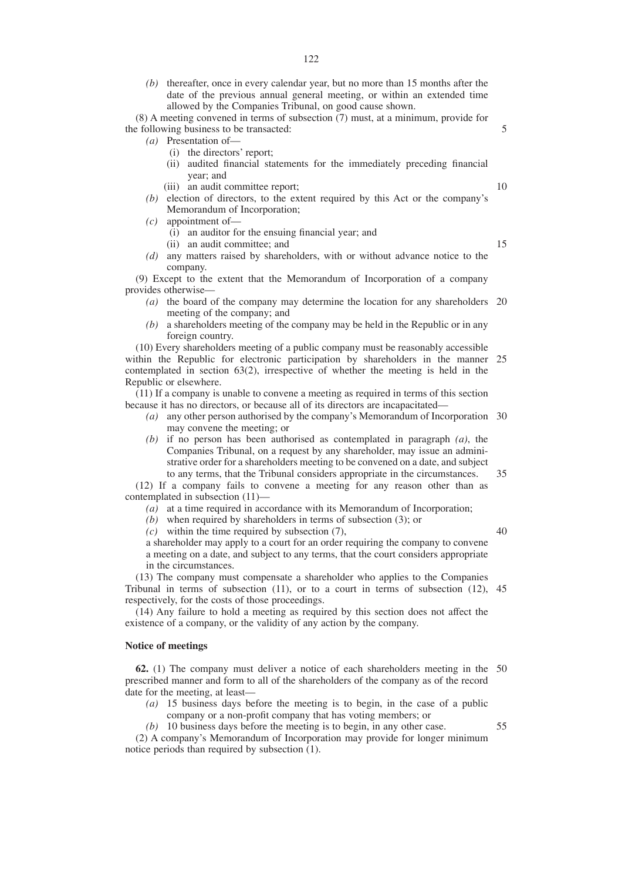*(b)* thereafter, once in every calendar year, but no more than 15 months after the date of the previous annual general meeting, or within an extended time allowed by the Companies Tribunal, on good cause shown.

(8) A meeting convened in terms of subsection (7) must, at a minimum, provide for the following business to be transacted:

*(a)* Presentation of—
  (i) the directors' report;
  (ii) audited financial statements for the immediately preceding financial year; and
  (iii) an audit committee report;

*(b)* election of directors, to the extent required by this Act or the company's Memorandum of Incorporation;

*(c)* appointment of—
  (i) an auditor for the ensuing financial year; and
  (ii) an audit committee; and

*(d)* any matters raised by shareholders, with or without advance notice to the company.

(9) Except to the extent that the Memorandum of Incorporation of a company provides otherwise—

*(a)* the board of the company may determine the location for any shareholders meeting of the company; and

*(b)* a shareholders meeting of the company may be held in the Republic or in any foreign country.

(10) Every shareholders meeting of a public company must be reasonably accessible within the Republic for electronic participation by shareholders in the manner contemplated in section 63(2), irrespective of whether the meeting is held in the Republic or elsewhere.

(11) If a company is unable to convene a meeting as required in terms of this section because it has no directors, or because all of its directors are incapacitated—

*(a)* any other person authorised by the company's Memorandum of Incorporation may convene the meeting; or

*(b)* if no person has been authorised as contemplated in paragraph *(a)*, the Companies Tribunal, on a request by any shareholder, may issue an administrative order for a shareholders meeting to be convened on a date, and subject to any terms, that the Tribunal considers appropriate in the circumstances.

(12) If a company fails to convene a meeting for any reason other than as contemplated in subsection (11)—

*(a)* at a time required in accordance with its Memorandum of Incorporation;

*(b)* when required by shareholders in terms of subsection (3); or

*(c)* within the time required by subsection (7),

a shareholder may apply to a court for an order requiring the company to convene a meeting on a date, and subject to any terms, that the court considers appropriate in the circumstances.

(13) The company must compensate a shareholder who applies to the Companies Tribunal in terms of subsection (11), or to a court in terms of subsection (12), respectively, for the costs of those proceedings.

(14) Any failure to hold a meeting as required by this section does not affect the existence of a company, or the validity of any action by the company.

**Notice of meetings**

**62.** (1) The company must deliver a notice of each shareholders meeting in the prescribed manner and form to all of the shareholders of the company as of the record date for the meeting, at least—

*(a)* 15 business days before the meeting is to begin, in the case of a public company or a non-profit company that has voting members; or

*(b)* 10 business days before the meeting is to begin, in any other case.

(2) A company's Memorandum of Incorporation may provide for longer minimum notice periods than required by subsection (1).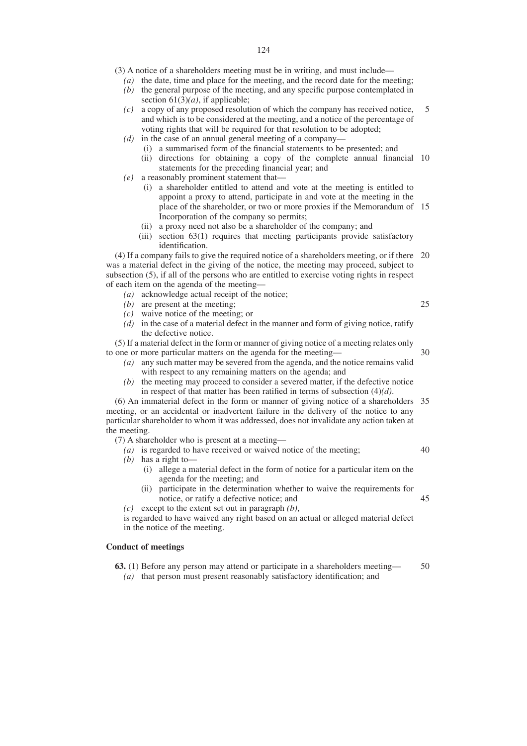(3) A notice of a shareholders meeting must be in writing, and must include—

*(a)* the date, time and place for the meeting, and the record date for the meeting;

*(b)* the general purpose of the meeting, and any specific purpose contemplated in section 61(3)*(a)*, if applicable;

*(c)* a copy of any proposed resolution of which the company has received notice, and which is to be considered at the meeting, and a notice of the percentage of voting rights that will be required for that resolution to be adopted;

*(d)* in the case of an annual general meeting of a company—

(i) a summarised form of the financial statements to be presented; and

(ii) directions for obtaining a copy of the complete annual financial statements for the preceding financial year; and

*(e)* a reasonably prominent statement that—

(i) a shareholder entitled to attend and vote at the meeting is entitled to appoint a proxy to attend, participate in and vote at the meeting in the place of the shareholder, or two or more proxies if the Memorandum of Incorporation of the company so permits;

(ii) a proxy need not also be a shareholder of the company; and

(iii) section 63(1) requires that meeting participants provide satisfactory identification.

(4) If a company fails to give the required notice of a shareholders meeting, or if there was a material defect in the giving of the notice, the meeting may proceed, subject to subsection (5), if all of the persons who are entitled to exercise voting rights in respect of each item on the agenda of the meeting—

*(a)* acknowledge actual receipt of the notice;

*(b)* are present at the meeting;

*(c)* waive notice of the meeting; or

*(d)* in the case of a material defect in the manner and form of giving notice, ratify the defective notice.

(5) If a material defect in the form or manner of giving notice of a meeting relates only to one or more particular matters on the agenda for the meeting—

*(a)* any such matter may be severed from the agenda, and the notice remains valid with respect to any remaining matters on the agenda; and

*(b)* the meeting may proceed to consider a severed matter, if the defective notice in respect of that matter has been ratified in terms of subsection (4)*(d)*.

(6) An immaterial defect in the form or manner of giving notice of a shareholders meeting, or an accidental or inadvertent failure in the delivery of the notice to any particular shareholder to whom it was addressed, does not invalidate any action taken at the meeting.

(7) A shareholder who is present at a meeting—

*(a)* is regarded to have received or waived notice of the meeting;

*(b)* has a right to—

(i) allege a material defect in the form of notice for a particular item on the agenda for the meeting; and

(ii) participate in the determination whether to waive the requirements for notice, or ratify a defective notice; and

*(c)* except to the extent set out in paragraph *(b)*,

is regarded to have waived any right based on an actual or alleged material defect in the notice of the meeting.

**Conduct of meetings**

**63.** (1) Before any person may attend or participate in a shareholders meeting—

*(a)* that person must present reasonably satisfactory identification; and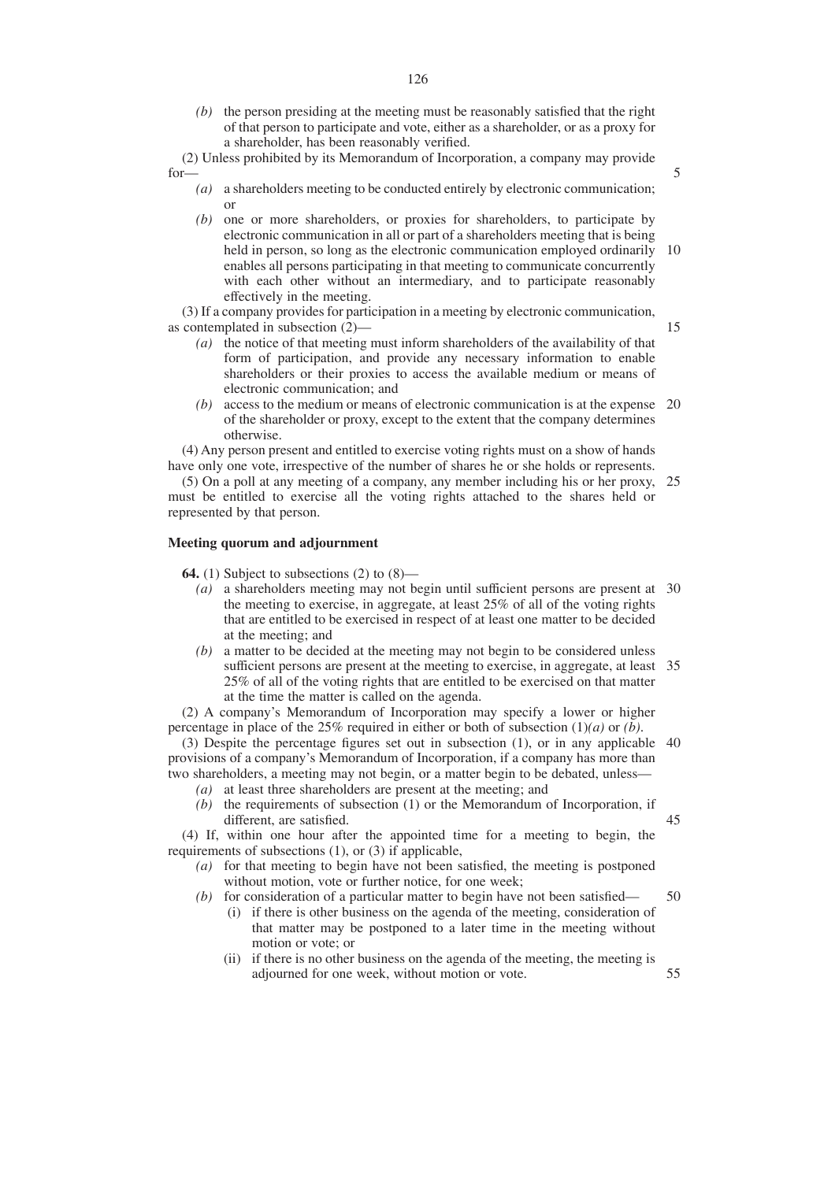*(b)* the person presiding at the meeting must be reasonably satisfied that the right of that person to participate and vote, either as a shareholder, or as a proxy for a shareholder, has been reasonably verified.

(2) Unless prohibited by its Memorandum of Incorporation, a company may provide for—

*(a)* a shareholders meeting to be conducted entirely by electronic communication; or

*(b)* one or more shareholders, or proxies for shareholders, to participate by electronic communication in all or part of a shareholders meeting that is being held in person, so long as the electronic communication employed ordinarily enables all persons participating in that meeting to communicate concurrently with each other without an intermediary, and to participate reasonably effectively in the meeting.

(3) If a company provides for participation in a meeting by electronic communication, as contemplated in subsection (2)—

*(a)* the notice of that meeting must inform shareholders of the availability of that form of participation, and provide any necessary information to enable shareholders or their proxies to access the available medium or means of electronic communication; and

*(b)* access to the medium or means of electronic communication is at the expense of the shareholder or proxy, except to the extent that the company determines otherwise.

(4) Any person present and entitled to exercise voting rights must on a show of hands have only one vote, irrespective of the number of shares he or she holds or represents.

(5) On a poll at any meeting of a company, any member including his or her proxy, must be entitled to exercise all the voting rights attached to the shares held or represented by that person.

**Meeting quorum and adjournment**

**64.** (1) Subject to subsections (2) to (8)—

*(a)* a shareholders meeting may not begin until sufficient persons are present at the meeting to exercise, in aggregate, at least 25% of all of the voting rights that are entitled to be exercised in respect of at least one matter to be decided at the meeting; and

*(b)* a matter to be decided at the meeting may not begin to be considered unless sufficient persons are present at the meeting to exercise, in aggregate, at least 25% of all of the voting rights that are entitled to be exercised on that matter at the time the matter is called on the agenda.

(2) A company's Memorandum of Incorporation may specify a lower or higher percentage in place of the 25% required in either or both of subsection (1)*(a)* or *(b)*.

(3) Despite the percentage figures set out in subsection (1), or in any applicable provisions of a company's Memorandum of Incorporation, if a company has more than two shareholders, a meeting may not begin, or a matter begin to be debated, unless—

*(a)* at least three shareholders are present at the meeting; and

*(b)* the requirements of subsection (1) or the Memorandum of Incorporation, if different, are satisfied.

(4) If, within one hour after the appointed time for a meeting to begin, the requirements of subsections (1), or (3) if applicable,

*(a)* for that meeting to begin have not been satisfied, the meeting is postponed without motion, vote or further notice, for one week;

*(b)* for consideration of a particular matter to begin have not been satisfied—

(i) if there is other business on the agenda of the meeting, consideration of that matter may be postponed to a later time in the meeting without motion or vote; or

(ii) if there is no other business on the agenda of the meeting, the meeting is adjourned for one week, without motion or vote.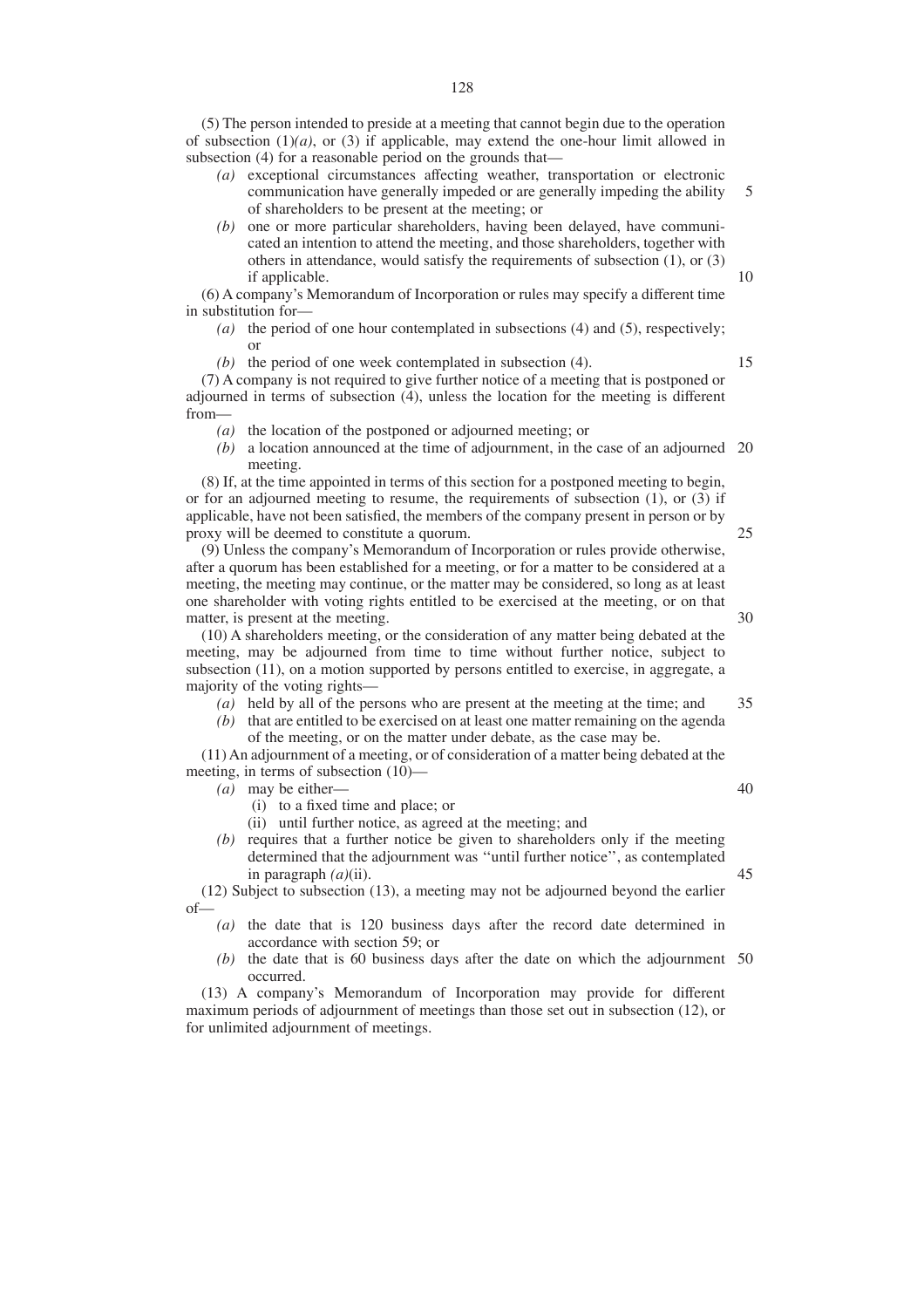(5) The person intended to preside at a meeting that cannot begin due to the operation of subsection (1)*(a)*, or (3) if applicable, may extend the one-hour limit allowed in subsection (4) for a reasonable period on the grounds that—

*(a)* exceptional circumstances affecting weather, transportation or electronic communication have generally impeded or are generally impeding the ability of shareholders to be present at the meeting; or

*(b)* one or more particular shareholders, having been delayed, have communicated an intention to attend the meeting, and those shareholders, together with others in attendance, would satisfy the requirements of subsection (1), or (3) if applicable.

(6) A company's Memorandum of Incorporation or rules may specify a different time in substitution for—

*(a)* the period of one hour contemplated in subsections (4) and (5), respectively; or

*(b)* the period of one week contemplated in subsection (4).

(7) A company is not required to give further notice of a meeting that is postponed or adjourned in terms of subsection (4), unless the location for the meeting is different from—

*(a)* the location of the postponed or adjourned meeting; or

*(b)* a location announced at the time of adjournment, in the case of an adjourned meeting.

(8) If, at the time appointed in terms of this section for a postponed meeting to begin, or for an adjourned meeting to resume, the requirements of subsection (1), or (3) if applicable, have not been satisfied, the members of the company present in person or by proxy will be deemed to constitute a quorum.

(9) Unless the company's Memorandum of Incorporation or rules provide otherwise, after a quorum has been established for a meeting, or for a matter to be considered at a meeting, the meeting may continue, or the matter may be considered, so long as at least one shareholder with voting rights entitled to be exercised at the meeting, or on that matter, is present at the meeting.

(10) A shareholders meeting, or the consideration of any matter being debated at the meeting, may be adjourned from time to time without further notice, subject to subsection (11), on a motion supported by persons entitled to exercise, in aggregate, a majority of the voting rights—

*(a)* held by all of the persons who are present at the meeting at the time; and

*(b)* that are entitled to be exercised on at least one matter remaining on the agenda of the meeting, or on the matter under debate, as the case may be.

(11) An adjournment of a meeting, or of consideration of a matter being debated at the meeting, in terms of subsection (10)—

*(a)* may be either—

(i) to a fixed time and place; or

(ii) until further notice, as agreed at the meeting; and

*(b)* requires that a further notice be given to shareholders only if the meeting determined that the adjournment was ''until further notice'', as contemplated in paragraph *(a)*(ii).

(12) Subject to subsection (13), a meeting may not be adjourned beyond the earlier of—

*(a)* the date that is 120 business days after the record date determined in accordance with section 59; or

*(b)* the date that is 60 business days after the date on which the adjournment occurred.

(13) A company's Memorandum of Incorporation may provide for different maximum periods of adjournment of meetings than those set out in subsection (12), or for unlimited adjournment of meetings.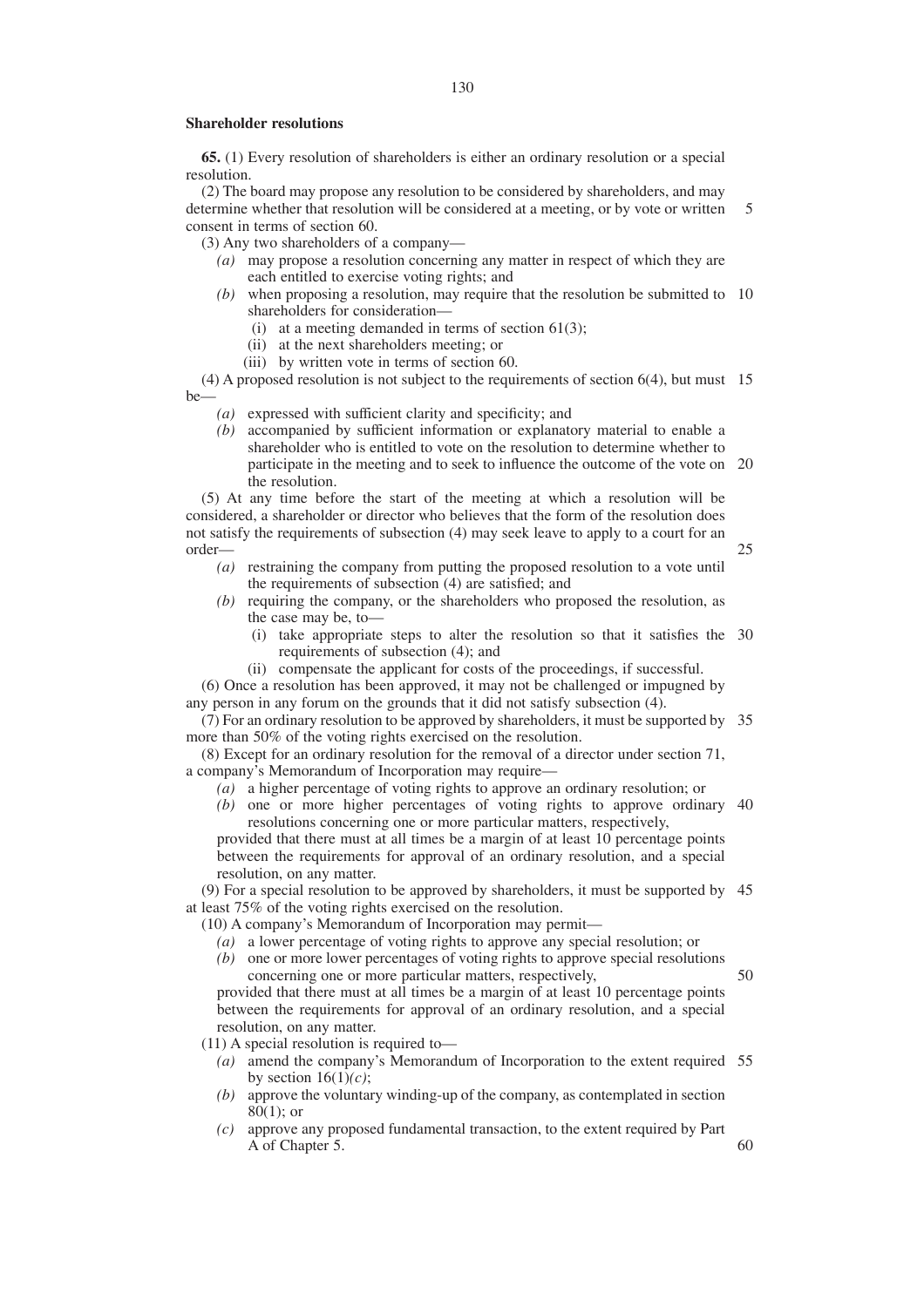**Shareholder resolutions**

**65.** (1) Every resolution of shareholders is either an ordinary resolution or a special resolution.

(2) The board may propose any resolution to be considered by shareholders, and may determine whether that resolution will be considered at a meeting, or by vote or written consent in terms of section 60.

(3) Any two shareholders of a company—

- *(a)* may propose a resolution concerning any matter in respect of which they are each entitled to exercise voting rights; and
- *(b)* when proposing a resolution, may require that the resolution be submitted to shareholders for consideration—
  - (i) at a meeting demanded in terms of section 61(3);
  - (ii) at the next shareholders meeting; or
  - (iii) by written vote in terms of section 60.

(4) A proposed resolution is not subject to the requirements of section 6(4), but must be—

- *(a)* expressed with sufficient clarity and specificity; and
- *(b)* accompanied by sufficient information or explanatory material to enable a shareholder who is entitled to vote on the resolution to determine whether to participate in the meeting and to seek to influence the outcome of the vote on the resolution.

(5) At any time before the start of the meeting at which a resolution will be considered, a shareholder or director who believes that the form of the resolution does not satisfy the requirements of subsection (4) may seek leave to apply to a court for an order—

- *(a)* restraining the company from putting the proposed resolution to a vote until the requirements of subsection (4) are satisfied; and
- *(b)* requiring the company, or the shareholders who proposed the resolution, as the case may be, to—
  - (i) take appropriate steps to alter the resolution so that it satisfies the requirements of subsection (4); and
  - (ii) compensate the applicant for costs of the proceedings, if successful.

(6) Once a resolution has been approved, it may not be challenged or impugned by any person in any forum on the grounds that it did not satisfy subsection (4).

(7) For an ordinary resolution to be approved by shareholders, it must be supported by more than 50% of the voting rights exercised on the resolution.

(8) Except for an ordinary resolution for the removal of a director under section 71, a company's Memorandum of Incorporation may require—

- *(a)* a higher percentage of voting rights to approve an ordinary resolution; or
- *(b)* one or more higher percentages of voting rights to approve ordinary resolutions concerning one or more particular matters, respectively,

provided that there must at all times be a margin of at least 10 percentage points between the requirements for approval of an ordinary resolution, and a special resolution, on any matter.

(9) For a special resolution to be approved by shareholders, it must be supported by at least 75% of the voting rights exercised on the resolution.

(10) A company's Memorandum of Incorporation may permit—

- *(a)* a lower percentage of voting rights to approve any special resolution; or
- *(b)* one or more lower percentages of voting rights to approve special resolutions concerning one or more particular matters, respectively,

provided that there must at all times be a margin of at least 10 percentage points between the requirements for approval of an ordinary resolution, and a special resolution, on any matter.

(11) A special resolution is required to—

- *(a)* amend the company's Memorandum of Incorporation to the extent required by section 16(1)*(c)*;
- *(b)* approve the voluntary winding-up of the company, as contemplated in section 80(1); or
- *(c)* approve any proposed fundamental transaction, to the extent required by Part A of Chapter 5.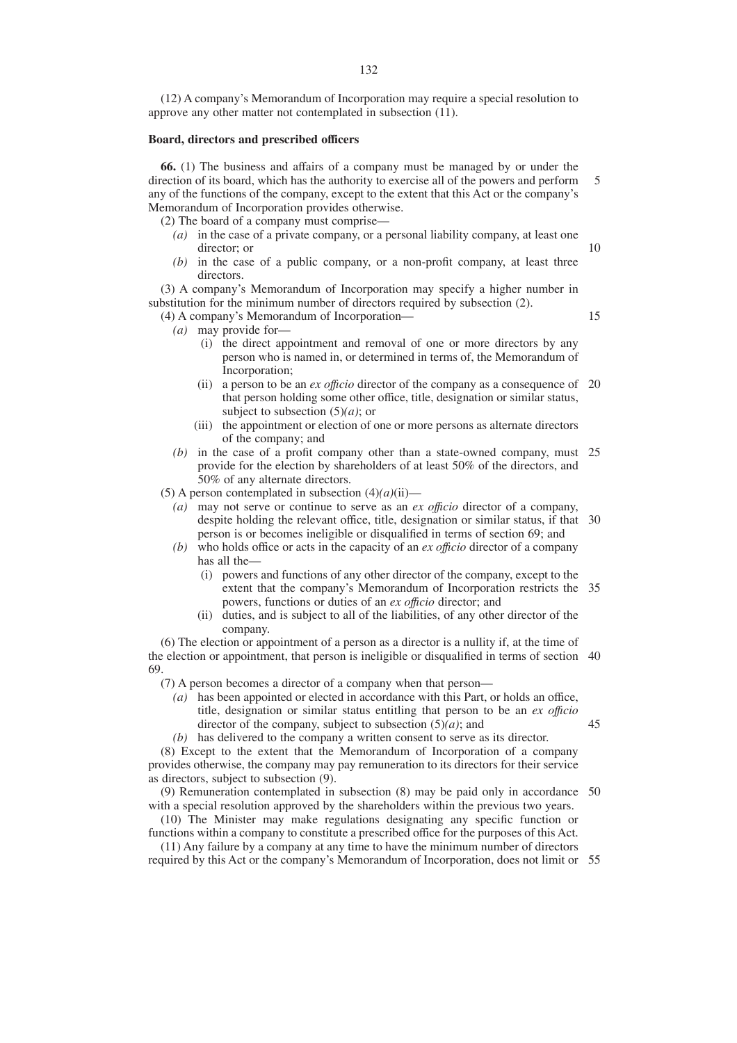(12) A company's Memorandum of Incorporation may require a special resolution to approve any other matter not contemplated in subsection (11).

**Board, directors and prescribed officers**

**66.** (1) The business and affairs of a company must be managed by or under the direction of its board, which has the authority to exercise all of the powers and perform any of the functions of the company, except to the extent that this Act or the company's Memorandum of Incorporation provides otherwise.

(2) The board of a company must comprise—

*(a)* in the case of a private company, or a personal liability company, at least one director; or

*(b)* in the case of a public company, or a non-profit company, at least three directors.

(3) A company's Memorandum of Incorporation may specify a higher number in substitution for the minimum number of directors required by subsection (2).

(4) A company's Memorandum of Incorporation—

*(a)* may provide for—

(i) the direct appointment and removal of one or more directors by any person who is named in, or determined in terms of, the Memorandum of Incorporation;

(ii) a person to be an *ex officio* director of the company as a consequence of that person holding some other office, title, designation or similar status, subject to subsection (5)*(a)*; or

(iii) the appointment or election of one or more persons as alternate directors of the company; and

*(b)* in the case of a profit company other than a state-owned company, must provide for the election by shareholders of at least 50% of the directors, and 50% of any alternate directors.

(5) A person contemplated in subsection (4)*(a)*(ii)—

*(a)* may not serve or continue to serve as an *ex officio* director of a company, despite holding the relevant office, title, designation or similar status, if that person is or becomes ineligible or disqualified in terms of section 69; and

*(b)* who holds office or acts in the capacity of an *ex officio* director of a company has all the—

(i) powers and functions of any other director of the company, except to the extent that the company's Memorandum of Incorporation restricts the powers, functions or duties of an *ex officio* director; and

(ii) duties, and is subject to all of the liabilities, of any other director of the company.

(6) The election or appointment of a person as a director is a nullity if, at the time of the election or appointment, that person is ineligible or disqualified in terms of section 69.

(7) A person becomes a director of a company when that person—

*(a)* has been appointed or elected in accordance with this Part, or holds an office, title, designation or similar status entitling that person to be an *ex officio* director of the company, subject to subsection (5)*(a)*; and

*(b)* has delivered to the company a written consent to serve as its director.

(8) Except to the extent that the Memorandum of Incorporation of a company provides otherwise, the company may pay remuneration to its directors for their service as directors, subject to subsection (9).

(9) Remuneration contemplated in subsection (8) may be paid only in accordance with a special resolution approved by the shareholders within the previous two years.

(10) The Minister may make regulations designating any specific function or functions within a company to constitute a prescribed office for the purposes of this Act.

(11) Any failure by a company at any time to have the minimum number of directors required by this Act or the company's Memorandum of Incorporation, does not limit or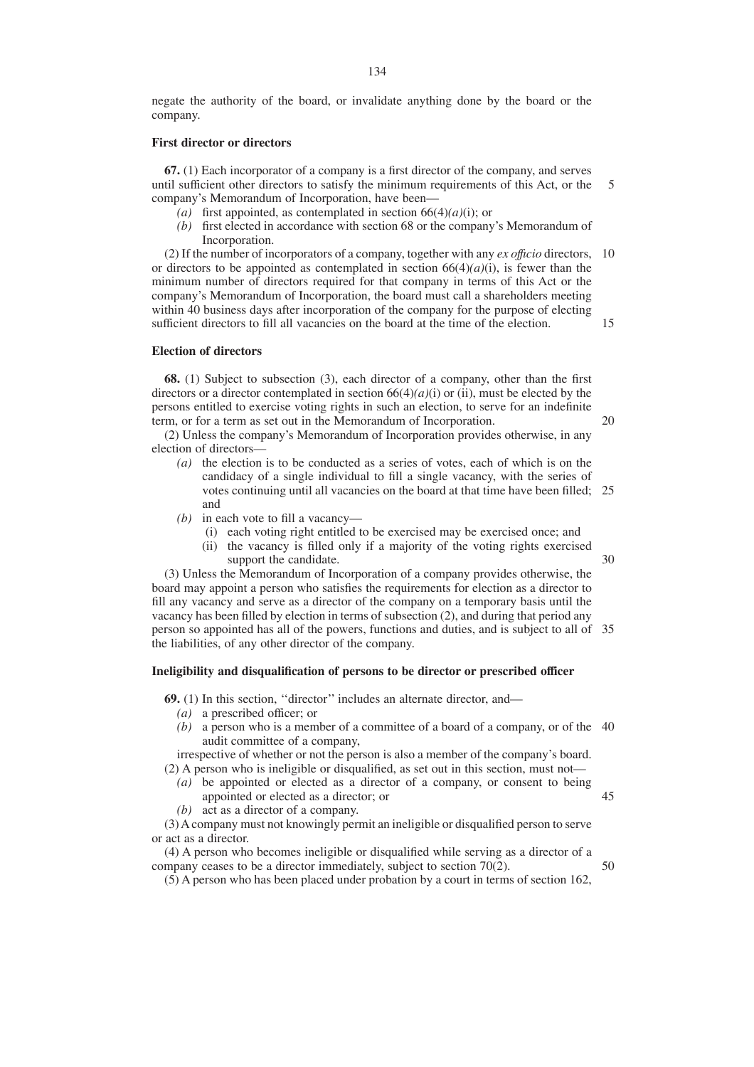negate the authority of the board, or invalidate anything done by the board or the company.

**First director or directors**

**67.** (1) Each incorporator of a company is a first director of the company, and serves until sufficient other directors to satisfy the minimum requirements of this Act, or the company's Memorandum of Incorporation, have been—

*(a)* first appointed, as contemplated in section 66(4)*(a)*(i); or

*(b)* first elected in accordance with section 68 or the company's Memorandum of Incorporation.

(2) If the number of incorporators of a company, together with any *ex officio* directors, or directors to be appointed as contemplated in section 66(4)*(a)*(i), is fewer than the minimum number of directors required for that company in terms of this Act or the company's Memorandum of Incorporation, the board must call a shareholders meeting within 40 business days after incorporation of the company for the purpose of electing sufficient directors to fill all vacancies on the board at the time of the election.

**Election of directors**

**68.** (1) Subject to subsection (3), each director of a company, other than the first directors or a director contemplated in section 66(4)*(a)*(i) or (ii), must be elected by the persons entitled to exercise voting rights in such an election, to serve for an indefinite term, or for a term as set out in the Memorandum of Incorporation.

(2) Unless the company's Memorandum of Incorporation provides otherwise, in any election of directors—

*(a)* the election is to be conducted as a series of votes, each of which is on the candidacy of a single individual to fill a single vacancy, with the series of votes continuing until all vacancies on the board at that time have been filled; and

*(b)* in each vote to fill a vacancy—

(i) each voting right entitled to be exercised may be exercised once; and

(ii) the vacancy is filled only if a majority of the voting rights exercised support the candidate.

(3) Unless the Memorandum of Incorporation of a company provides otherwise, the board may appoint a person who satisfies the requirements for election as a director to fill any vacancy and serve as a director of the company on a temporary basis until the vacancy has been filled by election in terms of subsection (2), and during that period any person so appointed has all of the powers, functions and duties, and is subject to all of the liabilities, of any other director of the company.

**Ineligibility and disqualification of persons to be director or prescribed officer**

**69.** (1) In this section, ''director'' includes an alternate director, and—

*(a)* a prescribed officer; or

*(b)* a person who is a member of a committee of a board of a company, or of the audit committee of a company,

irrespective of whether or not the person is also a member of the company's board.

(2) A person who is ineligible or disqualified, as set out in this section, must not—

*(a)* be appointed or elected as a director of a company, or consent to being appointed or elected as a director; or

*(b)* act as a director of a company.

(3) A company must not knowingly permit an ineligible or disqualified person to serve or act as a director.

(4) A person who becomes ineligible or disqualified while serving as a director of a company ceases to be a director immediately, subject to section 70(2).

(5) A person who has been placed under probation by a court in terms of section 162,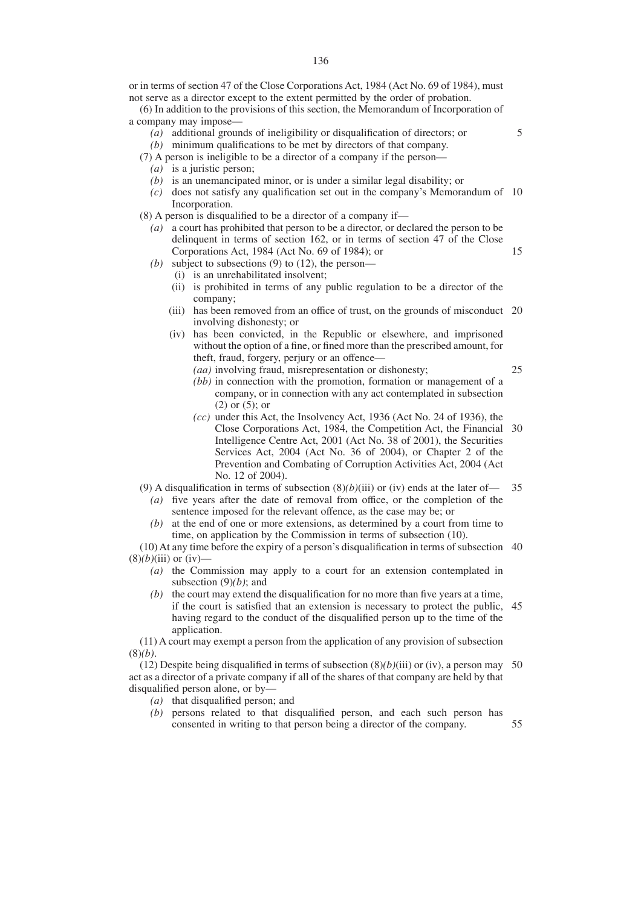or in terms of section 47 of the Close Corporations Act, 1984 (Act No. 69 of 1984), must not serve as a director except to the extent permitted by the order of probation.

(6) In addition to the provisions of this section, the Memorandum of Incorporation of a company may impose—

*(a)* additional grounds of ineligibility or disqualification of directors; or

*(b)* minimum qualifications to be met by directors of that company.

(7) A person is ineligible to be a director of a company if the person—

*(a)* is a juristic person;

*(b)* is an unemancipated minor, or is under a similar legal disability; or

*(c)* does not satisfy any qualification set out in the company's Memorandum of Incorporation.

(8) A person is disqualified to be a director of a company if—

*(a)* a court has prohibited that person to be a director, or declared the person to be delinquent in terms of section 162, or in terms of section 47 of the Close Corporations Act, 1984 (Act No. 69 of 1984); or

*(b)* subject to subsections (9) to (12), the person—

(i) is an unrehabilitated insolvent;

(ii) is prohibited in terms of any public regulation to be a director of the company;

(iii) has been removed from an office of trust, on the grounds of misconduct involving dishonesty; or

(iv) has been convicted, in the Republic or elsewhere, and imprisoned without the option of a fine, or fined more than the prescribed amount, for theft, fraud, forgery, perjury or an offence—

*(aa)* involving fraud, misrepresentation or dishonesty;

*(bb)* in connection with the promotion, formation or management of a company, or in connection with any act contemplated in subsection (2) or (5); or

*(cc)* under this Act, the Insolvency Act, 1936 (Act No. 24 of 1936), the Close Corporations Act, 1984, the Competition Act, the Financial Intelligence Centre Act, 2001 (Act No. 38 of 2001), the Securities Services Act, 2004 (Act No. 36 of 2004), or Chapter 2 of the Prevention and Combating of Corruption Activities Act, 2004 (Act No. 12 of 2004).

(9) A disqualification in terms of subsection (8)*(b)*(iii) or (iv) ends at the later of—

*(a)* five years after the date of removal from office, or the completion of the sentence imposed for the relevant offence, as the case may be; or

*(b)* at the end of one or more extensions, as determined by a court from time to time, on application by the Commission in terms of subsection (10).

(10) At any time before the expiry of a person's disqualification in terms of subsection (8)*(b)*(iii) or (iv)—

*(a)* the Commission may apply to a court for an extension contemplated in subsection (9)*(b)*; and

*(b)* the court may extend the disqualification for no more than five years at a time, if the court is satisfied that an extension is necessary to protect the public, having regard to the conduct of the disqualified person up to the time of the application.

(11) A court may exempt a person from the application of any provision of subsection (8)*(b)*.

(12) Despite being disqualified in terms of subsection (8)*(b)*(iii) or (iv), a person may act as a director of a private company if all of the shares of that company are held by that disqualified person alone, or by—

*(a)* that disqualified person; and

*(b)* persons related to that disqualified person, and each such person has consented in writing to that person being a director of the company.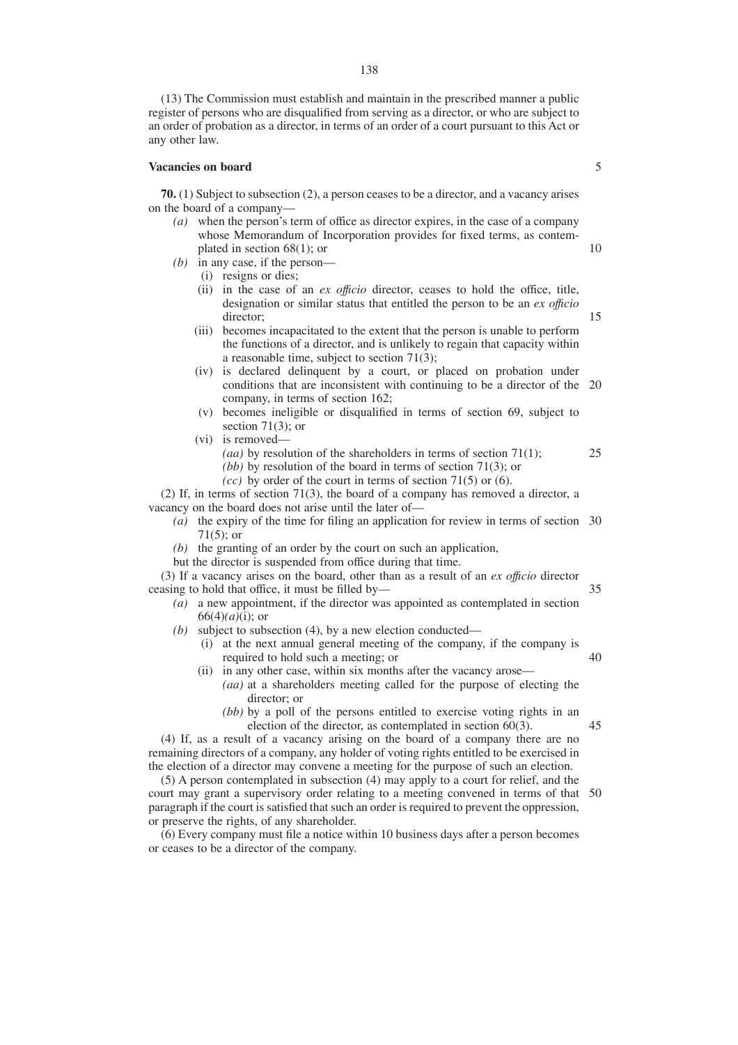(13) The Commission must establish and maintain in the prescribed manner a public register of persons who are disqualified from serving as a director, or who are subject to an order of probation as a director, in terms of an order of a court pursuant to this Act or any other law.

**Vacancies on board**

**70.** (1) Subject to subsection (2), a person ceases to be a director, and a vacancy arises on the board of a company—

*(a)* when the person's term of office as director expires, in the case of a company whose Memorandum of Incorporation provides for fixed terms, as contemplated in section 68(1); or

*(b)* in any case, if the person—

(i) resigns or dies;

(ii) in the case of an *ex officio* director, ceases to hold the office, title, designation or similar status that entitled the person to be an *ex officio* director;

(iii) becomes incapacitated to the extent that the person is unable to perform the functions of a director, and is unlikely to regain that capacity within a reasonable time, subject to section 71(3);

(iv) is declared delinquent by a court, or placed on probation under conditions that are inconsistent with continuing to be a director of the company, in terms of section 162;

(v) becomes ineligible or disqualified in terms of section 69, subject to section 71(3); or

(vi) is removed—

*(aa)* by resolution of the shareholders in terms of section 71(1);

*(bb)* by resolution of the board in terms of section 71(3); or

*(cc)* by order of the court in terms of section 71(5) or (6).

(2) If, in terms of section 71(3), the board of a company has removed a director, a vacancy on the board does not arise until the later of—

*(a)* the expiry of the time for filing an application for review in terms of section 71(5); or

*(b)* the granting of an order by the court on such an application,

but the director is suspended from office during that time.

(3) If a vacancy arises on the board, other than as a result of an *ex officio* director ceasing to hold that office, it must be filled by—

*(a)* a new appointment, if the director was appointed as contemplated in section 66(4)*(a)*(i); or

*(b)* subject to subsection (4), by a new election conducted—

(i) at the next annual general meeting of the company, if the company is required to hold such a meeting; or

(ii) in any other case, within six months after the vacancy arose—

*(aa)* at a shareholders meeting called for the purpose of electing the director; or

*(bb)* by a poll of the persons entitled to exercise voting rights in an election of the director, as contemplated in section 60(3).

(4) If, as a result of a vacancy arising on the board of a company there are no remaining directors of a company, any holder of voting rights entitled to be exercised in the election of a director may convene a meeting for the purpose of such an election.

(5) A person contemplated in subsection (4) may apply to a court for relief, and the court may grant a supervisory order relating to a meeting convened in terms of that paragraph if the court is satisfied that such an order is required to prevent the oppression, or preserve the rights, of any shareholder.

(6) Every company must file a notice within 10 business days after a person becomes or ceases to be a director of the company.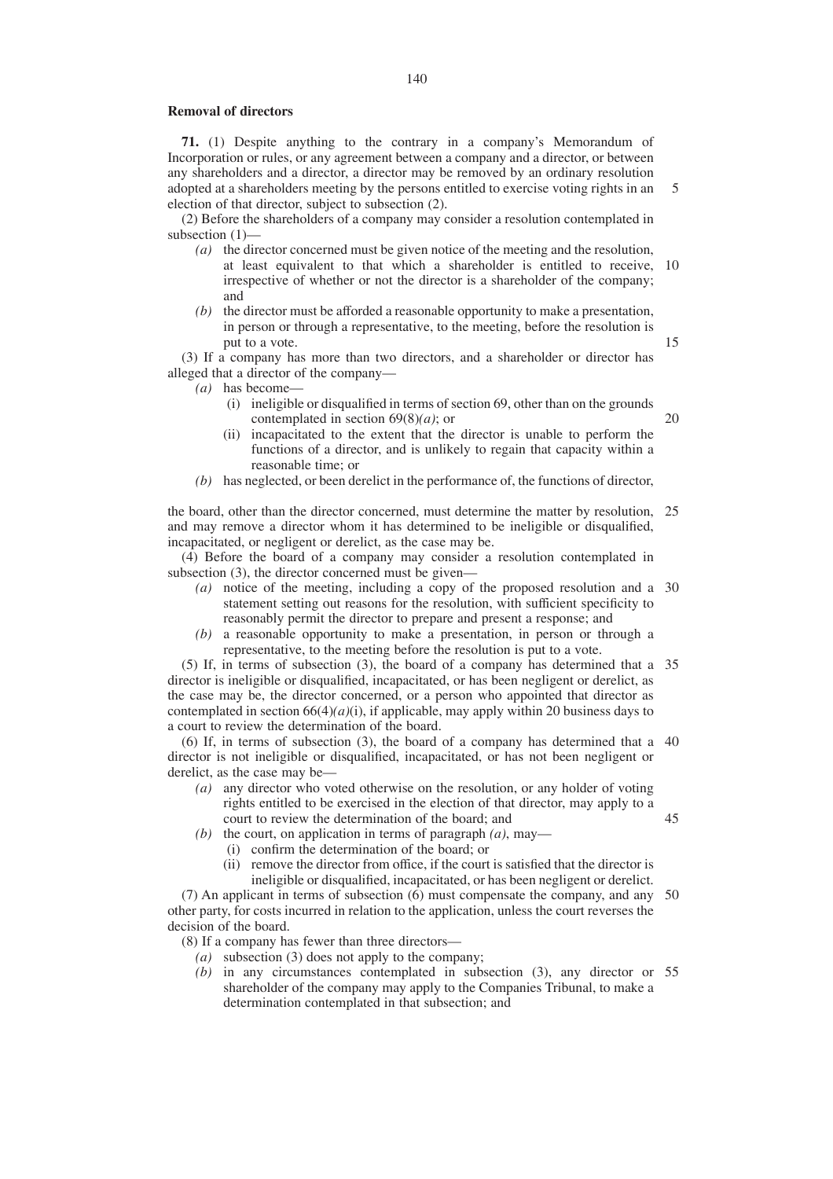**Removal of directors**

**71.** (1) Despite anything to the contrary in a company's Memorandum of Incorporation or rules, or any agreement between a company and a director, or between any shareholders and a director, a director may be removed by an ordinary resolution adopted at a shareholders meeting by the persons entitled to exercise voting rights in an election of that director, subject to subsection (2).

(2) Before the shareholders of a company may consider a resolution contemplated in subsection (1)—

*(a)* the director concerned must be given notice of the meeting and the resolution, at least equivalent to that which a shareholder is entitled to receive, irrespective of whether or not the director is a shareholder of the company; and

*(b)* the director must be afforded a reasonable opportunity to make a presentation, in person or through a representative, to the meeting, before the resolution is put to a vote.

(3) If a company has more than two directors, and a shareholder or director has alleged that a director of the company—

*(a)* has become—

(i) ineligible or disqualified in terms of section 69, other than on the grounds contemplated in section 69(8)*(a)*; or

(ii) incapacitated to the extent that the director is unable to perform the functions of a director, and is unlikely to regain that capacity within a reasonable time; or

*(b)* has neglected, or been derelict in the performance of, the functions of director,

the board, other than the director concerned, must determine the matter by resolution, and may remove a director whom it has determined to be ineligible or disqualified, incapacitated, or negligent or derelict, as the case may be.

(4) Before the board of a company may consider a resolution contemplated in subsection (3), the director concerned must be given—

*(a)* notice of the meeting, including a copy of the proposed resolution and a statement setting out reasons for the resolution, with sufficient specificity to reasonably permit the director to prepare and present a response; and

*(b)* a reasonable opportunity to make a presentation, in person or through a representative, to the meeting before the resolution is put to a vote.

(5) If, in terms of subsection (3), the board of a company has determined that a director is ineligible or disqualified, incapacitated, or has been negligent or derelict, as the case may be, the director concerned, or a person who appointed that director as contemplated in section 66(4)*(a)*(i), if applicable, may apply within 20 business days to a court to review the determination of the board.

(6) If, in terms of subsection (3), the board of a company has determined that a director is not ineligible or disqualified, incapacitated, or has not been negligent or derelict, as the case may be—

*(a)* any director who voted otherwise on the resolution, or any holder of voting rights entitled to be exercised in the election of that director, may apply to a court to review the determination of the board; and

*(b)* the court, on application in terms of paragraph *(a)*, may—

(i) confirm the determination of the board; or

(ii) remove the director from office, if the court is satisfied that the director is ineligible or disqualified, incapacitated, or has been negligent or derelict.

(7) An applicant in terms of subsection (6) must compensate the company, and any other party, for costs incurred in relation to the application, unless the court reverses the decision of the board.

(8) If a company has fewer than three directors—

*(a)* subsection (3) does not apply to the company;

*(b)* in any circumstances contemplated in subsection (3), any director or shareholder of the company may apply to the Companies Tribunal, to make a determination contemplated in that subsection; and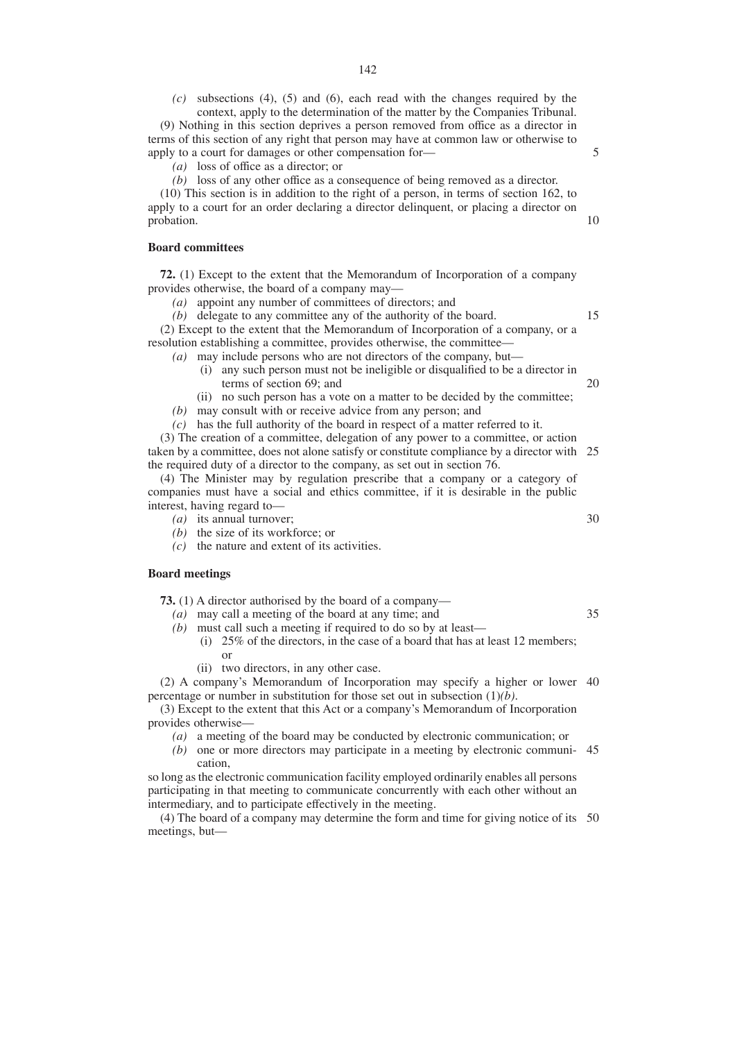*(c)* subsections (4), (5) and (6), each read with the changes required by the context, apply to the determination of the matter by the Companies Tribunal.

(9) Nothing in this section deprives a person removed from office as a director in terms of this section of any right that person may have at common law or otherwise to apply to a court for damages or other compensation for—

*(a)* loss of office as a director; or

*(b)* loss of any other office as a consequence of being removed as a director.

(10) This section is in addition to the right of a person, in terms of section 162, to apply to a court for an order declaring a director delinquent, or placing a director on probation.

**Board committees**

**72.** (1) Except to the extent that the Memorandum of Incorporation of a company provides otherwise, the board of a company may—

*(a)* appoint any number of committees of directors; and

*(b)* delegate to any committee any of the authority of the board.

(2) Except to the extent that the Memorandum of Incorporation of a company, or a resolution establishing a committee, provides otherwise, the committee—

*(a)* may include persons who are not directors of the company, but—

(i) any such person must not be ineligible or disqualified to be a director in terms of section 69; and

(ii) no such person has a vote on a matter to be decided by the committee;

*(b)* may consult with or receive advice from any person; and

*(c)* has the full authority of the board in respect of a matter referred to it.

(3) The creation of a committee, delegation of any power to a committee, or action taken by a committee, does not alone satisfy or constitute compliance by a director with the required duty of a director to the company, as set out in section 76.

(4) The Minister may by regulation prescribe that a company or a category of companies must have a social and ethics committee, if it is desirable in the public interest, having regard to—

*(a)* its annual turnover;

*(b)* the size of its workforce; or

*(c)* the nature and extent of its activities.

**Board meetings**

**73.** (1) A director authorised by the board of a company—

*(a)* may call a meeting of the board at any time; and

*(b)* must call such a meeting if required to do so by at least—

(i) 25% of the directors, in the case of a board that has at least 12 members; or

(ii) two directors, in any other case.

(2) A company's Memorandum of Incorporation may specify a higher or lower percentage or number in substitution for those set out in subsection (1)*(b)*.

(3) Except to the extent that this Act or a company's Memorandum of Incorporation provides otherwise—

*(a)* a meeting of the board may be conducted by electronic communication; or

*(b)* one or more directors may participate in a meeting by electronic communication,

so long as the electronic communication facility employed ordinarily enables all persons participating in that meeting to communicate concurrently with each other without an intermediary, and to participate effectively in the meeting.

(4) The board of a company may determine the form and time for giving notice of its meetings, but—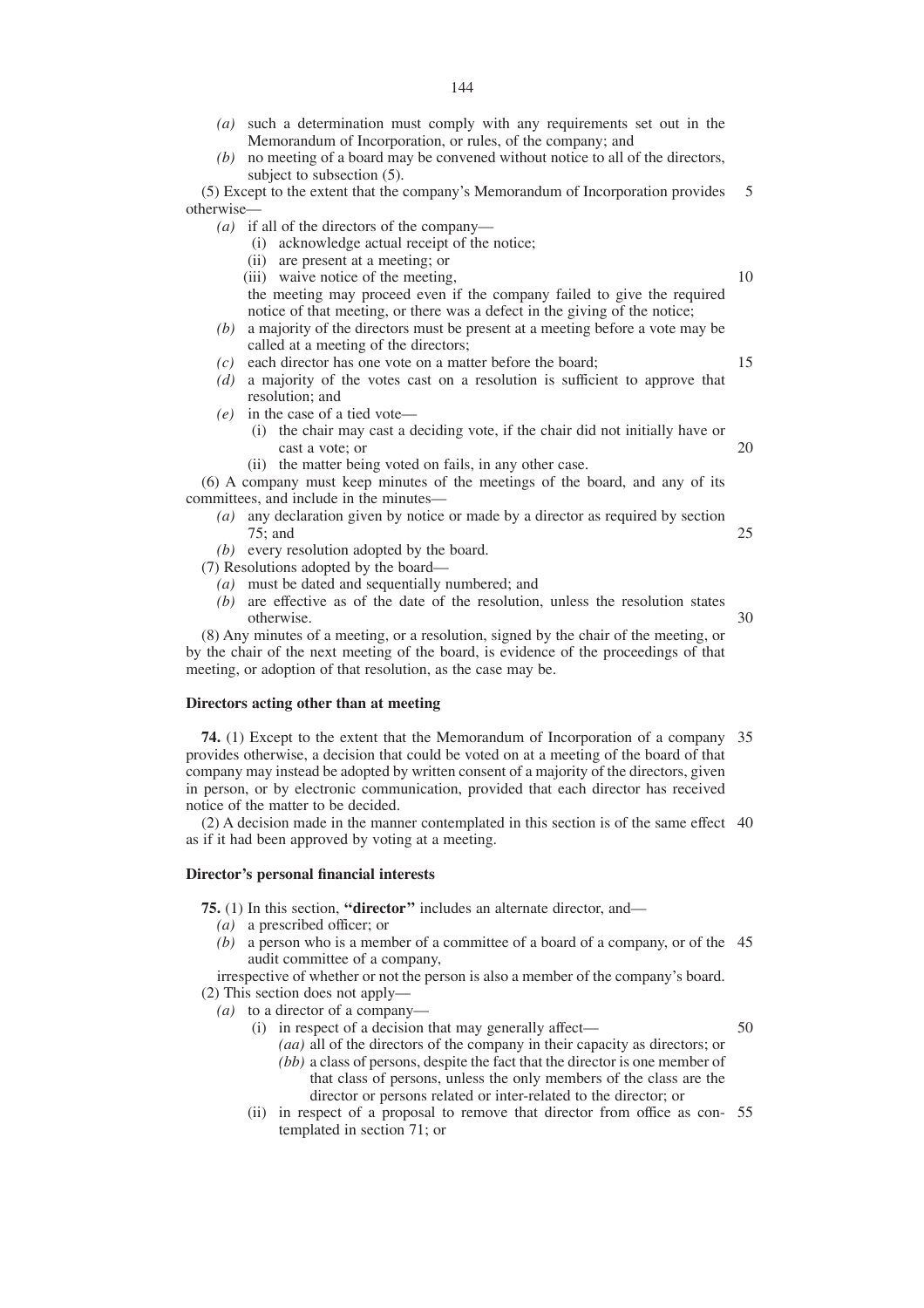*(a)* such a determination must comply with any requirements set out in the Memorandum of Incorporation, or rules, of the company; and

*(b)* no meeting of a board may be convened without notice to all of the directors, subject to subsection (5).

(5) Except to the extent that the company's Memorandum of Incorporation provides otherwise—

*(a)* if all of the directors of the company—

(i) acknowledge actual receipt of the notice;

(ii) are present at a meeting; or

(iii) waive notice of the meeting,

the meeting may proceed even if the company failed to give the required notice of that meeting, or there was a defect in the giving of the notice;

*(b)* a majority of the directors must be present at a meeting before a vote may be called at a meeting of the directors;

*(c)* each director has one vote on a matter before the board;

*(d)* a majority of the votes cast on a resolution is sufficient to approve that resolution; and

*(e)* in the case of a tied vote—

(i) the chair may cast a deciding vote, if the chair did not initially have or cast a vote; or

(ii) the matter being voted on fails, in any other case.

(6) A company must keep minutes of the meetings of the board, and any of its committees, and include in the minutes—

*(a)* any declaration given by notice or made by a director as required by section 75; and

*(b)* every resolution adopted by the board.

(7) Resolutions adopted by the board—

*(a)* must be dated and sequentially numbered; and

*(b)* are effective as of the date of the resolution, unless the resolution states otherwise.

(8) Any minutes of a meeting, or a resolution, signed by the chair of the meeting, or by the chair of the next meeting of the board, is evidence of the proceedings of that meeting, or adoption of that resolution, as the case may be.

**Directors acting other than at meeting**

**74.** (1) Except to the extent that the Memorandum of Incorporation of a company provides otherwise, a decision that could be voted on at a meeting of the board of that company may instead be adopted by written consent of a majority of the directors, given in person, or by electronic communication, provided that each director has received notice of the matter to be decided.

(2) A decision made in the manner contemplated in this section is of the same effect as if it had been approved by voting at a meeting.

**Director's personal financial interests**

**75.** (1) In this section, **"director"** includes an alternate director, and—

*(a)* a prescribed officer; or

*(b)* a person who is a member of a committee of a board of a company, or of the audit committee of a company,

irrespective of whether or not the person is also a member of the company's board.

(2) This section does not apply—

*(a)* to a director of a company—

(i) in respect of a decision that may generally affect—

*(aa)* all of the directors of the company in their capacity as directors; or

*(bb)* a class of persons, despite the fact that the director is one member of that class of persons, unless the only members of the class are the director or persons related or inter-related to the director; or

(ii) in respect of a proposal to remove that director from office as contemplated in section 71; or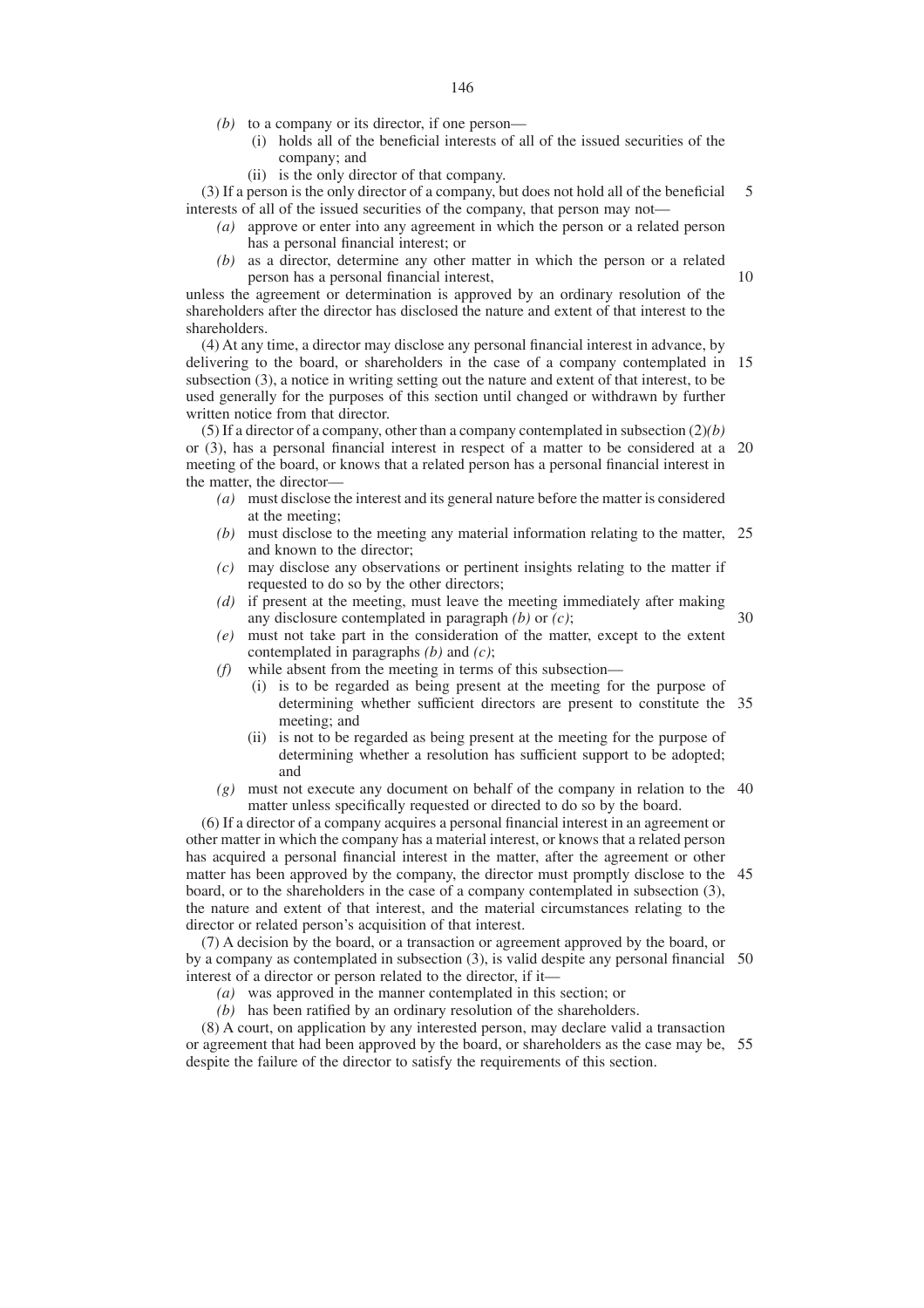*(b)* to a company or its director, if one person—

(i) holds all of the beneficial interests of all of the issued securities of the company; and

(ii) is the only director of that company.

(3) If a person is the only director of a company, but does not hold all of the beneficial interests of all of the issued securities of the company, that person may not—

*(a)* approve or enter into any agreement in which the person or a related person has a personal financial interest; or

*(b)* as a director, determine any other matter in which the person or a related person has a personal financial interest,

unless the agreement or determination is approved by an ordinary resolution of the shareholders after the director has disclosed the nature and extent of that interest to the shareholders.

(4) At any time, a director may disclose any personal financial interest in advance, by delivering to the board, or shareholders in the case of a company contemplated in subsection (3), a notice in writing setting out the nature and extent of that interest, to be used generally for the purposes of this section until changed or withdrawn by further written notice from that director.

(5) If a director of a company, other than a company contemplated in subsection (2)*(b)* or (3), has a personal financial interest in respect of a matter to be considered at a meeting of the board, or knows that a related person has a personal financial interest in the matter, the director—

*(a)* must disclose the interest and its general nature before the matter is considered at the meeting;

*(b)* must disclose to the meeting any material information relating to the matter, and known to the director;

*(c)* may disclose any observations or pertinent insights relating to the matter if requested to do so by the other directors;

*(d)* if present at the meeting, must leave the meeting immediately after making any disclosure contemplated in paragraph *(b)* or *(c)*;

*(e)* must not take part in the consideration of the matter, except to the extent contemplated in paragraphs *(b)* and *(c)*;

*(f)* while absent from the meeting in terms of this subsection—

(i) is to be regarded as being present at the meeting for the purpose of determining whether sufficient directors are present to constitute the meeting; and

(ii) is not to be regarded as being present at the meeting for the purpose of determining whether a resolution has sufficient support to be adopted; and

*(g)* must not execute any document on behalf of the company in relation to the matter unless specifically requested or directed to do so by the board.

(6) If a director of a company acquires a personal financial interest in an agreement or other matter in which the company has a material interest, or knows that a related person has acquired a personal financial interest in the matter, after the agreement or other matter has been approved by the company, the director must promptly disclose to the board, or to the shareholders in the case of a company contemplated in subsection (3), the nature and extent of that interest, and the material circumstances relating to the director or related person's acquisition of that interest.

(7) A decision by the board, or a transaction or agreement approved by the board, or by a company as contemplated in subsection (3), is valid despite any personal financial interest of a director or person related to the director, if it—

*(a)* was approved in the manner contemplated in this section; or

*(b)* has been ratified by an ordinary resolution of the shareholders.

(8) A court, on application by any interested person, may declare valid a transaction or agreement that had been approved by the board, or shareholders as the case may be, despite the failure of the director to satisfy the requirements of this section.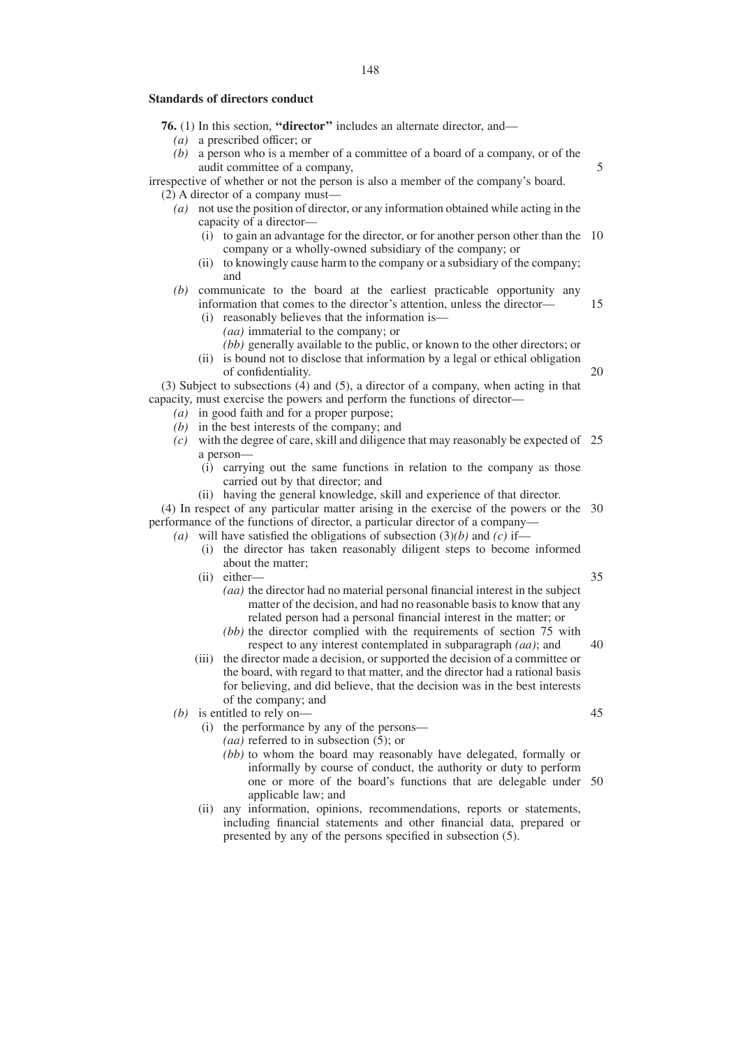**Standards of directors conduct**

**76.** (1) In this section, **"director"** includes an alternate director, and—

*(a)* a prescribed officer; or

*(b)* a person who is a member of a committee of a board of a company, or of the audit committee of a company,

irrespective of whether or not the person is also a member of the company's board.

(2) A director of a company must—

*(a)* not use the position of director, or any information obtained while acting in the capacity of a director—

(i) to gain an advantage for the director, or for another person other than the company or a wholly-owned subsidiary of the company; or

(ii) to knowingly cause harm to the company or a subsidiary of the company; and

*(b)* communicate to the board at the earliest practicable opportunity any information that comes to the director's attention, unless the director—

(i) reasonably believes that the information is—

*(aa)* immaterial to the company; or

*(bb)* generally available to the public, or known to the other directors; or

(ii) is bound not to disclose that information by a legal or ethical obligation of confidentiality.

(3) Subject to subsections (4) and (5), a director of a company, when acting in that capacity, must exercise the powers and perform the functions of director—

*(a)* in good faith and for a proper purpose;

*(b)* in the best interests of the company; and

*(c)* with the degree of care, skill and diligence that may reasonably be expected of a person—

(i) carrying out the same functions in relation to the company as those carried out by that director; and

(ii) having the general knowledge, skill and experience of that director.

(4) In respect of any particular matter arising in the exercise of the powers or the performance of the functions of director, a particular director of a company—

*(a)* will have satisfied the obligations of subsection (3)*(b)* and *(c)* if—

(i) the director has taken reasonably diligent steps to become informed about the matter;

(ii) either—

*(aa)* the director had no material personal financial interest in the subject matter of the decision, and had no reasonable basis to know that any related person had a personal financial interest in the matter; or

*(bb)* the director complied with the requirements of section 75 with respect to any interest contemplated in subparagraph *(aa)*; and

(iii) the director made a decision, or supported the decision of a committee or the board, with regard to that matter, and the director had a rational basis for believing, and did believe, that the decision was in the best interests of the company; and

*(b)* is entitled to rely on—

(i) the performance by any of the persons—

*(aa)* referred to in subsection (5); or

*(bb)* to whom the board may reasonably have delegated, formally or informally by course of conduct, the authority or duty to perform one or more of the board's functions that are delegable under applicable law; and

(ii) any information, opinions, recommendations, reports or statements, including financial statements and other financial data, prepared or presented by any of the persons specified in subsection (5).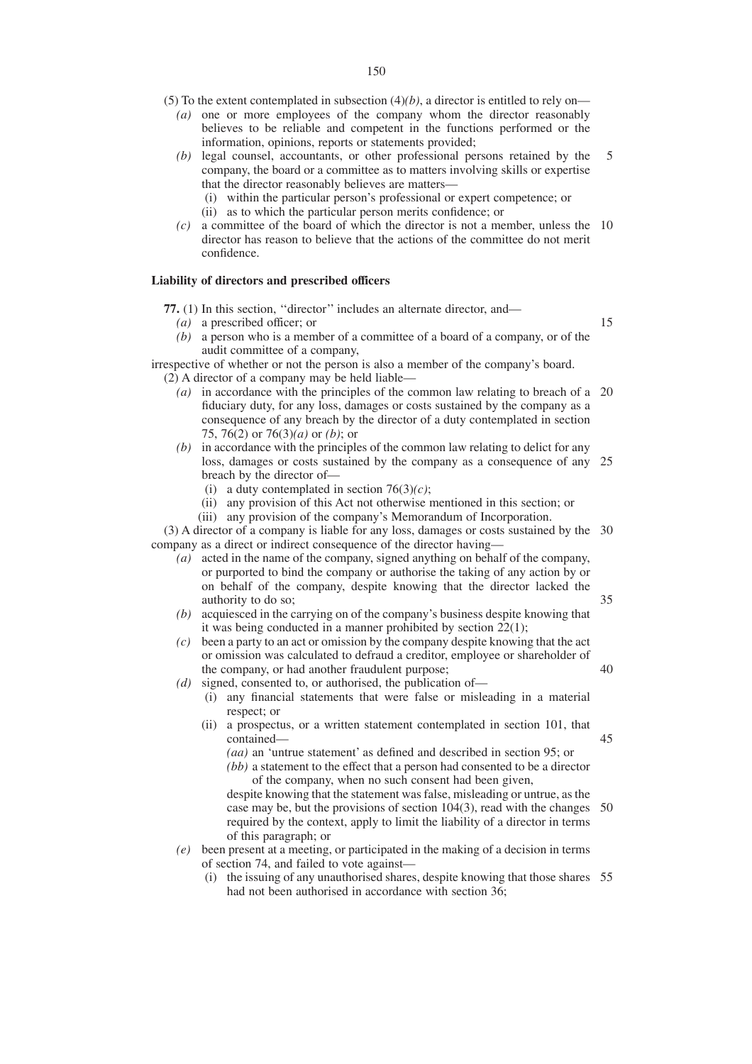(5) To the extent contemplated in subsection (4)*(b)*, a director is entitled to rely on—

*(a)* one or more employees of the company whom the director reasonably believes to be reliable and competent in the functions performed or the information, opinions, reports or statements provided;

*(b)* legal counsel, accountants, or other professional persons retained by the company, the board or a committee as to matters involving skills or expertise that the director reasonably believes are matters—

(i) within the particular person's professional or expert competence; or

(ii) as to which the particular person merits confidence; or

*(c)* a committee of the board of which the director is not a member, unless the director has reason to believe that the actions of the committee do not merit confidence.

**Liability of directors and prescribed officers**

**77.** (1) In this section, ''director'' includes an alternate director, and—

*(a)* a prescribed officer; or

*(b)* a person who is a member of a committee of a board of a company, or of the audit committee of a company,

irrespective of whether or not the person is also a member of the company's board.

(2) A director of a company may be held liable—

*(a)* in accordance with the principles of the common law relating to breach of a fiduciary duty, for any loss, damages or costs sustained by the company as a consequence of any breach by the director of a duty contemplated in section 75, 76(2) or 76(3)*(a)* or *(b)*; or

*(b)* in accordance with the principles of the common law relating to delict for any loss, damages or costs sustained by the company as a consequence of any breach by the director of—

(i) a duty contemplated in section 76(3)*(c)*;

(ii) any provision of this Act not otherwise mentioned in this section; or

(iii) any provision of the company's Memorandum of Incorporation.

(3) A director of a company is liable for any loss, damages or costs sustained by the company as a direct or indirect consequence of the director having—

*(a)* acted in the name of the company, signed anything on behalf of the company, or purported to bind the company or authorise the taking of any action by or on behalf of the company, despite knowing that the director lacked the authority to do so;

*(b)* acquiesced in the carrying on of the company's business despite knowing that it was being conducted in a manner prohibited by section 22(1);

*(c)* been a party to an act or omission by the company despite knowing that the act or omission was calculated to defraud a creditor, employee or shareholder of the company, or had another fraudulent purpose;

*(d)* signed, consented to, or authorised, the publication of—

(i) any financial statements that were false or misleading in a material respect; or

(ii) a prospectus, or a written statement contemplated in section 101, that contained—

*(aa)* an 'untrue statement' as defined and described in section 95; or

*(bb)* a statement to the effect that a person had consented to be a director of the company, when no such consent had been given,

despite knowing that the statement was false, misleading or untrue, as the case may be, but the provisions of section 104(3), read with the changes required by the context, apply to limit the liability of a director in terms of this paragraph; or

*(e)* been present at a meeting, or participated in the making of a decision in terms of section 74, and failed to vote against—

(i) the issuing of any unauthorised shares, despite knowing that those shares had not been authorised in accordance with section 36;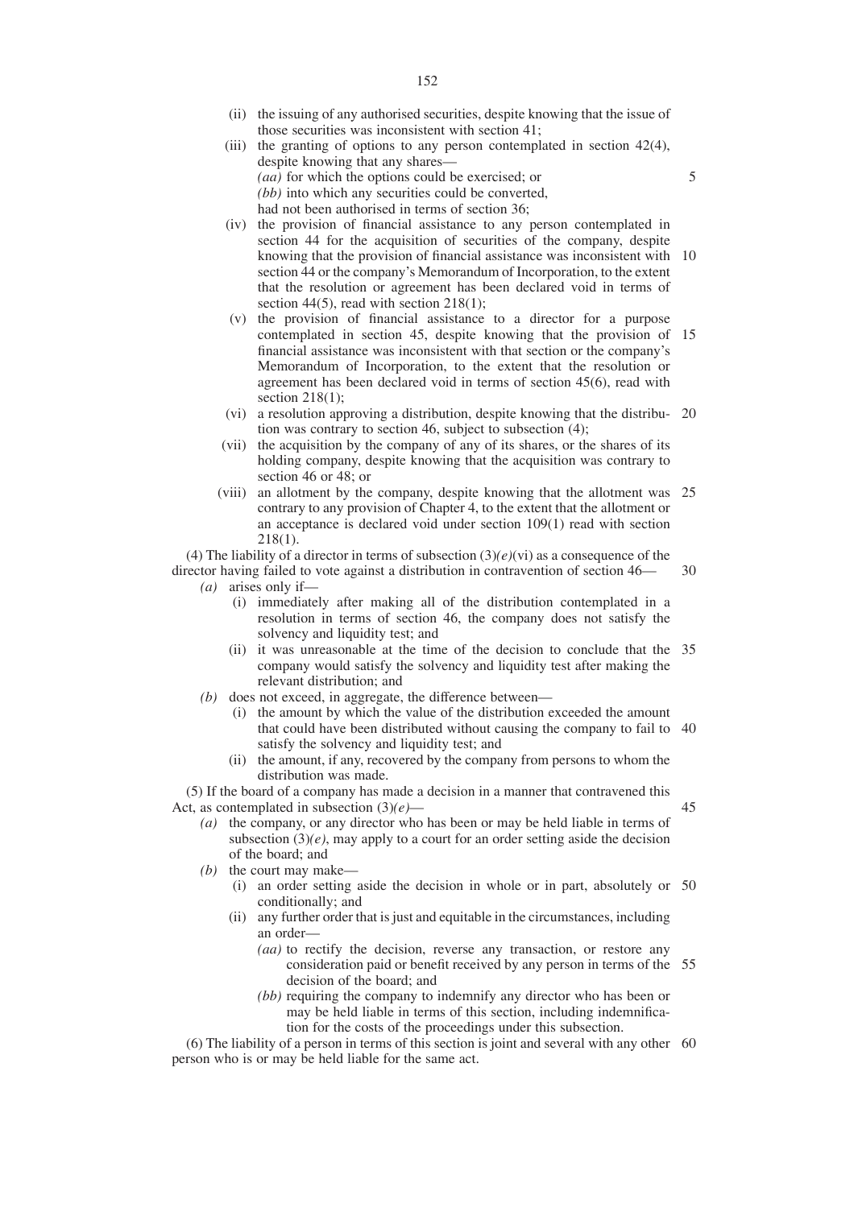(ii) the issuing of any authorised securities, despite knowing that the issue of those securities was inconsistent with section 41;

(iii) the granting of options to any person contemplated in section 42(4), despite knowing that any shares—

*(aa)* for which the options could be exercised; or

*(bb)* into which any securities could be converted,

had not been authorised in terms of section 36;

(iv) the provision of financial assistance to any person contemplated in section 44 for the acquisition of securities of the company, despite knowing that the provision of financial assistance was inconsistent with section 44 or the company's Memorandum of Incorporation, to the extent that the resolution or agreement has been declared void in terms of section 44(5), read with section 218(1);

(v) the provision of financial assistance to a director for a purpose contemplated in section 45, despite knowing that the provision of financial assistance was inconsistent with that section or the company's Memorandum of Incorporation, to the extent that the resolution or agreement has been declared void in terms of section 45(6), read with section 218(1);

(vi) a resolution approving a distribution, despite knowing that the distribution was contrary to section 46, subject to subsection (4);

(vii) the acquisition by the company of any of its shares, or the shares of its holding company, despite knowing that the acquisition was contrary to section 46 or 48; or

(viii) an allotment by the company, despite knowing that the allotment was contrary to any provision of Chapter 4, to the extent that the allotment or an acceptance is declared void under section 109(1) read with section 218(1).

(4) The liability of a director in terms of subsection (3)*(e)*(vi) as a consequence of the director having failed to vote against a distribution in contravention of section 46—

*(a)* arises only if—

(i) immediately after making all of the distribution contemplated in a resolution in terms of section 46, the company does not satisfy the solvency and liquidity test; and

(ii) it was unreasonable at the time of the decision to conclude that the company would satisfy the solvency and liquidity test after making the relevant distribution; and

*(b)* does not exceed, in aggregate, the difference between—

(i) the amount by which the value of the distribution exceeded the amount that could have been distributed without causing the company to fail to satisfy the solvency and liquidity test; and

(ii) the amount, if any, recovered by the company from persons to whom the distribution was made.

(5) If the board of a company has made a decision in a manner that contravened this Act, as contemplated in subsection (3)*(e)*—

*(a)* the company, or any director who has been or may be held liable in terms of subsection (3)*(e)*, may apply to a court for an order setting aside the decision of the board; and

*(b)* the court may make—

(i) an order setting aside the decision in whole or in part, absolutely or conditionally; and

(ii) any further order that is just and equitable in the circumstances, including an order—

*(aa)* to rectify the decision, reverse any transaction, or restore any consideration paid or benefit received by any person in terms of the decision of the board; and

*(bb)* requiring the company to indemnify any director who has been or may be held liable in terms of this section, including indemnification for the costs of the proceedings under this subsection.

(6) The liability of a person in terms of this section is joint and several with any other person who is or may be held liable for the same act.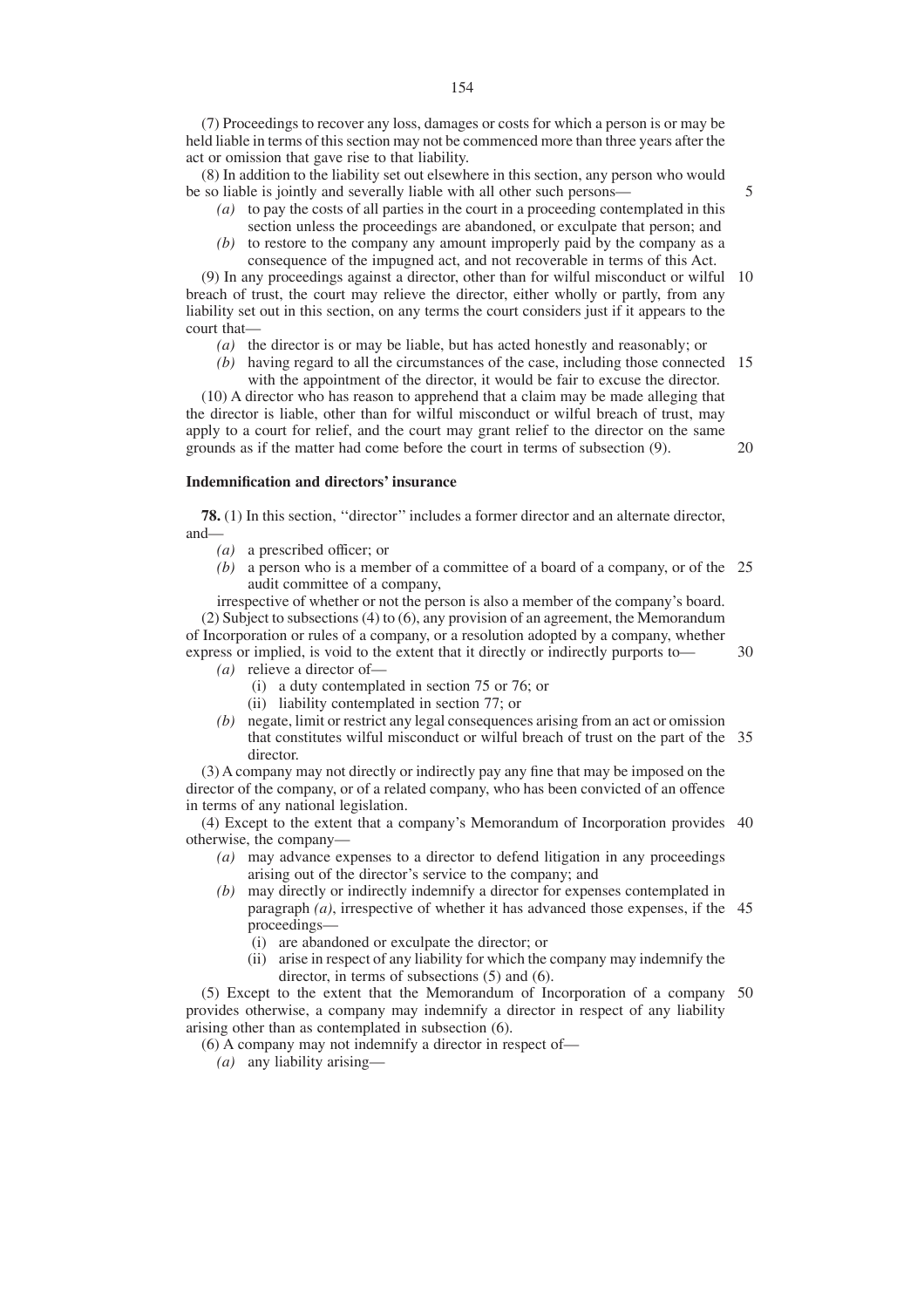(7) Proceedings to recover any loss, damages or costs for which a person is or may be held liable in terms of this section may not be commenced more than three years after the act or omission that gave rise to that liability.

(8) In addition to the liability set out elsewhere in this section, any person who would be so liable is jointly and severally liable with all other such persons—

*(a)* to pay the costs of all parties in the court in a proceeding contemplated in this section unless the proceedings are abandoned, or exculpate that person; and

*(b)* to restore to the company any amount improperly paid by the company as a consequence of the impugned act, and not recoverable in terms of this Act.

(9) In any proceedings against a director, other than for wilful misconduct or wilful breach of trust, the court may relieve the director, either wholly or partly, from any liability set out in this section, on any terms the court considers just if it appears to the court that—

*(a)* the director is or may be liable, but has acted honestly and reasonably; or

*(b)* having regard to all the circumstances of the case, including those connected with the appointment of the director, it would be fair to excuse the director.

(10) A director who has reason to apprehend that a claim may be made alleging that the director is liable, other than for wilful misconduct or wilful breach of trust, may apply to a court for relief, and the court may grant relief to the director on the same grounds as if the matter had come before the court in terms of subsection (9).

**Indemnification and directors' insurance**

**78.** (1) In this section, ''director'' includes a former director and an alternate director, and—

*(a)* a prescribed officer; or

*(b)* a person who is a member of a committee of a board of a company, or of the audit committee of a company,

irrespective of whether or not the person is also a member of the company's board.

(2) Subject to subsections (4) to (6), any provision of an agreement, the Memorandum of Incorporation or rules of a company, or a resolution adopted by a company, whether express or implied, is void to the extent that it directly or indirectly purports to—

*(a)* relieve a director of—

(i) a duty contemplated in section 75 or 76; or

(ii) liability contemplated in section 77; or

*(b)* negate, limit or restrict any legal consequences arising from an act or omission that constitutes wilful misconduct or wilful breach of trust on the part of the director.

(3) A company may not directly or indirectly pay any fine that may be imposed on the director of the company, or of a related company, who has been convicted of an offence in terms of any national legislation.

(4) Except to the extent that a company's Memorandum of Incorporation provides otherwise, the company—

*(a)* may advance expenses to a director to defend litigation in any proceedings arising out of the director's service to the company; and

*(b)* may directly or indirectly indemnify a director for expenses contemplated in paragraph *(a)*, irrespective of whether it has advanced those expenses, if the proceedings—

(i) are abandoned or exculpate the director; or

(ii) arise in respect of any liability for which the company may indemnify the director, in terms of subsections (5) and (6).

(5) Except to the extent that the Memorandum of Incorporation of a company provides otherwise, a company may indemnify a director in respect of any liability arising other than as contemplated in subsection (6).

(6) A company may not indemnify a director in respect of—

*(a)* any liability arising—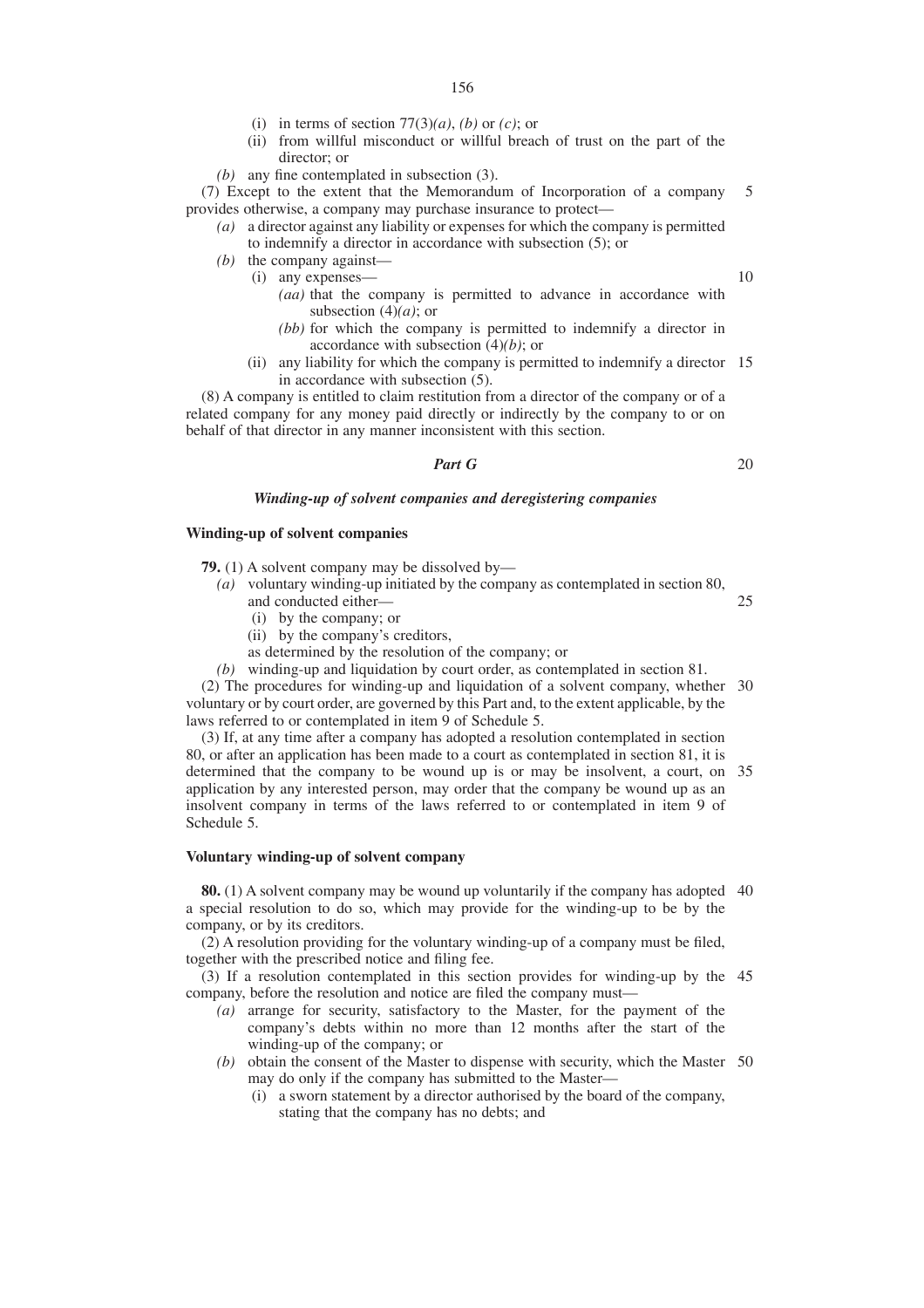(i) in terms of section 77(3)*(a)*, *(b)* or *(c)*; or

(ii) from willful misconduct or willful breach of trust on the part of the director; or

*(b)* any fine contemplated in subsection (3).

(7) Except to the extent that the Memorandum of Incorporation of a company provides otherwise, a company may purchase insurance to protect—

*(a)* a director against any liability or expenses for which the company is permitted to indemnify a director in accordance with subsection (5); or

*(b)* the company against—

(i) any expenses—

*(aa)* that the company is permitted to advance in accordance with subsection (4)*(a)*; or

*(bb)* for which the company is permitted to indemnify a director in accordance with subsection (4)*(b)*; or

(ii) any liability for which the company is permitted to indemnify a director in accordance with subsection (5).

(8) A company is entitled to claim restitution from a director of the company or of a related company for any money paid directly or indirectly by the company to or on behalf of that director in any manner inconsistent with this section.

## *Part G*

### *Winding-up of solvent companies and deregistering companies*

**Winding-up of solvent companies**

**79.** (1) A solvent company may be dissolved by—

*(a)* voluntary winding-up initiated by the company as contemplated in section 80, and conducted either—

(i) by the company; or

(ii) by the company's creditors,

as determined by the resolution of the company; or

*(b)* winding-up and liquidation by court order, as contemplated in section 81.

(2) The procedures for winding-up and liquidation of a solvent company, whether voluntary or by court order, are governed by this Part and, to the extent applicable, by the laws referred to or contemplated in item 9 of Schedule 5.

(3) If, at any time after a company has adopted a resolution contemplated in section 80, or after an application has been made to a court as contemplated in section 81, it is determined that the company to be wound up is or may be insolvent, a court, on application by any interested person, may order that the company be wound up as an insolvent company in terms of the laws referred to or contemplated in item 9 of Schedule 5.

**Voluntary winding-up of solvent company**

**80.** (1) A solvent company may be wound up voluntarily if the company has adopted a special resolution to do so, which may provide for the winding-up to be by the company, or by its creditors.

(2) A resolution providing for the voluntary winding-up of a company must be filed, together with the prescribed notice and filing fee.

(3) If a resolution contemplated in this section provides for winding-up by the company, before the resolution and notice are filed the company must—

*(a)* arrange for security, satisfactory to the Master, for the payment of the company's debts within no more than 12 months after the start of the winding-up of the company; or

*(b)* obtain the consent of the Master to dispense with security, which the Master may do only if the company has submitted to the Master—

(i) a sworn statement by a director authorised by the board of the company, stating that the company has no debts; and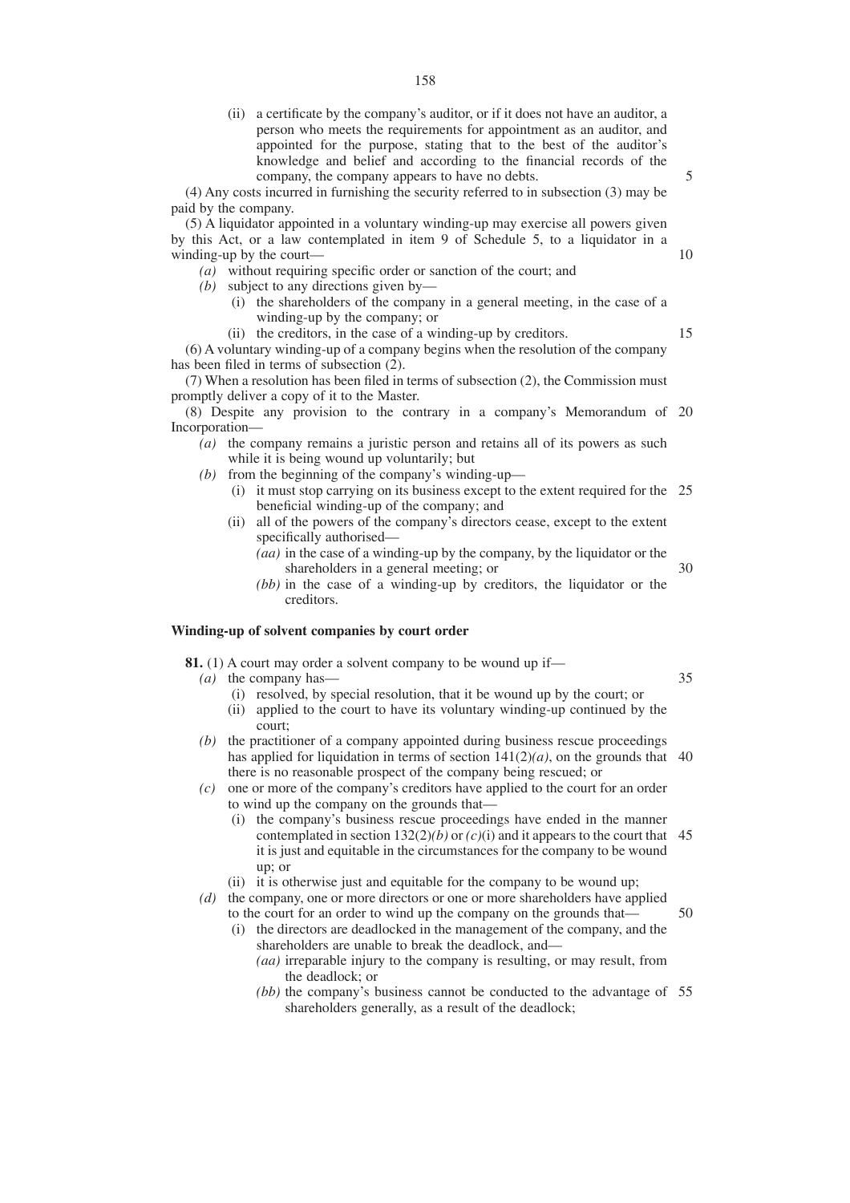(ii) a certificate by the company's auditor, or if it does not have an auditor, a person who meets the requirements for appointment as an auditor, and appointed for the purpose, stating that to the best of the auditor's knowledge and belief and according to the financial records of the company, the company appears to have no debts.

(4) Any costs incurred in furnishing the security referred to in subsection (3) may be paid by the company.

(5) A liquidator appointed in a voluntary winding-up may exercise all powers given by this Act, or a law contemplated in item 9 of Schedule 5, to a liquidator in a winding-up by the court—

*(a)* without requiring specific order or sanction of the court; and

*(b)* subject to any directions given by—

(i) the shareholders of the company in a general meeting, in the case of a winding-up by the company; or

(ii) the creditors, in the case of a winding-up by creditors.

(6) A voluntary winding-up of a company begins when the resolution of the company has been filed in terms of subsection (2).

(7) When a resolution has been filed in terms of subsection (2), the Commission must promptly deliver a copy of it to the Master.

(8) Despite any provision to the contrary in a company's Memorandum of Incorporation—

*(a)* the company remains a juristic person and retains all of its powers as such while it is being wound up voluntarily; but

*(b)* from the beginning of the company's winding-up—

(i) it must stop carrying on its business except to the extent required for the beneficial winding-up of the company; and

(ii) all of the powers of the company's directors cease, except to the extent specifically authorised—

*(aa)* in the case of a winding-up by the company, by the liquidator or the shareholders in a general meeting; or

*(bb)* in the case of a winding-up by creditors, the liquidator or the creditors.

**Winding-up of solvent companies by court order**

**81.** (1) A court may order a solvent company to be wound up if—

*(a)* the company has—

(i) resolved, by special resolution, that it be wound up by the court; or

(ii) applied to the court to have its voluntary winding-up continued by the court;

*(b)* the practitioner of a company appointed during business rescue proceedings has applied for liquidation in terms of section 141(2)*(a)*, on the grounds that there is no reasonable prospect of the company being rescued; or

*(c)* one or more of the company's creditors have applied to the court for an order to wind up the company on the grounds that—

(i) the company's business rescue proceedings have ended in the manner contemplated in section 132(2)*(b)* or *(c)*(i) and it appears to the court that it is just and equitable in the circumstances for the company to be wound up; or

(ii) it is otherwise just and equitable for the company to be wound up;

*(d)* the company, one or more directors or one or more shareholders have applied to the court for an order to wind up the company on the grounds that—

(i) the directors are deadlocked in the management of the company, and the shareholders are unable to break the deadlock, and—

*(aa)* irreparable injury to the company is resulting, or may result, from the deadlock; or

*(bb)* the company's business cannot be conducted to the advantage of shareholders generally, as a result of the deadlock;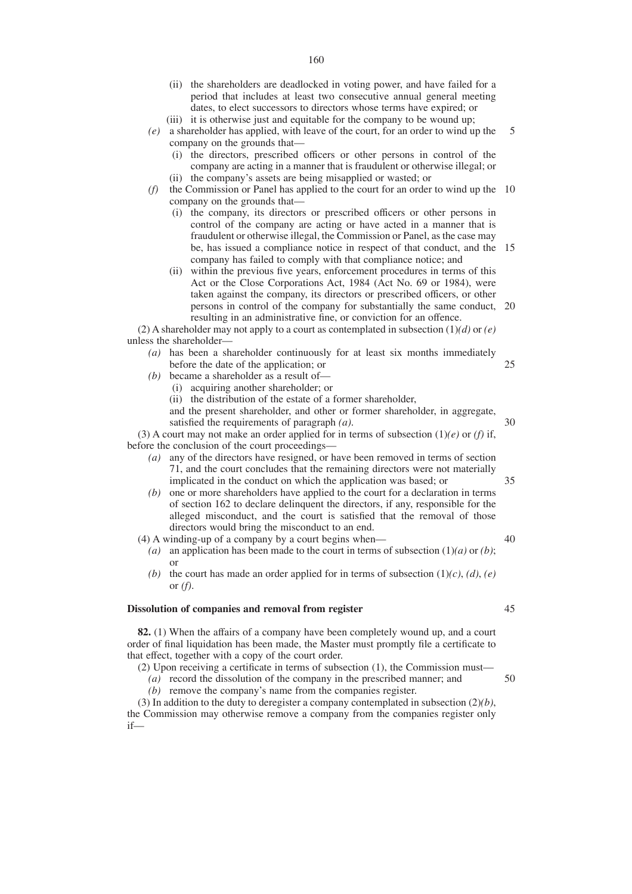(ii) the shareholders are deadlocked in voting power, and have failed for a period that includes at least two consecutive annual general meeting dates, to elect successors to directors whose terms have expired; or

(iii) it is otherwise just and equitable for the company to be wound up;

*(e)* a shareholder has applied, with leave of the court, for an order to wind up the company on the grounds that—

(i) the directors, prescribed officers or other persons in control of the company are acting in a manner that is fraudulent or otherwise illegal; or

(ii) the company's assets are being misapplied or wasted; or

*(f)* the Commission or Panel has applied to the court for an order to wind up the company on the grounds that—

(i) the company, its directors or prescribed officers or other persons in control of the company are acting or have acted in a manner that is fraudulent or otherwise illegal, the Commission or Panel, as the case may be, has issued a compliance notice in respect of that conduct, and the company has failed to comply with that compliance notice; and

(ii) within the previous five years, enforcement procedures in terms of this Act or the Close Corporations Act, 1984 (Act No. 69 or 1984), were taken against the company, its directors or prescribed officers, or other persons in control of the company for substantially the same conduct, resulting in an administrative fine, or conviction for an offence.

(2) A shareholder may not apply to a court as contemplated in subsection (1)*(d)* or *(e)* unless the shareholder—

*(a)* has been a shareholder continuously for at least six months immediately before the date of the application; or

*(b)* became a shareholder as a result of—

(i) acquiring another shareholder; or

(ii) the distribution of the estate of a former shareholder,

and the present shareholder, and other or former shareholder, in aggregate, satisfied the requirements of paragraph *(a)*.

(3) A court may not make an order applied for in terms of subsection (1)*(e)* or *(f)* if, before the conclusion of the court proceedings—

*(a)* any of the directors have resigned, or have been removed in terms of section 71, and the court concludes that the remaining directors were not materially implicated in the conduct on which the application was based; or

*(b)* one or more shareholders have applied to the court for a declaration in terms of section 162 to declare delinquent the directors, if any, responsible for the alleged misconduct, and the court is satisfied that the removal of those directors would bring the misconduct to an end.

(4) A winding-up of a company by a court begins when—

*(a)* an application has been made to the court in terms of subsection (1)*(a)* or *(b)*; or

*(b)* the court has made an order applied for in terms of subsection (1)*(c)*, *(d)*, *(e)* or *(f)*.

**Dissolution of companies and removal from register**

**82.** (1) When the affairs of a company have been completely wound up, and a court order of final liquidation has been made, the Master must promptly file a certificate to that effect, together with a copy of the court order.

(2) Upon receiving a certificate in terms of subsection (1), the Commission must—

*(a)* record the dissolution of the company in the prescribed manner; and

*(b)* remove the company's name from the companies register.

(3) In addition to the duty to deregister a company contemplated in subsection (2)*(b)*, the Commission may otherwise remove a company from the companies register only if—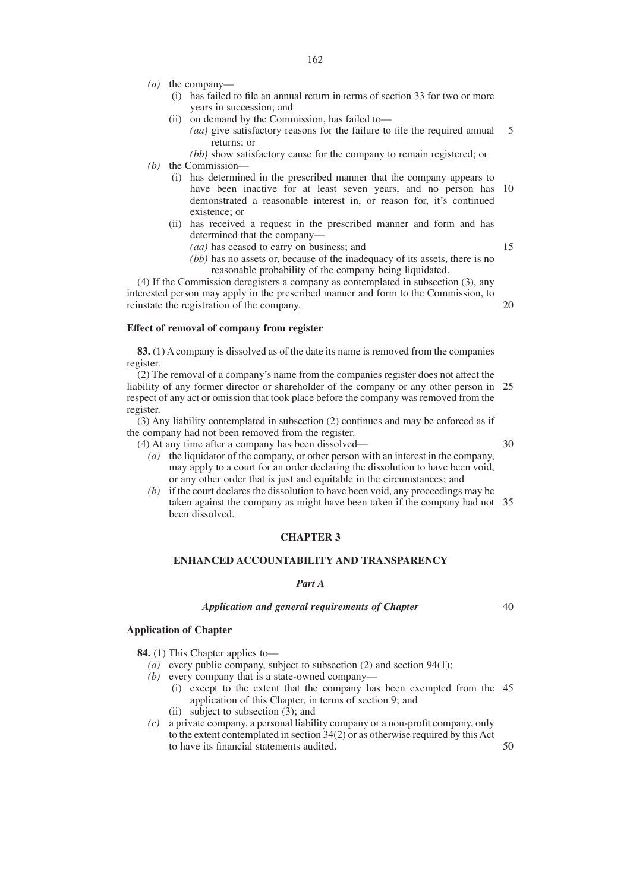*(a)* the company—
   (i) has failed to file an annual return in terms of section 33 for two or more years in succession; and
   (ii) on demand by the Commission, has failed to—
      *(aa)* give satisfactory reasons for the failure to file the required annual returns; or
      *(bb)* show satisfactory cause for the company to remain registered; or

*(b)* the Commission—
   (i) has determined in the prescribed manner that the company appears to have been inactive for at least seven years, and no person has demonstrated a reasonable interest in, or reason for, it's continued existence; or
   (ii) has received a request in the prescribed manner and form and has determined that the company—
      *(aa)* has ceased to carry on business; and
      *(bb)* has no assets or, because of the inadequacy of its assets, there is no reasonable probability of the company being liquidated.

(4) If the Commission deregisters a company as contemplated in subsection (3), any interested person may apply in the prescribed manner and form to the Commission, to reinstate the registration of the company.

**Effect of removal of company from register**

**83.** (1) A company is dissolved as of the date its name is removed from the companies register.

(2) The removal of a company's name from the companies register does not affect the liability of any former director or shareholder of the company or any other person in respect of any act or omission that took place before the company was removed from the register.

(3) Any liability contemplated in subsection (2) continues and may be enforced as if the company had not been removed from the register.

(4) At any time after a company has been dissolved—
   *(a)* the liquidator of the company, or other person with an interest in the company, may apply to a court for an order declaring the dissolution to have been void, or any other order that is just and equitable in the circumstances; and
   *(b)* if the court declares the dissolution to have been void, any proceedings may be taken against the company as might have been taken if the company had not been dissolved.

## CHAPTER 3

## ENHANCED ACCOUNTABILITY AND TRANSPARENCY

### *Part A*

### *Application and general requirements of Chapter*

**Application of Chapter**

**84.** (1) This Chapter applies to—
   *(a)* every public company, subject to subsection (2) and section 94(1);
   *(b)* every company that is a state-owned company—
      (i) except to the extent that the company has been exempted from the application of this Chapter, in terms of section 9; and
      (ii) subject to subsection (3); and
   *(c)* a private company, a personal liability company or a non-profit company, only to the extent contemplated in section 34(2) or as otherwise required by this Act to have its financial statements audited.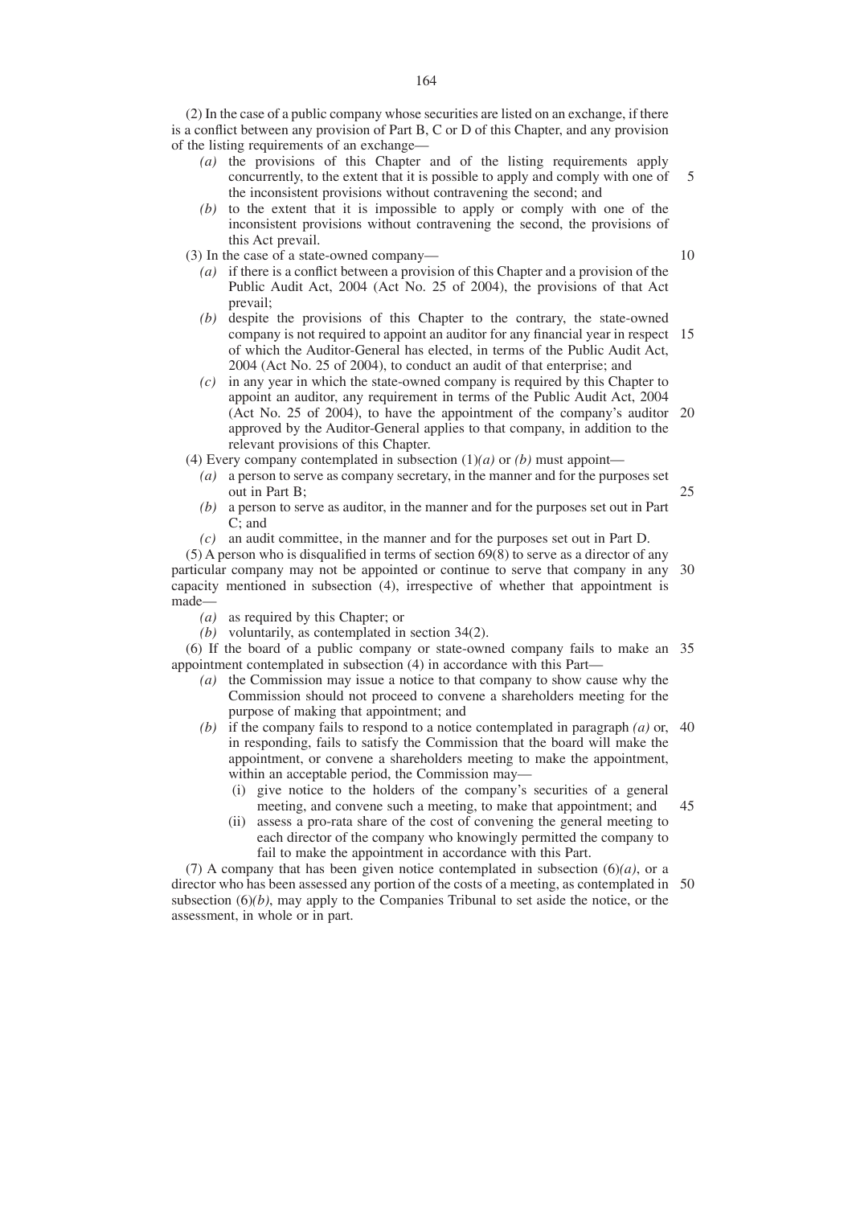(2) In the case of a public company whose securities are listed on an exchange, if there is a conflict between any provision of Part B, C or D of this Chapter, and any provision of the listing requirements of an exchange—

*(a)* the provisions of this Chapter and of the listing requirements apply concurrently, to the extent that it is possible to apply and comply with one of the inconsistent provisions without contravening the second; and

*(b)* to the extent that it is impossible to apply or comply with one of the inconsistent provisions without contravening the second, the provisions of this Act prevail.

(3) In the case of a state-owned company—

*(a)* if there is a conflict between a provision of this Chapter and a provision of the Public Audit Act, 2004 (Act No. 25 of 2004), the provisions of that Act prevail;

*(b)* despite the provisions of this Chapter to the contrary, the state-owned company is not required to appoint an auditor for any financial year in respect of which the Auditor-General has elected, in terms of the Public Audit Act, 2004 (Act No. 25 of 2004), to conduct an audit of that enterprise; and

*(c)* in any year in which the state-owned company is required by this Chapter to appoint an auditor, any requirement in terms of the Public Audit Act, 2004 (Act No. 25 of 2004), to have the appointment of the company's auditor approved by the Auditor-General applies to that company, in addition to the relevant provisions of this Chapter.

(4) Every company contemplated in subsection (1)*(a)* or *(b)* must appoint—

*(a)* a person to serve as company secretary, in the manner and for the purposes set out in Part B;

*(b)* a person to serve as auditor, in the manner and for the purposes set out in Part C; and

*(c)* an audit committee, in the manner and for the purposes set out in Part D.

(5) A person who is disqualified in terms of section 69(8) to serve as a director of any particular company may not be appointed or continue to serve that company in any capacity mentioned in subsection (4), irrespective of whether that appointment is made—

*(a)* as required by this Chapter; or

*(b)* voluntarily, as contemplated in section 34(2).

(6) If the board of a public company or state-owned company fails to make an appointment contemplated in subsection (4) in accordance with this Part—

*(a)* the Commission may issue a notice to that company to show cause why the Commission should not proceed to convene a shareholders meeting for the purpose of making that appointment; and

*(b)* if the company fails to respond to a notice contemplated in paragraph *(a)* or, in responding, fails to satisfy the Commission that the board will make the appointment, or convene a shareholders meeting to make the appointment, within an acceptable period, the Commission may—

(i) give notice to the holders of the company's securities of a general meeting, and convene such a meeting, to make that appointment; and

(ii) assess a pro-rata share of the cost of convening the general meeting to each director of the company who knowingly permitted the company to fail to make the appointment in accordance with this Part.

(7) A company that has been given notice contemplated in subsection (6)*(a)*, or a director who has been assessed any portion of the costs of a meeting, as contemplated in subsection (6)*(b)*, may apply to the Companies Tribunal to set aside the notice, or the assessment, in whole or in part.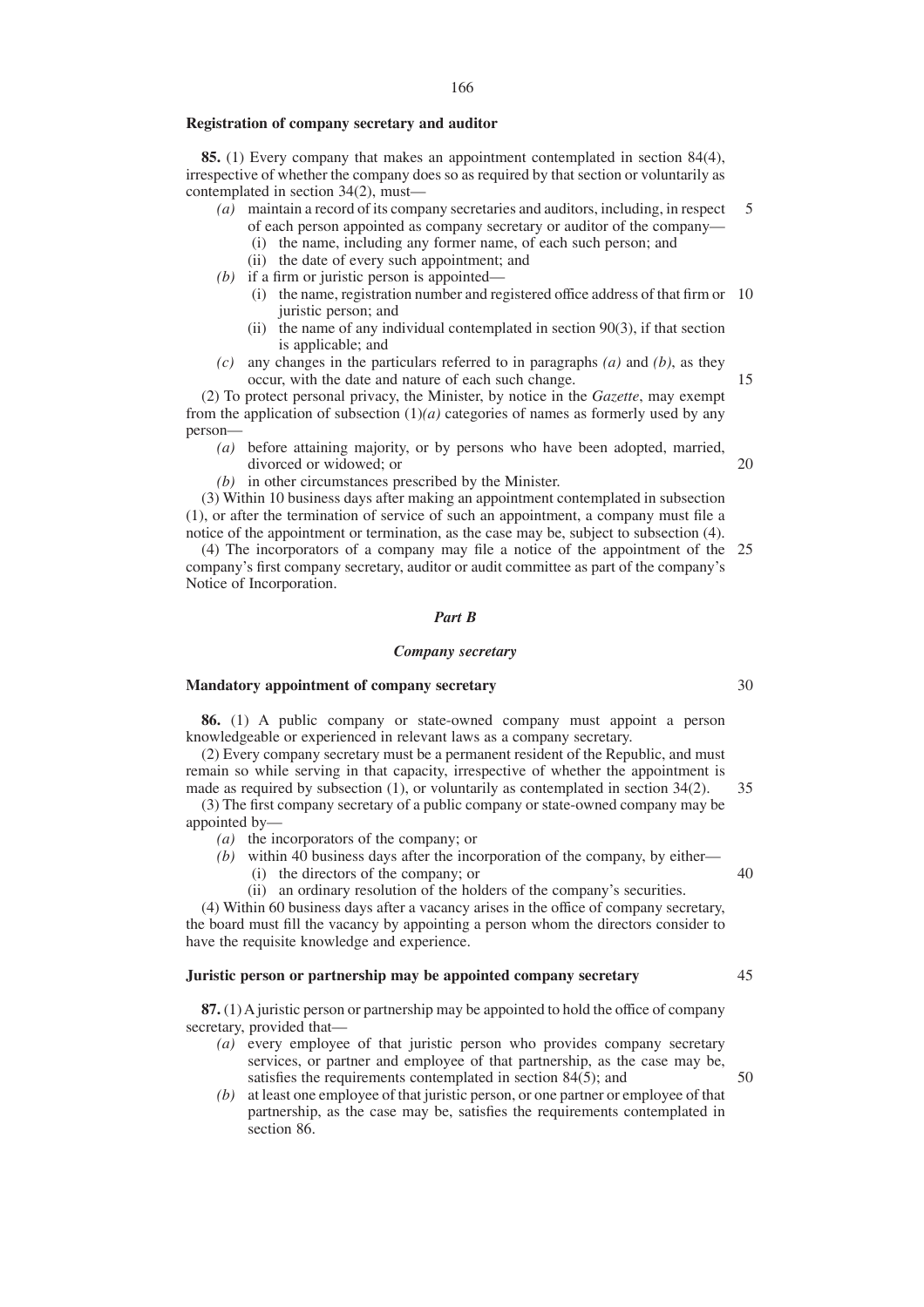**Registration of company secretary and auditor**

**85.** (1) Every company that makes an appointment contemplated in section 84(4), irrespective of whether the company does so as required by that section or voluntarily as contemplated in section 34(2), must—

- *(a)* maintain a record of its company secretaries and auditors, including, in respect of each person appointed as company secretary or auditor of the company—
  - (i) the name, including any former name, of each such person; and
  - (ii) the date of every such appointment; and
- *(b)* if a firm or juristic person is appointed—
  - (i) the name, registration number and registered office address of that firm or juristic person; and
  - (ii) the name of any individual contemplated in section 90(3), if that section is applicable; and
- *(c)* any changes in the particulars referred to in paragraphs *(a)* and *(b)*, as they occur, with the date and nature of each such change.

(2) To protect personal privacy, the Minister, by notice in the *Gazette*, may exempt from the application of subsection (1)*(a)* categories of names as formerly used by any person—

- *(a)* before attaining majority, or by persons who have been adopted, married, divorced or widowed; or
- *(b)* in other circumstances prescribed by the Minister.

(3) Within 10 business days after making an appointment contemplated in subsection (1), or after the termination of service of such an appointment, a company must file a notice of the appointment or termination, as the case may be, subject to subsection (4).

(4) The incorporators of a company may file a notice of the appointment of the company's first company secretary, auditor or audit committee as part of the company's Notice of Incorporation.

***Part B***

***Company secretary***

**Mandatory appointment of company secretary**

**86.** (1) A public company or state-owned company must appoint a person knowledgeable or experienced in relevant laws as a company secretary.

(2) Every company secretary must be a permanent resident of the Republic, and must remain so while serving in that capacity, irrespective of whether the appointment is made as required by subsection (1), or voluntarily as contemplated in section 34(2).

(3) The first company secretary of a public company or state-owned company may be appointed by—

- *(a)* the incorporators of the company; or
- *(b)* within 40 business days after the incorporation of the company, by either—
  - (i) the directors of the company; or
  - (ii) an ordinary resolution of the holders of the company's securities.

(4) Within 60 business days after a vacancy arises in the office of company secretary, the board must fill the vacancy by appointing a person whom the directors consider to have the requisite knowledge and experience.

**Juristic person or partnership may be appointed company secretary**

**87.** (1) A juristic person or partnership may be appointed to hold the office of company secretary, provided that—

- *(a)* every employee of that juristic person who provides company secretary services, or partner and employee of that partnership, as the case may be, satisfies the requirements contemplated in section 84(5); and
- *(b)* at least one employee of that juristic person, or one partner or employee of that partnership, as the case may be, satisfies the requirements contemplated in section 86.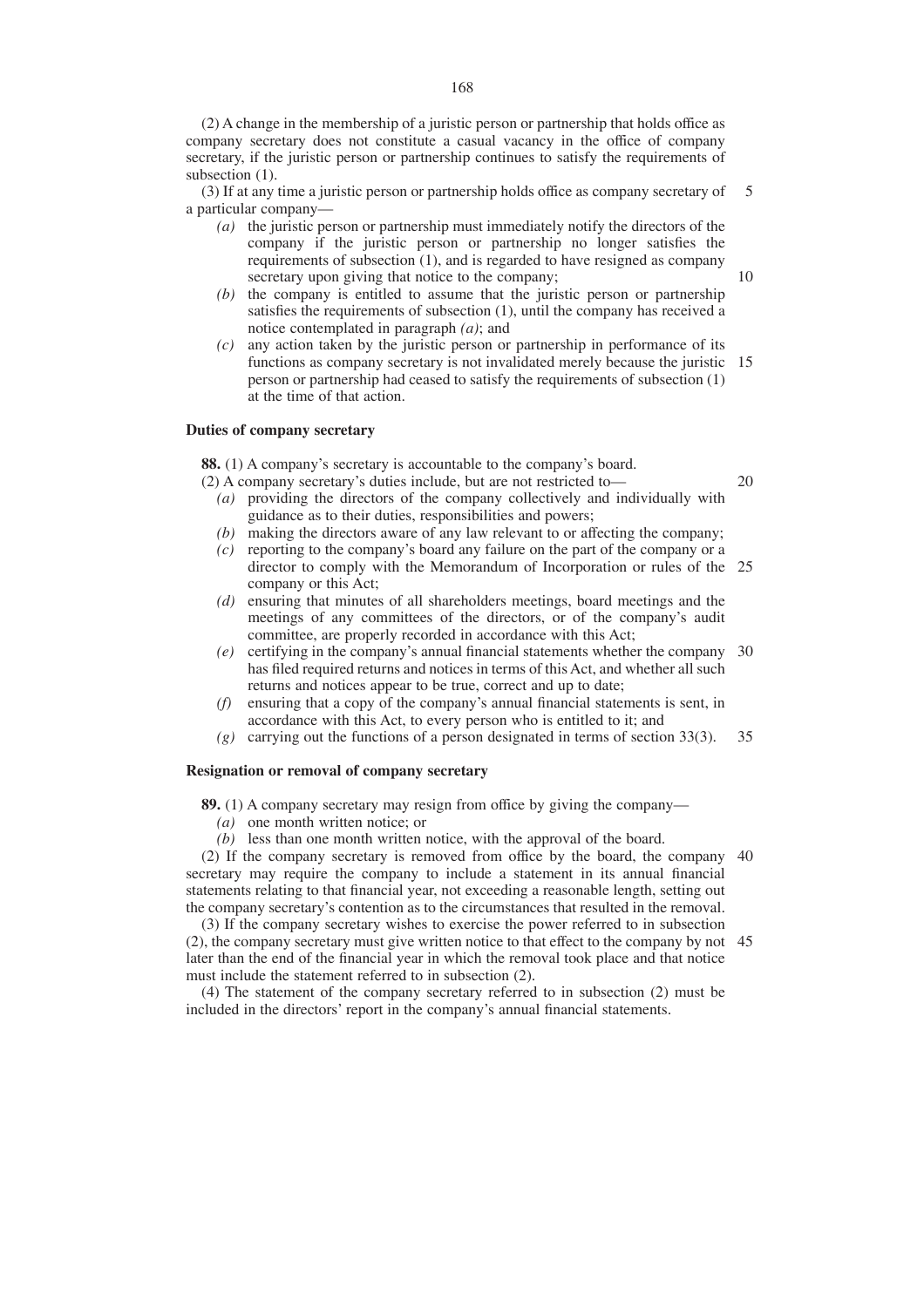(2) A change in the membership of a juristic person or partnership that holds office as company secretary does not constitute a casual vacancy in the office of company secretary, if the juristic person or partnership continues to satisfy the requirements of subsection (1).

(3) If at any time a juristic person or partnership holds office as company secretary of a particular company—

*(a)* the juristic person or partnership must immediately notify the directors of the company if the juristic person or partnership no longer satisfies the requirements of subsection (1), and is regarded to have resigned as company secretary upon giving that notice to the company;

*(b)* the company is entitled to assume that the juristic person or partnership satisfies the requirements of subsection (1), until the company has received a notice contemplated in paragraph *(a)*; and

*(c)* any action taken by the juristic person or partnership in performance of its functions as company secretary is not invalidated merely because the juristic person or partnership had ceased to satisfy the requirements of subsection (1) at the time of that action.

**Duties of company secretary**

**88.** (1) A company's secretary is accountable to the company's board.

(2) A company secretary's duties include, but are not restricted to—

*(a)* providing the directors of the company collectively and individually with guidance as to their duties, responsibilities and powers;

*(b)* making the directors aware of any law relevant to or affecting the company;

*(c)* reporting to the company's board any failure on the part of the company or a director to comply with the Memorandum of Incorporation or rules of the company or this Act;

*(d)* ensuring that minutes of all shareholders meetings, board meetings and the meetings of any committees of the directors, or of the company's audit committee, are properly recorded in accordance with this Act;

*(e)* certifying in the company's annual financial statements whether the company has filed required returns and notices in terms of this Act, and whether all such returns and notices appear to be true, correct and up to date;

*(f)* ensuring that a copy of the company's annual financial statements is sent, in accordance with this Act, to every person who is entitled to it; and

*(g)* carrying out the functions of a person designated in terms of section 33(3).

**Resignation or removal of company secretary**

**89.** (1) A company secretary may resign from office by giving the company—

*(a)* one month written notice; or

*(b)* less than one month written notice, with the approval of the board.

(2) If the company secretary is removed from office by the board, the company secretary may require the company to include a statement in its annual financial statements relating to that financial year, not exceeding a reasonable length, setting out the company secretary's contention as to the circumstances that resulted in the removal.

(3) If the company secretary wishes to exercise the power referred to in subsection (2), the company secretary must give written notice to that effect to the company by not later than the end of the financial year in which the removal took place and that notice must include the statement referred to in subsection (2).

(4) The statement of the company secretary referred to in subsection (2) must be included in the directors' report in the company's annual financial statements.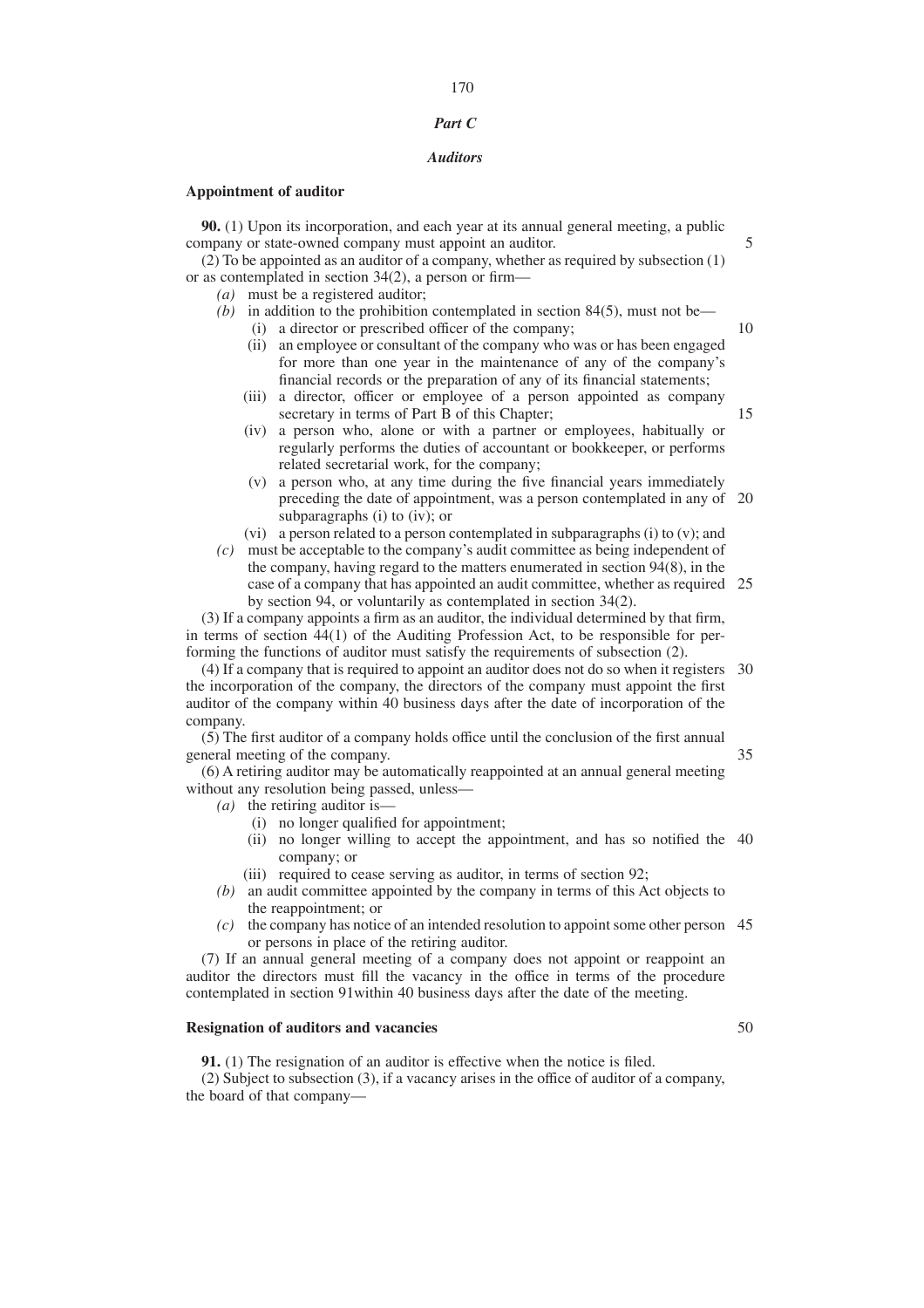## *Part C*

## *Auditors*

### Appointment of auditor

**90.** (1) Upon its incorporation, and each year at its annual general meeting, a public company or state-owned company must appoint an auditor.

(2) To be appointed as an auditor of a company, whether as required by subsection (1) or as contemplated in section 34(2), a person or firm—

*(a)* must be a registered auditor;

*(b)* in addition to the prohibition contemplated in section 84(5), must not be—

(i) a director or prescribed officer of the company;

(ii) an employee or consultant of the company who was or has been engaged for more than one year in the maintenance of any of the company's financial records or the preparation of any of its financial statements;

(iii) a director, officer or employee of a person appointed as company secretary in terms of Part B of this Chapter;

(iv) a person who, alone or with a partner or employees, habitually or regularly performs the duties of accountant or bookkeeper, or performs related secretarial work, for the company;

(v) a person who, at any time during the five financial years immediately preceding the date of appointment, was a person contemplated in any of subparagraphs (i) to (iv); or

(vi) a person related to a person contemplated in subparagraphs (i) to (v); and

*(c)* must be acceptable to the company's audit committee as being independent of the company, having regard to the matters enumerated in section 94(8), in the case of a company that has appointed an audit committee, whether as required by section 94, or voluntarily as contemplated in section 34(2).

(3) If a company appoints a firm as an auditor, the individual determined by that firm, in terms of section 44(1) of the Auditing Profession Act, to be responsible for performing the functions of auditor must satisfy the requirements of subsection (2).

(4) If a company that is required to appoint an auditor does not do so when it registers the incorporation of the company, the directors of the company must appoint the first auditor of the company within 40 business days after the date of incorporation of the company.

(5) The first auditor of a company holds office until the conclusion of the first annual general meeting of the company.

(6) A retiring auditor may be automatically reappointed at an annual general meeting without any resolution being passed, unless—

*(a)* the retiring auditor is—

(i) no longer qualified for appointment;

(ii) no longer willing to accept the appointment, and has so notified the company; or

(iii) required to cease serving as auditor, in terms of section 92;

*(b)* an audit committee appointed by the company in terms of this Act objects to the reappointment; or

*(c)* the company has notice of an intended resolution to appoint some other person or persons in place of the retiring auditor.

(7) If an annual general meeting of a company does not appoint or reappoint an auditor the directors must fill the vacancy in the office in terms of the procedure contemplated in section 91within 40 business days after the date of the meeting.

### Resignation of auditors and vacancies

**91.** (1) The resignation of an auditor is effective when the notice is filed.

(2) Subject to subsection (3), if a vacancy arises in the office of auditor of a company, the board of that company—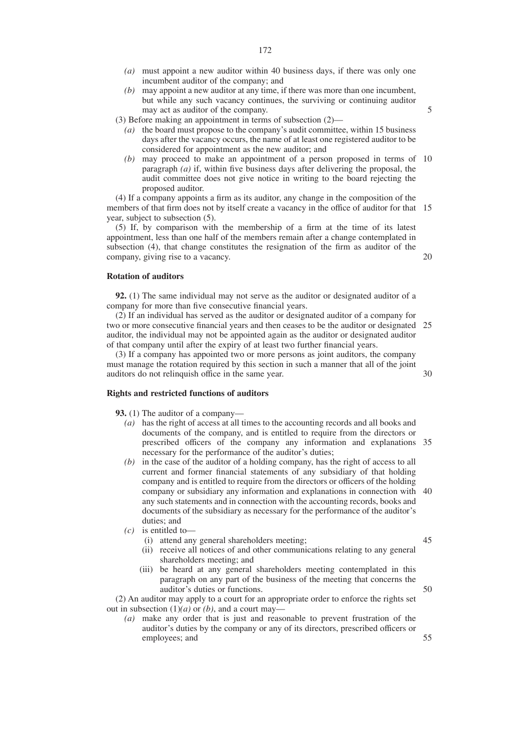*(a)* must appoint a new auditor within 40 business days, if there was only one incumbent auditor of the company; and

*(b)* may appoint a new auditor at any time, if there was more than one incumbent, but while any such vacancy continues, the surviving or continuing auditor may act as auditor of the company.

(3) Before making an appointment in terms of subsection (2)—

*(a)* the board must propose to the company's audit committee, within 15 business days after the vacancy occurs, the name of at least one registered auditor to be considered for appointment as the new auditor; and

*(b)* may proceed to make an appointment of a person proposed in terms of paragraph *(a)* if, within five business days after delivering the proposal, the audit committee does not give notice in writing to the board rejecting the proposed auditor.

(4) If a company appoints a firm as its auditor, any change in the composition of the members of that firm does not by itself create a vacancy in the office of auditor for that year, subject to subsection (5).

(5) If, by comparison with the membership of a firm at the time of its latest appointment, less than one half of the members remain after a change contemplated in subsection (4), that change constitutes the resignation of the firm as auditor of the company, giving rise to a vacancy.

**Rotation of auditors**

**92.** (1) The same individual may not serve as the auditor or designated auditor of a company for more than five consecutive financial years.

(2) If an individual has served as the auditor or designated auditor of a company for two or more consecutive financial years and then ceases to be the auditor or designated auditor, the individual may not be appointed again as the auditor or designated auditor of that company until after the expiry of at least two further financial years.

(3) If a company has appointed two or more persons as joint auditors, the company must manage the rotation required by this section in such a manner that all of the joint auditors do not relinquish office in the same year.

**Rights and restricted functions of auditors**

**93.** (1) The auditor of a company—

*(a)* has the right of access at all times to the accounting records and all books and documents of the company, and is entitled to require from the directors or prescribed officers of the company any information and explanations necessary for the performance of the auditor's duties;

*(b)* in the case of the auditor of a holding company, has the right of access to all current and former financial statements of any subsidiary of that holding company and is entitled to require from the directors or officers of the holding company or subsidiary any information and explanations in connection with any such statements and in connection with the accounting records, books and documents of the subsidiary as necessary for the performance of the auditor's duties; and

*(c)* is entitled to—

(i) attend any general shareholders meeting;

(ii) receive all notices of and other communications relating to any general shareholders meeting; and

(iii) be heard at any general shareholders meeting contemplated in this paragraph on any part of the business of the meeting that concerns the auditor's duties or functions.

(2) An auditor may apply to a court for an appropriate order to enforce the rights set out in subsection (1)*(a)* or *(b)*, and a court may—

*(a)* make any order that is just and reasonable to prevent frustration of the auditor's duties by the company or any of its directors, prescribed officers or employees; and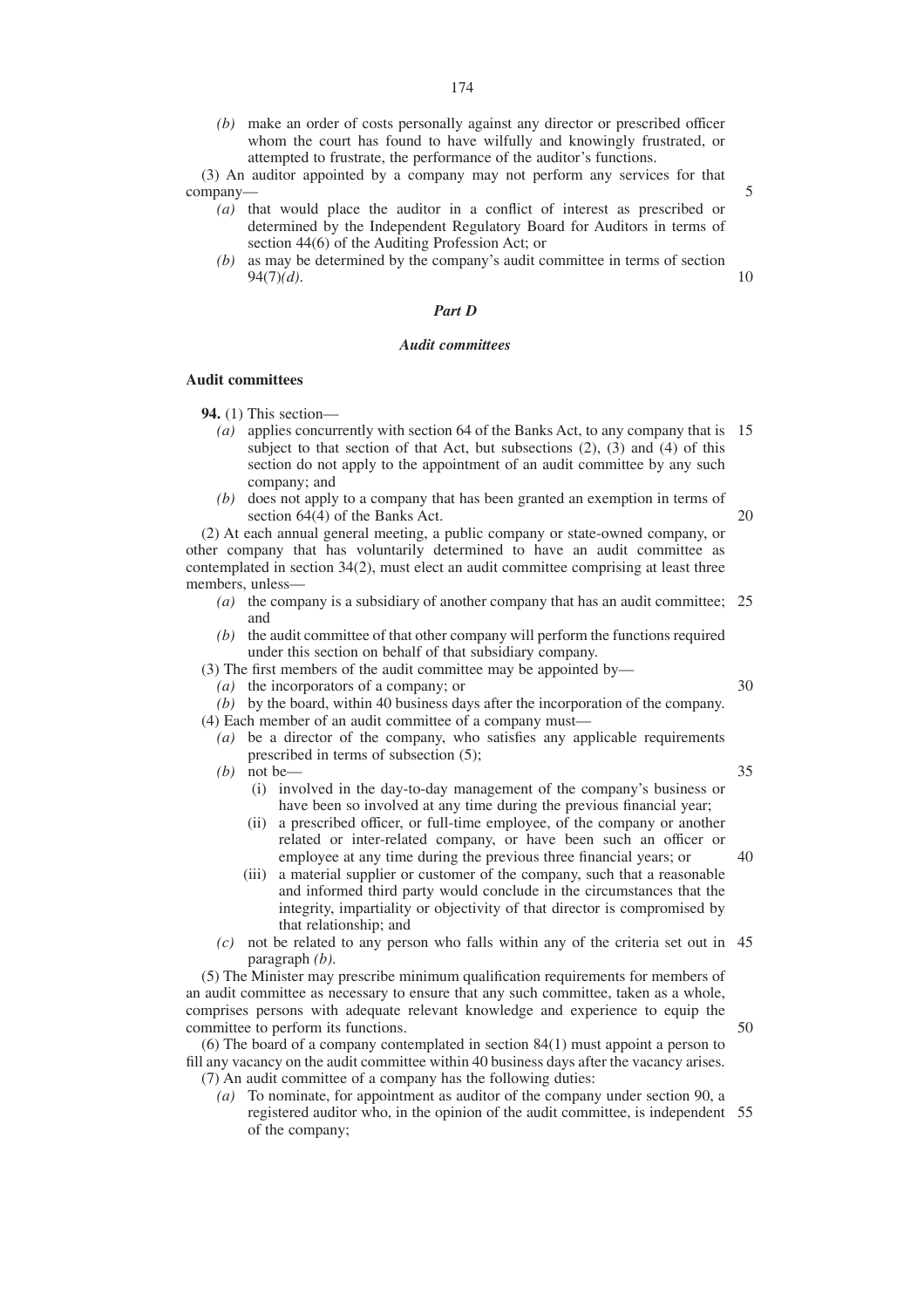*(b)* make an order of costs personally against any director or prescribed officer whom the court has found to have wilfully and knowingly frustrated, or attempted to frustrate, the performance of the auditor's functions.

(3) An auditor appointed by a company may not perform any services for that company—

*(a)* that would place the auditor in a conflict of interest as prescribed or determined by the Independent Regulatory Board for Auditors in terms of section 44(6) of the Auditing Profession Act; or

*(b)* as may be determined by the company's audit committee in terms of section 94(7)*(d)*.

## *Part D*

### *Audit committees*

**Audit committees**

**94.** (1) This section—

*(a)* applies concurrently with section 64 of the Banks Act, to any company that is subject to that section of that Act, but subsections (2), (3) and (4) of this section do not apply to the appointment of an audit committee by any such company; and

*(b)* does not apply to a company that has been granted an exemption in terms of section 64(4) of the Banks Act.

(2) At each annual general meeting, a public company or state-owned company, or other company that has voluntarily determined to have an audit committee as contemplated in section 34(2), must elect an audit committee comprising at least three members, unless—

*(a)* the company is a subsidiary of another company that has an audit committee; and

*(b)* the audit committee of that other company will perform the functions required under this section on behalf of that subsidiary company.

(3) The first members of the audit committee may be appointed by—

*(a)* the incorporators of a company; or

*(b)* by the board, within 40 business days after the incorporation of the company.

(4) Each member of an audit committee of a company must—

*(a)* be a director of the company, who satisfies any applicable requirements prescribed in terms of subsection (5);

*(b)* not be—

(i) involved in the day-to-day management of the company's business or have been so involved at any time during the previous financial year;

(ii) a prescribed officer, or full-time employee, of the company or another related or inter-related company, or have been such an officer or employee at any time during the previous three financial years; or

(iii) a material supplier or customer of the company, such that a reasonable and informed third party would conclude in the circumstances that the integrity, impartiality or objectivity of that director is compromised by that relationship; and

*(c)* not be related to any person who falls within any of the criteria set out in paragraph *(b)*.

(5) The Minister may prescribe minimum qualification requirements for members of an audit committee as necessary to ensure that any such committee, taken as a whole, comprises persons with adequate relevant knowledge and experience to equip the committee to perform its functions.

(6) The board of a company contemplated in section 84(1) must appoint a person to fill any vacancy on the audit committee within 40 business days after the vacancy arises.

(7) An audit committee of a company has the following duties:

*(a)* To nominate, for appointment as auditor of the company under section 90, a registered auditor who, in the opinion of the audit committee, is independent of the company;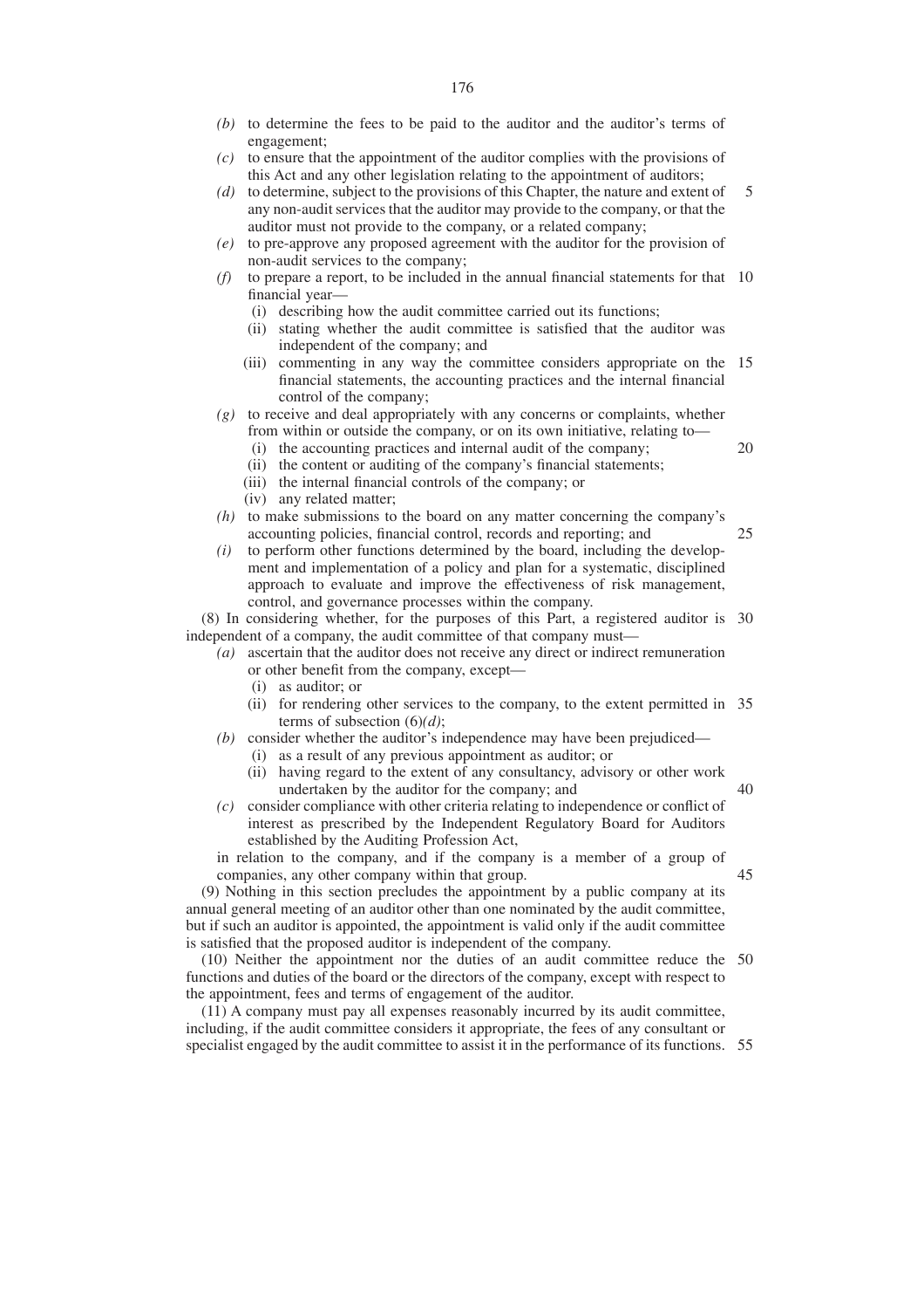*(b)* to determine the fees to be paid to the auditor and the auditor's terms of engagement;

*(c)* to ensure that the appointment of the auditor complies with the provisions of this Act and any other legislation relating to the appointment of auditors;

*(d)* to determine, subject to the provisions of this Chapter, the nature and extent of any non-audit services that the auditor may provide to the company, or that the auditor must not provide to the company, or a related company;

*(e)* to pre-approve any proposed agreement with the auditor for the provision of non-audit services to the company;

*(f)* to prepare a report, to be included in the annual financial statements for that financial year—

- (i) describing how the audit committee carried out its functions;
- (ii) stating whether the audit committee is satisfied that the auditor was independent of the company; and
- (iii) commenting in any way the committee considers appropriate on the financial statements, the accounting practices and the internal financial control of the company;

*(g)* to receive and deal appropriately with any concerns or complaints, whether from within or outside the company, or on its own initiative, relating to—

- (i) the accounting practices and internal audit of the company;
- (ii) the content or auditing of the company's financial statements;
- (iii) the internal financial controls of the company; or
- (iv) any related matter;

*(h)* to make submissions to the board on any matter concerning the company's accounting policies, financial control, records and reporting; and

*(i)* to perform other functions determined by the board, including the development and implementation of a policy and plan for a systematic, disciplined approach to evaluate and improve the effectiveness of risk management, control, and governance processes within the company.

(8) In considering whether, for the purposes of this Part, a registered auditor is independent of a company, the audit committee of that company must—

*(a)* ascertain that the auditor does not receive any direct or indirect remuneration or other benefit from the company, except—

- (i) as auditor; or
- (ii) for rendering other services to the company, to the extent permitted in terms of subsection (6)*(d)*;

*(b)* consider whether the auditor's independence may have been prejudiced—

- (i) as a result of any previous appointment as auditor; or
- (ii) having regard to the extent of any consultancy, advisory or other work undertaken by the auditor for the company; and

*(c)* consider compliance with other criteria relating to independence or conflict of interest as prescribed by the Independent Regulatory Board for Auditors established by the Auditing Profession Act,

in relation to the company, and if the company is a member of a group of companies, any other company within that group.

(9) Nothing in this section precludes the appointment by a public company at its annual general meeting of an auditor other than one nominated by the audit committee, but if such an auditor is appointed, the appointment is valid only if the audit committee is satisfied that the proposed auditor is independent of the company.

(10) Neither the appointment nor the duties of an audit committee reduce the functions and duties of the board or the directors of the company, except with respect to the appointment, fees and terms of engagement of the auditor.

(11) A company must pay all expenses reasonably incurred by its audit committee, including, if the audit committee considers it appropriate, the fees of any consultant or specialist engaged by the audit committee to assist it in the performance of its functions.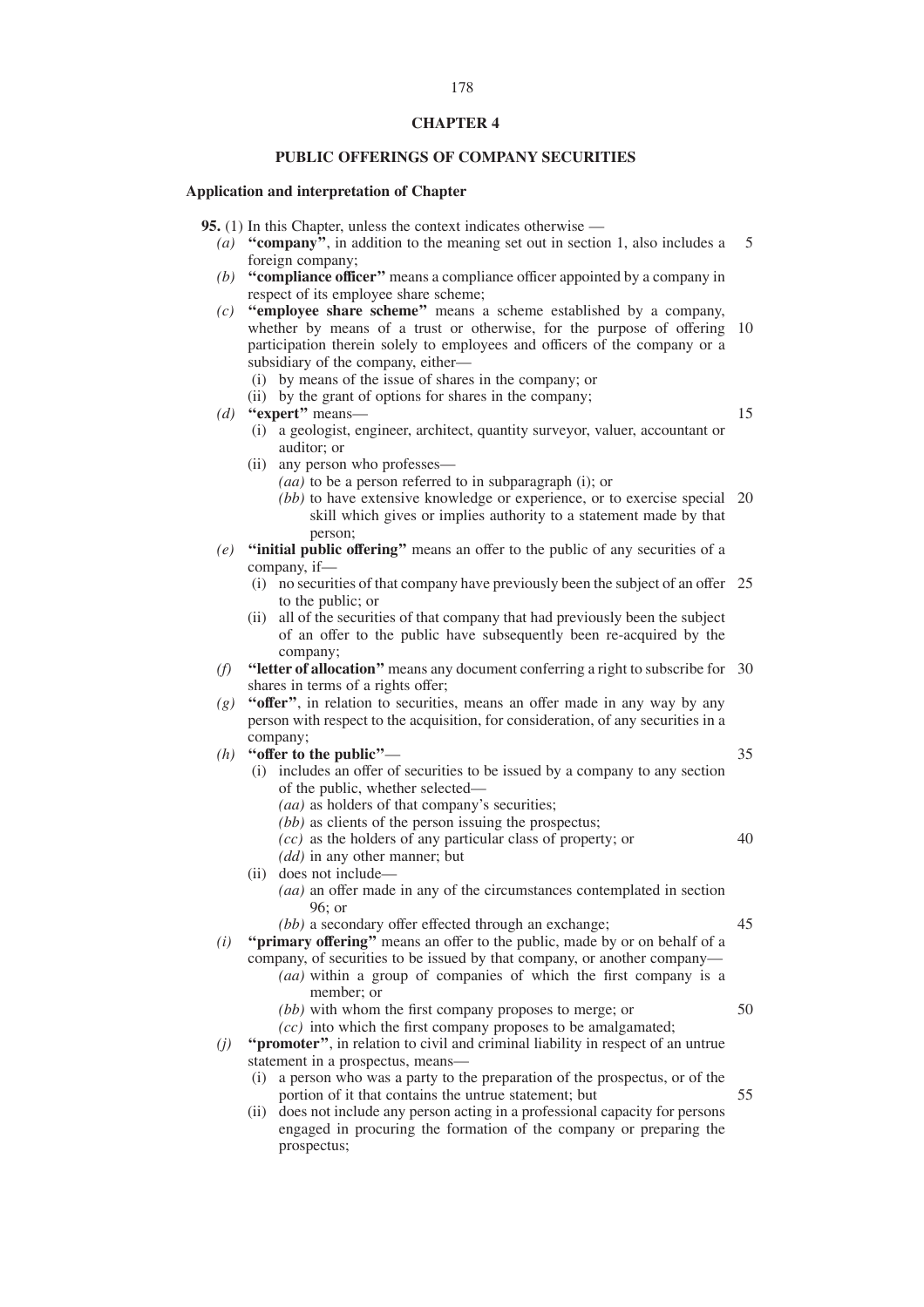## CHAPTER 4

## PUBLIC OFFERINGS OF COMPANY SECURITIES

### Application and interpretation of Chapter

**95.** (1) In this Chapter, unless the context indicates otherwise —

*(a)* **"company"**, in addition to the meaning set out in section 1, also includes a foreign company;

*(b)* **"compliance officer"** means a compliance officer appointed by a company in respect of its employee share scheme;

*(c)* **"employee share scheme"** means a scheme established by a company, whether by means of a trust or otherwise, for the purpose of offering participation therein solely to employees and officers of the company or a subsidiary of the company, either—

- (i) by means of the issue of shares in the company; or
- (ii) by the grant of options for shares in the company;

*(d)* **"expert"** means—

- (i) a geologist, engineer, architect, quantity surveyor, valuer, accountant or auditor; or
- (ii) any person who professes—
  - *(aa)* to be a person referred to in subparagraph (i); or
  - *(bb)* to have extensive knowledge or experience, or to exercise special skill which gives or implies authority to a statement made by that person;

*(e)* **"initial public offering"** means an offer to the public of any securities of a company, if—

- (i) no securities of that company have previously been the subject of an offer to the public; or
- (ii) all of the securities of that company that had previously been the subject of an offer to the public have subsequently been re-acquired by the company;

*(f)* **"letter of allocation"** means any document conferring a right to subscribe for shares in terms of a rights offer;

*(g)* **"offer"**, in relation to securities, means an offer made in any way by any person with respect to the acquisition, for consideration, of any securities in a company;

*(h)* **"offer to the public"**—

- (i) includes an offer of securities to be issued by a company to any section of the public, whether selected—
  - *(aa)* as holders of that company's securities;
  - *(bb)* as clients of the person issuing the prospectus;
  - *(cc)* as the holders of any particular class of property; or
  - *(dd)* in any other manner; but
- (ii) does not include—
  - *(aa)* an offer made in any of the circumstances contemplated in section 96; or
  - *(bb)* a secondary offer effected through an exchange;

*(i)* **"primary offering"** means an offer to the public, made by or on behalf of a company, of securities to be issued by that company, or another company—

- *(aa)* within a group of companies of which the first company is a member; or
- *(bb)* with whom the first company proposes to merge; or
- *(cc)* into which the first company proposes to be amalgamated;

*(j)* **"promoter"**, in relation to civil and criminal liability in respect of an untrue statement in a prospectus, means—

- (i) a person who was a party to the preparation of the prospectus, or of the portion of it that contains the untrue statement; but
- (ii) does not include any person acting in a professional capacity for persons engaged in procuring the formation of the company or preparing the prospectus;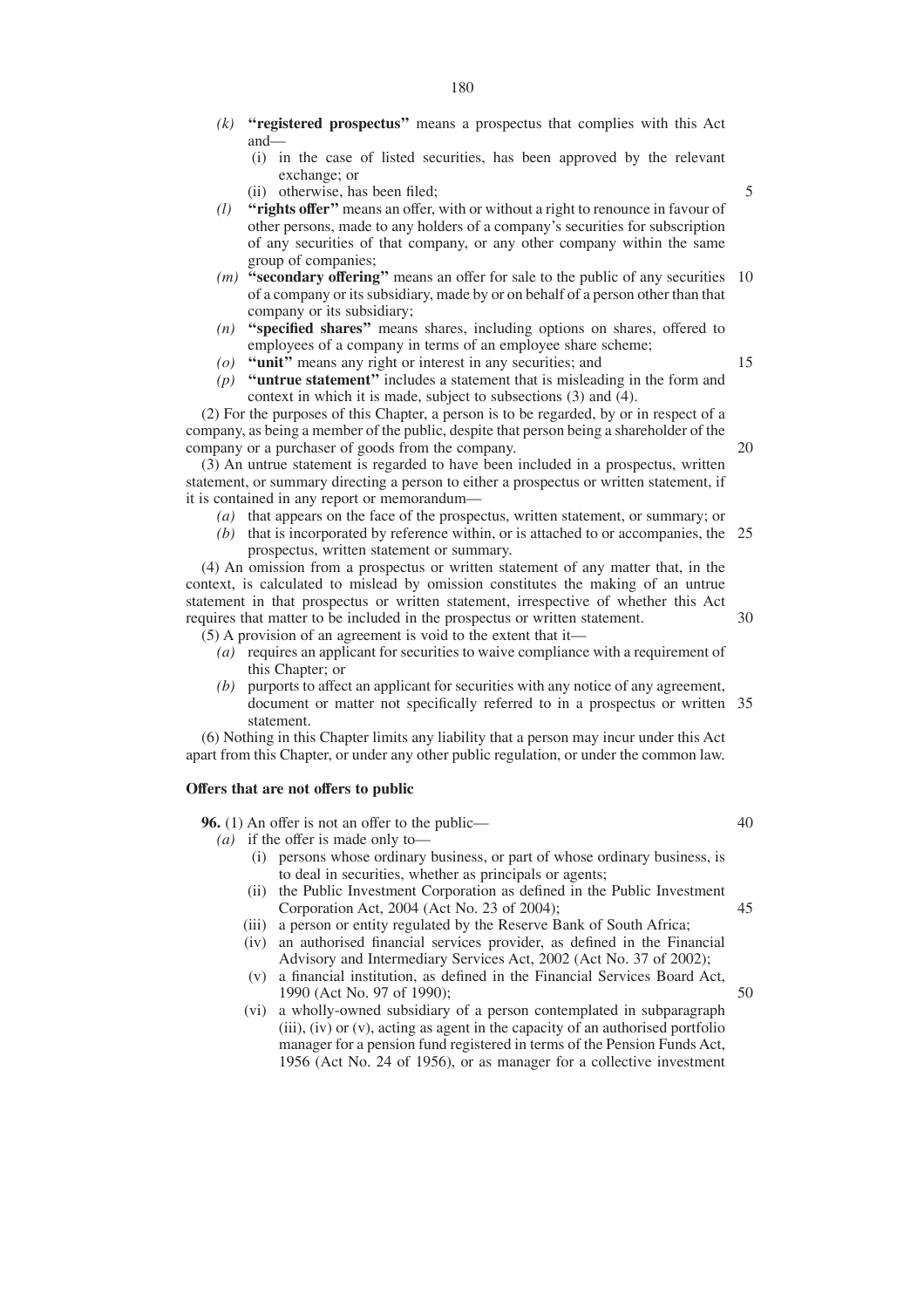*(k)* **"registered prospectus"** means a prospectus that complies with this Act and—

(i) in the case of listed securities, has been approved by the relevant exchange; or

(ii) otherwise, has been filed;

*(l)* **"rights offer"** means an offer, with or without a right to renounce in favour of other persons, made to any holders of a company's securities for subscription of any securities of that company, or any other company within the same group of companies;

*(m)* **"secondary offering"** means an offer for sale to the public of any securities of a company or its subsidiary, made by or on behalf of a person other than that company or its subsidiary;

*(n)* **"specified shares"** means shares, including options on shares, offered to employees of a company in terms of an employee share scheme;

*(o)* **"unit"** means any right or interest in any securities; and

*(p)* **"untrue statement"** includes a statement that is misleading in the form and context in which it is made, subject to subsections (3) and (4).

(2) For the purposes of this Chapter, a person is to be regarded, by or in respect of a company, as being a member of the public, despite that person being a shareholder of the company or a purchaser of goods from the company.

(3) An untrue statement is regarded to have been included in a prospectus, written statement, or summary directing a person to either a prospectus or written statement, if it is contained in any report or memorandum—

*(a)* that appears on the face of the prospectus, written statement, or summary; or

*(b)* that is incorporated by reference within, or is attached to or accompanies, the prospectus, written statement or summary.

(4) An omission from a prospectus or written statement of any matter that, in the context, is calculated to mislead by omission constitutes the making of an untrue statement in that prospectus or written statement, irrespective of whether this Act requires that matter to be included in the prospectus or written statement.

(5) A provision of an agreement is void to the extent that it—

*(a)* requires an applicant for securities to waive compliance with a requirement of this Chapter; or

*(b)* purports to affect an applicant for securities with any notice of any agreement, document or matter not specifically referred to in a prospectus or written statement.

(6) Nothing in this Chapter limits any liability that a person may incur under this Act apart from this Chapter, or under any other public regulation, or under the common law.

**Offers that are not offers to public**

**96.** (1) An offer is not an offer to the public—

*(a)* if the offer is made only to—

(i) persons whose ordinary business, or part of whose ordinary business, is to deal in securities, whether as principals or agents;

(ii) the Public Investment Corporation as defined in the Public Investment Corporation Act, 2004 (Act No. 23 of 2004);

(iii) a person or entity regulated by the Reserve Bank of South Africa;

(iv) an authorised financial services provider, as defined in the Financial Advisory and Intermediary Services Act, 2002 (Act No. 37 of 2002);

(v) a financial institution, as defined in the Financial Services Board Act, 1990 (Act No. 97 of 1990);

(vi) a wholly-owned subsidiary of a person contemplated in subparagraph (iii), (iv) or (v), acting as agent in the capacity of an authorised portfolio manager for a pension fund registered in terms of the Pension Funds Act, 1956 (Act No. 24 of 1956), or as manager for a collective investment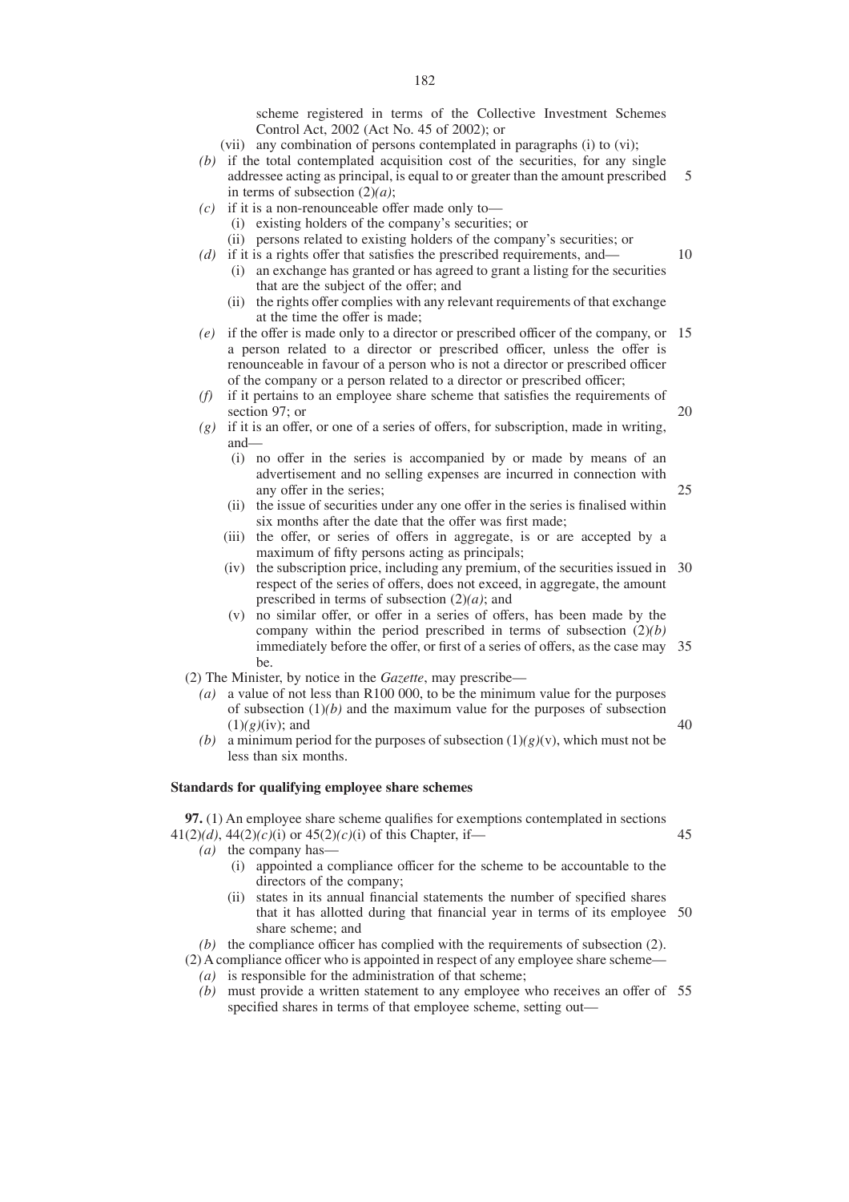scheme registered in terms of the Collective Investment Schemes Control Act, 2002 (Act No. 45 of 2002); or

(vii) any combination of persons contemplated in paragraphs (i) to (vi);

*(b)* if the total contemplated acquisition cost of the securities, for any single addressee acting as principal, is equal to or greater than the amount prescribed in terms of subsection (2)*(a)*;

*(c)* if it is a non-renounceable offer made only to—

(i) existing holders of the company's securities; or

(ii) persons related to existing holders of the company's securities; or

*(d)* if it is a rights offer that satisfies the prescribed requirements, and—

(i) an exchange has granted or has agreed to grant a listing for the securities that are the subject of the offer; and

(ii) the rights offer complies with any relevant requirements of that exchange at the time the offer is made;

*(e)* if the offer is made only to a director or prescribed officer of the company, or a person related to a director or prescribed officer, unless the offer is renounceable in favour of a person who is not a director or prescribed officer of the company or a person related to a director or prescribed officer;

*(f)* if it pertains to an employee share scheme that satisfies the requirements of section 97; or

*(g)* if it is an offer, or one of a series of offers, for subscription, made in writing, and—

(i) no offer in the series is accompanied by or made by means of an advertisement and no selling expenses are incurred in connection with any offer in the series;

(ii) the issue of securities under any one offer in the series is finalised within six months after the date that the offer was first made;

(iii) the offer, or series of offers in aggregate, is or are accepted by a maximum of fifty persons acting as principals;

(iv) the subscription price, including any premium, of the securities issued in respect of the series of offers, does not exceed, in aggregate, the amount prescribed in terms of subsection (2)*(a)*; and

(v) no similar offer, or offer in a series of offers, has been made by the company within the period prescribed in terms of subsection (2)*(b)* immediately before the offer, or first of a series of offers, as the case may be.

(2) The Minister, by notice in the *Gazette*, may prescribe—

*(a)* a value of not less than R100 000, to be the minimum value for the purposes of subsection (1)*(b)* and the maximum value for the purposes of subsection (1)*(g)*(iv); and

*(b)* a minimum period for the purposes of subsection (1)*(g)*(v), which must not be less than six months.

**Standards for qualifying employee share schemes**

**97.** (1) An employee share scheme qualifies for exemptions contemplated in sections 41(2)*(d)*, 44(2)*(c)*(i) or 45(2)*(c)*(i) of this Chapter, if—

*(a)* the company has—

(i) appointed a compliance officer for the scheme to be accountable to the directors of the company;

(ii) states in its annual financial statements the number of specified shares that it has allotted during that financial year in terms of its employee share scheme; and

*(b)* the compliance officer has complied with the requirements of subsection (2).

(2) A compliance officer who is appointed in respect of any employee share scheme—

*(a)* is responsible for the administration of that scheme;

*(b)* must provide a written statement to any employee who receives an offer of specified shares in terms of that employee scheme, setting out—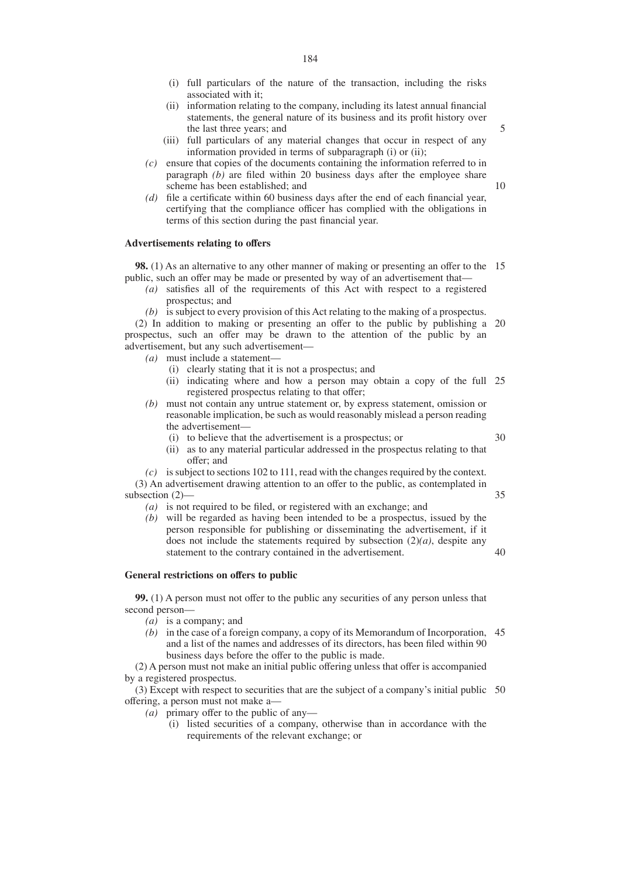(i) full particulars of the nature of the transaction, including the risks associated with it;

(ii) information relating to the company, including its latest annual financial statements, the general nature of its business and its profit history over the last three years; and

(iii) full particulars of any material changes that occur in respect of any information provided in terms of subparagraph (i) or (ii);

*(c)* ensure that copies of the documents containing the information referred to in paragraph *(b)* are filed within 20 business days after the employee share scheme has been established; and

*(d)* file a certificate within 60 business days after the end of each financial year, certifying that the compliance officer has complied with the obligations in terms of this section during the past financial year.

**Advertisements relating to offers**

**98.** (1) As an alternative to any other manner of making or presenting an offer to the public, such an offer may be made or presented by way of an advertisement that—

*(a)* satisfies all of the requirements of this Act with respect to a registered prospectus; and

*(b)* is subject to every provision of this Act relating to the making of a prospectus.

(2) In addition to making or presenting an offer to the public by publishing a prospectus, such an offer may be drawn to the attention of the public by an advertisement, but any such advertisement—

*(a)* must include a statement—

(i) clearly stating that it is not a prospectus; and

(ii) indicating where and how a person may obtain a copy of the full registered prospectus relating to that offer;

*(b)* must not contain any untrue statement or, by express statement, omission or reasonable implication, be such as would reasonably mislead a person reading the advertisement—

(i) to believe that the advertisement is a prospectus; or

(ii) as to any material particular addressed in the prospectus relating to that offer; and

*(c)* is subject to sections 102 to 111, read with the changes required by the context.

(3) An advertisement drawing attention to an offer to the public, as contemplated in subsection (2)—

*(a)* is not required to be filed, or registered with an exchange; and

*(b)* will be regarded as having been intended to be a prospectus, issued by the person responsible for publishing or disseminating the advertisement, if it does not include the statements required by subsection (2)*(a)*, despite any statement to the contrary contained in the advertisement.

**General restrictions on offers to public**

**99.** (1) A person must not offer to the public any securities of any person unless that second person—

*(a)* is a company; and

*(b)* in the case of a foreign company, a copy of its Memorandum of Incorporation, and a list of the names and addresses of its directors, has been filed within 90 business days before the offer to the public is made.

(2) A person must not make an initial public offering unless that offer is accompanied by a registered prospectus.

(3) Except with respect to securities that are the subject of a company's initial public offering, a person must not make a—

*(a)* primary offer to the public of any—

(i) listed securities of a company, otherwise than in accordance with the requirements of the relevant exchange; or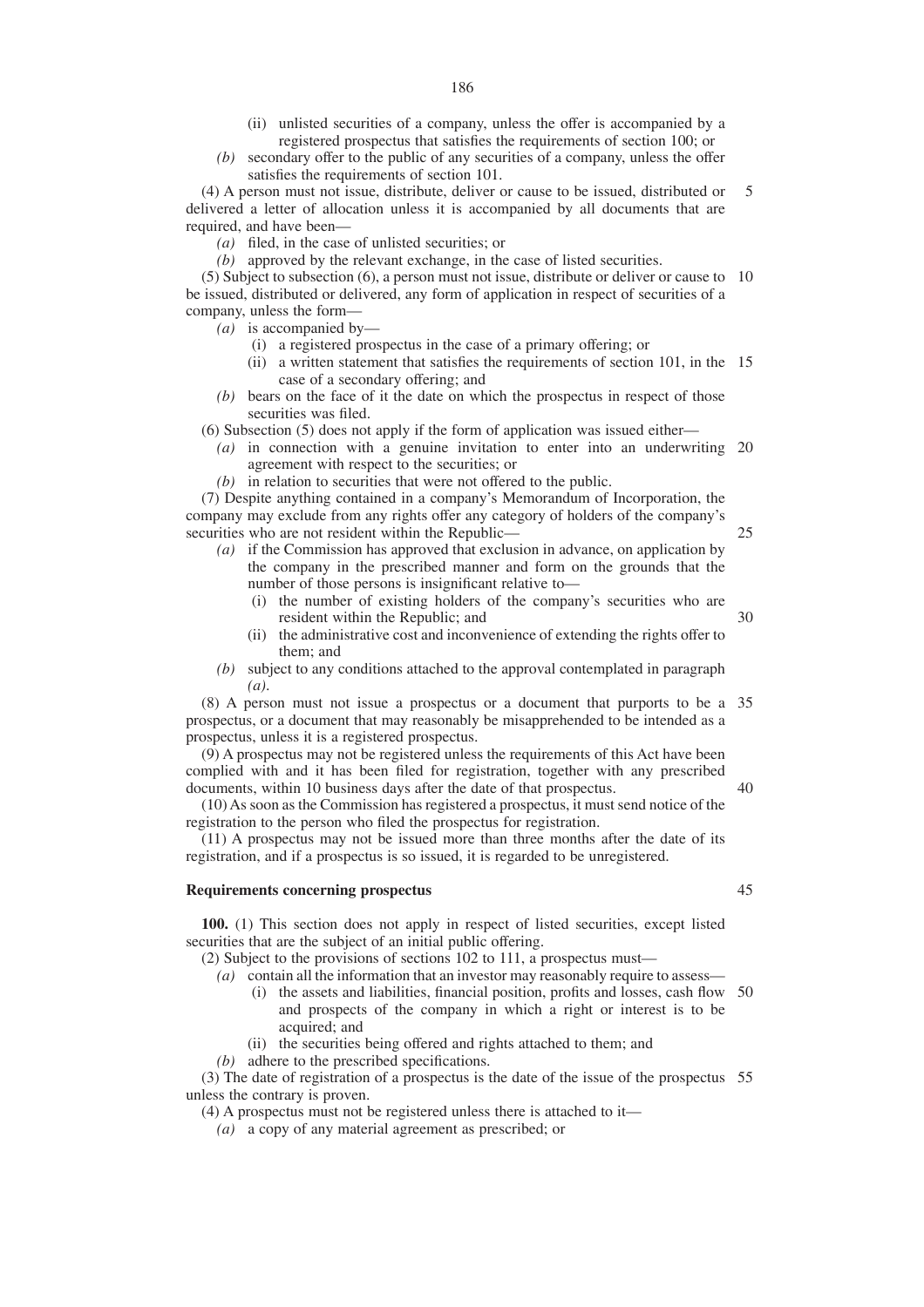(ii) unlisted securities of a company, unless the offer is accompanied by a registered prospectus that satisfies the requirements of section 100; or

*(b)* secondary offer to the public of any securities of a company, unless the offer satisfies the requirements of section 101.

(4) A person must not issue, distribute, deliver or cause to be issued, distributed or delivered a letter of allocation unless it is accompanied by all documents that are required, and have been—

*(a)* filed, in the case of unlisted securities; or

*(b)* approved by the relevant exchange, in the case of listed securities.

(5) Subject to subsection (6), a person must not issue, distribute or deliver or cause to be issued, distributed or delivered, any form of application in respect of securities of a company, unless the form—

*(a)* is accompanied by—

(i) a registered prospectus in the case of a primary offering; or

(ii) a written statement that satisfies the requirements of section 101, in the case of a secondary offering; and

*(b)* bears on the face of it the date on which the prospectus in respect of those securities was filed.

(6) Subsection (5) does not apply if the form of application was issued either—

*(a)* in connection with a genuine invitation to enter into an underwriting agreement with respect to the securities; or

*(b)* in relation to securities that were not offered to the public.

(7) Despite anything contained in a company's Memorandum of Incorporation, the company may exclude from any rights offer any category of holders of the company's securities who are not resident within the Republic—

*(a)* if the Commission has approved that exclusion in advance, on application by the company in the prescribed manner and form on the grounds that the number of those persons is insignificant relative to—

(i) the number of existing holders of the company's securities who are resident within the Republic; and

(ii) the administrative cost and inconvenience of extending the rights offer to them; and

*(b)* subject to any conditions attached to the approval contemplated in paragraph *(a)*.

(8) A person must not issue a prospectus or a document that purports to be a prospectus, or a document that may reasonably be misapprehended to be intended as a prospectus, unless it is a registered prospectus.

(9) A prospectus may not be registered unless the requirements of this Act have been complied with and it has been filed for registration, together with any prescribed documents, within 10 business days after the date of that prospectus.

(10) As soon as the Commission has registered a prospectus, it must send notice of the registration to the person who filed the prospectus for registration.

(11) A prospectus may not be issued more than three months after the date of its registration, and if a prospectus is so issued, it is regarded to be unregistered.

**Requirements concerning prospectus**

**100.** (1) This section does not apply in respect of listed securities, except listed securities that are the subject of an initial public offering.

(2) Subject to the provisions of sections 102 to 111, a prospectus must—

*(a)* contain all the information that an investor may reasonably require to assess—

(i) the assets and liabilities, financial position, profits and losses, cash flow and prospects of the company in which a right or interest is to be acquired; and

(ii) the securities being offered and rights attached to them; and

*(b)* adhere to the prescribed specifications.

(3) The date of registration of a prospectus is the date of the issue of the prospectus unless the contrary is proven.

(4) A prospectus must not be registered unless there is attached to it—

*(a)* a copy of any material agreement as prescribed; or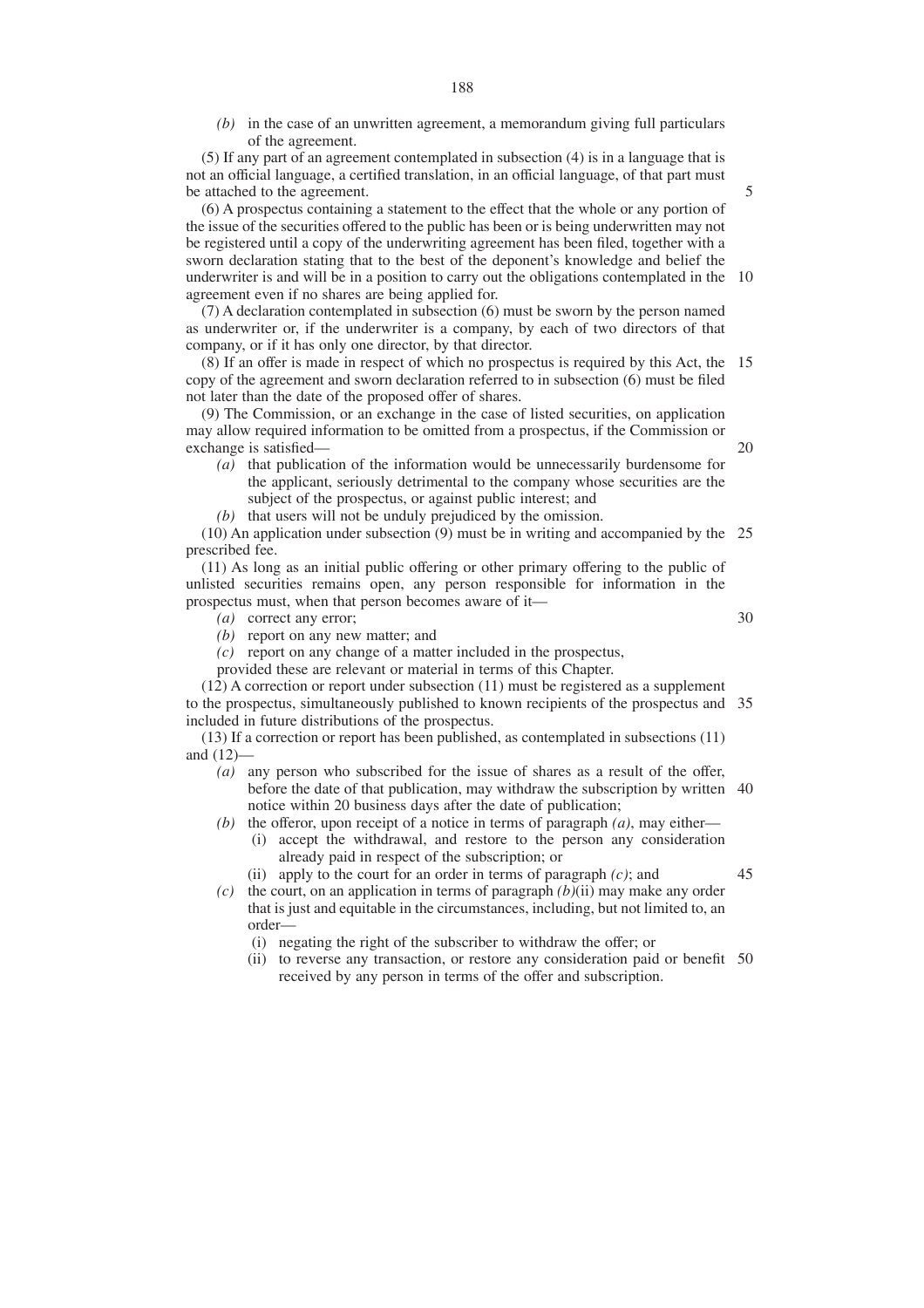*(b)* in the case of an unwritten agreement, a memorandum giving full particulars of the agreement.

(5) If any part of an agreement contemplated in subsection (4) is in a language that is not an official language, a certified translation, in an official language, of that part must be attached to the agreement.

(6) A prospectus containing a statement to the effect that the whole or any portion of the issue of the securities offered to the public has been or is being underwritten may not be registered until a copy of the underwriting agreement has been filed, together with a sworn declaration stating that to the best of the deponent's knowledge and belief the underwriter is and will be in a position to carry out the obligations contemplated in the agreement even if no shares are being applied for.

(7) A declaration contemplated in subsection (6) must be sworn by the person named as underwriter or, if the underwriter is a company, by each of two directors of that company, or if it has only one director, by that director.

(8) If an offer is made in respect of which no prospectus is required by this Act, the copy of the agreement and sworn declaration referred to in subsection (6) must be filed not later than the date of the proposed offer of shares.

(9) The Commission, or an exchange in the case of listed securities, on application may allow required information to be omitted from a prospectus, if the Commission or exchange is satisfied—

*(a)* that publication of the information would be unnecessarily burdensome for the applicant, seriously detrimental to the company whose securities are the subject of the prospectus, or against public interest; and

*(b)* that users will not be unduly prejudiced by the omission.

(10) An application under subsection (9) must be in writing and accompanied by the prescribed fee.

(11) As long as an initial public offering or other primary offering to the public of unlisted securities remains open, any person responsible for information in the prospectus must, when that person becomes aware of it—

*(a)* correct any error;

*(b)* report on any new matter; and

*(c)* report on any change of a matter included in the prospectus,

provided these are relevant or material in terms of this Chapter.

(12) A correction or report under subsection (11) must be registered as a supplement to the prospectus, simultaneously published to known recipients of the prospectus and included in future distributions of the prospectus.

(13) If a correction or report has been published, as contemplated in subsections (11) and (12)—

*(a)* any person who subscribed for the issue of shares as a result of the offer, before the date of that publication, may withdraw the subscription by written notice within 20 business days after the date of publication;

*(b)* the offeror, upon receipt of a notice in terms of paragraph *(a)*, may either—

(i) accept the withdrawal, and restore to the person any consideration already paid in respect of the subscription; or

(ii) apply to the court for an order in terms of paragraph *(c)*; and

*(c)* the court, on an application in terms of paragraph *(b)*(ii) may make any order that is just and equitable in the circumstances, including, but not limited to, an order—

(i) negating the right of the subscriber to withdraw the offer; or

(ii) to reverse any transaction, or restore any consideration paid or benefit received by any person in terms of the offer and subscription.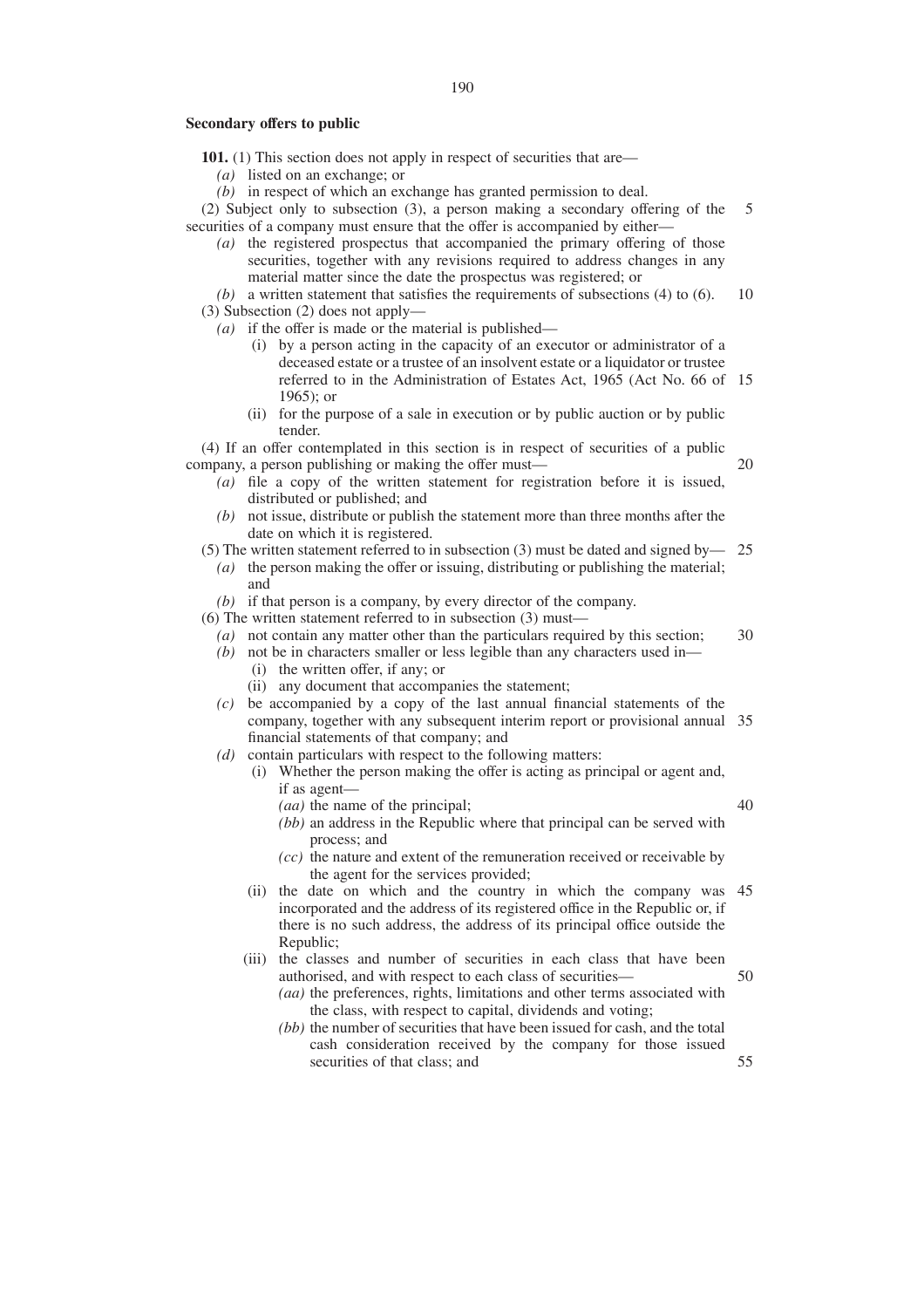**Secondary offers to public**

**101.** (1) This section does not apply in respect of securities that are—

*(a)* listed on an exchange; or

*(b)* in respect of which an exchange has granted permission to deal.

(2) Subject only to subsection (3), a person making a secondary offering of the securities of a company must ensure that the offer is accompanied by either—

*(a)* the registered prospectus that accompanied the primary offering of those securities, together with any revisions required to address changes in any material matter since the date the prospectus was registered; or

*(b)* a written statement that satisfies the requirements of subsections (4) to (6).

(3) Subsection (2) does not apply—

*(a)* if the offer is made or the material is published—

(i) by a person acting in the capacity of an executor or administrator of a deceased estate or a trustee of an insolvent estate or a liquidator or trustee referred to in the Administration of Estates Act, 1965 (Act No. 66 of 1965); or

(ii) for the purpose of a sale in execution or by public auction or by public tender.

(4) If an offer contemplated in this section is in respect of securities of a public company, a person publishing or making the offer must—

*(a)* file a copy of the written statement for registration before it is issued, distributed or published; and

*(b)* not issue, distribute or publish the statement more than three months after the date on which it is registered.

(5) The written statement referred to in subsection (3) must be dated and signed by—

*(a)* the person making the offer or issuing, distributing or publishing the material; and

*(b)* if that person is a company, by every director of the company.

(6) The written statement referred to in subsection (3) must—

*(a)* not contain any matter other than the particulars required by this section;

*(b)* not be in characters smaller or less legible than any characters used in—

(i) the written offer, if any; or

(ii) any document that accompanies the statement;

*(c)* be accompanied by a copy of the last annual financial statements of the company, together with any subsequent interim report or provisional annual financial statements of that company; and

*(d)* contain particulars with respect to the following matters:

(i) Whether the person making the offer is acting as principal or agent and, if as agent—

*(aa)* the name of the principal;

*(bb)* an address in the Republic where that principal can be served with process; and

*(cc)* the nature and extent of the remuneration received or receivable by the agent for the services provided;

(ii) the date on which and the country in which the company was incorporated and the address of its registered office in the Republic or, if there is no such address, the address of its principal office outside the Republic;

(iii) the classes and number of securities in each class that have been authorised, and with respect to each class of securities—

*(aa)* the preferences, rights, limitations and other terms associated with the class, with respect to capital, dividends and voting;

*(bb)* the number of securities that have been issued for cash, and the total cash consideration received by the company for those issued securities of that class; and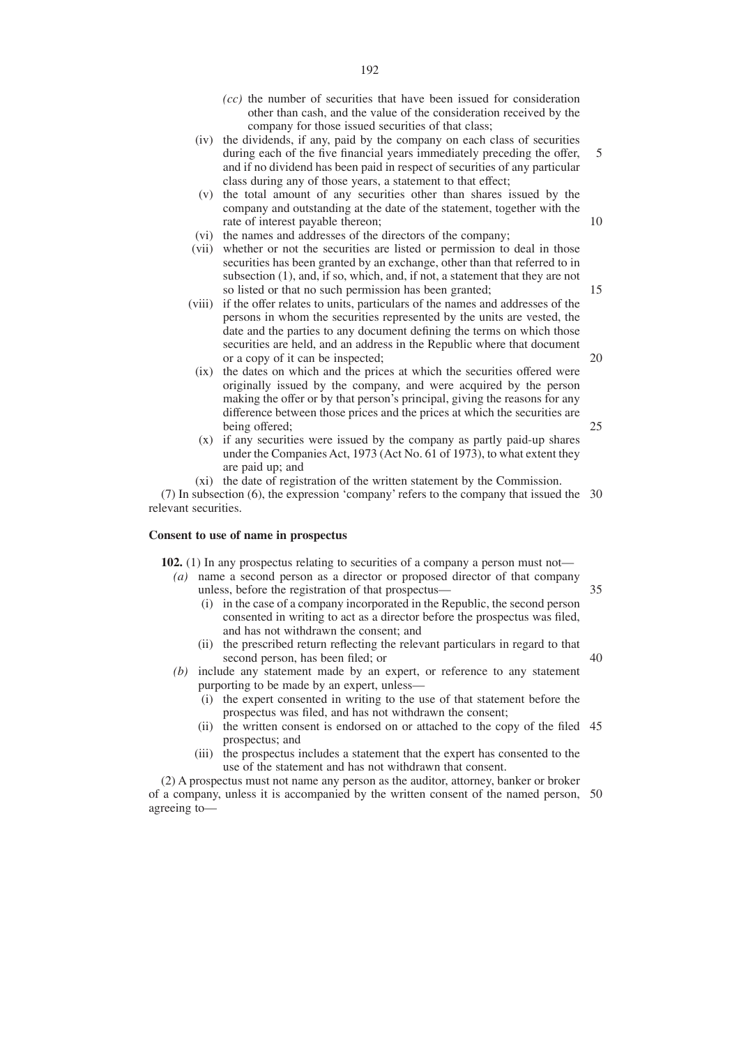(cc) the number of securities that have been issued for consideration other than cash, and the value of the consideration received by the company for those issued securities of that class;

(iv) the dividends, if any, paid by the company on each class of securities during each of the five financial years immediately preceding the offer, and if no dividend has been paid in respect of securities of any particular class during any of those years, a statement to that effect;

(v) the total amount of any securities other than shares issued by the company and outstanding at the date of the statement, together with the rate of interest payable thereon;

(vi) the names and addresses of the directors of the company;

(vii) whether or not the securities are listed or permission to deal in those securities has been granted by an exchange, other than that referred to in subsection (1), and, if so, which, and, if not, a statement that they are not so listed or that no such permission has been granted;

(viii) if the offer relates to units, particulars of the names and addresses of the persons in whom the securities represented by the units are vested, the date and the parties to any document defining the terms on which those securities are held, and an address in the Republic where that document or a copy of it can be inspected;

(ix) the dates on which and the prices at which the securities offered were originally issued by the company, and were acquired by the person making the offer or by that person's principal, giving the reasons for any difference between those prices and the prices at which the securities are being offered;

(x) if any securities were issued by the company as partly paid-up shares under the Companies Act, 1973 (Act No. 61 of 1973), to what extent they are paid up; and

(xi) the date of registration of the written statement by the Commission.

(7) In subsection (6), the expression 'company' refers to the company that issued the relevant securities.

**Consent to use of name in prospectus**

**102.** (1) In any prospectus relating to securities of a company a person must not—

*(a)* name a second person as a director or proposed director of that company unless, before the registration of that prospectus—

(i) in the case of a company incorporated in the Republic, the second person consented in writing to act as a director before the prospectus was filed, and has not withdrawn the consent; and

(ii) the prescribed return reflecting the relevant particulars in regard to that second person, has been filed; or

*(b)* include any statement made by an expert, or reference to any statement purporting to be made by an expert, unless—

(i) the expert consented in writing to the use of that statement before the prospectus was filed, and has not withdrawn the consent;

(ii) the written consent is endorsed on or attached to the copy of the filed prospectus; and

(iii) the prospectus includes a statement that the expert has consented to the use of the statement and has not withdrawn that consent.

(2) A prospectus must not name any person as the auditor, attorney, banker or broker of a company, unless it is accompanied by the written consent of the named person, agreeing to—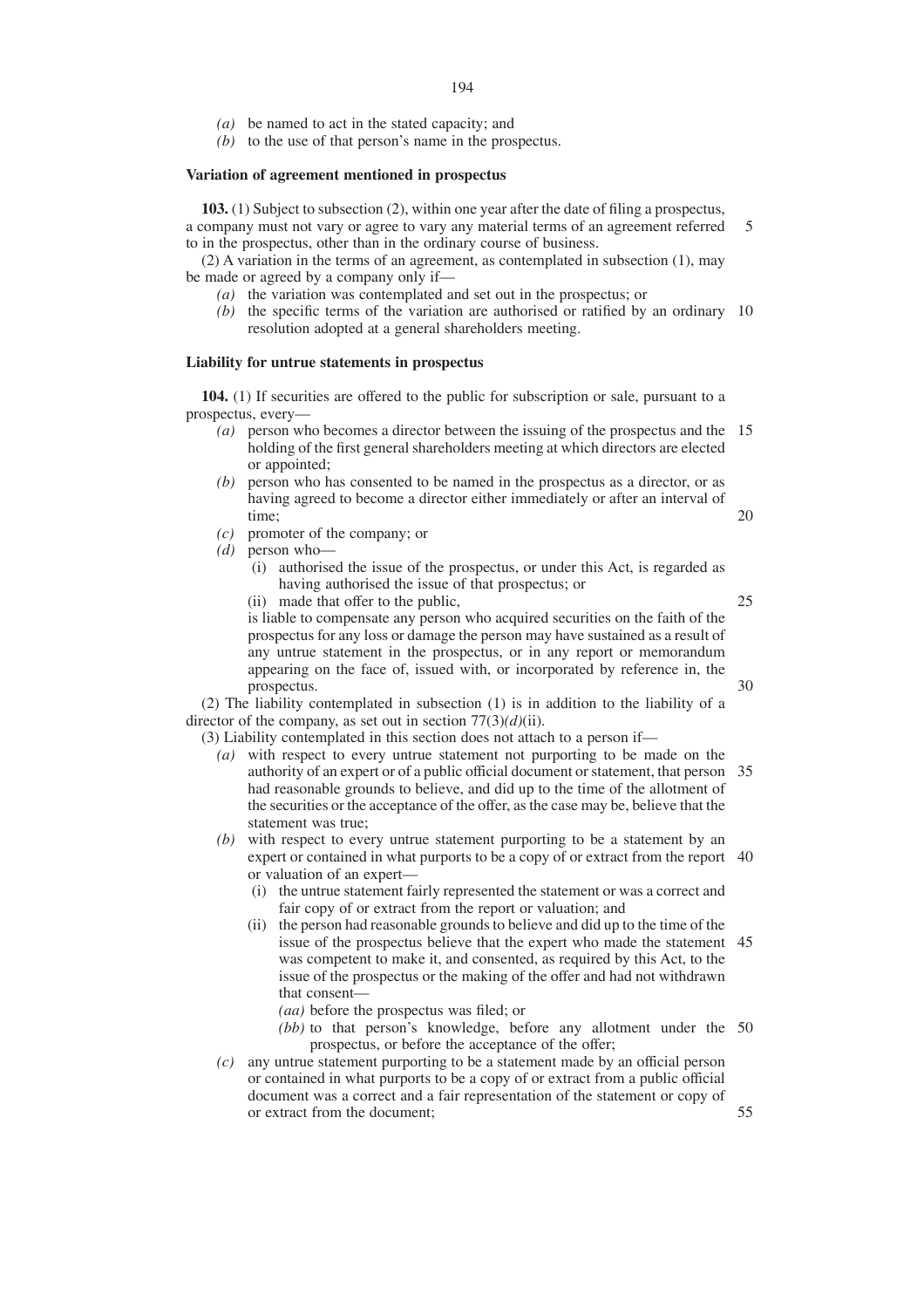*(a)* be named to act in the stated capacity; and

*(b)* to the use of that person's name in the prospectus.

**Variation of agreement mentioned in prospectus**

**103.** (1) Subject to subsection (2), within one year after the date of filing a prospectus, a company must not vary or agree to vary any material terms of an agreement referred to in the prospectus, other than in the ordinary course of business.

(2) A variation in the terms of an agreement, as contemplated in subsection (1), may be made or agreed by a company only if—

*(a)* the variation was contemplated and set out in the prospectus; or

*(b)* the specific terms of the variation are authorised or ratified by an ordinary resolution adopted at a general shareholders meeting.

**Liability for untrue statements in prospectus**

**104.** (1) If securities are offered to the public for subscription or sale, pursuant to a prospectus, every—

*(a)* person who becomes a director between the issuing of the prospectus and the holding of the first general shareholders meeting at which directors are elected or appointed;

*(b)* person who has consented to be named in the prospectus as a director, or as having agreed to become a director either immediately or after an interval of time;

*(c)* promoter of the company; or

*(d)* person who—

(i) authorised the issue of the prospectus, or under this Act, is regarded as having authorised the issue of that prospectus; or

(ii) made that offer to the public,

is liable to compensate any person who acquired securities on the faith of the prospectus for any loss or damage the person may have sustained as a result of any untrue statement in the prospectus, or in any report or memorandum appearing on the face of, issued with, or incorporated by reference in, the prospectus.

(2) The liability contemplated in subsection (1) is in addition to the liability of a director of the company, as set out in section 77(3)*(d)*(ii).

(3) Liability contemplated in this section does not attach to a person if—

*(a)* with respect to every untrue statement not purporting to be made on the authority of an expert or of a public official document or statement, that person had reasonable grounds to believe, and did up to the time of the allotment of the securities or the acceptance of the offer, as the case may be, believe that the statement was true;

*(b)* with respect to every untrue statement purporting to be a statement by an expert or contained in what purports to be a copy of or extract from the report or valuation of an expert—

(i) the untrue statement fairly represented the statement or was a correct and fair copy of or extract from the report or valuation; and

(ii) the person had reasonable grounds to believe and did up to the time of the issue of the prospectus believe that the expert who made the statement was competent to make it, and consented, as required by this Act, to the issue of the prospectus or the making of the offer and had not withdrawn that consent—

*(aa)* before the prospectus was filed; or

*(bb)* to that person's knowledge, before any allotment under the prospectus, or before the acceptance of the offer;

*(c)* any untrue statement purporting to be a statement made by an official person or contained in what purports to be a copy of or extract from a public official document was a correct and a fair representation of the statement or copy of or extract from the document;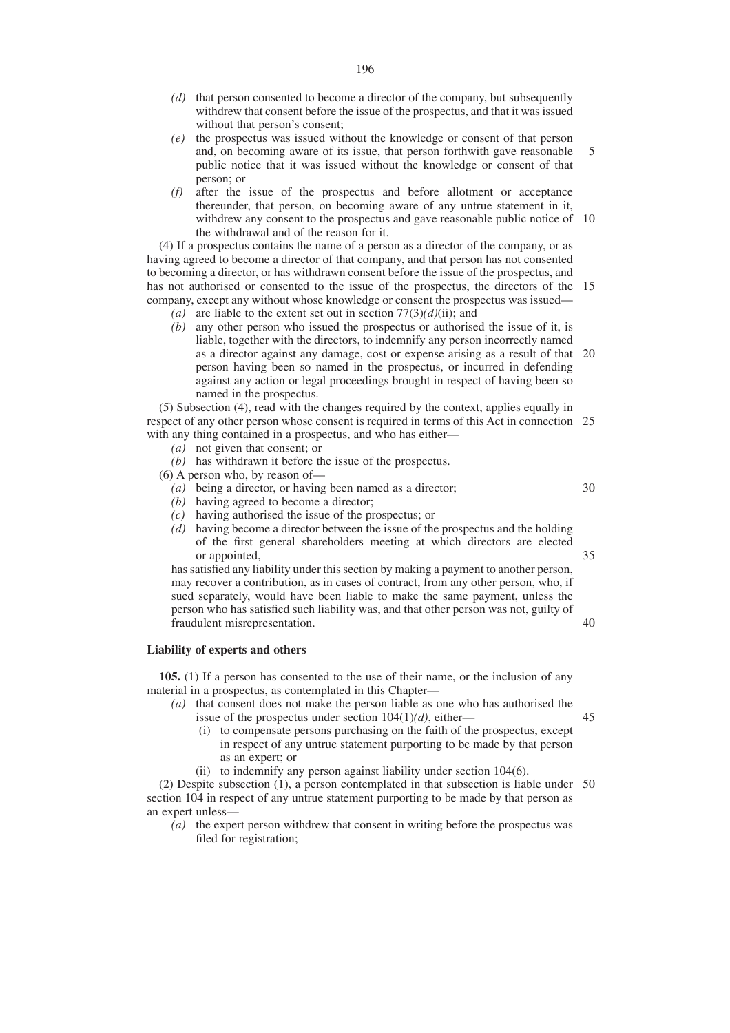- *(d)* that person consented to become a director of the company, but subsequently withdrew that consent before the issue of the prospectus, and that it was issued without that person's consent;
- *(e)* the prospectus was issued without the knowledge or consent of that person and, on becoming aware of its issue, that person forthwith gave reasonable public notice that it was issued without the knowledge or consent of that person; or
- *(f)* after the issue of the prospectus and before allotment or acceptance thereunder, that person, on becoming aware of any untrue statement in it, withdrew any consent to the prospectus and gave reasonable public notice of the withdrawal and of the reason for it.

(4) If a prospectus contains the name of a person as a director of the company, or as having agreed to become a director of that company, and that person has not consented to becoming a director, or has withdrawn consent before the issue of the prospectus, and has not authorised or consented to the issue of the prospectus, the directors of the company, except any without whose knowledge or consent the prospectus was issued—

- *(a)* are liable to the extent set out in section 77(3)*(d)*(ii); and
- *(b)* any other person who issued the prospectus or authorised the issue of it, is liable, together with the directors, to indemnify any person incorrectly named as a director against any damage, cost or expense arising as a result of that person having been so named in the prospectus, or incurred in defending against any action or legal proceedings brought in respect of having been so named in the prospectus.

(5) Subsection (4), read with the changes required by the context, applies equally in respect of any other person whose consent is required in terms of this Act in connection with any thing contained in a prospectus, and who has either—

- *(a)* not given that consent; or
- *(b)* has withdrawn it before the issue of the prospectus.

(6) A person who, by reason of—

- *(a)* being a director, or having been named as a director;
- *(b)* having agreed to become a director;
- *(c)* having authorised the issue of the prospectus; or
- *(d)* having become a director between the issue of the prospectus and the holding of the first general shareholders meeting at which directors are elected or appointed,

has satisfied any liability under this section by making a payment to another person, may recover a contribution, as in cases of contract, from any other person, who, if sued separately, would have been liable to make the same payment, unless the person who has satisfied such liability was, and that other person was not, guilty of fraudulent misrepresentation.

**Liability of experts and others**

**105.** (1) If a person has consented to the use of their name, or the inclusion of any material in a prospectus, as contemplated in this Chapter—

- *(a)* that consent does not make the person liable as one who has authorised the issue of the prospectus under section 104(1)*(d)*, either—
  - (i) to compensate persons purchasing on the faith of the prospectus, except in respect of any untrue statement purporting to be made by that person as an expert; or
  - (ii) to indemnify any person against liability under section 104(6).

(2) Despite subsection (1), a person contemplated in that subsection is liable under section 104 in respect of any untrue statement purporting to be made by that person as an expert unless—

- *(a)* the expert person withdrew that consent in writing before the prospectus was filed for registration;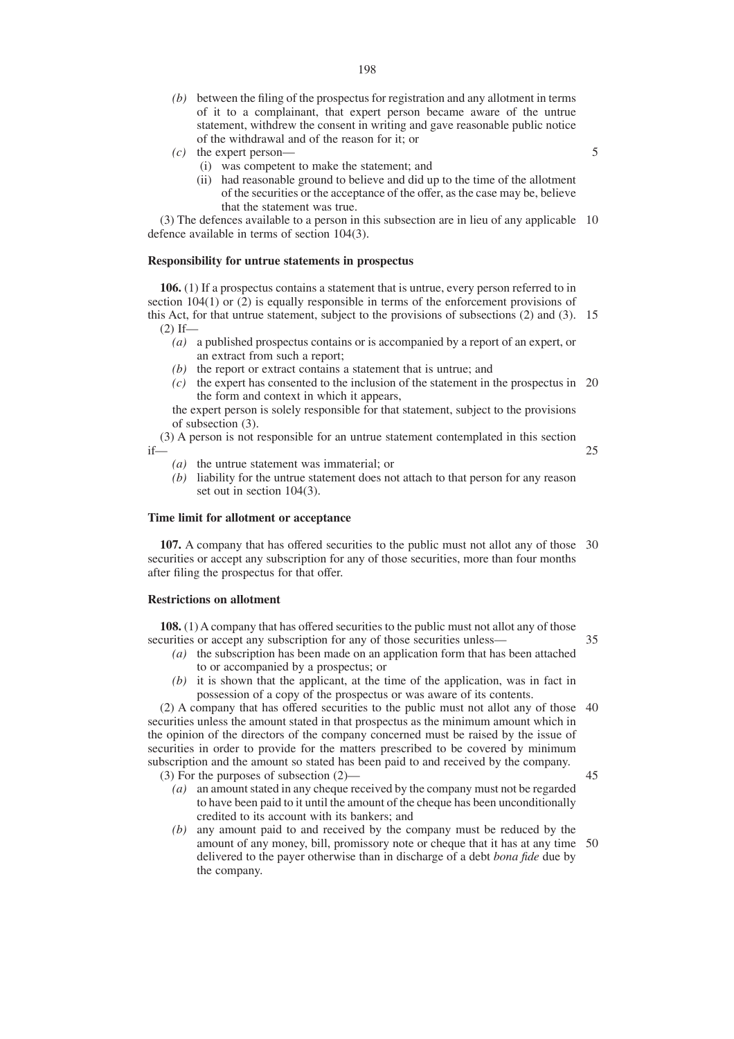*(b)* between the filing of the prospectus for registration and any allotment in terms of it to a complainant, that expert person became aware of the untrue statement, withdrew the consent in writing and gave reasonable public notice of the withdrawal and of the reason for it; or

*(c)* the expert person—

(i) was competent to make the statement; and

(ii) had reasonable ground to believe and did up to the time of the allotment of the securities or the acceptance of the offer, as the case may be, believe that the statement was true.

(3) The defences available to a person in this subsection are in lieu of any applicable defence available in terms of section 104(3).

**Responsibility for untrue statements in prospectus**

**106.** (1) If a prospectus contains a statement that is untrue, every person referred to in section 104(1) or (2) is equally responsible in terms of the enforcement provisions of this Act, for that untrue statement, subject to the provisions of subsections (2) and (3).

(2) If—

*(a)* a published prospectus contains or is accompanied by a report of an expert, or an extract from such a report;

*(b)* the report or extract contains a statement that is untrue; and

*(c)* the expert has consented to the inclusion of the statement in the prospectus in the form and context in which it appears,

the expert person is solely responsible for that statement, subject to the provisions of subsection (3).

(3) A person is not responsible for an untrue statement contemplated in this section if—

*(a)* the untrue statement was immaterial; or

*(b)* liability for the untrue statement does not attach to that person for any reason set out in section 104(3).

**Time limit for allotment or acceptance**

**107.** A company that has offered securities to the public must not allot any of those securities or accept any subscription for any of those securities, more than four months after filing the prospectus for that offer.

**Restrictions on allotment**

**108.** (1) A company that has offered securities to the public must not allot any of those securities or accept any subscription for any of those securities unless—

*(a)* the subscription has been made on an application form that has been attached to or accompanied by a prospectus; or

*(b)* it is shown that the applicant, at the time of the application, was in fact in possession of a copy of the prospectus or was aware of its contents.

(2) A company that has offered securities to the public must not allot any of those securities unless the amount stated in that prospectus as the minimum amount which in the opinion of the directors of the company concerned must be raised by the issue of securities in order to provide for the matters prescribed to be covered by minimum subscription and the amount so stated has been paid to and received by the company.

(3) For the purposes of subsection (2)—

*(a)* an amount stated in any cheque received by the company must not be regarded to have been paid to it until the amount of the cheque has been unconditionally credited to its account with its bankers; and

*(b)* any amount paid to and received by the company must be reduced by the amount of any money, bill, promissory note or cheque that it has at any time delivered to the payer otherwise than in discharge of a debt *bona fide* due by the company.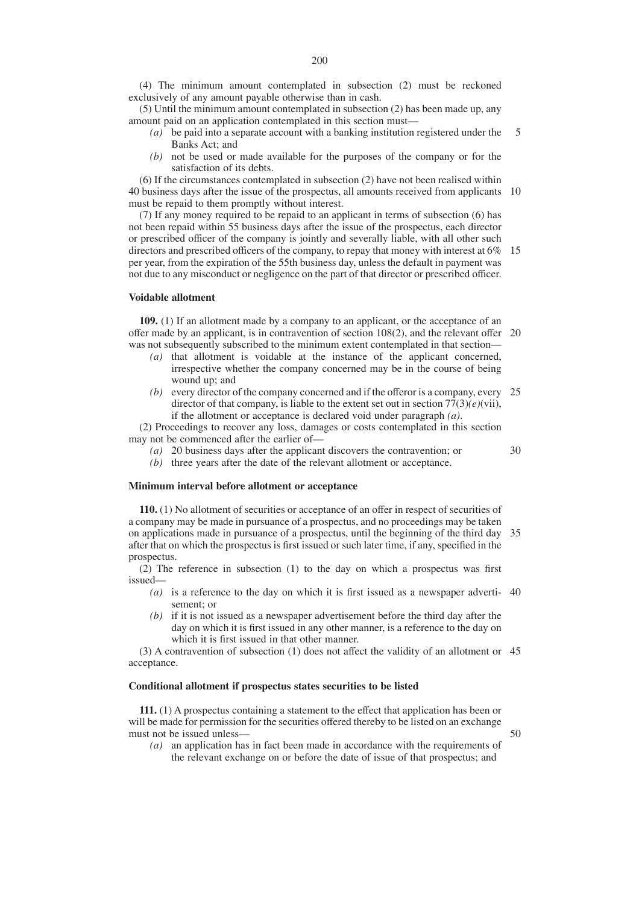(4) The minimum amount contemplated in subsection (2) must be reckoned exclusively of any amount payable otherwise than in cash.

(5) Until the minimum amount contemplated in subsection (2) has been made up, any amount paid on an application contemplated in this section must—

*(a)* be paid into a separate account with a banking institution registered under the Banks Act; and

*(b)* not be used or made available for the purposes of the company or for the satisfaction of its debts.

(6) If the circumstances contemplated in subsection (2) have not been realised within 40 business days after the issue of the prospectus, all amounts received from applicants must be repaid to them promptly without interest.

(7) If any money required to be repaid to an applicant in terms of subsection (6) has not been repaid within 55 business days after the issue of the prospectus, each director or prescribed officer of the company is jointly and severally liable, with all other such directors and prescribed officers of the company, to repay that money with interest at 6% per year, from the expiration of the 55th business day, unless the default in payment was not due to any misconduct or negligence on the part of that director or prescribed officer.

**Voidable allotment**

**109.** (1) If an allotment made by a company to an applicant, or the acceptance of an offer made by an applicant, is in contravention of section 108(2), and the relevant offer was not subsequently subscribed to the minimum extent contemplated in that section—

*(a)* that allotment is voidable at the instance of the applicant concerned, irrespective whether the company concerned may be in the course of being wound up; and

*(b)* every director of the company concerned and if the offeror is a company, every director of that company, is liable to the extent set out in section 77(3)*(e)*(vii), if the allotment or acceptance is declared void under paragraph *(a)*.

(2) Proceedings to recover any loss, damages or costs contemplated in this section may not be commenced after the earlier of—

*(a)* 20 business days after the applicant discovers the contravention; or

*(b)* three years after the date of the relevant allotment or acceptance.

**Minimum interval before allotment or acceptance**

**110.** (1) No allotment of securities or acceptance of an offer in respect of securities of a company may be made in pursuance of a prospectus, and no proceedings may be taken on applications made in pursuance of a prospectus, until the beginning of the third day after that on which the prospectus is first issued or such later time, if any, specified in the prospectus.

(2) The reference in subsection (1) to the day on which a prospectus was first issued—

*(a)* is a reference to the day on which it is first issued as a newspaper advertisement; or

*(b)* if it is not issued as a newspaper advertisement before the third day after the day on which it is first issued in any other manner, is a reference to the day on which it is first issued in that other manner.

(3) A contravention of subsection (1) does not affect the validity of an allotment or acceptance.

**Conditional allotment if prospectus states securities to be listed**

**111.** (1) A prospectus containing a statement to the effect that application has been or will be made for permission for the securities offered thereby to be listed on an exchange must not be issued unless—

*(a)* an application has in fact been made in accordance with the requirements of the relevant exchange on or before the date of issue of that prospectus; and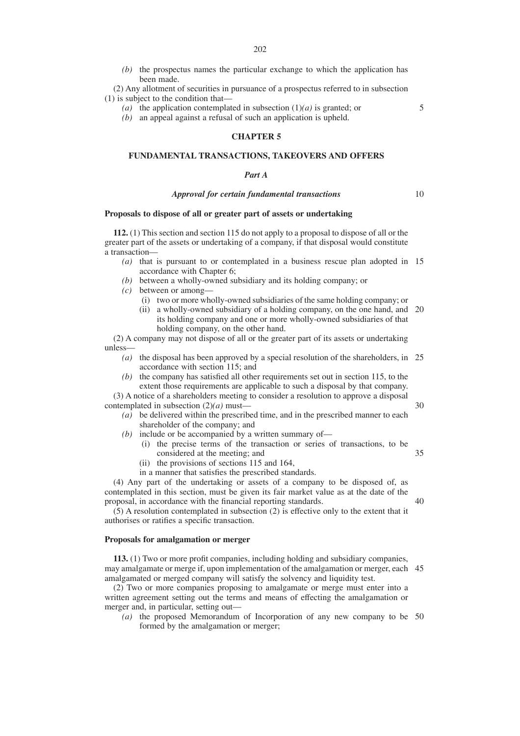*(b)* the prospectus names the particular exchange to which the application has been made.

(2) Any allotment of securities in pursuance of a prospectus referred to in subsection (1) is subject to the condition that—

*(a)* the application contemplated in subsection (1)*(a)* is granted; or

*(b)* an appeal against a refusal of such an application is upheld.

## CHAPTER 5

## FUNDAMENTAL TRANSACTIONS, TAKEOVERS AND OFFERS

### *Part A*

### *Approval for certain fundamental transactions*

**Proposals to dispose of all or greater part of assets or undertaking**

**112.** (1) This section and section 115 do not apply to a proposal to dispose of all or the greater part of the assets or undertaking of a company, if that disposal would constitute a transaction—

*(a)* that is pursuant to or contemplated in a business rescue plan adopted in accordance with Chapter 6;

*(b)* between a wholly-owned subsidiary and its holding company; or

*(c)* between or among—

(i) two or more wholly-owned subsidiaries of the same holding company; or

(ii) a wholly-owned subsidiary of a holding company, on the one hand, and its holding company and one or more wholly-owned subsidiaries of that holding company, on the other hand.

(2) A company may not dispose of all or the greater part of its assets or undertaking unless—

*(a)* the disposal has been approved by a special resolution of the shareholders, in accordance with section 115; and

*(b)* the company has satisfied all other requirements set out in section 115, to the extent those requirements are applicable to such a disposal by that company.

(3) A notice of a shareholders meeting to consider a resolution to approve a disposal contemplated in subsection (2)*(a)* must—

*(a)* be delivered within the prescribed time, and in the prescribed manner to each shareholder of the company; and

*(b)* include or be accompanied by a written summary of—

(i) the precise terms of the transaction or series of transactions, to be considered at the meeting; and

(ii) the provisions of sections 115 and 164,

in a manner that satisfies the prescribed standards.

(4) Any part of the undertaking or assets of a company to be disposed of, as contemplated in this section, must be given its fair market value as at the date of the proposal, in accordance with the financial reporting standards.

(5) A resolution contemplated in subsection (2) is effective only to the extent that it authorises or ratifies a specific transaction.

**Proposals for amalgamation or merger**

**113.** (1) Two or more profit companies, including holding and subsidiary companies, may amalgamate or merge if, upon implementation of the amalgamation or merger, each amalgamated or merged company will satisfy the solvency and liquidity test.

(2) Two or more companies proposing to amalgamate or merge must enter into a written agreement setting out the terms and means of effecting the amalgamation or merger and, in particular, setting out—

*(a)* the proposed Memorandum of Incorporation of any new company to be formed by the amalgamation or merger;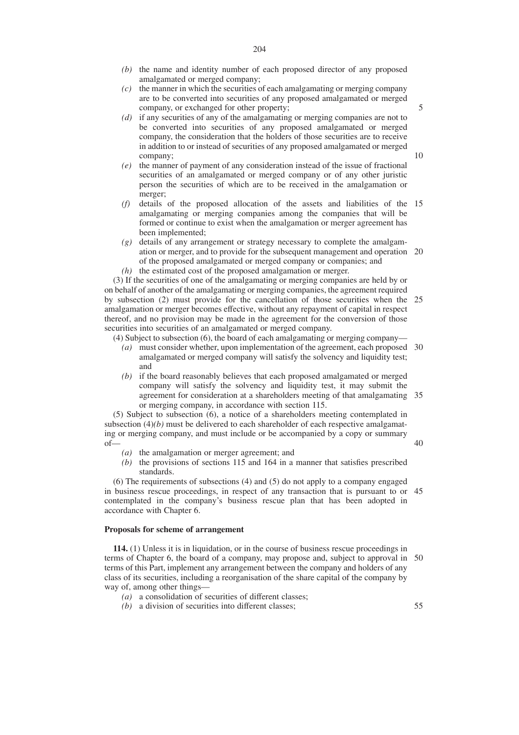*(b)* the name and identity number of each proposed director of any proposed amalgamated or merged company;

*(c)* the manner in which the securities of each amalgamating or merging company are to be converted into securities of any proposed amalgamated or merged company, or exchanged for other property;

*(d)* if any securities of any of the amalgamating or merging companies are not to be converted into securities of any proposed amalgamated or merged company, the consideration that the holders of those securities are to receive in addition to or instead of securities of any proposed amalgamated or merged company;

*(e)* the manner of payment of any consideration instead of the issue of fractional securities of an amalgamated or merged company or of any other juristic person the securities of which are to be received in the amalgamation or merger;

*(f)* details of the proposed allocation of the assets and liabilities of the amalgamating or merging companies among the companies that will be formed or continue to exist when the amalgamation or merger agreement has been implemented;

*(g)* details of any arrangement or strategy necessary to complete the amalgamation or merger, and to provide for the subsequent management and operation of the proposed amalgamated or merged company or companies; and

*(h)* the estimated cost of the proposed amalgamation or merger.

(3) If the securities of one of the amalgamating or merging companies are held by or on behalf of another of the amalgamating or merging companies, the agreement required by subsection (2) must provide for the cancellation of those securities when the amalgamation or merger becomes effective, without any repayment of capital in respect thereof, and no provision may be made in the agreement for the conversion of those securities into securities of an amalgamated or merged company.

(4) Subject to subsection (6), the board of each amalgamating or merging company—

*(a)* must consider whether, upon implementation of the agreement, each proposed amalgamated or merged company will satisfy the solvency and liquidity test; and

*(b)* if the board reasonably believes that each proposed amalgamated or merged company will satisfy the solvency and liquidity test, it may submit the agreement for consideration at a shareholders meeting of that amalgamating or merging company, in accordance with section 115.

(5) Subject to subsection (6), a notice of a shareholders meeting contemplated in subsection (4)*(b)* must be delivered to each shareholder of each respective amalgamating or merging company, and must include or be accompanied by a copy or summary of—

*(a)* the amalgamation or merger agreement; and

*(b)* the provisions of sections 115 and 164 in a manner that satisfies prescribed standards.

(6) The requirements of subsections (4) and (5) do not apply to a company engaged in business rescue proceedings, in respect of any transaction that is pursuant to or contemplated in the company's business rescue plan that has been adopted in accordance with Chapter 6.

**Proposals for scheme of arrangement**

**114.** (1) Unless it is in liquidation, or in the course of business rescue proceedings in terms of Chapter 6, the board of a company, may propose and, subject to approval in terms of this Part, implement any arrangement between the company and holders of any class of its securities, including a reorganisation of the share capital of the company by way of, among other things—

*(a)* a consolidation of securities of different classes;

*(b)* a division of securities into different classes;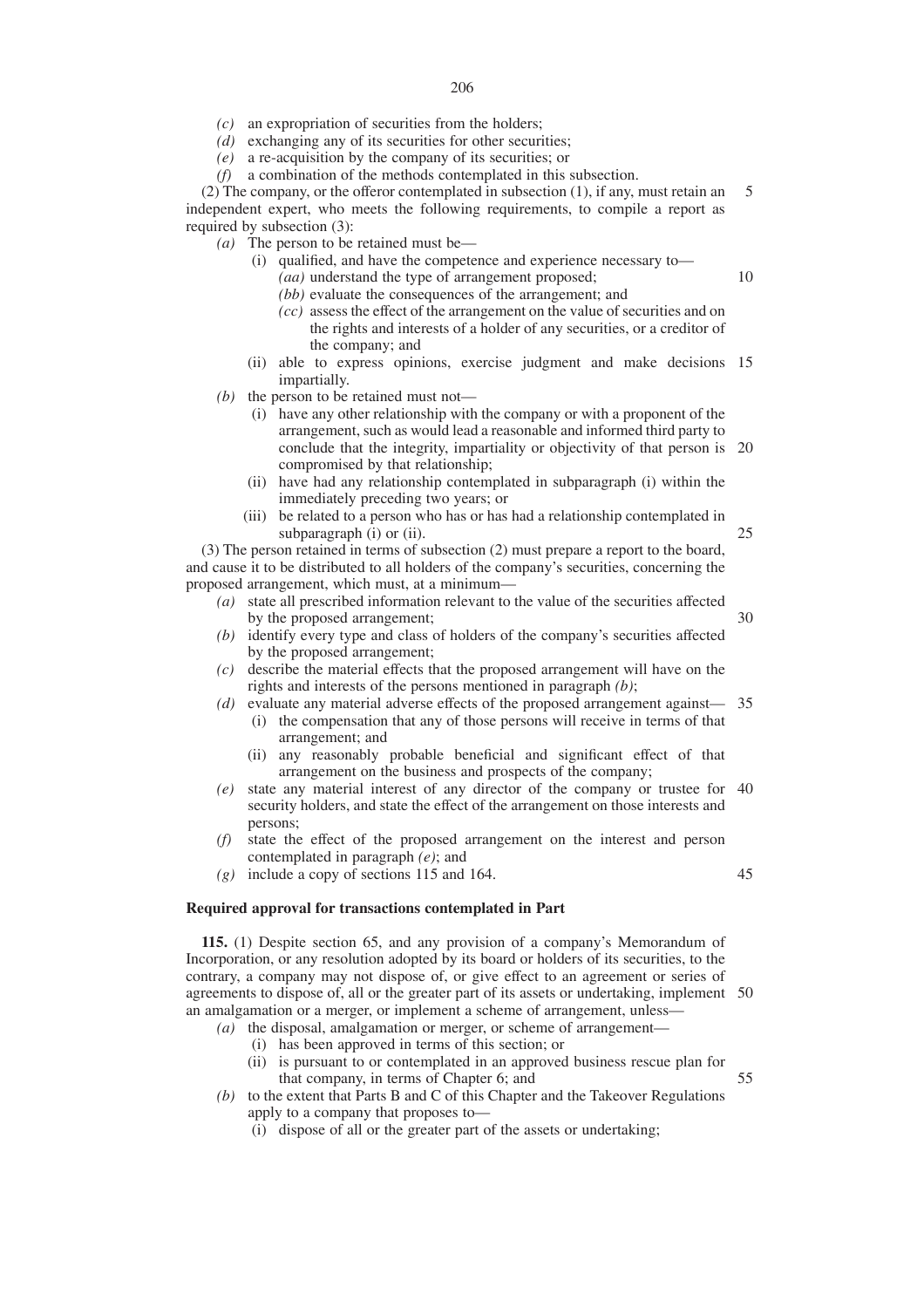*(c)* an expropriation of securities from the holders;

*(d)* exchanging any of its securities for other securities;

*(e)* a re-acquisition by the company of its securities; or

*(f)* a combination of the methods contemplated in this subsection.

(2) The company, or the offeror contemplated in subsection (1), if any, must retain an independent expert, who meets the following requirements, to compile a report as required by subsection (3):

*(a)* The person to be retained must be—

(i) qualified, and have the competence and experience necessary to—

*(aa)* understand the type of arrangement proposed;

*(bb)* evaluate the consequences of the arrangement; and

*(cc)* assess the effect of the arrangement on the value of securities and on the rights and interests of a holder of any securities, or a creditor of the company; and

(ii) able to express opinions, exercise judgment and make decisions impartially.

*(b)* the person to be retained must not—

(i) have any other relationship with the company or with a proponent of the arrangement, such as would lead a reasonable and informed third party to conclude that the integrity, impartiality or objectivity of that person is compromised by that relationship;

(ii) have had any relationship contemplated in subparagraph (i) within the immediately preceding two years; or

(iii) be related to a person who has or has had a relationship contemplated in subparagraph (i) or (ii).

(3) The person retained in terms of subsection (2) must prepare a report to the board, and cause it to be distributed to all holders of the company's securities, concerning the proposed arrangement, which must, at a minimum—

*(a)* state all prescribed information relevant to the value of the securities affected by the proposed arrangement;

*(b)* identify every type and class of holders of the company's securities affected by the proposed arrangement;

*(c)* describe the material effects that the proposed arrangement will have on the rights and interests of the persons mentioned in paragraph *(b)*;

*(d)* evaluate any material adverse effects of the proposed arrangement against—

(i) the compensation that any of those persons will receive in terms of that arrangement; and

(ii) any reasonably probable beneficial and significant effect of that arrangement on the business and prospects of the company;

*(e)* state any material interest of any director of the company or trustee for security holders, and state the effect of the arrangement on those interests and persons;

*(f)* state the effect of the proposed arrangement on the interest and person contemplated in paragraph *(e)*; and

*(g)* include a copy of sections 115 and 164.

**Required approval for transactions contemplated in Part**

**115.** (1) Despite section 65, and any provision of a company's Memorandum of Incorporation, or any resolution adopted by its board or holders of its securities, to the contrary, a company may not dispose of, or give effect to an agreement or series of agreements to dispose of, all or the greater part of its assets or undertaking, implement an amalgamation or a merger, or implement a scheme of arrangement, unless—

*(a)* the disposal, amalgamation or merger, or scheme of arrangement—

(i) has been approved in terms of this section; or

(ii) is pursuant to or contemplated in an approved business rescue plan for that company, in terms of Chapter 6; and

*(b)* to the extent that Parts B and C of this Chapter and the Takeover Regulations apply to a company that proposes to—

(i) dispose of all or the greater part of the assets or undertaking;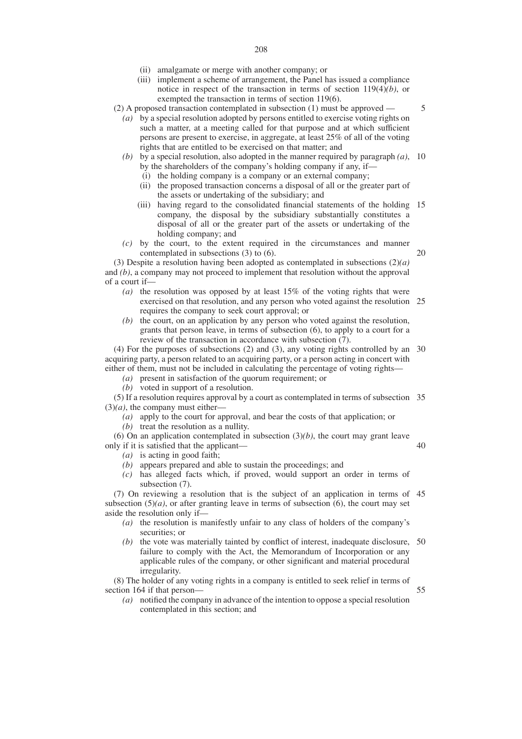(ii) amalgamate or merge with another company; or

(iii) implement a scheme of arrangement, the Panel has issued a compliance notice in respect of the transaction in terms of section 119(4)*(b)*, or exempted the transaction in terms of section 119(6).

(2) A proposed transaction contemplated in subsection (1) must be approved —

*(a)* by a special resolution adopted by persons entitled to exercise voting rights on such a matter, at a meeting called for that purpose and at which sufficient persons are present to exercise, in aggregate, at least 25% of all of the voting rights that are entitled to be exercised on that matter; and

*(b)* by a special resolution, also adopted in the manner required by paragraph *(a)*, by the shareholders of the company's holding company if any, if—

(i) the holding company is a company or an external company;

(ii) the proposed transaction concerns a disposal of all or the greater part of the assets or undertaking of the subsidiary; and

(iii) having regard to the consolidated financial statements of the holding company, the disposal by the subsidiary substantially constitutes a disposal of all or the greater part of the assets or undertaking of the holding company; and

*(c)* by the court, to the extent required in the circumstances and manner contemplated in subsections (3) to (6).

(3) Despite a resolution having been adopted as contemplated in subsections (2)*(a)* and *(b)*, a company may not proceed to implement that resolution without the approval of a court if—

*(a)* the resolution was opposed by at least 15% of the voting rights that were exercised on that resolution, and any person who voted against the resolution requires the company to seek court approval; or

*(b)* the court, on an application by any person who voted against the resolution, grants that person leave, in terms of subsection (6), to apply to a court for a review of the transaction in accordance with subsection (7).

(4) For the purposes of subsections (2) and (3), any voting rights controlled by an acquiring party, a person related to an acquiring party, or a person acting in concert with either of them, must not be included in calculating the percentage of voting rights—

*(a)* present in satisfaction of the quorum requirement; or

*(b)* voted in support of a resolution.

(5) If a resolution requires approval by a court as contemplated in terms of subsection (3)*(a)*, the company must either—

*(a)* apply to the court for approval, and bear the costs of that application; or

*(b)* treat the resolution as a nullity.

(6) On an application contemplated in subsection (3)*(b)*, the court may grant leave only if it is satisfied that the applicant—

*(a)* is acting in good faith;

*(b)* appears prepared and able to sustain the proceedings; and

*(c)* has alleged facts which, if proved, would support an order in terms of subsection (7).

(7) On reviewing a resolution that is the subject of an application in terms of subsection (5)*(a)*, or after granting leave in terms of subsection (6), the court may set aside the resolution only if—

*(a)* the resolution is manifestly unfair to any class of holders of the company's securities; or

*(b)* the vote was materially tainted by conflict of interest, inadequate disclosure, failure to comply with the Act, the Memorandum of Incorporation or any applicable rules of the company, or other significant and material procedural irregularity.

(8) The holder of any voting rights in a company is entitled to seek relief in terms of section 164 if that person—

*(a)* notified the company in advance of the intention to oppose a special resolution contemplated in this section; and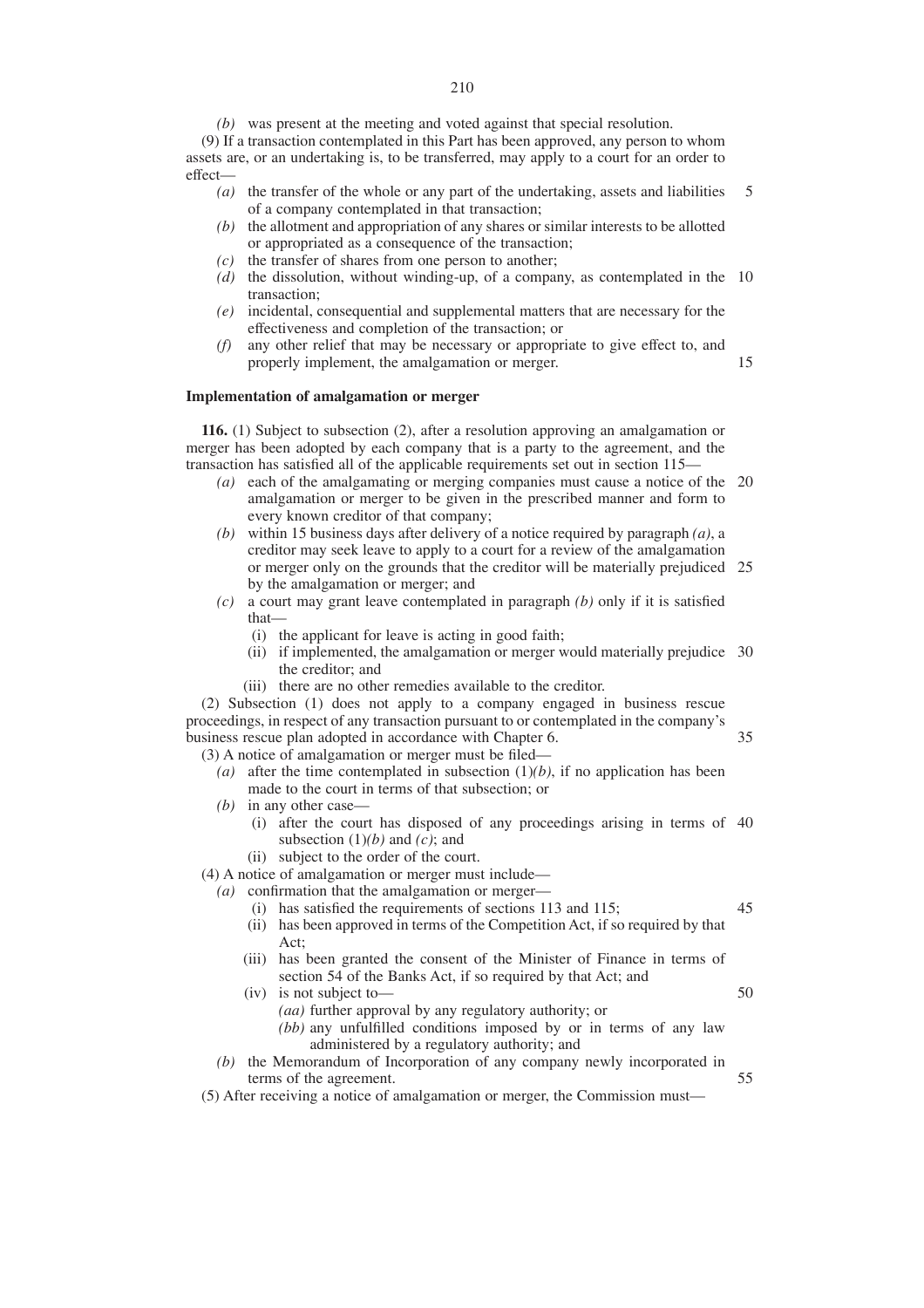*(b)* was present at the meeting and voted against that special resolution.

(9) If a transaction contemplated in this Part has been approved, any person to whom assets are, or an undertaking is, to be transferred, may apply to a court for an order to effect—

*(a)* the transfer of the whole or any part of the undertaking, assets and liabilities of a company contemplated in that transaction;

*(b)* the allotment and appropriation of any shares or similar interests to be allotted or appropriated as a consequence of the transaction;

*(c)* the transfer of shares from one person to another;

*(d)* the dissolution, without winding-up, of a company, as contemplated in the transaction;

*(e)* incidental, consequential and supplemental matters that are necessary for the effectiveness and completion of the transaction; or

*(f)* any other relief that may be necessary or appropriate to give effect to, and properly implement, the amalgamation or merger.

**Implementation of amalgamation or merger**

**116.** (1) Subject to subsection (2), after a resolution approving an amalgamation or merger has been adopted by each company that is a party to the agreement, and the transaction has satisfied all of the applicable requirements set out in section 115—

*(a)* each of the amalgamating or merging companies must cause a notice of the amalgamation or merger to be given in the prescribed manner and form to every known creditor of that company;

*(b)* within 15 business days after delivery of a notice required by paragraph *(a)*, a creditor may seek leave to apply to a court for a review of the amalgamation or merger only on the grounds that the creditor will be materially prejudiced by the amalgamation or merger; and

*(c)* a court may grant leave contemplated in paragraph *(b)* only if it is satisfied that—

(i) the applicant for leave is acting in good faith;

(ii) if implemented, the amalgamation or merger would materially prejudice the creditor; and

(iii) there are no other remedies available to the creditor.

(2) Subsection (1) does not apply to a company engaged in business rescue proceedings, in respect of any transaction pursuant to or contemplated in the company's business rescue plan adopted in accordance with Chapter 6.

(3) A notice of amalgamation or merger must be filed—

*(a)* after the time contemplated in subsection (1)*(b)*, if no application has been made to the court in terms of that subsection; or

*(b)* in any other case—

(i) after the court has disposed of any proceedings arising in terms of subsection (1)*(b)* and *(c)*; and

(ii) subject to the order of the court.

(4) A notice of amalgamation or merger must include—

*(a)* confirmation that the amalgamation or merger—

(i) has satisfied the requirements of sections 113 and 115;

(ii) has been approved in terms of the Competition Act, if so required by that Act;

(iii) has been granted the consent of the Minister of Finance in terms of section 54 of the Banks Act, if so required by that Act; and

(iv) is not subject to—

*(aa)* further approval by any regulatory authority; or

*(bb)* any unfulfilled conditions imposed by or in terms of any law administered by a regulatory authority; and

*(b)* the Memorandum of Incorporation of any company newly incorporated in terms of the agreement.

(5) After receiving a notice of amalgamation or merger, the Commission must—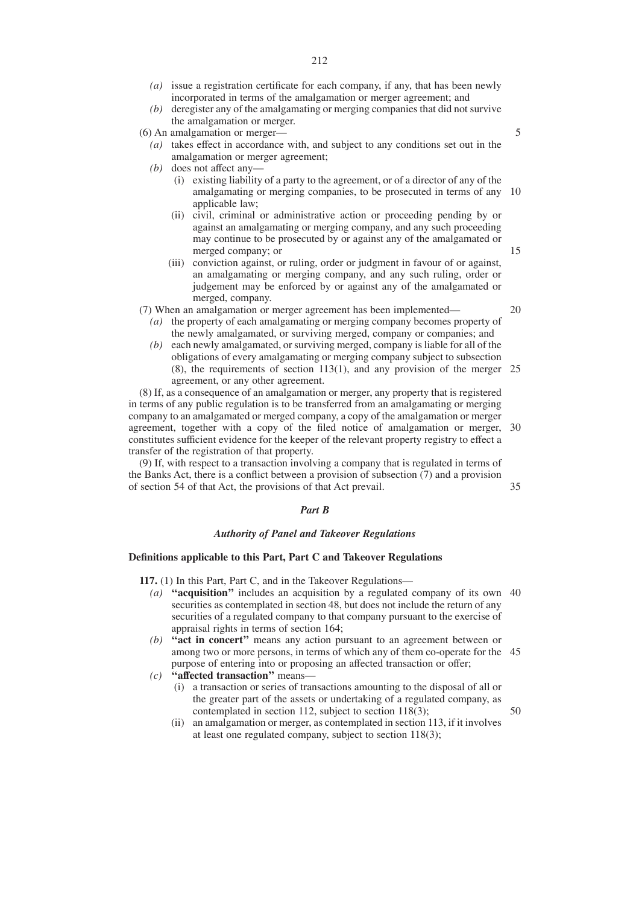*(a)* issue a registration certificate for each company, if any, that has been newly incorporated in terms of the amalgamation or merger agreement; and

*(b)* deregister any of the amalgamating or merging companies that did not survive the amalgamation or merger.

(6) An amalgamation or merger—

*(a)* takes effect in accordance with, and subject to any conditions set out in the amalgamation or merger agreement;

*(b)* does not affect any—

(i) existing liability of a party to the agreement, or of a director of any of the amalgamating or merging companies, to be prosecuted in terms of any applicable law;

(ii) civil, criminal or administrative action or proceeding pending by or against an amalgamating or merging company, and any such proceeding may continue to be prosecuted by or against any of the amalgamated or merged company; or

(iii) conviction against, or ruling, order or judgment in favour of or against, an amalgamating or merging company, and any such ruling, order or judgement may be enforced by or against any of the amalgamated or merged, company.

(7) When an amalgamation or merger agreement has been implemented—

*(a)* the property of each amalgamating or merging company becomes property of the newly amalgamated, or surviving merged, company or companies; and

*(b)* each newly amalgamated, or surviving merged, company is liable for all of the obligations of every amalgamating or merging company subject to subsection (8), the requirements of section 113(1), and any provision of the merger agreement, or any other agreement.

(8) If, as a consequence of an amalgamation or merger, any property that is registered in terms of any public regulation is to be transferred from an amalgamating or merging company to an amalgamated or merged company, a copy of the amalgamation or merger agreement, together with a copy of the filed notice of amalgamation or merger, constitutes sufficient evidence for the keeper of the relevant property registry to effect a transfer of the registration of that property.

(9) If, with respect to a transaction involving a company that is regulated in terms of the Banks Act, there is a conflict between a provision of subsection (7) and a provision of section 54 of that Act, the provisions of that Act prevail.

## *Part B*

### *Authority of Panel and Takeover Regulations*

**Definitions applicable to this Part, Part C and Takeover Regulations**

**117.** (1) In this Part, Part C, and in the Takeover Regulations—

*(a)* **"acquisition"** includes an acquisition by a regulated company of its own securities as contemplated in section 48, but does not include the return of any securities of a regulated company to that company pursuant to the exercise of appraisal rights in terms of section 164;

*(b)* **"act in concert"** means any action pursuant to an agreement between or among two or more persons, in terms of which any of them co-operate for the purpose of entering into or proposing an affected transaction or offer;

*(c)* **"affected transaction"** means—

(i) a transaction or series of transactions amounting to the disposal of all or the greater part of the assets or undertaking of a regulated company, as contemplated in section 112, subject to section 118(3);

(ii) an amalgamation or merger, as contemplated in section 113, if it involves at least one regulated company, subject to section 118(3);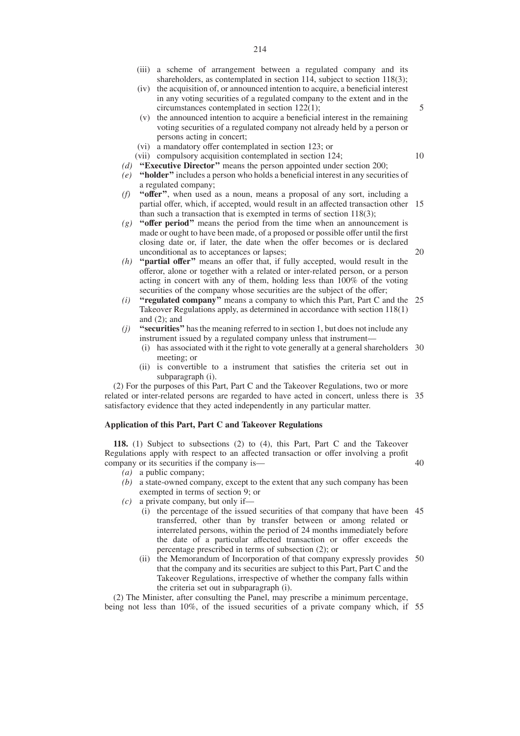(iii) a scheme of arrangement between a regulated company and its shareholders, as contemplated in section 114, subject to section 118(3);

(iv) the acquisition of, or announced intention to acquire, a beneficial interest in any voting securities of a regulated company to the extent and in the circumstances contemplated in section 122(1);

(v) the announced intention to acquire a beneficial interest in the remaining voting securities of a regulated company not already held by a person or persons acting in concert;

(vi) a mandatory offer contemplated in section 123; or

(vii) compulsory acquisition contemplated in section 124;

*(d)* **"Executive Director"** means the person appointed under section 200;

*(e)* **"holder"** includes a person who holds a beneficial interest in any securities of a regulated company;

*(f)* **"offer"**, when used as a noun, means a proposal of any sort, including a partial offer, which, if accepted, would result in an affected transaction other than such a transaction that is exempted in terms of section 118(3);

*(g)* **"offer period"** means the period from the time when an announcement is made or ought to have been made, of a proposed or possible offer until the first closing date or, if later, the date when the offer becomes or is declared unconditional as to acceptances or lapses;

*(h)* **"partial offer"** means an offer that, if fully accepted, would result in the offeror, alone or together with a related or inter-related person, or a person acting in concert with any of them, holding less than 100% of the voting securities of the company whose securities are the subject of the offer;

*(i)* **"regulated company"** means a company to which this Part, Part C and the Takeover Regulations apply, as determined in accordance with section 118(1) and (2); and

*(j)* **"securities"** has the meaning referred to in section 1, but does not include any instrument issued by a regulated company unless that instrument—

(i) has associated with it the right to vote generally at a general shareholders meeting; or

(ii) is convertible to a instrument that satisfies the criteria set out in subparagraph (i).

(2) For the purposes of this Part, Part C and the Takeover Regulations, two or more related or inter-related persons are regarded to have acted in concert, unless there is satisfactory evidence that they acted independently in any particular matter.

**Application of this Part, Part C and Takeover Regulations**

**118.** (1) Subject to subsections (2) to (4), this Part, Part C and the Takeover Regulations apply with respect to an affected transaction or offer involving a profit company or its securities if the company is—

*(a)* a public company;

*(b)* a state-owned company, except to the extent that any such company has been exempted in terms of section 9; or

*(c)* a private company, but only if—

(i) the percentage of the issued securities of that company that have been transferred, other than by transfer between or among related or interrelated persons, within the period of 24 months immediately before the date of a particular affected transaction or offer exceeds the percentage prescribed in terms of subsection (2); or

(ii) the Memorandum of Incorporation of that company expressly provides that the company and its securities are subject to this Part, Part C and the Takeover Regulations, irrespective of whether the company falls within the criteria set out in subparagraph (i).

(2) The Minister, after consulting the Panel, may prescribe a minimum percentage, being not less than 10%, of the issued securities of a private company which, if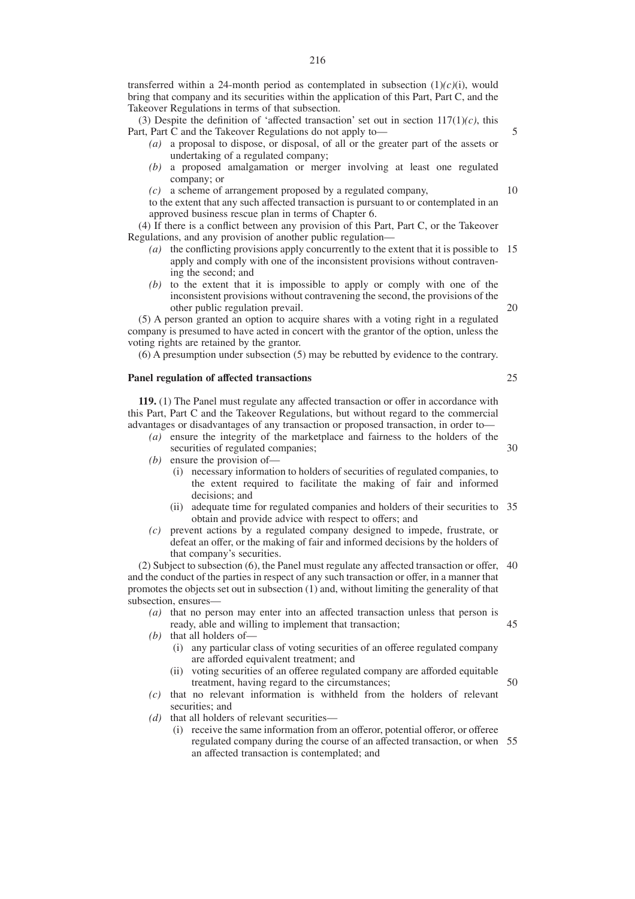transferred within a 24-month period as contemplated in subsection (1)*(c)*(i), would bring that company and its securities within the application of this Part, Part C, and the Takeover Regulations in terms of that subsection.

(3) Despite the definition of 'affected transaction' set out in section 117(1)*(c)*, this Part, Part C and the Takeover Regulations do not apply to—

*(a)* a proposal to dispose, or disposal, of all or the greater part of the assets or undertaking of a regulated company;

*(b)* a proposed amalgamation or merger involving at least one regulated company; or

*(c)* a scheme of arrangement proposed by a regulated company,

to the extent that any such affected transaction is pursuant to or contemplated in an approved business rescue plan in terms of Chapter 6.

(4) If there is a conflict between any provision of this Part, Part C, or the Takeover Regulations, and any provision of another public regulation—

*(a)* the conflicting provisions apply concurrently to the extent that it is possible to apply and comply with one of the inconsistent provisions without contravening the second; and

*(b)* to the extent that it is impossible to apply or comply with one of the inconsistent provisions without contravening the second, the provisions of the other public regulation prevail.

(5) A person granted an option to acquire shares with a voting right in a regulated company is presumed to have acted in concert with the grantor of the option, unless the voting rights are retained by the grantor.

(6) A presumption under subsection (5) may be rebutted by evidence to the contrary.

**Panel regulation of affected transactions**

**119.** (1) The Panel must regulate any affected transaction or offer in accordance with this Part, Part C and the Takeover Regulations, but without regard to the commercial advantages or disadvantages of any transaction or proposed transaction, in order to—

*(a)* ensure the integrity of the marketplace and fairness to the holders of the securities of regulated companies;

*(b)* ensure the provision of—

(i) necessary information to holders of securities of regulated companies, to the extent required to facilitate the making of fair and informed decisions; and

(ii) adequate time for regulated companies and holders of their securities to obtain and provide advice with respect to offers; and

*(c)* prevent actions by a regulated company designed to impede, frustrate, or defeat an offer, or the making of fair and informed decisions by the holders of that company's securities.

(2) Subject to subsection (6), the Panel must regulate any affected transaction or offer, and the conduct of the parties in respect of any such transaction or offer, in a manner that promotes the objects set out in subsection (1) and, without limiting the generality of that subsection, ensures—

*(a)* that no person may enter into an affected transaction unless that person is ready, able and willing to implement that transaction;

*(b)* that all holders of—

(i) any particular class of voting securities of an offeree regulated company are afforded equivalent treatment; and

(ii) voting securities of an offeree regulated company are afforded equitable treatment, having regard to the circumstances;

*(c)* that no relevant information is withheld from the holders of relevant securities; and

*(d)* that all holders of relevant securities—

(i) receive the same information from an offeror, potential offeror, or offeree regulated company during the course of an affected transaction, or when an affected transaction is contemplated; and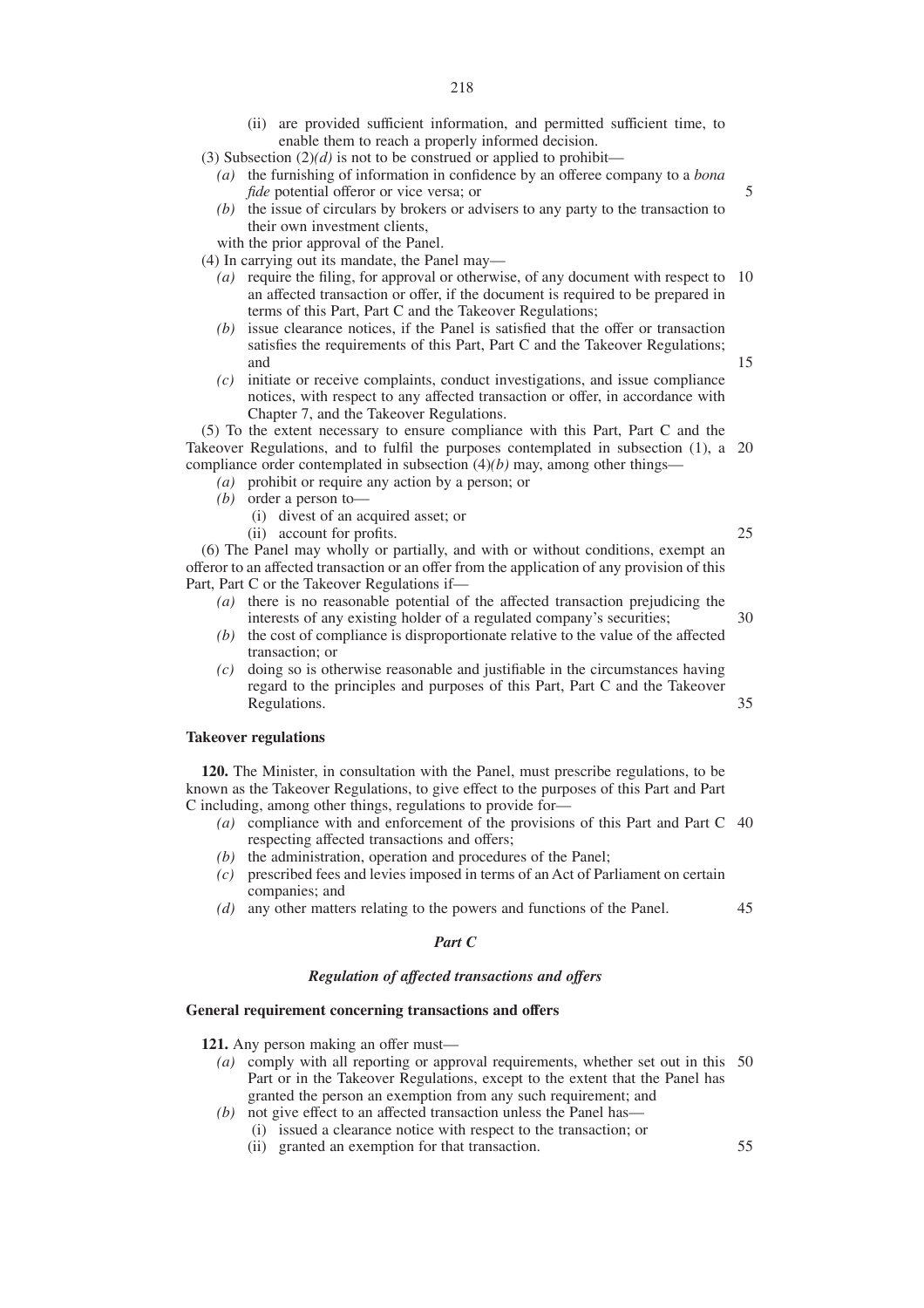(ii) are provided sufficient information, and permitted sufficient time, to enable them to reach a properly informed decision.

(3) Subsection (2)*(d)* is not to be construed or applied to prohibit—

*(a)* the furnishing of information in confidence by an offeree company to a *bona fide* potential offeror or vice versa; or

*(b)* the issue of circulars by brokers or advisers to any party to the transaction to their own investment clients,

with the prior approval of the Panel.

(4) In carrying out its mandate, the Panel may—

*(a)* require the filing, for approval or otherwise, of any document with respect to an affected transaction or offer, if the document is required to be prepared in terms of this Part, Part C and the Takeover Regulations;

*(b)* issue clearance notices, if the Panel is satisfied that the offer or transaction satisfies the requirements of this Part, Part C and the Takeover Regulations; and

*(c)* initiate or receive complaints, conduct investigations, and issue compliance notices, with respect to any affected transaction or offer, in accordance with Chapter 7, and the Takeover Regulations.

(5) To the extent necessary to ensure compliance with this Part, Part C and the Takeover Regulations, and to fulfil the purposes contemplated in subsection (1), a compliance order contemplated in subsection (4)*(b)* may, among other things—

*(a)* prohibit or require any action by a person; or

*(b)* order a person to—

(i) divest of an acquired asset; or

(ii) account for profits.

(6) The Panel may wholly or partially, and with or without conditions, exempt an offeror to an affected transaction or an offer from the application of any provision of this Part, Part C or the Takeover Regulations if—

*(a)* there is no reasonable potential of the affected transaction prejudicing the interests of any existing holder of a regulated company's securities;

*(b)* the cost of compliance is disproportionate relative to the value of the affected transaction; or

*(c)* doing so is otherwise reasonable and justifiable in the circumstances having regard to the principles and purposes of this Part, Part C and the Takeover Regulations.

**Takeover regulations**

**120.** The Minister, in consultation with the Panel, must prescribe regulations, to be known as the Takeover Regulations, to give effect to the purposes of this Part and Part C including, among other things, regulations to provide for—

*(a)* compliance with and enforcement of the provisions of this Part and Part C respecting affected transactions and offers;

*(b)* the administration, operation and procedures of the Panel;

*(c)* prescribed fees and levies imposed in terms of an Act of Parliament on certain companies; and

*(d)* any other matters relating to the powers and functions of the Panel.

## *Part C*

### *Regulation of affected transactions and offers*

**General requirement concerning transactions and offers**

**121.** Any person making an offer must—

*(a)* comply with all reporting or approval requirements, whether set out in this Part or in the Takeover Regulations, except to the extent that the Panel has granted the person an exemption from any such requirement; and

*(b)* not give effect to an affected transaction unless the Panel has—

(i) issued a clearance notice with respect to the transaction; or

(ii) granted an exemption for that transaction.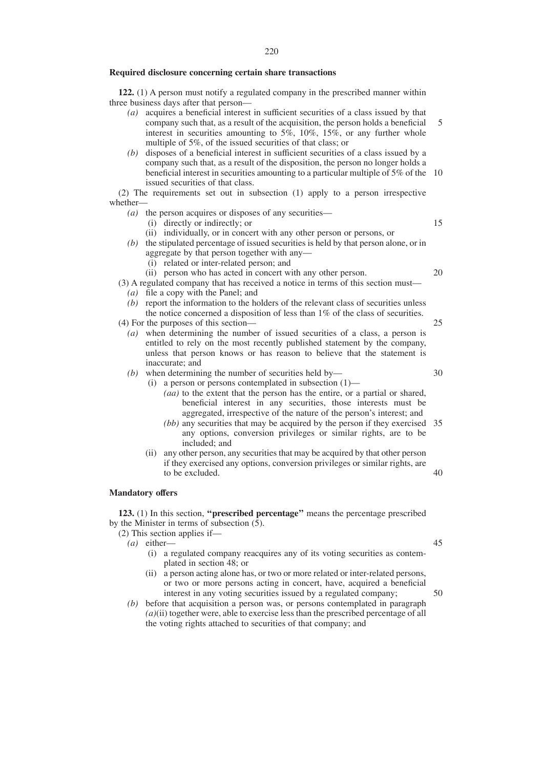**Required disclosure concerning certain share transactions**

**122.** (1) A person must notify a regulated company in the prescribed manner within three business days after that person—

*(a)* acquires a beneficial interest in sufficient securities of a class issued by that company such that, as a result of the acquisition, the person holds a beneficial interest in securities amounting to 5%, 10%, 15%, or any further whole multiple of 5%, of the issued securities of that class; or

*(b)* disposes of a beneficial interest in sufficient securities of a class issued by a company such that, as a result of the disposition, the person no longer holds a beneficial interest in securities amounting to a particular multiple of 5% of the issued securities of that class.

(2) The requirements set out in subsection (1) apply to a person irrespective whether—

*(a)* the person acquires or disposes of any securities—

(i) directly or indirectly; or

(ii) individually, or in concert with any other person or persons, or

*(b)* the stipulated percentage of issued securities is held by that person alone, or in aggregate by that person together with any—

(i) related or inter-related person; and

(ii) person who has acted in concert with any other person.

(3) A regulated company that has received a notice in terms of this section must—

*(a)* file a copy with the Panel; and

*(b)* report the information to the holders of the relevant class of securities unless the notice concerned a disposition of less than 1% of the class of securities.

(4) For the purposes of this section—

*(a)* when determining the number of issued securities of a class, a person is entitled to rely on the most recently published statement by the company, unless that person knows or has reason to believe that the statement is inaccurate; and

*(b)* when determining the number of securities held by—

(i) a person or persons contemplated in subsection (1)—

*(aa)* to the extent that the person has the entire, or a partial or shared, beneficial interest in any securities, those interests must be aggregated, irrespective of the nature of the person's interest; and

*(bb)* any securities that may be acquired by the person if they exercised any options, conversion privileges or similar rights, are to be included; and

(ii) any other person, any securities that may be acquired by that other person if they exercised any options, conversion privileges or similar rights, are to be excluded.

**Mandatory offers**

**123.** (1) In this section, **"prescribed percentage"** means the percentage prescribed by the Minister in terms of subsection (5).

(2) This section applies if—

*(a)* either—

(i) a regulated company reacquires any of its voting securities as contemplated in section 48; or

(ii) a person acting alone has, or two or more related or inter-related persons, or two or more persons acting in concert, have, acquired a beneficial interest in any voting securities issued by a regulated company;

*(b)* before that acquisition a person was, or persons contemplated in paragraph *(a)*(ii) together were, able to exercise less than the prescribed percentage of all the voting rights attached to securities of that company; and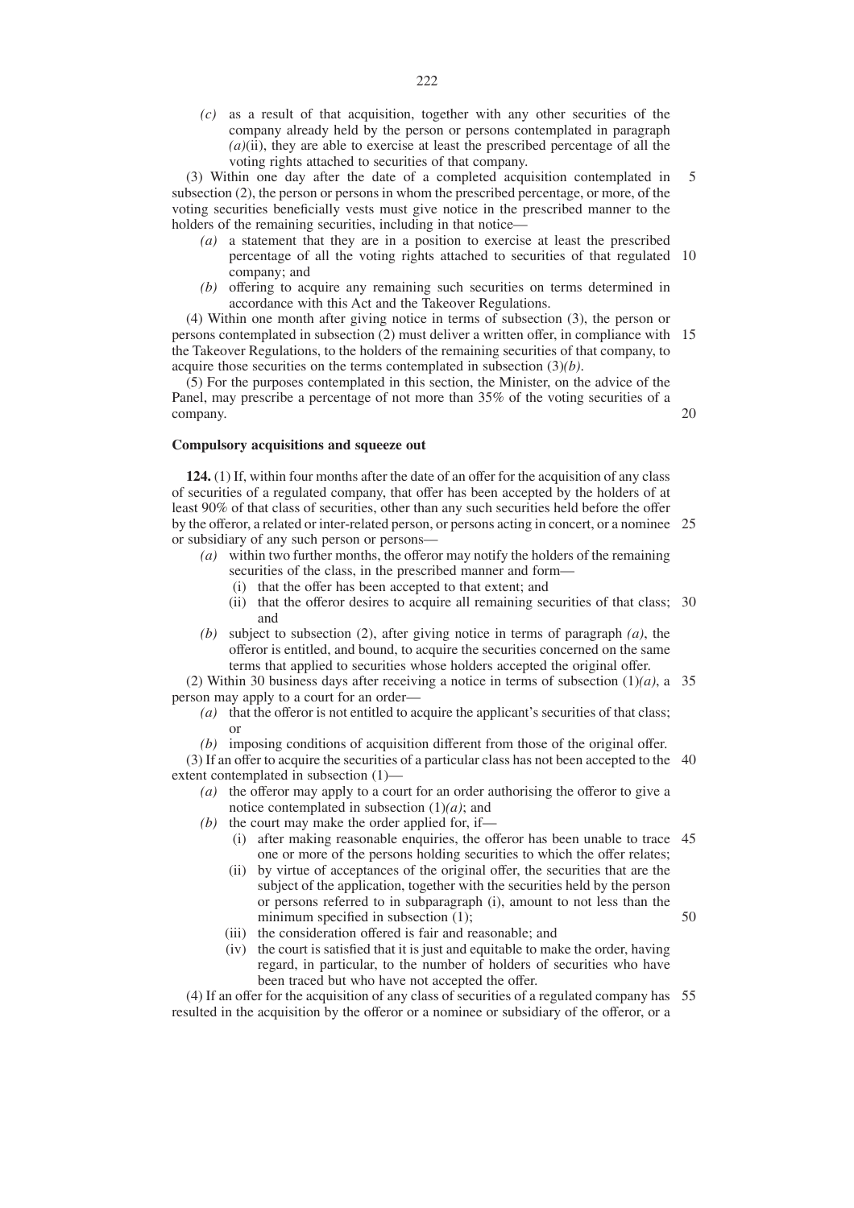*(c)* as a result of that acquisition, together with any other securities of the company already held by the person or persons contemplated in paragraph *(a)*(ii), they are able to exercise at least the prescribed percentage of all the voting rights attached to securities of that company.

(3) Within one day after the date of a completed acquisition contemplated in subsection (2), the person or persons in whom the prescribed percentage, or more, of the voting securities beneficially vests must give notice in the prescribed manner to the holders of the remaining securities, including in that notice—

*(a)* a statement that they are in a position to exercise at least the prescribed percentage of all the voting rights attached to securities of that regulated company; and

*(b)* offering to acquire any remaining such securities on terms determined in accordance with this Act and the Takeover Regulations.

(4) Within one month after giving notice in terms of subsection (3), the person or persons contemplated in subsection (2) must deliver a written offer, in compliance with the Takeover Regulations, to the holders of the remaining securities of that company, to acquire those securities on the terms contemplated in subsection (3)*(b)*.

(5) For the purposes contemplated in this section, the Minister, on the advice of the Panel, may prescribe a percentage of not more than 35% of the voting securities of a company.

**Compulsory acquisitions and squeeze out**

**124.** (1) If, within four months after the date of an offer for the acquisition of any class of securities of a regulated company, that offer has been accepted by the holders of at least 90% of that class of securities, other than any such securities held before the offer by the offeror, a related or inter-related person, or persons acting in concert, or a nominee or subsidiary of any such person or persons—

*(a)* within two further months, the offeror may notify the holders of the remaining securities of the class, in the prescribed manner and form—

(i) that the offer has been accepted to that extent; and

(ii) that the offeror desires to acquire all remaining securities of that class; and

*(b)* subject to subsection (2), after giving notice in terms of paragraph *(a)*, the offeror is entitled, and bound, to acquire the securities concerned on the same terms that applied to securities whose holders accepted the original offer.

(2) Within 30 business days after receiving a notice in terms of subsection (1)*(a)*, a person may apply to a court for an order—

*(a)* that the offeror is not entitled to acquire the applicant's securities of that class; or

*(b)* imposing conditions of acquisition different from those of the original offer.

(3) If an offer to acquire the securities of a particular class has not been accepted to the extent contemplated in subsection (1)—

*(a)* the offeror may apply to a court for an order authorising the offeror to give a notice contemplated in subsection (1)*(a)*; and

*(b)* the court may make the order applied for, if—

(i) after making reasonable enquiries, the offeror has been unable to trace one or more of the persons holding securities to which the offer relates;

(ii) by virtue of acceptances of the original offer, the securities that are the subject of the application, together with the securities held by the person or persons referred to in subparagraph (i), amount to not less than the minimum specified in subsection (1);

(iii) the consideration offered is fair and reasonable; and

(iv) the court is satisfied that it is just and equitable to make the order, having regard, in particular, to the number of holders of securities who have been traced but who have not accepted the offer.

(4) If an offer for the acquisition of any class of securities of a regulated company has resulted in the acquisition by the offeror or a nominee or subsidiary of the offeror, or a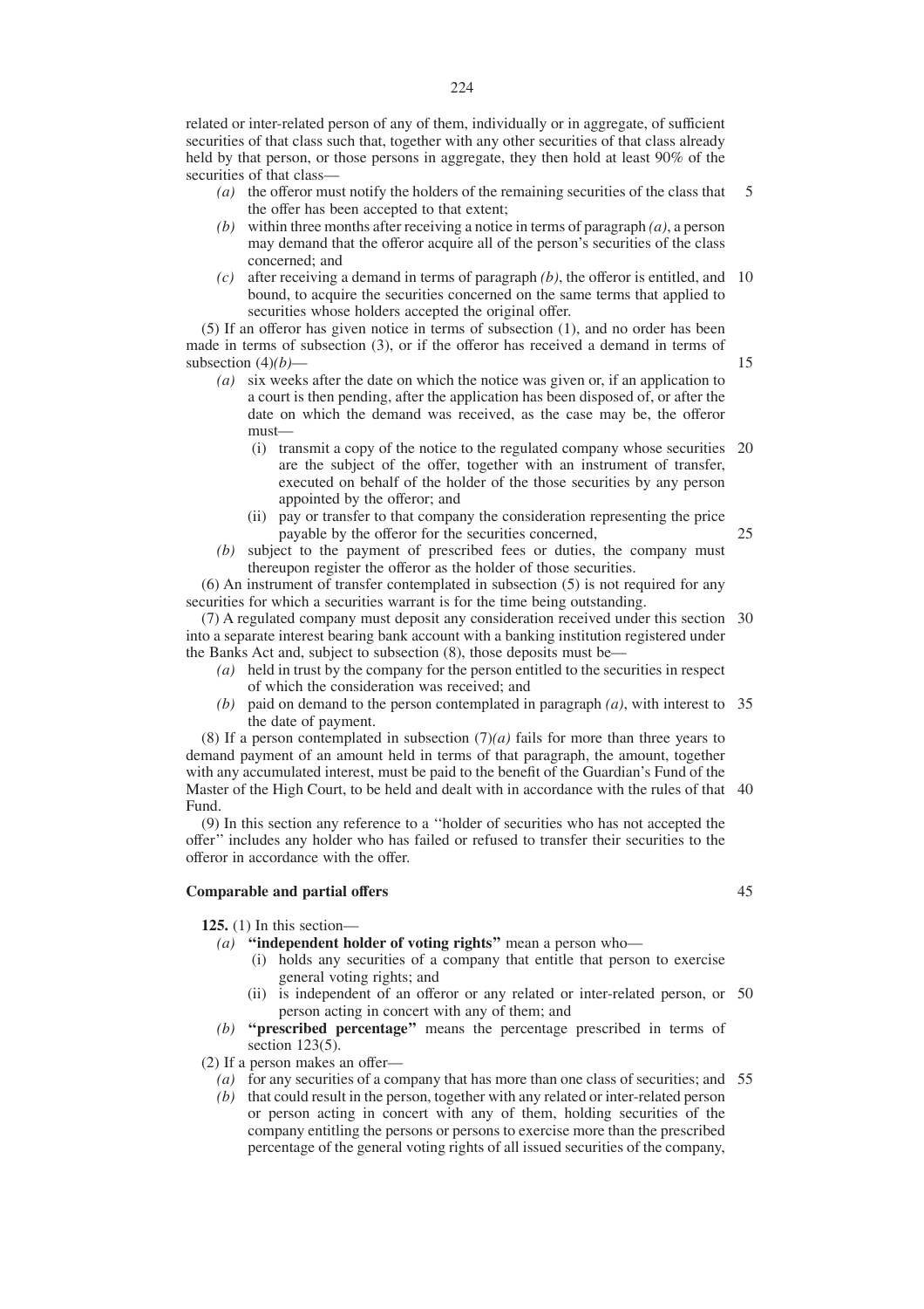related or inter-related person of any of them, individually or in aggregate, of sufficient securities of that class such that, together with any other securities of that class already held by that person, or those persons in aggregate, they then hold at least 90% of the securities of that class—

- *(a)* the offeror must notify the holders of the remaining securities of the class that the offer has been accepted to that extent;
- *(b)* within three months after receiving a notice in terms of paragraph *(a)*, a person may demand that the offeror acquire all of the person's securities of the class concerned; and
- *(c)* after receiving a demand in terms of paragraph *(b)*, the offeror is entitled, and bound, to acquire the securities concerned on the same terms that applied to securities whose holders accepted the original offer.

(5) If an offeror has given notice in terms of subsection (1), and no order has been made in terms of subsection (3), or if the offeror has received a demand in terms of subsection (4)*(b)*—

- *(a)* six weeks after the date on which the notice was given or, if an application to a court is then pending, after the application has been disposed of, or after the date on which the demand was received, as the case may be, the offeror must—
  - (i) transmit a copy of the notice to the regulated company whose securities are the subject of the offer, together with an instrument of transfer, executed on behalf of the holder of the those securities by any person appointed by the offeror; and
  - (ii) pay or transfer to that company the consideration representing the price payable by the offeror for the securities concerned,
- *(b)* subject to the payment of prescribed fees or duties, the company must thereupon register the offeror as the holder of those securities.

(6) An instrument of transfer contemplated in subsection (5) is not required for any securities for which a securities warrant is for the time being outstanding.

(7) A regulated company must deposit any consideration received under this section into a separate interest bearing bank account with a banking institution registered under the Banks Act and, subject to subsection (8), those deposits must be—

- *(a)* held in trust by the company for the person entitled to the securities in respect of which the consideration was received; and
- *(b)* paid on demand to the person contemplated in paragraph *(a)*, with interest to the date of payment.

(8) If a person contemplated in subsection (7)*(a)* fails for more than three years to demand payment of an amount held in terms of that paragraph, the amount, together with any accumulated interest, must be paid to the benefit of the Guardian's Fund of the Master of the High Court, to be held and dealt with in accordance with the rules of that Fund.

(9) In this section any reference to a ''holder of securities who has not accepted the offer'' includes any holder who has failed or refused to transfer their securities to the offeror in accordance with the offer.

**Comparable and partial offers**

**125.** (1) In this section—

- *(a)* **''independent holder of voting rights''** mean a person who—
  - (i) holds any securities of a company that entitle that person to exercise general voting rights; and
  - (ii) is independent of an offeror or any related or inter-related person, or person acting in concert with any of them; and
- *(b)* **''prescribed percentage''** means the percentage prescribed in terms of section 123(5).

(2) If a person makes an offer—

- *(a)* for any securities of a company that has more than one class of securities; and
- *(b)* that could result in the person, together with any related or inter-related person or person acting in concert with any of them, holding securities of the company entitling the persons or persons to exercise more than the prescribed percentage of the general voting rights of all issued securities of the company,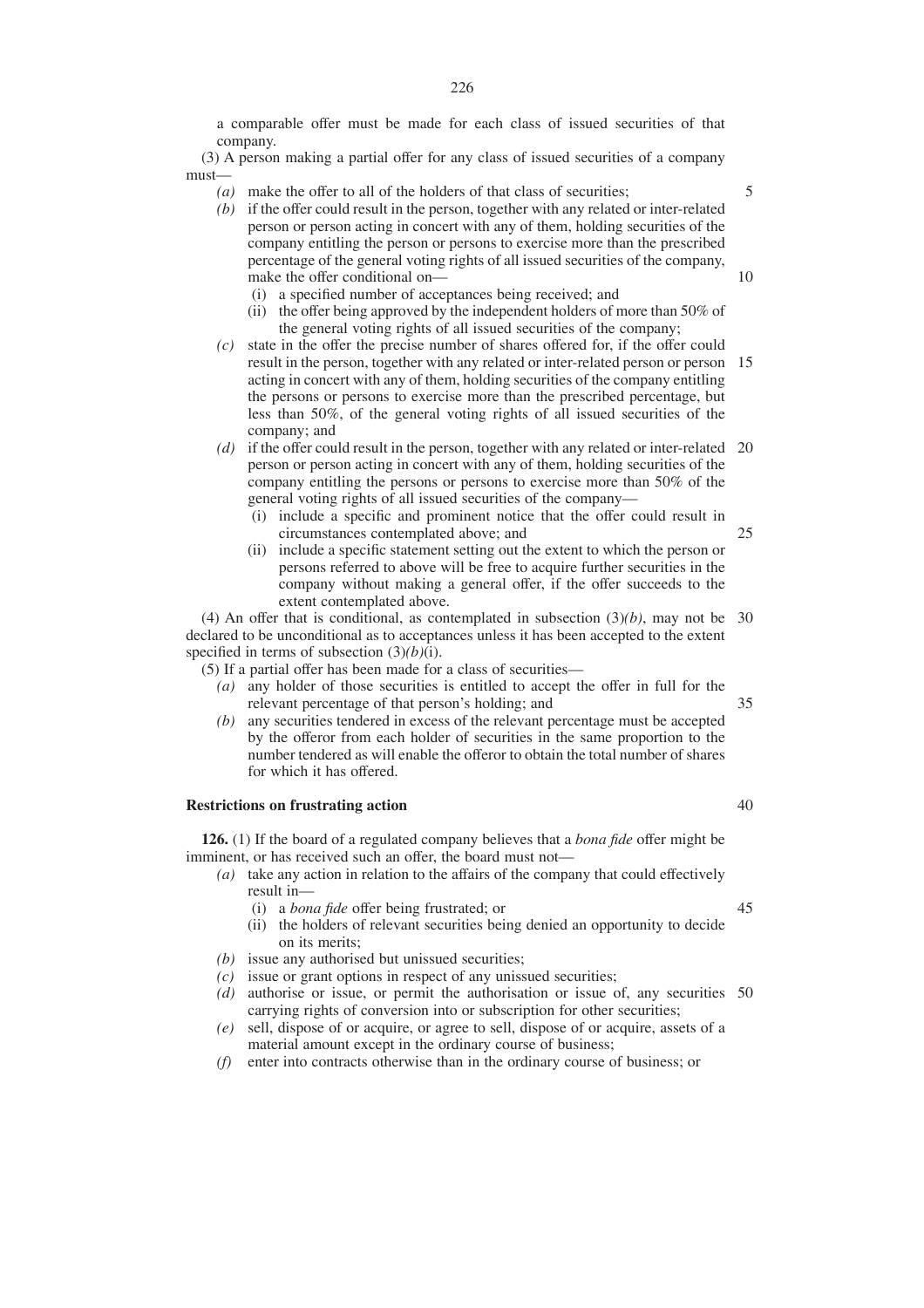a comparable offer must be made for each class of issued securities of that company.

(3) A person making a partial offer for any class of issued securities of a company must—

- *(a)* make the offer to all of the holders of that class of securities;
- *(b)* if the offer could result in the person, together with any related or inter-related person or person acting in concert with any of them, holding securities of the company entitling the person or persons to exercise more than the prescribed percentage of the general voting rights of all issued securities of the company, make the offer conditional on—
  - (i) a specified number of acceptances being received; and
  - (ii) the offer being approved by the independent holders of more than 50% of the general voting rights of all issued securities of the company;
- *(c)* state in the offer the precise number of shares offered for, if the offer could result in the person, together with any related or inter-related person or person acting in concert with any of them, holding securities of the company entitling the persons or persons to exercise more than the prescribed percentage, but less than 50%, of the general voting rights of all issued securities of the company; and
- *(d)* if the offer could result in the person, together with any related or inter-related person or person acting in concert with any of them, holding securities of the company entitling the persons or persons to exercise more than 50% of the general voting rights of all issued securities of the company—
  - (i) include a specific and prominent notice that the offer could result in circumstances contemplated above; and
  - (ii) include a specific statement setting out the extent to which the person or persons referred to above will be free to acquire further securities in the company without making a general offer, if the offer succeeds to the extent contemplated above.

(4) An offer that is conditional, as contemplated in subsection (3)*(b)*, may not be declared to be unconditional as to acceptances unless it has been accepted to the extent specified in terms of subsection (3)*(b)*(i).

(5) If a partial offer has been made for a class of securities—

- *(a)* any holder of those securities is entitled to accept the offer in full for the relevant percentage of that person's holding; and
- *(b)* any securities tendered in excess of the relevant percentage must be accepted by the offeror from each holder of securities in the same proportion to the number tendered as will enable the offeror to obtain the total number of shares for which it has offered.

**Restrictions on frustrating action**

**126.** (1) If the board of a regulated company believes that a *bona fide* offer might be imminent, or has received such an offer, the board must not—

- *(a)* take any action in relation to the affairs of the company that could effectively result in—
  - (i) a *bona fide* offer being frustrated; or
  - (ii) the holders of relevant securities being denied an opportunity to decide on its merits;
- *(b)* issue any authorised but unissued securities;
- *(c)* issue or grant options in respect of any unissued securities;
- *(d)* authorise or issue, or permit the authorisation or issue of, any securities carrying rights of conversion into or subscription for other securities;
- *(e)* sell, dispose of or acquire, or agree to sell, dispose of or acquire, assets of a material amount except in the ordinary course of business;
- *(f)* enter into contracts otherwise than in the ordinary course of business; or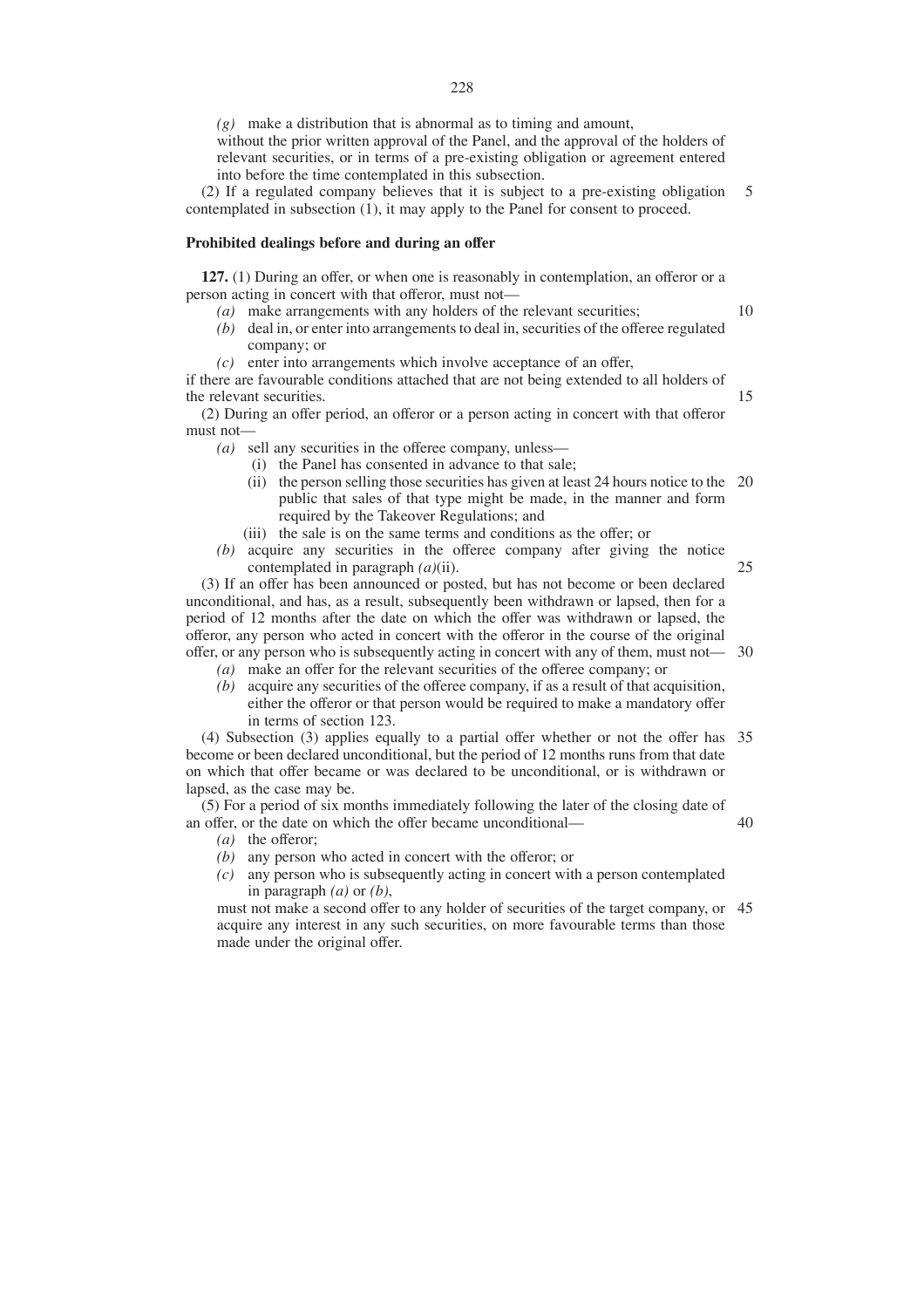*(g)* make a distribution that is abnormal as to timing and amount,

without the prior written approval of the Panel, and the approval of the holders of relevant securities, or in terms of a pre-existing obligation or agreement entered into before the time contemplated in this subsection.

(2) If a regulated company believes that it is subject to a pre-existing obligation contemplated in subsection (1), it may apply to the Panel for consent to proceed.

**Prohibited dealings before and during an offer**

**127.** (1) During an offer, or when one is reasonably in contemplation, an offeror or a person acting in concert with that offeror, must not—

*(a)* make arrangements with any holders of the relevant securities;

*(b)* deal in, or enter into arrangements to deal in, securities of the offeree regulated company; or

*(c)* enter into arrangements which involve acceptance of an offer,

if there are favourable conditions attached that are not being extended to all holders of the relevant securities.

(2) During an offer period, an offeror or a person acting in concert with that offeror must not—

*(a)* sell any securities in the offeree company, unless—

(i) the Panel has consented in advance to that sale;

(ii) the person selling those securities has given at least 24 hours notice to the public that sales of that type might be made, in the manner and form required by the Takeover Regulations; and

(iii) the sale is on the same terms and conditions as the offer; or

*(b)* acquire any securities in the offeree company after giving the notice contemplated in paragraph *(a)*(ii).

(3) If an offer has been announced or posted, but has not become or been declared unconditional, and has, as a result, subsequently been withdrawn or lapsed, then for a period of 12 months after the date on which the offer was withdrawn or lapsed, the offeror, any person who acted in concert with the offeror in the course of the original offer, or any person who is subsequently acting in concert with any of them, must not—

*(a)* make an offer for the relevant securities of the offeree company; or

*(b)* acquire any securities of the offeree company, if as a result of that acquisition, either the offeror or that person would be required to make a mandatory offer in terms of section 123.

(4) Subsection (3) applies equally to a partial offer whether or not the offer has become or been declared unconditional, but the period of 12 months runs from that date on which that offer became or was declared to be unconditional, or is withdrawn or lapsed, as the case may be.

(5) For a period of six months immediately following the later of the closing date of an offer, or the date on which the offer became unconditional—

*(a)* the offeror;

*(b)* any person who acted in concert with the offeror; or

*(c)* any person who is subsequently acting in concert with a person contemplated in paragraph *(a)* or *(b)*,

must not make a second offer to any holder of securities of the target company, or acquire any interest in any such securities, on more favourable terms than those made under the original offer.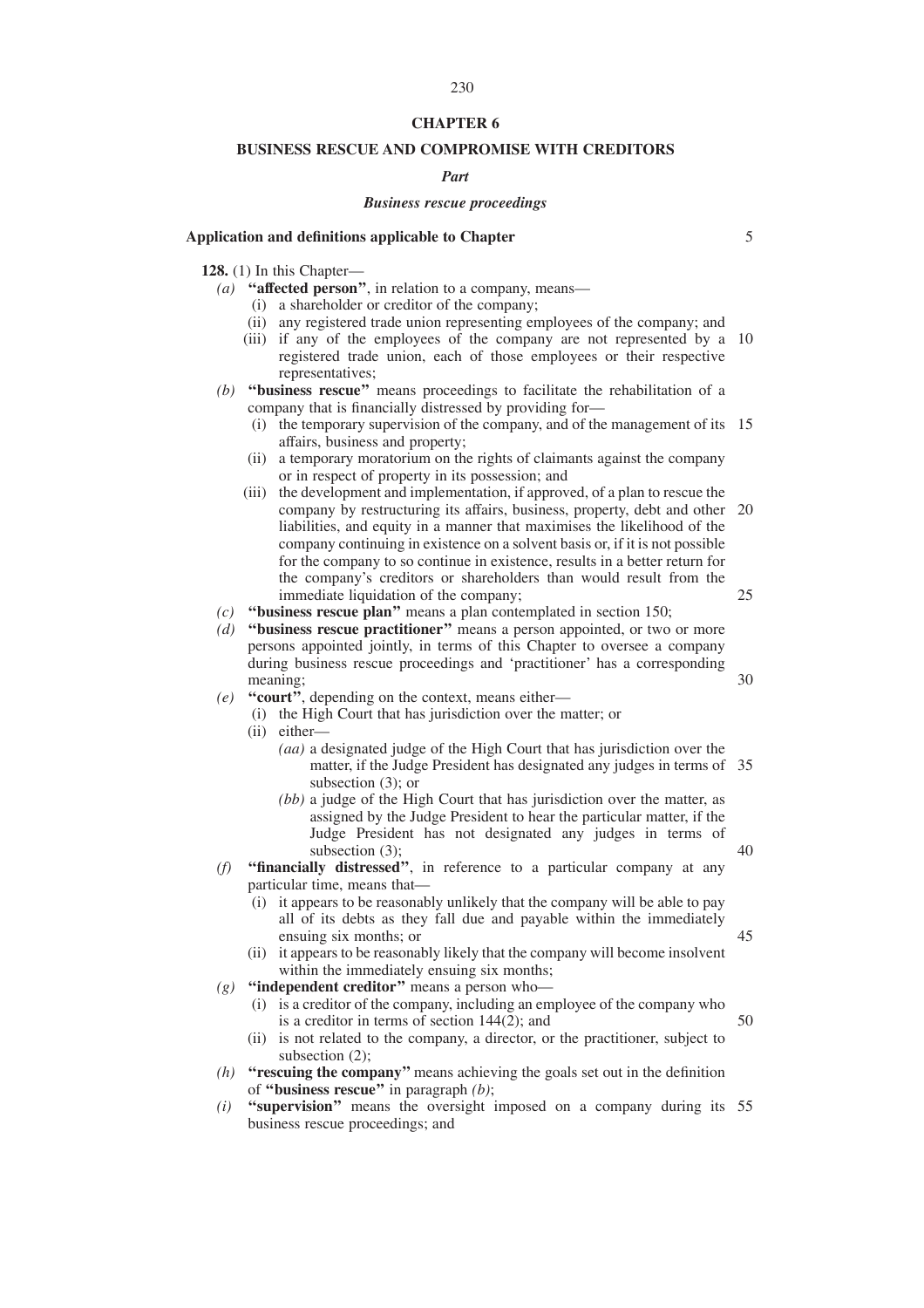# CHAPTER 6

## BUSINESS RESCUE AND COMPROMISE WITH CREDITORS

### *Part*

### *Business rescue proceedings*

**Application and definitions applicable to Chapter**

**128.** (1) In this Chapter—

*(a)* **"affected person"**, in relation to a company, means—
  - (i) a shareholder or creditor of the company;
  - (ii) any registered trade union representing employees of the company; and
  - (iii) if any of the employees of the company are not represented by a registered trade union, each of those employees or their respective representatives;

*(b)* **"business rescue"** means proceedings to facilitate the rehabilitation of a company that is financially distressed by providing for—
  - (i) the temporary supervision of the company, and of the management of its affairs, business and property;
  - (ii) a temporary moratorium on the rights of claimants against the company or in respect of property in its possession; and
  - (iii) the development and implementation, if approved, of a plan to rescue the company by restructuring its affairs, business, property, debt and other liabilities, and equity in a manner that maximises the likelihood of the company continuing in existence on a solvent basis or, if it is not possible for the company to so continue in existence, results in a better return for the company's creditors or shareholders than would result from the immediate liquidation of the company;

*(c)* **"business rescue plan"** means a plan contemplated in section 150;

*(d)* **"business rescue practitioner"** means a person appointed, or two or more persons appointed jointly, in terms of this Chapter to oversee a company during business rescue proceedings and 'practitioner' has a corresponding meaning;

*(e)* **"court"**, depending on the context, means either—
  - (i) the High Court that has jurisdiction over the matter; or
  - (ii) either—
    - *(aa)* a designated judge of the High Court that has jurisdiction over the matter, if the Judge President has designated any judges in terms of subsection (3); or
    - *(bb)* a judge of the High Court that has jurisdiction over the matter, as assigned by the Judge President to hear the particular matter, if the Judge President has not designated any judges in terms of subsection (3);

*(f)* **"financially distressed"**, in reference to a particular company at any particular time, means that—
  - (i) it appears to be reasonably unlikely that the company will be able to pay all of its debts as they fall due and payable within the immediately ensuing six months; or
  - (ii) it appears to be reasonably likely that the company will become insolvent within the immediately ensuing six months;

*(g)* **"independent creditor"** means a person who—
  - (i) is a creditor of the company, including an employee of the company who is a creditor in terms of section 144(2); and
  - (ii) is not related to the company, a director, or the practitioner, subject to subsection (2);

*(h)* **"rescuing the company"** means achieving the goals set out in the definition of **"business rescue"** in paragraph *(b)*;

*(i)* **"supervision"** means the oversight imposed on a company during its business rescue proceedings; and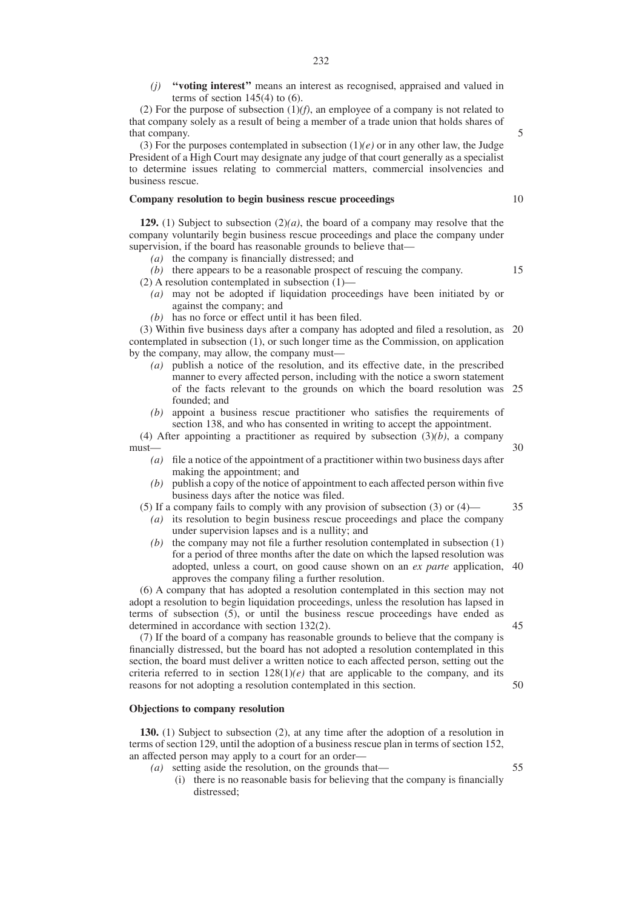*(j)* **"voting interest"** means an interest as recognised, appraised and valued in terms of section 145(4) to (6).

(2) For the purpose of subsection (1)*(f)*, an employee of a company is not related to that company solely as a result of being a member of a trade union that holds shares of that company.

(3) For the purposes contemplated in subsection (1)*(e)* or in any other law, the Judge President of a High Court may designate any judge of that court generally as a specialist to determine issues relating to commercial matters, commercial insolvencies and business rescue.

**Company resolution to begin business rescue proceedings**

**129.** (1) Subject to subsection (2)*(a)*, the board of a company may resolve that the company voluntarily begin business rescue proceedings and place the company under supervision, if the board has reasonable grounds to believe that—

*(a)* the company is financially distressed; and

*(b)* there appears to be a reasonable prospect of rescuing the company.

(2) A resolution contemplated in subsection (1)—

*(a)* may not be adopted if liquidation proceedings have been initiated by or against the company; and

*(b)* has no force or effect until it has been filed.

(3) Within five business days after a company has adopted and filed a resolution, as contemplated in subsection (1), or such longer time as the Commission, on application by the company, may allow, the company must—

*(a)* publish a notice of the resolution, and its effective date, in the prescribed manner to every affected person, including with the notice a sworn statement of the facts relevant to the grounds on which the board resolution was founded; and

*(b)* appoint a business rescue practitioner who satisfies the requirements of section 138, and who has consented in writing to accept the appointment.

(4) After appointing a practitioner as required by subsection (3)*(b)*, a company must—

*(a)* file a notice of the appointment of a practitioner within two business days after making the appointment; and

*(b)* publish a copy of the notice of appointment to each affected person within five business days after the notice was filed.

(5) If a company fails to comply with any provision of subsection (3) or (4)—

*(a)* its resolution to begin business rescue proceedings and place the company under supervision lapses and is a nullity; and

*(b)* the company may not file a further resolution contemplated in subsection (1) for a period of three months after the date on which the lapsed resolution was adopted, unless a court, on good cause shown on an *ex parte* application, approves the company filing a further resolution.

(6) A company that has adopted a resolution contemplated in this section may not adopt a resolution to begin liquidation proceedings, unless the resolution has lapsed in terms of subsection (5), or until the business rescue proceedings have ended as determined in accordance with section 132(2).

(7) If the board of a company has reasonable grounds to believe that the company is financially distressed, but the board has not adopted a resolution contemplated in this section, the board must deliver a written notice to each affected person, setting out the criteria referred to in section 128(1)*(e)* that are applicable to the company, and its reasons for not adopting a resolution contemplated in this section.

**Objections to company resolution**

**130.** (1) Subject to subsection (2), at any time after the adoption of a resolution in terms of section 129, until the adoption of a business rescue plan in terms of section 152, an affected person may apply to a court for an order—

*(a)* setting aside the resolution, on the grounds that—

(i) there is no reasonable basis for believing that the company is financially distressed;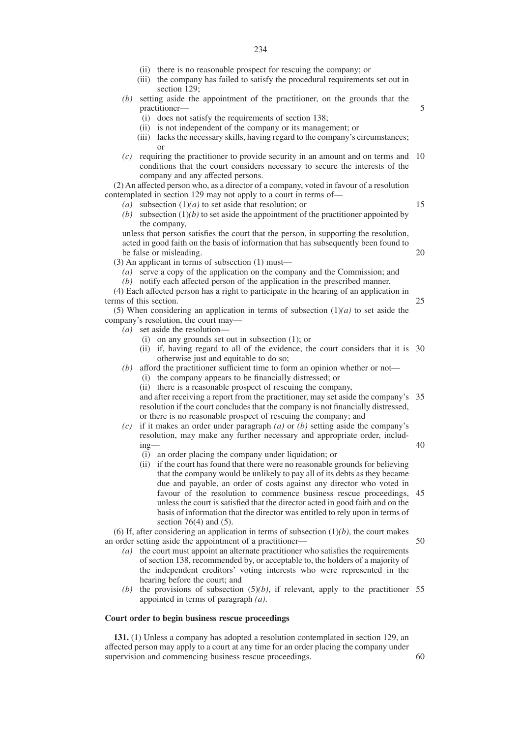(ii) there is no reasonable prospect for rescuing the company; or

(iii) the company has failed to satisfy the procedural requirements set out in section 129;

*(b)* setting aside the appointment of the practitioner, on the grounds that the practitioner—

(i) does not satisfy the requirements of section 138;

(ii) is not independent of the company or its management; or

(iii) lacks the necessary skills, having regard to the company's circumstances; or

*(c)* requiring the practitioner to provide security in an amount and on terms and conditions that the court considers necessary to secure the interests of the company and any affected persons.

(2) An affected person who, as a director of a company, voted in favour of a resolution contemplated in section 129 may not apply to a court in terms of—

*(a)* subsection (1)*(a)* to set aside that resolution; or

*(b)* subsection (1)*(b)* to set aside the appointment of the practitioner appointed by the company,

unless that person satisfies the court that the person, in supporting the resolution, acted in good faith on the basis of information that has subsequently been found to be false or misleading.

(3) An applicant in terms of subsection (1) must—

*(a)* serve a copy of the application on the company and the Commission; and

*(b)* notify each affected person of the application in the prescribed manner.

(4) Each affected person has a right to participate in the hearing of an application in terms of this section.

(5) When considering an application in terms of subsection (1)*(a)* to set aside the company's resolution, the court may—

*(a)* set aside the resolution—

(i) on any grounds set out in subsection (1); or

(ii) if, having regard to all of the evidence, the court considers that it is otherwise just and equitable to do so;

*(b)* afford the practitioner sufficient time to form an opinion whether or not—

(i) the company appears to be financially distressed; or

(ii) there is a reasonable prospect of rescuing the company,

and after receiving a report from the practitioner, may set aside the company's resolution if the court concludes that the company is not financially distressed, or there is no reasonable prospect of rescuing the company; and

*(c)* if it makes an order under paragraph *(a)* or *(b)* setting aside the company's resolution, may make any further necessary and appropriate order, including—

(i) an order placing the company under liquidation; or

(ii) if the court has found that there were no reasonable grounds for believing that the company would be unlikely to pay all of its debts as they became due and payable, an order of costs against any director who voted in favour of the resolution to commence business rescue proceedings, unless the court is satisfied that the director acted in good faith and on the basis of information that the director was entitled to rely upon in terms of section 76(4) and (5).

(6) If, after considering an application in terms of subsection (1)*(b)*, the court makes an order setting aside the appointment of a practitioner—

*(a)* the court must appoint an alternate practitioner who satisfies the requirements of section 138, recommended by, or acceptable to, the holders of a majority of the independent creditors' voting interests who were represented in the hearing before the court; and

*(b)* the provisions of subsection (5)*(b)*, if relevant, apply to the practitioner appointed in terms of paragraph *(a)*.

**Court order to begin business rescue proceedings**

**131.** (1) Unless a company has adopted a resolution contemplated in section 129, an affected person may apply to a court at any time for an order placing the company under supervision and commencing business rescue proceedings.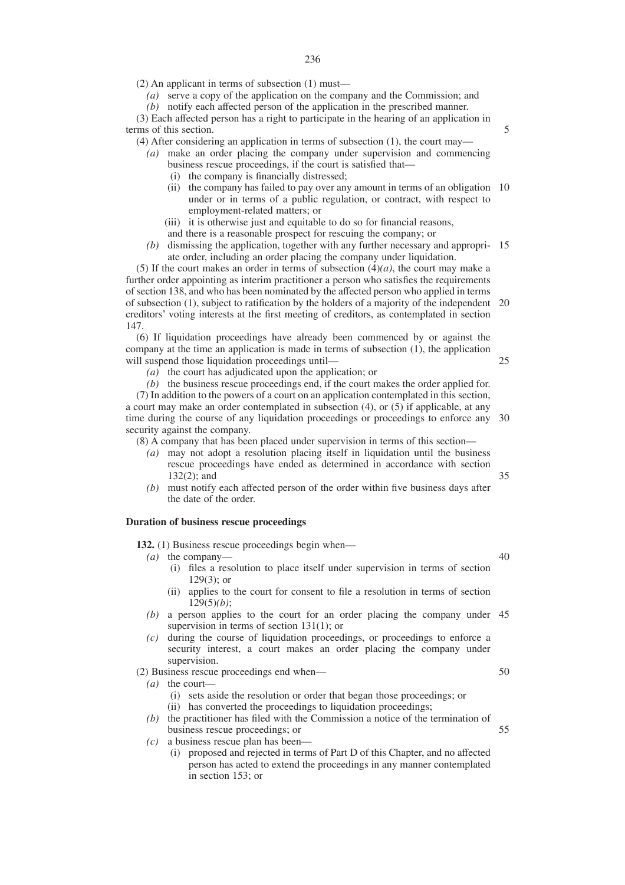(2) An applicant in terms of subsection (1) must—

*(a)* serve a copy of the application on the company and the Commission; and

*(b)* notify each affected person of the application in the prescribed manner.

(3) Each affected person has a right to participate in the hearing of an application in terms of this section.

(4) After considering an application in terms of subsection (1), the court may—

*(a)* make an order placing the company under supervision and commencing business rescue proceedings, if the court is satisfied that—

(i) the company is financially distressed;

(ii) the company has failed to pay over any amount in terms of an obligation under or in terms of a public regulation, or contract, with respect to employment-related matters; or

(iii) it is otherwise just and equitable to do so for financial reasons,

and there is a reasonable prospect for rescuing the company; or

*(b)* dismissing the application, together with any further necessary and appropriate order, including an order placing the company under liquidation.

(5) If the court makes an order in terms of subsection (4)*(a)*, the court may make a further order appointing as interim practitioner a person who satisfies the requirements of section 138, and who has been nominated by the affected person who applied in terms of subsection (1), subject to ratification by the holders of a majority of the independent creditors' voting interests at the first meeting of creditors, as contemplated in section 147.

(6) If liquidation proceedings have already been commenced by or against the company at the time an application is made in terms of subsection (1), the application will suspend those liquidation proceedings until—

*(a)* the court has adjudicated upon the application; or

*(b)* the business rescue proceedings end, if the court makes the order applied for.

(7) In addition to the powers of a court on an application contemplated in this section, a court may make an order contemplated in subsection (4), or (5) if applicable, at any time during the course of any liquidation proceedings or proceedings to enforce any security against the company.

(8) A company that has been placed under supervision in terms of this section—

*(a)* may not adopt a resolution placing itself in liquidation until the business rescue proceedings have ended as determined in accordance with section 132(2); and

*(b)* must notify each affected person of the order within five business days after the date of the order.

**Duration of business rescue proceedings**

**132.** (1) Business rescue proceedings begin when—

*(a)* the company—

(i) files a resolution to place itself under supervision in terms of section 129(3); or

(ii) applies to the court for consent to file a resolution in terms of section 129(5)*(b)*;

*(b)* a person applies to the court for an order placing the company under supervision in terms of section 131(1); or

*(c)* during the course of liquidation proceedings, or proceedings to enforce a security interest, a court makes an order placing the company under supervision.

(2) Business rescue proceedings end when—

*(a)* the court—

(i) sets aside the resolution or order that began those proceedings; or

(ii) has converted the proceedings to liquidation proceedings;

*(b)* the practitioner has filed with the Commission a notice of the termination of business rescue proceedings; or

*(c)* a business rescue plan has been—

(i) proposed and rejected in terms of Part D of this Chapter, and no affected person has acted to extend the proceedings in any manner contemplated in section 153; or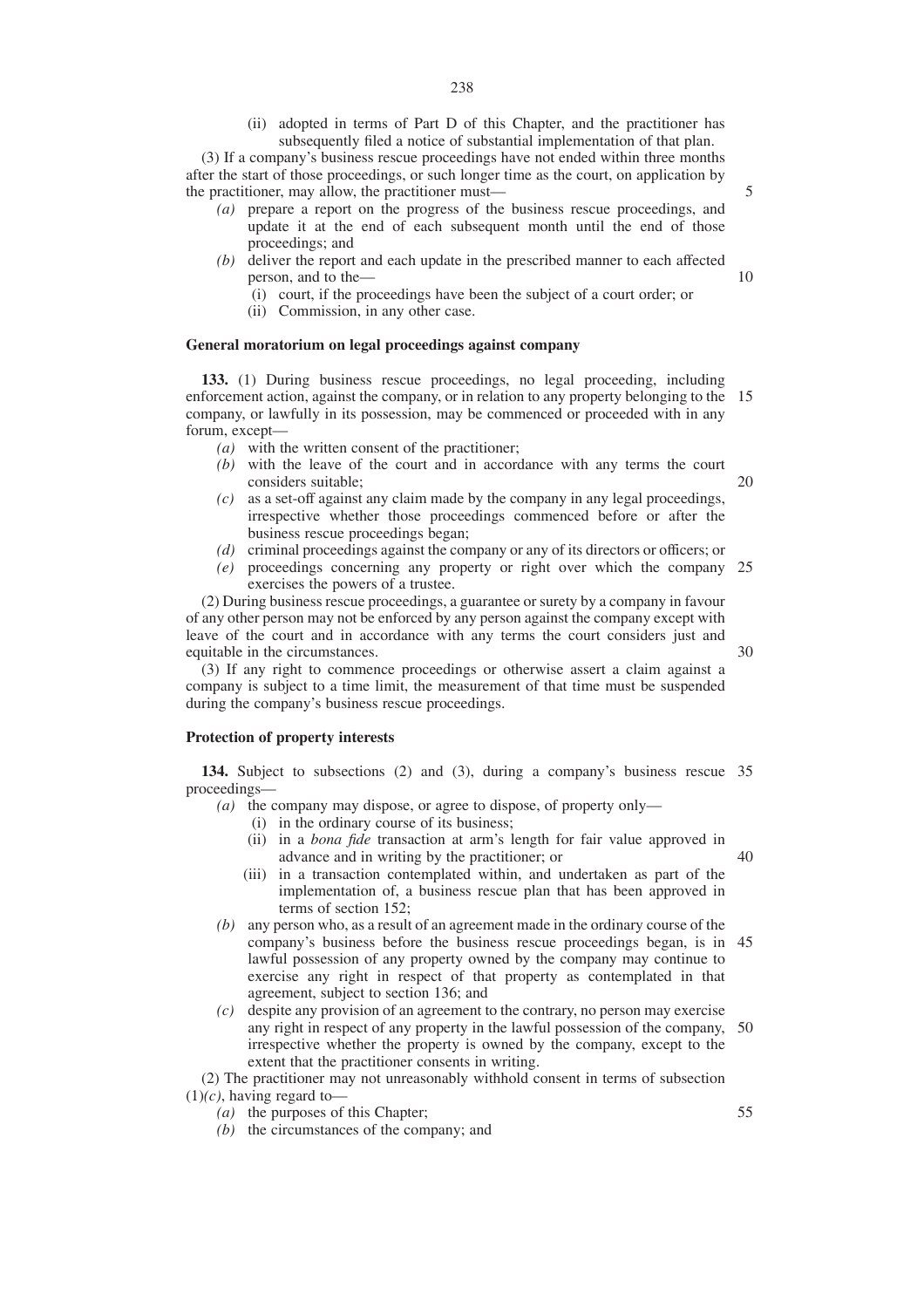(ii) adopted in terms of Part D of this Chapter, and the practitioner has subsequently filed a notice of substantial implementation of that plan.

(3) If a company's business rescue proceedings have not ended within three months after the start of those proceedings, or such longer time as the court, on application by the practitioner, may allow, the practitioner must—

*(a)* prepare a report on the progress of the business rescue proceedings, and update it at the end of each subsequent month until the end of those proceedings; and

*(b)* deliver the report and each update in the prescribed manner to each affected person, and to the—

(i) court, if the proceedings have been the subject of a court order; or

(ii) Commission, in any other case.

**General moratorium on legal proceedings against company**

**133.** (1) During business rescue proceedings, no legal proceeding, including enforcement action, against the company, or in relation to any property belonging to the company, or lawfully in its possession, may be commenced or proceeded with in any forum, except—

*(a)* with the written consent of the practitioner;

*(b)* with the leave of the court and in accordance with any terms the court considers suitable;

*(c)* as a set-off against any claim made by the company in any legal proceedings, irrespective whether those proceedings commenced before or after the business rescue proceedings began;

*(d)* criminal proceedings against the company or any of its directors or officers; or

*(e)* proceedings concerning any property or right over which the company exercises the powers of a trustee.

(2) During business rescue proceedings, a guarantee or surety by a company in favour of any other person may not be enforced by any person against the company except with leave of the court and in accordance with any terms the court considers just and equitable in the circumstances.

(3) If any right to commence proceedings or otherwise assert a claim against a company is subject to a time limit, the measurement of that time must be suspended during the company's business rescue proceedings.

**Protection of property interests**

**134.** Subject to subsections (2) and (3), during a company's business rescue proceedings—

*(a)* the company may dispose, or agree to dispose, of property only—

(i) in the ordinary course of its business;

(ii) in a *bona fide* transaction at arm's length for fair value approved in advance and in writing by the practitioner; or

(iii) in a transaction contemplated within, and undertaken as part of the implementation of, a business rescue plan that has been approved in terms of section 152;

*(b)* any person who, as a result of an agreement made in the ordinary course of the company's business before the business rescue proceedings began, is in lawful possession of any property owned by the company may continue to exercise any right in respect of that property as contemplated in that agreement, subject to section 136; and

*(c)* despite any provision of an agreement to the contrary, no person may exercise any right in respect of any property in the lawful possession of the company, irrespective whether the property is owned by the company, except to the extent that the practitioner consents in writing.

(2) The practitioner may not unreasonably withhold consent in terms of subsection (1)*(c)*, having regard to—

*(a)* the purposes of this Chapter;

*(b)* the circumstances of the company; and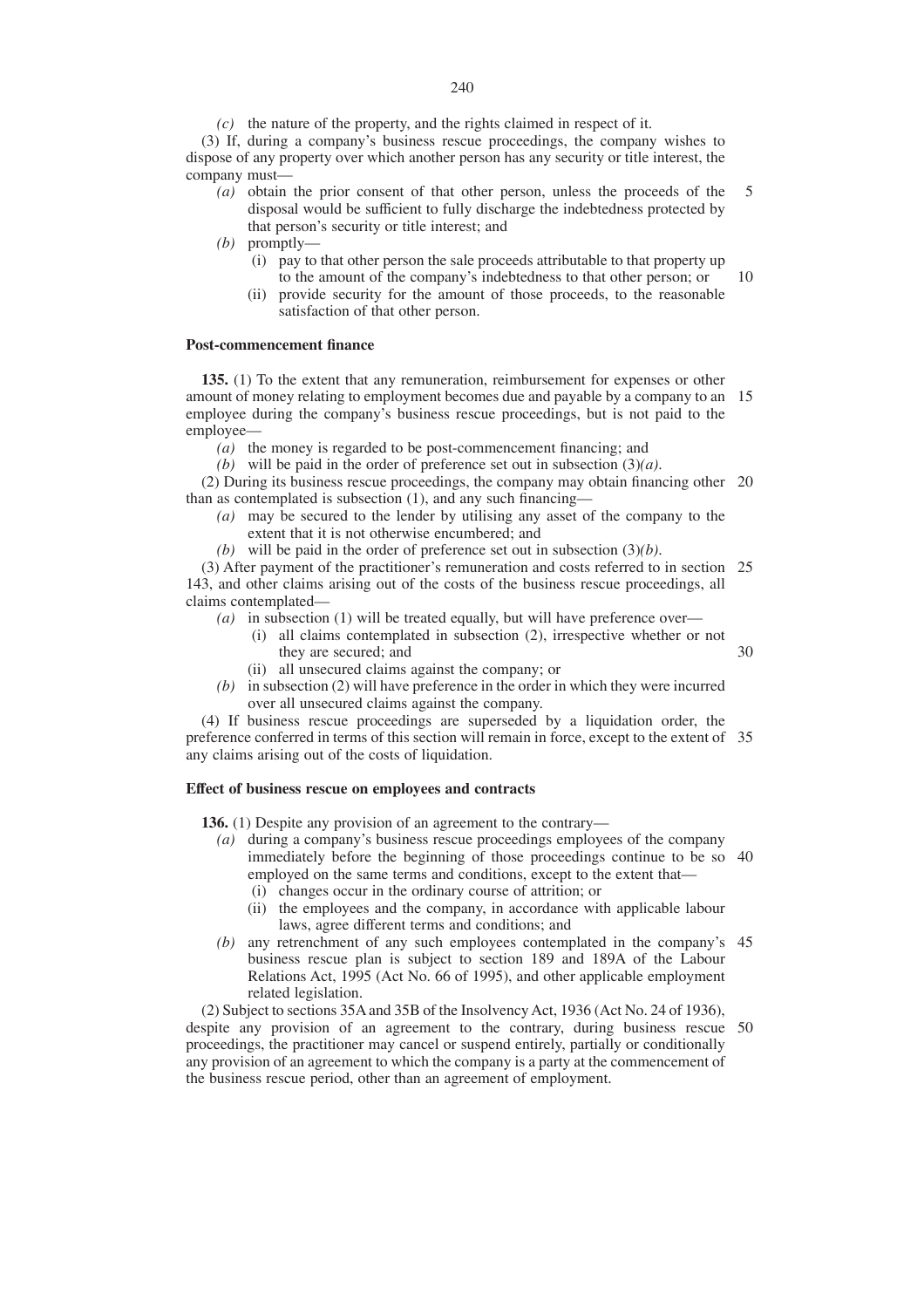*(c)* the nature of the property, and the rights claimed in respect of it.

(3) If, during a company's business rescue proceedings, the company wishes to dispose of any property over which another person has any security or title interest, the company must—

*(a)* obtain the prior consent of that other person, unless the proceeds of the disposal would be sufficient to fully discharge the indebtedness protected by that person's security or title interest; and

*(b)* promptly—

(i) pay to that other person the sale proceeds attributable to that property up to the amount of the company's indebtedness to that other person; or

(ii) provide security for the amount of those proceeds, to the reasonable satisfaction of that other person.

**Post-commencement finance**

**135.** (1) To the extent that any remuneration, reimbursement for expenses or other amount of money relating to employment becomes due and payable by a company to an employee during the company's business rescue proceedings, but is not paid to the employee—

*(a)* the money is regarded to be post-commencement financing; and

*(b)* will be paid in the order of preference set out in subsection (3)*(a)*.

(2) During its business rescue proceedings, the company may obtain financing other than as contemplated is subsection (1), and any such financing—

*(a)* may be secured to the lender by utilising any asset of the company to the extent that it is not otherwise encumbered; and

*(b)* will be paid in the order of preference set out in subsection (3)*(b)*.

(3) After payment of the practitioner's remuneration and costs referred to in section 143, and other claims arising out of the costs of the business rescue proceedings, all claims contemplated—

*(a)* in subsection (1) will be treated equally, but will have preference over—

(i) all claims contemplated in subsection (2), irrespective whether or not they are secured; and

(ii) all unsecured claims against the company; or

*(b)* in subsection (2) will have preference in the order in which they were incurred over all unsecured claims against the company.

(4) If business rescue proceedings are superseded by a liquidation order, the preference conferred in terms of this section will remain in force, except to the extent of any claims arising out of the costs of liquidation.

**Effect of business rescue on employees and contracts**

**136.** (1) Despite any provision of an agreement to the contrary—

*(a)* during a company's business rescue proceedings employees of the company immediately before the beginning of those proceedings continue to be so employed on the same terms and conditions, except to the extent that—

(i) changes occur in the ordinary course of attrition; or

(ii) the employees and the company, in accordance with applicable labour laws, agree different terms and conditions; and

*(b)* any retrenchment of any such employees contemplated in the company's business rescue plan is subject to section 189 and 189A of the Labour Relations Act, 1995 (Act No. 66 of 1995), and other applicable employment related legislation.

(2) Subject to sections 35A and 35B of the Insolvency Act, 1936 (Act No. 24 of 1936), despite any provision of an agreement to the contrary, during business rescue proceedings, the practitioner may cancel or suspend entirely, partially or conditionally any provision of an agreement to which the company is a party at the commencement of the business rescue period, other than an agreement of employment.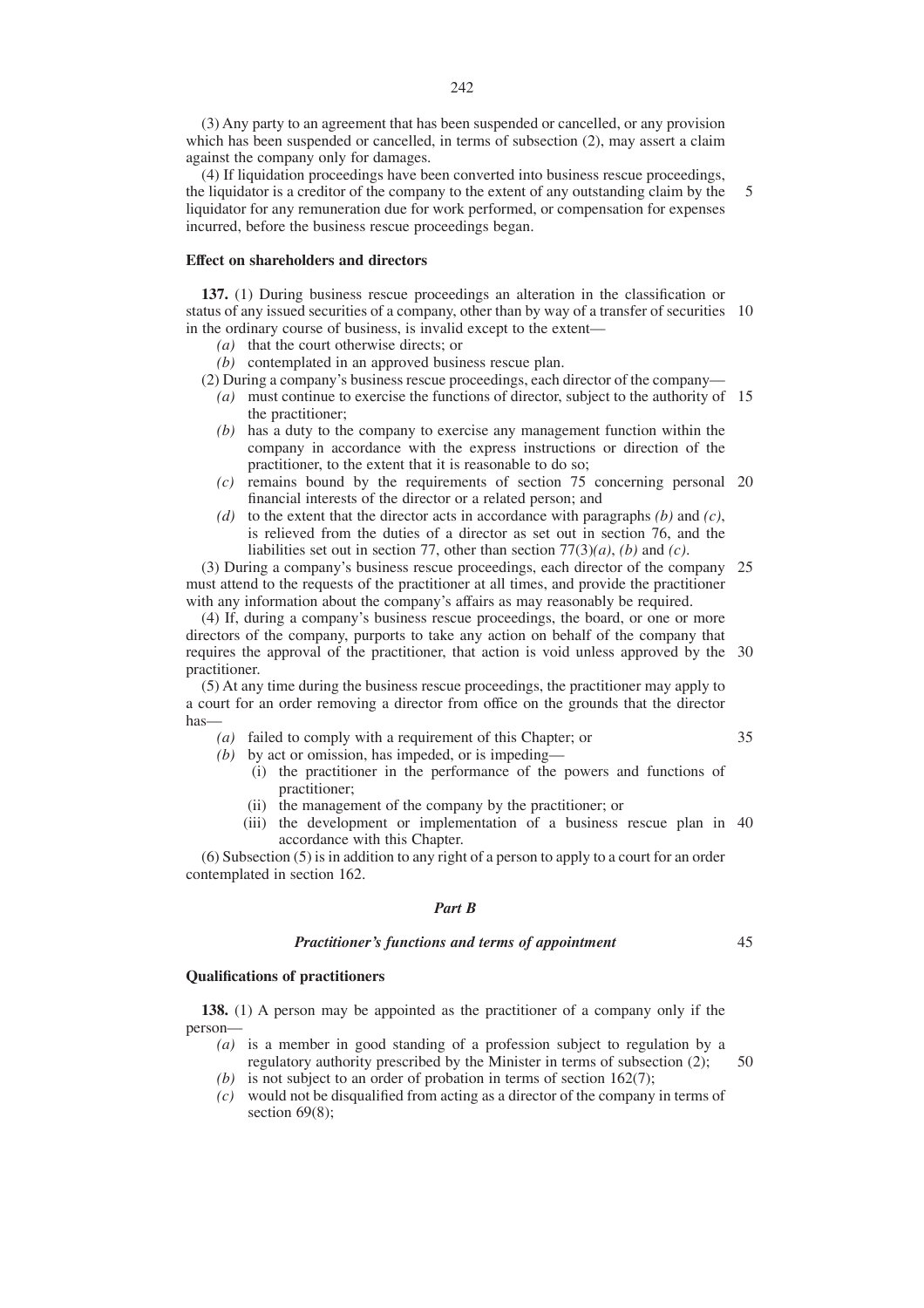(3) Any party to an agreement that has been suspended or cancelled, or any provision which has been suspended or cancelled, in terms of subsection (2), may assert a claim against the company only for damages.

(4) If liquidation proceedings have been converted into business rescue proceedings, the liquidator is a creditor of the company to the extent of any outstanding claim by the liquidator for any remuneration due for work performed, or compensation for expenses incurred, before the business rescue proceedings began.

**Effect on shareholders and directors**

**137.** (1) During business rescue proceedings an alteration in the classification or status of any issued securities of a company, other than by way of a transfer of securities in the ordinary course of business, is invalid except to the extent—

*(a)* that the court otherwise directs; or

*(b)* contemplated in an approved business rescue plan.

(2) During a company's business rescue proceedings, each director of the company—

*(a)* must continue to exercise the functions of director, subject to the authority of the practitioner;

*(b)* has a duty to the company to exercise any management function within the company in accordance with the express instructions or direction of the practitioner, to the extent that it is reasonable to do so;

*(c)* remains bound by the requirements of section 75 concerning personal financial interests of the director or a related person; and

*(d)* to the extent that the director acts in accordance with paragraphs *(b)* and *(c)*, is relieved from the duties of a director as set out in section 76, and the liabilities set out in section 77, other than section 77(3)*(a)*, *(b)* and *(c)*.

(3) During a company's business rescue proceedings, each director of the company must attend to the requests of the practitioner at all times, and provide the practitioner with any information about the company's affairs as may reasonably be required.

(4) If, during a company's business rescue proceedings, the board, or one or more directors of the company, purports to take any action on behalf of the company that requires the approval of the practitioner, that action is void unless approved by the practitioner.

(5) At any time during the business rescue proceedings, the practitioner may apply to a court for an order removing a director from office on the grounds that the director has—

*(a)* failed to comply with a requirement of this Chapter; or

*(b)* by act or omission, has impeded, or is impeding—

(i) the practitioner in the performance of the powers and functions of practitioner;

(ii) the management of the company by the practitioner; or

(iii) the development or implementation of a business rescue plan in accordance with this Chapter.

(6) Subsection (5) is in addition to any right of a person to apply to a court for an order contemplated in section 162.

## *Part B*

### *Practitioner's functions and terms of appointment*

**Qualifications of practitioners**

**138.** (1) A person may be appointed as the practitioner of a company only if the person—

*(a)* is a member in good standing of a profession subject to regulation by a regulatory authority prescribed by the Minister in terms of subsection (2);

*(b)* is not subject to an order of probation in terms of section 162(7);

*(c)* would not be disqualified from acting as a director of the company in terms of section 69(8);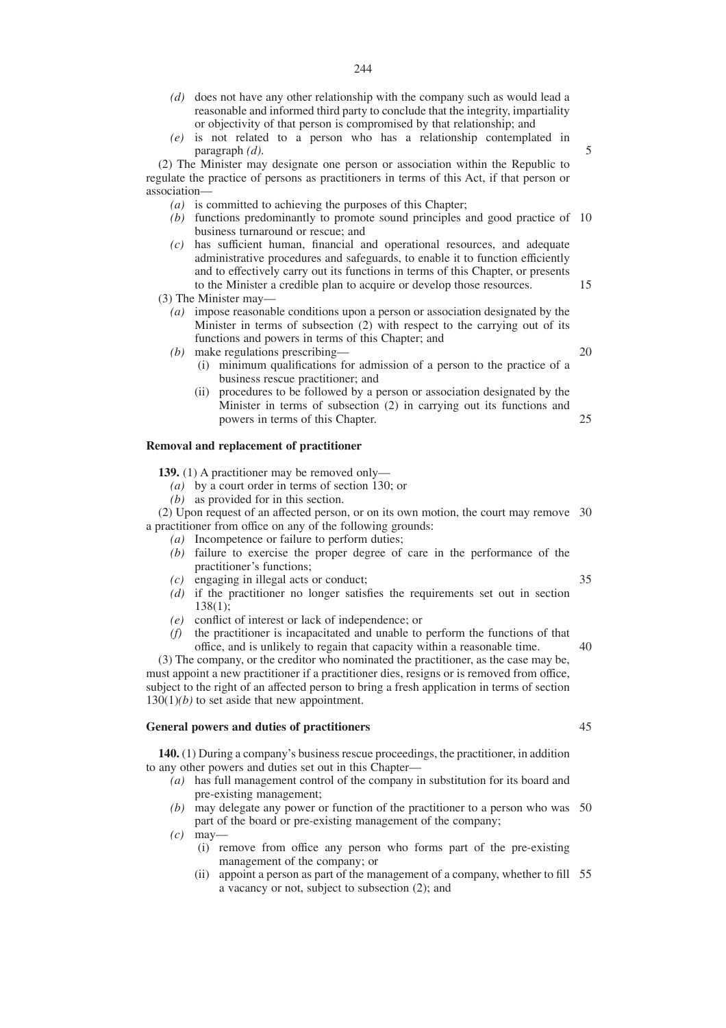*(d)* does not have any other relationship with the company such as would lead a reasonable and informed third party to conclude that the integrity, impartiality or objectivity of that person is compromised by that relationship; and

*(e)* is not related to a person who has a relationship contemplated in paragraph *(d)*.

(2) The Minister may designate one person or association within the Republic to regulate the practice of persons as practitioners in terms of this Act, if that person or association—

*(a)* is committed to achieving the purposes of this Chapter;

*(b)* functions predominantly to promote sound principles and good practice of business turnaround or rescue; and

*(c)* has sufficient human, financial and operational resources, and adequate administrative procedures and safeguards, to enable it to function efficiently and to effectively carry out its functions in terms of this Chapter, or presents to the Minister a credible plan to acquire or develop those resources.

(3) The Minister may—

*(a)* impose reasonable conditions upon a person or association designated by the Minister in terms of subsection (2) with respect to the carrying out of its functions and powers in terms of this Chapter; and

*(b)* make regulations prescribing—

(i) minimum qualifications for admission of a person to the practice of a business rescue practitioner; and

(ii) procedures to be followed by a person or association designated by the Minister in terms of subsection (2) in carrying out its functions and powers in terms of this Chapter.

**Removal and replacement of practitioner**

**139.** (1) A practitioner may be removed only—

*(a)* by a court order in terms of section 130; or

*(b)* as provided for in this section.

(2) Upon request of an affected person, or on its own motion, the court may remove a practitioner from office on any of the following grounds:

*(a)* Incompetence or failure to perform duties;

*(b)* failure to exercise the proper degree of care in the performance of the practitioner's functions;

*(c)* engaging in illegal acts or conduct;

*(d)* if the practitioner no longer satisfies the requirements set out in section 138(1);

*(e)* conflict of interest or lack of independence; or

*(f)* the practitioner is incapacitated and unable to perform the functions of that office, and is unlikely to regain that capacity within a reasonable time.

(3) The company, or the creditor who nominated the practitioner, as the case may be, must appoint a new practitioner if a practitioner dies, resigns or is removed from office, subject to the right of an affected person to bring a fresh application in terms of section 130(1)*(b)* to set aside that new appointment.

**General powers and duties of practitioners**

**140.** (1) During a company's business rescue proceedings, the practitioner, in addition to any other powers and duties set out in this Chapter—

*(a)* has full management control of the company in substitution for its board and pre-existing management;

*(b)* may delegate any power or function of the practitioner to a person who was part of the board or pre-existing management of the company;

*(c)* may—

(i) remove from office any person who forms part of the pre-existing management of the company; or

(ii) appoint a person as part of the management of a company, whether to fill a vacancy or not, subject to subsection (2); and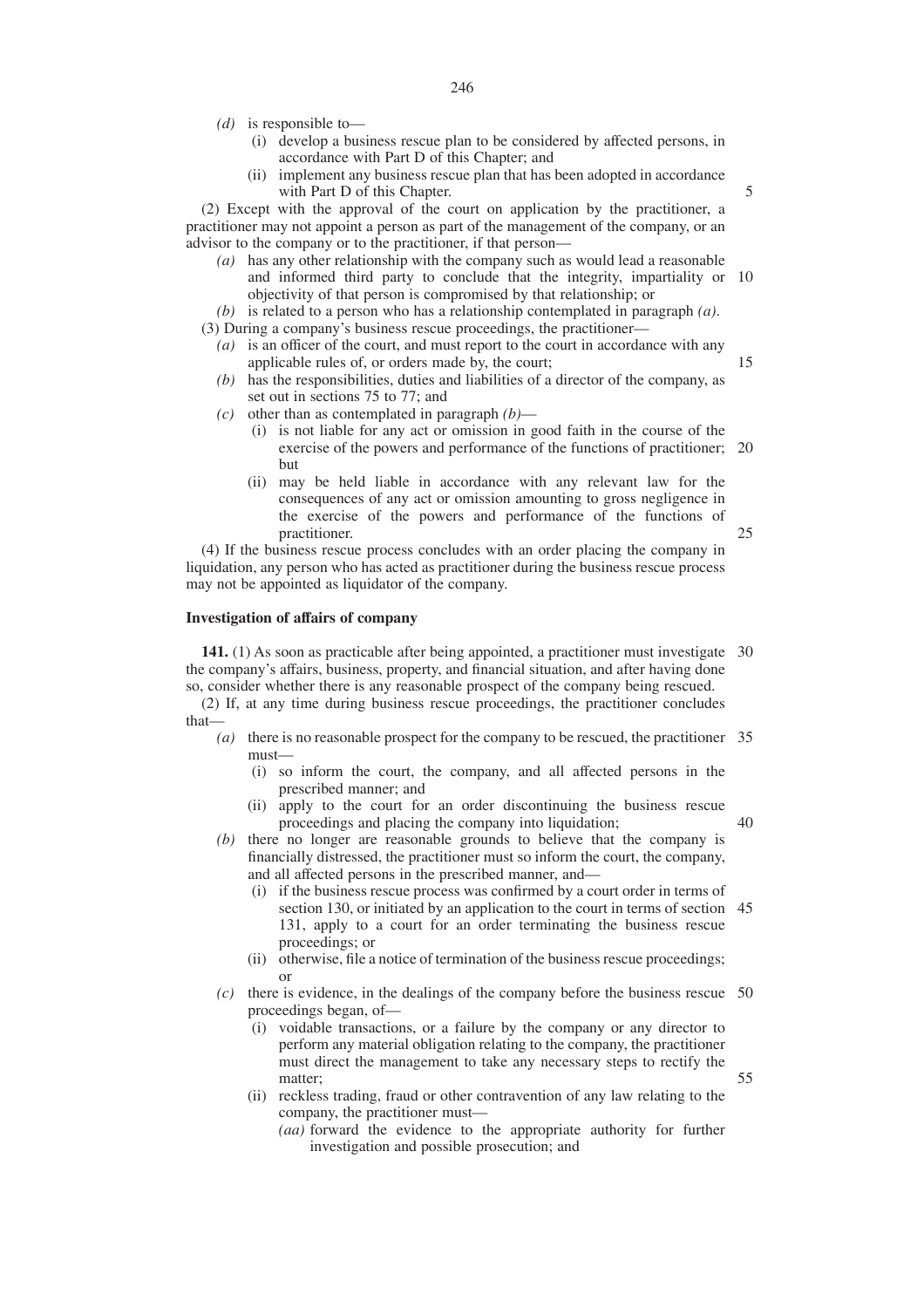*(d)* is responsible to—

(i) develop a business rescue plan to be considered by affected persons, in accordance with Part D of this Chapter; and

(ii) implement any business rescue plan that has been adopted in accordance with Part D of this Chapter.

(2) Except with the approval of the court on application by the practitioner, a practitioner may not appoint a person as part of the management of the company, or an advisor to the company or to the practitioner, if that person—

*(a)* has any other relationship with the company such as would lead a reasonable and informed third party to conclude that the integrity, impartiality or objectivity of that person is compromised by that relationship; or

*(b)* is related to a person who has a relationship contemplated in paragraph *(a)*.

(3) During a company's business rescue proceedings, the practitioner—

*(a)* is an officer of the court, and must report to the court in accordance with any applicable rules of, or orders made by, the court;

*(b)* has the responsibilities, duties and liabilities of a director of the company, as set out in sections 75 to 77; and

*(c)* other than as contemplated in paragraph *(b)*—

(i) is not liable for any act or omission in good faith in the course of the exercise of the powers and performance of the functions of practitioner; but

(ii) may be held liable in accordance with any relevant law for the consequences of any act or omission amounting to gross negligence in the exercise of the powers and performance of the functions of practitioner.

(4) If the business rescue process concludes with an order placing the company in liquidation, any person who has acted as practitioner during the business rescue process may not be appointed as liquidator of the company.

**Investigation of affairs of company**

**141.** (1) As soon as practicable after being appointed, a practitioner must investigate the company's affairs, business, property, and financial situation, and after having done so, consider whether there is any reasonable prospect of the company being rescued.

(2) If, at any time during business rescue proceedings, the practitioner concludes that—

*(a)* there is no reasonable prospect for the company to be rescued, the practitioner must—

(i) so inform the court, the company, and all affected persons in the prescribed manner; and

(ii) apply to the court for an order discontinuing the business rescue proceedings and placing the company into liquidation;

*(b)* there no longer are reasonable grounds to believe that the company is financially distressed, the practitioner must so inform the court, the company, and all affected persons in the prescribed manner, and—

(i) if the business rescue process was confirmed by a court order in terms of section 130, or initiated by an application to the court in terms of section 131, apply to a court for an order terminating the business rescue proceedings; or

(ii) otherwise, file a notice of termination of the business rescue proceedings; or

*(c)* there is evidence, in the dealings of the company before the business rescue proceedings began, of—

(i) voidable transactions, or a failure by the company or any director to perform any material obligation relating to the company, the practitioner must direct the management to take any necessary steps to rectify the matter;

(ii) reckless trading, fraud or other contravention of any law relating to the company, the practitioner must—

*(aa)* forward the evidence to the appropriate authority for further investigation and possible prosecution; and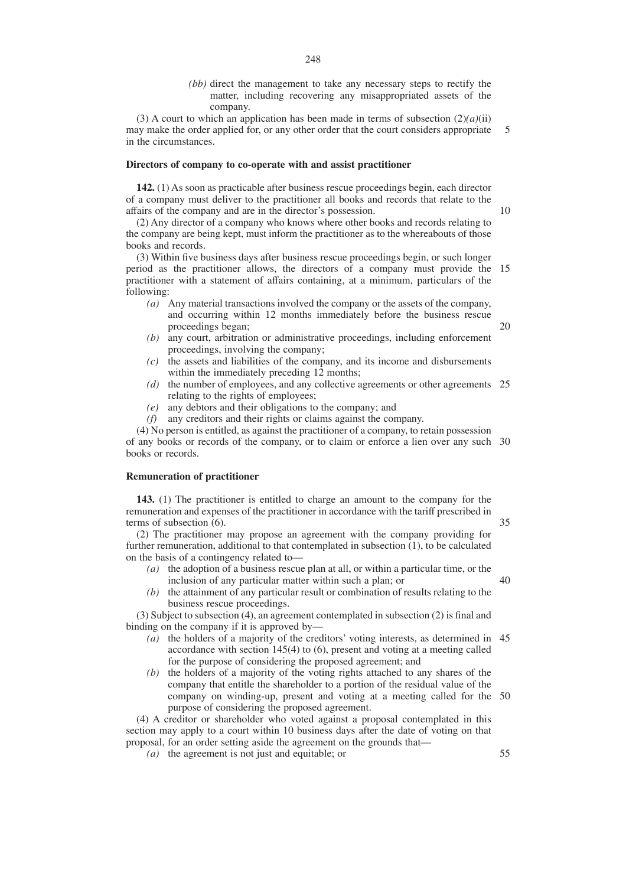*(bb)* direct the management to take any necessary steps to rectify the matter, including recovering any misappropriated assets of the company.

(3) A court to which an application has been made in terms of subsection (2)*(a)*(ii) may make the order applied for, or any other order that the court considers appropriate in the circumstances.

**Directors of company to co-operate with and assist practitioner**

**142.** (1) As soon as practicable after business rescue proceedings begin, each director of a company must deliver to the practitioner all books and records that relate to the affairs of the company and are in the director's possession.

(2) Any director of a company who knows where other books and records relating to the company are being kept, must inform the practitioner as to the whereabouts of those books and records.

(3) Within five business days after business rescue proceedings begin, or such longer period as the practitioner allows, the directors of a company must provide the practitioner with a statement of affairs containing, at a minimum, particulars of the following:

- *(a)* Any material transactions involved the company or the assets of the company, and occurring within 12 months immediately before the business rescue proceedings began;
- *(b)* any court, arbitration or administrative proceedings, including enforcement proceedings, involving the company;
- *(c)* the assets and liabilities of the company, and its income and disbursements within the immediately preceding 12 months;
- *(d)* the number of employees, and any collective agreements or other agreements relating to the rights of employees;
- *(e)* any debtors and their obligations to the company; and
- *(f)* any creditors and their rights or claims against the company.

(4) No person is entitled, as against the practitioner of a company, to retain possession of any books or records of the company, or to claim or enforce a lien over any such books or records.

**Remuneration of practitioner**

**143.** (1) The practitioner is entitled to charge an amount to the company for the remuneration and expenses of the practitioner in accordance with the tariff prescribed in terms of subsection (6).

(2) The practitioner may propose an agreement with the company providing for further remuneration, additional to that contemplated in subsection (1), to be calculated on the basis of a contingency related to—

- *(a)* the adoption of a business rescue plan at all, or within a particular time, or the inclusion of any particular matter within such a plan; or
- *(b)* the attainment of any particular result or combination of results relating to the business rescue proceedings.

(3) Subject to subsection (4), an agreement contemplated in subsection (2) is final and binding on the company if it is approved by—

- *(a)* the holders of a majority of the creditors' voting interests, as determined in accordance with section 145(4) to (6), present and voting at a meeting called for the purpose of considering the proposed agreement; and
- *(b)* the holders of a majority of the voting rights attached to any shares of the company that entitle the shareholder to a portion of the residual value of the company on winding-up, present and voting at a meeting called for the purpose of considering the proposed agreement.

(4) A creditor or shareholder who voted against a proposal contemplated in this section may apply to a court within 10 business days after the date of voting on that proposal, for an order setting aside the agreement on the grounds that—

- *(a)* the agreement is not just and equitable; or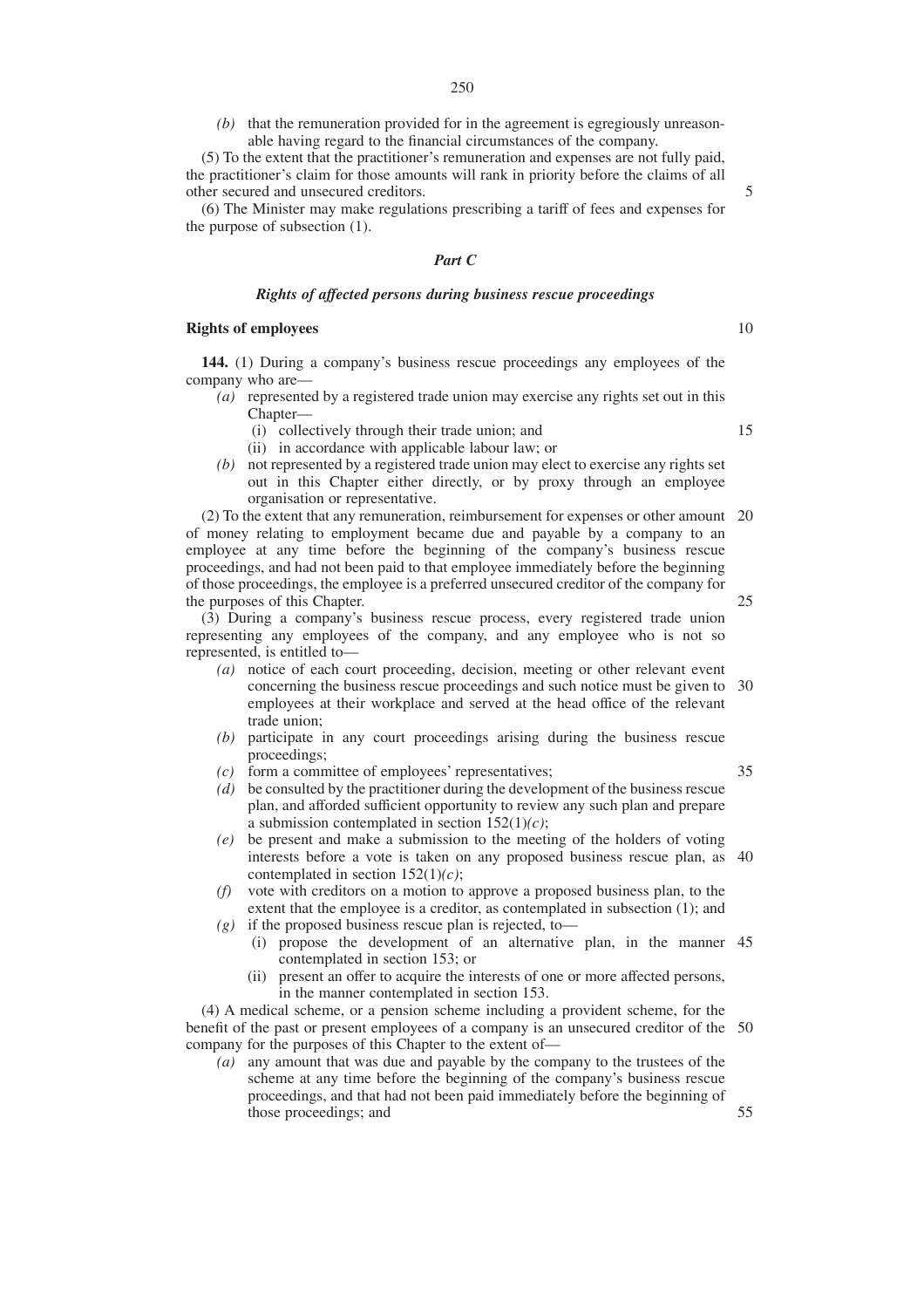*(b)* that the remuneration provided for in the agreement is egregiously unreasonable having regard to the financial circumstances of the company.

(5) To the extent that the practitioner's remuneration and expenses are not fully paid, the practitioner's claim for those amounts will rank in priority before the claims of all other secured and unsecured creditors.

(6) The Minister may make regulations prescribing a tariff of fees and expenses for the purpose of subsection (1).

## *Part C*

### *Rights of affected persons during business rescue proceedings*

**Rights of employees**

**144.** (1) During a company's business rescue proceedings any employees of the company who are—

*(a)* represented by a registered trade union may exercise any rights set out in this Chapter—
 (i) collectively through their trade union; and
 (ii) in accordance with applicable labour law; or

*(b)* not represented by a registered trade union may elect to exercise any rights set out in this Chapter either directly, or by proxy through an employee organisation or representative.

(2) To the extent that any remuneration, reimbursement for expenses or other amount of money relating to employment became due and payable by a company to an employee at any time before the beginning of the company's business rescue proceedings, and had not been paid to that employee immediately before the beginning of those proceedings, the employee is a preferred unsecured creditor of the company for the purposes of this Chapter.

(3) During a company's business rescue process, every registered trade union representing any employees of the company, and any employee who is not so represented, is entitled to—

*(a)* notice of each court proceeding, decision, meeting or other relevant event concerning the business rescue proceedings and such notice must be given to employees at their workplace and served at the head office of the relevant trade union;

*(b)* participate in any court proceedings arising during the business rescue proceedings;

*(c)* form a committee of employees' representatives;

*(d)* be consulted by the practitioner during the development of the business rescue plan, and afforded sufficient opportunity to review any such plan and prepare a submission contemplated in section 152(1)*(c)*;

*(e)* be present and make a submission to the meeting of the holders of voting interests before a vote is taken on any proposed business rescue plan, as contemplated in section 152(1)*(c)*;

*(f)* vote with creditors on a motion to approve a proposed business plan, to the extent that the employee is a creditor, as contemplated in subsection (1); and

*(g)* if the proposed business rescue plan is rejected, to—
 (i) propose the development of an alternative plan, in the manner contemplated in section 153; or
 (ii) present an offer to acquire the interests of one or more affected persons, in the manner contemplated in section 153.

(4) A medical scheme, or a pension scheme including a provident scheme, for the benefit of the past or present employees of a company is an unsecured creditor of the company for the purposes of this Chapter to the extent of—

*(a)* any amount that was due and payable by the company to the trustees of the scheme at any time before the beginning of the company's business rescue proceedings, and that had not been paid immediately before the beginning of those proceedings; and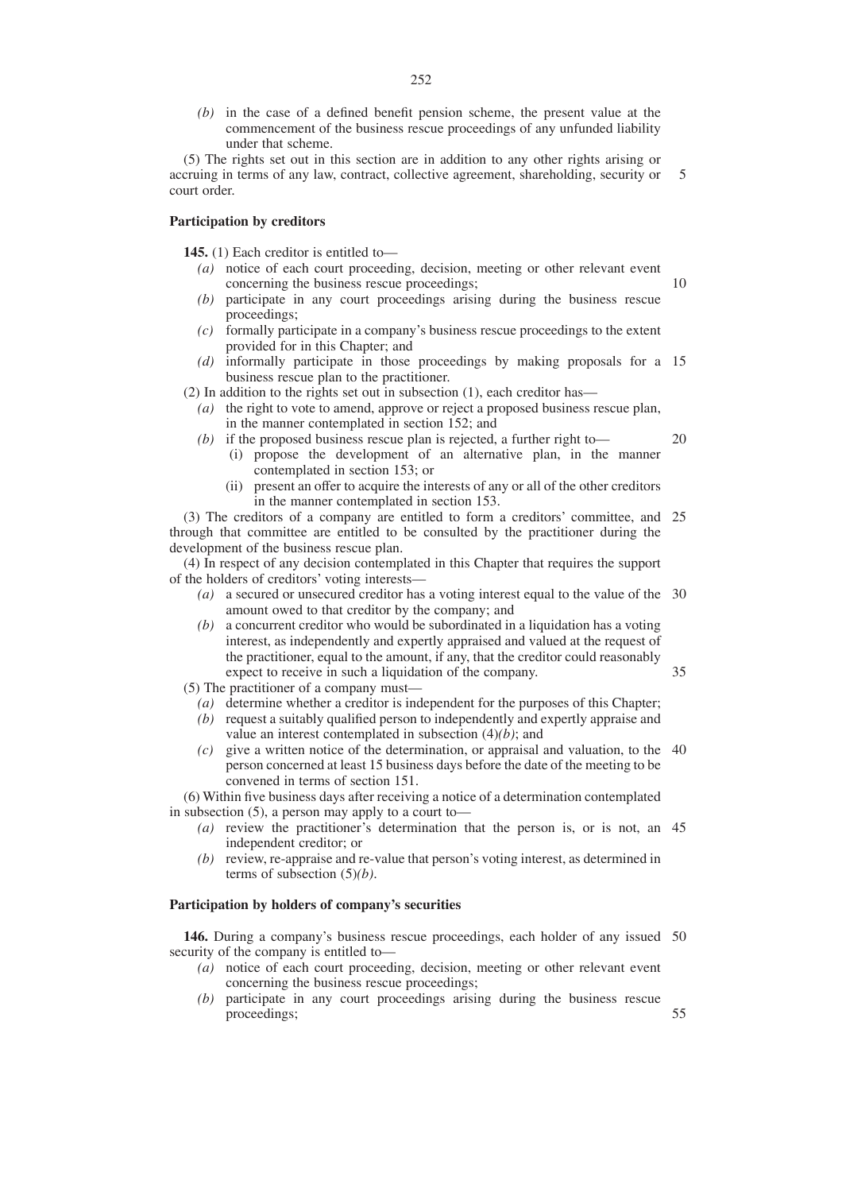*(b)* in the case of a defined benefit pension scheme, the present value at the commencement of the business rescue proceedings of any unfunded liability under that scheme.

(5) The rights set out in this section are in addition to any other rights arising or accruing in terms of any law, contract, collective agreement, shareholding, security or court order.

**Participation by creditors**

**145.** (1) Each creditor is entitled to—

*(a)* notice of each court proceeding, decision, meeting or other relevant event concerning the business rescue proceedings;

*(b)* participate in any court proceedings arising during the business rescue proceedings;

*(c)* formally participate in a company's business rescue proceedings to the extent provided for in this Chapter; and

*(d)* informally participate in those proceedings by making proposals for a business rescue plan to the practitioner.

(2) In addition to the rights set out in subsection (1), each creditor has—

*(a)* the right to vote to amend, approve or reject a proposed business rescue plan, in the manner contemplated in section 152; and

*(b)* if the proposed business rescue plan is rejected, a further right to—

(i) propose the development of an alternative plan, in the manner contemplated in section 153; or

(ii) present an offer to acquire the interests of any or all of the other creditors in the manner contemplated in section 153.

(3) The creditors of a company are entitled to form a creditors' committee, and through that committee are entitled to be consulted by the practitioner during the development of the business rescue plan.

(4) In respect of any decision contemplated in this Chapter that requires the support of the holders of creditors' voting interests—

*(a)* a secured or unsecured creditor has a voting interest equal to the value of the amount owed to that creditor by the company; and

*(b)* a concurrent creditor who would be subordinated in a liquidation has a voting interest, as independently and expertly appraised and valued at the request of the practitioner, equal to the amount, if any, that the creditor could reasonably expect to receive in such a liquidation of the company.

(5) The practitioner of a company must—

*(a)* determine whether a creditor is independent for the purposes of this Chapter;

*(b)* request a suitably qualified person to independently and expertly appraise and value an interest contemplated in subsection (4)*(b)*; and

*(c)* give a written notice of the determination, or appraisal and valuation, to the person concerned at least 15 business days before the date of the meeting to be convened in terms of section 151.

(6) Within five business days after receiving a notice of a determination contemplated in subsection (5), a person may apply to a court to—

*(a)* review the practitioner's determination that the person is, or is not, an independent creditor; or

*(b)* review, re-appraise and re-value that person's voting interest, as determined in terms of subsection (5)*(b)*.

**Participation by holders of company's securities**

**146.** During a company's business rescue proceedings, each holder of any issued security of the company is entitled to—

*(a)* notice of each court proceeding, decision, meeting or other relevant event concerning the business rescue proceedings;

*(b)* participate in any court proceedings arising during the business rescue proceedings;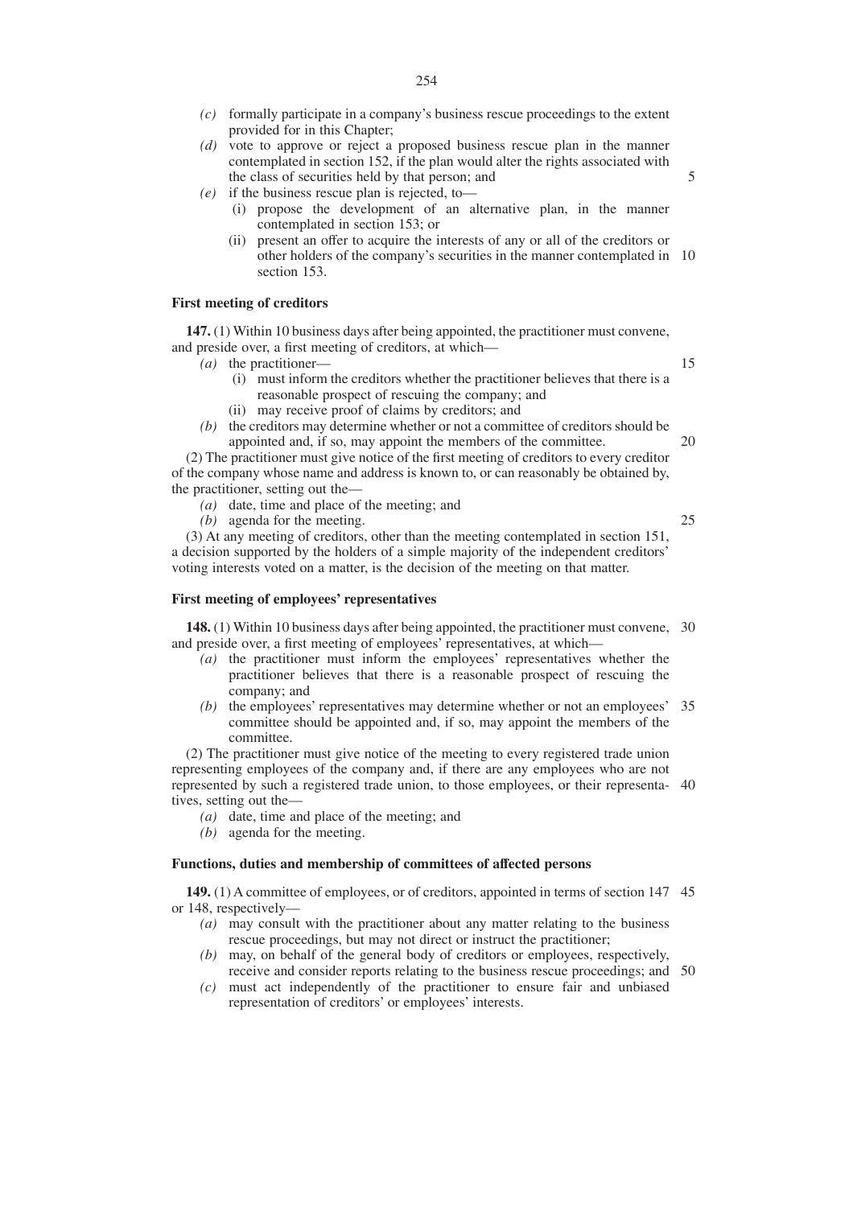*(c)* formally participate in a company's business rescue proceedings to the extent provided for in this Chapter;

*(d)* vote to approve or reject a proposed business rescue plan in the manner contemplated in section 152, if the plan would alter the rights associated with the class of securities held by that person; and

*(e)* if the business rescue plan is rejected, to—

(i) propose the development of an alternative plan, in the manner contemplated in section 153; or

(ii) present an offer to acquire the interests of any or all of the creditors or other holders of the company's securities in the manner contemplated in section 153.

**First meeting of creditors**

**147.** (1) Within 10 business days after being appointed, the practitioner must convene, and preside over, a first meeting of creditors, at which—

*(a)* the practitioner—

(i) must inform the creditors whether the practitioner believes that there is a reasonable prospect of rescuing the company; and

(ii) may receive proof of claims by creditors; and

*(b)* the creditors may determine whether or not a committee of creditors should be appointed and, if so, may appoint the members of the committee.

(2) The practitioner must give notice of the first meeting of creditors to every creditor of the company whose name and address is known to, or can reasonably be obtained by, the practitioner, setting out the—

*(a)* date, time and place of the meeting; and

*(b)* agenda for the meeting.

(3) At any meeting of creditors, other than the meeting contemplated in section 151, a decision supported by the holders of a simple majority of the independent creditors' voting interests voted on a matter, is the decision of the meeting on that matter.

**First meeting of employees' representatives**

**148.** (1) Within 10 business days after being appointed, the practitioner must convene, and preside over, a first meeting of employees' representatives, at which—

*(a)* the practitioner must inform the employees' representatives whether the practitioner believes that there is a reasonable prospect of rescuing the company; and

*(b)* the employees' representatives may determine whether or not an employees' committee should be appointed and, if so, may appoint the members of the committee.

(2) The practitioner must give notice of the meeting to every registered trade union representing employees of the company and, if there are any employees who are not represented by such a registered trade union, to those employees, or their representatives, setting out the—

*(a)* date, time and place of the meeting; and

*(b)* agenda for the meeting.

**Functions, duties and membership of committees of affected persons**

**149.** (1) A committee of employees, or of creditors, appointed in terms of section 147 or 148, respectively—

*(a)* may consult with the practitioner about any matter relating to the business rescue proceedings, but may not direct or instruct the practitioner;

*(b)* may, on behalf of the general body of creditors or employees, respectively, receive and consider reports relating to the business rescue proceedings; and

*(c)* must act independently of the practitioner to ensure fair and unbiased representation of creditors' or employees' interests.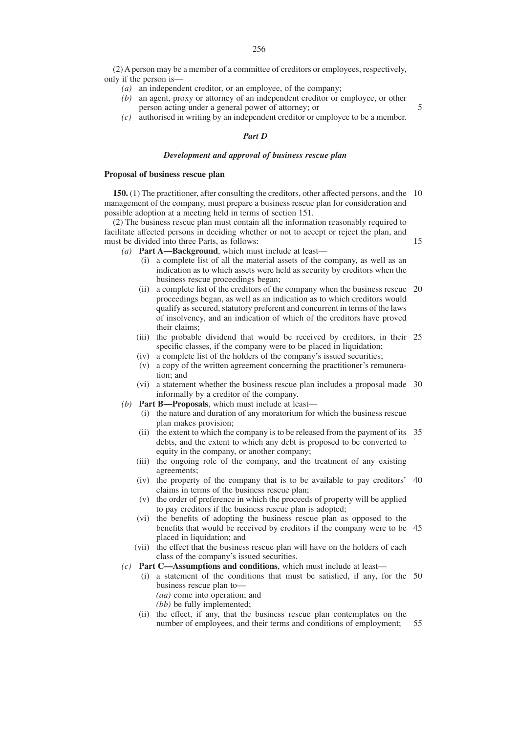(2) A person may be a member of a committee of creditors or employees, respectively, only if the person is—

- *(a)* an independent creditor, or an employee, of the company;
- *(b)* an agent, proxy or attorney of an independent creditor or employee, or other person acting under a general power of attorney; or
- *(c)* authorised in writing by an independent creditor or employee to be a member.

## *Part D*

### *Development and approval of business rescue plan*

**Proposal of business rescue plan**

**150.** (1) The practitioner, after consulting the creditors, other affected persons, and the management of the company, must prepare a business rescue plan for consideration and possible adoption at a meeting held in terms of section 151.

(2) The business rescue plan must contain all the information reasonably required to facilitate affected persons in deciding whether or not to accept or reject the plan, and must be divided into three Parts, as follows:

- *(a)* **Part A—Background**, which must include at least—
  - (i) a complete list of all the material assets of the company, as well as an indication as to which assets were held as security by creditors when the business rescue proceedings began;
  - (ii) a complete list of the creditors of the company when the business rescue proceedings began, as well as an indication as to which creditors would qualify as secured, statutory preferent and concurrent in terms of the laws of insolvency, and an indication of which of the creditors have proved their claims;
  - (iii) the probable dividend that would be received by creditors, in their specific classes, if the company were to be placed in liquidation;
  - (iv) a complete list of the holders of the company's issued securities;
  - (v) a copy of the written agreement concerning the practitioner's remuneration; and
  - (vi) a statement whether the business rescue plan includes a proposal made informally by a creditor of the company.
- *(b)* **Part B—Proposals**, which must include at least—
  - (i) the nature and duration of any moratorium for which the business rescue plan makes provision;
  - (ii) the extent to which the company is to be released from the payment of its debts, and the extent to which any debt is proposed to be converted to equity in the company, or another company;
  - (iii) the ongoing role of the company, and the treatment of any existing agreements;
  - (iv) the property of the company that is to be available to pay creditors' claims in terms of the business rescue plan;
  - (v) the order of preference in which the proceeds of property will be applied to pay creditors if the business rescue plan is adopted;
  - (vi) the benefits of adopting the business rescue plan as opposed to the benefits that would be received by creditors if the company were to be placed in liquidation; and
  - (vii) the effect that the business rescue plan will have on the holders of each class of the company's issued securities.
- *(c)* **Part C—Assumptions and conditions**, which must include at least—
  - (i) a statement of the conditions that must be satisfied, if any, for the business rescue plan to—
    - *(aa)* come into operation; and
    - *(bb)* be fully implemented;
  - (ii) the effect, if any, that the business rescue plan contemplates on the number of employees, and their terms and conditions of employment;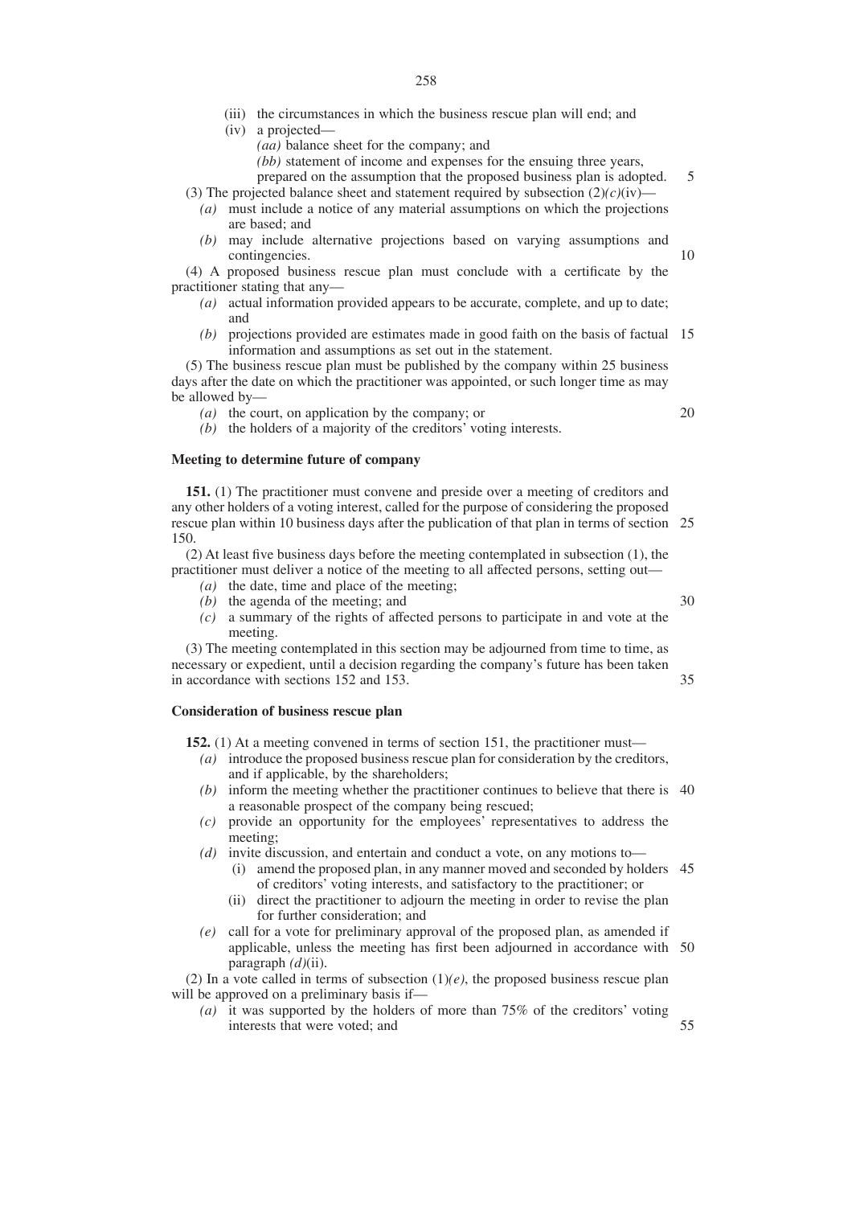(iii) the circumstances in which the business rescue plan will end; and

(iv) a projected—

*(aa)* balance sheet for the company; and

*(bb)* statement of income and expenses for the ensuing three years,

prepared on the assumption that the proposed business plan is adopted.

(3) The projected balance sheet and statement required by subsection (2)*(c)*(iv)—

*(a)* must include a notice of any material assumptions on which the projections are based; and

*(b)* may include alternative projections based on varying assumptions and contingencies.

(4) A proposed business rescue plan must conclude with a certificate by the practitioner stating that any—

*(a)* actual information provided appears to be accurate, complete, and up to date; and

*(b)* projections provided are estimates made in good faith on the basis of factual information and assumptions as set out in the statement.

(5) The business rescue plan must be published by the company within 25 business days after the date on which the practitioner was appointed, or such longer time as may be allowed by—

*(a)* the court, on application by the company; or

*(b)* the holders of a majority of the creditors' voting interests.

**Meeting to determine future of company**

**151.** (1) The practitioner must convene and preside over a meeting of creditors and any other holders of a voting interest, called for the purpose of considering the proposed rescue plan within 10 business days after the publication of that plan in terms of section 150.

(2) At least five business days before the meeting contemplated in subsection (1), the practitioner must deliver a notice of the meeting to all affected persons, setting out—

*(a)* the date, time and place of the meeting;

*(b)* the agenda of the meeting; and

*(c)* a summary of the rights of affected persons to participate in and vote at the meeting.

(3) The meeting contemplated in this section may be adjourned from time to time, as necessary or expedient, until a decision regarding the company's future has been taken in accordance with sections 152 and 153.

**Consideration of business rescue plan**

**152.** (1) At a meeting convened in terms of section 151, the practitioner must—

*(a)* introduce the proposed business rescue plan for consideration by the creditors, and if applicable, by the shareholders;

*(b)* inform the meeting whether the practitioner continues to believe that there is a reasonable prospect of the company being rescued;

*(c)* provide an opportunity for the employees' representatives to address the meeting;

*(d)* invite discussion, and entertain and conduct a vote, on any motions to—

(i) amend the proposed plan, in any manner moved and seconded by holders of creditors' voting interests, and satisfactory to the practitioner; or

(ii) direct the practitioner to adjourn the meeting in order to revise the plan for further consideration; and

*(e)* call for a vote for preliminary approval of the proposed plan, as amended if applicable, unless the meeting has first been adjourned in accordance with paragraph *(d)*(ii).

(2) In a vote called in terms of subsection (1)*(e)*, the proposed business rescue plan will be approved on a preliminary basis if—

*(a)* it was supported by the holders of more than 75% of the creditors' voting interests that were voted; and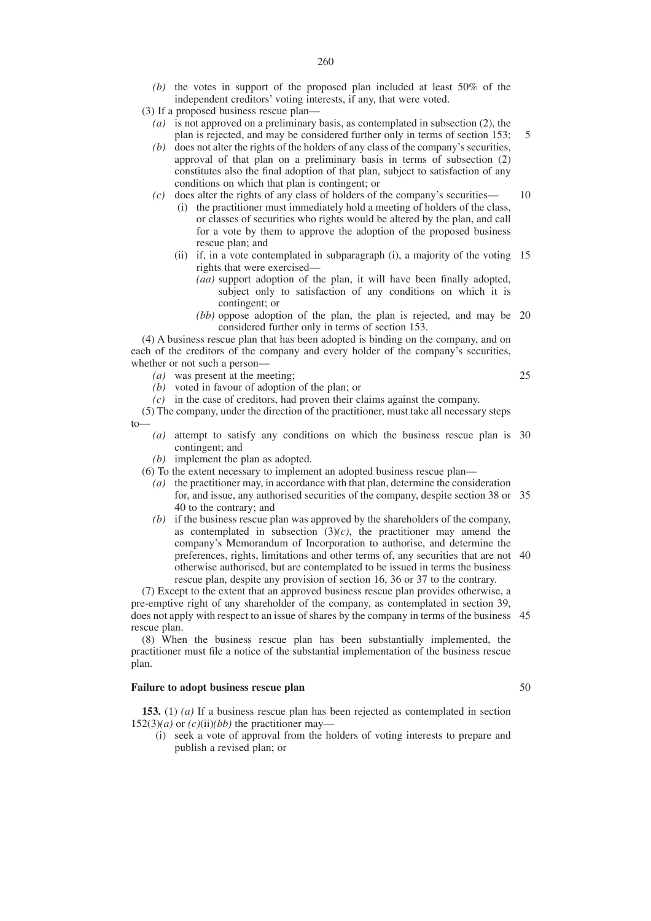*(b)* the votes in support of the proposed plan included at least 50% of the independent creditors' voting interests, if any, that were voted.

(3) If a proposed business rescue plan—

*(a)* is not approved on a preliminary basis, as contemplated in subsection (2), the plan is rejected, and may be considered further only in terms of section 153;

*(b)* does not alter the rights of the holders of any class of the company's securities, approval of that plan on a preliminary basis in terms of subsection (2) constitutes also the final adoption of that plan, subject to satisfaction of any conditions on which that plan is contingent; or

*(c)* does alter the rights of any class of holders of the company's securities—

(i) the practitioner must immediately hold a meeting of holders of the class, or classes of securities who rights would be altered by the plan, and call for a vote by them to approve the adoption of the proposed business rescue plan; and

(ii) if, in a vote contemplated in subparagraph (i), a majority of the voting rights that were exercised—

*(aa)* support adoption of the plan, it will have been finally adopted, subject only to satisfaction of any conditions on which it is contingent; or

*(bb)* oppose adoption of the plan, the plan is rejected, and may be considered further only in terms of section 153.

(4) A business rescue plan that has been adopted is binding on the company, and on each of the creditors of the company and every holder of the company's securities, whether or not such a person—

*(a)* was present at the meeting;

*(b)* voted in favour of adoption of the plan; or

*(c)* in the case of creditors, had proven their claims against the company.

(5) The company, under the direction of the practitioner, must take all necessary steps to—

*(a)* attempt to satisfy any conditions on which the business rescue plan is contingent; and

*(b)* implement the plan as adopted.

(6) To the extent necessary to implement an adopted business rescue plan—

*(a)* the practitioner may, in accordance with that plan, determine the consideration for, and issue, any authorised securities of the company, despite section 38 or 40 to the contrary; and

*(b)* if the business rescue plan was approved by the shareholders of the company, as contemplated in subsection (3)*(c)*, the practitioner may amend the company's Memorandum of Incorporation to authorise, and determine the preferences, rights, limitations and other terms of, any securities that are not otherwise authorised, but are contemplated to be issued in terms the business rescue plan, despite any provision of section 16, 36 or 37 to the contrary.

(7) Except to the extent that an approved business rescue plan provides otherwise, a pre-emptive right of any shareholder of the company, as contemplated in section 39, does not apply with respect to an issue of shares by the company in terms of the business rescue plan.

(8) When the business rescue plan has been substantially implemented, the practitioner must file a notice of the substantial implementation of the business rescue plan.

**Failure to adopt business rescue plan**

**153.** (1) *(a)* If a business rescue plan has been rejected as contemplated in section 152(3)*(a)* or *(c)*(ii)*(bb)* the practitioner may—

(i) seek a vote of approval from the holders of voting interests to prepare and publish a revised plan; or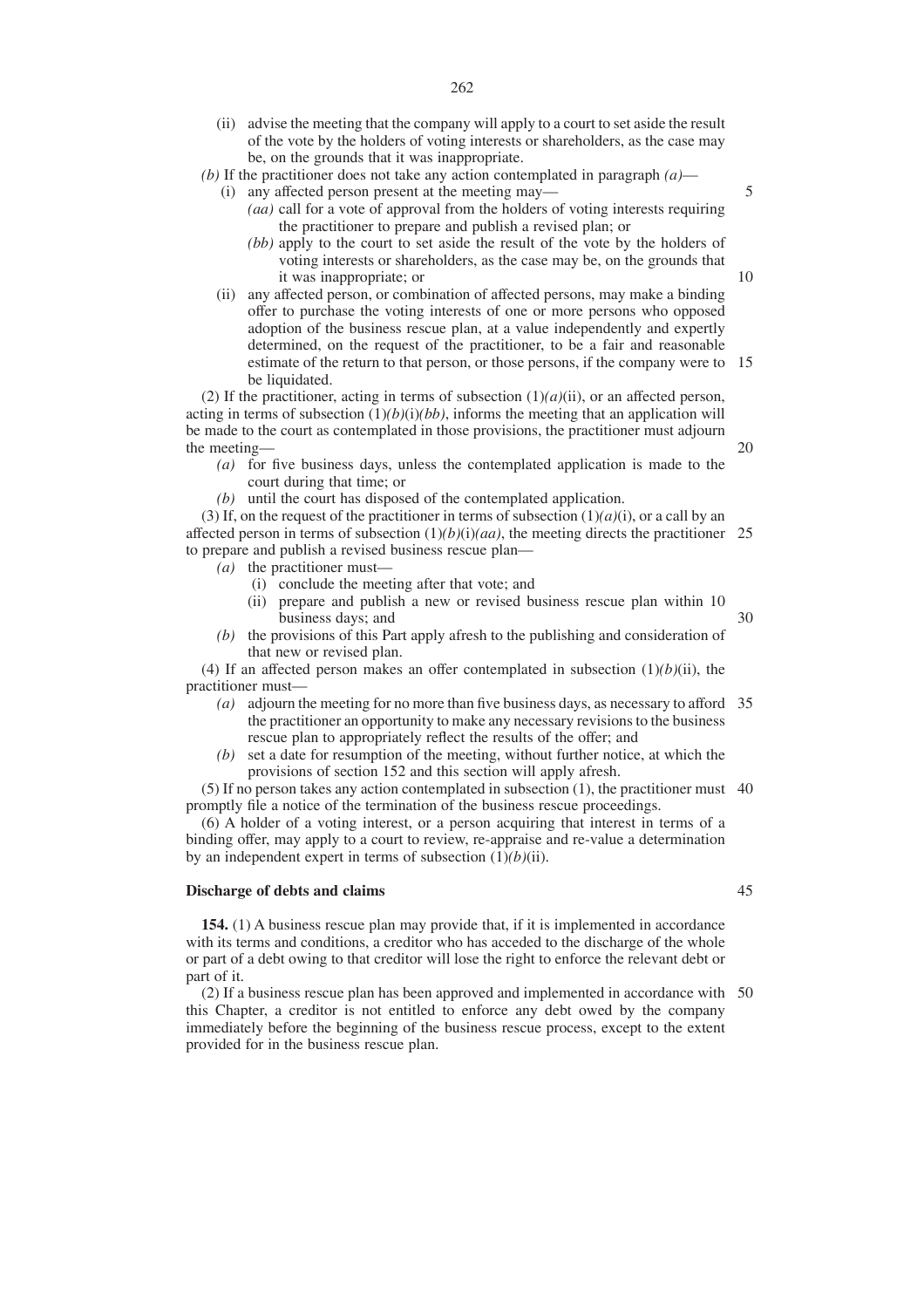(ii) advise the meeting that the company will apply to a court to set aside the result of the vote by the holders of voting interests or shareholders, as the case may be, on the grounds that it was inappropriate.

*(b)* If the practitioner does not take any action contemplated in paragraph *(a)*—

(i) any affected person present at the meeting may—

*(aa)* call for a vote of approval from the holders of voting interests requiring the practitioner to prepare and publish a revised plan; or

*(bb)* apply to the court to set aside the result of the vote by the holders of voting interests or shareholders, as the case may be, on the grounds that it was inappropriate; or

(ii) any affected person, or combination of affected persons, may make a binding offer to purchase the voting interests of one or more persons who opposed adoption of the business rescue plan, at a value independently and expertly determined, on the request of the practitioner, to be a fair and reasonable estimate of the return to that person, or those persons, if the company were to be liquidated.

(2) If the practitioner, acting in terms of subsection (1)*(a)*(ii), or an affected person, acting in terms of subsection (1)*(b)*(i)*(bb)*, informs the meeting that an application will be made to the court as contemplated in those provisions, the practitioner must adjourn the meeting—

*(a)* for five business days, unless the contemplated application is made to the court during that time; or

*(b)* until the court has disposed of the contemplated application.

(3) If, on the request of the practitioner in terms of subsection (1)*(a)*(i), or a call by an affected person in terms of subsection (1)*(b)*(i)*(aa)*, the meeting directs the practitioner to prepare and publish a revised business rescue plan—

*(a)* the practitioner must—

(i) conclude the meeting after that vote; and

(ii) prepare and publish a new or revised business rescue plan within 10 business days; and

*(b)* the provisions of this Part apply afresh to the publishing and consideration of that new or revised plan.

(4) If an affected person makes an offer contemplated in subsection (1)*(b)*(ii), the practitioner must—

*(a)* adjourn the meeting for no more than five business days, as necessary to afford the practitioner an opportunity to make any necessary revisions to the business rescue plan to appropriately reflect the results of the offer; and

*(b)* set a date for resumption of the meeting, without further notice, at which the provisions of section 152 and this section will apply afresh.

(5) If no person takes any action contemplated in subsection (1), the practitioner must promptly file a notice of the termination of the business rescue proceedings.

(6) A holder of a voting interest, or a person acquiring that interest in terms of a binding offer, may apply to a court to review, re-appraise and re-value a determination by an independent expert in terms of subsection (1)*(b)*(ii).

**Discharge of debts and claims**

**154.** (1) A business rescue plan may provide that, if it is implemented in accordance with its terms and conditions, a creditor who has acceded to the discharge of the whole or part of a debt owing to that creditor will lose the right to enforce the relevant debt or part of it.

(2) If a business rescue plan has been approved and implemented in accordance with this Chapter, a creditor is not entitled to enforce any debt owed by the company immediately before the beginning of the business rescue process, except to the extent provided for in the business rescue plan.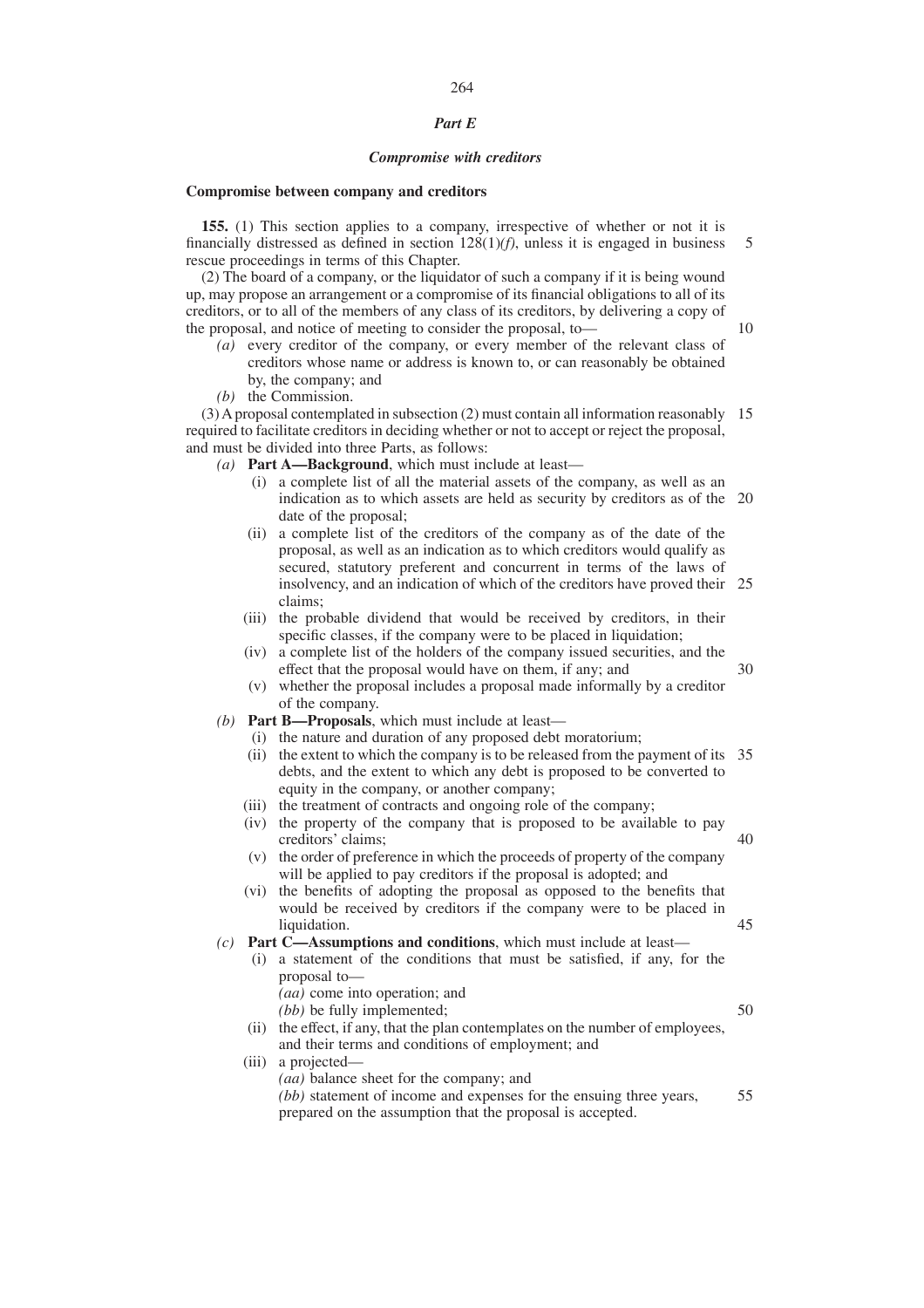## *Part E*

### *Compromise with creditors*

**Compromise between company and creditors**

**155.** (1) This section applies to a company, irrespective of whether or not it is financially distressed as defined in section 128(1)*(f)*, unless it is engaged in business rescue proceedings in terms of this Chapter.

(2) The board of a company, or the liquidator of such a company if it is being wound up, may propose an arrangement or a compromise of its financial obligations to all of its creditors, or to all of the members of any class of its creditors, by delivering a copy of the proposal, and notice of meeting to consider the proposal, to—

- *(a)* every creditor of the company, or every member of the relevant class of creditors whose name or address is known to, or can reasonably be obtained by, the company; and
- *(b)* the Commission.

(3) A proposal contemplated in subsection (2) must contain all information reasonably required to facilitate creditors in deciding whether or not to accept or reject the proposal, and must be divided into three Parts, as follows:

- *(a)* **Part A—Background**, which must include at least—
  - (i) a complete list of all the material assets of the company, as well as an indication as to which assets are held as security by creditors as of the date of the proposal;
  - (ii) a complete list of the creditors of the company as of the date of the proposal, as well as an indication as to which creditors would qualify as secured, statutory preferent and concurrent in terms of the laws of insolvency, and an indication of which of the creditors have proved their claims;
  - (iii) the probable dividend that would be received by creditors, in their specific classes, if the company were to be placed in liquidation;
  - (iv) a complete list of the holders of the company issued securities, and the effect that the proposal would have on them, if any; and
  - (v) whether the proposal includes a proposal made informally by a creditor of the company.
- *(b)* **Part B—Proposals**, which must include at least—
  - (i) the nature and duration of any proposed debt moratorium;
  - (ii) the extent to which the company is to be released from the payment of its debts, and the extent to which any debt is proposed to be converted to equity in the company, or another company;
  - (iii) the treatment of contracts and ongoing role of the company;
  - (iv) the property of the company that is proposed to be available to pay creditors' claims;
  - (v) the order of preference in which the proceeds of property of the company will be applied to pay creditors if the proposal is adopted; and
  - (vi) the benefits of adopting the proposal as opposed to the benefits that would be received by creditors if the company were to be placed in liquidation.
- *(c)* **Part C—Assumptions and conditions**, which must include at least—
  - (i) a statement of the conditions that must be satisfied, if any, for the proposal to—
    - *(aa)* come into operation; and
    - *(bb)* be fully implemented;
  - (ii) the effect, if any, that the plan contemplates on the number of employees, and their terms and conditions of employment; and
  - (iii) a projected—
    - *(aa)* balance sheet for the company; and
    - *(bb)* statement of income and expenses for the ensuing three years,

    prepared on the assumption that the proposal is accepted.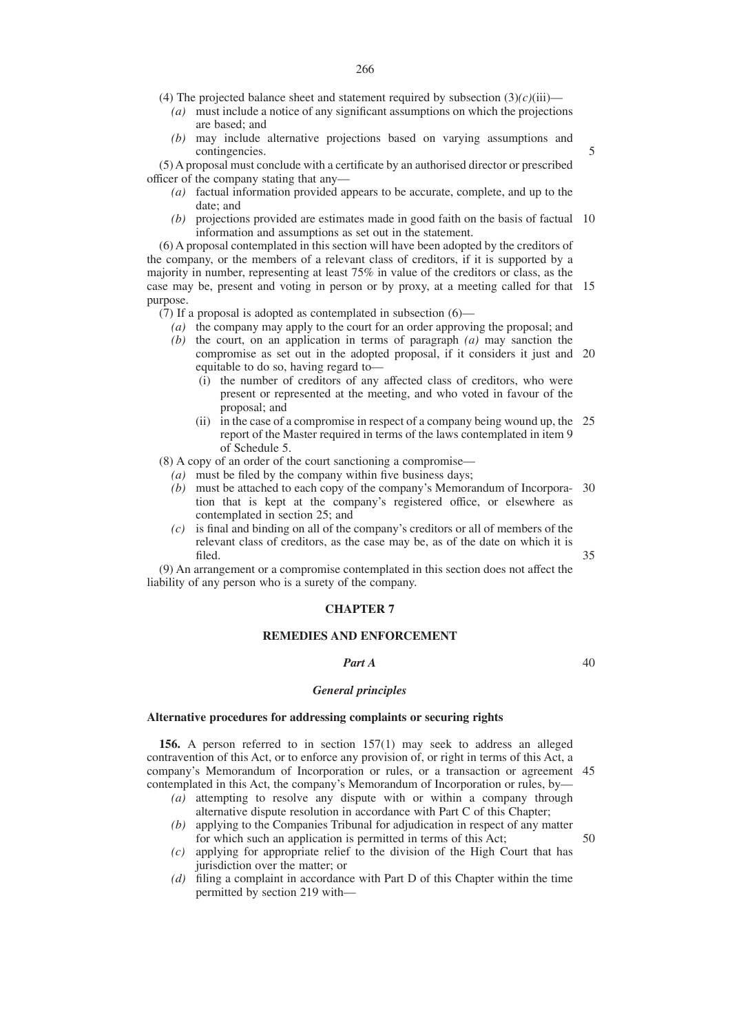(4) The projected balance sheet and statement required by subsection (3)*(c)*(iii)—

*(a)* must include a notice of any significant assumptions on which the projections are based; and

*(b)* may include alternative projections based on varying assumptions and contingencies.

(5) A proposal must conclude with a certificate by an authorised director or prescribed officer of the company stating that any—

*(a)* factual information provided appears to be accurate, complete, and up to the date; and

*(b)* projections provided are estimates made in good faith on the basis of factual information and assumptions as set out in the statement.

(6) A proposal contemplated in this section will have been adopted by the creditors of the company, or the members of a relevant class of creditors, if it is supported by a majority in number, representing at least 75% in value of the creditors or class, as the case may be, present and voting in person or by proxy, at a meeting called for that purpose.

(7) If a proposal is adopted as contemplated in subsection (6)—

*(a)* the company may apply to the court for an order approving the proposal; and

*(b)* the court, on an application in terms of paragraph *(a)* may sanction the compromise as set out in the adopted proposal, if it considers it just and equitable to do so, having regard to—

(i) the number of creditors of any affected class of creditors, who were present or represented at the meeting, and who voted in favour of the proposal; and

(ii) in the case of a compromise in respect of a company being wound up, the report of the Master required in terms of the laws contemplated in item 9 of Schedule 5.

(8) A copy of an order of the court sanctioning a compromise—

*(a)* must be filed by the company within five business days;

*(b)* must be attached to each copy of the company's Memorandum of Incorporation that is kept at the company's registered office, or elsewhere as contemplated in section 25; and

*(c)* is final and binding on all of the company's creditors or all of members of the relevant class of creditors, as the case may be, as of the date on which it is filed.

(9) An arrangement or a compromise contemplated in this section does not affect the liability of any person who is a surety of the company.

## CHAPTER 7

## REMEDIES AND ENFORCEMENT

### *Part A*

### *General principles*

**Alternative procedures for addressing complaints or securing rights**

**156.** A person referred to in section 157(1) may seek to address an alleged contravention of this Act, or to enforce any provision of, or right in terms of this Act, a company's Memorandum of Incorporation or rules, or a transaction or agreement contemplated in this Act, the company's Memorandum of Incorporation or rules, by—

*(a)* attempting to resolve any dispute with or within a company through alternative dispute resolution in accordance with Part C of this Chapter;

*(b)* applying to the Companies Tribunal for adjudication in respect of any matter for which such an application is permitted in terms of this Act;

*(c)* applying for appropriate relief to the division of the High Court that has jurisdiction over the matter; or

*(d)* filing a complaint in accordance with Part D of this Chapter within the time permitted by section 219 with—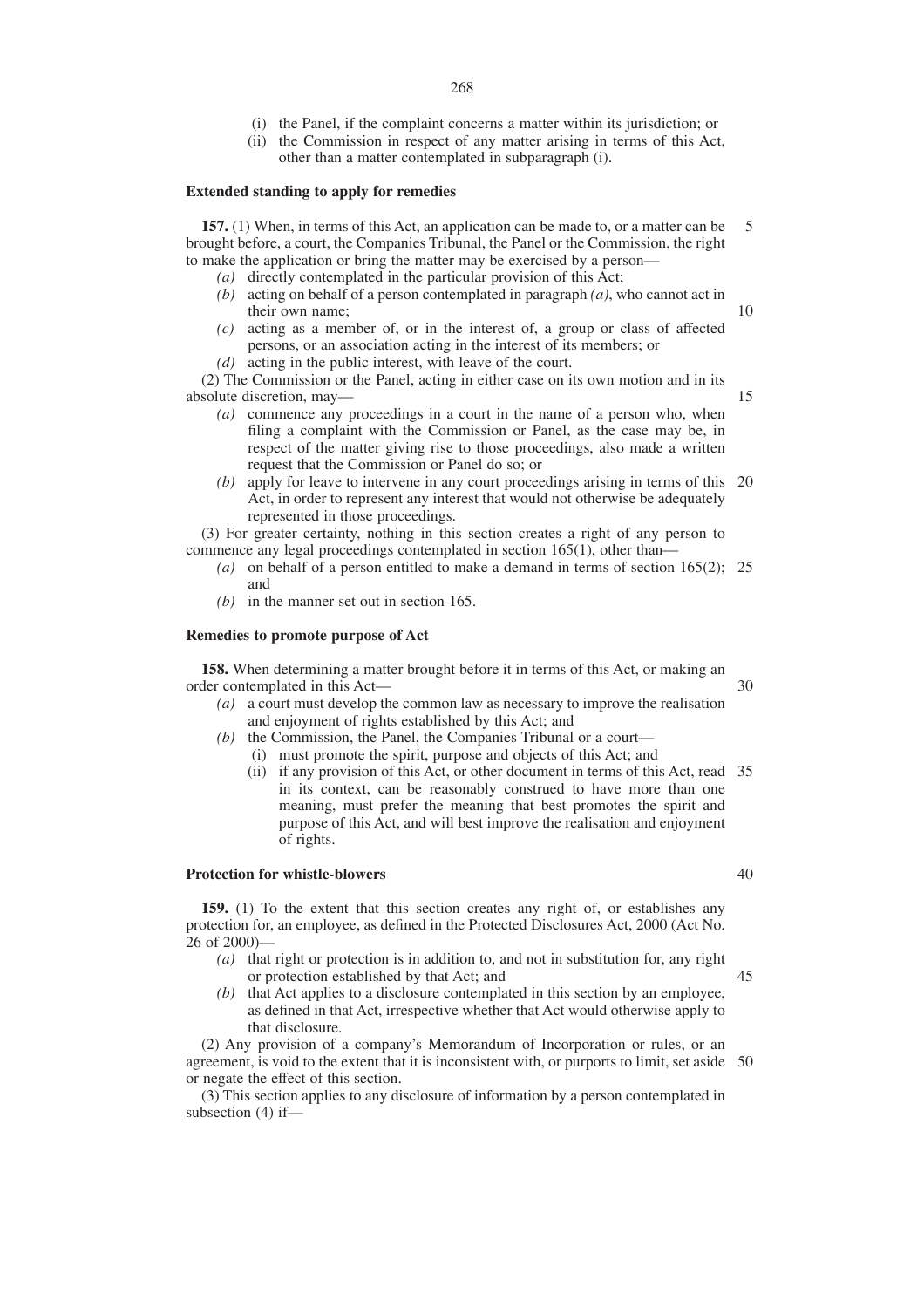(i) the Panel, if the complaint concerns a matter within its jurisdiction; or

(ii) the Commission in respect of any matter arising in terms of this Act, other than a matter contemplated in subparagraph (i).

**Extended standing to apply for remedies**

**157.** (1) When, in terms of this Act, an application can be made to, or a matter can be brought before, a court, the Companies Tribunal, the Panel or the Commission, the right to make the application or bring the matter may be exercised by a person—

*(a)* directly contemplated in the particular provision of this Act;

*(b)* acting on behalf of a person contemplated in paragraph *(a)*, who cannot act in their own name;

*(c)* acting as a member of, or in the interest of, a group or class of affected persons, or an association acting in the interest of its members; or

*(d)* acting in the public interest, with leave of the court.

(2) The Commission or the Panel, acting in either case on its own motion and in its absolute discretion, may—

*(a)* commence any proceedings in a court in the name of a person who, when filing a complaint with the Commission or Panel, as the case may be, in respect of the matter giving rise to those proceedings, also made a written request that the Commission or Panel do so; or

*(b)* apply for leave to intervene in any court proceedings arising in terms of this Act, in order to represent any interest that would not otherwise be adequately represented in those proceedings.

(3) For greater certainty, nothing in this section creates a right of any person to commence any legal proceedings contemplated in section 165(1), other than—

*(a)* on behalf of a person entitled to make a demand in terms of section 165(2); and

*(b)* in the manner set out in section 165.

**Remedies to promote purpose of Act**

**158.** When determining a matter brought before it in terms of this Act, or making an order contemplated in this Act—

*(a)* a court must develop the common law as necessary to improve the realisation and enjoyment of rights established by this Act; and

*(b)* the Commission, the Panel, the Companies Tribunal or a court—

(i) must promote the spirit, purpose and objects of this Act; and

(ii) if any provision of this Act, or other document in terms of this Act, read in its context, can be reasonably construed to have more than one meaning, must prefer the meaning that best promotes the spirit and purpose of this Act, and will best improve the realisation and enjoyment of rights.

**Protection for whistle-blowers**

**159.** (1) To the extent that this section creates any right of, or establishes any protection for, an employee, as defined in the Protected Disclosures Act, 2000 (Act No. 26 of 2000)—

*(a)* that right or protection is in addition to, and not in substitution for, any right or protection established by that Act; and

*(b)* that Act applies to a disclosure contemplated in this section by an employee, as defined in that Act, irrespective whether that Act would otherwise apply to that disclosure.

(2) Any provision of a company's Memorandum of Incorporation or rules, or an agreement, is void to the extent that it is inconsistent with, or purports to limit, set aside or negate the effect of this section.

(3) This section applies to any disclosure of information by a person contemplated in subsection (4) if—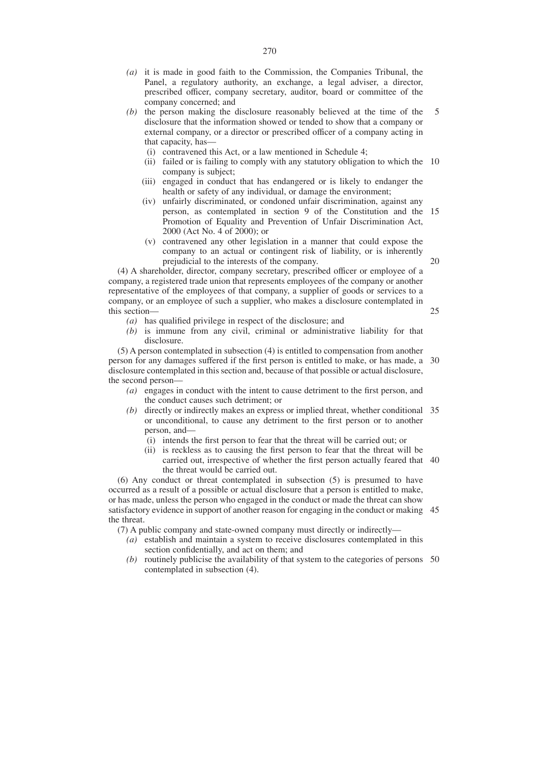*(a)* it is made in good faith to the Commission, the Companies Tribunal, the Panel, a regulatory authority, an exchange, a legal adviser, a director, prescribed officer, company secretary, auditor, board or committee of the company concerned; and

*(b)* the person making the disclosure reasonably believed at the time of the disclosure that the information showed or tended to show that a company or external company, or a director or prescribed officer of a company acting in that capacity, has—

(i) contravened this Act, or a law mentioned in Schedule 4;

(ii) failed or is failing to comply with any statutory obligation to which the company is subject;

(iii) engaged in conduct that has endangered or is likely to endanger the health or safety of any individual, or damage the environment;

(iv) unfairly discriminated, or condoned unfair discrimination, against any person, as contemplated in section 9 of the Constitution and the Promotion of Equality and Prevention of Unfair Discrimination Act, 2000 (Act No. 4 of 2000); or

(v) contravened any other legislation in a manner that could expose the company to an actual or contingent risk of liability, or is inherently prejudicial to the interests of the company.

(4) A shareholder, director, company secretary, prescribed officer or employee of a company, a registered trade union that represents employees of the company or another representative of the employees of that company, a supplier of goods or services to a company, or an employee of such a supplier, who makes a disclosure contemplated in this section—

*(a)* has qualified privilege in respect of the disclosure; and

*(b)* is immune from any civil, criminal or administrative liability for that disclosure.

(5) A person contemplated in subsection (4) is entitled to compensation from another person for any damages suffered if the first person is entitled to make, or has made, a disclosure contemplated in this section and, because of that possible or actual disclosure, the second person—

*(a)* engages in conduct with the intent to cause detriment to the first person, and the conduct causes such detriment; or

*(b)* directly or indirectly makes an express or implied threat, whether conditional or unconditional, to cause any detriment to the first person or to another person, and—

(i) intends the first person to fear that the threat will be carried out; or

(ii) is reckless as to causing the first person to fear that the threat will be carried out, irrespective of whether the first person actually feared that the threat would be carried out.

(6) Any conduct or threat contemplated in subsection (5) is presumed to have occurred as a result of a possible or actual disclosure that a person is entitled to make, or has made, unless the person who engaged in the conduct or made the threat can show satisfactory evidence in support of another reason for engaging in the conduct or making the threat.

(7) A public company and state-owned company must directly or indirectly—

*(a)* establish and maintain a system to receive disclosures contemplated in this section confidentially, and act on them; and

*(b)* routinely publicise the availability of that system to the categories of persons contemplated in subsection (4).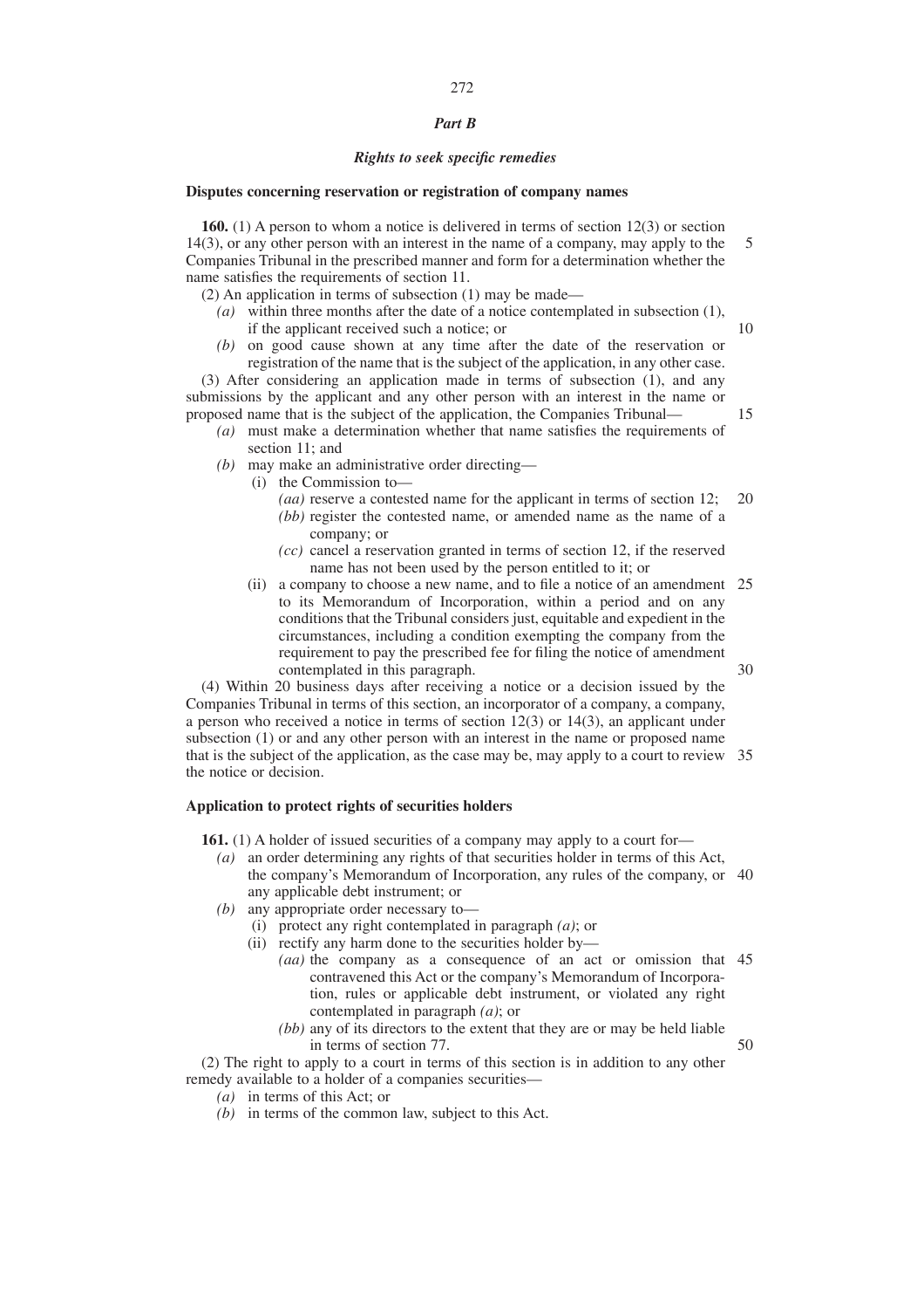## *Part B*

### *Rights to seek specific remedies*

**Disputes concerning reservation or registration of company names**

**160.** (1) A person to whom a notice is delivered in terms of section 12(3) or section 14(3), or any other person with an interest in the name of a company, may apply to the Companies Tribunal in the prescribed manner and form for a determination whether the name satisfies the requirements of section 11.

(2) An application in terms of subsection (1) may be made—

- *(a)* within three months after the date of a notice contemplated in subsection (1), if the applicant received such a notice; or
- *(b)* on good cause shown at any time after the date of the reservation or registration of the name that is the subject of the application, in any other case.

(3) After considering an application made in terms of subsection (1), and any submissions by the applicant and any other person with an interest in the name or proposed name that is the subject of the application, the Companies Tribunal—

- *(a)* must make a determination whether that name satisfies the requirements of section 11; and
- *(b)* may make an administrative order directing—
  - (i) the Commission to—
    - *(aa)* reserve a contested name for the applicant in terms of section 12;
    - *(bb)* register the contested name, or amended name as the name of a company; or
    - *(cc)* cancel a reservation granted in terms of section 12, if the reserved name has not been used by the person entitled to it; or
  - (ii) a company to choose a new name, and to file a notice of an amendment to its Memorandum of Incorporation, within a period and on any conditions that the Tribunal considers just, equitable and expedient in the circumstances, including a condition exempting the company from the requirement to pay the prescribed fee for filing the notice of amendment contemplated in this paragraph.

(4) Within 20 business days after receiving a notice or a decision issued by the Companies Tribunal in terms of this section, an incorporator of a company, a company, a person who received a notice in terms of section 12(3) or 14(3), an applicant under subsection (1) or and any other person with an interest in the name or proposed name that is the subject of the application, as the case may be, may apply to a court to review the notice or decision.

**Application to protect rights of securities holders**

**161.** (1) A holder of issued securities of a company may apply to a court for—

- *(a)* an order determining any rights of that securities holder in terms of this Act, the company's Memorandum of Incorporation, any rules of the company, or any applicable debt instrument; or
- *(b)* any appropriate order necessary to—
  - (i) protect any right contemplated in paragraph *(a)*; or
  - (ii) rectify any harm done to the securities holder by—
    - *(aa)* the company as a consequence of an act or omission that contravened this Act or the company's Memorandum of Incorporation, rules or applicable debt instrument, or violated any right contemplated in paragraph *(a)*; or
    - *(bb)* any of its directors to the extent that they are or may be held liable in terms of section 77.

(2) The right to apply to a court in terms of this section is in addition to any other remedy available to a holder of a companies securities—

- *(a)* in terms of this Act; or
- *(b)* in terms of the common law, subject to this Act.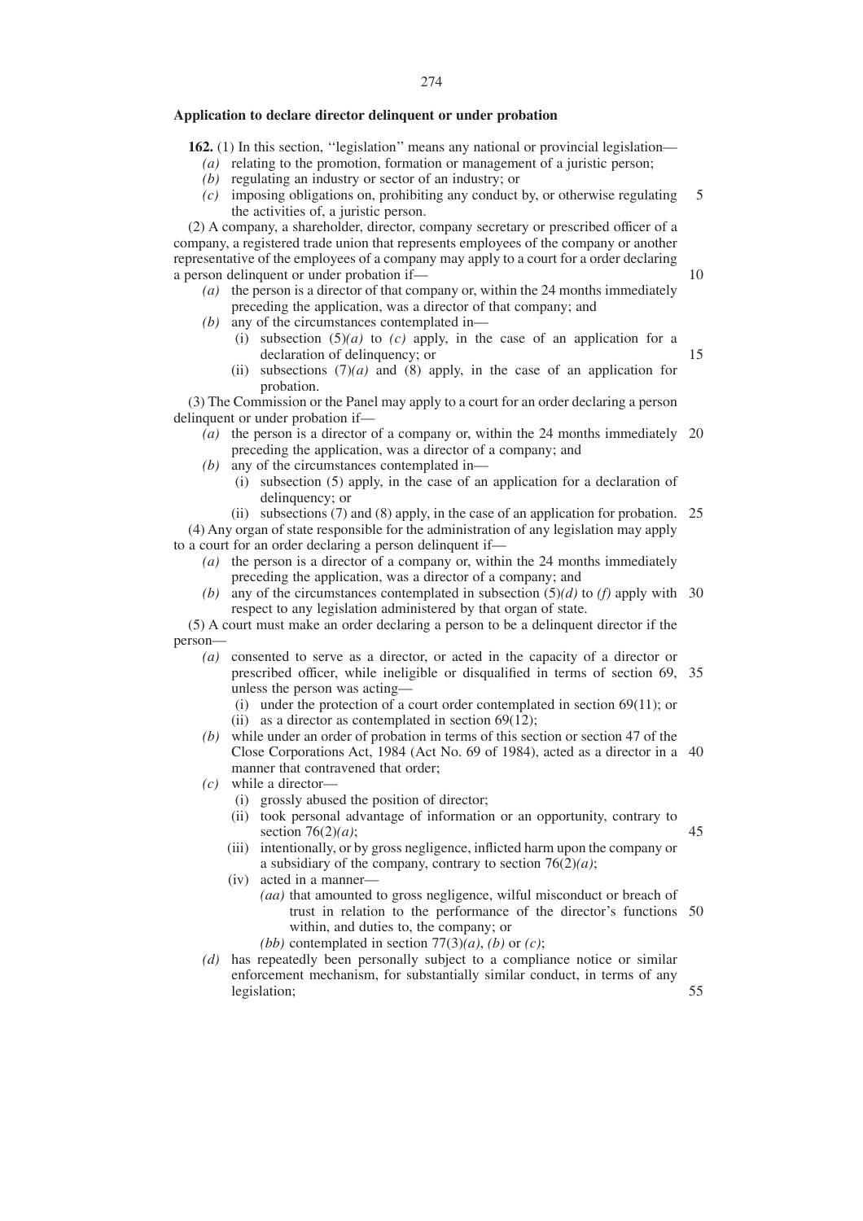**Application to declare director delinquent or under probation**

**162.** (1) In this section, ''legislation'' means any national or provincial legislation—

*(a)* relating to the promotion, formation or management of a juristic person;

*(b)* regulating an industry or sector of an industry; or

*(c)* imposing obligations on, prohibiting any conduct by, or otherwise regulating the activities of, a juristic person.

(2) A company, a shareholder, director, company secretary or prescribed officer of a company, a registered trade union that represents employees of the company or another representative of the employees of a company may apply to a court for a order declaring a person delinquent or under probation if—

*(a)* the person is a director of that company or, within the 24 months immediately preceding the application, was a director of that company; and

*(b)* any of the circumstances contemplated in—

(i) subsection (5)*(a)* to *(c)* apply, in the case of an application for a declaration of delinquency; or

(ii) subsections (7)*(a)* and (8) apply, in the case of an application for probation.

(3) The Commission or the Panel may apply to a court for an order declaring a person delinquent or under probation if—

*(a)* the person is a director of a company or, within the 24 months immediately preceding the application, was a director of a company; and

*(b)* any of the circumstances contemplated in—

(i) subsection (5) apply, in the case of an application for a declaration of delinquency; or

(ii) subsections (7) and (8) apply, in the case of an application for probation.

(4) Any organ of state responsible for the administration of any legislation may apply to a court for an order declaring a person delinquent if—

*(a)* the person is a director of a company or, within the 24 months immediately preceding the application, was a director of a company; and

*(b)* any of the circumstances contemplated in subsection (5)*(d)* to *(f)* apply with respect to any legislation administered by that organ of state.

(5) A court must make an order declaring a person to be a delinquent director if the person—

*(a)* consented to serve as a director, or acted in the capacity of a director or prescribed officer, while ineligible or disqualified in terms of section 69, unless the person was acting—

(i) under the protection of a court order contemplated in section 69(11); or

(ii) as a director as contemplated in section 69(12);

*(b)* while under an order of probation in terms of this section or section 47 of the Close Corporations Act, 1984 (Act No. 69 of 1984), acted as a director in a manner that contravened that order;

*(c)* while a director—

(i) grossly abused the position of director;

(ii) took personal advantage of information or an opportunity, contrary to section 76(2)*(a)*;

(iii) intentionally, or by gross negligence, inflicted harm upon the company or a subsidiary of the company, contrary to section 76(2)*(a)*;

(iv) acted in a manner—

*(aa)* that amounted to gross negligence, wilful misconduct or breach of trust in relation to the performance of the director's functions within, and duties to, the company; or

*(bb)* contemplated in section 77(3)*(a)*, *(b)* or *(c)*;

*(d)* has repeatedly been personally subject to a compliance notice or similar enforcement mechanism, for substantially similar conduct, in terms of any legislation;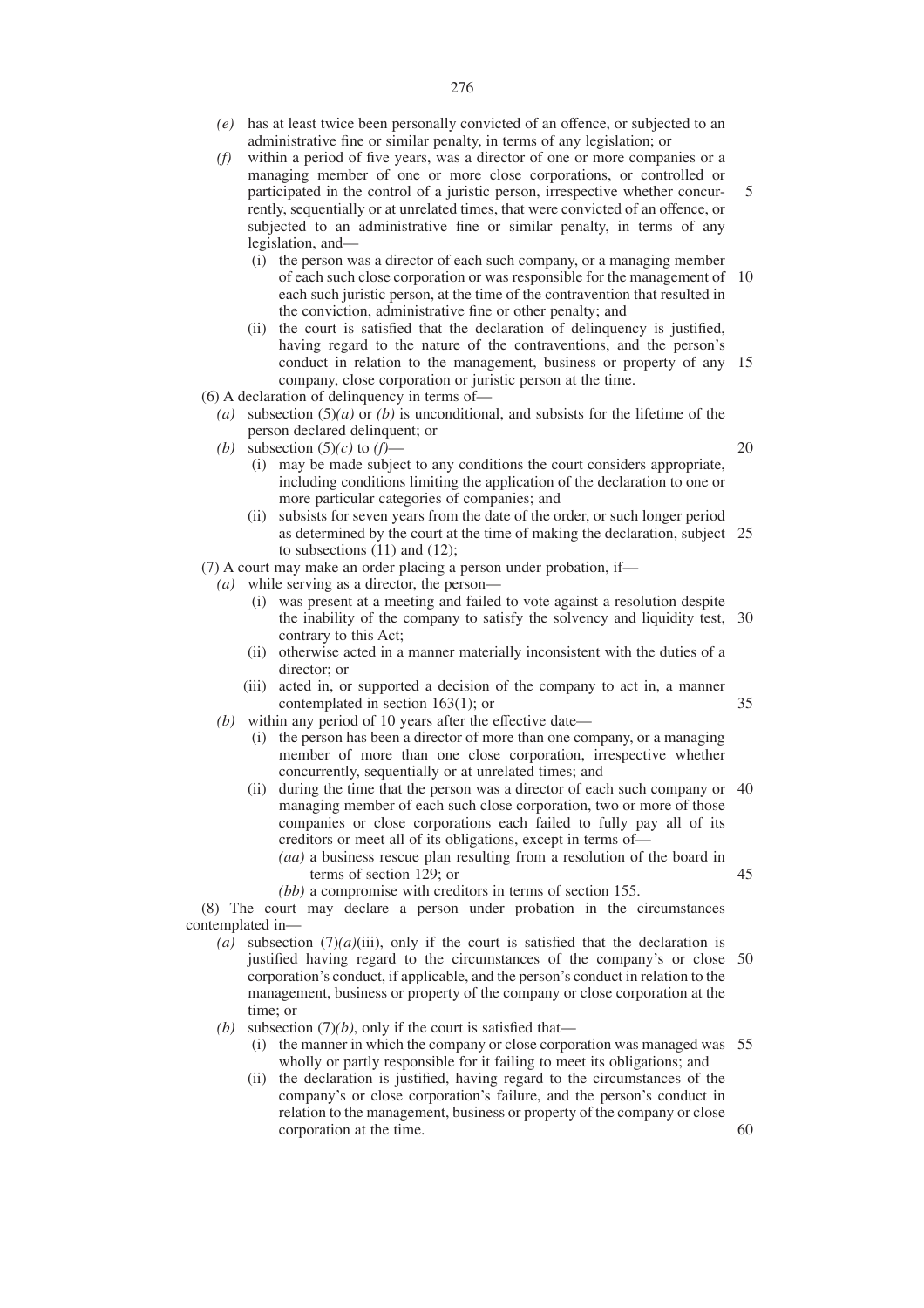*(e)* has at least twice been personally convicted of an offence, or subjected to an administrative fine or similar penalty, in terms of any legislation; or

*(f)* within a period of five years, was a director of one or more companies or a managing member of one or more close corporations, or controlled or participated in the control of a juristic person, irrespective whether concurrently, sequentially or at unrelated times, that were convicted of an offence, or subjected to an administrative fine or similar penalty, in terms of any legislation, and—

- (i) the person was a director of each such company, or a managing member of each such close corporation or was responsible for the management of each such juristic person, at the time of the contravention that resulted in the conviction, administrative fine or other penalty; and
- (ii) the court is satisfied that the declaration of delinquency is justified, having regard to the nature of the contraventions, and the person's conduct in relation to the management, business or property of any company, close corporation or juristic person at the time.

(6) A declaration of delinquency in terms of—

*(a)* subsection (5)*(a)* or *(b)* is unconditional, and subsists for the lifetime of the person declared delinquent; or

*(b)* subsection (5)*(c)* to *(f)*—

- (i) may be made subject to any conditions the court considers appropriate, including conditions limiting the application of the declaration to one or more particular categories of companies; and
- (ii) subsists for seven years from the date of the order, or such longer period as determined by the court at the time of making the declaration, subject to subsections (11) and (12);

(7) A court may make an order placing a person under probation, if—

*(a)* while serving as a director, the person—

- (i) was present at a meeting and failed to vote against a resolution despite the inability of the company to satisfy the solvency and liquidity test, contrary to this Act;
- (ii) otherwise acted in a manner materially inconsistent with the duties of a director; or
- (iii) acted in, or supported a decision of the company to act in, a manner contemplated in section 163(1); or

*(b)* within any period of 10 years after the effective date—

- (i) the person has been a director of more than one company, or a managing member of more than one close corporation, irrespective whether concurrently, sequentially or at unrelated times; and
- (ii) during the time that the person was a director of each such company or managing member of each such close corporation, two or more of those companies or close corporations each failed to fully pay all of its creditors or meet all of its obligations, except in terms of—
  - *(aa)* a business rescue plan resulting from a resolution of the board in terms of section 129; or
  - *(bb)* a compromise with creditors in terms of section 155.

(8) The court may declare a person under probation in the circumstances contemplated in—

*(a)* subsection (7)*(a)*(iii), only if the court is satisfied that the declaration is justified having regard to the circumstances of the company's or close corporation's conduct, if applicable, and the person's conduct in relation to the management, business or property of the company or close corporation at the time; or

*(b)* subsection (7)*(b)*, only if the court is satisfied that—

- (i) the manner in which the company or close corporation was managed was wholly or partly responsible for it failing to meet its obligations; and
- (ii) the declaration is justified, having regard to the circumstances of the company's or close corporation's failure, and the person's conduct in relation to the management, business or property of the company or close corporation at the time.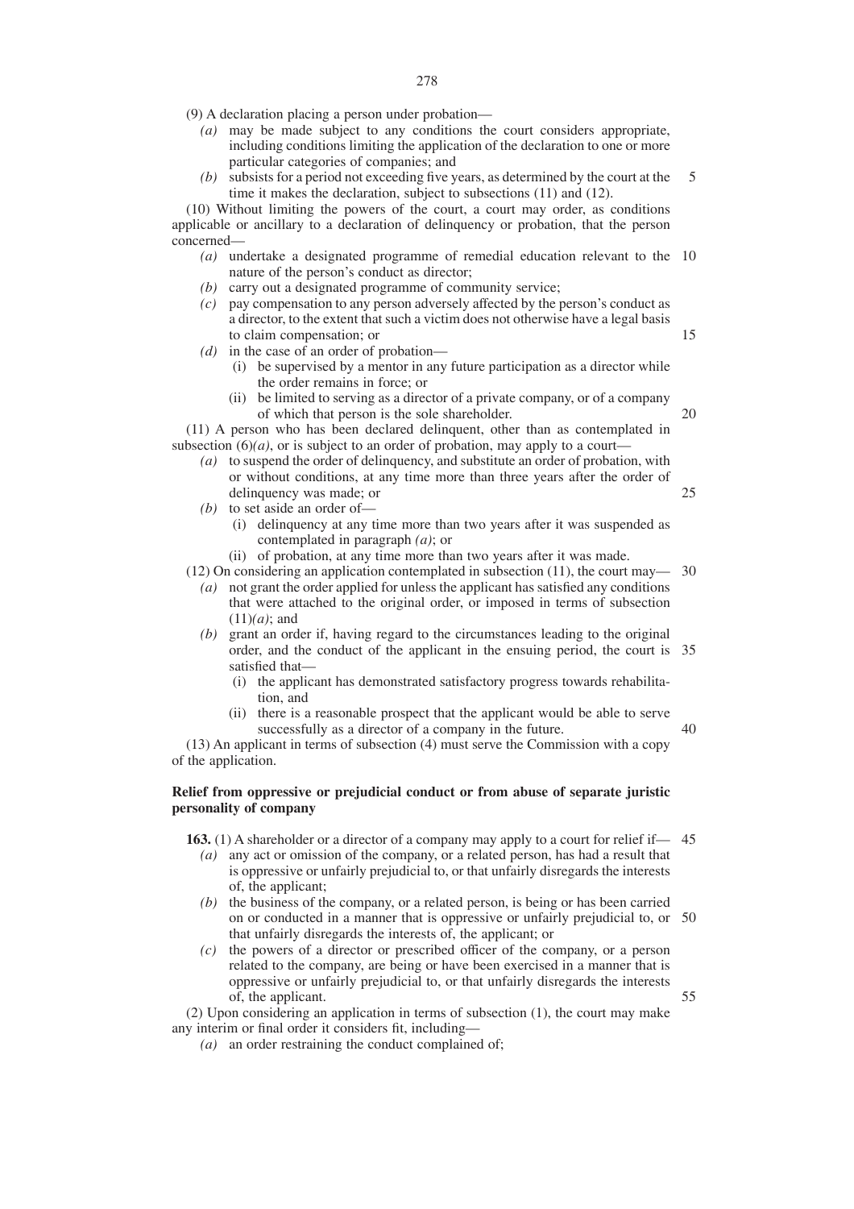(9) A declaration placing a person under probation—

*(a)* may be made subject to any conditions the court considers appropriate, including conditions limiting the application of the declaration to one or more particular categories of companies; and

*(b)* subsists for a period not exceeding five years, as determined by the court at the time it makes the declaration, subject to subsections (11) and (12).

(10) Without limiting the powers of the court, a court may order, as conditions applicable or ancillary to a declaration of delinquency or probation, that the person concerned—

*(a)* undertake a designated programme of remedial education relevant to the nature of the person's conduct as director;

*(b)* carry out a designated programme of community service;

*(c)* pay compensation to any person adversely affected by the person's conduct as a director, to the extent that such a victim does not otherwise have a legal basis to claim compensation; or

*(d)* in the case of an order of probation—

(i) be supervised by a mentor in any future participation as a director while the order remains in force; or

(ii) be limited to serving as a director of a private company, or of a company of which that person is the sole shareholder.

(11) A person who has been declared delinquent, other than as contemplated in subsection (6)*(a)*, or is subject to an order of probation, may apply to a court—

*(a)* to suspend the order of delinquency, and substitute an order of probation, with or without conditions, at any time more than three years after the order of delinquency was made; or

*(b)* to set aside an order of—

(i) delinquency at any time more than two years after it was suspended as contemplated in paragraph *(a)*; or

(ii) of probation, at any time more than two years after it was made.

(12) On considering an application contemplated in subsection (11), the court may—

*(a)* not grant the order applied for unless the applicant has satisfied any conditions that were attached to the original order, or imposed in terms of subsection (11)*(a)*; and

*(b)* grant an order if, having regard to the circumstances leading to the original order, and the conduct of the applicant in the ensuing period, the court is satisfied that—

(i) the applicant has demonstrated satisfactory progress towards rehabilitation, and

(ii) there is a reasonable prospect that the applicant would be able to serve successfully as a director of a company in the future.

(13) An applicant in terms of subsection (4) must serve the Commission with a copy of the application.

**Relief from oppressive or prejudicial conduct or from abuse of separate juristic personality of company**

**163.** (1) A shareholder or a director of a company may apply to a court for relief if—

*(a)* any act or omission of the company, or a related person, has had a result that is oppressive or unfairly prejudicial to, or that unfairly disregards the interests of, the applicant;

*(b)* the business of the company, or a related person, is being or has been carried on or conducted in a manner that is oppressive or unfairly prejudicial to, or that unfairly disregards the interests of, the applicant; or

*(c)* the powers of a director or prescribed officer of the company, or a person related to the company, are being or have been exercised in a manner that is oppressive or unfairly prejudicial to, or that unfairly disregards the interests of, the applicant.

(2) Upon considering an application in terms of subsection (1), the court may make any interim or final order it considers fit, including—

*(a)* an order restraining the conduct complained of;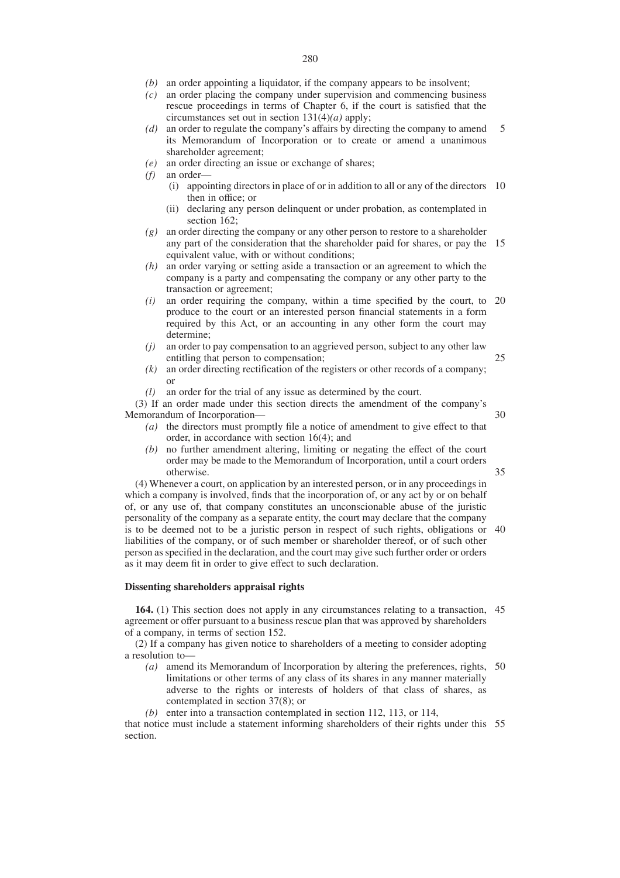- *(b)* an order appointing a liquidator, if the company appears to be insolvent;
- *(c)* an order placing the company under supervision and commencing business rescue proceedings in terms of Chapter 6, if the court is satisfied that the circumstances set out in section 131(4)*(a)* apply;
- *(d)* an order to regulate the company's affairs by directing the company to amend its Memorandum of Incorporation or to create or amend a unanimous shareholder agreement;
- *(e)* an order directing an issue or exchange of shares;
- *(f)* an order—
  - (i) appointing directors in place of or in addition to all or any of the directors then in office; or
  - (ii) declaring any person delinquent or under probation, as contemplated in section 162;
- *(g)* an order directing the company or any other person to restore to a shareholder any part of the consideration that the shareholder paid for shares, or pay the equivalent value, with or without conditions;
- *(h)* an order varying or setting aside a transaction or an agreement to which the company is a party and compensating the company or any other party to the transaction or agreement;
- *(i)* an order requiring the company, within a time specified by the court, to produce to the court or an interested person financial statements in a form required by this Act, or an accounting in any other form the court may determine;
- *(j)* an order to pay compensation to an aggrieved person, subject to any other law entitling that person to compensation;
- *(k)* an order directing rectification of the registers or other records of a company; or
- *(l)* an order for the trial of any issue as determined by the court.

(3) If an order made under this section directs the amendment of the company's Memorandum of Incorporation—

- *(a)* the directors must promptly file a notice of amendment to give effect to that order, in accordance with section 16(4); and
- *(b)* no further amendment altering, limiting or negating the effect of the court order may be made to the Memorandum of Incorporation, until a court orders otherwise.

(4) Whenever a court, on application by an interested person, or in any proceedings in which a company is involved, finds that the incorporation of, or any act by or on behalf of, or any use of, that company constitutes an unconscionable abuse of the juristic personality of the company as a separate entity, the court may declare that the company is to be deemed not to be a juristic person in respect of such rights, obligations or liabilities of the company, or of such member or shareholder thereof, or of such other person as specified in the declaration, and the court may give such further order or orders as it may deem fit in order to give effect to such declaration.

**Dissenting shareholders appraisal rights**

**164.** (1) This section does not apply in any circumstances relating to a transaction, agreement or offer pursuant to a business rescue plan that was approved by shareholders of a company, in terms of section 152.

(2) If a company has given notice to shareholders of a meeting to consider adopting a resolution to—

- *(a)* amend its Memorandum of Incorporation by altering the preferences, rights, limitations or other terms of any class of its shares in any manner materially adverse to the rights or interests of holders of that class of shares, as contemplated in section 37(8); or
- *(b)* enter into a transaction contemplated in section 112, 113, or 114,

that notice must include a statement informing shareholders of their rights under this section.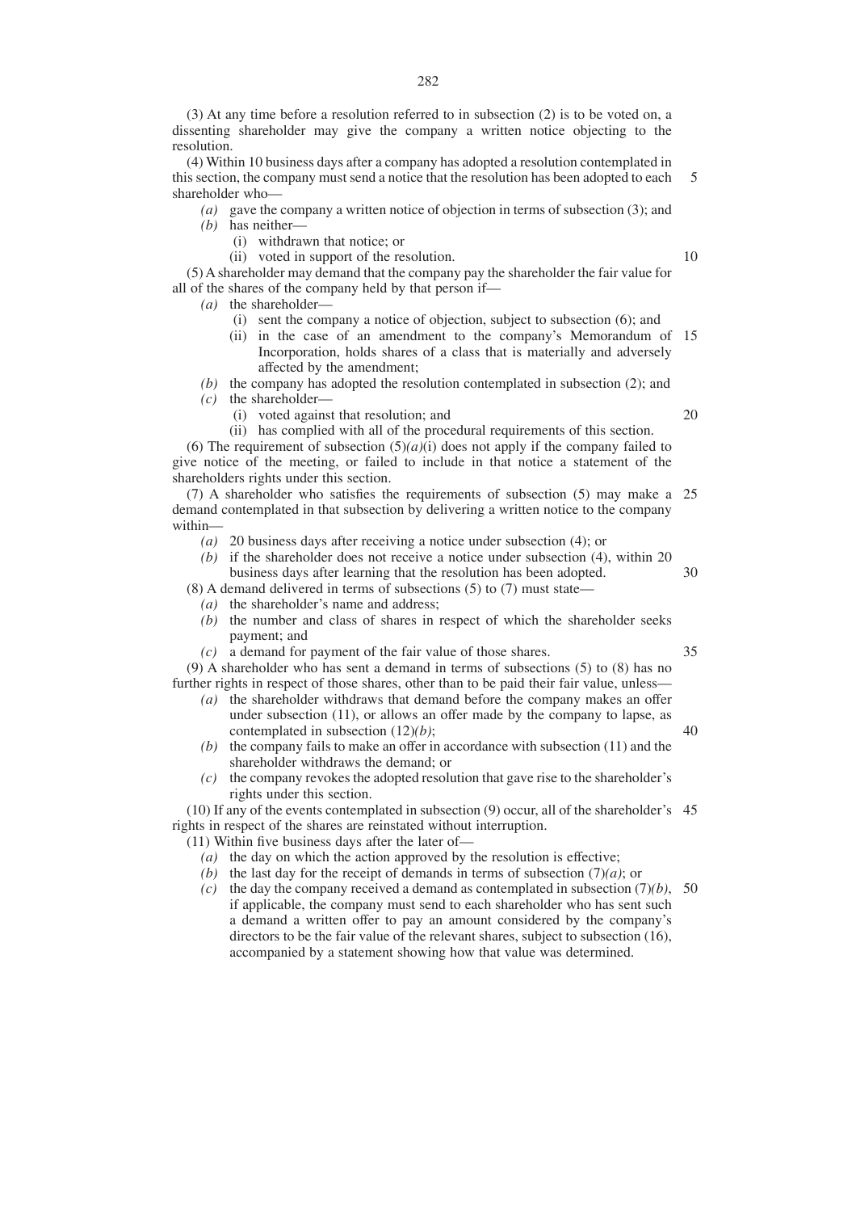(3) At any time before a resolution referred to in subsection (2) is to be voted on, a dissenting shareholder may give the company a written notice objecting to the resolution.

(4) Within 10 business days after a company has adopted a resolution contemplated in this section, the company must send a notice that the resolution has been adopted to each shareholder who—

*(a)* gave the company a written notice of objection in terms of subsection (3); and

*(b)* has neither—

(i) withdrawn that notice; or

(ii) voted in support of the resolution.

(5) A shareholder may demand that the company pay the shareholder the fair value for all of the shares of the company held by that person if—

*(a)* the shareholder—

(i) sent the company a notice of objection, subject to subsection (6); and

(ii) in the case of an amendment to the company's Memorandum of Incorporation, holds shares of a class that is materially and adversely affected by the amendment;

*(b)* the company has adopted the resolution contemplated in subsection (2); and

*(c)* the shareholder—

(i) voted against that resolution; and

(ii) has complied with all of the procedural requirements of this section.

(6) The requirement of subsection (5)*(a)*(i) does not apply if the company failed to give notice of the meeting, or failed to include in that notice a statement of the shareholders rights under this section.

(7) A shareholder who satisfies the requirements of subsection (5) may make a demand contemplated in that subsection by delivering a written notice to the company within—

*(a)* 20 business days after receiving a notice under subsection (4); or

*(b)* if the shareholder does not receive a notice under subsection (4), within 20 business days after learning that the resolution has been adopted.

(8) A demand delivered in terms of subsections (5) to (7) must state—

*(a)* the shareholder's name and address;

*(b)* the number and class of shares in respect of which the shareholder seeks payment; and

*(c)* a demand for payment of the fair value of those shares.

(9) A shareholder who has sent a demand in terms of subsections (5) to (8) has no further rights in respect of those shares, other than to be paid their fair value, unless—

*(a)* the shareholder withdraws that demand before the company makes an offer under subsection (11), or allows an offer made by the company to lapse, as contemplated in subsection (12)*(b)*;

*(b)* the company fails to make an offer in accordance with subsection (11) and the shareholder withdraws the demand; or

*(c)* the company revokes the adopted resolution that gave rise to the shareholder's rights under this section.

(10) If any of the events contemplated in subsection (9) occur, all of the shareholder's rights in respect of the shares are reinstated without interruption.

(11) Within five business days after the later of—

*(a)* the day on which the action approved by the resolution is effective;

*(b)* the last day for the receipt of demands in terms of subsection (7)*(a)*; or

*(c)* the day the company received a demand as contemplated in subsection (7)*(b)*, if applicable, the company must send to each shareholder who has sent such a demand a written offer to pay an amount considered by the company's directors to be the fair value of the relevant shares, subject to subsection (16), accompanied by a statement showing how that value was determined.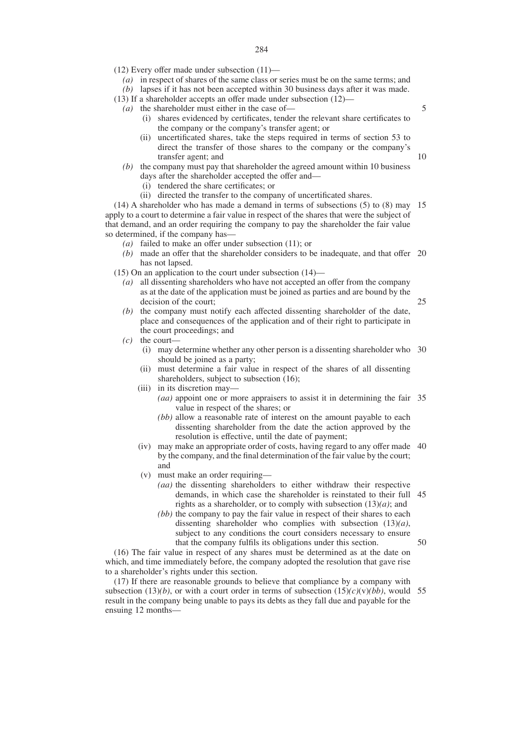(12) Every offer made under subsection (11)—

*(a)* in respect of shares of the same class or series must be on the same terms; and

*(b)* lapses if it has not been accepted within 30 business days after it was made.

(13) If a shareholder accepts an offer made under subsection (12)—

*(a)* the shareholder must either in the case of—

(i) shares evidenced by certificates, tender the relevant share certificates to the company or the company's transfer agent; or

(ii) uncertificated shares, take the steps required in terms of section 53 to direct the transfer of those shares to the company or the company's transfer agent; and

*(b)* the company must pay that shareholder the agreed amount within 10 business days after the shareholder accepted the offer and—

(i) tendered the share certificates; or

(ii) directed the transfer to the company of uncertificated shares.

(14) A shareholder who has made a demand in terms of subsections (5) to (8) may apply to a court to determine a fair value in respect of the shares that were the subject of that demand, and an order requiring the company to pay the shareholder the fair value so determined, if the company has—

*(a)* failed to make an offer under subsection (11); or

*(b)* made an offer that the shareholder considers to be inadequate, and that offer has not lapsed.

(15) On an application to the court under subsection (14)—

*(a)* all dissenting shareholders who have not accepted an offer from the company as at the date of the application must be joined as parties and are bound by the decision of the court;

*(b)* the company must notify each affected dissenting shareholder of the date, place and consequences of the application and of their right to participate in the court proceedings; and

*(c)* the court—

(i) may determine whether any other person is a dissenting shareholder who should be joined as a party;

(ii) must determine a fair value in respect of the shares of all dissenting shareholders, subject to subsection (16);

(iii) in its discretion may—

*(aa)* appoint one or more appraisers to assist it in determining the fair value in respect of the shares; or

*(bb)* allow a reasonable rate of interest on the amount payable to each dissenting shareholder from the date the action approved by the resolution is effective, until the date of payment;

(iv) may make an appropriate order of costs, having regard to any offer made by the company, and the final determination of the fair value by the court; and

(v) must make an order requiring—

*(aa)* the dissenting shareholders to either withdraw their respective demands, in which case the shareholder is reinstated to their full rights as a shareholder, or to comply with subsection (13)*(a)*; and

*(bb)* the company to pay the fair value in respect of their shares to each dissenting shareholder who complies with subsection (13)*(a)*, subject to any conditions the court considers necessary to ensure that the company fulfils its obligations under this section.

(16) The fair value in respect of any shares must be determined as at the date on which, and time immediately before, the company adopted the resolution that gave rise to a shareholder's rights under this section.

(17) If there are reasonable grounds to believe that compliance by a company with subsection (13)*(b)*, or with a court order in terms of subsection (15)*(c)*(v)*(bb)*, would result in the company being unable to pays its debts as they fall due and payable for the ensuing 12 months—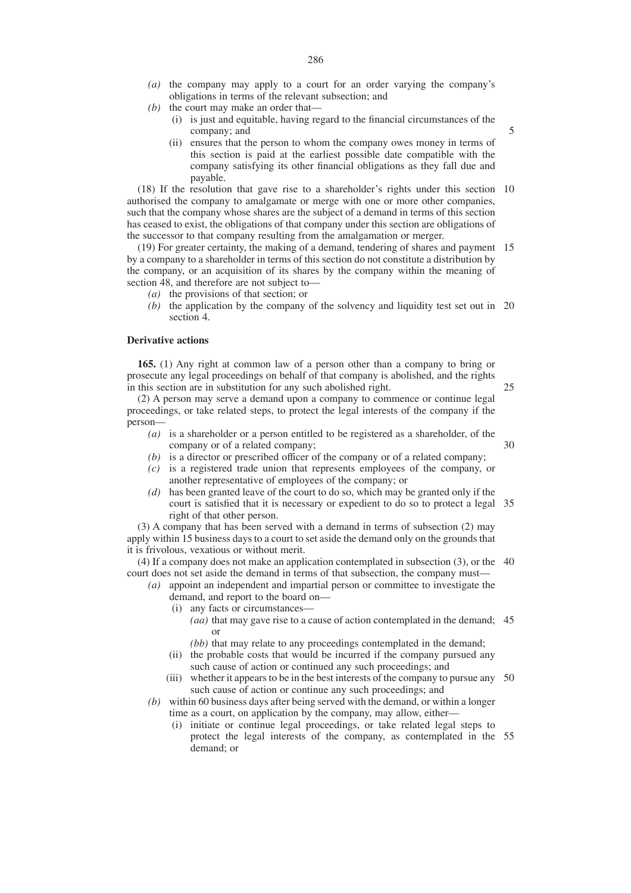*(a)* the company may apply to a court for an order varying the company's obligations in terms of the relevant subsection; and

*(b)* the court may make an order that—

(i) is just and equitable, having regard to the financial circumstances of the company; and

(ii) ensures that the person to whom the company owes money in terms of this section is paid at the earliest possible date compatible with the company satisfying its other financial obligations as they fall due and payable.

(18) If the resolution that gave rise to a shareholder's rights under this section authorised the company to amalgamate or merge with one or more other companies, such that the company whose shares are the subject of a demand in terms of this section has ceased to exist, the obligations of that company under this section are obligations of the successor to that company resulting from the amalgamation or merger.

(19) For greater certainty, the making of a demand, tendering of shares and payment by a company to a shareholder in terms of this section do not constitute a distribution by the company, or an acquisition of its shares by the company within the meaning of section 48, and therefore are not subject to—

*(a)* the provisions of that section; or

*(b)* the application by the company of the solvency and liquidity test set out in section 4.

**Derivative actions**

**165.** (1) Any right at common law of a person other than a company to bring or prosecute any legal proceedings on behalf of that company is abolished, and the rights in this section are in substitution for any such abolished right.

(2) A person may serve a demand upon a company to commence or continue legal proceedings, or take related steps, to protect the legal interests of the company if the person—

*(a)* is a shareholder or a person entitled to be registered as a shareholder, of the company or of a related company;

*(b)* is a director or prescribed officer of the company or of a related company;

*(c)* is a registered trade union that represents employees of the company, or another representative of employees of the company; or

*(d)* has been granted leave of the court to do so, which may be granted only if the court is satisfied that it is necessary or expedient to do so to protect a legal right of that other person.

(3) A company that has been served with a demand in terms of subsection (2) may apply within 15 business days to a court to set aside the demand only on the grounds that it is frivolous, vexatious or without merit.

(4) If a company does not make an application contemplated in subsection (3), or the court does not set aside the demand in terms of that subsection, the company must—

*(a)* appoint an independent and impartial person or committee to investigate the demand, and report to the board on—

(i) any facts or circumstances—

*(aa)* that may gave rise to a cause of action contemplated in the demand; or

*(bb)* that may relate to any proceedings contemplated in the demand;

(ii) the probable costs that would be incurred if the company pursued any such cause of action or continued any such proceedings; and

(iii) whether it appears to be in the best interests of the company to pursue any such cause of action or continue any such proceedings; and

*(b)* within 60 business days after being served with the demand, or within a longer time as a court, on application by the company, may allow, either—

(i) initiate or continue legal proceedings, or take related legal steps to protect the legal interests of the company, as contemplated in the demand; or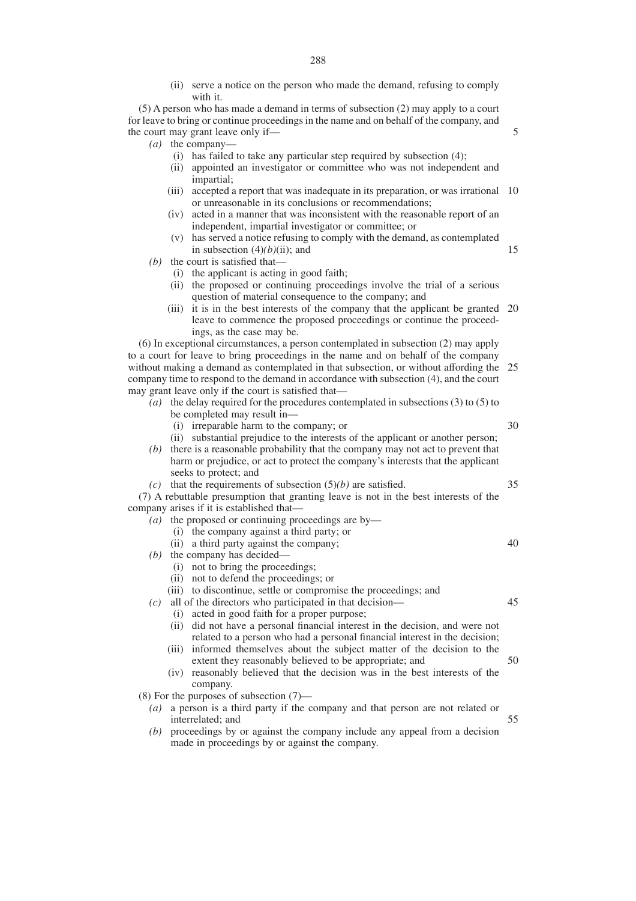(ii) serve a notice on the person who made the demand, refusing to comply with it.

(5) A person who has made a demand in terms of subsection (2) may apply to a court for leave to bring or continue proceedings in the name and on behalf of the company, and the court may grant leave only if—

*(a)* the company—

(i) has failed to take any particular step required by subsection (4);

(ii) appointed an investigator or committee who was not independent and impartial;

(iii) accepted a report that was inadequate in its preparation, or was irrational or unreasonable in its conclusions or recommendations;

(iv) acted in a manner that was inconsistent with the reasonable report of an independent, impartial investigator or committee; or

(v) has served a notice refusing to comply with the demand, as contemplated in subsection (4)*(b)*(ii); and

*(b)* the court is satisfied that—

(i) the applicant is acting in good faith;

(ii) the proposed or continuing proceedings involve the trial of a serious question of material consequence to the company; and

(iii) it is in the best interests of the company that the applicant be granted leave to commence the proposed proceedings or continue the proceedings, as the case may be.

(6) In exceptional circumstances, a person contemplated in subsection (2) may apply to a court for leave to bring proceedings in the name and on behalf of the company without making a demand as contemplated in that subsection, or without affording the company time to respond to the demand in accordance with subsection (4), and the court may grant leave only if the court is satisfied that—

*(a)* the delay required for the procedures contemplated in subsections (3) to (5) to be completed may result in—

(i) irreparable harm to the company; or

(ii) substantial prejudice to the interests of the applicant or another person;

*(b)* there is a reasonable probability that the company may not act to prevent that harm or prejudice, or act to protect the company's interests that the applicant seeks to protect; and

*(c)* that the requirements of subsection (5)*(b)* are satisfied.

(7) A rebuttable presumption that granting leave is not in the best interests of the company arises if it is established that—

*(a)* the proposed or continuing proceedings are by—

(i) the company against a third party; or

(ii) a third party against the company;

*(b)* the company has decided—

(i) not to bring the proceedings;

(ii) not to defend the proceedings; or

(iii) to discontinue, settle or compromise the proceedings; and

*(c)* all of the directors who participated in that decision—

(i) acted in good faith for a proper purpose;

(ii) did not have a personal financial interest in the decision, and were not related to a person who had a personal financial interest in the decision;

(iii) informed themselves about the subject matter of the decision to the extent they reasonably believed to be appropriate; and

(iv) reasonably believed that the decision was in the best interests of the company.

(8) For the purposes of subsection (7)—

*(a)* a person is a third party if the company and that person are not related or interrelated; and

*(b)* proceedings by or against the company include any appeal from a decision made in proceedings by or against the company.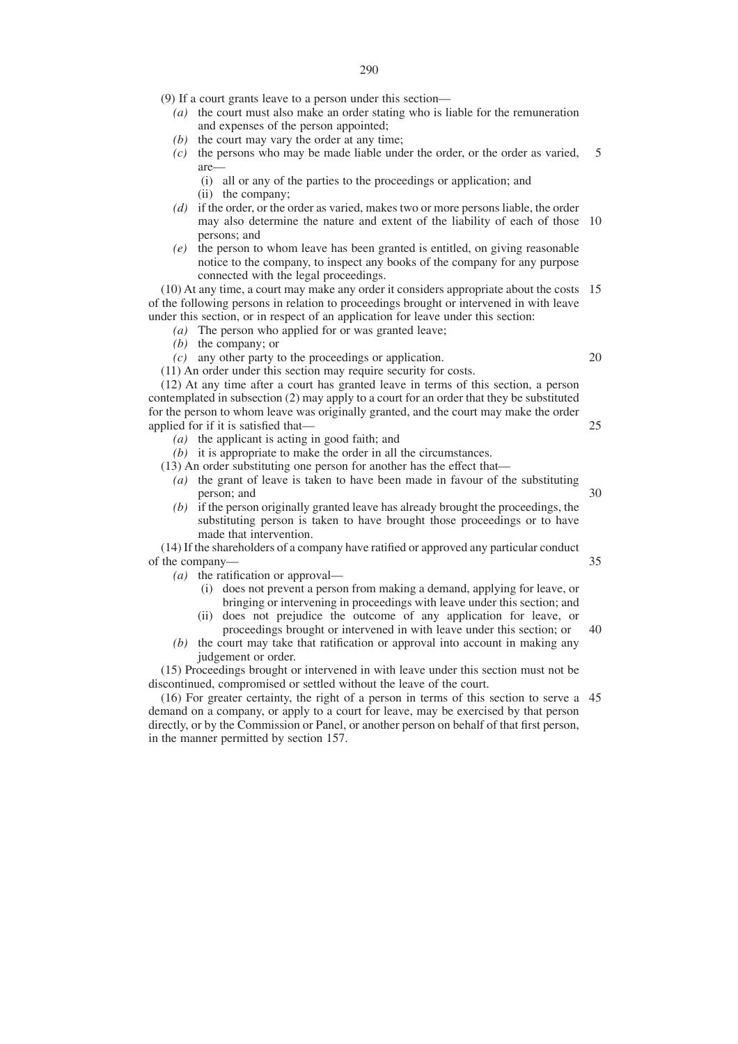(9) If a court grants leave to a person under this section—

*(a)* the court must also make an order stating who is liable for the remuneration and expenses of the person appointed;

*(b)* the court may vary the order at any time;

*(c)* the persons who may be made liable under the order, or the order as varied, are—

(i) all or any of the parties to the proceedings or application; and

(ii) the company;

*(d)* if the order, or the order as varied, makes two or more persons liable, the order may also determine the nature and extent of the liability of each of those persons; and

*(e)* the person to whom leave has been granted is entitled, on giving reasonable notice to the company, to inspect any books of the company for any purpose connected with the legal proceedings.

(10) At any time, a court may make any order it considers appropriate about the costs of the following persons in relation to proceedings brought or intervened in with leave under this section, or in respect of an application for leave under this section:

*(a)* The person who applied for or was granted leave;

*(b)* the company; or

*(c)* any other party to the proceedings or application.

(11) An order under this section may require security for costs.

(12) At any time after a court has granted leave in terms of this section, a person contemplated in subsection (2) may apply to a court for an order that they be substituted for the person to whom leave was originally granted, and the court may make the order applied for if it is satisfied that—

*(a)* the applicant is acting in good faith; and

*(b)* it is appropriate to make the order in all the circumstances.

(13) An order substituting one person for another has the effect that—

*(a)* the grant of leave is taken to have been made in favour of the substituting person; and

*(b)* if the person originally granted leave has already brought the proceedings, the substituting person is taken to have brought those proceedings or to have made that intervention.

(14) If the shareholders of a company have ratified or approved any particular conduct of the company—

*(a)* the ratification or approval—

(i) does not prevent a person from making a demand, applying for leave, or bringing or intervening in proceedings with leave under this section; and

(ii) does not prejudice the outcome of any application for leave, or proceedings brought or intervened in with leave under this section; or

*(b)* the court may take that ratification or approval into account in making any judgement or order.

(15) Proceedings brought or intervened in with leave under this section must not be discontinued, compromised or settled without the leave of the court.

(16) For greater certainty, the right of a person in terms of this section to serve a demand on a company, or apply to a court for leave, may be exercised by that person directly, or by the Commission or Panel, or another person on behalf of that first person, in the manner permitted by section 157.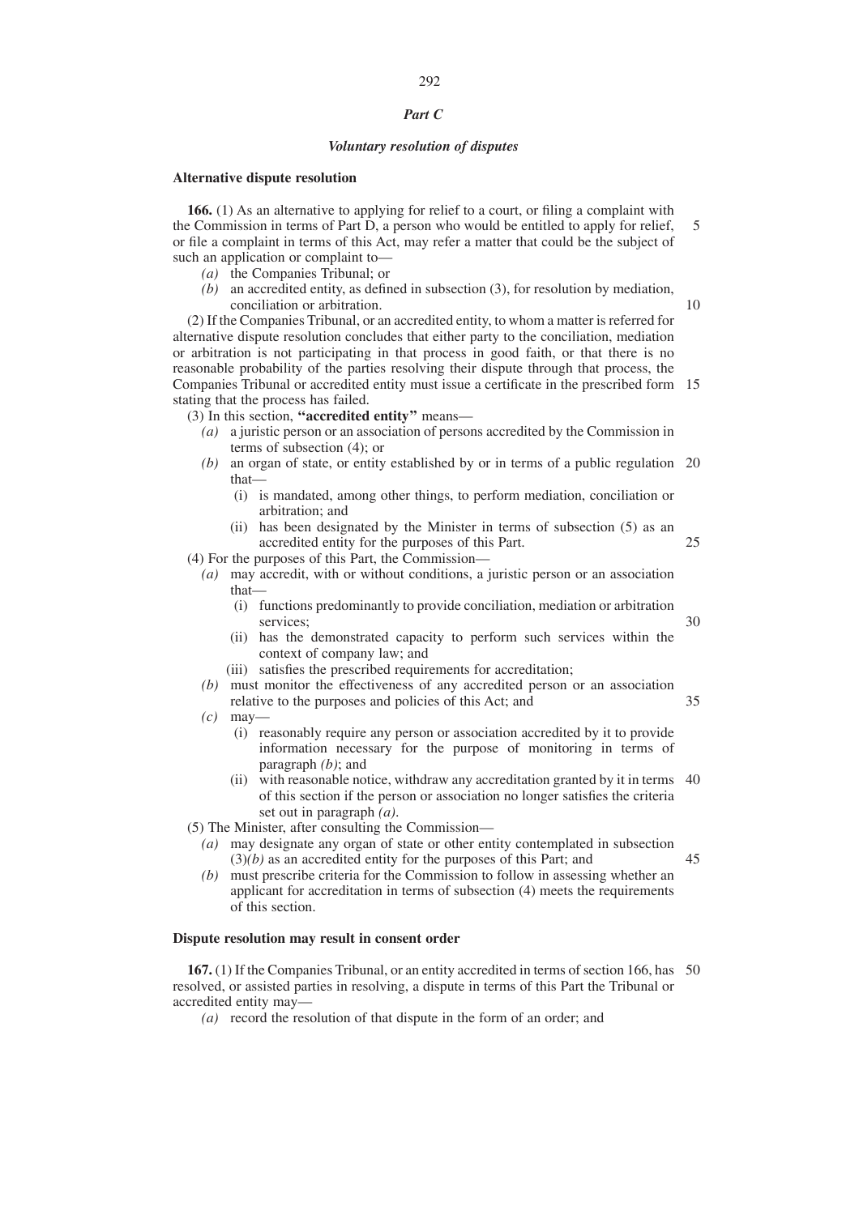## *Part C*

## *Voluntary resolution of disputes*

### Alternative dispute resolution

**166.** (1) As an alternative to applying for relief to a court, or filing a complaint with the Commission in terms of Part D, a person who would be entitled to apply for relief, or file a complaint in terms of this Act, may refer a matter that could be the subject of such an application or complaint to—

*(a)* the Companies Tribunal; or

*(b)* an accredited entity, as defined in subsection (3), for resolution by mediation, conciliation or arbitration.

(2) If the Companies Tribunal, or an accredited entity, to whom a matter is referred for alternative dispute resolution concludes that either party to the conciliation, mediation or arbitration is not participating in that process in good faith, or that there is no reasonable probability of the parties resolving their dispute through that process, the Companies Tribunal or accredited entity must issue a certificate in the prescribed form stating that the process has failed.

(3) In this section, **"accredited entity"** means—

*(a)* a juristic person or an association of persons accredited by the Commission in terms of subsection (4); or

*(b)* an organ of state, or entity established by or in terms of a public regulation that—

(i) is mandated, among other things, to perform mediation, conciliation or arbitration; and

(ii) has been designated by the Minister in terms of subsection (5) as an accredited entity for the purposes of this Part.

(4) For the purposes of this Part, the Commission—

*(a)* may accredit, with or without conditions, a juristic person or an association that—

(i) functions predominantly to provide conciliation, mediation or arbitration services;

(ii) has the demonstrated capacity to perform such services within the context of company law; and

(iii) satisfies the prescribed requirements for accreditation;

*(b)* must monitor the effectiveness of any accredited person or an association relative to the purposes and policies of this Act; and

*(c)* may—

(i) reasonably require any person or association accredited by it to provide information necessary for the purpose of monitoring in terms of paragraph *(b)*; and

(ii) with reasonable notice, withdraw any accreditation granted by it in terms of this section if the person or association no longer satisfies the criteria set out in paragraph *(a)*.

(5) The Minister, after consulting the Commission—

*(a)* may designate any organ of state or other entity contemplated in subsection (3)*(b)* as an accredited entity for the purposes of this Part; and

*(b)* must prescribe criteria for the Commission to follow in assessing whether an applicant for accreditation in terms of subsection (4) meets the requirements of this section.

### Dispute resolution may result in consent order

**167.** (1) If the Companies Tribunal, or an entity accredited in terms of section 166, has resolved, or assisted parties in resolving, a dispute in terms of this Part the Tribunal or accredited entity may—

*(a)* record the resolution of that dispute in the form of an order; and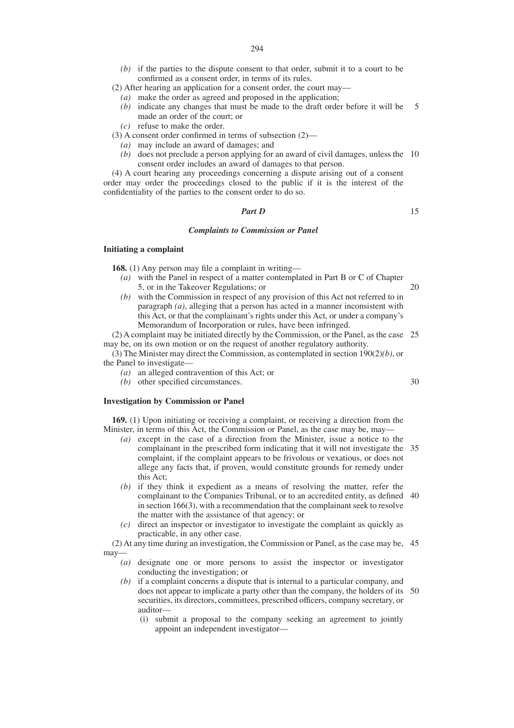*(b)* if the parties to the dispute consent to that order, submit it to a court to be confirmed as a consent order, in terms of its rules.

(2) After hearing an application for a consent order, the court may—

*(a)* make the order as agreed and proposed in the application;

*(b)* indicate any changes that must be made to the draft order before it will be made an order of the court; or

*(c)* refuse to make the order.

(3) A consent order confirmed in terms of subsection (2)—

*(a)* may include an award of damages; and

*(b)* does not preclude a person applying for an award of civil damages, unless the consent order includes an award of damages to that person.

(4) A court hearing any proceedings concerning a dispute arising out of a consent order may order the proceedings closed to the public if it is the interest of the confidentiality of the parties to the consent order to do so.

## *Part D*

## *Complaints to Commission or Panel*

### Initiating a complaint

**168.** (1) Any person may file a complaint in writing—

*(a)* with the Panel in respect of a matter contemplated in Part B or C of Chapter 5, or in the Takeover Regulations; or

*(b)* with the Commission in respect of any provision of this Act not referred to in paragraph *(a)*, alleging that a person has acted in a manner inconsistent with this Act, or that the complainant's rights under this Act, or under a company's Memorandum of Incorporation or rules, have been infringed.

(2) A complaint may be initiated directly by the Commission, or the Panel, as the case may be, on its own motion or on the request of another regulatory authority.

(3) The Minister may direct the Commission, as contemplated in section 190(2)*(b)*, or the Panel to investigate—

*(a)* an alleged contravention of this Act; or

*(b)* other specified circumstances.

### Investigation by Commission or Panel

**169.** (1) Upon initiating or receiving a complaint, or receiving a direction from the Minister, in terms of this Act, the Commission or Panel, as the case may be, may—

*(a)* except in the case of a direction from the Minister, issue a notice to the complainant in the prescribed form indicating that it will not investigate the complaint, if the complaint appears to be frivolous or vexatious, or does not allege any facts that, if proven, would constitute grounds for remedy under this Act;

*(b)* if they think it expedient as a means of resolving the matter, refer the complainant to the Companies Tribunal, or to an accredited entity, as defined in section 166(3), with a recommendation that the complainant seek to resolve the matter with the assistance of that agency; or

*(c)* direct an inspector or investigator to investigate the complaint as quickly as practicable, in any other case.

(2) At any time during an investigation, the Commission or Panel, as the case may be, may—

*(a)* designate one or more persons to assist the inspector or investigator conducting the investigation; or

*(b)* if a complaint concerns a dispute that is internal to a particular company, and does not appear to implicate a party other than the company, the holders of its securities, its directors, committees, prescribed officers, company secretary, or auditor—

(i) submit a proposal to the company seeking an agreement to jointly appoint an independent investigator—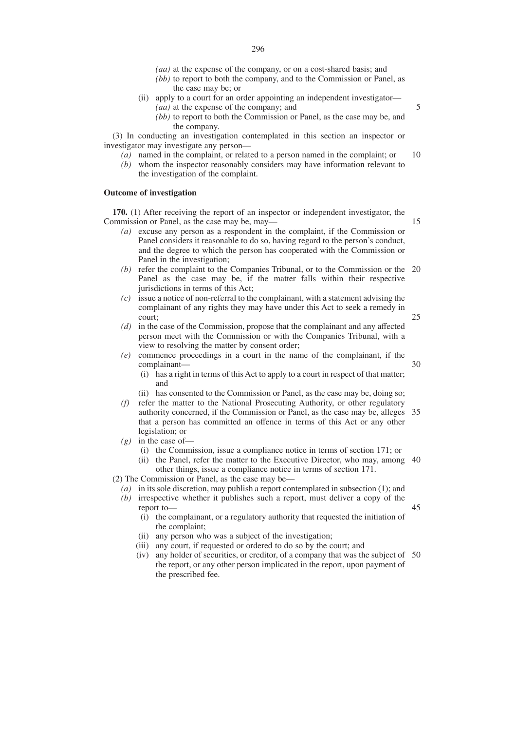*(aa)* at the expense of the company, or on a cost-shared basis; and

*(bb)* to report to both the company, and to the Commission or Panel, as the case may be; or

(ii) apply to a court for an order appointing an independent investigator—

*(aa)* at the expense of the company; and

*(bb)* to report to both the Commission or Panel, as the case may be, and the company.

(3) In conducting an investigation contemplated in this section an inspector or investigator may investigate any person—

*(a)* named in the complaint, or related to a person named in the complaint; or

*(b)* whom the inspector reasonably considers may have information relevant to the investigation of the complaint.

**Outcome of investigation**

**170.** (1) After receiving the report of an inspector or independent investigator, the Commission or Panel, as the case may be, may—

*(a)* excuse any person as a respondent in the complaint, if the Commission or Panel considers it reasonable to do so, having regard to the person's conduct, and the degree to which the person has cooperated with the Commission or Panel in the investigation;

*(b)* refer the complaint to the Companies Tribunal, or to the Commission or the Panel as the case may be, if the matter falls within their respective jurisdictions in terms of this Act;

*(c)* issue a notice of non-referral to the complainant, with a statement advising the complainant of any rights they may have under this Act to seek a remedy in court;

*(d)* in the case of the Commission, propose that the complainant and any affected person meet with the Commission or with the Companies Tribunal, with a view to resolving the matter by consent order;

*(e)* commence proceedings in a court in the name of the complainant, if the complainant—

(i) has a right in terms of this Act to apply to a court in respect of that matter; and

(ii) has consented to the Commission or Panel, as the case may be, doing so;

*(f)* refer the matter to the National Prosecuting Authority, or other regulatory authority concerned, if the Commission or Panel, as the case may be, alleges that a person has committed an offence in terms of this Act or any other legislation; or

*(g)* in the case of—

(i) the Commission, issue a compliance notice in terms of section 171; or

(ii) the Panel, refer the matter to the Executive Director, who may, among other things, issue a compliance notice in terms of section 171.

(2) The Commission or Panel, as the case may be—

*(a)* in its sole discretion, may publish a report contemplated in subsection (1); and

*(b)* irrespective whether it publishes such a report, must deliver a copy of the report to—

(i) the complainant, or a regulatory authority that requested the initiation of the complaint;

(ii) any person who was a subject of the investigation;

(iii) any court, if requested or ordered to do so by the court; and

(iv) any holder of securities, or creditor, of a company that was the subject of the report, or any other person implicated in the report, upon payment of the prescribed fee.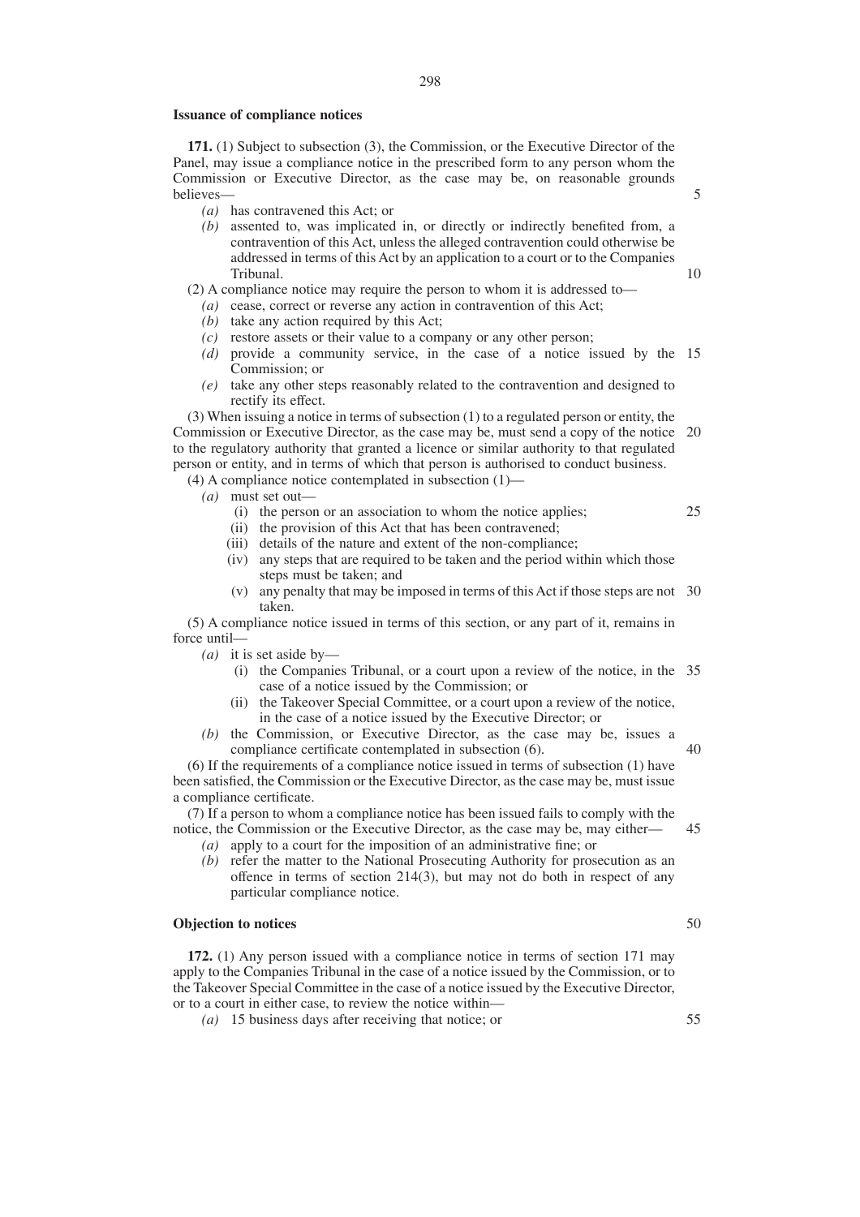**Issuance of compliance notices**

**171.** (1) Subject to subsection (3), the Commission, or the Executive Director of the Panel, may issue a compliance notice in the prescribed form to any person whom the Commission or Executive Director, as the case may be, on reasonable grounds believes—

*(a)* has contravened this Act; or

*(b)* assented to, was implicated in, or directly or indirectly benefited from, a contravention of this Act, unless the alleged contravention could otherwise be addressed in terms of this Act by an application to a court or to the Companies Tribunal.

(2) A compliance notice may require the person to whom it is addressed to—

*(a)* cease, correct or reverse any action in contravention of this Act;

*(b)* take any action required by this Act;

*(c)* restore assets or their value to a company or any other person;

*(d)* provide a community service, in the case of a notice issued by the Commission; or

*(e)* take any other steps reasonably related to the contravention and designed to rectify its effect.

(3) When issuing a notice in terms of subsection (1) to a regulated person or entity, the Commission or Executive Director, as the case may be, must send a copy of the notice to the regulatory authority that granted a licence or similar authority to that regulated person or entity, and in terms of which that person is authorised to conduct business.

(4) A compliance notice contemplated in subsection (1)—

*(a)* must set out—

(i) the person or an association to whom the notice applies;

(ii) the provision of this Act that has been contravened;

(iii) details of the nature and extent of the non-compliance;

(iv) any steps that are required to be taken and the period within which those steps must be taken; and

(v) any penalty that may be imposed in terms of this Act if those steps are not taken.

(5) A compliance notice issued in terms of this section, or any part of it, remains in force until—

*(a)* it is set aside by—

(i) the Companies Tribunal, or a court upon a review of the notice, in the case of a notice issued by the Commission; or

(ii) the Takeover Special Committee, or a court upon a review of the notice, in the case of a notice issued by the Executive Director; or

*(b)* the Commission, or Executive Director, as the case may be, issues a compliance certificate contemplated in subsection (6).

(6) If the requirements of a compliance notice issued in terms of subsection (1) have been satisfied, the Commission or the Executive Director, as the case may be, must issue a compliance certificate.

(7) If a person to whom a compliance notice has been issued fails to comply with the notice, the Commission or the Executive Director, as the case may be, may either—

*(a)* apply to a court for the imposition of an administrative fine; or

*(b)* refer the matter to the National Prosecuting Authority for prosecution as an offence in terms of section 214(3), but may not do both in respect of any particular compliance notice.

**Objection to notices**

**172.** (1) Any person issued with a compliance notice in terms of section 171 may apply to the Companies Tribunal in the case of a notice issued by the Commission, or to the Takeover Special Committee in the case of a notice issued by the Executive Director, or to a court in either case, to review the notice within—

*(a)* 15 business days after receiving that notice; or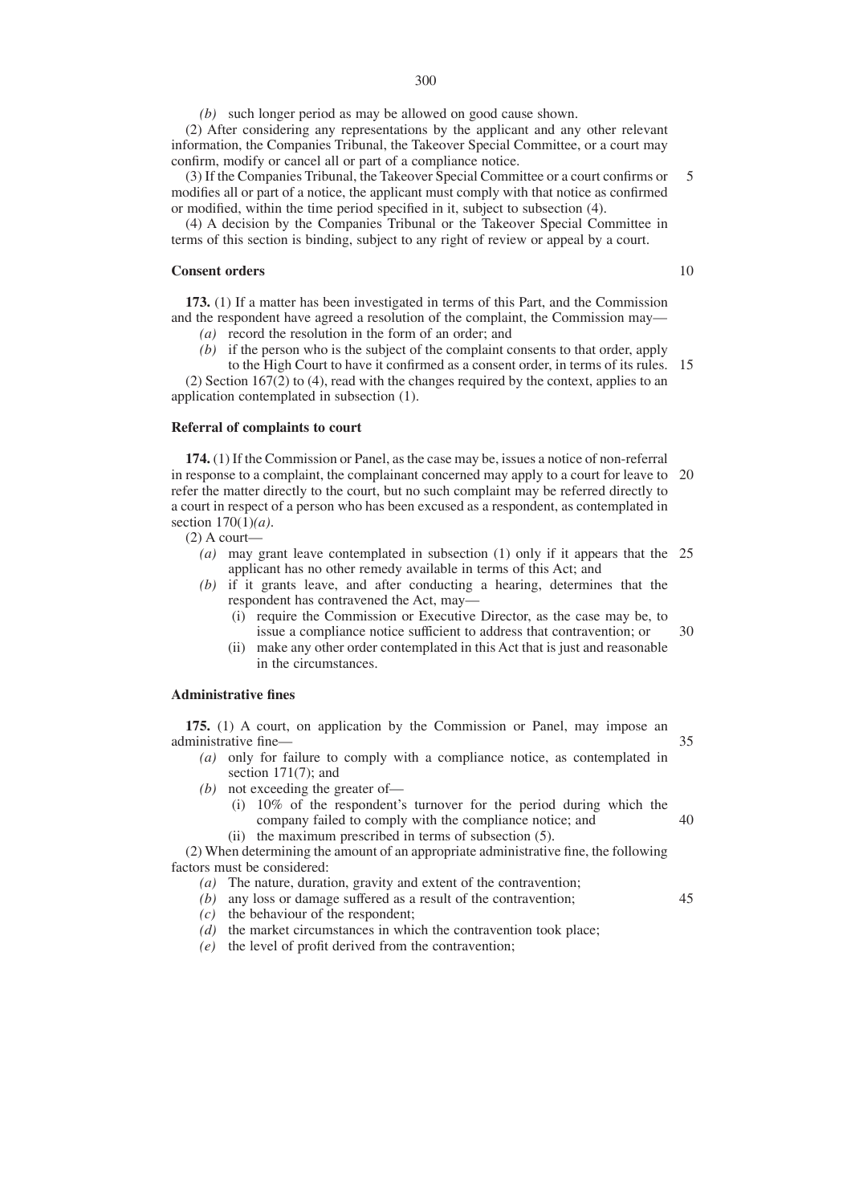*(b)* such longer period as may be allowed on good cause shown.

(2) After considering any representations by the applicant and any other relevant information, the Companies Tribunal, the Takeover Special Committee, or a court may confirm, modify or cancel all or part of a compliance notice.

(3) If the Companies Tribunal, the Takeover Special Committee or a court confirms or modifies all or part of a notice, the applicant must comply with that notice as confirmed or modified, within the time period specified in it, subject to subsection (4).

(4) A decision by the Companies Tribunal or the Takeover Special Committee in terms of this section is binding, subject to any right of review or appeal by a court.

**Consent orders**

**173.** (1) If a matter has been investigated in terms of this Part, and the Commission and the respondent have agreed a resolution of the complaint, the Commission may—

*(a)* record the resolution in the form of an order; and

*(b)* if the person who is the subject of the complaint consents to that order, apply to the High Court to have it confirmed as a consent order, in terms of its rules.

(2) Section 167(2) to (4), read with the changes required by the context, applies to an application contemplated in subsection (1).

**Referral of complaints to court**

**174.** (1) If the Commission or Panel, as the case may be, issues a notice of non-referral in response to a complaint, the complainant concerned may apply to a court for leave to refer the matter directly to the court, but no such complaint may be referred directly to a court in respect of a person who has been excused as a respondent, as contemplated in section 170(1)*(a)*.

(2) A court—

*(a)* may grant leave contemplated in subsection (1) only if it appears that the applicant has no other remedy available in terms of this Act; and

*(b)* if it grants leave, and after conducting a hearing, determines that the respondent has contravened the Act, may—

(i) require the Commission or Executive Director, as the case may be, to issue a compliance notice sufficient to address that contravention; or

(ii) make any other order contemplated in this Act that is just and reasonable in the circumstances.

**Administrative fines**

**175.** (1) A court, on application by the Commission or Panel, may impose an administrative fine—

*(a)* only for failure to comply with a compliance notice, as contemplated in section 171(7); and

*(b)* not exceeding the greater of—

(i) 10% of the respondent's turnover for the period during which the company failed to comply with the compliance notice; and

(ii) the maximum prescribed in terms of subsection (5).

(2) When determining the amount of an appropriate administrative fine, the following factors must be considered:

*(a)* The nature, duration, gravity and extent of the contravention;

*(b)* any loss or damage suffered as a result of the contravention;

*(c)* the behaviour of the respondent;

*(d)* the market circumstances in which the contravention took place;

*(e)* the level of profit derived from the contravention;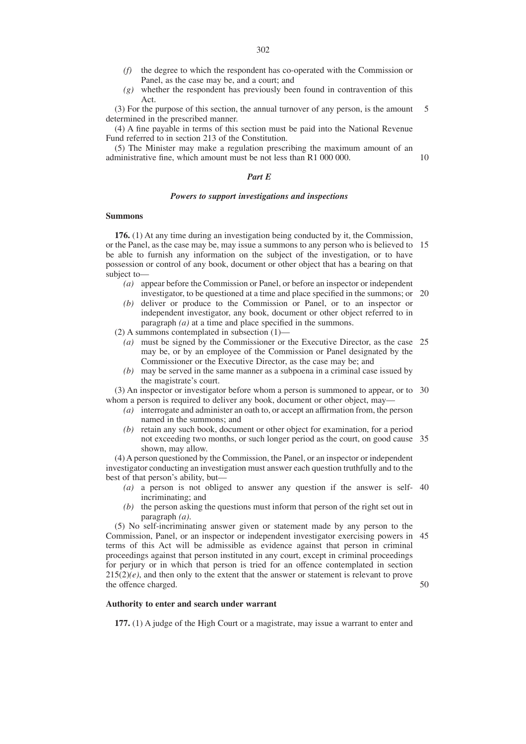*(f)* the degree to which the respondent has co-operated with the Commission or Panel, as the case may be, and a court; and

*(g)* whether the respondent has previously been found in contravention of this Act.

(3) For the purpose of this section, the annual turnover of any person, is the amount determined in the prescribed manner.

(4) A fine payable in terms of this section must be paid into the National Revenue Fund referred to in section 213 of the Constitution.

(5) The Minister may make a regulation prescribing the maximum amount of an administrative fine, which amount must be not less than R1 000 000.

### *Part E*

### *Powers to support investigations and inspections*

**Summons**

**176.** (1) At any time during an investigation being conducted by it, the Commission, or the Panel, as the case may be, may issue a summons to any person who is believed to be able to furnish any information on the subject of the investigation, or to have possession or control of any book, document or other object that has a bearing on that subject to—

*(a)* appear before the Commission or Panel, or before an inspector or independent investigator, to be questioned at a time and place specified in the summons; or

*(b)* deliver or produce to the Commission or Panel, or to an inspector or independent investigator, any book, document or other object referred to in paragraph *(a)* at a time and place specified in the summons.

(2) A summons contemplated in subsection (1)—

*(a)* must be signed by the Commissioner or the Executive Director, as the case may be, or by an employee of the Commission or Panel designated by the Commissioner or the Executive Director, as the case may be; and

*(b)* may be served in the same manner as a subpoena in a criminal case issued by the magistrate's court.

(3) An inspector or investigator before whom a person is summoned to appear, or to whom a person is required to deliver any book, document or other object, may—

*(a)* interrogate and administer an oath to, or accept an affirmation from, the person named in the summons; and

*(b)* retain any such book, document or other object for examination, for a period not exceeding two months, or such longer period as the court, on good cause shown, may allow.

(4) A person questioned by the Commission, the Panel, or an inspector or independent investigator conducting an investigation must answer each question truthfully and to the best of that person's ability, but—

*(a)* a person is not obliged to answer any question if the answer is self-incriminating; and

*(b)* the person asking the questions must inform that person of the right set out in paragraph *(a)*.

(5) No self-incriminating answer given or statement made by any person to the Commission, Panel, or an inspector or independent investigator exercising powers in terms of this Act will be admissible as evidence against that person in criminal proceedings against that person instituted in any court, except in criminal proceedings for perjury or in which that person is tried for an offence contemplated in section 215(2)*(e)*, and then only to the extent that the answer or statement is relevant to prove the offence charged.

**Authority to enter and search under warrant**

**177.** (1) A judge of the High Court or a magistrate, may issue a warrant to enter and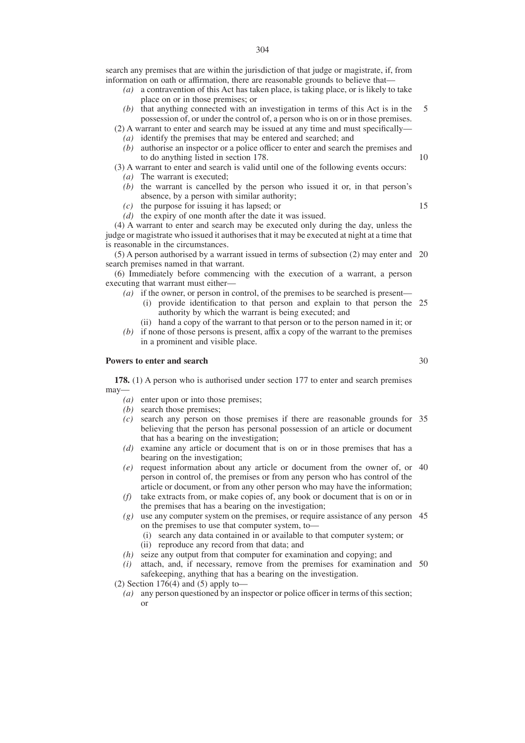search any premises that are within the jurisdiction of that judge or magistrate, if, from information on oath or affirmation, there are reasonable grounds to believe that—

*(a)* a contravention of this Act has taken place, is taking place, or is likely to take place on or in those premises; or

*(b)* that anything connected with an investigation in terms of this Act is in the possession of, or under the control of, a person who is on or in those premises.

(2) A warrant to enter and search may be issued at any time and must specifically—

*(a)* identify the premises that may be entered and searched; and

*(b)* authorise an inspector or a police officer to enter and search the premises and to do anything listed in section 178.

(3) A warrant to enter and search is valid until one of the following events occurs:

*(a)* The warrant is executed;

*(b)* the warrant is cancelled by the person who issued it or, in that person's absence, by a person with similar authority;

*(c)* the purpose for issuing it has lapsed; or

*(d)* the expiry of one month after the date it was issued.

(4) A warrant to enter and search may be executed only during the day, unless the judge or magistrate who issued it authorises that it may be executed at night at a time that is reasonable in the circumstances.

(5) A person authorised by a warrant issued in terms of subsection (2) may enter and search premises named in that warrant.

(6) Immediately before commencing with the execution of a warrant, a person executing that warrant must either—

*(a)* if the owner, or person in control, of the premises to be searched is present—

(i) provide identification to that person and explain to that person the authority by which the warrant is being executed; and

(ii) hand a copy of the warrant to that person or to the person named in it; or

*(b)* if none of those persons is present, affix a copy of the warrant to the premises in a prominent and visible place.

**Powers to enter and search**

**178.** (1) A person who is authorised under section 177 to enter and search premises may—

*(a)* enter upon or into those premises;

*(b)* search those premises;

*(c)* search any person on those premises if there are reasonable grounds for believing that the person has personal possession of an article or document that has a bearing on the investigation;

*(d)* examine any article or document that is on or in those premises that has a bearing on the investigation;

*(e)* request information about any article or document from the owner of, or person in control of, the premises or from any person who has control of the article or document, or from any other person who may have the information;

*(f)* take extracts from, or make copies of, any book or document that is on or in the premises that has a bearing on the investigation;

*(g)* use any computer system on the premises, or require assistance of any person on the premises to use that computer system, to—

(i) search any data contained in or available to that computer system; or

(ii) reproduce any record from that data; and

*(h)* seize any output from that computer for examination and copying; and

*(i)* attach, and, if necessary, remove from the premises for examination and safekeeping, anything that has a bearing on the investigation.

(2) Section 176(4) and (5) apply to—

*(a)* any person questioned by an inspector or police officer in terms of this section; or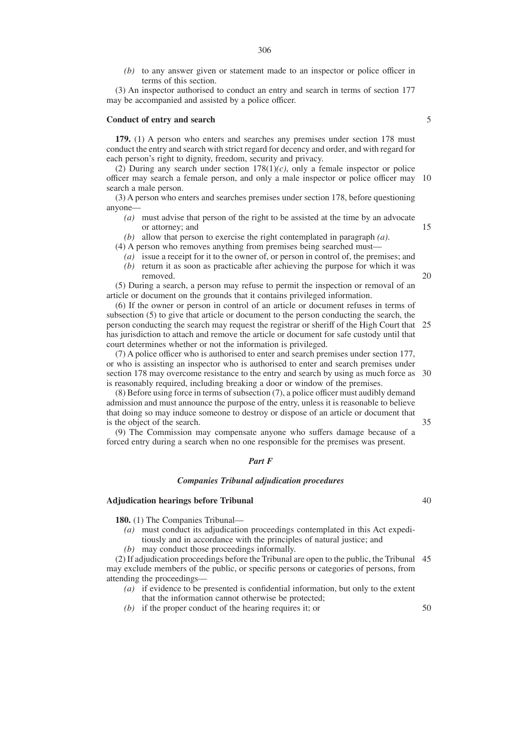*(b)* to any answer given or statement made to an inspector or police officer in terms of this section.

(3) An inspector authorised to conduct an entry and search in terms of section 177 may be accompanied and assisted by a police officer.

**Conduct of entry and search**

**179.** (1) A person who enters and searches any premises under section 178 must conduct the entry and search with strict regard for decency and order, and with regard for each person's right to dignity, freedom, security and privacy.

(2) During any search under section 178(1)*(c)*, only a female inspector or police officer may search a female person, and only a male inspector or police officer may search a male person.

(3) A person who enters and searches premises under section 178, before questioning anyone—

*(a)* must advise that person of the right to be assisted at the time by an advocate or attorney; and

*(b)* allow that person to exercise the right contemplated in paragraph *(a)*.

(4) A person who removes anything from premises being searched must—

*(a)* issue a receipt for it to the owner of, or person in control of, the premises; and

*(b)* return it as soon as practicable after achieving the purpose for which it was removed.

(5) During a search, a person may refuse to permit the inspection or removal of an article or document on the grounds that it contains privileged information.

(6) If the owner or person in control of an article or document refuses in terms of subsection (5) to give that article or document to the person conducting the search, the person conducting the search may request the registrar or sheriff of the High Court that has jurisdiction to attach and remove the article or document for safe custody until that court determines whether or not the information is privileged.

(7) A police officer who is authorised to enter and search premises under section 177, or who is assisting an inspector who is authorised to enter and search premises under section 178 may overcome resistance to the entry and search by using as much force as is reasonably required, including breaking a door or window of the premises.

(8) Before using force in terms of subsection (7), a police officer must audibly demand admission and must announce the purpose of the entry, unless it is reasonable to believe that doing so may induce someone to destroy or dispose of an article or document that is the object of the search.

(9) The Commission may compensate anyone who suffers damage because of a forced entry during a search when no one responsible for the premises was present.

## *Part F*

### *Companies Tribunal adjudication procedures*

**Adjudication hearings before Tribunal**

**180.** (1) The Companies Tribunal—

*(a)* must conduct its adjudication proceedings contemplated in this Act expeditiously and in accordance with the principles of natural justice; and

*(b)* may conduct those proceedings informally.

(2) If adjudication proceedings before the Tribunal are open to the public, the Tribunal may exclude members of the public, or specific persons or categories of persons, from attending the proceedings—

*(a)* if evidence to be presented is confidential information, but only to the extent that the information cannot otherwise be protected;

*(b)* if the proper conduct of the hearing requires it; or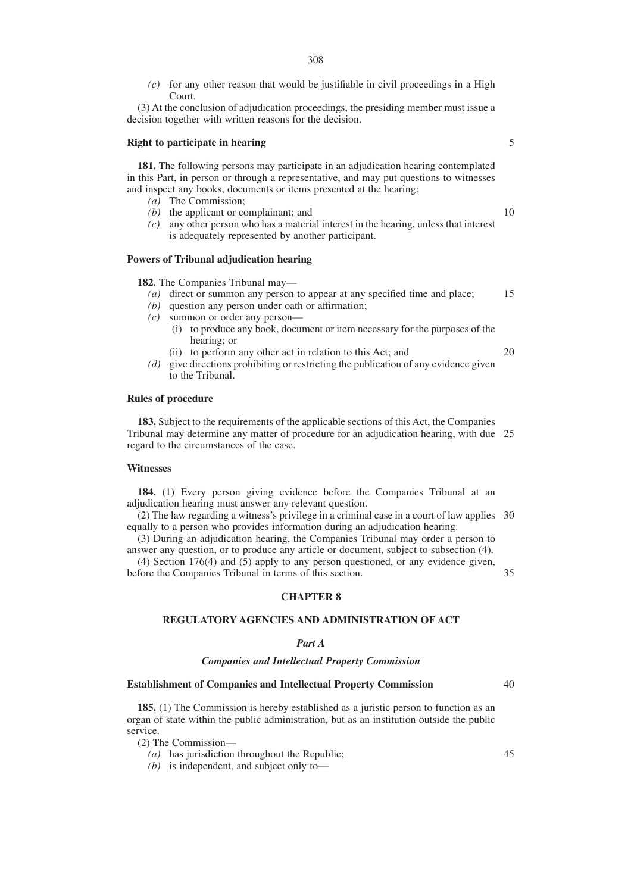*(c)* for any other reason that would be justifiable in civil proceedings in a High Court.

(3) At the conclusion of adjudication proceedings, the presiding member must issue a decision together with written reasons for the decision.

**Right to participate in hearing**

**181.** The following persons may participate in an adjudication hearing contemplated in this Part, in person or through a representative, and may put questions to witnesses and inspect any books, documents or items presented at the hearing:

*(a)* The Commission;

*(b)* the applicant or complainant; and

*(c)* any other person who has a material interest in the hearing, unless that interest is adequately represented by another participant.

**Powers of Tribunal adjudication hearing**

**182.** The Companies Tribunal may—

*(a)* direct or summon any person to appear at any specified time and place;

*(b)* question any person under oath or affirmation;

*(c)* summon or order any person—

(i) to produce any book, document or item necessary for the purposes of the hearing; or

(ii) to perform any other act in relation to this Act; and

*(d)* give directions prohibiting or restricting the publication of any evidence given to the Tribunal.

**Rules of procedure**

**183.** Subject to the requirements of the applicable sections of this Act, the Companies Tribunal may determine any matter of procedure for an adjudication hearing, with due regard to the circumstances of the case.

**Witnesses**

**184.** (1) Every person giving evidence before the Companies Tribunal at an adjudication hearing must answer any relevant question.

(2) The law regarding a witness's privilege in a criminal case in a court of law applies equally to a person who provides information during an adjudication hearing.

(3) During an adjudication hearing, the Companies Tribunal may order a person to answer any question, or to produce any article or document, subject to subsection (4).

(4) Section 176(4) and (5) apply to any person questioned, or any evidence given, before the Companies Tribunal in terms of this section.

## CHAPTER 8

## REGULATORY AGENCIES AND ADMINISTRATION OF ACT

### *Part A*

### *Companies and Intellectual Property Commission*

**Establishment of Companies and Intellectual Property Commission**

**185.** (1) The Commission is hereby established as a juristic person to function as an organ of state within the public administration, but as an institution outside the public service.

(2) The Commission—

*(a)* has jurisdiction throughout the Republic;

*(b)* is independent, and subject only to—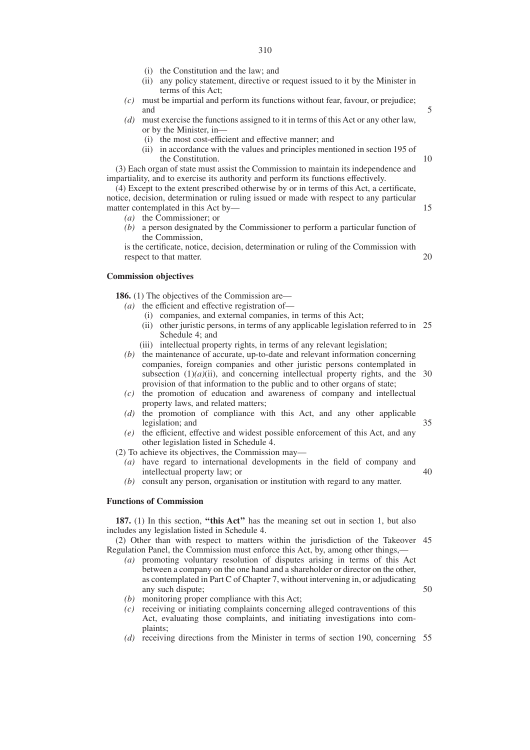(i) the Constitution and the law; and

(ii) any policy statement, directive or request issued to it by the Minister in terms of this Act;

*(c)* must be impartial and perform its functions without fear, favour, or prejudice; and

*(d)* must exercise the functions assigned to it in terms of this Act or any other law, or by the Minister, in—

(i) the most cost-efficient and effective manner; and

(ii) in accordance with the values and principles mentioned in section 195 of the Constitution.

(3) Each organ of state must assist the Commission to maintain its independence and impartiality, and to exercise its authority and perform its functions effectively.

(4) Except to the extent prescribed otherwise by or in terms of this Act, a certificate, notice, decision, determination or ruling issued or made with respect to any particular matter contemplated in this Act by—

*(a)* the Commissioner; or

*(b)* a person designated by the Commissioner to perform a particular function of the Commission,

is the certificate, notice, decision, determination or ruling of the Commission with respect to that matter.

**Commission objectives**

**186.** (1) The objectives of the Commission are—

*(a)* the efficient and effective registration of—

(i) companies, and external companies, in terms of this Act;

(ii) other juristic persons, in terms of any applicable legislation referred to in Schedule 4; and

(iii) intellectual property rights, in terms of any relevant legislation;

*(b)* the maintenance of accurate, up-to-date and relevant information concerning companies, foreign companies and other juristic persons contemplated in subsection (1)*(a)*(ii), and concerning intellectual property rights, and the provision of that information to the public and to other organs of state;

*(c)* the promotion of education and awareness of company and intellectual property laws, and related matters;

*(d)* the promotion of compliance with this Act, and any other applicable legislation; and

*(e)* the efficient, effective and widest possible enforcement of this Act, and any other legislation listed in Schedule 4.

(2) To achieve its objectives, the Commission may—

*(a)* have regard to international developments in the field of company and intellectual property law; or

*(b)* consult any person, organisation or institution with regard to any matter.

**Functions of Commission**

**187.** (1) In this section, **"this Act"** has the meaning set out in section 1, but also includes any legislation listed in Schedule 4.

(2) Other than with respect to matters within the jurisdiction of the Takeover Regulation Panel, the Commission must enforce this Act, by, among other things,—

*(a)* promoting voluntary resolution of disputes arising in terms of this Act between a company on the one hand and a shareholder or director on the other, as contemplated in Part C of Chapter 7, without intervening in, or adjudicating any such dispute;

*(b)* monitoring proper compliance with this Act;

*(c)* receiving or initiating complaints concerning alleged contraventions of this Act, evaluating those complaints, and initiating investigations into complaints;

*(d)* receiving directions from the Minister in terms of section 190, concerning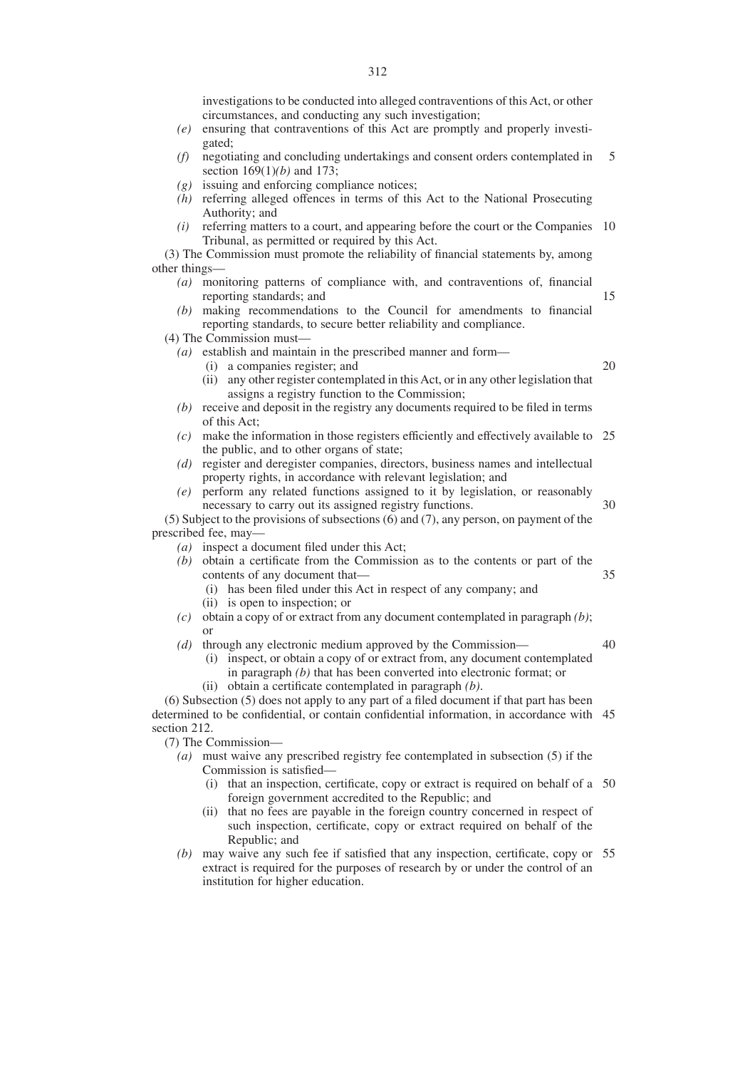investigations to be conducted into alleged contraventions of this Act, or other circumstances, and conducting any such investigation;

*(e)* ensuring that contraventions of this Act are promptly and properly investigated;

*(f)* negotiating and concluding undertakings and consent orders contemplated in section 169(1)*(b)* and 173;

*(g)* issuing and enforcing compliance notices;

*(h)* referring alleged offences in terms of this Act to the National Prosecuting Authority; and

*(i)* referring matters to a court, and appearing before the court or the Companies Tribunal, as permitted or required by this Act.

(3) The Commission must promote the reliability of financial statements by, among other things—

*(a)* monitoring patterns of compliance with, and contraventions of, financial reporting standards; and

*(b)* making recommendations to the Council for amendments to financial reporting standards, to secure better reliability and compliance.

(4) The Commission must—

*(a)* establish and maintain in the prescribed manner and form—

(i) a companies register; and

(ii) any other register contemplated in this Act, or in any other legislation that assigns a registry function to the Commission;

*(b)* receive and deposit in the registry any documents required to be filed in terms of this Act;

*(c)* make the information in those registers efficiently and effectively available to the public, and to other organs of state;

*(d)* register and deregister companies, directors, business names and intellectual property rights, in accordance with relevant legislation; and

*(e)* perform any related functions assigned to it by legislation, or reasonably necessary to carry out its assigned registry functions.

(5) Subject to the provisions of subsections (6) and (7), any person, on payment of the prescribed fee, may—

*(a)* inspect a document filed under this Act;

*(b)* obtain a certificate from the Commission as to the contents or part of the contents of any document that—

(i) has been filed under this Act in respect of any company; and

(ii) is open to inspection; or

*(c)* obtain a copy of or extract from any document contemplated in paragraph *(b)*; or

*(d)* through any electronic medium approved by the Commission—

(i) inspect, or obtain a copy of or extract from, any document contemplated in paragraph *(b)* that has been converted into electronic format; or

(ii) obtain a certificate contemplated in paragraph *(b)*.

(6) Subsection (5) does not apply to any part of a filed document if that part has been determined to be confidential, or contain confidential information, in accordance with section 212.

(7) The Commission—

*(a)* must waive any prescribed registry fee contemplated in subsection (5) if the Commission is satisfied—

(i) that an inspection, certificate, copy or extract is required on behalf of a foreign government accredited to the Republic; and

(ii) that no fees are payable in the foreign country concerned in respect of such inspection, certificate, copy or extract required on behalf of the Republic; and

*(b)* may waive any such fee if satisfied that any inspection, certificate, copy or extract is required for the purposes of research by or under the control of an institution for higher education.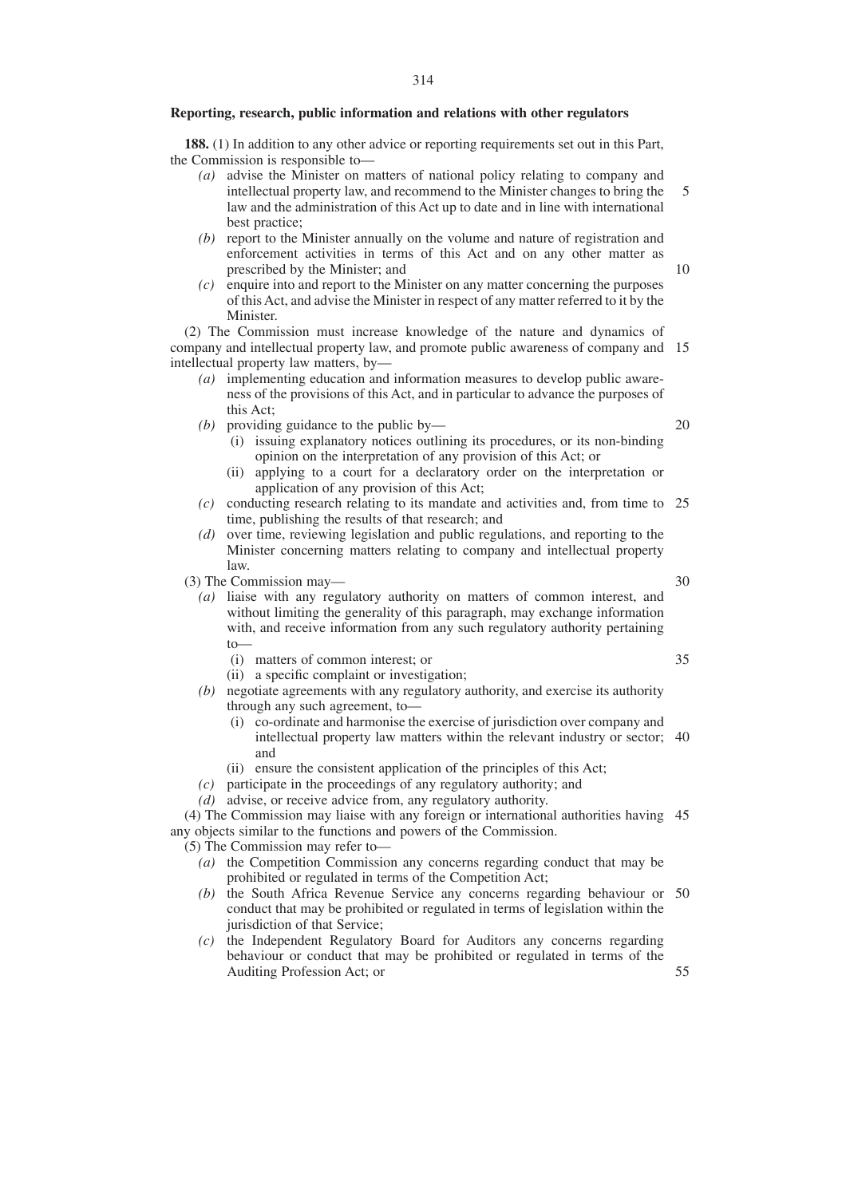**Reporting, research, public information and relations with other regulators**

**188.** (1) In addition to any other advice or reporting requirements set out in this Part, the Commission is responsible to—

*(a)* advise the Minister on matters of national policy relating to company and intellectual property law, and recommend to the Minister changes to bring the law and the administration of this Act up to date and in line with international best practice;

*(b)* report to the Minister annually on the volume and nature of registration and enforcement activities in terms of this Act and on any other matter as prescribed by the Minister; and

*(c)* enquire into and report to the Minister on any matter concerning the purposes of this Act, and advise the Minister in respect of any matter referred to it by the Minister.

(2) The Commission must increase knowledge of the nature and dynamics of company and intellectual property law, and promote public awareness of company and intellectual property law matters, by—

*(a)* implementing education and information measures to develop public awareness of the provisions of this Act, and in particular to advance the purposes of this Act;

*(b)* providing guidance to the public by—

(i) issuing explanatory notices outlining its procedures, or its non-binding opinion on the interpretation of any provision of this Act; or

(ii) applying to a court for a declaratory order on the interpretation or application of any provision of this Act;

*(c)* conducting research relating to its mandate and activities and, from time to time, publishing the results of that research; and

*(d)* over time, reviewing legislation and public regulations, and reporting to the Minister concerning matters relating to company and intellectual property law.

(3) The Commission may—

*(a)* liaise with any regulatory authority on matters of common interest, and without limiting the generality of this paragraph, may exchange information with, and receive information from any such regulatory authority pertaining to—

(i) matters of common interest; or

(ii) a specific complaint or investigation;

*(b)* negotiate agreements with any regulatory authority, and exercise its authority through any such agreement, to—

(i) co-ordinate and harmonise the exercise of jurisdiction over company and intellectual property law matters within the relevant industry or sector; and

(ii) ensure the consistent application of the principles of this Act;

*(c)* participate in the proceedings of any regulatory authority; and

*(d)* advise, or receive advice from, any regulatory authority.

(4) The Commission may liaise with any foreign or international authorities having any objects similar to the functions and powers of the Commission.

(5) The Commission may refer to—

*(a)* the Competition Commission any concerns regarding conduct that may be prohibited or regulated in terms of the Competition Act;

*(b)* the South Africa Revenue Service any concerns regarding behaviour or conduct that may be prohibited or regulated in terms of legislation within the jurisdiction of that Service;

*(c)* the Independent Regulatory Board for Auditors any concerns regarding behaviour or conduct that may be prohibited or regulated in terms of the Auditing Profession Act; or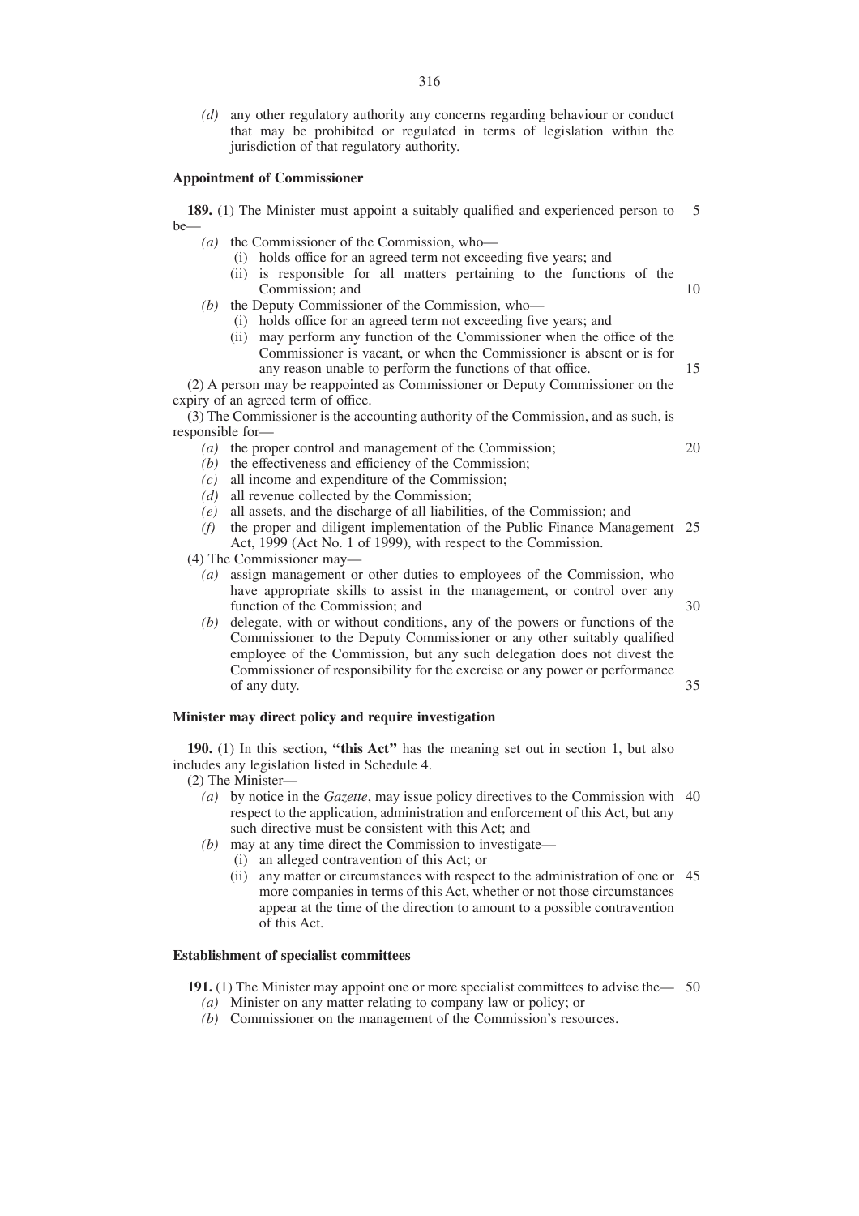*(d)* any other regulatory authority any concerns regarding behaviour or conduct that may be prohibited or regulated in terms of legislation within the jurisdiction of that regulatory authority.

**Appointment of Commissioner**

**189.** (1) The Minister must appoint a suitably qualified and experienced person to be—

*(a)* the Commissioner of the Commission, who—

(i) holds office for an agreed term not exceeding five years; and

(ii) is responsible for all matters pertaining to the functions of the Commission; and

*(b)* the Deputy Commissioner of the Commission, who—

(i) holds office for an agreed term not exceeding five years; and

(ii) may perform any function of the Commissioner when the office of the Commissioner is vacant, or when the Commissioner is absent or is for any reason unable to perform the functions of that office.

(2) A person may be reappointed as Commissioner or Deputy Commissioner on the expiry of an agreed term of office.

(3) The Commissioner is the accounting authority of the Commission, and as such, is responsible for—

*(a)* the proper control and management of the Commission;

*(b)* the effectiveness and efficiency of the Commission;

*(c)* all income and expenditure of the Commission;

*(d)* all revenue collected by the Commission;

*(e)* all assets, and the discharge of all liabilities, of the Commission; and

*(f)* the proper and diligent implementation of the Public Finance Management Act, 1999 (Act No. 1 of 1999), with respect to the Commission.

(4) The Commissioner may—

*(a)* assign management or other duties to employees of the Commission, who have appropriate skills to assist in the management, or control over any function of the Commission; and

*(b)* delegate, with or without conditions, any of the powers or functions of the Commissioner to the Deputy Commissioner or any other suitably qualified employee of the Commission, but any such delegation does not divest the Commissioner of responsibility for the exercise or any power or performance of any duty.

**Minister may direct policy and require investigation**

**190.** (1) In this section, **"this Act"** has the meaning set out in section 1, but also includes any legislation listed in Schedule 4.

(2) The Minister—

*(a)* by notice in the *Gazette*, may issue policy directives to the Commission with respect to the application, administration and enforcement of this Act, but any such directive must be consistent with this Act; and

*(b)* may at any time direct the Commission to investigate—

(i) an alleged contravention of this Act; or

(ii) any matter or circumstances with respect to the administration of one or more companies in terms of this Act, whether or not those circumstances appear at the time of the direction to amount to a possible contravention of this Act.

**Establishment of specialist committees**

**191.** (1) The Minister may appoint one or more specialist committees to advise the—

*(a)* Minister on any matter relating to company law or policy; or

*(b)* Commissioner on the management of the Commission's resources.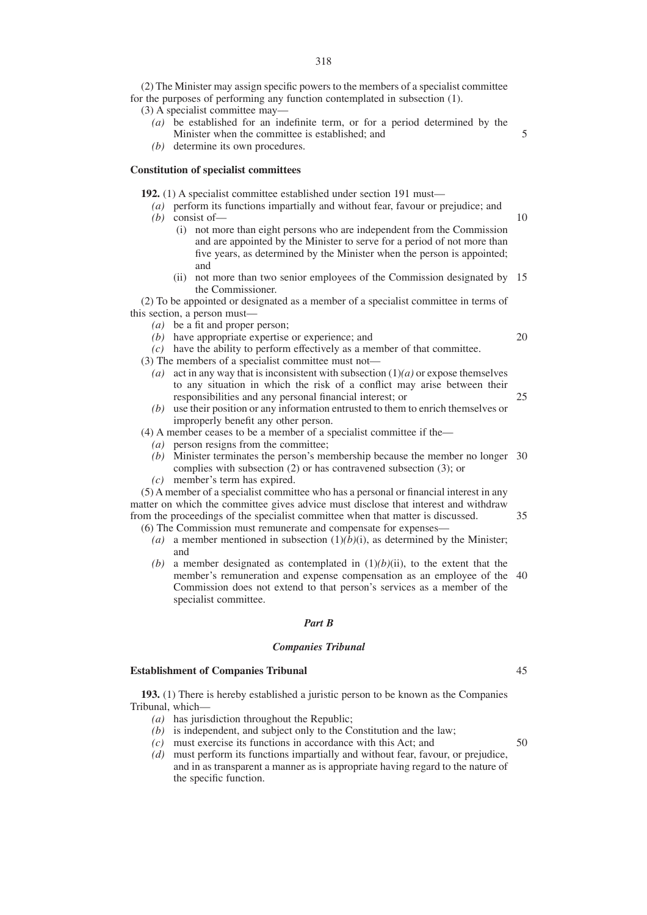(2) The Minister may assign specific powers to the members of a specialist committee for the purposes of performing any function contemplated in subsection (1).

(3) A specialist committee may—

*(a)* be established for an indefinite term, or for a period determined by the Minister when the committee is established; and

*(b)* determine its own procedures.

**Constitution of specialist committees**

**192.** (1) A specialist committee established under section 191 must—

*(a)* perform its functions impartially and without fear, favour or prejudice; and

*(b)* consist of—

(i) not more than eight persons who are independent from the Commission and are appointed by the Minister to serve for a period of not more than five years, as determined by the Minister when the person is appointed; and

(ii) not more than two senior employees of the Commission designated by the Commissioner.

(2) To be appointed or designated as a member of a specialist committee in terms of this section, a person must—

*(a)* be a fit and proper person;

*(b)* have appropriate expertise or experience; and

*(c)* have the ability to perform effectively as a member of that committee.

(3) The members of a specialist committee must not—

*(a)* act in any way that is inconsistent with subsection (1)*(a)* or expose themselves to any situation in which the risk of a conflict may arise between their responsibilities and any personal financial interest; or

*(b)* use their position or any information entrusted to them to enrich themselves or improperly benefit any other person.

(4) A member ceases to be a member of a specialist committee if the—

*(a)* person resigns from the committee;

*(b)* Minister terminates the person's membership because the member no longer complies with subsection (2) or has contravened subsection (3); or

*(c)* member's term has expired.

(5) A member of a specialist committee who has a personal or financial interest in any matter on which the committee gives advice must disclose that interest and withdraw from the proceedings of the specialist committee when that matter is discussed.

(6) The Commission must remunerate and compensate for expenses—

*(a)* a member mentioned in subsection (1)*(b)*(i), as determined by the Minister; and

*(b)* a member designated as contemplated in (1)*(b)*(ii), to the extent that the member's remuneration and expense compensation as an employee of the Commission does not extend to that person's services as a member of the specialist committee.

***Part B***

***Companies Tribunal***

**Establishment of Companies Tribunal**

**193.** (1) There is hereby established a juristic person to be known as the Companies Tribunal, which—

*(a)* has jurisdiction throughout the Republic;

*(b)* is independent, and subject only to the Constitution and the law;

*(c)* must exercise its functions in accordance with this Act; and

*(d)* must perform its functions impartially and without fear, favour, or prejudice, and in as transparent a manner as is appropriate having regard to the nature of the specific function.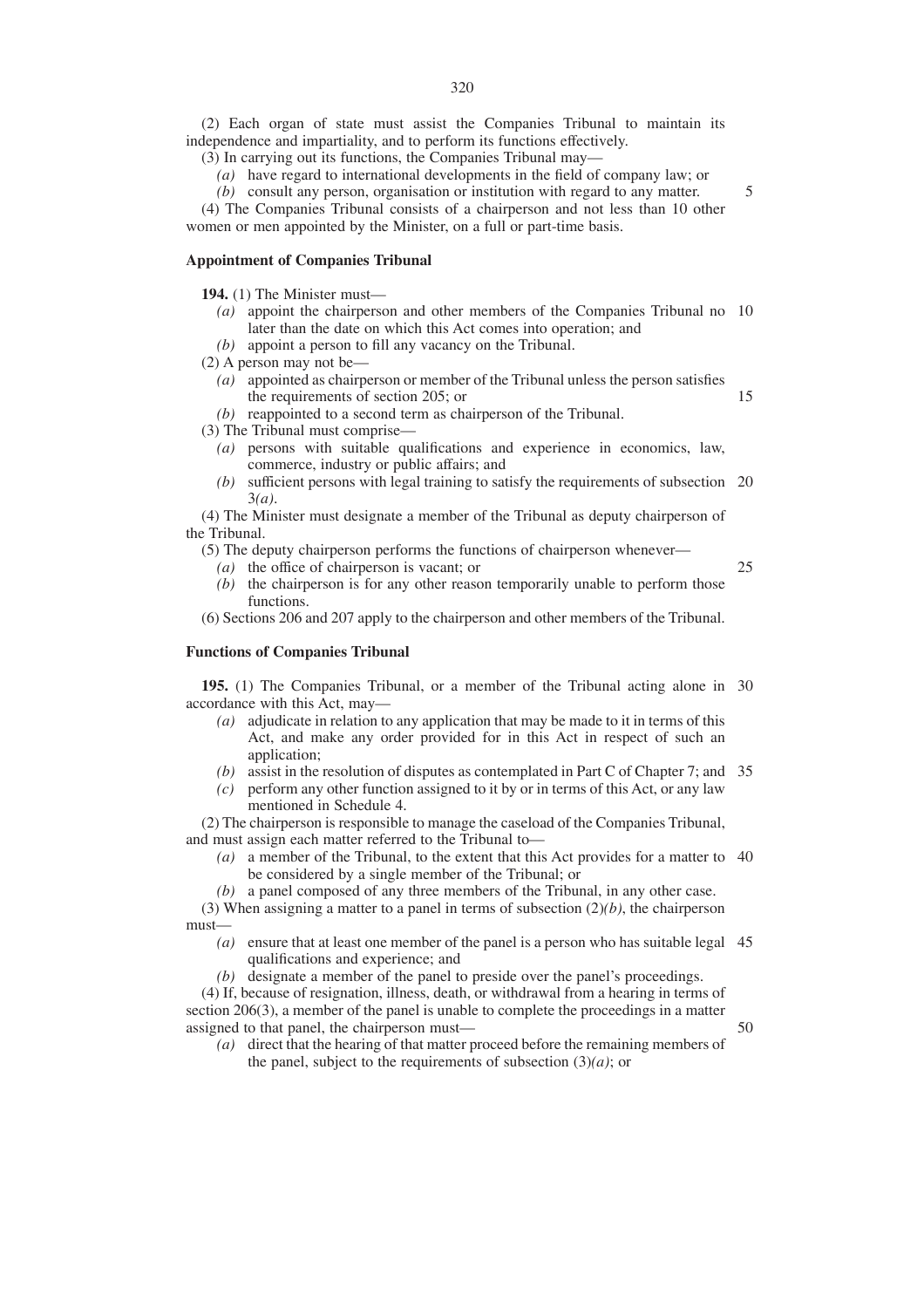(2) Each organ of state must assist the Companies Tribunal to maintain its independence and impartiality, and to perform its functions effectively.

(3) In carrying out its functions, the Companies Tribunal may—

*(a)* have regard to international developments in the field of company law; or

*(b)* consult any person, organisation or institution with regard to any matter.

(4) The Companies Tribunal consists of a chairperson and not less than 10 other women or men appointed by the Minister, on a full or part-time basis.

**Appointment of Companies Tribunal**

**194.** (1) The Minister must—

*(a)* appoint the chairperson and other members of the Companies Tribunal no later than the date on which this Act comes into operation; and

*(b)* appoint a person to fill any vacancy on the Tribunal.

(2) A person may not be—

*(a)* appointed as chairperson or member of the Tribunal unless the person satisfies the requirements of section 205; or

*(b)* reappointed to a second term as chairperson of the Tribunal.

(3) The Tribunal must comprise—

*(a)* persons with suitable qualifications and experience in economics, law, commerce, industry or public affairs; and

*(b)* sufficient persons with legal training to satisfy the requirements of subsection 3*(a)*.

(4) The Minister must designate a member of the Tribunal as deputy chairperson of the Tribunal.

(5) The deputy chairperson performs the functions of chairperson whenever—

*(a)* the office of chairperson is vacant; or

*(b)* the chairperson is for any other reason temporarily unable to perform those functions.

(6) Sections 206 and 207 apply to the chairperson and other members of the Tribunal.

**Functions of Companies Tribunal**

**195.** (1) The Companies Tribunal, or a member of the Tribunal acting alone in accordance with this Act, may—

*(a)* adjudicate in relation to any application that may be made to it in terms of this Act, and make any order provided for in this Act in respect of such an application;

*(b)* assist in the resolution of disputes as contemplated in Part C of Chapter 7; and

*(c)* perform any other function assigned to it by or in terms of this Act, or any law mentioned in Schedule 4.

(2) The chairperson is responsible to manage the caseload of the Companies Tribunal, and must assign each matter referred to the Tribunal to—

*(a)* a member of the Tribunal, to the extent that this Act provides for a matter to be considered by a single member of the Tribunal; or

*(b)* a panel composed of any three members of the Tribunal, in any other case.

(3) When assigning a matter to a panel in terms of subsection (2)*(b)*, the chairperson must—

*(a)* ensure that at least one member of the panel is a person who has suitable legal qualifications and experience; and

*(b)* designate a member of the panel to preside over the panel's proceedings.

(4) If, because of resignation, illness, death, or withdrawal from a hearing in terms of section 206(3), a member of the panel is unable to complete the proceedings in a matter assigned to that panel, the chairperson must—

*(a)* direct that the hearing of that matter proceed before the remaining members of the panel, subject to the requirements of subsection (3)*(a)*; or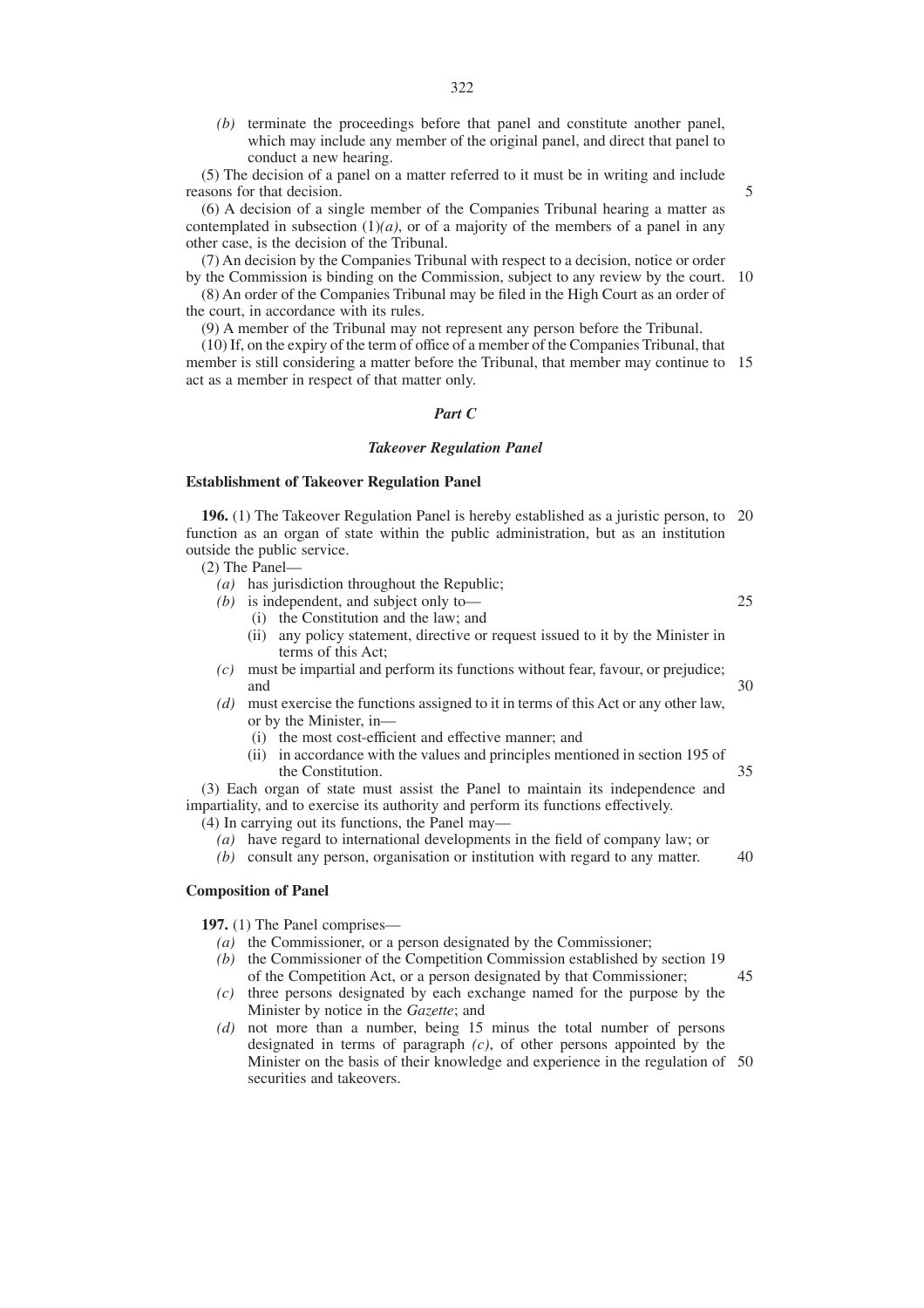*(b)* terminate the proceedings before that panel and constitute another panel, which may include any member of the original panel, and direct that panel to conduct a new hearing.

(5) The decision of a panel on a matter referred to it must be in writing and include reasons for that decision.

(6) A decision of a single member of the Companies Tribunal hearing a matter as contemplated in subsection (1)*(a)*, or of a majority of the members of a panel in any other case, is the decision of the Tribunal.

(7) An decision by the Companies Tribunal with respect to a decision, notice or order by the Commission is binding on the Commission, subject to any review by the court.

(8) An order of the Companies Tribunal may be filed in the High Court as an order of the court, in accordance with its rules.

(9) A member of the Tribunal may not represent any person before the Tribunal.

(10) If, on the expiry of the term of office of a member of the Companies Tribunal, that member is still considering a matter before the Tribunal, that member may continue to act as a member in respect of that matter only.

## *Part C*

## *Takeover Regulation Panel*

### Establishment of Takeover Regulation Panel

**196.** (1) The Takeover Regulation Panel is hereby established as a juristic person, to function as an organ of state within the public administration, but as an institution outside the public service.

(2) The Panel—

*(a)* has jurisdiction throughout the Republic;

*(b)* is independent, and subject only to—

(i) the Constitution and the law; and

(ii) any policy statement, directive or request issued to it by the Minister in terms of this Act;

*(c)* must be impartial and perform its functions without fear, favour, or prejudice; and

*(d)* must exercise the functions assigned to it in terms of this Act or any other law, or by the Minister, in—

(i) the most cost-efficient and effective manner; and

(ii) in accordance with the values and principles mentioned in section 195 of the Constitution.

(3) Each organ of state must assist the Panel to maintain its independence and impartiality, and to exercise its authority and perform its functions effectively.

(4) In carrying out its functions, the Panel may—

*(a)* have regard to international developments in the field of company law; or

*(b)* consult any person, organisation or institution with regard to any matter.

### Composition of Panel

**197.** (1) The Panel comprises—

*(a)* the Commissioner, or a person designated by the Commissioner;

*(b)* the Commissioner of the Competition Commission established by section 19 of the Competition Act, or a person designated by that Commissioner;

*(c)* three persons designated by each exchange named for the purpose by the Minister by notice in the *Gazette*; and

*(d)* not more than a number, being 15 minus the total number of persons designated in terms of paragraph *(c)*, of other persons appointed by the Minister on the basis of their knowledge and experience in the regulation of securities and takeovers.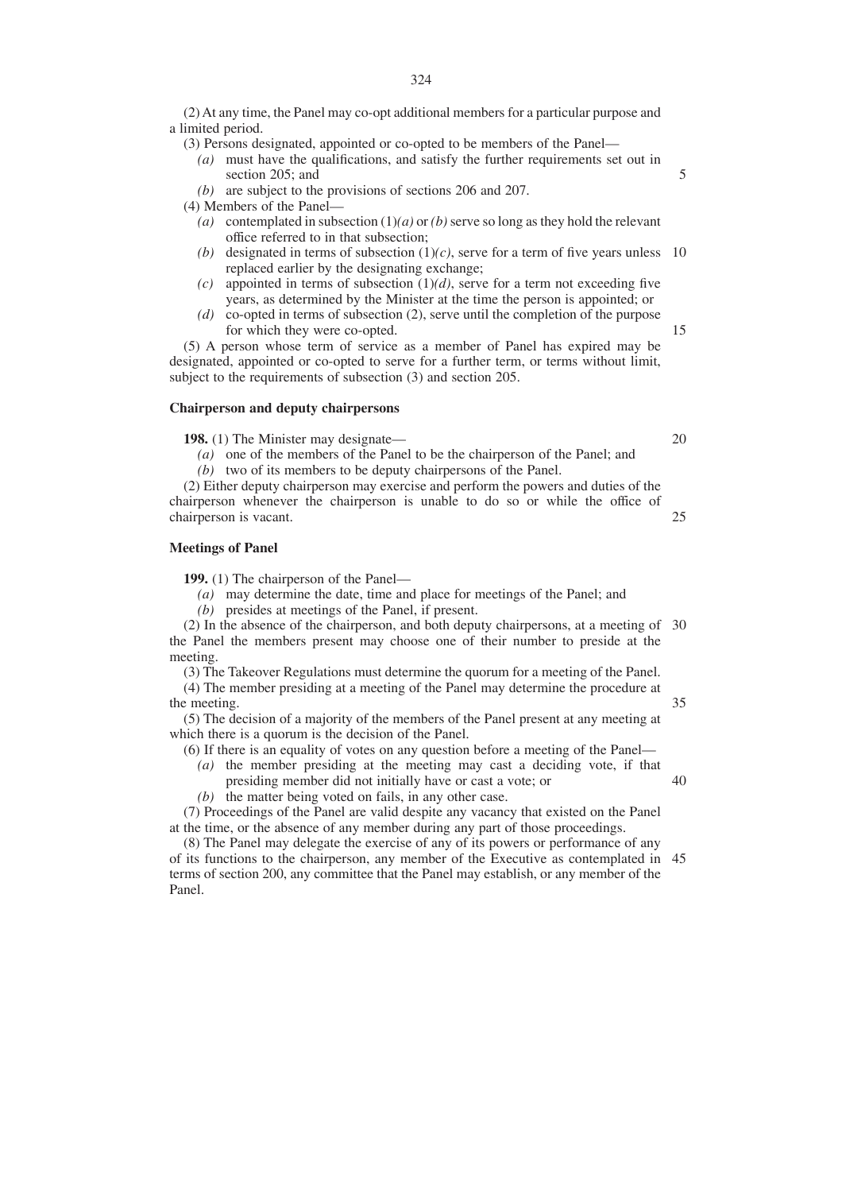(2) At any time, the Panel may co-opt additional members for a particular purpose and a limited period.

(3) Persons designated, appointed or co-opted to be members of the Panel—

*(a)* must have the qualifications, and satisfy the further requirements set out in section 205; and

*(b)* are subject to the provisions of sections 206 and 207.

(4) Members of the Panel—

*(a)* contemplated in subsection (1)*(a)* or *(b)* serve so long as they hold the relevant office referred to in that subsection;

*(b)* designated in terms of subsection (1)*(c)*, serve for a term of five years unless replaced earlier by the designating exchange;

*(c)* appointed in terms of subsection (1)*(d)*, serve for a term not exceeding five years, as determined by the Minister at the time the person is appointed; or

*(d)* co-opted in terms of subsection (2), serve until the completion of the purpose for which they were co-opted.

(5) A person whose term of service as a member of Panel has expired may be designated, appointed or co-opted to serve for a further term, or terms without limit, subject to the requirements of subsection (3) and section 205.

**Chairperson and deputy chairpersons**

**198.** (1) The Minister may designate—

*(a)* one of the members of the Panel to be the chairperson of the Panel; and

*(b)* two of its members to be deputy chairpersons of the Panel.

(2) Either deputy chairperson may exercise and perform the powers and duties of the chairperson whenever the chairperson is unable to do so or while the office of chairperson is vacant.

**Meetings of Panel**

**199.** (1) The chairperson of the Panel—

*(a)* may determine the date, time and place for meetings of the Panel; and

*(b)* presides at meetings of the Panel, if present.

(2) In the absence of the chairperson, and both deputy chairpersons, at a meeting of the Panel the members present may choose one of their number to preside at the meeting.

(3) The Takeover Regulations must determine the quorum for a meeting of the Panel.

(4) The member presiding at a meeting of the Panel may determine the procedure at the meeting.

(5) The decision of a majority of the members of the Panel present at any meeting at which there is a quorum is the decision of the Panel.

(6) If there is an equality of votes on any question before a meeting of the Panel—

*(a)* the member presiding at the meeting may cast a deciding vote, if that presiding member did not initially have or cast a vote; or

*(b)* the matter being voted on fails, in any other case.

(7) Proceedings of the Panel are valid despite any vacancy that existed on the Panel at the time, or the absence of any member during any part of those proceedings.

(8) The Panel may delegate the exercise of any of its powers or performance of any of its functions to the chairperson, any member of the Executive as contemplated in terms of section 200, any committee that the Panel may establish, or any member of the Panel.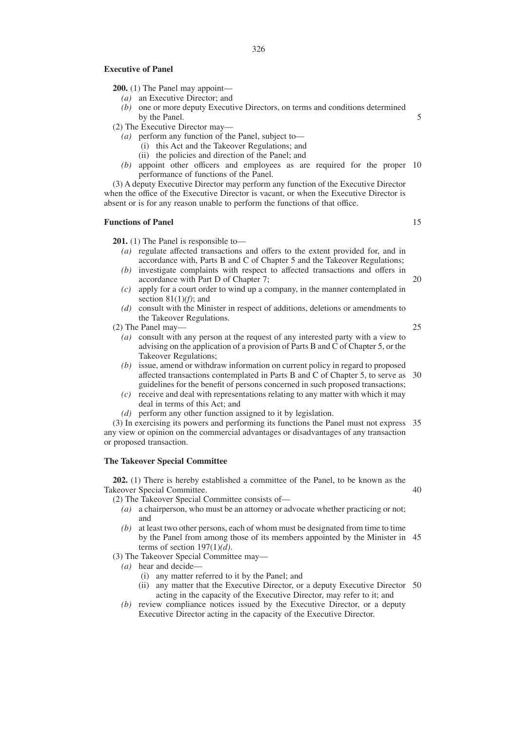**Executive of Panel**

**200.** (1) The Panel may appoint—

*(a)* an Executive Director; and

*(b)* one or more deputy Executive Directors, on terms and conditions determined by the Panel.

(2) The Executive Director may—

*(a)* perform any function of the Panel, subject to—

(i) this Act and the Takeover Regulations; and

(ii) the policies and direction of the Panel; and

*(b)* appoint other officers and employees as are required for the proper performance of functions of the Panel.

(3) A deputy Executive Director may perform any function of the Executive Director when the office of the Executive Director is vacant, or when the Executive Director is absent or is for any reason unable to perform the functions of that office.

**Functions of Panel**

**201.** (1) The Panel is responsible to—

*(a)* regulate affected transactions and offers to the extent provided for, and in accordance with, Parts B and C of Chapter 5 and the Takeover Regulations;

*(b)* investigate complaints with respect to affected transactions and offers in accordance with Part D of Chapter 7;

*(c)* apply for a court order to wind up a company, in the manner contemplated in section 81(1)*(f)*; and

*(d)* consult with the Minister in respect of additions, deletions or amendments to the Takeover Regulations.

(2) The Panel may—

*(a)* consult with any person at the request of any interested party with a view to advising on the application of a provision of Parts B and C of Chapter 5, or the Takeover Regulations;

*(b)* issue, amend or withdraw information on current policy in regard to proposed affected transactions contemplated in Parts B and C of Chapter 5, to serve as guidelines for the benefit of persons concerned in such proposed transactions;

*(c)* receive and deal with representations relating to any matter with which it may deal in terms of this Act; and

*(d)* perform any other function assigned to it by legislation.

(3) In exercising its powers and performing its functions the Panel must not express any view or opinion on the commercial advantages or disadvantages of any transaction or proposed transaction.

**The Takeover Special Committee**

**202.** (1) There is hereby established a committee of the Panel, to be known as the Takeover Special Committee.

(2) The Takeover Special Committee consists of—

*(a)* a chairperson, who must be an attorney or advocate whether practicing or not; and

*(b)* at least two other persons, each of whom must be designated from time to time by the Panel from among those of its members appointed by the Minister in terms of section 197(1)*(d)*.

(3) The Takeover Special Committee may—

*(a)* hear and decide—

(i) any matter referred to it by the Panel; and

(ii) any matter that the Executive Director, or a deputy Executive Director acting in the capacity of the Executive Director, may refer to it; and

*(b)* review compliance notices issued by the Executive Director, or a deputy Executive Director acting in the capacity of the Executive Director.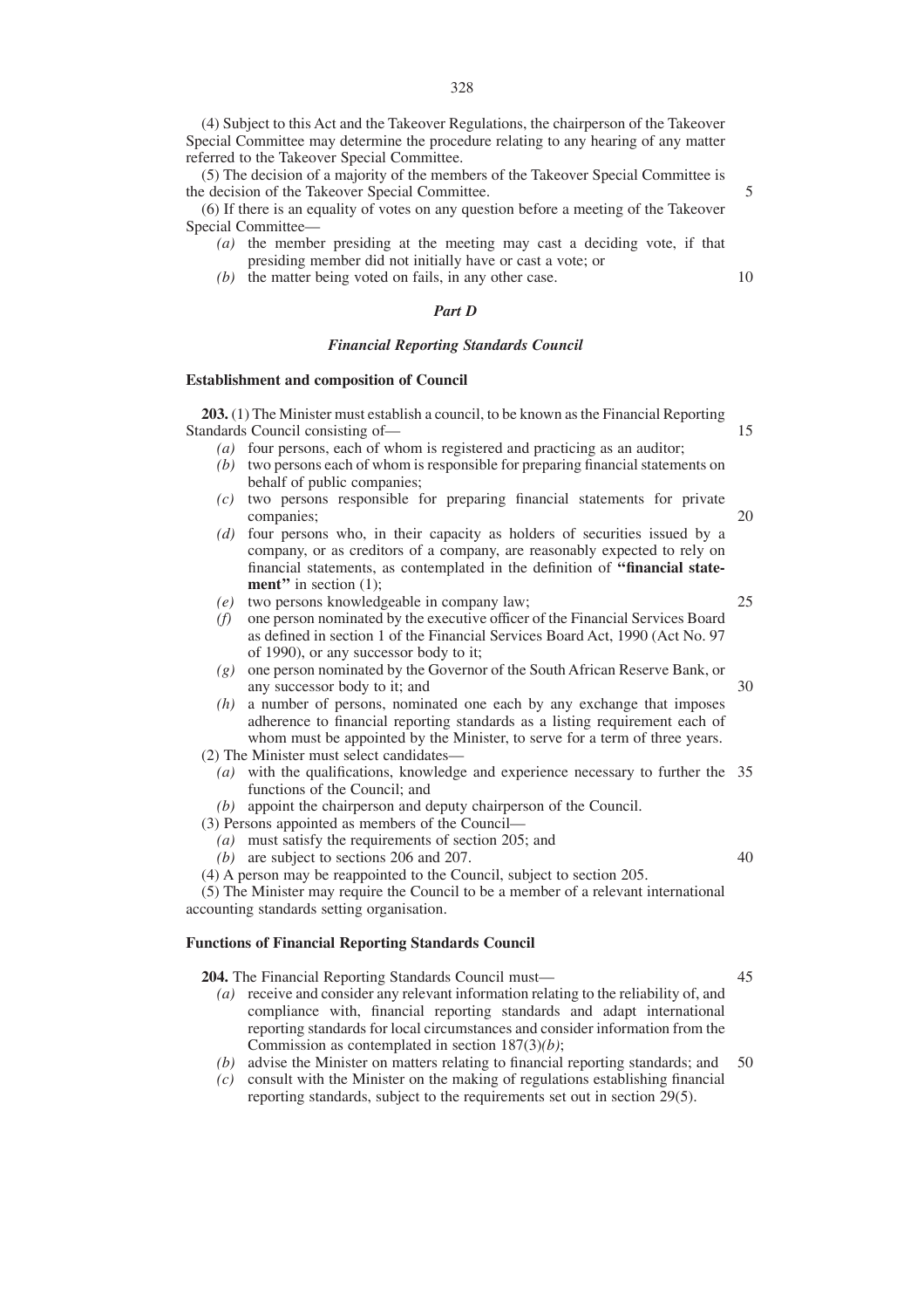(4) Subject to this Act and the Takeover Regulations, the chairperson of the Takeover Special Committee may determine the procedure relating to any hearing of any matter referred to the Takeover Special Committee.

(5) The decision of a majority of the members of the Takeover Special Committee is the decision of the Takeover Special Committee.

(6) If there is an equality of votes on any question before a meeting of the Takeover Special Committee—

*(a)* the member presiding at the meeting may cast a deciding vote, if that presiding member did not initially have or cast a vote; or

*(b)* the matter being voted on fails, in any other case.

## *Part D*

### *Financial Reporting Standards Council*

**Establishment and composition of Council**

**203.** (1) The Minister must establish a council, to be known as the Financial Reporting Standards Council consisting of—

*(a)* four persons, each of whom is registered and practicing as an auditor;

*(b)* two persons each of whom is responsible for preparing financial statements on behalf of public companies;

*(c)* two persons responsible for preparing financial statements for private companies;

*(d)* four persons who, in their capacity as holders of securities issued by a company, or as creditors of a company, are reasonably expected to rely on financial statements, as contemplated in the definition of **''financial statement''** in section (1);

*(e)* two persons knowledgeable in company law;

*(f)* one person nominated by the executive officer of the Financial Services Board as defined in section 1 of the Financial Services Board Act, 1990 (Act No. 97 of 1990), or any successor body to it;

*(g)* one person nominated by the Governor of the South African Reserve Bank, or any successor body to it; and

*(h)* a number of persons, nominated one each by any exchange that imposes adherence to financial reporting standards as a listing requirement each of whom must be appointed by the Minister, to serve for a term of three years.

(2) The Minister must select candidates—

*(a)* with the qualifications, knowledge and experience necessary to further the functions of the Council; and

*(b)* appoint the chairperson and deputy chairperson of the Council.

(3) Persons appointed as members of the Council—

*(a)* must satisfy the requirements of section 205; and

*(b)* are subject to sections 206 and 207.

(4) A person may be reappointed to the Council, subject to section 205.

(5) The Minister may require the Council to be a member of a relevant international accounting standards setting organisation.

**Functions of Financial Reporting Standards Council**

**204.** The Financial Reporting Standards Council must—

*(a)* receive and consider any relevant information relating to the reliability of, and compliance with, financial reporting standards and adapt international reporting standards for local circumstances and consider information from the Commission as contemplated in section 187(3)*(b)*;

*(b)* advise the Minister on matters relating to financial reporting standards; and

*(c)* consult with the Minister on the making of regulations establishing financial reporting standards, subject to the requirements set out in section 29(5).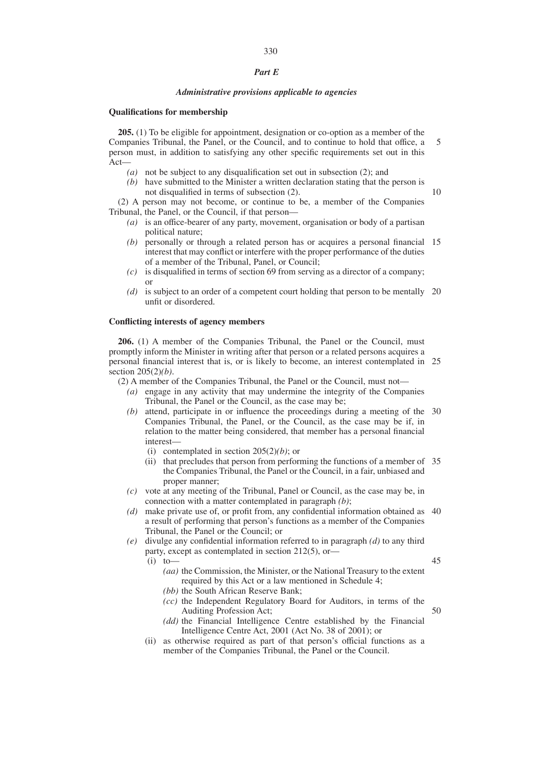## *Part E*

### *Administrative provisions applicable to agencies*

**Qualifications for membership**

**205.** (1) To be eligible for appointment, designation or co-option as a member of the Companies Tribunal, the Panel, or the Council, and to continue to hold that office, a person must, in addition to satisfying any other specific requirements set out in this Act—

*(a)* not be subject to any disqualification set out in subsection (2); and

*(b)* have submitted to the Minister a written declaration stating that the person is not disqualified in terms of subsection (2).

(2) A person may not become, or continue to be, a member of the Companies Tribunal, the Panel, or the Council, if that person—

*(a)* is an office-bearer of any party, movement, organisation or body of a partisan political nature;

*(b)* personally or through a related person has or acquires a personal financial interest that may conflict or interfere with the proper performance of the duties of a member of the Tribunal, Panel, or Council;

*(c)* is disqualified in terms of section 69 from serving as a director of a company; or

*(d)* is subject to an order of a competent court holding that person to be mentally unfit or disordered.

**Conflicting interests of agency members**

**206.** (1) A member of the Companies Tribunal, the Panel or the Council, must promptly inform the Minister in writing after that person or a related persons acquires a personal financial interest that is, or is likely to become, an interest contemplated in section 205(2)*(b)*.

(2) A member of the Companies Tribunal, the Panel or the Council, must not—

*(a)* engage in any activity that may undermine the integrity of the Companies Tribunal, the Panel or the Council, as the case may be;

*(b)* attend, participate in or influence the proceedings during a meeting of the Companies Tribunal, the Panel, or the Council, as the case may be if, in relation to the matter being considered, that member has a personal financial interest—

(i) contemplated in section 205(2)*(b)*; or

(ii) that precludes that person from performing the functions of a member of the Companies Tribunal, the Panel or the Council, in a fair, unbiased and proper manner;

*(c)* vote at any meeting of the Tribunal, Panel or Council, as the case may be, in connection with a matter contemplated in paragraph *(b)*;

*(d)* make private use of, or profit from, any confidential information obtained as a result of performing that person's functions as a member of the Companies Tribunal, the Panel or the Council; or

*(e)* divulge any confidential information referred to in paragraph *(d)* to any third party, except as contemplated in section 212(5), or—

(i) to—

*(aa)* the Commission, the Minister, or the National Treasury to the extent required by this Act or a law mentioned in Schedule 4;

*(bb)* the South African Reserve Bank;

*(cc)* the Independent Regulatory Board for Auditors, in terms of the Auditing Profession Act;

*(dd)* the Financial Intelligence Centre established by the Financial Intelligence Centre Act, 2001 (Act No. 38 of 2001); or

(ii) as otherwise required as part of that person's official functions as a member of the Companies Tribunal, the Panel or the Council.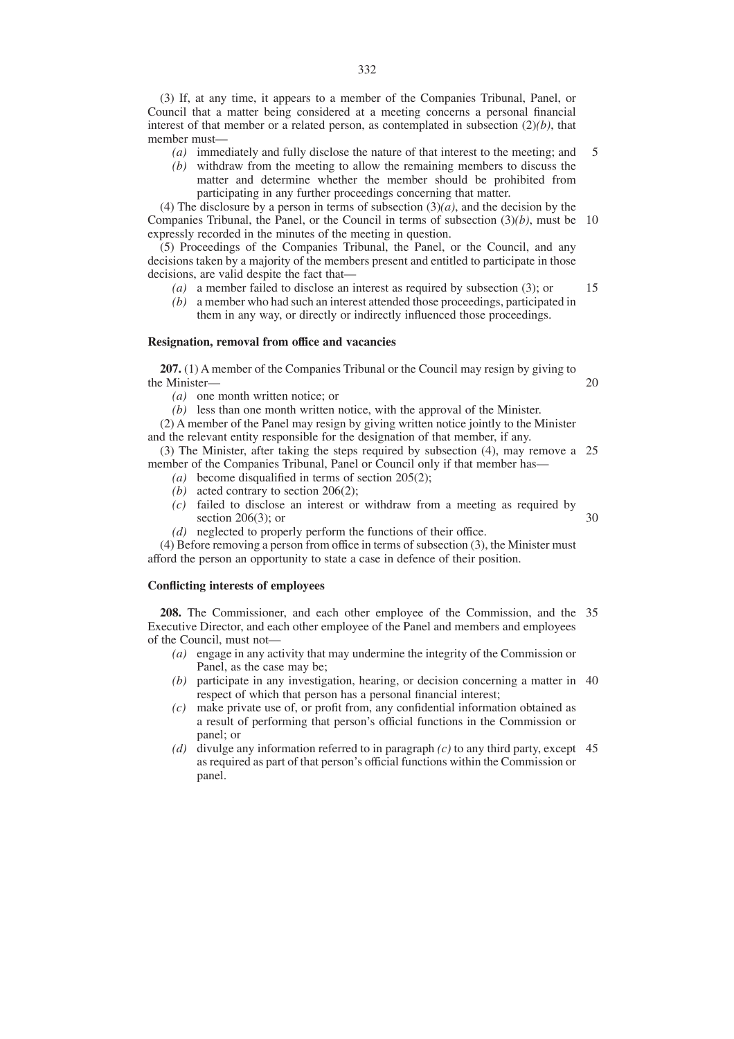(3) If, at any time, it appears to a member of the Companies Tribunal, Panel, or Council that a matter being considered at a meeting concerns a personal financial interest of that member or a related person, as contemplated in subsection (2)*(b)*, that member must—

*(a)* immediately and fully disclose the nature of that interest to the meeting; and

*(b)* withdraw from the meeting to allow the remaining members to discuss the matter and determine whether the member should be prohibited from participating in any further proceedings concerning that matter.

(4) The disclosure by a person in terms of subsection (3)*(a)*, and the decision by the Companies Tribunal, the Panel, or the Council in terms of subsection (3)*(b)*, must be expressly recorded in the minutes of the meeting in question.

(5) Proceedings of the Companies Tribunal, the Panel, or the Council, and any decisions taken by a majority of the members present and entitled to participate in those decisions, are valid despite the fact that—

*(a)* a member failed to disclose an interest as required by subsection (3); or

*(b)* a member who had such an interest attended those proceedings, participated in them in any way, or directly or indirectly influenced those proceedings.

**Resignation, removal from office and vacancies**

**207.** (1) A member of the Companies Tribunal or the Council may resign by giving to the Minister—

*(a)* one month written notice; or

*(b)* less than one month written notice, with the approval of the Minister.

(2) A member of the Panel may resign by giving written notice jointly to the Minister and the relevant entity responsible for the designation of that member, if any.

(3) The Minister, after taking the steps required by subsection (4), may remove a member of the Companies Tribunal, Panel or Council only if that member has—

*(a)* become disqualified in terms of section 205(2);

*(b)* acted contrary to section 206(2);

*(c)* failed to disclose an interest or withdraw from a meeting as required by section 206(3); or

*(d)* neglected to properly perform the functions of their office.

(4) Before removing a person from office in terms of subsection (3), the Minister must afford the person an opportunity to state a case in defence of their position.

**Conflicting interests of employees**

**208.** The Commissioner, and each other employee of the Commission, and the Executive Director, and each other employee of the Panel and members and employees of the Council, must not—

*(a)* engage in any activity that may undermine the integrity of the Commission or Panel, as the case may be;

*(b)* participate in any investigation, hearing, or decision concerning a matter in respect of which that person has a personal financial interest;

*(c)* make private use of, or profit from, any confidential information obtained as a result of performing that person's official functions in the Commission or panel; or

*(d)* divulge any information referred to in paragraph *(c)* to any third party, except as required as part of that person's official functions within the Commission or panel.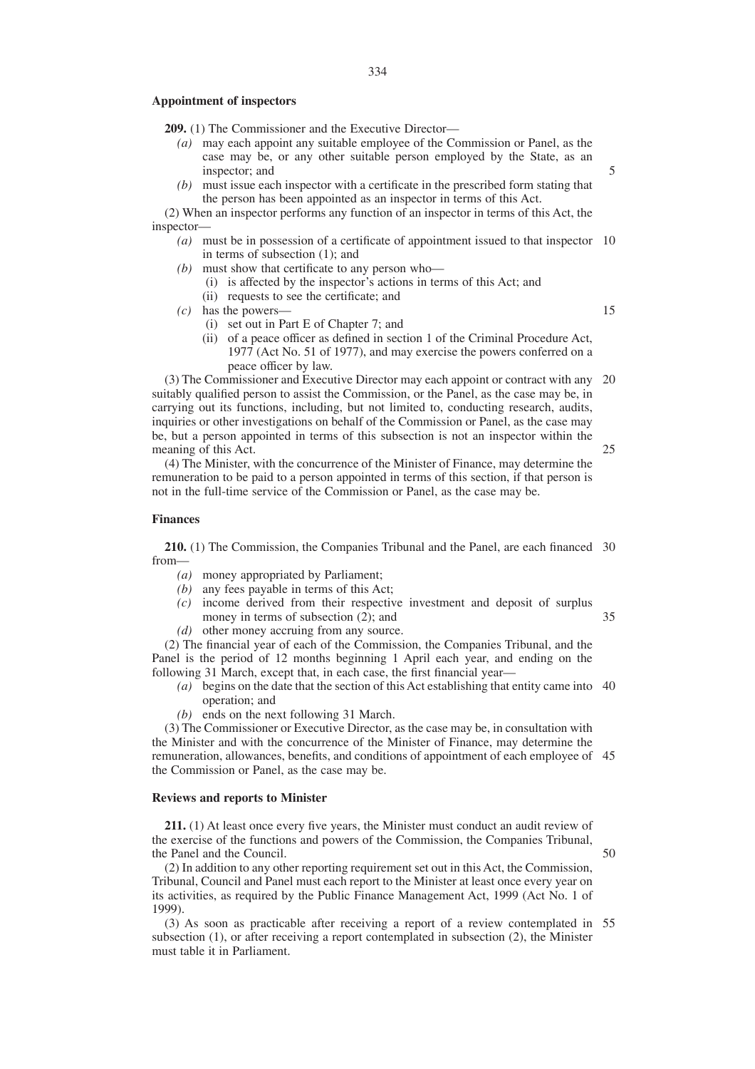**Appointment of inspectors**

**209.** (1) The Commissioner and the Executive Director—

*(a)* may each appoint any suitable employee of the Commission or Panel, as the case may be, or any other suitable person employed by the State, as an inspector; and

*(b)* must issue each inspector with a certificate in the prescribed form stating that the person has been appointed as an inspector in terms of this Act.

(2) When an inspector performs any function of an inspector in terms of this Act, the inspector—

*(a)* must be in possession of a certificate of appointment issued to that inspector in terms of subsection (1); and

*(b)* must show that certificate to any person who—

  (i) is affected by the inspector's actions in terms of this Act; and

  (ii) requests to see the certificate; and

*(c)* has the powers—

  (i) set out in Part E of Chapter 7; and

  (ii) of a peace officer as defined in section 1 of the Criminal Procedure Act, 1977 (Act No. 51 of 1977), and may exercise the powers conferred on a peace officer by law.

(3) The Commissioner and Executive Director may each appoint or contract with any suitably qualified person to assist the Commission, or the Panel, as the case may be, in carrying out its functions, including, but not limited to, conducting research, audits, inquiries or other investigations on behalf of the Commission or Panel, as the case may be, but a person appointed in terms of this subsection is not an inspector within the meaning of this Act.

(4) The Minister, with the concurrence of the Minister of Finance, may determine the remuneration to be paid to a person appointed in terms of this section, if that person is not in the full-time service of the Commission or Panel, as the case may be.

**Finances**

**210.** (1) The Commission, the Companies Tribunal and the Panel, are each financed from—

*(a)* money appropriated by Parliament;

*(b)* any fees payable in terms of this Act;

*(c)* income derived from their respective investment and deposit of surplus money in terms of subsection (2); and

*(d)* other money accruing from any source.

(2) The financial year of each of the Commission, the Companies Tribunal, and the Panel is the period of 12 months beginning 1 April each year, and ending on the following 31 March, except that, in each case, the first financial year—

*(a)* begins on the date that the section of this Act establishing that entity came into operation; and

*(b)* ends on the next following 31 March.

(3) The Commissioner or Executive Director, as the case may be, in consultation with the Minister and with the concurrence of the Minister of Finance, may determine the remuneration, allowances, benefits, and conditions of appointment of each employee of the Commission or Panel, as the case may be.

**Reviews and reports to Minister**

**211.** (1) At least once every five years, the Minister must conduct an audit review of the exercise of the functions and powers of the Commission, the Companies Tribunal, the Panel and the Council.

(2) In addition to any other reporting requirement set out in this Act, the Commission, Tribunal, Council and Panel must each report to the Minister at least once every year on its activities, as required by the Public Finance Management Act, 1999 (Act No. 1 of 1999).

(3) As soon as practicable after receiving a report of a review contemplated in subsection (1), or after receiving a report contemplated in subsection (2), the Minister must table it in Parliament.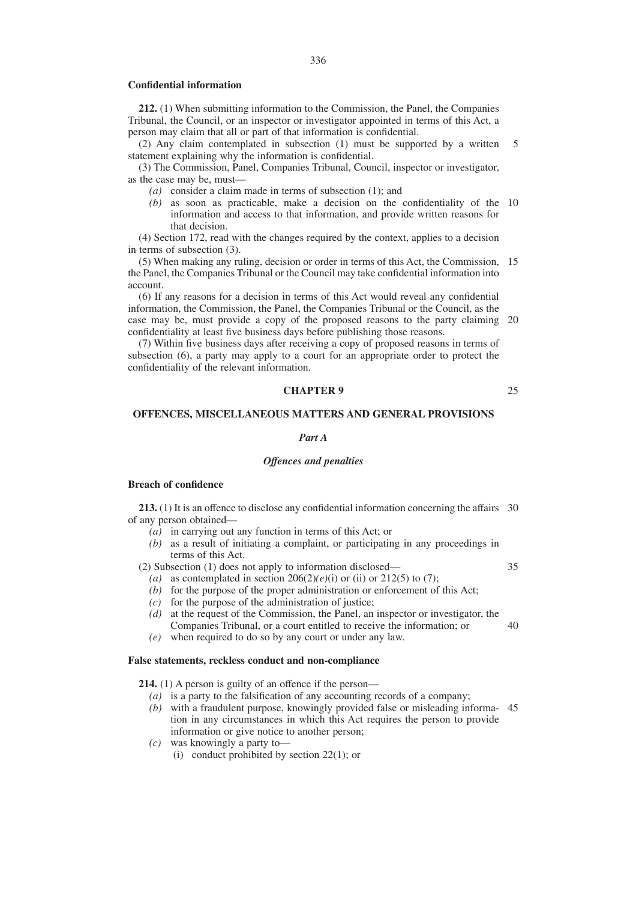**Confidential information**

**212.** (1) When submitting information to the Commission, the Panel, the Companies Tribunal, the Council, or an inspector or investigator appointed in terms of this Act, a person may claim that all or part of that information is confidential.

(2) Any claim contemplated in subsection (1) must be supported by a written statement explaining why the information is confidential.

(3) The Commission, Panel, Companies Tribunal, Council, inspector or investigator, as the case may be, must—

*(a)* consider a claim made in terms of subsection (1); and

*(b)* as soon as practicable, make a decision on the confidentiality of the information and access to that information, and provide written reasons for that decision.

(4) Section 172, read with the changes required by the context, applies to a decision in terms of subsection (3).

(5) When making any ruling, decision or order in terms of this Act, the Commission, the Panel, the Companies Tribunal or the Council may take confidential information into account.

(6) If any reasons for a decision in terms of this Act would reveal any confidential information, the Commission, the Panel, the Companies Tribunal or the Council, as the case may be, must provide a copy of the proposed reasons to the party claiming confidentiality at least five business days before publishing those reasons.

(7) Within five business days after receiving a copy of proposed reasons in terms of subsection (6), a party may apply to a court for an appropriate order to protect the confidentiality of the relevant information.

## CHAPTER 9

## OFFENCES, MISCELLANEOUS MATTERS AND GENERAL PROVISIONS

### *Part A*

### *Offences and penalties*

**Breach of confidence**

**213.** (1) It is an offence to disclose any confidential information concerning the affairs of any person obtained—

*(a)* in carrying out any function in terms of this Act; or

*(b)* as a result of initiating a complaint, or participating in any proceedings in terms of this Act.

(2) Subsection (1) does not apply to information disclosed—

*(a)* as contemplated in section 206(2)*(e)*(i) or (ii) or 212(5) to (7);

*(b)* for the purpose of the proper administration or enforcement of this Act;

*(c)* for the purpose of the administration of justice;

*(d)* at the request of the Commission, the Panel, an inspector or investigator, the Companies Tribunal, or a court entitled to receive the information; or

*(e)* when required to do so by any court or under any law.

**False statements, reckless conduct and non-compliance**

**214.** (1) A person is guilty of an offence if the person—

*(a)* is a party to the falsification of any accounting records of a company;

*(b)* with a fraudulent purpose, knowingly provided false or misleading information in any circumstances in which this Act requires the person to provide information or give notice to another person;

*(c)* was knowingly a party to—

(i) conduct prohibited by section 22(1); or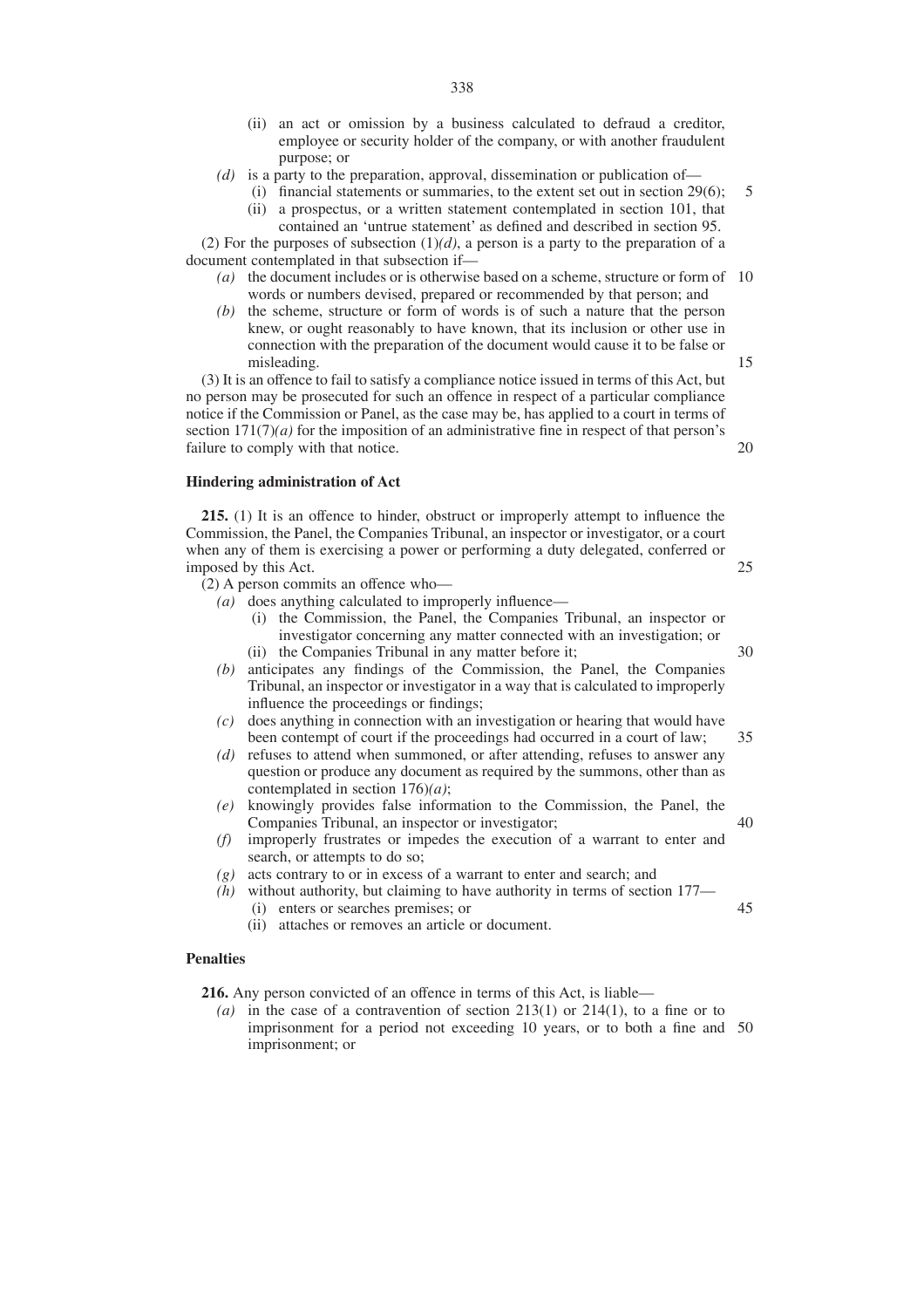(ii) an act or omission by a business calculated to defraud a creditor, employee or security holder of the company, or with another fraudulent purpose; or

*(d)* is a party to the preparation, approval, dissemination or publication of—

(i) financial statements or summaries, to the extent set out in section 29(6);

(ii) a prospectus, or a written statement contemplated in section 101, that contained an 'untrue statement' as defined and described in section 95.

(2) For the purposes of subsection (1)*(d)*, a person is a party to the preparation of a document contemplated in that subsection if—

*(a)* the document includes or is otherwise based on a scheme, structure or form of words or numbers devised, prepared or recommended by that person; and

*(b)* the scheme, structure or form of words is of such a nature that the person knew, or ought reasonably to have known, that its inclusion or other use in connection with the preparation of the document would cause it to be false or misleading.

(3) It is an offence to fail to satisfy a compliance notice issued in terms of this Act, but no person may be prosecuted for such an offence in respect of a particular compliance notice if the Commission or Panel, as the case may be, has applied to a court in terms of section 171(7)*(a)* for the imposition of an administrative fine in respect of that person's failure to comply with that notice.

**Hindering administration of Act**

**215.** (1) It is an offence to hinder, obstruct or improperly attempt to influence the Commission, the Panel, the Companies Tribunal, an inspector or investigator, or a court when any of them is exercising a power or performing a duty delegated, conferred or imposed by this Act.

(2) A person commits an offence who—

*(a)* does anything calculated to improperly influence—

(i) the Commission, the Panel, the Companies Tribunal, an inspector or investigator concerning any matter connected with an investigation; or

(ii) the Companies Tribunal in any matter before it;

*(b)* anticipates any findings of the Commission, the Panel, the Companies Tribunal, an inspector or investigator in a way that is calculated to improperly influence the proceedings or findings;

*(c)* does anything in connection with an investigation or hearing that would have been contempt of court if the proceedings had occurred in a court of law;

*(d)* refuses to attend when summoned, or after attending, refuses to answer any question or produce any document as required by the summons, other than as contemplated in section 176)*(a)*;

*(e)* knowingly provides false information to the Commission, the Panel, the Companies Tribunal, an inspector or investigator;

*(f)* improperly frustrates or impedes the execution of a warrant to enter and search, or attempts to do so;

*(g)* acts contrary to or in excess of a warrant to enter and search; and

*(h)* without authority, but claiming to have authority in terms of section 177—

(i) enters or searches premises; or

(ii) attaches or removes an article or document.

**Penalties**

**216.** Any person convicted of an offence in terms of this Act, is liable—

*(a)* in the case of a contravention of section 213(1) or 214(1), to a fine or to imprisonment for a period not exceeding 10 years, or to both a fine and imprisonment; or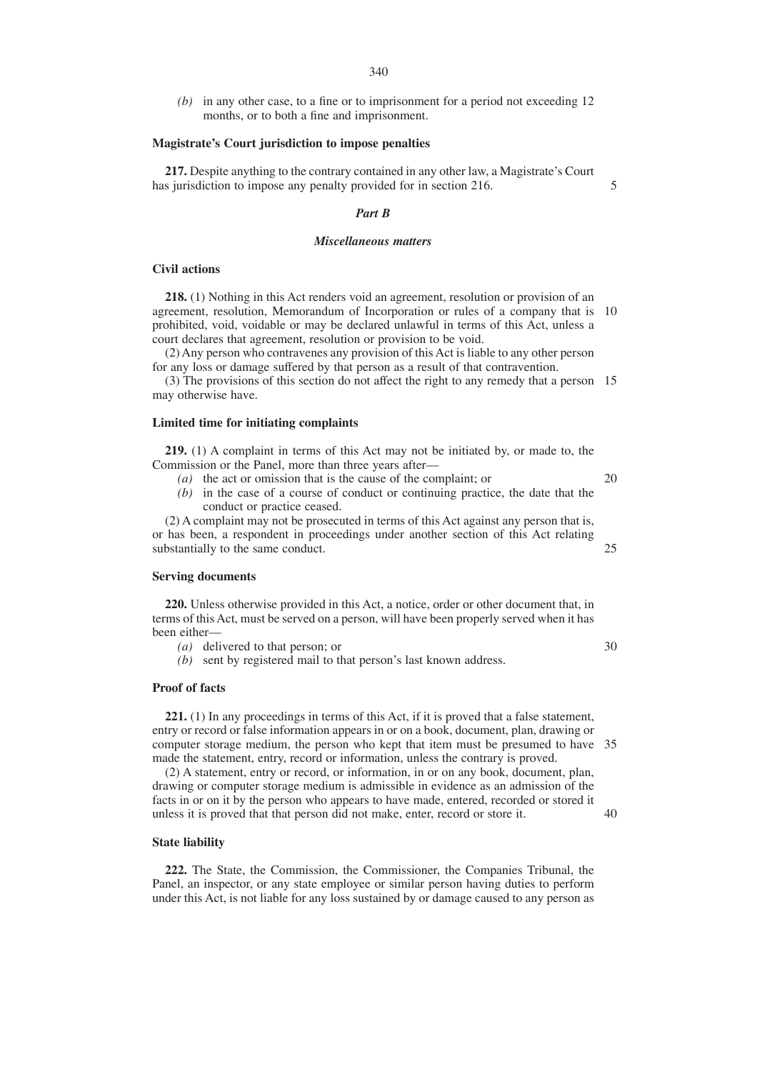*(b)* in any other case, to a fine or to imprisonment for a period not exceeding 12 months, or to both a fine and imprisonment.

**Magistrate's Court jurisdiction to impose penalties**

**217.** Despite anything to the contrary contained in any other law, a Magistrate's Court has jurisdiction to impose any penalty provided for in section 216.

## *Part B*

### *Miscellaneous matters*

**Civil actions**

**218.** (1) Nothing in this Act renders void an agreement, resolution or provision of an agreement, resolution, Memorandum of Incorporation or rules of a company that is prohibited, void, voidable or may be declared unlawful in terms of this Act, unless a court declares that agreement, resolution or provision to be void.

(2) Any person who contravenes any provision of this Act is liable to any other person for any loss or damage suffered by that person as a result of that contravention.

(3) The provisions of this section do not affect the right to any remedy that a person may otherwise have.

**Limited time for initiating complaints**

**219.** (1) A complaint in terms of this Act may not be initiated by, or made to, the Commission or the Panel, more than three years after—

*(a)* the act or omission that is the cause of the complaint; or

*(b)* in the case of a course of conduct or continuing practice, the date that the conduct or practice ceased.

(2) A complaint may not be prosecuted in terms of this Act against any person that is, or has been, a respondent in proceedings under another section of this Act relating substantially to the same conduct.

**Serving documents**

**220.** Unless otherwise provided in this Act, a notice, order or other document that, in terms of this Act, must be served on a person, will have been properly served when it has been either—

*(a)* delivered to that person; or

*(b)* sent by registered mail to that person's last known address.

**Proof of facts**

**221.** (1) In any proceedings in terms of this Act, if it is proved that a false statement, entry or record or false information appears in or on a book, document, plan, drawing or computer storage medium, the person who kept that item must be presumed to have made the statement, entry, record or information, unless the contrary is proved.

(2) A statement, entry or record, or information, in or on any book, document, plan, drawing or computer storage medium is admissible in evidence as an admission of the facts in or on it by the person who appears to have made, entered, recorded or stored it unless it is proved that that person did not make, enter, record or store it.

**State liability**

**222.** The State, the Commission, the Commissioner, the Companies Tribunal, the Panel, an inspector, or any state employee or similar person having duties to perform under this Act, is not liable for any loss sustained by or damage caused to any person as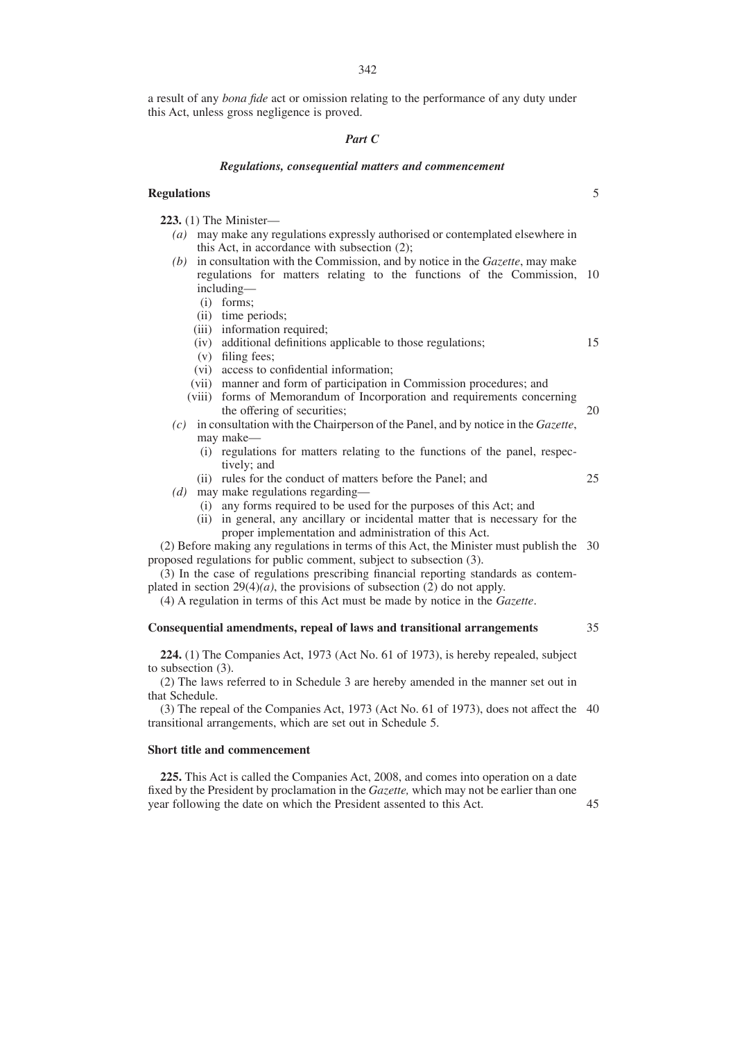a result of any *bona fide* act or omission relating to the performance of any duty under this Act, unless gross negligence is proved.

### *Part C*

### *Regulations, consequential matters and commencement*

**Regulations**

**223.** (1) The Minister—

*(a)* may make any regulations expressly authorised or contemplated elsewhere in this Act, in accordance with subsection (2);

*(b)* in consultation with the Commission, and by notice in the *Gazette*, may make regulations for matters relating to the functions of the Commission, including—

(i) forms;

(ii) time periods;

(iii) information required;

(iv) additional definitions applicable to those regulations;

(v) filing fees;

(vi) access to confidential information;

(vii) manner and form of participation in Commission procedures; and

(viii) forms of Memorandum of Incorporation and requirements concerning the offering of securities;

*(c)* in consultation with the Chairperson of the Panel, and by notice in the *Gazette*, may make—

(i) regulations for matters relating to the functions of the panel, respectively; and

(ii) rules for the conduct of matters before the Panel; and

*(d)* may make regulations regarding—

(i) any forms required to be used for the purposes of this Act; and

(ii) in general, any ancillary or incidental matter that is necessary for the proper implementation and administration of this Act.

(2) Before making any regulations in terms of this Act, the Minister must publish the proposed regulations for public comment, subject to subsection (3).

(3) In the case of regulations prescribing financial reporting standards as contemplated in section 29(4)*(a)*, the provisions of subsection (2) do not apply.

(4) A regulation in terms of this Act must be made by notice in the *Gazette*.

**Consequential amendments, repeal of laws and transitional arrangements**

**224.** (1) The Companies Act, 1973 (Act No. 61 of 1973), is hereby repealed, subject to subsection (3).

(2) The laws referred to in Schedule 3 are hereby amended in the manner set out in that Schedule.

(3) The repeal of the Companies Act, 1973 (Act No. 61 of 1973), does not affect the transitional arrangements, which are set out in Schedule 5.

**Short title and commencement**

**225.** This Act is called the Companies Act, 2008, and comes into operation on a date fixed by the President by proclamation in the *Gazette,* which may not be earlier than one year following the date on which the President assented to this Act.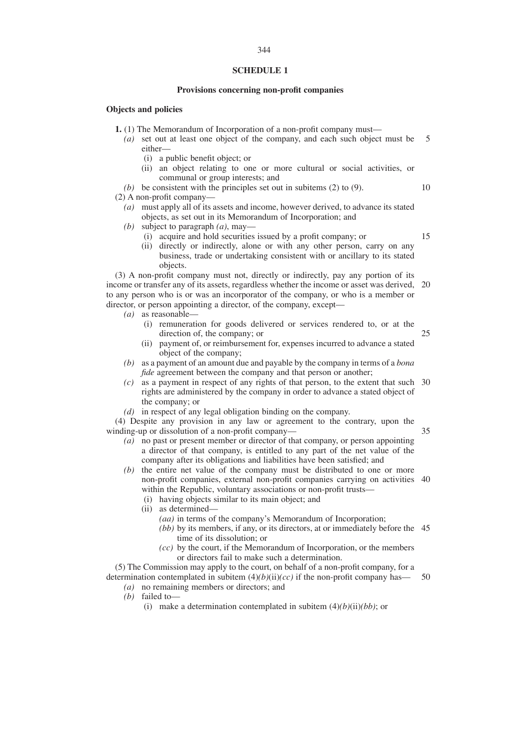# SCHEDULE 1

## Provisions concerning non-profit companies

### Objects and policies

**1.** (1) The Memorandum of Incorporation of a non-profit company must—

*(a)* set out at least one object of the company, and each such object must be either—

(i) a public benefit object; or

(ii) an object relating to one or more cultural or social activities, or communal or group interests; and

*(b)* be consistent with the principles set out in subitems (2) to (9).

(2) A non-profit company—

*(a)* must apply all of its assets and income, however derived, to advance its stated objects, as set out in its Memorandum of Incorporation; and

*(b)* subject to paragraph *(a)*, may—

(i) acquire and hold securities issued by a profit company; or

(ii) directly or indirectly, alone or with any other person, carry on any business, trade or undertaking consistent with or ancillary to its stated objects.

(3) A non-profit company must not, directly or indirectly, pay any portion of its income or transfer any of its assets, regardless whether the income or asset was derived, to any person who is or was an incorporator of the company, or who is a member or director, or person appointing a director, of the company, except—

*(a)* as reasonable—

(i) remuneration for goods delivered or services rendered to, or at the direction of, the company; or

(ii) payment of, or reimbursement for, expenses incurred to advance a stated object of the company;

*(b)* as a payment of an amount due and payable by the company in terms of a *bona fide* agreement between the company and that person or another;

*(c)* as a payment in respect of any rights of that person, to the extent that such rights are administered by the company in order to advance a stated object of the company; or

*(d)* in respect of any legal obligation binding on the company.

(4) Despite any provision in any law or agreement to the contrary, upon the winding-up or dissolution of a non-profit company—

*(a)* no past or present member or director of that company, or person appointing a director of that company, is entitled to any part of the net value of the company after its obligations and liabilities have been satisfied; and

*(b)* the entire net value of the company must be distributed to one or more non-profit companies, external non-profit companies carrying on activities within the Republic, voluntary associations or non-profit trusts—

(i) having objects similar to its main object; and

(ii) as determined—

*(aa)* in terms of the company's Memorandum of Incorporation;

*(bb)* by its members, if any, or its directors, at or immediately before the time of its dissolution; or

*(cc)* by the court, if the Memorandum of Incorporation, or the members or directors fail to make such a determination.

(5) The Commission may apply to the court, on behalf of a non-profit company, for a determination contemplated in subitem (4)*(b)*(ii)*(cc)* if the non-profit company has—

*(a)* no remaining members or directors; and

*(b)* failed to—

(i) make a determination contemplated in subitem (4)*(b)*(ii)*(bb)*; or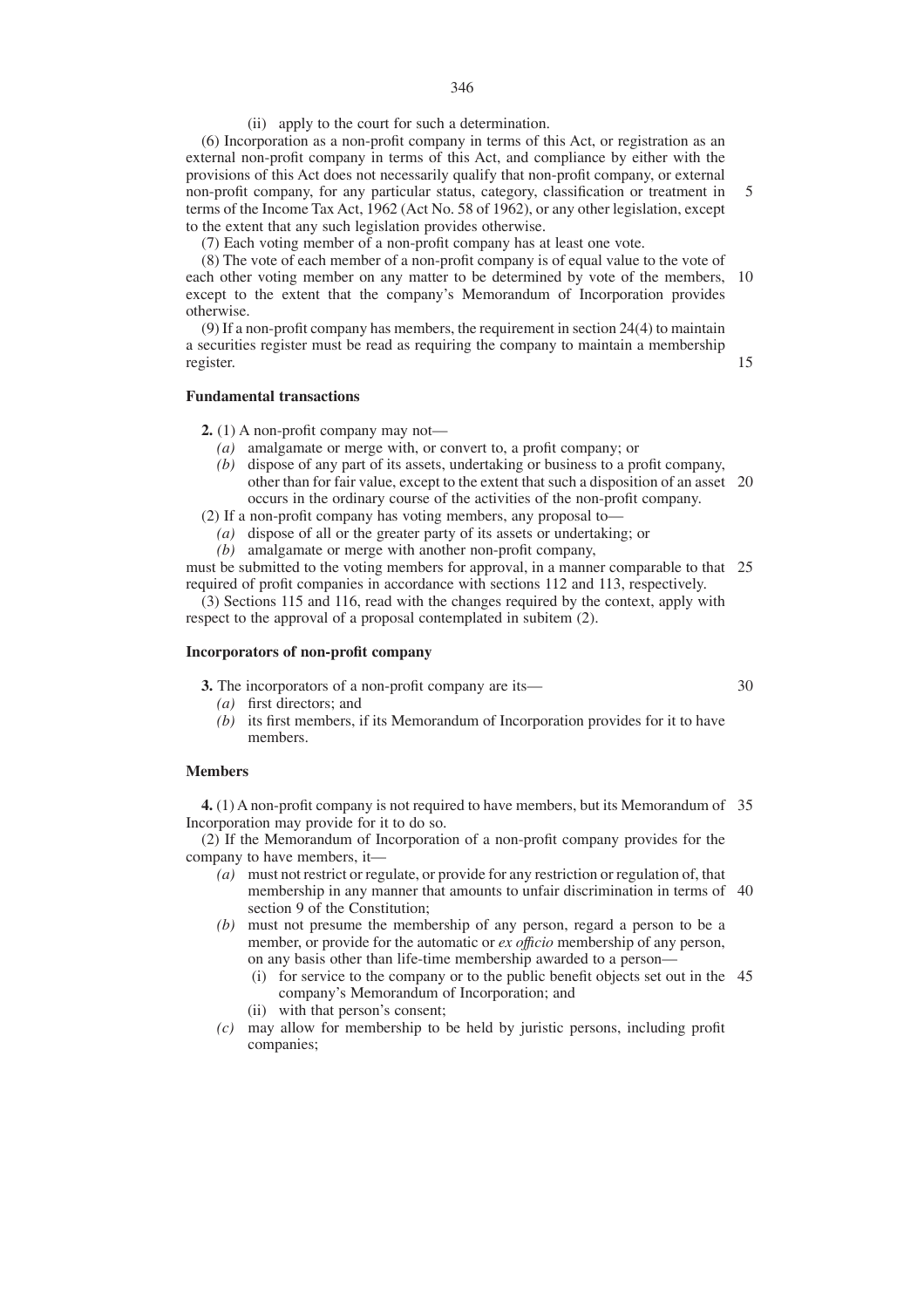(ii) apply to the court for such a determination.

(6) Incorporation as a non-profit company in terms of this Act, or registration as an external non-profit company in terms of this Act, and compliance by either with the provisions of this Act does not necessarily qualify that non-profit company, or external non-profit company, for any particular status, category, classification or treatment in terms of the Income Tax Act, 1962 (Act No. 58 of 1962), or any other legislation, except to the extent that any such legislation provides otherwise.

(7) Each voting member of a non-profit company has at least one vote.

(8) The vote of each member of a non-profit company is of equal value to the vote of each other voting member on any matter to be determined by vote of the members, except to the extent that the company's Memorandum of Incorporation provides otherwise.

(9) If a non-profit company has members, the requirement in section 24(4) to maintain a securities register must be read as requiring the company to maintain a membership register.

**Fundamental transactions**

**2.** (1) A non-profit company may not—

*(a)* amalgamate or merge with, or convert to, a profit company; or

*(b)* dispose of any part of its assets, undertaking or business to a profit company, other than for fair value, except to the extent that such a disposition of an asset occurs in the ordinary course of the activities of the non-profit company.

(2) If a non-profit company has voting members, any proposal to—

*(a)* dispose of all or the greater party of its assets or undertaking; or

*(b)* amalgamate or merge with another non-profit company,

must be submitted to the voting members for approval, in a manner comparable to that required of profit companies in accordance with sections 112 and 113, respectively.

(3) Sections 115 and 116, read with the changes required by the context, apply with respect to the approval of a proposal contemplated in subitem (2).

**Incorporators of non-profit company**

**3.** The incorporators of a non-profit company are its—

*(a)* first directors; and

*(b)* its first members, if its Memorandum of Incorporation provides for it to have members.

**Members**

**4.** (1) A non-profit company is not required to have members, but its Memorandum of Incorporation may provide for it to do so.

(2) If the Memorandum of Incorporation of a non-profit company provides for the company to have members, it—

*(a)* must not restrict or regulate, or provide for any restriction or regulation of, that membership in any manner that amounts to unfair discrimination in terms of section 9 of the Constitution;

*(b)* must not presume the membership of any person, regard a person to be a member, or provide for the automatic or *ex officio* membership of any person, on any basis other than life-time membership awarded to a person—

(i) for service to the company or to the public benefit objects set out in the company's Memorandum of Incorporation; and

(ii) with that person's consent;

*(c)* may allow for membership to be held by juristic persons, including profit companies;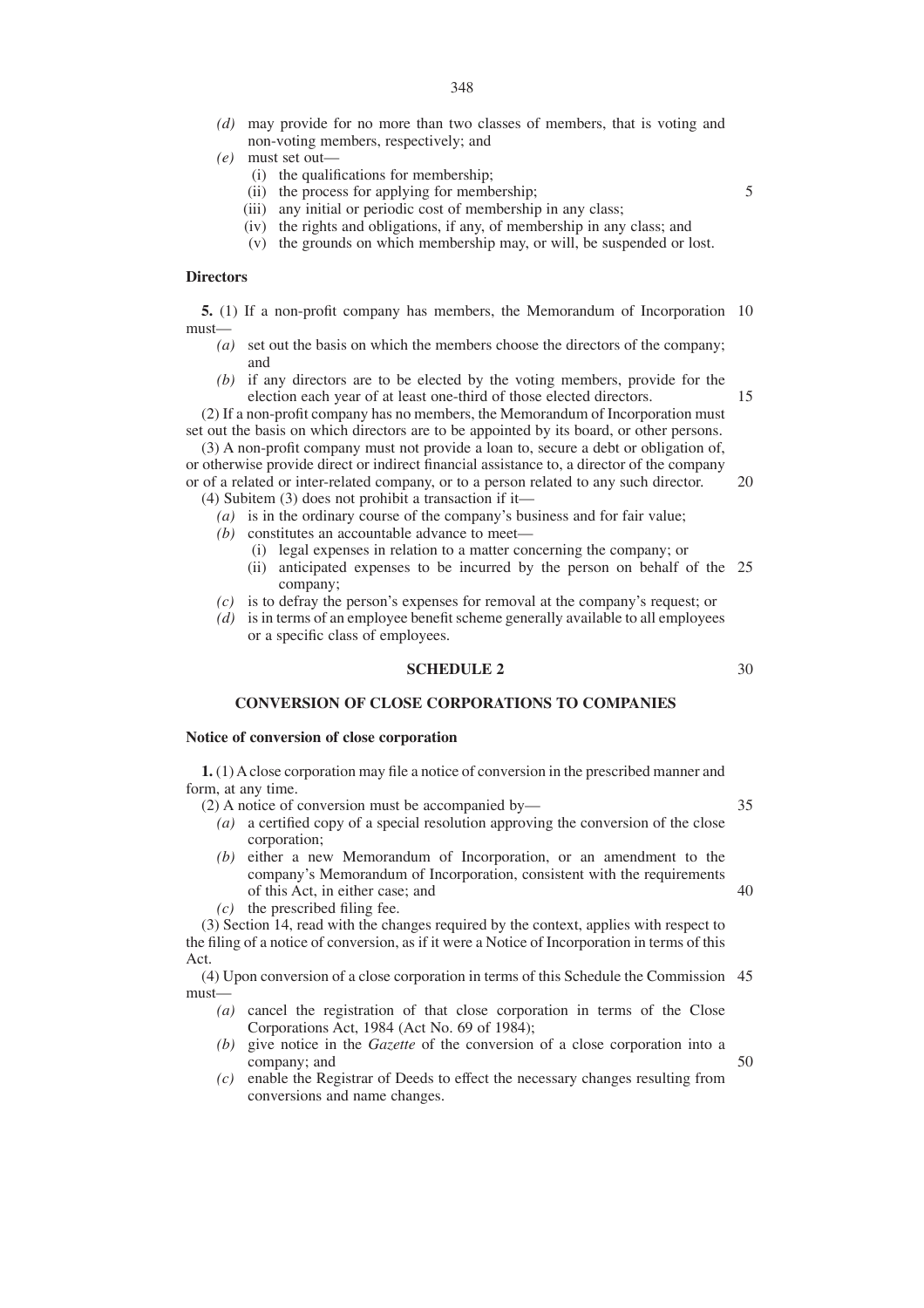*(d)* may provide for no more than two classes of members, that is voting and non-voting members, respectively; and

*(e)* must set out—

(i) the qualifications for membership;

(ii) the process for applying for membership;

(iii) any initial or periodic cost of membership in any class;

(iv) the rights and obligations, if any, of membership in any class; and

(v) the grounds on which membership may, or will, be suspended or lost.

**Directors**

**5.** (1) If a non-profit company has members, the Memorandum of Incorporation must—

*(a)* set out the basis on which the members choose the directors of the company; and

*(b)* if any directors are to be elected by the voting members, provide for the election each year of at least one-third of those elected directors.

(2) If a non-profit company has no members, the Memorandum of Incorporation must set out the basis on which directors are to be appointed by its board, or other persons.

(3) A non-profit company must not provide a loan to, secure a debt or obligation of, or otherwise provide direct or indirect financial assistance to, a director of the company or of a related or inter-related company, or to a person related to any such director.

(4) Subitem (3) does not prohibit a transaction if it—

*(a)* is in the ordinary course of the company's business and for fair value;

*(b)* constitutes an accountable advance to meet—

(i) legal expenses in relation to a matter concerning the company; or

(ii) anticipated expenses to be incurred by the person on behalf of the company;

*(c)* is to defray the person's expenses for removal at the company's request; or

*(d)* is in terms of an employee benefit scheme generally available to all employees or a specific class of employees.

## SCHEDULE 2

## CONVERSION OF CLOSE CORPORATIONS TO COMPANIES

**Notice of conversion of close corporation**

**1.** (1) A close corporation may file a notice of conversion in the prescribed manner and form, at any time.

(2) A notice of conversion must be accompanied by—

*(a)* a certified copy of a special resolution approving the conversion of the close corporation;

*(b)* either a new Memorandum of Incorporation, or an amendment to the company's Memorandum of Incorporation, consistent with the requirements of this Act, in either case; and

*(c)* the prescribed filing fee.

(3) Section 14, read with the changes required by the context, applies with respect to the filing of a notice of conversion, as if it were a Notice of Incorporation in terms of this Act.

(4) Upon conversion of a close corporation in terms of this Schedule the Commission must—

*(a)* cancel the registration of that close corporation in terms of the Close Corporations Act, 1984 (Act No. 69 of 1984);

*(b)* give notice in the *Gazette* of the conversion of a close corporation into a company; and

*(c)* enable the Registrar of Deeds to effect the necessary changes resulting from conversions and name changes.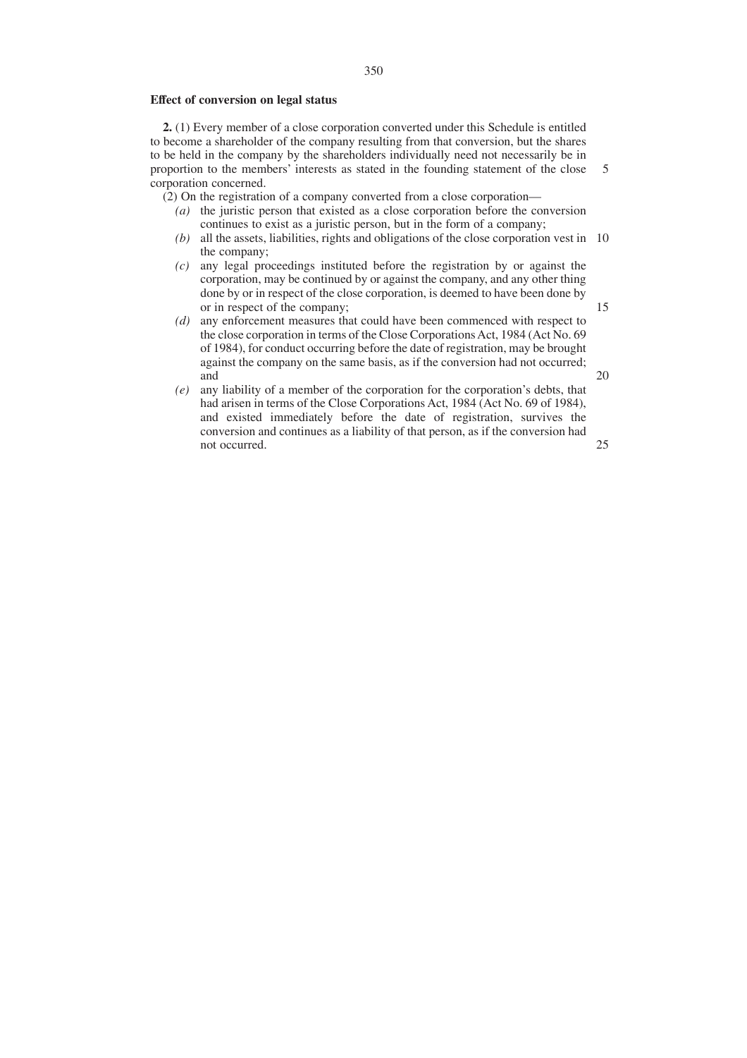**Effect of conversion on legal status**

**2.** (1) Every member of a close corporation converted under this Schedule is entitled to become a shareholder of the company resulting from that conversion, but the shares to be held in the company by the shareholders individually need not necessarily be in proportion to the members' interests as stated in the founding statement of the close corporation concerned.

(2) On the registration of a company converted from a close corporation—

*(a)* the juristic person that existed as a close corporation before the conversion continues to exist as a juristic person, but in the form of a company;

*(b)* all the assets, liabilities, rights and obligations of the close corporation vest in the company;

*(c)* any legal proceedings instituted before the registration by or against the corporation, may be continued by or against the company, and any other thing done by or in respect of the close corporation, is deemed to have been done by or in respect of the company;

*(d)* any enforcement measures that could have been commenced with respect to the close corporation in terms of the Close Corporations Act, 1984 (Act No. 69 of 1984), for conduct occurring before the date of registration, may be brought against the company on the same basis, as if the conversion had not occurred; and

*(e)* any liability of a member of the corporation for the corporation's debts, that had arisen in terms of the Close Corporations Act, 1984 (Act No. 69 of 1984), and existed immediately before the date of registration, survives the conversion and continues as a liability of that person, as if the conversion had not occurred.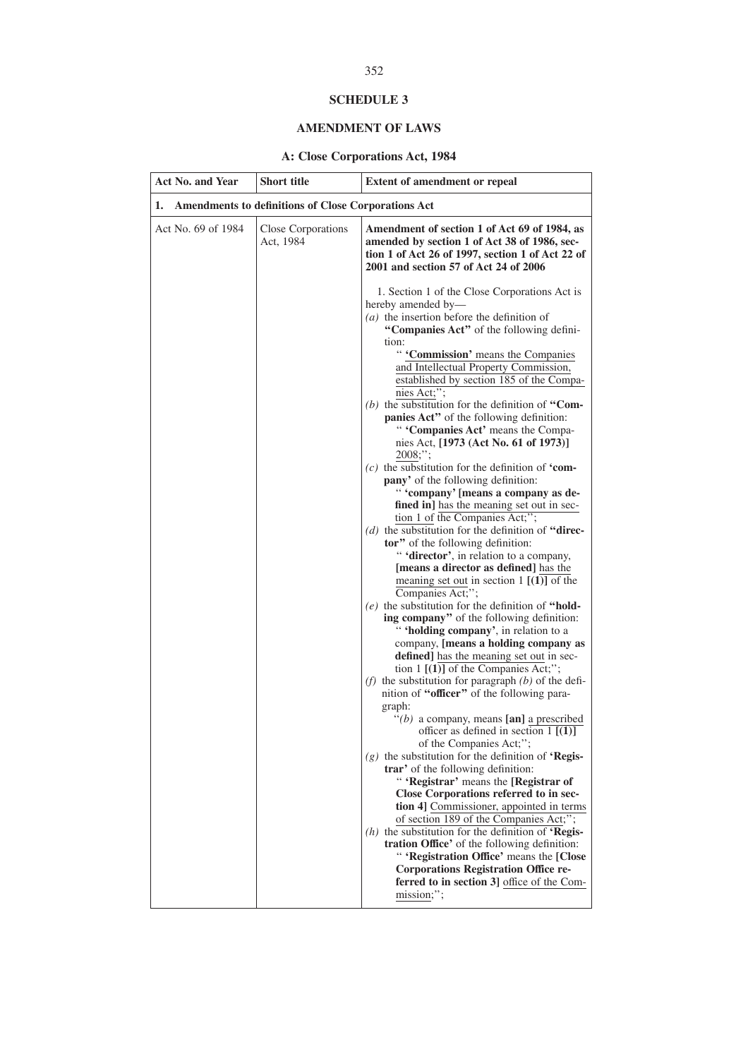**SCHEDULE 3**

**AMENDMENT OF LAWS**

**A: Close Corporations Act, 1984**

| Act No. and Year | Short title | Extent of amendment or repeal |
|---|---|---|
| **1. Amendments to definitions of Close Corporations Act** | | |
| Act No. 69 of 1984 | Close Corporations Act, 1984 | **Amendment of section 1 of Act 69 of 1984, as amended by section 1 of Act 38 of 1986, section 1 of Act 26 of 1997, section 1 of Act 22 of 2001 and section 57 of Act 24 of 2006**<br><br>1. Section 1 of the Close Corporations Act is hereby amended by—<br>*(a)* the insertion before the definition of **"Companies Act"** of the following definition:<br>" **'Commission'** means the Companies and Intellectual Property Commission, established by section 185 of the Companies Act;";<br>*(b)* the substitution for the definition of **"Companies Act"** of the following definition:<br>" **'Companies Act'** means the Companies Act, **[1973 (Act No. 61 of 1973)]** 2008;";<br>*(c)* the substitution for the definition of **'company'** of the following definition:<br>" **'company' [means a company as defined in]** has the meaning set out in section 1 of the Companies Act;";<br>*(d)* the substitution for the definition of **"director"** of the following definition:<br>" **'director'**, in relation to a company, **[means a director as defined]** has the meaning set out in section 1 **[(1)]** of the Companies Act;";<br>*(e)* the substitution for the definition of **"holding company"** of the following definition:<br>" **'holding company'**, in relation to a company, **[means a holding company as defined]** has the meaning set out in section 1 **[(1)]** of the Companies Act;";<br>*(f)* the substitution for paragraph *(b)* of the definition of **"officer"** of the following paragraph:<br>"*(b)* a company, means **[an]** a prescribed officer as defined in section 1 **[(1)]** of the Companies Act;";<br>*(g)* the substitution for the definition of **'Registrar'** of the following definition:<br>" **'Registrar'** means the **[Registrar of Close Corporations referred to in section 4]** Commissioner, appointed in terms of section 189 of the Companies Act;";<br>*(h)* the substitution for the definition of **'Registration Office'** of the following definition:<br>" **'Registration Office'** means the **[Close Corporations Registration Office referred to in section 3]** office of the Commission;"; |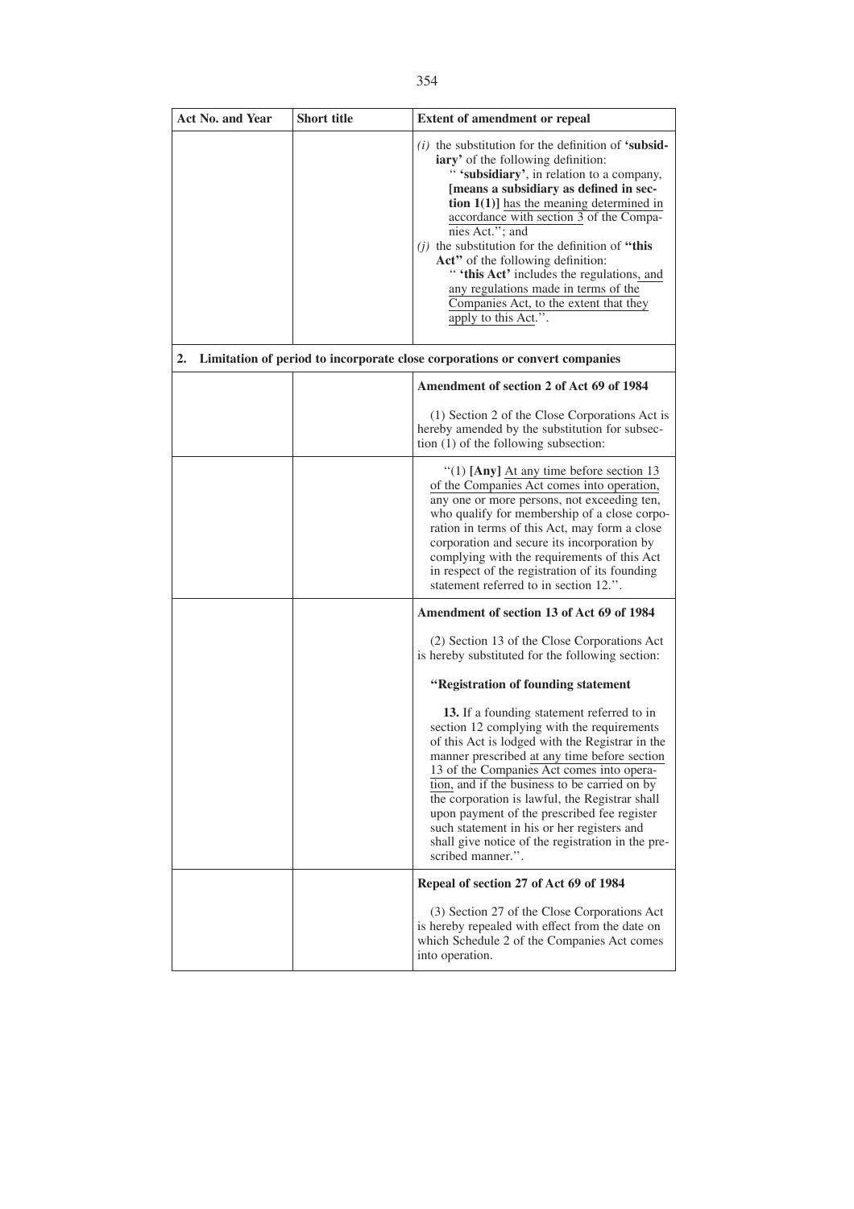| Act No. and Year | Short title | Extent of amendment or repeal |
|---|---|---|
| | | *(i)* the substitution for the definition of **'subsidiary'** of the following definition: " **'subsidiary'**, in relation to a company, **[means a subsidiary as defined in section 1(1)]** has the meaning determined in accordance with section 3 of the Companies Act."; and *(j)* the substitution for the definition of **"this Act"** of the following definition: " **'this Act'** includes the regulations, and any regulations made in terms of the Companies Act, to the extent that they apply to this Act.". |
| **2. Limitation of period to incorporate close corporations or convert companies** | | |
| | | **Amendment of section 2 of Act 69 of 1984** (1) Section 2 of the Close Corporations Act is hereby amended by the substitution for subsection (1) of the following subsection: |
| | | "(1) **[Any]** At any time before section 13 of the Companies Act comes into operation, any one or more persons, not exceeding ten, who qualify for membership of a close corporation in terms of this Act, may form a close corporation and secure its incorporation by complying with the requirements of this Act in respect of the registration of its founding statement referred to in section 12.". |
| | | **Amendment of section 13 of Act 69 of 1984** (2) Section 13 of the Close Corporations Act is hereby substituted for the following section: **"Registration of founding statement** **13.** If a founding statement referred to in section 12 complying with the requirements of this Act is lodged with the Registrar in the manner prescribed at any time before section 13 of the Companies Act comes into operation, and if the business to be carried on by the corporation is lawful, the Registrar shall upon payment of the prescribed fee register such statement in his or her registers and shall give notice of the registration in the prescribed manner.". |
| | | **Repeal of section 27 of Act 69 of 1984** (3) Section 27 of the Close Corporations Act is hereby repealed with effect from the date on which Schedule 2 of the Companies Act comes into operation. |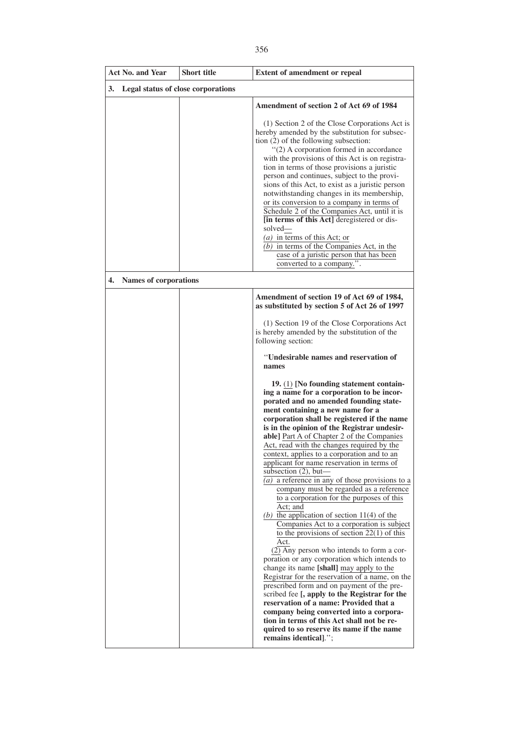| Act No. and Year | Short title | Extent of amendment or repeal |
|---|---|---|
| **3. Legal status of close corporations** | | |
| | | **Amendment of section 2 of Act 69 of 1984**<br><br>(1) Section 2 of the Close Corporations Act is hereby amended by the substitution for subsection (2) of the following subsection:<br>"(2) A corporation formed in accordance with the provisions of this Act is on registration in terms of those provisions a juristic person and continues, subject to the provisions of this Act, to exist as a juristic person notwithstanding changes in its membership, or its conversion to a company in terms of Schedule 2 of the Companies Act, until it is **[in terms of this Act]** deregistered or dissolved—<br>*(a)* in terms of this Act; or<br>*(b)* in terms of the Companies Act, in the case of a juristic person that has been converted to a company.". |
| **4. Names of corporations** | | |
| | | **Amendment of section 19 of Act 69 of 1984, as substituted by section 5 of Act 26 of 1997**<br><br>(1) Section 19 of the Close Corporations Act is hereby amended by the substitution of the following section:<br><br>"**Undesirable names and reservation of names**<br><br>**19.** (1) **[No founding statement containing a name for a corporation to be incorporated and no amended founding statement containing a new name for a corporation shall be registered if the name is in the opinion of the Registrar undesirable]** Part A of Chapter 2 of the Companies Act, read with the changes required by the context, applies to a corporation and to an applicant for name reservation in terms of subsection (2), but—<br>*(a)* a reference in any of those provisions to a company must be regarded as a reference to a corporation for the purposes of this Act; and<br>*(b)* the application of section 11(4) of the Companies Act to a corporation is subject to the provisions of section 22(1) of this Act.<br>(2) Any person who intends to form a corporation or any corporation which intends to change its name **[shall]** may apply to the Registrar for the reservation of a name, on the prescribed form and on payment of the prescribed fee **[, apply to the Registrar for the reservation of a name: Provided that a company being converted into a corporation in terms of this Act shall not be required to so reserve its name if the name remains identical]**."; |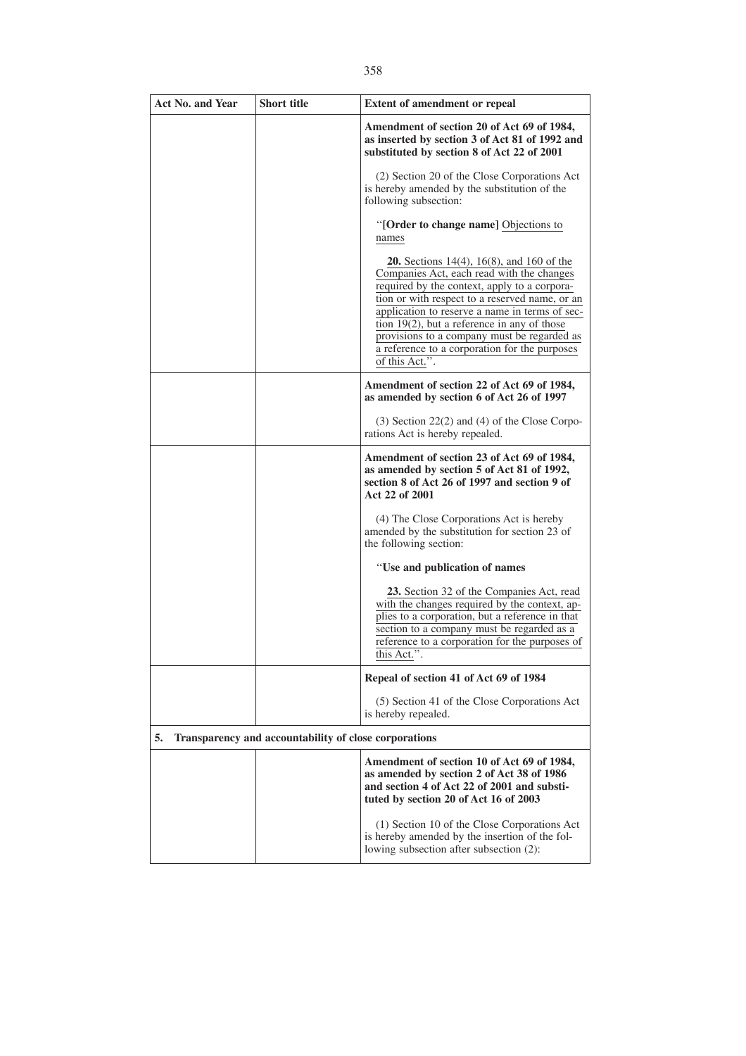| Act No. and Year | Short title | Extent of amendment or repeal |
|---|---|---|
| | | **Amendment of section 20 of Act 69 of 1984, as inserted by section 3 of Act 81 of 1992 and substituted by section 8 of Act 22 of 2001**<br><br>(2) Section 20 of the Close Corporations Act is hereby amended by the substitution of the following subsection:<br><br>‘‘**[Order to change name]** Objections to names<br><br>**20.** Sections 14(4), 16(8), and 160 of the Companies Act, each read with the changes required by the context, apply to a corporation or with respect to a reserved name, or an application to reserve a name in terms of section 19(2), but a reference in any of those provisions to a company must be regarded as a reference to a corporation for the purposes of this Act.’’. |
| | | **Amendment of section 22 of Act 69 of 1984, as amended by section 6 of Act 26 of 1997**<br><br>(3) Section 22(2) and (4) of the Close Corporations Act is hereby repealed. |
| | | **Amendment of section 23 of Act 69 of 1984, as amended by section 5 of Act 81 of 1992, section 8 of Act 26 of 1997 and section 9 of Act 22 of 2001**<br><br>(4) The Close Corporations Act is hereby amended by the substitution for section 23 of the following section:<br><br>‘‘**Use and publication of names**<br><br>**23.** Section 32 of the Companies Act, read with the changes required by the context, applies to a corporation, but a reference in that section to a company must be regarded as a reference to a corporation for the purposes of this Act.’’. |
| | | **Repeal of section 41 of Act 69 of 1984**<br><br>(5) Section 41 of the Close Corporations Act is hereby repealed. |
| **5. Transparency and accountability of close corporations** | | |
| | | **Amendment of section 10 of Act 69 of 1984, as amended by section 2 of Act 38 of 1986 and section 4 of Act 22 of 2001 and substituted by section 20 of Act 16 of 2003**<br><br>(1) Section 10 of the Close Corporations Act is hereby amended by the insertion of the following subsection after subsection (2): |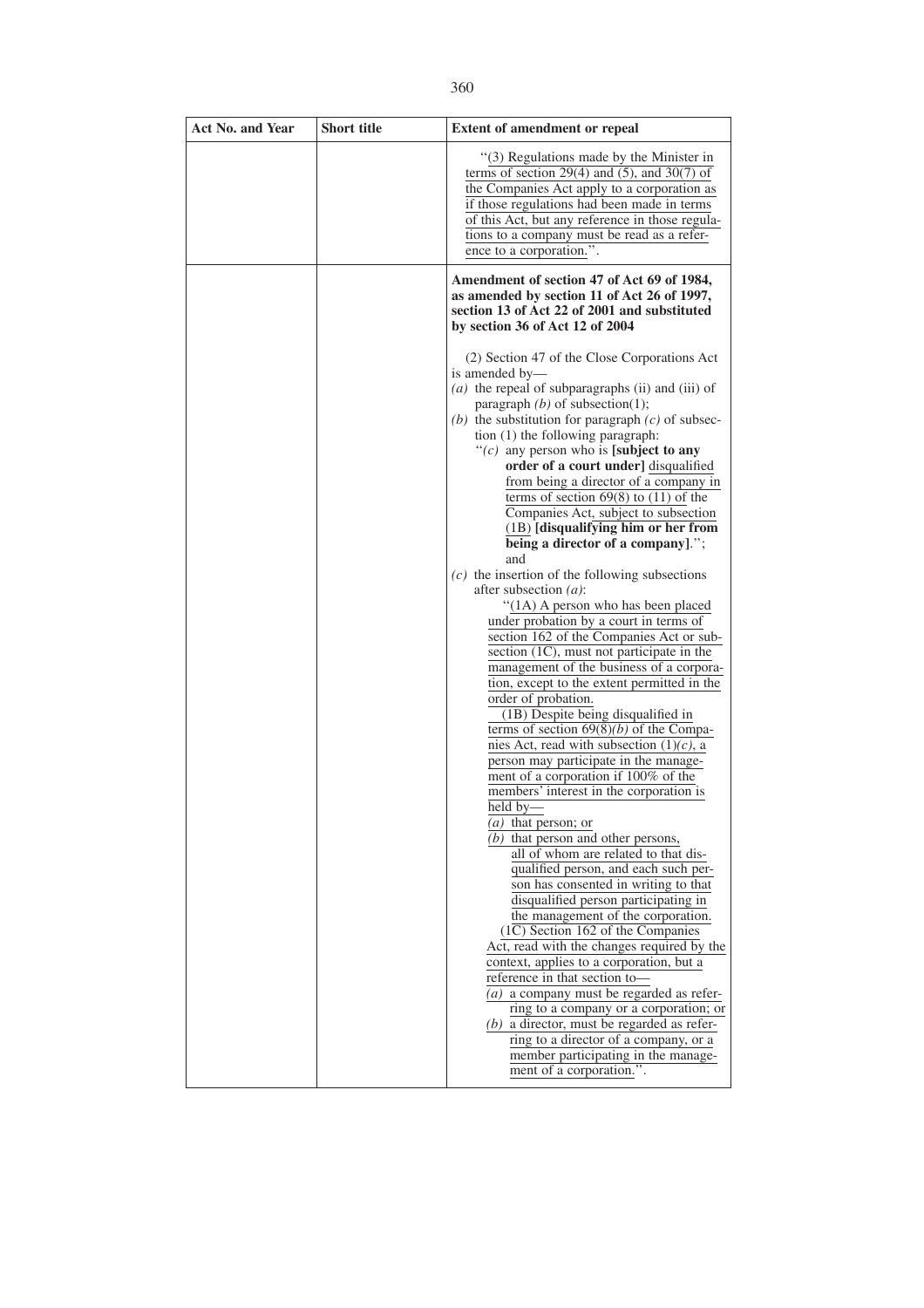| Act No. and Year | Short title | Extent of amendment or repeal |
|---|---|---|
| | | "(3) Regulations made by the Minister in terms of section 29(4) and (5), and 30(7) of the Companies Act apply to a corporation as if those regulations had been made in terms of this Act, but any reference in those regulations to a company must be read as a reference to a corporation.". |
| | | **Amendment of section 47 of Act 69 of 1984, as amended by section 11 of Act 26 of 1997, section 13 of Act 22 of 2001 and substituted by section 36 of Act 12 of 2004**<br><br>(2) Section 47 of the Close Corporations Act is amended by—<br>*(a)* the repeal of subparagraphs (ii) and (iii) of paragraph *(b)* of subsection(1);<br>*(b)* the substitution for paragraph *(c)* of subsection (1) the following paragraph:<br>"*(c)* any person who is **[subject to any order of a court under]** disqualified from being a director of a company in terms of section 69(8) to (11) of the Companies Act, subject to subsection (1B) **[disqualifying him or her from being a director of a company]**."; and<br>*(c)* the insertion of the following subsections after subsection *(a)*:<br>"(1A) A person who has been placed under probation by a court in terms of section 162 of the Companies Act or subsection (1C), must not participate in the management of the business of a corporation, except to the extent permitted in the order of probation.<br>(1B) Despite being disqualified in terms of section 69(8)*(b)* of the Companies Act, read with subsection (1)*(c)*, a person may participate in the management of a corporation if 100% of the members' interest in the corporation is held by—<br>*(a)* that person; or<br>*(b)* that person and other persons, all of whom are related to that disqualified person, and each such person has consented in writing to that disqualified person participating in the management of the corporation.<br>(1C) Section 162 of the Companies Act, read with the changes required by the context, applies to a corporation, but a reference in that section to—<br>*(a)* a company must be regarded as referring to a company or a corporation; or<br>*(b)* a director, must be regarded as referring to a director of a company, or a member participating in the management of a corporation.". |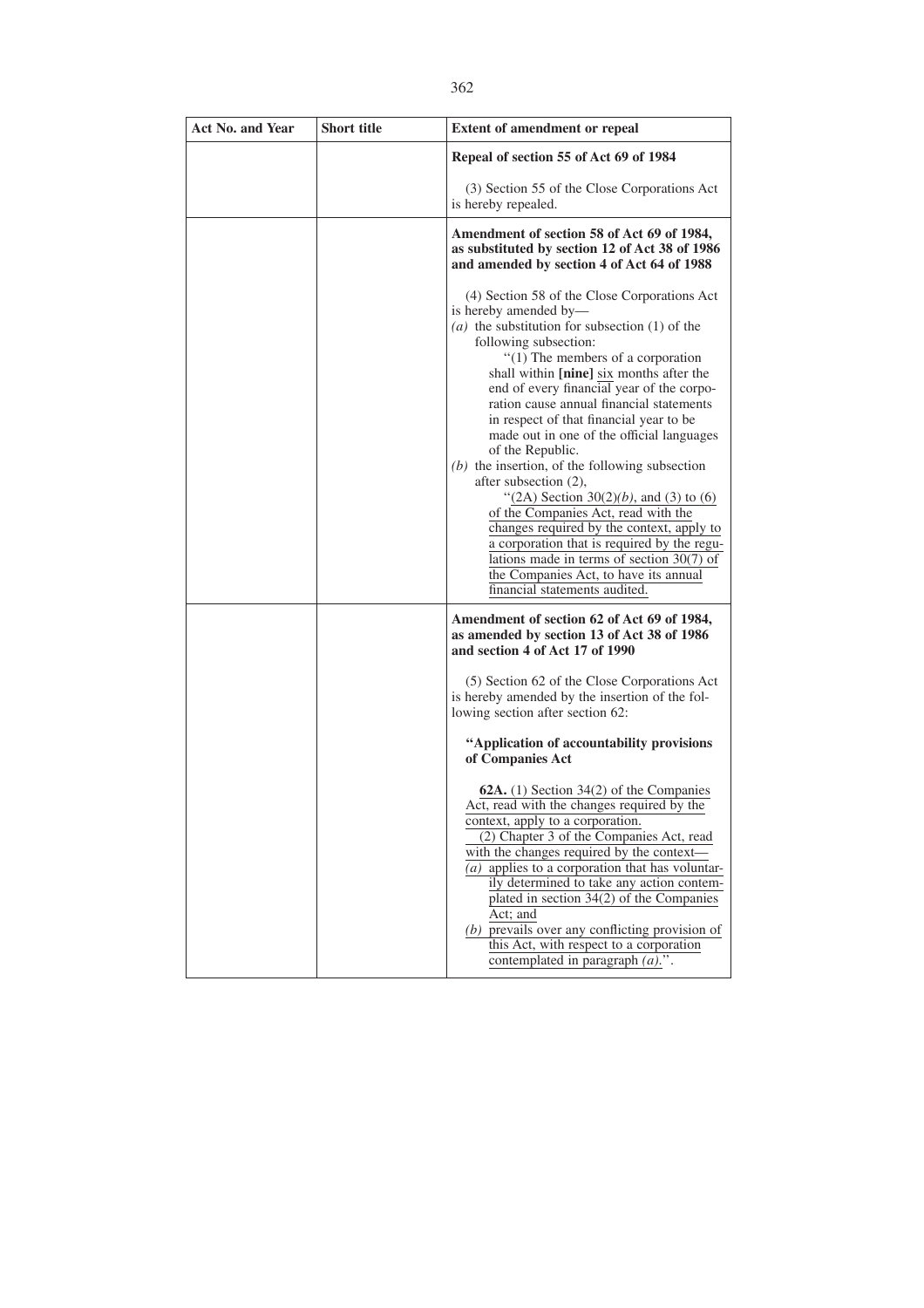| Act No. and Year | Short title | Extent of amendment or repeal |
|---|---|---|
| | | **Repeal of section 55 of Act 69 of 1984**<br><br>(3) Section 55 of the Close Corporations Act is hereby repealed. |
| | | **Amendment of section 58 of Act 69 of 1984, as substituted by section 12 of Act 38 of 1986 and amended by section 4 of Act 64 of 1988**<br><br>(4) Section 58 of the Close Corporations Act is hereby amended by—<br>*(a)* the substitution for subsection (1) of the following subsection:<br>"(1) The members of a corporation shall within **[nine]** six months after the end of every financial year of the corporation cause annual financial statements in respect of that financial year to be made out in one of the official languages of the Republic.<br>*(b)* the insertion, of the following subsection after subsection (2),<br>"(2A) Section 30(2)*(b)*, and (3) to (6) of the Companies Act, read with the changes required by the context, apply to a corporation that is required by the regulations made in terms of section 30(7) of the Companies Act, to have its annual financial statements audited. |
| | | **Amendment of section 62 of Act 69 of 1984, as amended by section 13 of Act 38 of 1986 and section 4 of Act 17 of 1990**<br><br>(5) Section 62 of the Close Corporations Act is hereby amended by the insertion of the following section after section 62:<br><br>**"Application of accountability provisions of Companies Act**<br><br>**62A.** (1) Section 34(2) of the Companies Act, read with the changes required by the context, apply to a corporation.<br>(2) Chapter 3 of the Companies Act, read with the changes required by the context—<br>*(a)* applies to a corporation that has voluntarily determined to take any action contemplated in section 34(2) of the Companies Act; and<br>*(b)* prevails over any conflicting provision of this Act, with respect to a corporation contemplated in paragraph *(a)*.". |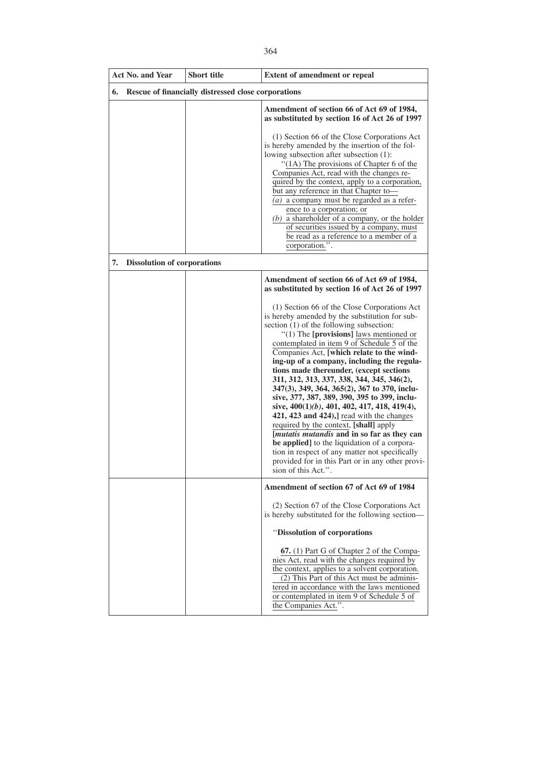| Act No. and Year | Short title | Extent of amendment or repeal |
|---|---|---|
| **6. Rescue of financially distressed close corporations** | | |
| | | **Amendment of section 66 of Act 69 of 1984, as substituted by section 16 of Act 26 of 1997**<br><br>(1) Section 66 of the Close Corporations Act is hereby amended by the insertion of the following subsection after subsection (1):<br>"(1A) The provisions of Chapter 6 of the Companies Act, read with the changes required by the context, apply to a corporation, but any reference in that Chapter to—<br>*(a)* a company must be regarded as a reference to a corporation; or<br>*(b)* a shareholder of a company, or the holder of securities issued by a company, must be read as a reference to a member of a corporation.". |
| **7. Dissolution of corporations** | | |
| | | **Amendment of section 66 of Act 69 of 1984, as substituted by section 16 of Act 26 of 1997**<br><br>(1) Section 66 of the Close Corporations Act is hereby amended by the substitution for subsection (1) of the following subsection:<br>"(1) The **[provisions]** laws mentioned or contemplated in item 9 of Schedule 5 of the Companies Act, **[which relate to the winding-up of a company, including the regulations made thereunder, (except sections 311, 312, 313, 337, 338, 344, 345, 346(2), 347(3), 349, 364, 365(2), 367 to 370, inclusive, 377, 387, 389, 390, 395 to 399, inclusive, 400(1)*(b)*, 401, 402, 417, 418, 419(4), 421, 423 and 424),]** read with the changes required by the context, **[shall]** apply **[*mutatis mutandis* and in so far as they can be applied]** to the liquidation of a corporation in respect of any matter not specifically provided for in this Part or in any other provision of this Act.". |
| | | **Amendment of section 67 of Act 69 of 1984**<br><br>(2) Section 67 of the Close Corporations Act is hereby substituted for the following section—<br><br>"**Dissolution of corporations**<br><br>**67.** (1) Part G of Chapter 2 of the Companies Act, read with the changes required by the context, applies to a solvent corporation.<br>(2) This Part of this Act must be administered in accordance with the laws mentioned or contemplated in item 9 of Schedule 5 of the Companies Act.". |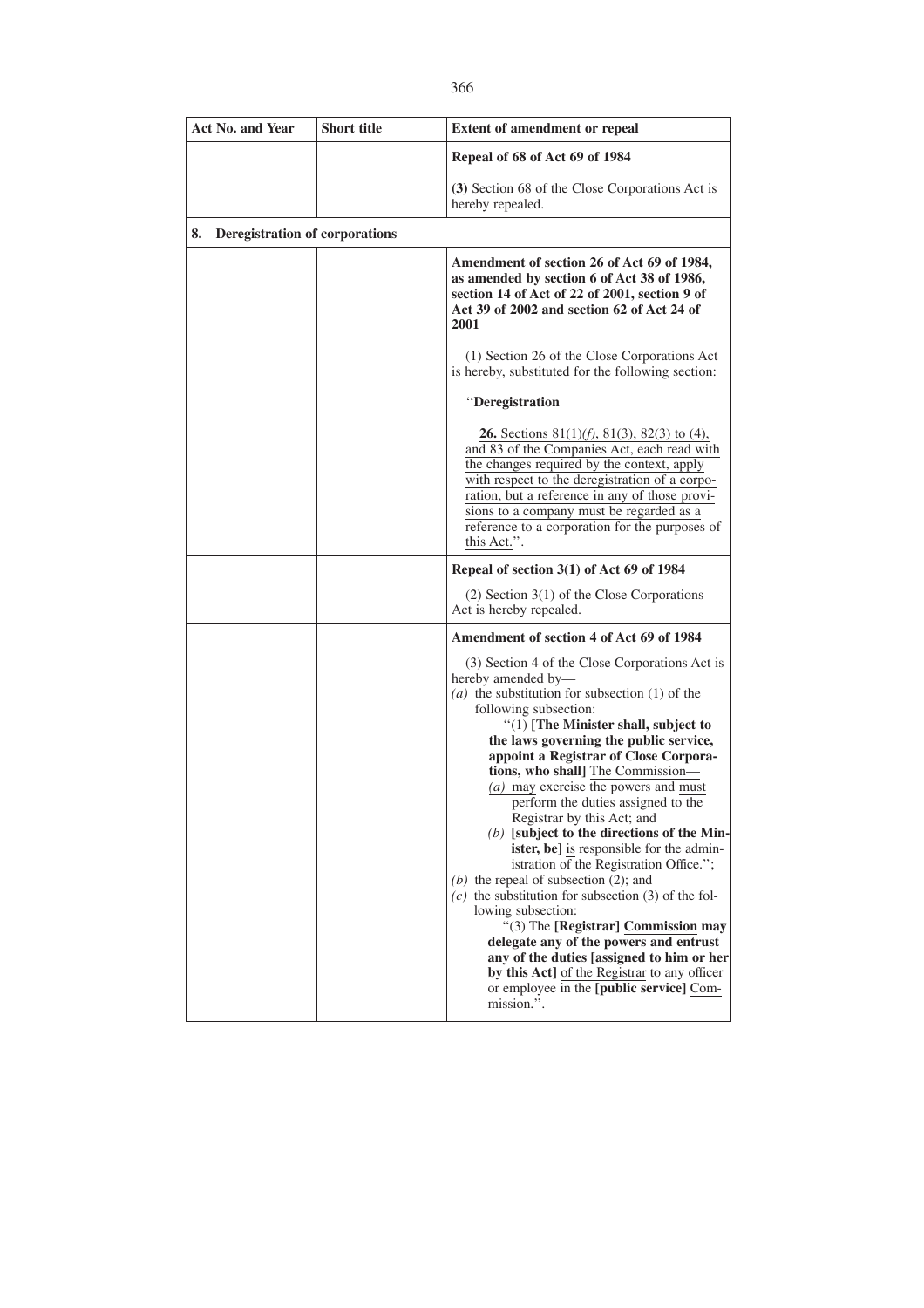| Act No. and Year | Short title | Extent of amendment or repeal |
|---|---|---|
| | | **Repeal of 68 of Act 69 of 1984**<br><br>**(3)** Section 68 of the Close Corporations Act is hereby repealed. |
| **8. Deregistration of corporations** | | |
| | | **Amendment of section 26 of Act 69 of 1984, as amended by section 6 of Act 38 of 1986, section 14 of Act of 22 of 2001, section 9 of Act 39 of 2002 and section 62 of Act 24 of 2001**<br><br>(1) Section 26 of the Close Corporations Act is hereby, substituted for the following section:<br><br>''**Deregistration**<br><br>**26.** Sections 81(1)*(f)*, 81(3), 82(3) to (4), and 83 of the Companies Act, each read with the changes required by the context, apply with respect to the deregistration of a corporation, but a reference in any of those provisions to a company must be regarded as a reference to a corporation for the purposes of this Act.''. |
| | | **Repeal of section 3(1) of Act 69 of 1984**<br><br>(2) Section 3(1) of the Close Corporations Act is hereby repealed. |
| | | **Amendment of section 4 of Act 69 of 1984**<br><br>(3) Section 4 of the Close Corporations Act is hereby amended by—<br>*(a)* the substitution for subsection (1) of the following subsection:<br>''(1) **[The Minister shall, subject to the laws governing the public service, appoint a Registrar of Close Corporations, who shall]** The Commission—<br>*(a)* may exercise the powers and must perform the duties assigned to the Registrar by this Act; and<br>*(b)* **[subject to the directions of the Minister, be]** is responsible for the administration of the Registration Office.'';<br>*(b)* the repeal of subsection (2); and<br>*(c)* the substitution for subsection (3) of the following subsection:<br>''(3) The **[Registrar] Commission may delegate any of the powers and entrust any of the duties [assigned to him or her by this Act]** of the Registrar to any officer or employee in the **[public service]** Commission.''. |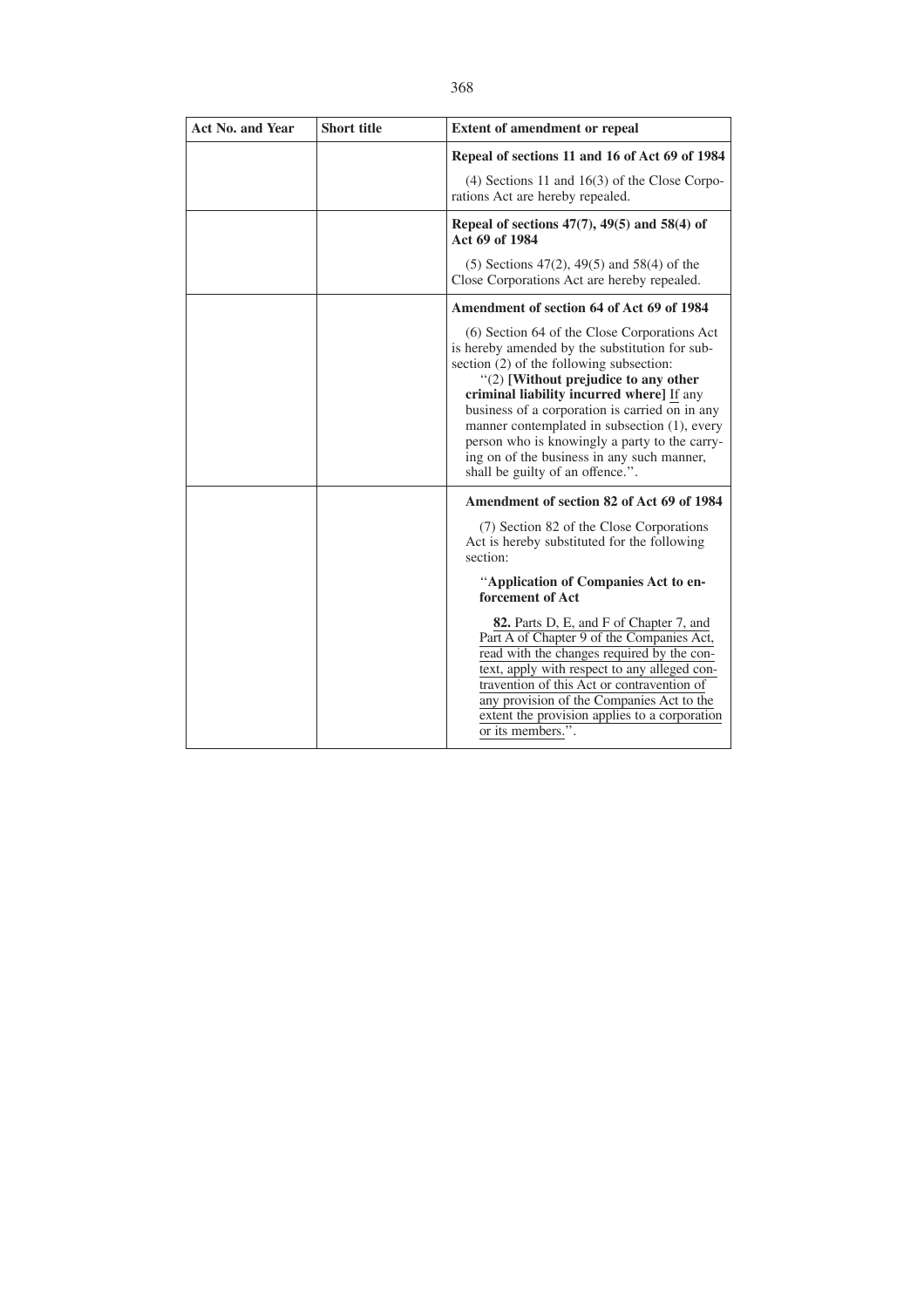| Act No. and Year | Short title | Extent of amendment or repeal |
|---|---|---|
| | | **Repeal of sections 11 and 16 of Act 69 of 1984**<br><br>(4) Sections 11 and 16(3) of the Close Corporations Act are hereby repealed. |
| | | **Repeal of sections 47(7), 49(5) and 58(4) of Act 69 of 1984**<br><br>(5) Sections 47(2), 49(5) and 58(4) of the Close Corporations Act are hereby repealed. |
| | | **Amendment of section 64 of Act 69 of 1984**<br><br>(6) Section 64 of the Close Corporations Act is hereby amended by the substitution for subsection (2) of the following subsection:<br>''(2) **[Without prejudice to any other criminal liability incurred where]** <u>If</u> any business of a corporation is carried on in any manner contemplated in subsection (1), every person who is knowingly a party to the carrying on of the business in any such manner, shall be guilty of an offence.''. |
| | | **Amendment of section 82 of Act 69 of 1984**<br><br>(7) Section 82 of the Close Corporations Act is hereby substituted for the following section:<br><br>''**Application of Companies Act to enforcement of Act**<br><br><u>**82.** Parts D, E, and F of Chapter 7, and Part A of Chapter 9 of the Companies Act, read with the changes required by the context, apply with respect to any alleged contravention of this Act or contravention of any provision of the Companies Act to the extent the provision applies to a corporation or its members.</u>''. |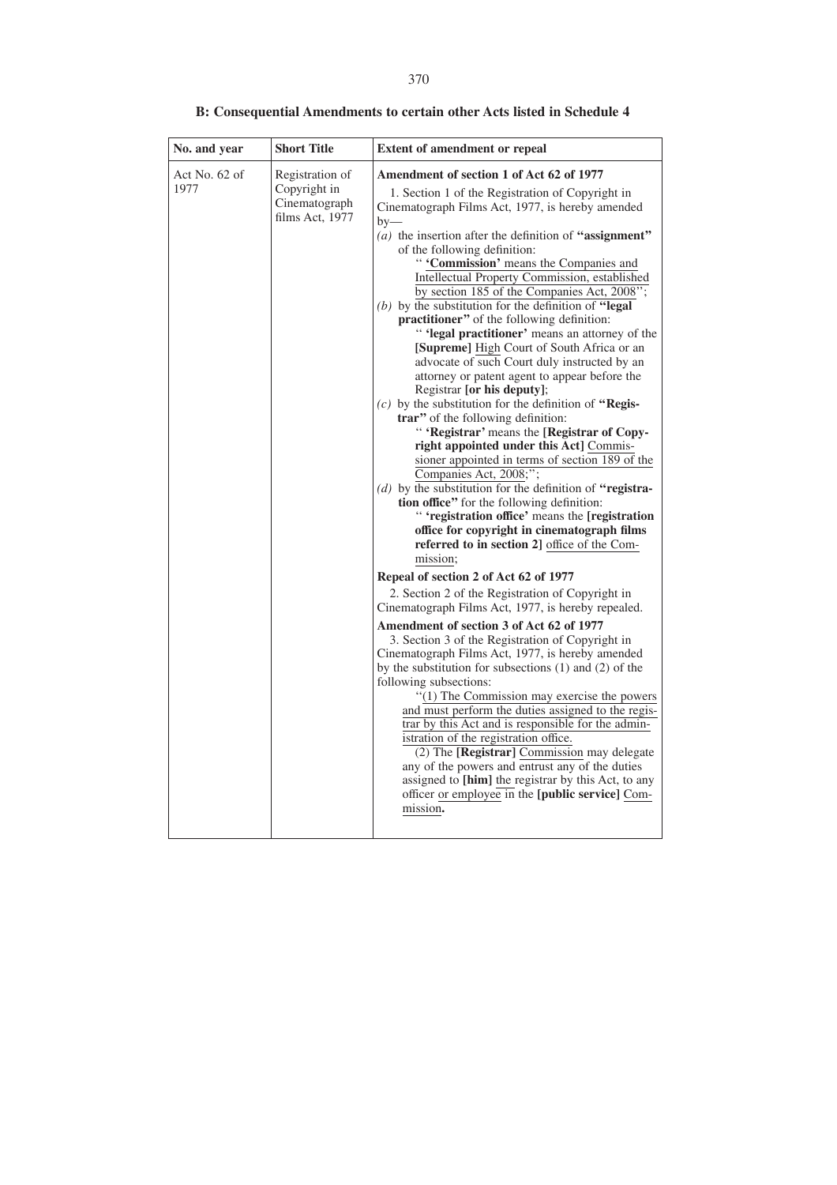**B: Consequential Amendments to certain other Acts listed in Schedule 4**

| No. and year | Short Title | Extent of amendment or repeal |
|---|---|---|
| Act No. 62 of 1977 | Registration of Copyright in Cinematograph films Act, 1977 | **Amendment of section 1 of Act 62 of 1977**<br>1. Section 1 of the Registration of Copyright in Cinematograph Films Act, 1977, is hereby amended by—<br>*(a)* the insertion after the definition of **"assignment"** of the following definition:<br>" **'Commission'** means the Companies and Intellectual Property Commission, established by section 185 of the Companies Act, 2008";<br>*(b)* by the substitution for the definition of **"legal practitioner"** of the following definition:<br>" **'legal practitioner'** means an attorney of the **[Supreme]** High Court of South Africa or an advocate of such Court duly instructed by an attorney or patent agent to appear before the Registrar **[or his deputy]**;<br>*(c)* by the substitution for the definition of **"Registrar"** of the following definition:<br>" **'Registrar'** means the **[Registrar of Copyright appointed under this Act]** Commissioner appointed in terms of section 189 of the Companies Act, 2008;";<br>*(d)* by the substitution for the definition of **"registration office"** for the following definition:<br>" **'registration office'** means the **[registration office for copyright in cinematograph films referred to in section 2]** office of the Commission;<br>**Repeal of section 2 of Act 62 of 1977**<br>2. Section 2 of the Registration of Copyright in Cinematograph Films Act, 1977, is hereby repealed.<br>**Amendment of section 3 of Act 62 of 1977**<br>3. Section 3 of the Registration of Copyright in Cinematograph Films Act, 1977, is hereby amended by the substitution for subsections (1) and (2) of the following subsections:<br>"(1) The Commission may exercise the powers and must perform the duties assigned to the registrar by this Act and is responsible for the administration of the registration office.<br>(2) The **[Registrar]** Commission may delegate any of the powers and entrust any of the duties assigned to **[him]** the registrar by this Act, to any officer or employee in the **[public service]** Commission**.** |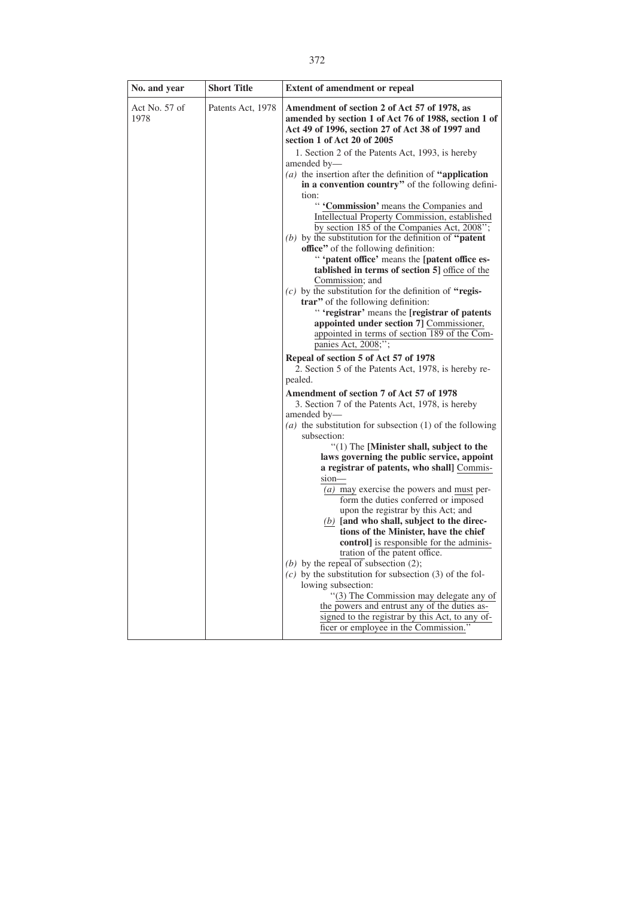| No. and year | Short Title | Extent of amendment or repeal |
|---|---|---|
| Act No. 57 of 1978 | Patents Act, 1978 | **Amendment of section 2 of Act 57 of 1978, as amended by section 1 of Act 76 of 1988, section 1 of Act 49 of 1996, section 27 of Act 38 of 1997 and section 1 of Act 20 of 2005**<br>1. Section 2 of the Patents Act, 1993, is hereby amended by—<br>*(a)* the insertion after the definition of **"application in a convention country"** of the following definition:<br>" **'Commission'** means the Companies and Intellectual Property Commission, established by section 185 of the Companies Act, 2008";<br>*(b)* by the substitution for the definition of **"patent office"** of the following definition:<br>" **'patent office'** means the **[patent office established in terms of section 5]** office of the Commission; and<br>*(c)* by the substitution for the definition of **"registrar"** of the following definition:<br>" **'registrar'** means the **[registrar of patents appointed under section 7]** Commissioner, appointed in terms of section 189 of the Companies Act, 2008;";<br>**Repeal of section 5 of Act 57 of 1978**<br>2. Section 5 of the Patents Act, 1978, is hereby repealed.<br>**Amendment of section 7 of Act 57 of 1978**<br>3. Section 7 of the Patents Act, 1978, is hereby amended by—<br>*(a)* the substitution for subsection (1) of the following subsection:<br>"(1) The **[Minister shall, subject to the laws governing the public service, appoint a registrar of patents, who shall]** Commission—<br>*(a)* may exercise the powers and must perform the duties conferred or imposed upon the registrar by this Act; and<br>*(b)* **[and who shall, subject to the directions of the Minister, have the chief control]** is responsible for the administration of the patent office.<br>*(b)* by the repeal of subsection (2);<br>*(c)* by the substitution for subsection (3) of the following subsection:<br>"(3) The Commission may delegate any of the powers and entrust any of the duties assigned to the registrar by this Act, to any officer or employee in the Commission." |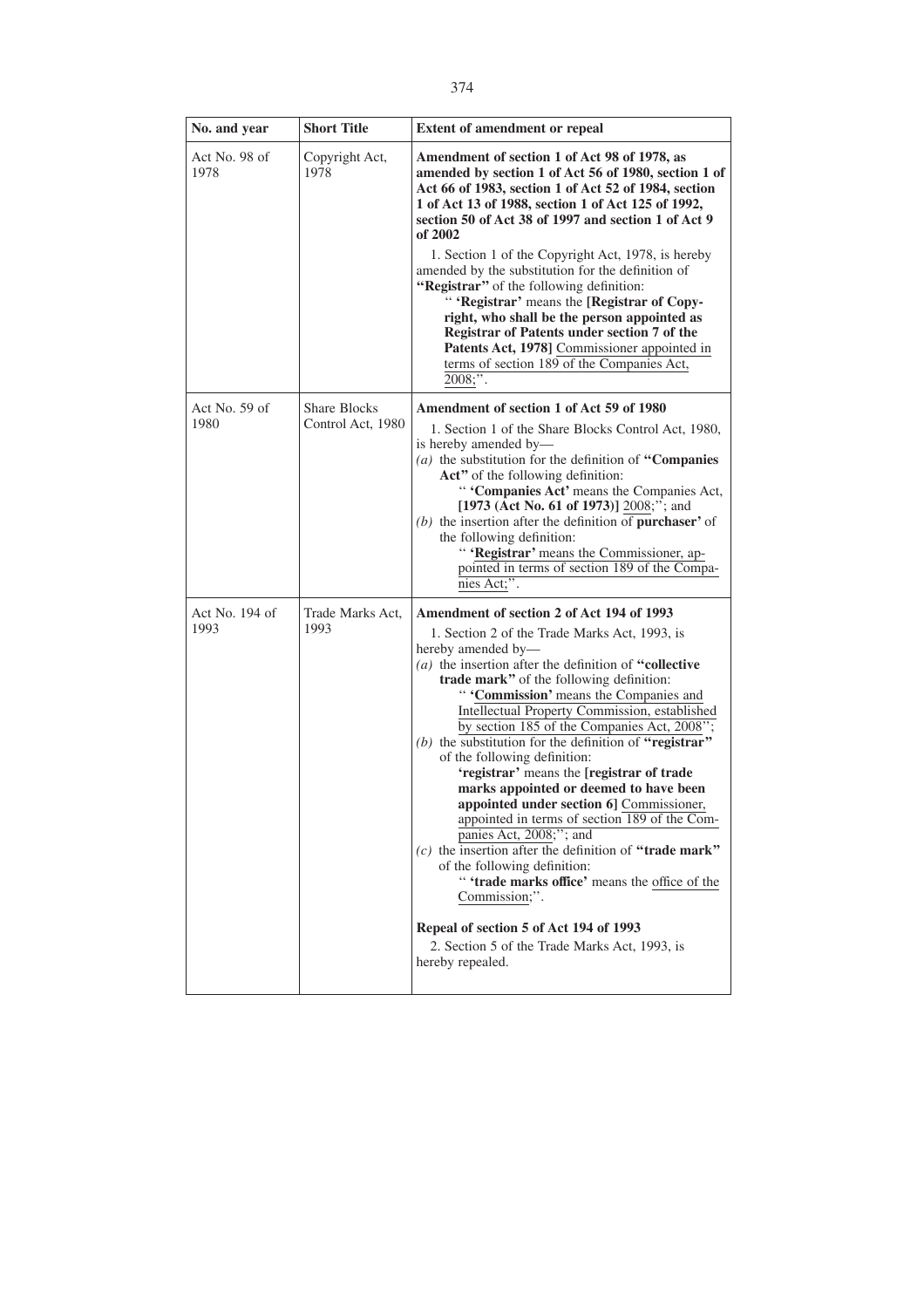| No. and year | Short Title | Extent of amendment or repeal |
|---|---|---|
| Act No. 98 of 1978 | Copyright Act, 1978 | **Amendment of section 1 of Act 98 of 1978, as amended by section 1 of Act 56 of 1980, section 1 of Act 66 of 1983, section 1 of Act 52 of 1984, section 1 of Act 13 of 1988, section 1 of Act 125 of 1992, section 50 of Act 38 of 1997 and section 1 of Act 9 of 2002**<br><br>1. Section 1 of the Copyright Act, 1978, is hereby amended by the substitution for the definition of **"Registrar"** of the following definition:<br>" **'Registrar'** means the **[Registrar of Copyright, who shall be the person appointed as Registrar of Patents under section 7 of the Patents Act, 1978]** <u>Commissioner appointed in terms of section 189 of the Companies Act, 2008</u>;". |
| Act No. 59 of 1980 | Share Blocks Control Act, 1980 | **Amendment of section 1 of Act 59 of 1980**<br><br>1. Section 1 of the Share Blocks Control Act, 1980, is hereby amended by—<br>*(a)* the substitution for the definition of **"Companies Act"** of the following definition:<br>" **'Companies Act'** means the Companies Act, **[1973 (Act No. 61 of 1973)]** <u>2008</u>;"; and<br>*(b)* the insertion after the definition of **purchaser'** of the following definition:<br>" <u>**'Registrar'** means the Commissioner, appointed in terms of section 189 of the Companies Act</u>;". |
| Act No. 194 of 1993 | Trade Marks Act, 1993 | **Amendment of section 2 of Act 194 of 1993**<br><br>1. Section 2 of the Trade Marks Act, 1993, is hereby amended by—<br>*(a)* the insertion after the definition of **"collective trade mark"** of the following definition:<br>" <u>**'Commission'** means the Companies and Intellectual Property Commission, established by section 185 of the Companies Act, 2008</u>";<br>*(b)* the substitution for the definition of **"registrar"** of the following definition:<br>**'registrar'** means the **[registrar of trade marks appointed or deemed to have been appointed under section 6]** <u>Commissioner, appointed in terms of section 189 of the Companies Act, 2008</u>;"; and<br>*(c)* the insertion after the definition of **"trade mark"** of the following definition:<br>" <u>**'trade marks office'** means the office of the Commission</u>;".<br><br>**Repeal of section 5 of Act 194 of 1993**<br><br>2. Section 5 of the Trade Marks Act, 1993, is hereby repealed. |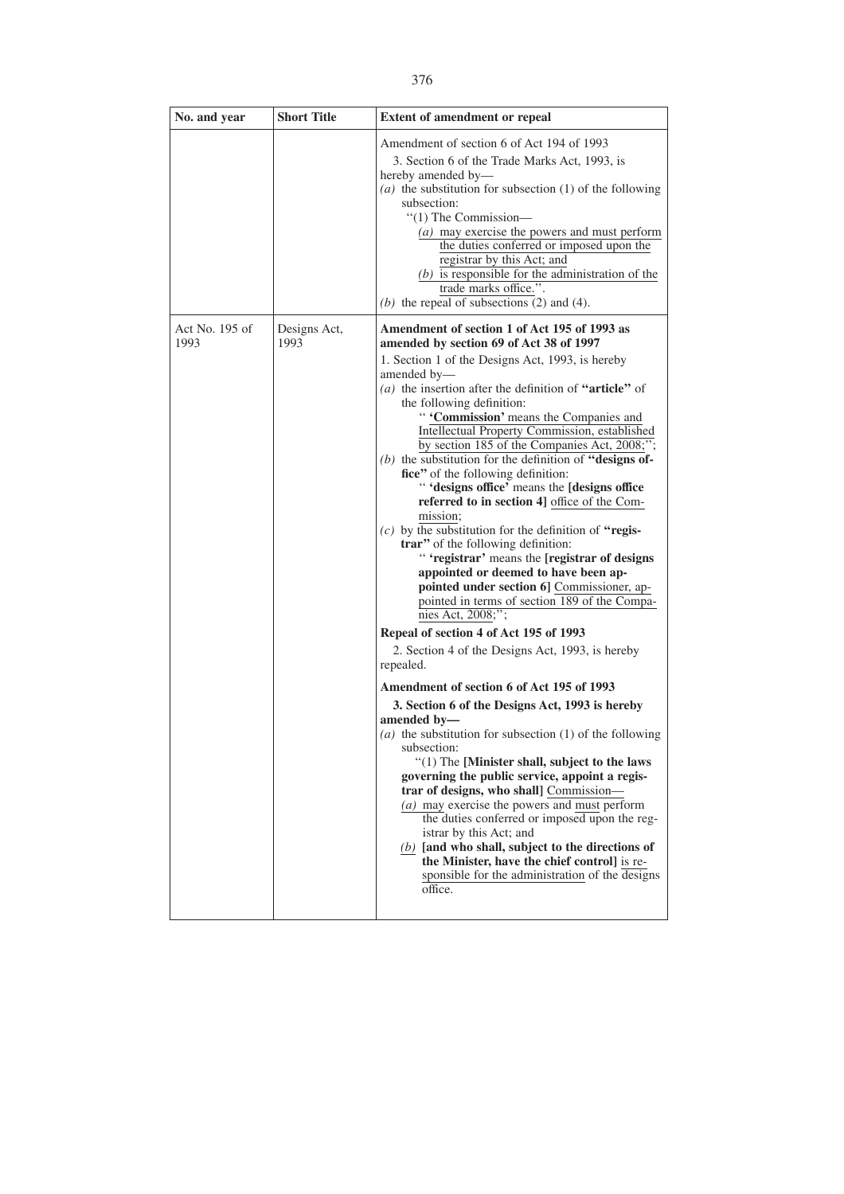| No. and year | Short Title | Extent of amendment or repeal |
|---|---|---|
| | | Amendment of section 6 of Act 194 of 1993<br><br>3. Section 6 of the Trade Marks Act, 1993, is hereby amended by—<br>*(a)* the substitution for subsection (1) of the following subsection:<br>"(1) The Commission—<br>*(a)* may exercise the powers and must perform the duties conferred or imposed upon the registrar by this Act; and<br>*(b)* is responsible for the administration of the trade marks office.".<br>*(b)* the repeal of subsections (2) and (4). |
| Act No. 195 of 1993 | Designs Act, 1993 | **Amendment of section 1 of Act 195 of 1993 as amended by section 69 of Act 38 of 1997**<br><br>1. Section 1 of the Designs Act, 1993, is hereby amended by—<br>*(a)* the insertion after the definition of **"article"** of the following definition:<br>" **'Commission'** means the Companies and Intellectual Property Commission, established by section 185 of the Companies Act, 2008;";<br>*(b)* the substitution for the definition of **"designs office"** of the following definition:<br>" **'designs office'** means the **[designs office referred to in section 4]** office of the Commission;<br>*(c)* by the substitution for the definition of **"registrar"** of the following definition:<br>" **'registrar'** means the **[registrar of designs appointed or deemed to have been appointed under section 6]** Commissioner, appointed in terms of section 189 of the Companies Act, 2008;";<br><br>**Repeal of section 4 of Act 195 of 1993**<br><br>2. Section 4 of the Designs Act, 1993, is hereby repealed.<br><br>**Amendment of section 6 of Act 195 of 1993**<br><br>**3. Section 6 of the Designs Act, 1993 is hereby amended by—**<br>*(a)* the substitution for subsection (1) of the following subsection:<br>"(1) The **[Minister shall, subject to the laws governing the public service, appoint a registrar of designs, who shall]** Commission—<br>*(a)* may exercise the powers and must perform the duties conferred or imposed upon the registrar by this Act; and<br>*(b)* **[and who shall, subject to the directions of the Minister, have the chief control]** is responsible for the administration of the designs office. |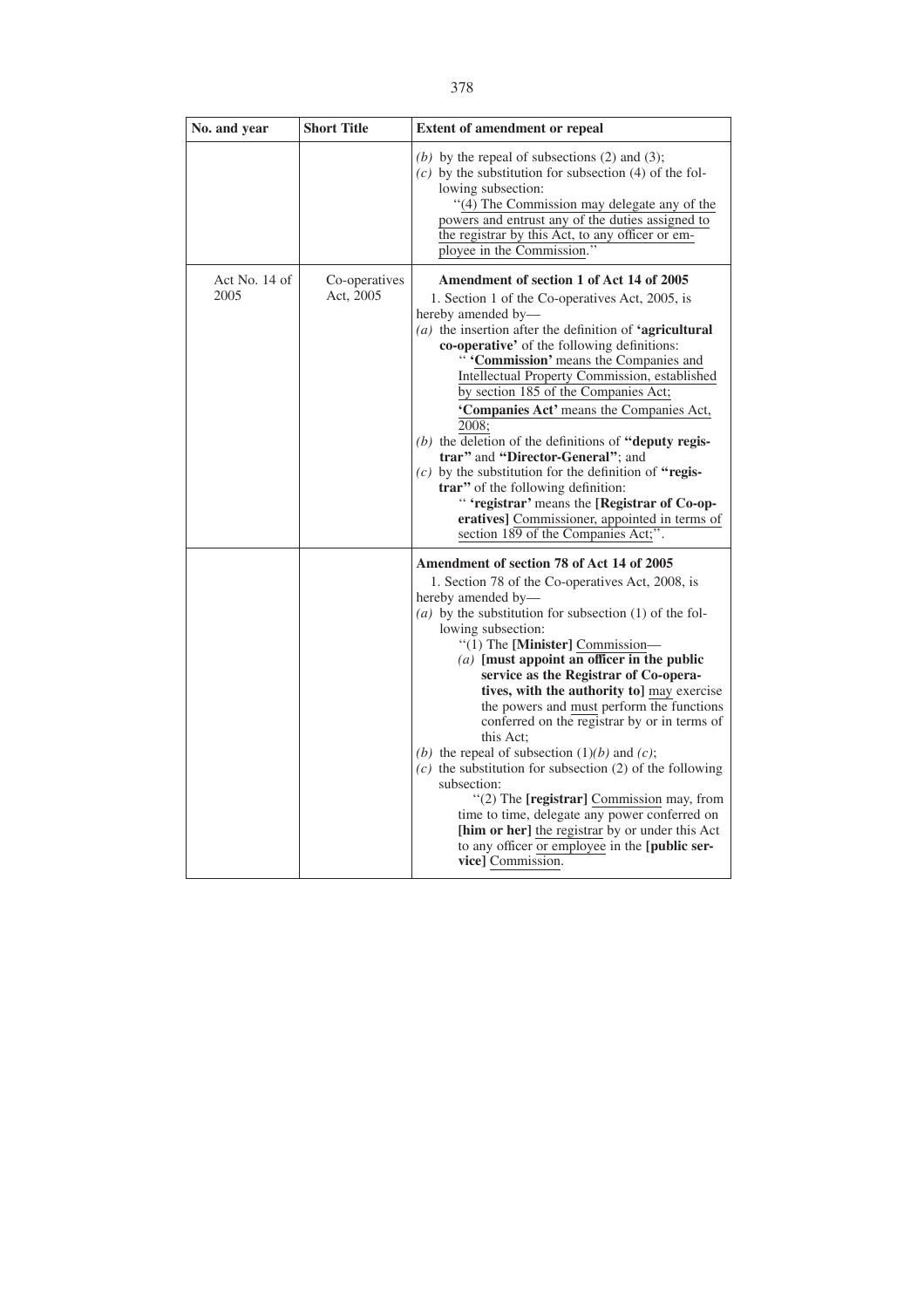| No. and year | Short Title | Extent of amendment or repeal |
|---|---|---|
| | | *(b)* by the repeal of subsections (2) and (3);<br>*(c)* by the substitution for subsection (4) of the following subsection:<br>''(4) The Commission may delegate any of the powers and entrust any of the duties assigned to the registrar by this Act, to any officer or employee in the Commission.'' |
| Act No. 14 of 2005 | Co-operatives Act, 2005 | **Amendment of section 1 of Act 14 of 2005**<br>1. Section 1 of the Co-operatives Act, 2005, is hereby amended by—<br>*(a)* the insertion after the definition of **'agricultural co-operative'** of the following definitions:<br>'' **'Commission'** means the Companies and Intellectual Property Commission, established by section 185 of the Companies Act;<br>**'Companies Act'** means the Companies Act, 2008;<br>*(b)* the deletion of the definitions of **''deputy registrar''** and **''Director-General''**; and<br>*(c)* by the substitution for the definition of **''registrar''** of the following definition:<br>'' **'registrar'** means the **[Registrar of Co-operatives]** Commissioner, appointed in terms of section 189 of the Companies Act;''. |
| | | **Amendment of section 78 of Act 14 of 2005**<br>1. Section 78 of the Co-operatives Act, 2008, is hereby amended by—<br>*(a)* by the substitution for subsection (1) of the following subsection:<br>''(1) The **[Minister]** Commission—<br>*(a)* **[must appoint an officer in the public service as the Registrar of Co-operatives, with the authority to]** may exercise the powers and must perform the functions conferred on the registrar by or in terms of this Act;<br>*(b)* the repeal of subsection (1)*(b)* and *(c)*;<br>*(c)* the substitution for subsection (2) of the following subsection:<br>''(2) The **[registrar]** Commission may, from time to time, delegate any power conferred on **[him or her]** the registrar by or under this Act to any officer or employee in the **[public service]** Commission. |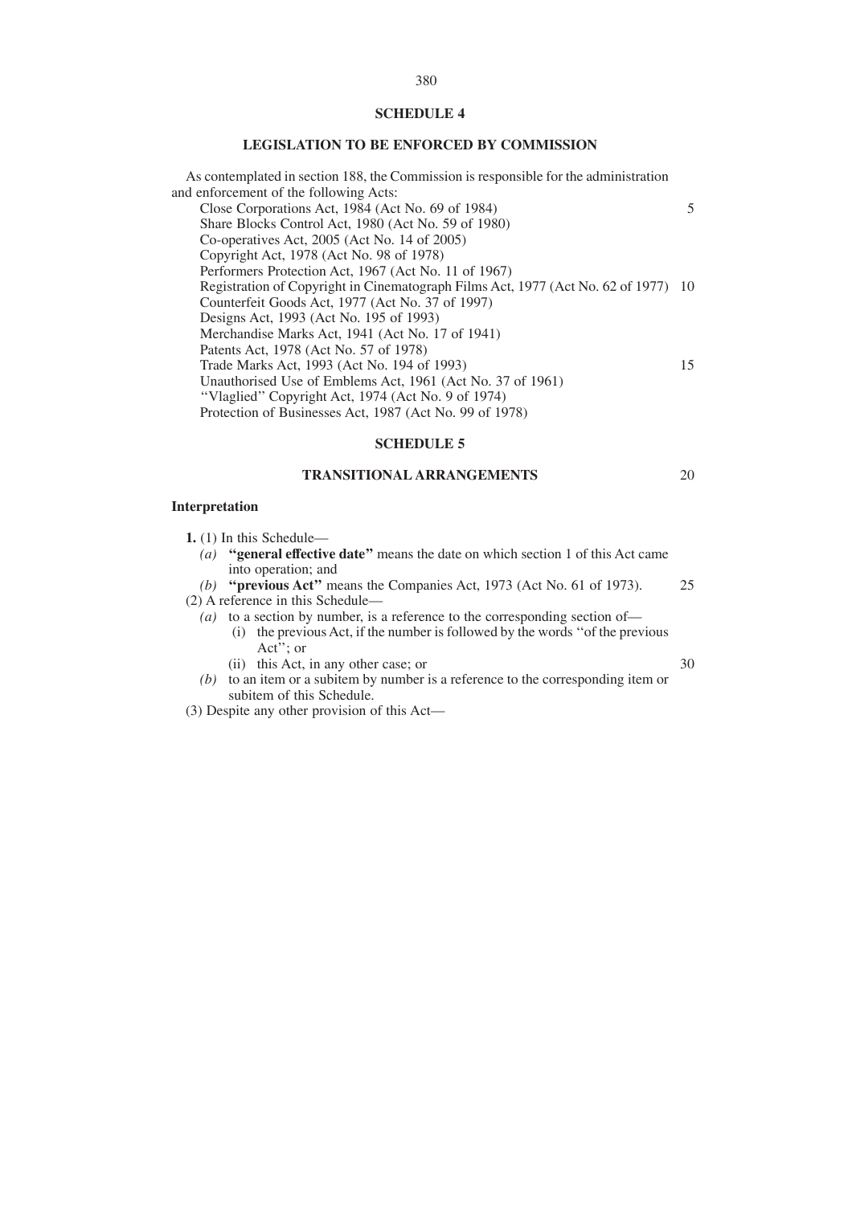## SCHEDULE 4

## LEGISLATION TO BE ENFORCED BY COMMISSION

As contemplated in section 188, the Commission is responsible for the administration and enforcement of the following Acts:

Close Corporations Act, 1984 (Act No. 69 of 1984)
Share Blocks Control Act, 1980 (Act No. 59 of 1980)
Co-operatives Act, 2005 (Act No. 14 of 2005)
Copyright Act, 1978 (Act No. 98 of 1978)
Performers Protection Act, 1967 (Act No. 11 of 1967)
Registration of Copyright in Cinematograph Films Act, 1977 (Act No. 62 of 1977)
Counterfeit Goods Act, 1977 (Act No. 37 of 1997)
Designs Act, 1993 (Act No. 195 of 1993)
Merchandise Marks Act, 1941 (Act No. 17 of 1941)
Patents Act, 1978 (Act No. 57 of 1978)
Trade Marks Act, 1993 (Act No. 194 of 1993)
Unauthorised Use of Emblems Act, 1961 (Act No. 37 of 1961)
''Vlaglied'' Copyright Act, 1974 (Act No. 9 of 1974)
Protection of Businesses Act, 1987 (Act No. 99 of 1978)

## SCHEDULE 5

## TRANSITIONAL ARRANGEMENTS

### Interpretation

**1.** (1) In this Schedule—

*(a)* **''general effective date''** means the date on which section 1 of this Act came into operation; and

*(b)* **''previous Act''** means the Companies Act, 1973 (Act No. 61 of 1973).

(2) A reference in this Schedule—

*(a)* to a section by number, is a reference to the corresponding section of—

(i) the previous Act, if the number is followed by the words ''of the previous Act''; or

(ii) this Act, in any other case; or

*(b)* to an item or a subitem by number is a reference to the corresponding item or subitem of this Schedule.

(3) Despite any other provision of this Act—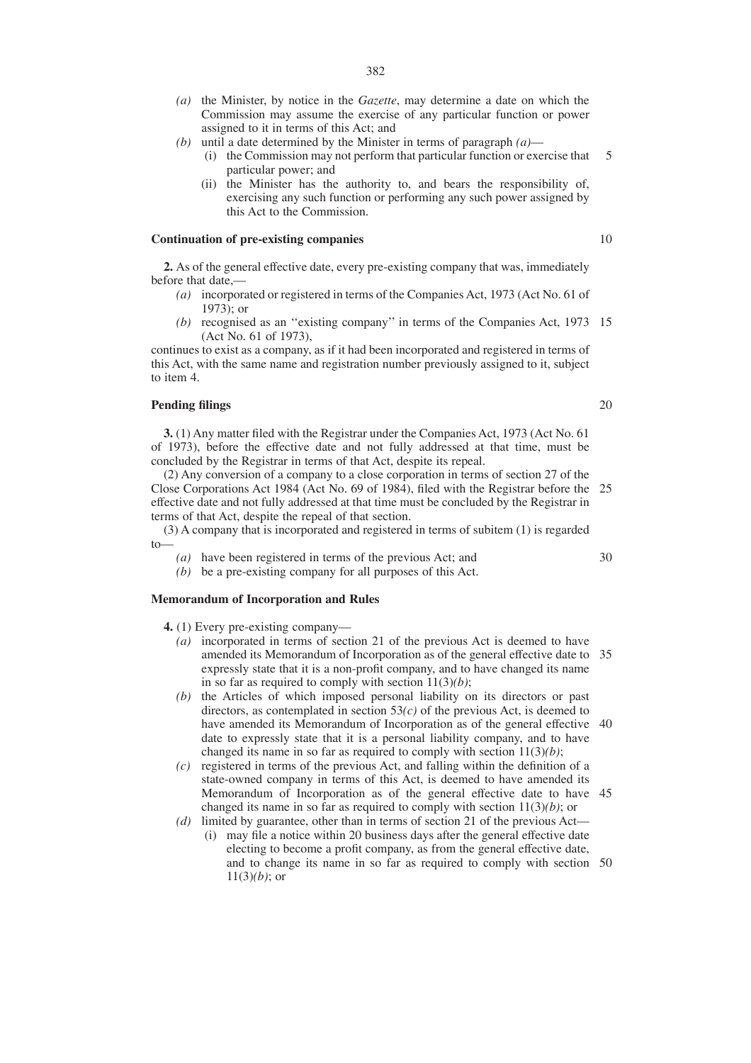*(a)* the Minister, by notice in the *Gazette*, may determine a date on which the Commission may assume the exercise of any particular function or power assigned to it in terms of this Act; and

*(b)* until a date determined by the Minister in terms of paragraph *(a)*—

(i) the Commission may not perform that particular function or exercise that particular power; and

(ii) the Minister has the authority to, and bears the responsibility of, exercising any such function or performing any such power assigned by this Act to the Commission.

**Continuation of pre-existing companies**

**2.** As of the general effective date, every pre-existing company that was, immediately before that date,—

*(a)* incorporated or registered in terms of the Companies Act, 1973 (Act No. 61 of 1973); or

*(b)* recognised as an ''existing company'' in terms of the Companies Act, 1973 (Act No. 61 of 1973),

continues to exist as a company, as if it had been incorporated and registered in terms of this Act, with the same name and registration number previously assigned to it, subject to item 4.

**Pending filings**

**3.** (1) Any matter filed with the Registrar under the Companies Act, 1973 (Act No. 61 of 1973), before the effective date and not fully addressed at that time, must be concluded by the Registrar in terms of that Act, despite its repeal.

(2) Any conversion of a company to a close corporation in terms of section 27 of the Close Corporations Act 1984 (Act No. 69 of 1984), filed with the Registrar before the effective date and not fully addressed at that time must be concluded by the Registrar in terms of that Act, despite the repeal of that section.

(3) A company that is incorporated and registered in terms of subitem (1) is regarded to—

*(a)* have been registered in terms of the previous Act; and

*(b)* be a pre-existing company for all purposes of this Act.

**Memorandum of Incorporation and Rules**

**4.** (1) Every pre-existing company—

*(a)* incorporated in terms of section 21 of the previous Act is deemed to have amended its Memorandum of Incorporation as of the general effective date to expressly state that it is a non-profit company, and to have changed its name in so far as required to comply with section 11(3)*(b)*;

*(b)* the Articles of which imposed personal liability on its directors or past directors, as contemplated in section 53*(c)* of the previous Act, is deemed to have amended its Memorandum of Incorporation as of the general effective date to expressly state that it is a personal liability company, and to have changed its name in so far as required to comply with section 11(3)*(b)*;

*(c)* registered in terms of the previous Act, and falling within the definition of a state-owned company in terms of this Act, is deemed to have amended its Memorandum of Incorporation as of the general effective date to have changed its name in so far as required to comply with section 11(3)*(b)*; or

*(d)* limited by guarantee, other than in terms of section 21 of the previous Act—

(i) may file a notice within 20 business days after the general effective date electing to become a profit company, as from the general effective date, and to change its name in so far as required to comply with section 11(3)*(b)*; or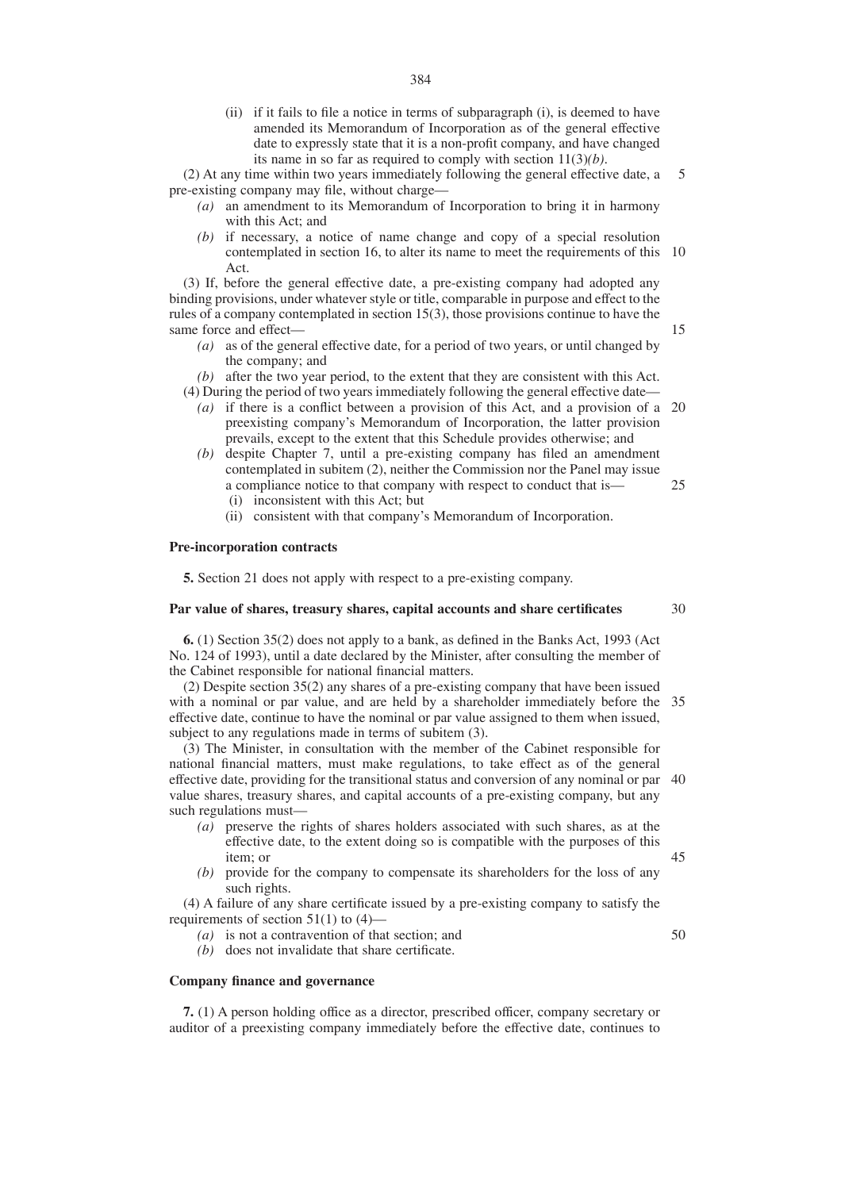(ii) if it fails to file a notice in terms of subparagraph (i), is deemed to have amended its Memorandum of Incorporation as of the general effective date to expressly state that it is a non-profit company, and have changed its name in so far as required to comply with section 11(3)*(b)*.

(2) At any time within two years immediately following the general effective date, a pre-existing company may file, without charge—

*(a)* an amendment to its Memorandum of Incorporation to bring it in harmony with this Act; and

*(b)* if necessary, a notice of name change and copy of a special resolution contemplated in section 16, to alter its name to meet the requirements of this Act.

(3) If, before the general effective date, a pre-existing company had adopted any binding provisions, under whatever style or title, comparable in purpose and effect to the rules of a company contemplated in section 15(3), those provisions continue to have the same force and effect—

*(a)* as of the general effective date, for a period of two years, or until changed by the company; and

*(b)* after the two year period, to the extent that they are consistent with this Act.

(4) During the period of two years immediately following the general effective date—

*(a)* if there is a conflict between a provision of this Act, and a provision of a preexisting company's Memorandum of Incorporation, the latter provision prevails, except to the extent that this Schedule provides otherwise; and

*(b)* despite Chapter 7, until a pre-existing company has filed an amendment contemplated in subitem (2), neither the Commission nor the Panel may issue a compliance notice to that company with respect to conduct that is—

(i) inconsistent with this Act; but

(ii) consistent with that company's Memorandum of Incorporation.

**Pre-incorporation contracts**

**5.** Section 21 does not apply with respect to a pre-existing company.

**Par value of shares, treasury shares, capital accounts and share certificates**

**6.** (1) Section 35(2) does not apply to a bank, as defined in the Banks Act, 1993 (Act No. 124 of 1993), until a date declared by the Minister, after consulting the member of the Cabinet responsible for national financial matters.

(2) Despite section 35(2) any shares of a pre-existing company that have been issued with a nominal or par value, and are held by a shareholder immediately before the effective date, continue to have the nominal or par value assigned to them when issued, subject to any regulations made in terms of subitem (3).

(3) The Minister, in consultation with the member of the Cabinet responsible for national financial matters, must make regulations, to take effect as of the general effective date, providing for the transitional status and conversion of any nominal or par value shares, treasury shares, and capital accounts of a pre-existing company, but any such regulations must—

*(a)* preserve the rights of shares holders associated with such shares, as at the effective date, to the extent doing so is compatible with the purposes of this item; or

*(b)* provide for the company to compensate its shareholders for the loss of any such rights.

(4) A failure of any share certificate issued by a pre-existing company to satisfy the requirements of section 51(1) to (4)—

*(a)* is not a contravention of that section; and

*(b)* does not invalidate that share certificate.

**Company finance and governance**

**7.** (1) A person holding office as a director, prescribed officer, company secretary or auditor of a preexisting company immediately before the effective date, continues to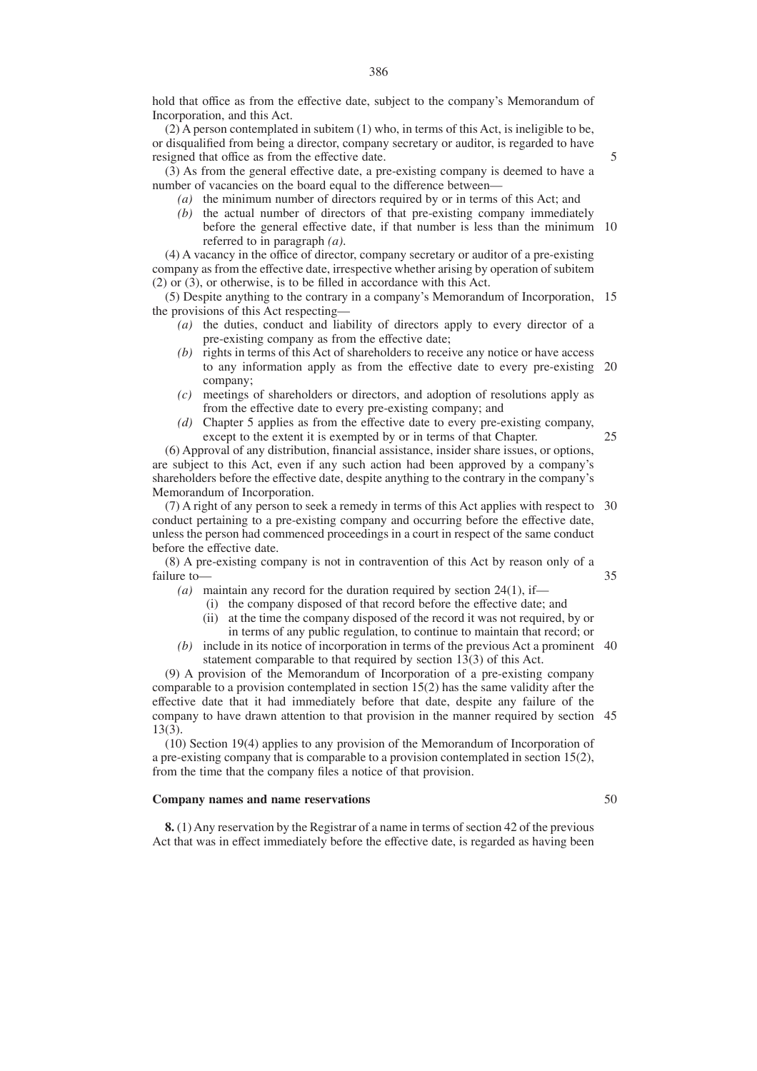hold that office as from the effective date, subject to the company's Memorandum of Incorporation, and this Act.

(2) A person contemplated in subitem (1) who, in terms of this Act, is ineligible to be, or disqualified from being a director, company secretary or auditor, is regarded to have resigned that office as from the effective date.

(3) As from the general effective date, a pre-existing company is deemed to have a number of vacancies on the board equal to the difference between—

*(a)* the minimum number of directors required by or in terms of this Act; and

*(b)* the actual number of directors of that pre-existing company immediately before the general effective date, if that number is less than the minimum referred to in paragraph *(a)*.

(4) A vacancy in the office of director, company secretary or auditor of a pre-existing company as from the effective date, irrespective whether arising by operation of subitem (2) or (3), or otherwise, is to be filled in accordance with this Act.

(5) Despite anything to the contrary in a company's Memorandum of Incorporation, the provisions of this Act respecting—

*(a)* the duties, conduct and liability of directors apply to every director of a pre-existing company as from the effective date;

*(b)* rights in terms of this Act of shareholders to receive any notice or have access to any information apply as from the effective date to every pre-existing company;

*(c)* meetings of shareholders or directors, and adoption of resolutions apply as from the effective date to every pre-existing company; and

*(d)* Chapter 5 applies as from the effective date to every pre-existing company, except to the extent it is exempted by or in terms of that Chapter.

(6) Approval of any distribution, financial assistance, insider share issues, or options, are subject to this Act, even if any such action had been approved by a company's shareholders before the effective date, despite anything to the contrary in the company's Memorandum of Incorporation.

(7) A right of any person to seek a remedy in terms of this Act applies with respect to conduct pertaining to a pre-existing company and occurring before the effective date, unless the person had commenced proceedings in a court in respect of the same conduct before the effective date.

(8) A pre-existing company is not in contravention of this Act by reason only of a failure to—

*(a)* maintain any record for the duration required by section 24(1), if—

(i) the company disposed of that record before the effective date; and

(ii) at the time the company disposed of the record it was not required, by or in terms of any public regulation, to continue to maintain that record; or

*(b)* include in its notice of incorporation in terms of the previous Act a prominent statement comparable to that required by section 13(3) of this Act.

(9) A provision of the Memorandum of Incorporation of a pre-existing company comparable to a provision contemplated in section 15(2) has the same validity after the effective date that it had immediately before that date, despite any failure of the company to have drawn attention to that provision in the manner required by section 13(3).

(10) Section 19(4) applies to any provision of the Memorandum of Incorporation of a pre-existing company that is comparable to a provision contemplated in section 15(2), from the time that the company files a notice of that provision.

**Company names and name reservations**

**8.** (1) Any reservation by the Registrar of a name in terms of section 42 of the previous Act that was in effect immediately before the effective date, is regarded as having been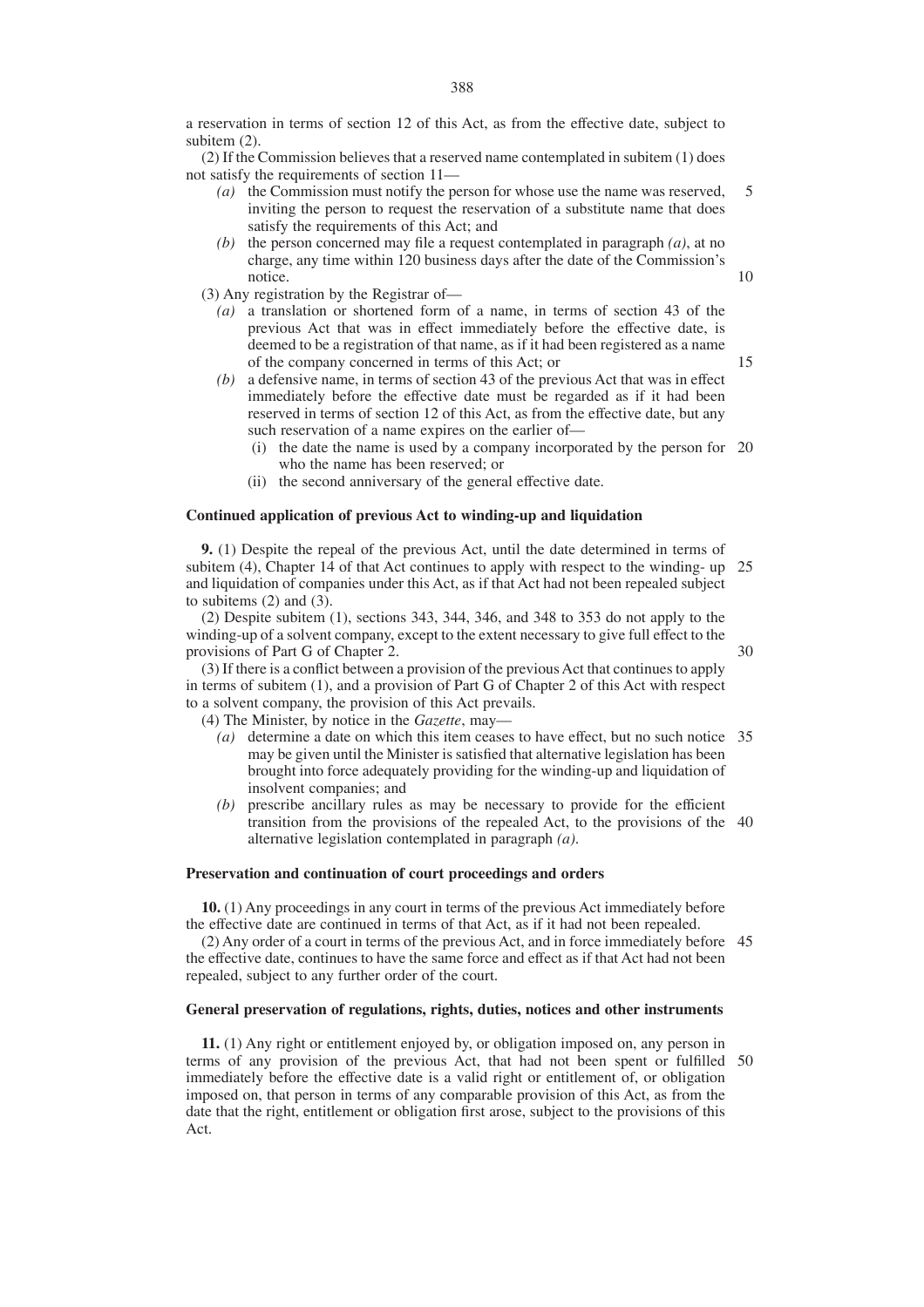a reservation in terms of section 12 of this Act, as from the effective date, subject to subitem (2).

(2) If the Commission believes that a reserved name contemplated in subitem (1) does not satisfy the requirements of section 11—

*(a)* the Commission must notify the person for whose use the name was reserved, inviting the person to request the reservation of a substitute name that does satisfy the requirements of this Act; and

*(b)* the person concerned may file a request contemplated in paragraph *(a)*, at no charge, any time within 120 business days after the date of the Commission's notice.

(3) Any registration by the Registrar of—

*(a)* a translation or shortened form of a name, in terms of section 43 of the previous Act that was in effect immediately before the effective date, is deemed to be a registration of that name, as if it had been registered as a name of the company concerned in terms of this Act; or

*(b)* a defensive name, in terms of section 43 of the previous Act that was in effect immediately before the effective date must be regarded as if it had been reserved in terms of section 12 of this Act, as from the effective date, but any such reservation of a name expires on the earlier of—

(i) the date the name is used by a company incorporated by the person for who the name has been reserved; or

(ii) the second anniversary of the general effective date.

**Continued application of previous Act to winding-up and liquidation**

**9.** (1) Despite the repeal of the previous Act, until the date determined in terms of subitem (4), Chapter 14 of that Act continues to apply with respect to the winding- up and liquidation of companies under this Act, as if that Act had not been repealed subject to subitems (2) and (3).

(2) Despite subitem (1), sections 343, 344, 346, and 348 to 353 do not apply to the winding-up of a solvent company, except to the extent necessary to give full effect to the provisions of Part G of Chapter 2.

(3) If there is a conflict between a provision of the previous Act that continues to apply in terms of subitem (1), and a provision of Part G of Chapter 2 of this Act with respect to a solvent company, the provision of this Act prevails.

(4) The Minister, by notice in the *Gazette*, may—

*(a)* determine a date on which this item ceases to have effect, but no such notice may be given until the Minister is satisfied that alternative legislation has been brought into force adequately providing for the winding-up and liquidation of insolvent companies; and

*(b)* prescribe ancillary rules as may be necessary to provide for the efficient transition from the provisions of the repealed Act, to the provisions of the alternative legislation contemplated in paragraph *(a)*.

**Preservation and continuation of court proceedings and orders**

**10.** (1) Any proceedings in any court in terms of the previous Act immediately before the effective date are continued in terms of that Act, as if it had not been repealed.

(2) Any order of a court in terms of the previous Act, and in force immediately before the effective date, continues to have the same force and effect as if that Act had not been repealed, subject to any further order of the court.

**General preservation of regulations, rights, duties, notices and other instruments**

**11.** (1) Any right or entitlement enjoyed by, or obligation imposed on, any person in terms of any provision of the previous Act, that had not been spent or fulfilled immediately before the effective date is a valid right or entitlement of, or obligation imposed on, that person in terms of any comparable provision of this Act, as from the date that the right, entitlement or obligation first arose, subject to the provisions of this Act.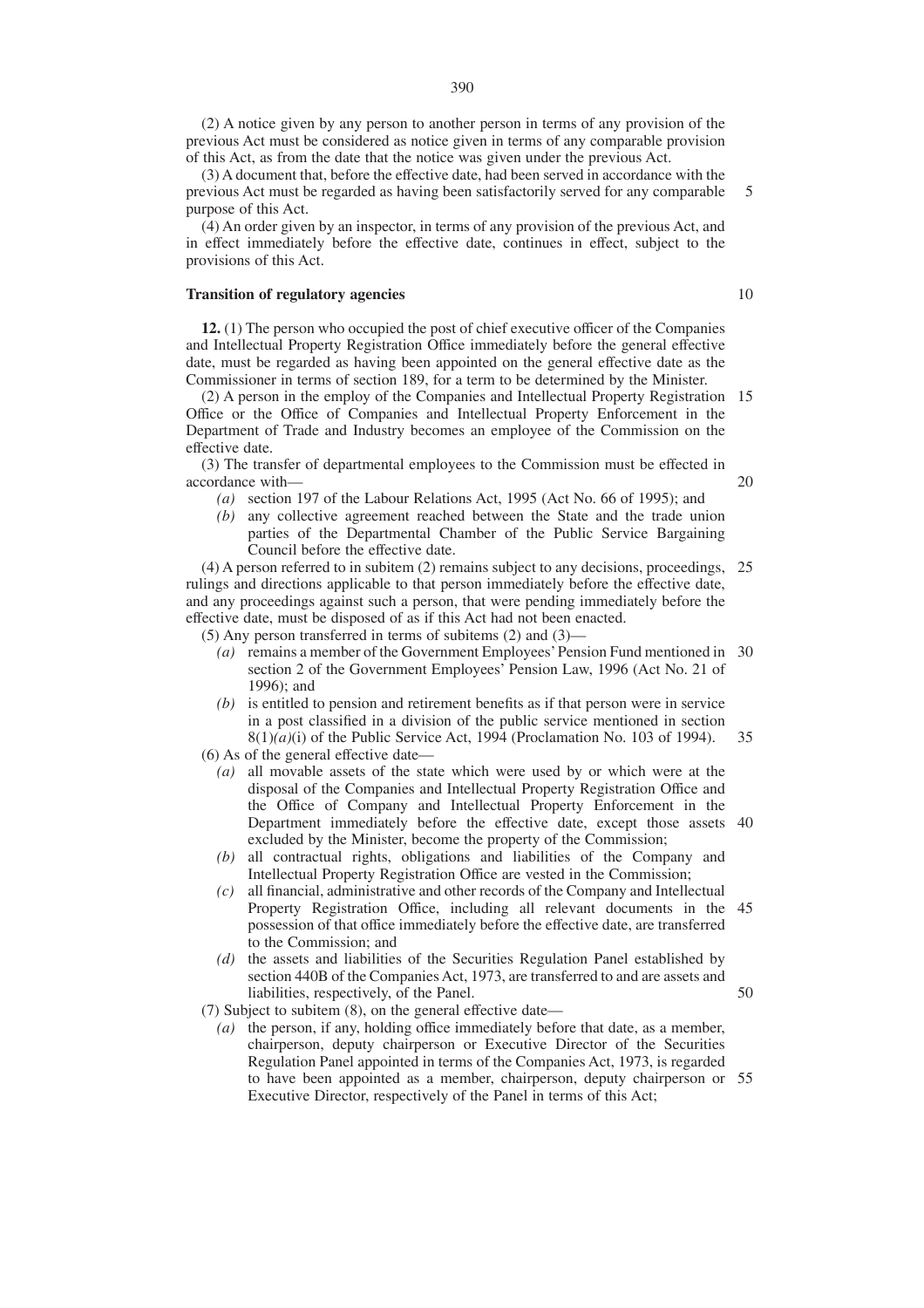(2) A notice given by any person to another person in terms of any provision of the previous Act must be considered as notice given in terms of any comparable provision of this Act, as from the date that the notice was given under the previous Act.

(3) A document that, before the effective date, had been served in accordance with the previous Act must be regarded as having been satisfactorily served for any comparable purpose of this Act.

(4) An order given by an inspector, in terms of any provision of the previous Act, and in effect immediately before the effective date, continues in effect, subject to the provisions of this Act.

**Transition of regulatory agencies**

**12.** (1) The person who occupied the post of chief executive officer of the Companies and Intellectual Property Registration Office immediately before the general effective date, must be regarded as having been appointed on the general effective date as the Commissioner in terms of section 189, for a term to be determined by the Minister.

(2) A person in the employ of the Companies and Intellectual Property Registration Office or the Office of Companies and Intellectual Property Enforcement in the Department of Trade and Industry becomes an employee of the Commission on the effective date.

(3) The transfer of departmental employees to the Commission must be effected in accordance with—

*(a)* section 197 of the Labour Relations Act, 1995 (Act No. 66 of 1995); and

*(b)* any collective agreement reached between the State and the trade union parties of the Departmental Chamber of the Public Service Bargaining Council before the effective date.

(4) A person referred to in subitem (2) remains subject to any decisions, proceedings, rulings and directions applicable to that person immediately before the effective date, and any proceedings against such a person, that were pending immediately before the effective date, must be disposed of as if this Act had not been enacted.

(5) Any person transferred in terms of subitems (2) and (3)—

*(a)* remains a member of the Government Employees' Pension Fund mentioned in section 2 of the Government Employees' Pension Law, 1996 (Act No. 21 of 1996); and

*(b)* is entitled to pension and retirement benefits as if that person were in service in a post classified in a division of the public service mentioned in section 8(1)*(a)*(i) of the Public Service Act, 1994 (Proclamation No. 103 of 1994).

(6) As of the general effective date—

*(a)* all movable assets of the state which were used by or which were at the disposal of the Companies and Intellectual Property Registration Office and the Office of Company and Intellectual Property Enforcement in the Department immediately before the effective date, except those assets excluded by the Minister, become the property of the Commission;

*(b)* all contractual rights, obligations and liabilities of the Company and Intellectual Property Registration Office are vested in the Commission;

*(c)* all financial, administrative and other records of the Company and Intellectual Property Registration Office, including all relevant documents in the possession of that office immediately before the effective date, are transferred to the Commission; and

*(d)* the assets and liabilities of the Securities Regulation Panel established by section 440B of the Companies Act, 1973, are transferred to and are assets and liabilities, respectively, of the Panel.

(7) Subject to subitem (8), on the general effective date—

*(a)* the person, if any, holding office immediately before that date, as a member, chairperson, deputy chairperson or Executive Director of the Securities Regulation Panel appointed in terms of the Companies Act, 1973, is regarded to have been appointed as a member, chairperson, deputy chairperson or Executive Director, respectively of the Panel in terms of this Act;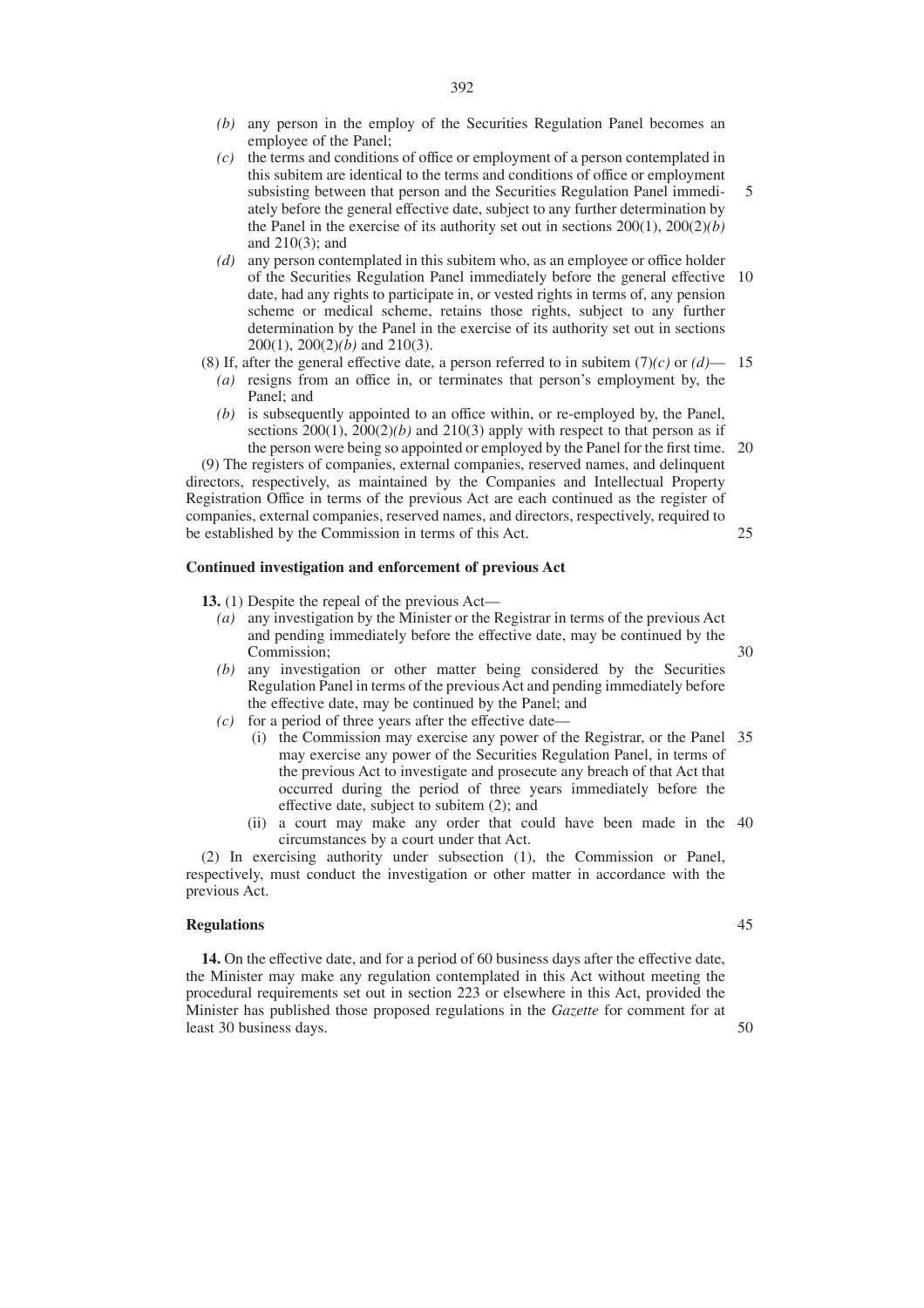*(b)* any person in the employ of the Securities Regulation Panel becomes an employee of the Panel;

*(c)* the terms and conditions of office or employment of a person contemplated in this subitem are identical to the terms and conditions of office or employment subsisting between that person and the Securities Regulation Panel immediately before the general effective date, subject to any further determination by the Panel in the exercise of its authority set out in sections 200(1), 200(2)*(b)* and 210(3); and

*(d)* any person contemplated in this subitem who, as an employee or office holder of the Securities Regulation Panel immediately before the general effective date, had any rights to participate in, or vested rights in terms of, any pension scheme or medical scheme, retains those rights, subject to any further determination by the Panel in the exercise of its authority set out in sections 200(1), 200(2)*(b)* and 210(3).

(8) If, after the general effective date, a person referred to in subitem (7)*(c)* or *(d)*—

*(a)* resigns from an office in, or terminates that person's employment by, the Panel; and

*(b)* is subsequently appointed to an office within, or re-employed by, the Panel, sections 200(1), 200(2)*(b)* and 210(3) apply with respect to that person as if the person were being so appointed or employed by the Panel for the first time.

(9) The registers of companies, external companies, reserved names, and delinquent directors, respectively, as maintained by the Companies and Intellectual Property Registration Office in terms of the previous Act are each continued as the register of companies, external companies, reserved names, and directors, respectively, required to be established by the Commission in terms of this Act.

**Continued investigation and enforcement of previous Act**

**13.** (1) Despite the repeal of the previous Act—

*(a)* any investigation by the Minister or the Registrar in terms of the previous Act and pending immediately before the effective date, may be continued by the Commission;

*(b)* any investigation or other matter being considered by the Securities Regulation Panel in terms of the previous Act and pending immediately before the effective date, may be continued by the Panel; and

*(c)* for a period of three years after the effective date—

(i) the Commission may exercise any power of the Registrar, or the Panel may exercise any power of the Securities Regulation Panel, in terms of the previous Act to investigate and prosecute any breach of that Act that occurred during the period of three years immediately before the effective date, subject to subitem (2); and

(ii) a court may make any order that could have been made in the circumstances by a court under that Act.

(2) In exercising authority under subsection (1), the Commission or Panel, respectively, must conduct the investigation or other matter in accordance with the previous Act.

**Regulations**

**14.** On the effective date, and for a period of 60 business days after the effective date, the Minister may make any regulation contemplated in this Act without meeting the procedural requirements set out in section 223 or elsewhere in this Act, provided the Minister has published those proposed regulations in the *Gazette* for comment for at least 30 business days.